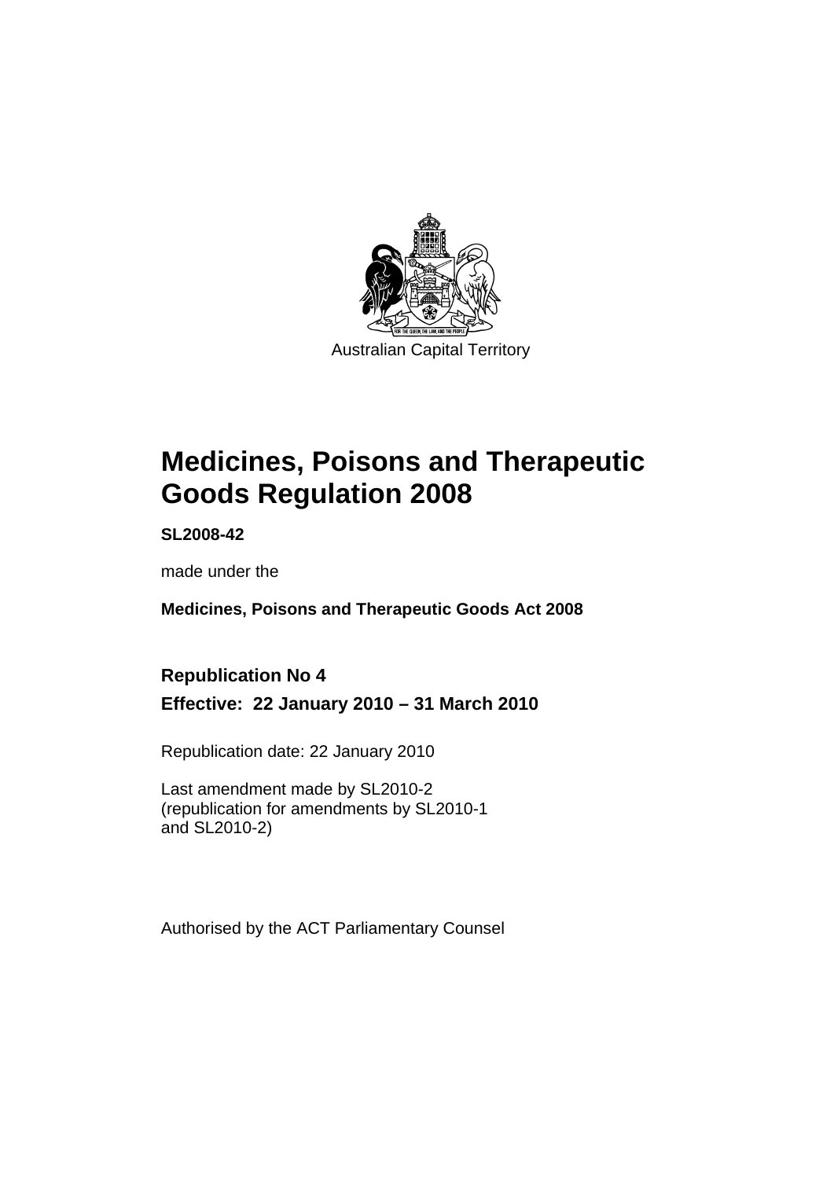Australian Capital Territory

# Medicines, Poisons and Therapeutic Goods Regulation 2008

**SL2008-42**

made under the

**Medicines, Poisons and Therapeutic Goods Act 2008**

## Republication No 4

## Effective: 22 January 2010 – 31 March 2010

Republication date: 22 January 2010

Last amendment made by SL2010-2
(republication for amendments by SL2010-1
and SL2010-2)

Authorised by the ACT Parliamentary Counsel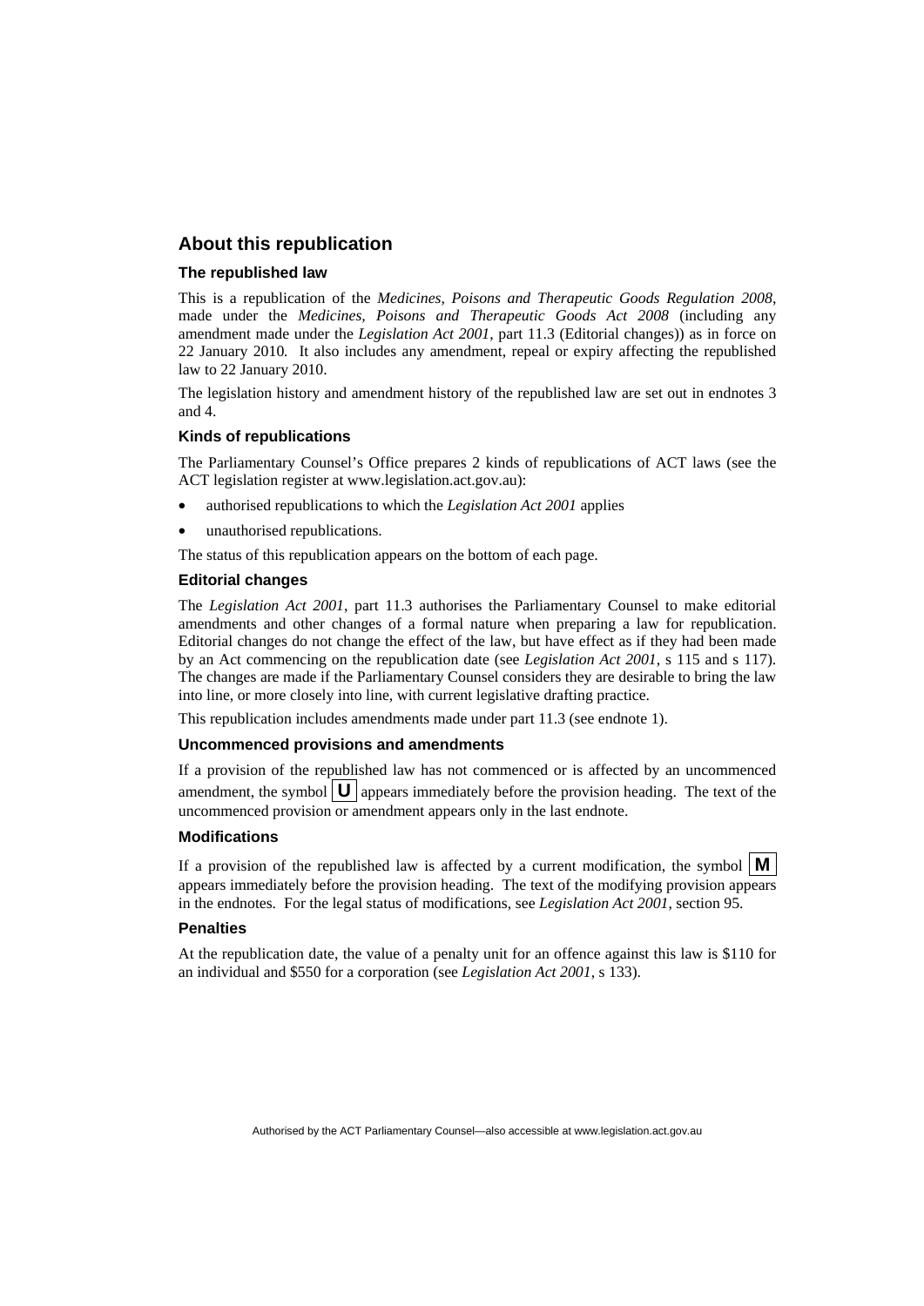## About this republication

### The republished law

This is a republication of the *Medicines, Poisons and Therapeutic Goods Regulation 2008*, made under the *Medicines, Poisons and Therapeutic Goods Act 2008* (including any amendment made under the *Legislation Act 2001*, part 11.3 (Editorial changes)) as in force on 22 January 2010*.* It also includes any amendment, repeal or expiry affecting the republished law to 22 January 2010.

The legislation history and amendment history of the republished law are set out in endnotes 3 and 4.

### Kinds of republications

The Parliamentary Counsel's Office prepares 2 kinds of republications of ACT laws (see the ACT legislation register at www.legislation.act.gov.au):

- authorised republications to which the *Legislation Act 2001* applies
- unauthorised republications.

The status of this republication appears on the bottom of each page.

### Editorial changes

The *Legislation Act 2001*, part 11.3 authorises the Parliamentary Counsel to make editorial amendments and other changes of a formal nature when preparing a law for republication. Editorial changes do not change the effect of the law, but have effect as if they had been made by an Act commencing on the republication date (see *Legislation Act 2001*, s 115 and s 117). The changes are made if the Parliamentary Counsel considers they are desirable to bring the law into line, or more closely into line, with current legislative drafting practice.

This republication includes amendments made under part 11.3 (see endnote 1).

### Uncommenced provisions and amendments

If a provision of the republished law has not commenced or is affected by an uncommenced amendment, the symbol **U** appears immediately before the provision heading. The text of the uncommenced provision or amendment appears only in the last endnote.

### Modifications

If a provision of the republished law is affected by a current modification, the symbol **M** appears immediately before the provision heading. The text of the modifying provision appears in the endnotes. For the legal status of modifications, see *Legislation Act 2001*, section 95.

### Penalties

At the republication date, the value of a penalty unit for an offence against this law is $110 for an individual and $550 for a corporation (see *Legislation Act 2001*, s 133).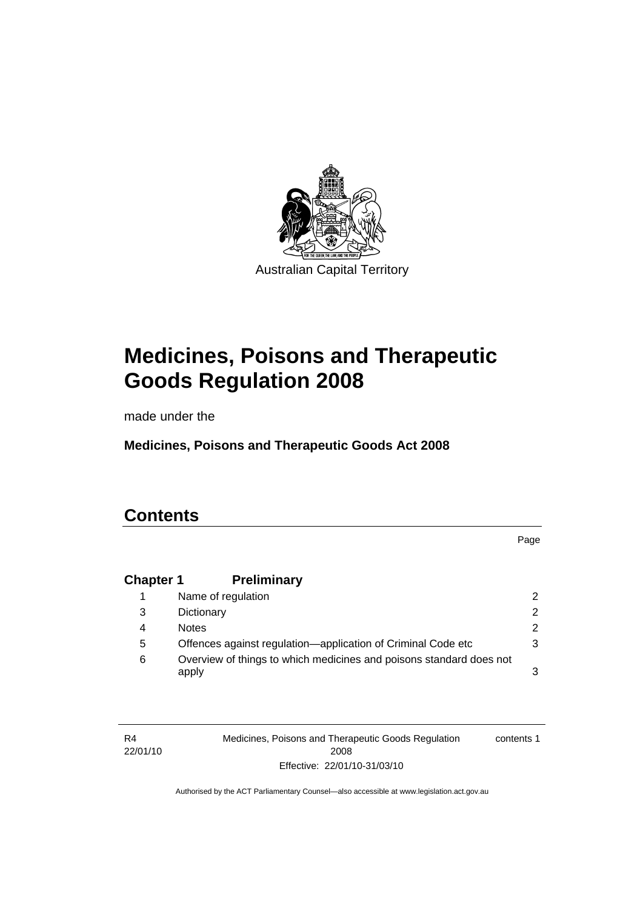Australian Capital Territory

# Medicines, Poisons and Therapeutic Goods Regulation 2008

made under the

**Medicines, Poisons and Therapeutic Goods Act 2008**

## Contents

| | | Page |
|---|---|---|
| **Chapter 1** | **Preliminary** | |
| 1 | Name of regulation | 2 |
| 3 | Dictionary | 2 |
| 4 | Notes | 2 |
| 5 | Offences against regulation—application of Criminal Code etc | 3 |
| 6 | Overview of things to which medicines and poisons standard does not apply | 3 |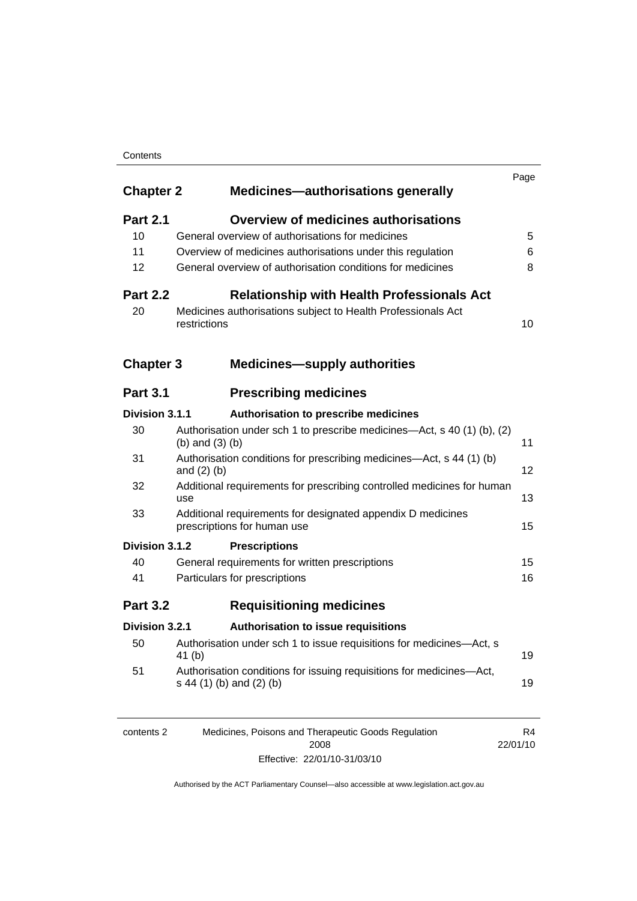| | | Page |
|---|---|---|
| **Chapter 2** | **Medicines—authorisations generally** | |
| **Part 2.1** | **Overview of medicines authorisations** | |
| 10 | General overview of authorisations for medicines | 5 |
| 11 | Overview of medicines authorisations under this regulation | 6 |
| 12 | General overview of authorisation conditions for medicines | 8 |
| **Part 2.2** | **Relationship with Health Professionals Act** | |
| 20 | Medicines authorisations subject to Health Professionals Act restrictions | 10 |
| **Chapter 3** | **Medicines—supply authorities** | |
| **Part 3.1** | **Prescribing medicines** | |
| **Division 3.1.1** | **Authorisation to prescribe medicines** | |
| 30 | Authorisation under sch 1 to prescribe medicines—Act, s 40 (1) (b), (2) (b) and (3) (b) | 11 |
| 31 | Authorisation conditions for prescribing medicines—Act, s 44 (1) (b) and (2) (b) | 12 |
| 32 | Additional requirements for prescribing controlled medicines for human use | 13 |
| 33 | Additional requirements for designated appendix D medicines prescriptions for human use | 15 |
| **Division 3.1.2** | **Prescriptions** | |
| 40 | General requirements for written prescriptions | 15 |
| 41 | Particulars for prescriptions | 16 |
| **Part 3.2** | **Requisitioning medicines** | |
| **Division 3.2.1** | **Authorisation to issue requisitions** | |
| 50 | Authorisation under sch 1 to issue requisitions for medicines—Act, s 41 (b) | 19 |
| 51 | Authorisation conditions for issuing requisitions for medicines—Act, s 44 (1) (b) and (2) (b) | 19 |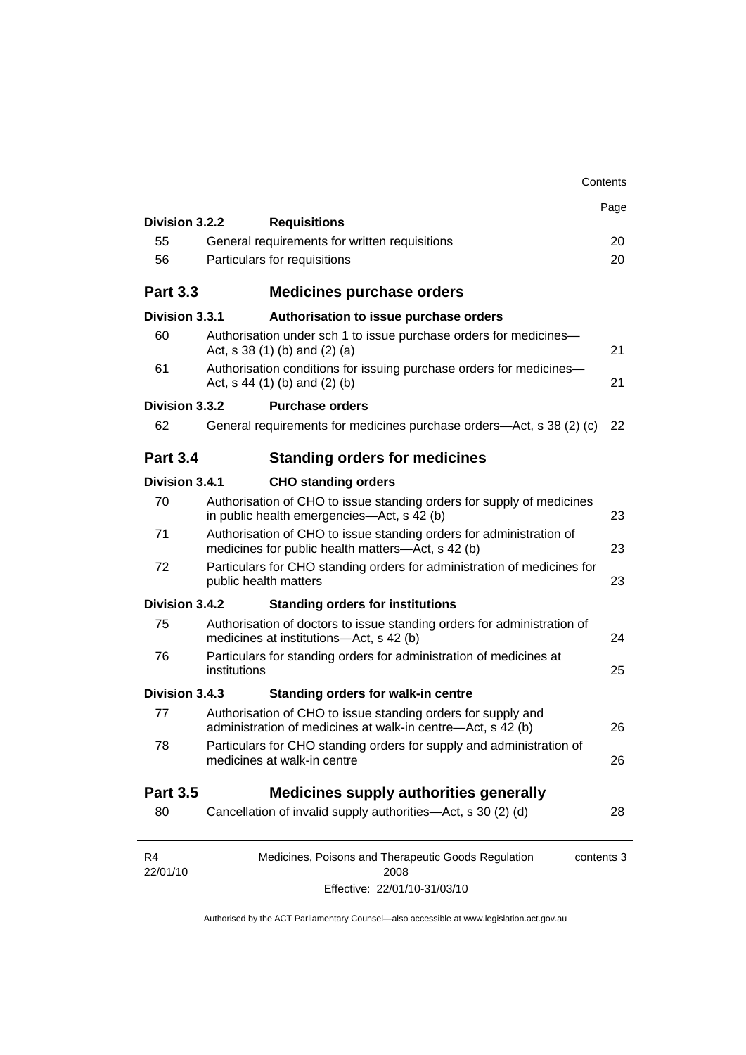| | | Page |
|---|---|---|
| **Division 3.2.2** | **Requisitions** | |
| 55 | General requirements for written requisitions | 20 |
| 56 | Particulars for requisitions | 20 |
| **Part 3.3** | **Medicines purchase orders** | |
| **Division 3.3.1** | **Authorisation to issue purchase orders** | |
| 60 | Authorisation under sch 1 to issue purchase orders for medicines—Act, s 38 (1) (b) and (2) (a) | 21 |
| 61 | Authorisation conditions for issuing purchase orders for medicines—Act, s 44 (1) (b) and (2) (b) | 21 |
| **Division 3.3.2** | **Purchase orders** | |
| 62 | General requirements for medicines purchase orders—Act, s 38 (2) (c) | 22 |
| **Part 3.4** | **Standing orders for medicines** | |
| **Division 3.4.1** | **CHO standing orders** | |
| 70 | Authorisation of CHO to issue standing orders for supply of medicines in public health emergencies—Act, s 42 (b) | 23 |
| 71 | Authorisation of CHO to issue standing orders for administration of medicines for public health matters—Act, s 42 (b) | 23 |
| 72 | Particulars for CHO standing orders for administration of medicines for public health matters | 23 |
| **Division 3.4.2** | **Standing orders for institutions** | |
| 75 | Authorisation of doctors to issue standing orders for administration of medicines at institutions—Act, s 42 (b) | 24 |
| 76 | Particulars for standing orders for administration of medicines at institutions | 25 |
| **Division 3.4.3** | **Standing orders for walk-in centre** | |
| 77 | Authorisation of CHO to issue standing orders for supply and administration of medicines at walk-in centre—Act, s 42 (b) | 26 |
| 78 | Particulars for CHO standing orders for supply and administration of medicines at walk-in centre | 26 |
| **Part 3.5** | **Medicines supply authorities generally** | |
| 80 | Cancellation of invalid supply authorities—Act, s 30 (2) (d) | 28 |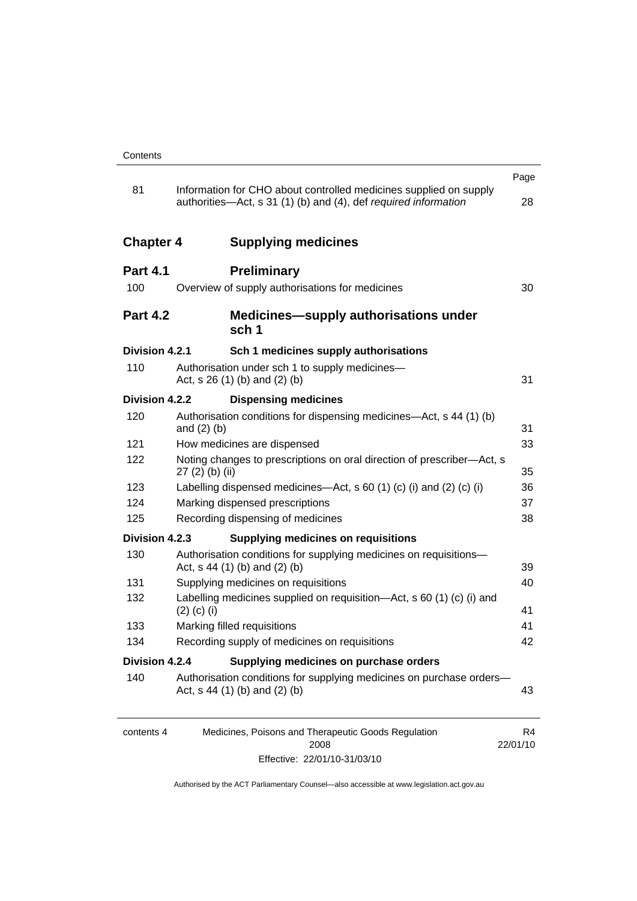| | | Page |
|---|---|---|
| 81 | Information for CHO about controlled medicines supplied on supply authorities—Act, s 31 (1) (b) and (4), def *required information* | 28 |
| **Chapter 4** | **Supplying medicines** | |
| **Part 4.1** | **Preliminary** | |
| 100 | Overview of supply authorisations for medicines | 30 |
| **Part 4.2** | **Medicines—supply authorisations under sch 1** | |
| **Division 4.2.1** | **Sch 1 medicines supply authorisations** | |
| 110 | Authorisation under sch 1 to supply medicines—Act, s 26 (1) (b) and (2) (b) | 31 |
| **Division 4.2.2** | **Dispensing medicines** | |
| 120 | Authorisation conditions for dispensing medicines—Act, s 44 (1) (b) and (2) (b) | 31 |
| 121 | How medicines are dispensed | 33 |
| 122 | Noting changes to prescriptions on oral direction of prescriber—Act, s 27 (2) (b) (ii) | 35 |
| 123 | Labelling dispensed medicines—Act, s 60 (1) (c) (i) and (2) (c) (i) | 36 |
| 124 | Marking dispensed prescriptions | 37 |
| 125 | Recording dispensing of medicines | 38 |
| **Division 4.2.3** | **Supplying medicines on requisitions** | |
| 130 | Authorisation conditions for supplying medicines on requisitions—Act, s 44 (1) (b) and (2) (b) | 39 |
| 131 | Supplying medicines on requisitions | 40 |
| 132 | Labelling medicines supplied on requisition—Act, s 60 (1) (c) (i) and (2) (c) (i) | 41 |
| 133 | Marking filled requisitions | 41 |
| 134 | Recording supply of medicines on requisitions | 42 |
| **Division 4.2.4** | **Supplying medicines on purchase orders** | |
| 140 | Authorisation conditions for supplying medicines on purchase orders—Act, s 44 (1) (b) and (2) (b) | 43 |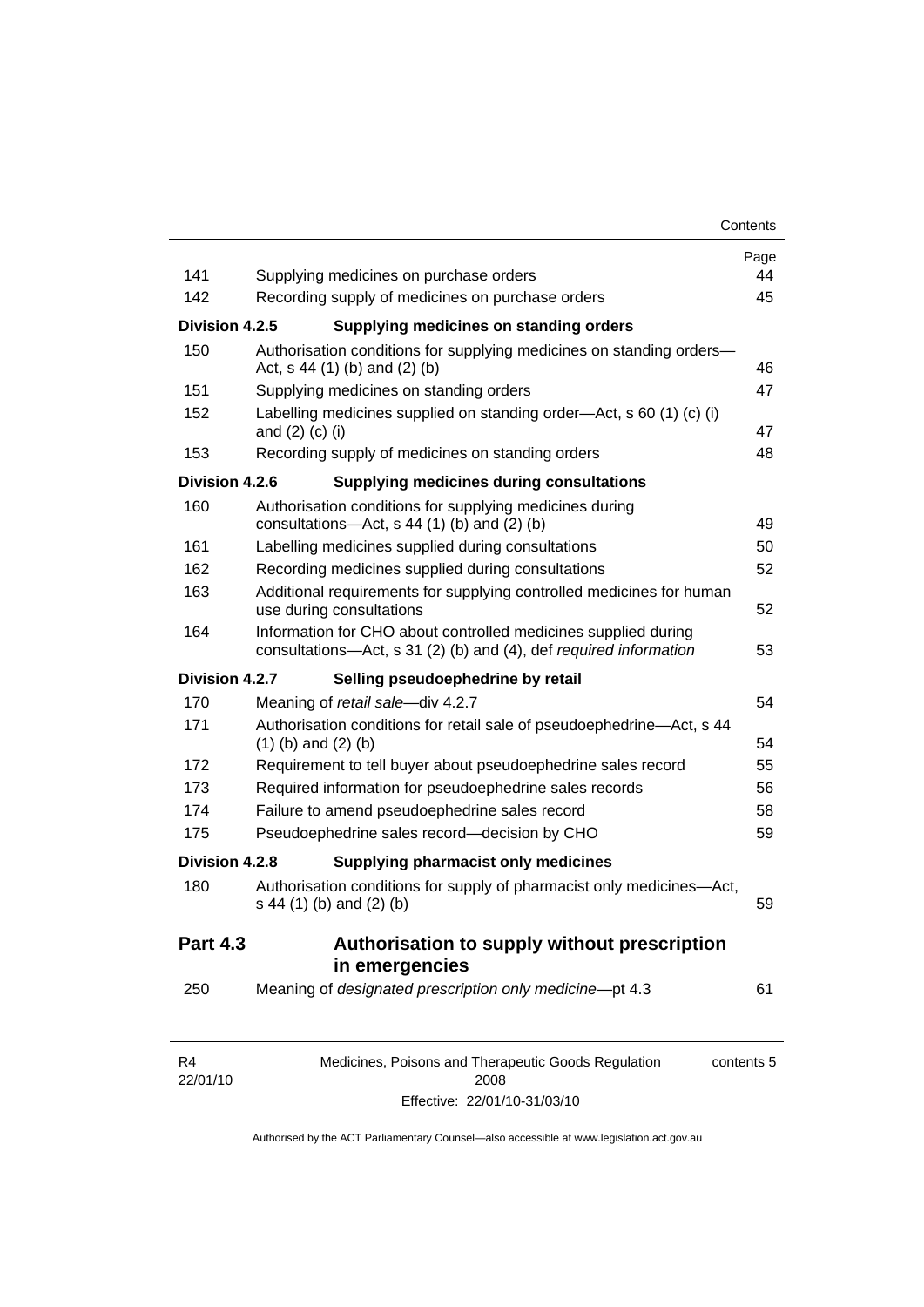| | | Page |
|---|---|---|
| 141 | Supplying medicines on purchase orders | 44 |
| 142 | Recording supply of medicines on purchase orders | 45 |
| **Division 4.2.5** | **Supplying medicines on standing orders** | |
| 150 | Authorisation conditions for supplying medicines on standing orders—Act, s 44 (1) (b) and (2) (b) | 46 |
| 151 | Supplying medicines on standing orders | 47 |
| 152 | Labelling medicines supplied on standing order—Act, s 60 (1) (c) (i) and (2) (c) (i) | 47 |
| 153 | Recording supply of medicines on standing orders | 48 |
| **Division 4.2.6** | **Supplying medicines during consultations** | |
| 160 | Authorisation conditions for supplying medicines during consultations—Act, s 44 (1) (b) and (2) (b) | 49 |
| 161 | Labelling medicines supplied during consultations | 50 |
| 162 | Recording medicines supplied during consultations | 52 |
| 163 | Additional requirements for supplying controlled medicines for human use during consultations | 52 |
| 164 | Information for CHO about controlled medicines supplied during consultations—Act, s 31 (2) (b) and (4), def *required information* | 53 |
| **Division 4.2.7** | **Selling pseudoephedrine by retail** | |
| 170 | Meaning of *retail sale*—div 4.2.7 | 54 |
| 171 | Authorisation conditions for retail sale of pseudoephedrine—Act, s 44 (1) (b) and (2) (b) | 54 |
| 172 | Requirement to tell buyer about pseudoephedrine sales record | 55 |
| 173 | Required information for pseudoephedrine sales records | 56 |
| 174 | Failure to amend pseudoephedrine sales record | 58 |
| 175 | Pseudoephedrine sales record—decision by CHO | 59 |
| **Division 4.2.8** | **Supplying pharmacist only medicines** | |
| 180 | Authorisation conditions for supply of pharmacist only medicines—Act, s 44 (1) (b) and (2) (b) | 59 |
| **Part 4.3** | **Authorisation to supply without prescription in emergencies** | |
| 250 | Meaning of *designated prescription only medicine*—pt 4.3 | 61 |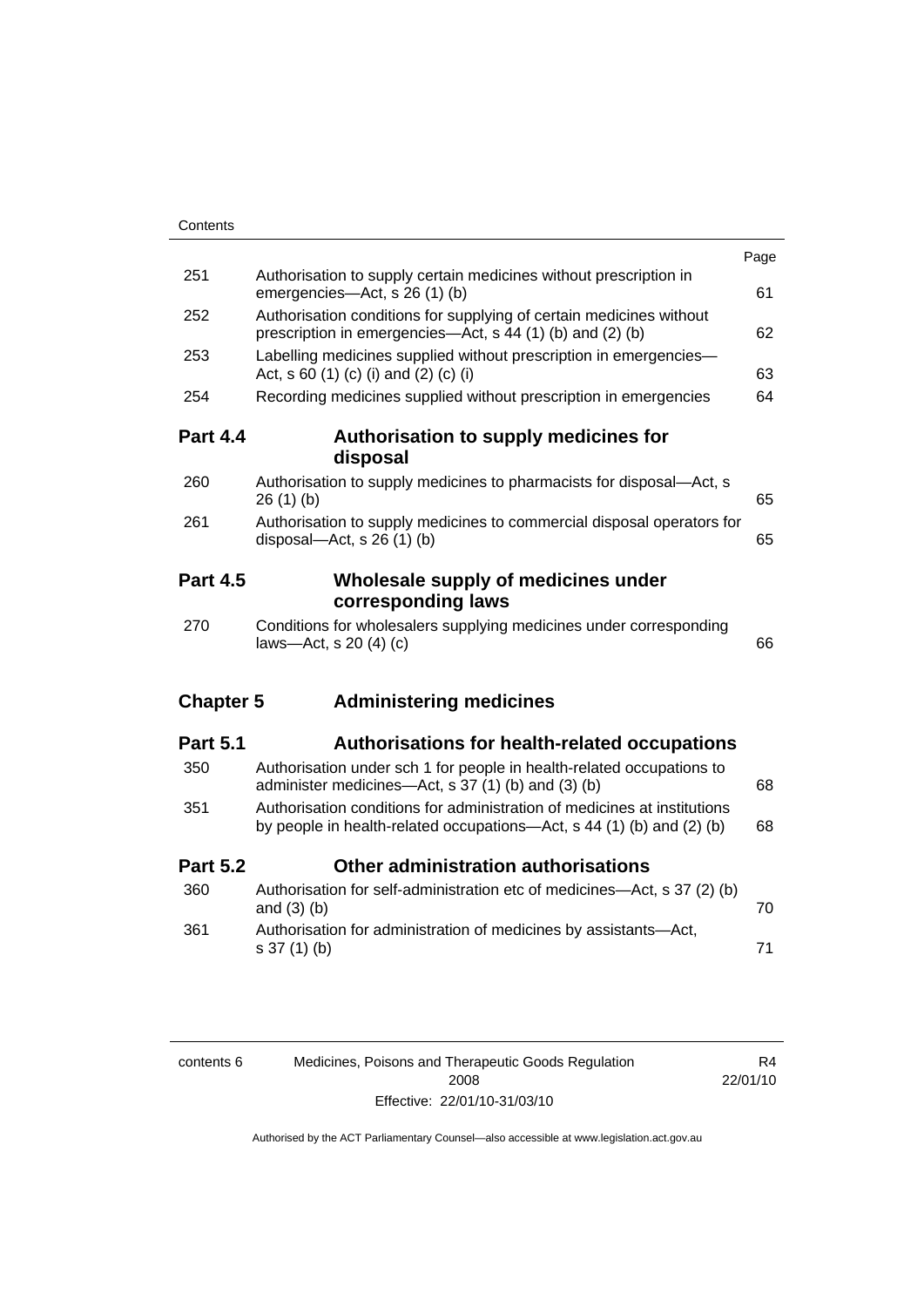| | | Page |
|---|---|---|
| 251 | Authorisation to supply certain medicines without prescription in emergencies—Act, s 26 (1) (b) | 61 |
| 252 | Authorisation conditions for supplying of certain medicines without prescription in emergencies—Act, s 44 (1) (b) and (2) (b) | 62 |
| 253 | Labelling medicines supplied without prescription in emergencies—Act, s 60 (1) (c) (i) and (2) (c) (i) | 63 |
| 254 | Recording medicines supplied without prescription in emergencies | 64 |

## Part 4.4 Authorisation to supply medicines for disposal

| | | |
|---|---|---|
| 260 | Authorisation to supply medicines to pharmacists for disposal—Act, s 26 (1) (b) | 65 |
| 261 | Authorisation to supply medicines to commercial disposal operators for disposal—Act, s 26 (1) (b) | 65 |

## Part 4.5 Wholesale supply of medicines under corresponding laws

| | | |
|---|---|---|
| 270 | Conditions for wholesalers supplying medicines under corresponding laws—Act, s 20 (4) (c) | 66 |

# Chapter 5 Administering medicines

## Part 5.1 Authorisations for health-related occupations

| | | |
|---|---|---|
| 350 | Authorisation under sch 1 for people in health-related occupations to administer medicines—Act, s 37 (1) (b) and (3) (b) | 68 |
| 351 | Authorisation conditions for administration of medicines at institutions by people in health-related occupations—Act, s 44 (1) (b) and (2) (b) | 68 |

## Part 5.2 Other administration authorisations

| | | |
|---|---|---|
| 360 | Authorisation for self-administration etc of medicines—Act, s 37 (2) (b) and (3) (b) | 70 |
| 361 | Authorisation for administration of medicines by assistants—Act, s 37 (1) (b) | 71 |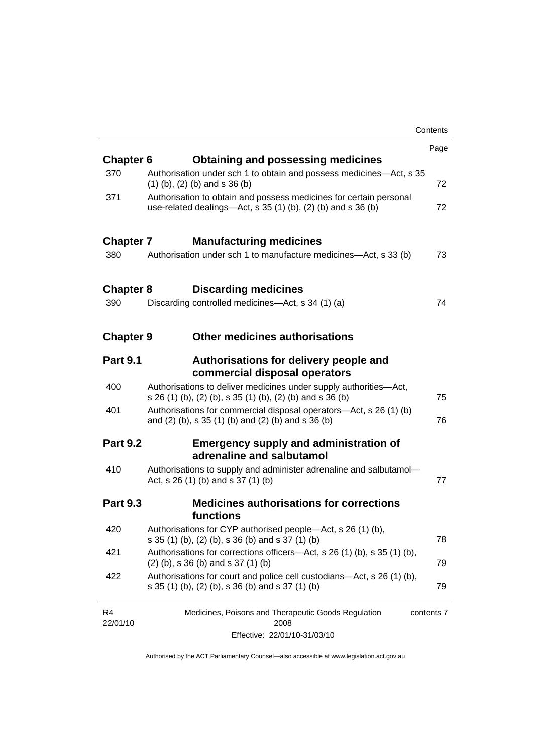| | | Page |
|---|---|---|
| **Chapter 6** | **Obtaining and possessing medicines** | |
| 370 | Authorisation under sch 1 to obtain and possess medicines—Act, s 35 (1) (b), (2) (b) and s 36 (b) | 72 |
| 371 | Authorisation to obtain and possess medicines for certain personal use-related dealings—Act, s 35 (1) (b), (2) (b) and s 36 (b) | 72 |
| **Chapter 7** | **Manufacturing medicines** | |
| 380 | Authorisation under sch 1 to manufacture medicines—Act, s 33 (b) | 73 |
| **Chapter 8** | **Discarding medicines** | |
| 390 | Discarding controlled medicines—Act, s 34 (1) (a) | 74 |
| **Chapter 9** | **Other medicines authorisations** | |
| **Part 9.1** | **Authorisations for delivery people and commercial disposal operators** | |
| 400 | Authorisations to deliver medicines under supply authorities—Act, s 26 (1) (b), (2) (b), s 35 (1) (b), (2) (b) and s 36 (b) | 75 |
| 401 | Authorisations for commercial disposal operators—Act, s 26 (1) (b) and (2) (b), s 35 (1) (b) and (2) (b) and s 36 (b) | 76 |
| **Part 9.2** | **Emergency supply and administration of adrenaline and salbutamol** | |
| 410 | Authorisations to supply and administer adrenaline and salbutamol—Act, s 26 (1) (b) and s 37 (1) (b) | 77 |
| **Part 9.3** | **Medicines authorisations for corrections functions** | |
| 420 | Authorisations for CYP authorised people—Act, s 26 (1) (b), s 35 (1) (b), (2) (b), s 36 (b) and s 37 (1) (b) | 78 |
| 421 | Authorisations for corrections officers—Act, s 26 (1) (b), s 35 (1) (b), (2) (b), s 36 (b) and s 37 (1) (b) | 79 |
| 422 | Authorisations for court and police cell custodians—Act, s 26 (1) (b), s 35 (1) (b), (2) (b), s 36 (b) and s 37 (1) (b) | 79 |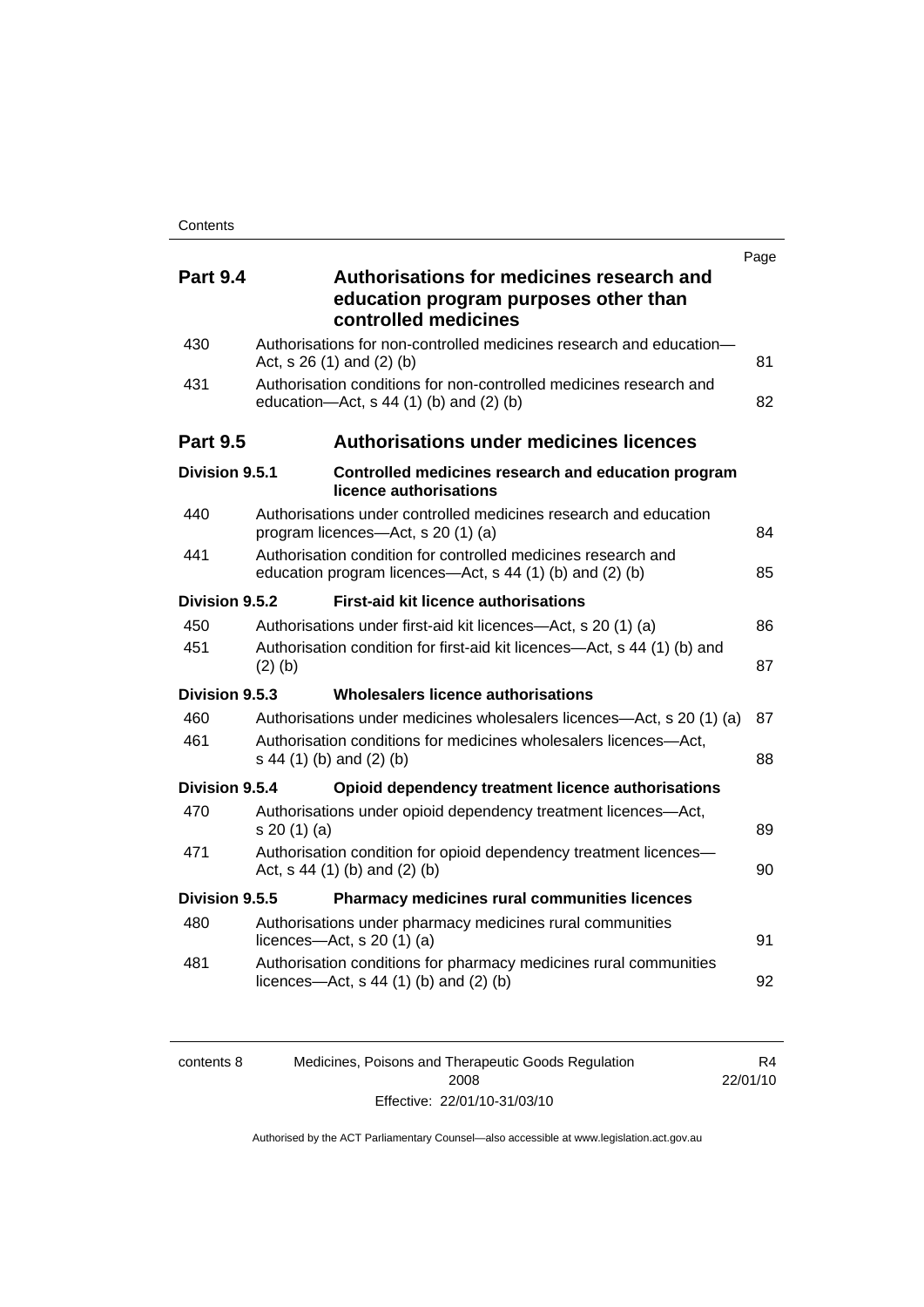| | | Page |
|---|---|---|
| **Part 9.4** | **Authorisations for medicines research and education program purposes other than controlled medicines** | |
| 430 | Authorisations for non-controlled medicines research and education—Act, s 26 (1) and (2) (b) | 81 |
| 431 | Authorisation conditions for non-controlled medicines research and education—Act, s 44 (1) (b) and (2) (b) | 82 |
| **Part 9.5** | **Authorisations under medicines licences** | |
| **Division 9.5.1** | **Controlled medicines research and education program licence authorisations** | |
| 440 | Authorisations under controlled medicines research and education program licences—Act, s 20 (1) (a) | 84 |
| 441 | Authorisation condition for controlled medicines research and education program licences—Act, s 44 (1) (b) and (2) (b) | 85 |
| **Division 9.5.2** | **First-aid kit licence authorisations** | |
| 450 | Authorisations under first-aid kit licences—Act, s 20 (1) (a) | 86 |
| 451 | Authorisation condition for first-aid kit licences—Act, s 44 (1) (b) and (2) (b) | 87 |
| **Division 9.5.3** | **Wholesalers licence authorisations** | |
| 460 | Authorisations under medicines wholesalers licences—Act, s 20 (1) (a) | 87 |
| 461 | Authorisation conditions for medicines wholesalers licences—Act, s 44 (1) (b) and (2) (b) | 88 |
| **Division 9.5.4** | **Opioid dependency treatment licence authorisations** | |
| 470 | Authorisations under opioid dependency treatment licences—Act, s 20 (1) (a) | 89 |
| 471 | Authorisation condition for opioid dependency treatment licences—Act, s 44 (1) (b) and (2) (b) | 90 |
| **Division 9.5.5** | **Pharmacy medicines rural communities licences** | |
| 480 | Authorisations under pharmacy medicines rural communities licences—Act, s 20 (1) (a) | 91 |
| 481 | Authorisation conditions for pharmacy medicines rural communities licences—Act, s 44 (1) (b) and (2) (b) | 92 |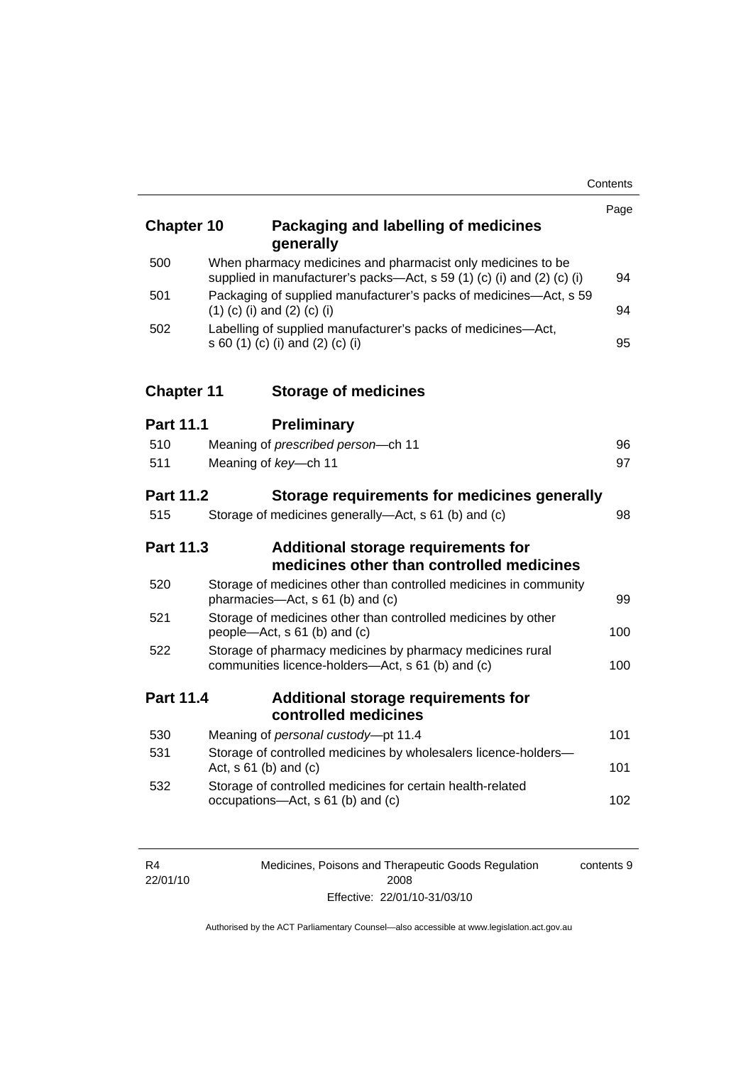| | | Page |
|---|---|---|
| **Chapter 10** | **Packaging and labelling of medicines generally** | |
| 500 | When pharmacy medicines and pharmacist only medicines to be supplied in manufacturer's packs—Act, s 59 (1) (c) (i) and (2) (c) (i) | 94 |
| 501 | Packaging of supplied manufacturer's packs of medicines—Act, s 59 (1) (c) (i) and (2) (c) (i) | 94 |
| 502 | Labelling of supplied manufacturer's packs of medicines—Act, s 60 (1) (c) (i) and (2) (c) (i) | 95 |
| **Chapter 11** | **Storage of medicines** | |
| **Part 11.1** | **Preliminary** | |
| 510 | Meaning of *prescribed person*—ch 11 | 96 |
| 511 | Meaning of *key*—ch 11 | 97 |
| **Part 11.2** | **Storage requirements for medicines generally** | |
| 515 | Storage of medicines generally—Act, s 61 (b) and (c) | 98 |
| **Part 11.3** | **Additional storage requirements for medicines other than controlled medicines** | |
| 520 | Storage of medicines other than controlled medicines in community pharmacies—Act, s 61 (b) and (c) | 99 |
| 521 | Storage of medicines other than controlled medicines by other people—Act, s 61 (b) and (c) | 100 |
| 522 | Storage of pharmacy medicines by pharmacy medicines rural communities licence-holders—Act, s 61 (b) and (c) | 100 |
| **Part 11.4** | **Additional storage requirements for controlled medicines** | |
| 530 | Meaning of *personal custody*—pt 11.4 | 101 |
| 531 | Storage of controlled medicines by wholesalers licence-holders—Act, s 61 (b) and (c) | 101 |
| 532 | Storage of controlled medicines for certain health-related occupations—Act, s 61 (b) and (c) | 102 |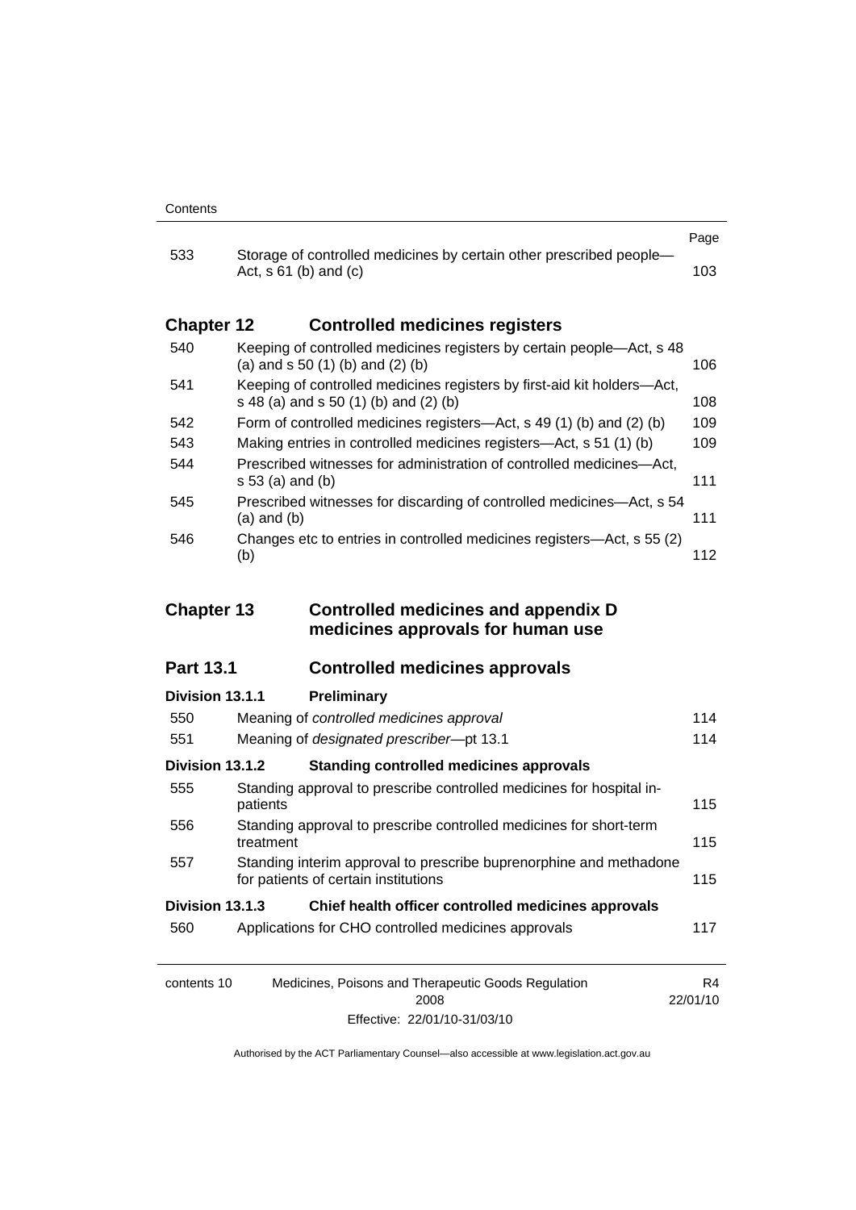| | | Page |
|---|---|---|
| 533 | Storage of controlled medicines by certain other prescribed people—Act, s 61 (b) and (c) | 103 |

## Chapter 12 Controlled medicines registers

| | | |
|---|---|---|
| 540 | Keeping of controlled medicines registers by certain people—Act, s 48 (a) and s 50 (1) (b) and (2) (b) | 106 |
| 541 | Keeping of controlled medicines registers by first-aid kit holders—Act, s 48 (a) and s 50 (1) (b) and (2) (b) | 108 |
| 542 | Form of controlled medicines registers—Act, s 49 (1) (b) and (2) (b) | 109 |
| 543 | Making entries in controlled medicines registers—Act, s 51 (1) (b) | 109 |
| 544 | Prescribed witnesses for administration of controlled medicines—Act, s 53 (a) and (b) | 111 |
| 545 | Prescribed witnesses for discarding of controlled medicines—Act, s 54 (a) and (b) | 111 |
| 546 | Changes etc to entries in controlled medicines registers—Act, s 55 (2) (b) | 112 |

## Chapter 13 Controlled medicines and appendix D medicines approvals for human use

### Part 13.1 Controlled medicines approvals

#### Division 13.1.1 Preliminary

| | | |
|---|---|---|
| 550 | Meaning of *controlled medicines approval* | 114 |
| 551 | Meaning of *designated prescriber*—pt 13.1 | 114 |

#### Division 13.1.2 Standing controlled medicines approvals

| | | |
|---|---|---|
| 555 | Standing approval to prescribe controlled medicines for hospital in-patients | 115 |
| 556 | Standing approval to prescribe controlled medicines for short-term treatment | 115 |
| 557 | Standing interim approval to prescribe buprenorphine and methadone for patients of certain institutions | 115 |

#### Division 13.1.3 Chief health officer controlled medicines approvals

| | | |
|---|---|---|
| 560 | Applications for CHO controlled medicines approvals | 117 |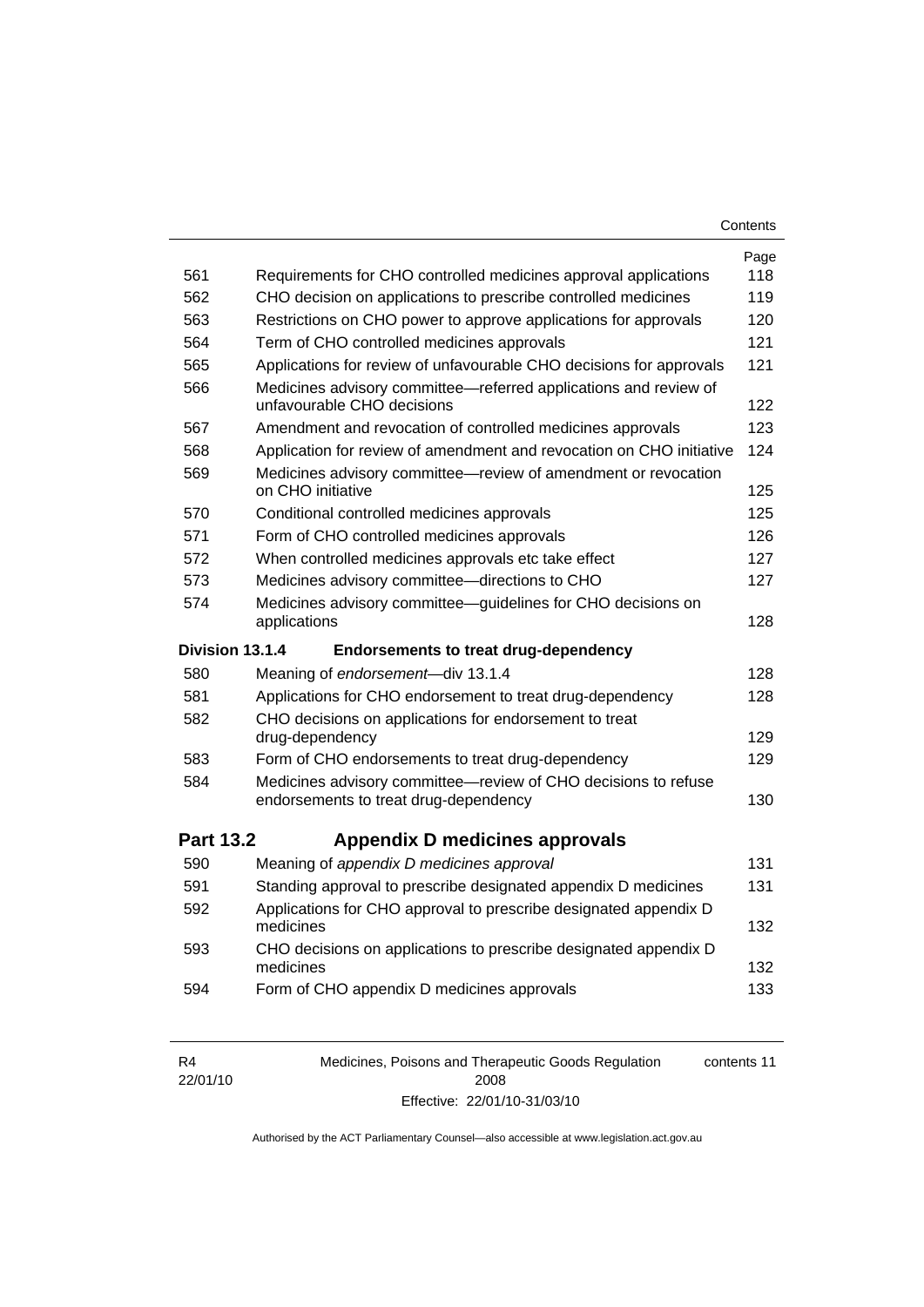| | | Page |
|---|---|---|
| 561 | Requirements for CHO controlled medicines approval applications | 118 |
| 562 | CHO decision on applications to prescribe controlled medicines | 119 |
| 563 | Restrictions on CHO power to approve applications for approvals | 120 |
| 564 | Term of CHO controlled medicines approvals | 121 |
| 565 | Applications for review of unfavourable CHO decisions for approvals | 121 |
| 566 | Medicines advisory committee—referred applications and review of unfavourable CHO decisions | 122 |
| 567 | Amendment and revocation of controlled medicines approvals | 123 |
| 568 | Application for review of amendment and revocation on CHO initiative | 124 |
| 569 | Medicines advisory committee—review of amendment or revocation on CHO initiative | 125 |
| 570 | Conditional controlled medicines approvals | 125 |
| 571 | Form of CHO controlled medicines approvals | 126 |
| 572 | When controlled medicines approvals etc take effect | 127 |
| 573 | Medicines advisory committee—directions to CHO | 127 |
| 574 | Medicines advisory committee—guidelines for CHO decisions on applications | 128 |
| **Division 13.1.4** | **Endorsements to treat drug-dependency** | |
| 580 | Meaning of *endorsement*—div 13.1.4 | 128 |
| 581 | Applications for CHO endorsement to treat drug-dependency | 128 |
| 582 | CHO decisions on applications for endorsement to treat drug-dependency | 129 |
| 583 | Form of CHO endorsements to treat drug-dependency | 129 |
| 584 | Medicines advisory committee—review of CHO decisions to refuse endorsements to treat drug-dependency | 130 |
| **Part 13.2** | **Appendix D medicines approvals** | |
| 590 | Meaning of *appendix D medicines approval* | 131 |
| 591 | Standing approval to prescribe designated appendix D medicines | 131 |
| 592 | Applications for CHO approval to prescribe designated appendix D medicines | 132 |
| 593 | CHO decisions on applications to prescribe designated appendix D medicines | 132 |
| 594 | Form of CHO appendix D medicines approvals | 133 |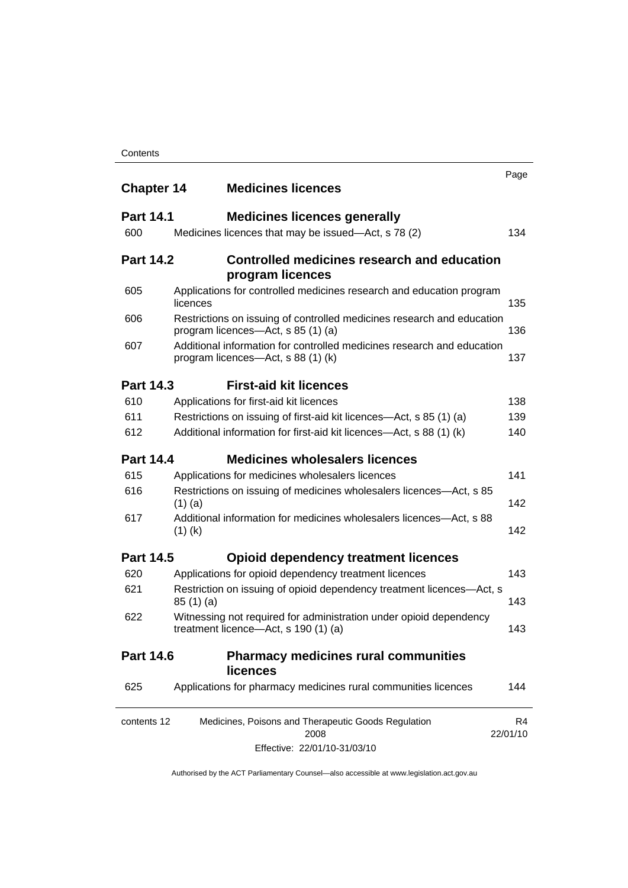| | | Page |
|---|---|---|
| **Chapter 14** | **Medicines licences** | |
| **Part 14.1** | **Medicines licences generally** | |
| 600 | Medicines licences that may be issued—Act, s 78 (2) | 134 |
| **Part 14.2** | **Controlled medicines research and education program licences** | |
| 605 | Applications for controlled medicines research and education program licences | 135 |
| 606 | Restrictions on issuing of controlled medicines research and education program licences—Act, s 85 (1) (a) | 136 |
| 607 | Additional information for controlled medicines research and education program licences—Act, s 88 (1) (k) | 137 |
| **Part 14.3** | **First-aid kit licences** | |
| 610 | Applications for first-aid kit licences | 138 |
| 611 | Restrictions on issuing of first-aid kit licences—Act, s 85 (1) (a) | 139 |
| 612 | Additional information for first-aid kit licences—Act, s 88 (1) (k) | 140 |
| **Part 14.4** | **Medicines wholesalers licences** | |
| 615 | Applications for medicines wholesalers licences | 141 |
| 616 | Restrictions on issuing of medicines wholesalers licences—Act, s 85 (1) (a) | 142 |
| 617 | Additional information for medicines wholesalers licences—Act, s 88 (1) (k) | 142 |
| **Part 14.5** | **Opioid dependency treatment licences** | |
| 620 | Applications for opioid dependency treatment licences | 143 |
| 621 | Restriction on issuing of opioid dependency treatment licences—Act, s 85 (1) (a) | 143 |
| 622 | Witnessing not required for administration under opioid dependency treatment licence—Act, s 190 (1) (a) | 143 |
| **Part 14.6** | **Pharmacy medicines rural communities licences** | |
| 625 | Applications for pharmacy medicines rural communities licences | 144 |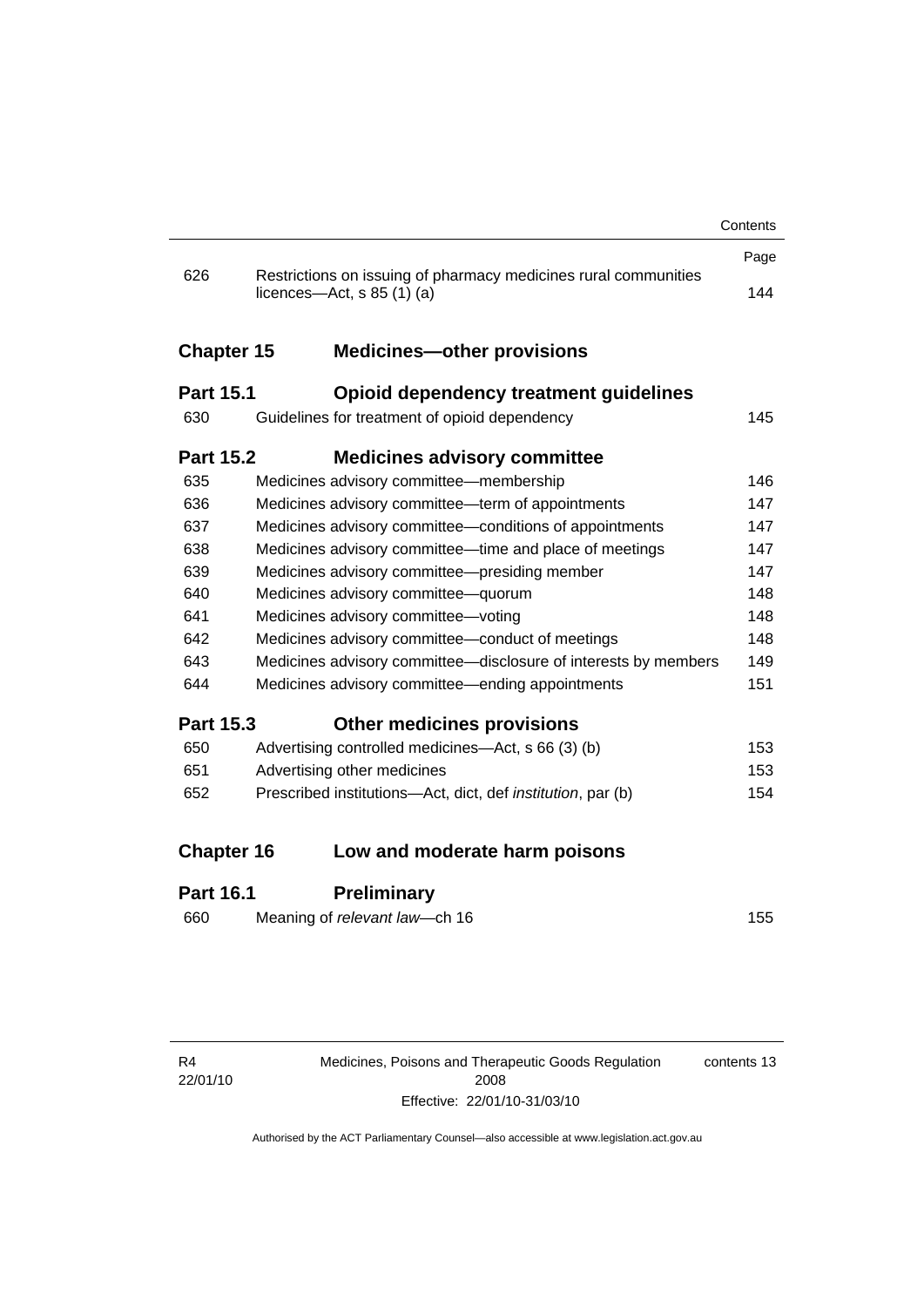| | | Page |
|---|---|---|
| 626 | Restrictions on issuing of pharmacy medicines rural communities licences—Act, s 85 (1) (a) | 144 |

| | | |
|---|---|---|
| **Chapter 15** | **Medicines—other provisions** | |
| **Part 15.1** | **Opioid dependency treatment guidelines** | |
| 630 | Guidelines for treatment of opioid dependency | 145 |
| **Part 15.2** | **Medicines advisory committee** | |
| 635 | Medicines advisory committee—membership | 146 |
| 636 | Medicines advisory committee—term of appointments | 147 |
| 637 | Medicines advisory committee—conditions of appointments | 147 |
| 638 | Medicines advisory committee—time and place of meetings | 147 |
| 639 | Medicines advisory committee—presiding member | 147 |
| 640 | Medicines advisory committee—quorum | 148 |
| 641 | Medicines advisory committee—voting | 148 |
| 642 | Medicines advisory committee—conduct of meetings | 148 |
| 643 | Medicines advisory committee—disclosure of interests by members | 149 |
| 644 | Medicines advisory committee—ending appointments | 151 |
| **Part 15.3** | **Other medicines provisions** | |
| 650 | Advertising controlled medicines—Act, s 66 (3) (b) | 153 |
| 651 | Advertising other medicines | 153 |
| 652 | Prescribed institutions—Act, dict, def *institution*, par (b) | 154 |
| **Chapter 16** | **Low and moderate harm poisons** | |
| **Part 16.1** | **Preliminary** | |
| 660 | Meaning of *relevant law*—ch 16 | 155 |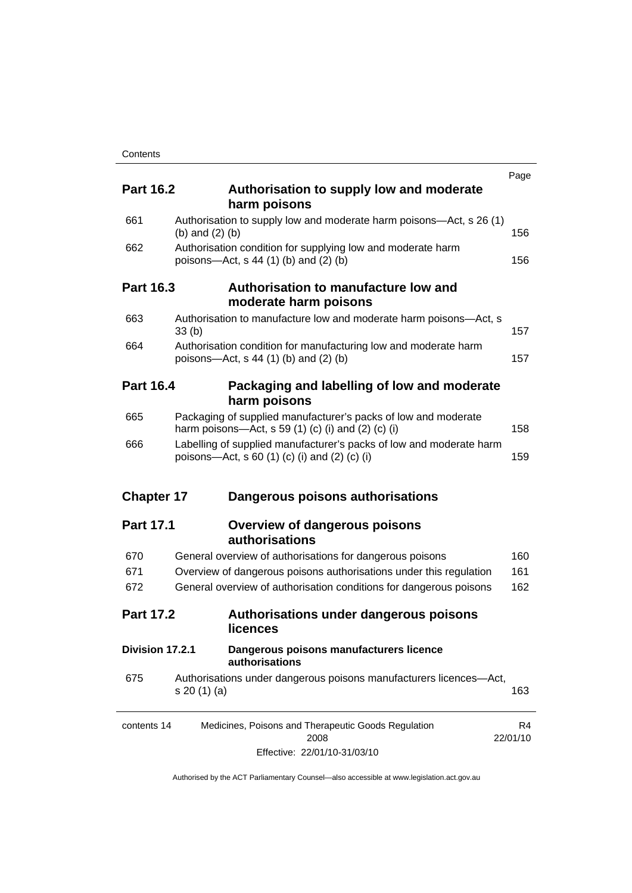| | | Page |
|---|---|---|
| **Part 16.2** | **Authorisation to supply low and moderate harm poisons** | |
| 661 | Authorisation to supply low and moderate harm poisons—Act, s 26 (1) (b) and (2) (b) | 156 |
| 662 | Authorisation condition for supplying low and moderate harm poisons—Act, s 44 (1) (b) and (2) (b) | 156 |
| **Part 16.3** | **Authorisation to manufacture low and moderate harm poisons** | |
| 663 | Authorisation to manufacture low and moderate harm poisons—Act, s 33 (b) | 157 |
| 664 | Authorisation condition for manufacturing low and moderate harm poisons—Act, s 44 (1) (b) and (2) (b) | 157 |
| **Part 16.4** | **Packaging and labelling of low and moderate harm poisons** | |
| 665 | Packaging of supplied manufacturer's packs of low and moderate harm poisons—Act, s 59 (1) (c) (i) and (2) (c) (i) | 158 |
| 666 | Labelling of supplied manufacturer's packs of low and moderate harm poisons—Act, s 60 (1) (c) (i) and (2) (c) (i) | 159 |
| **Chapter 17** | **Dangerous poisons authorisations** | |
| **Part 17.1** | **Overview of dangerous poisons authorisations** | |
| 670 | General overview of authorisations for dangerous poisons | 160 |
| 671 | Overview of dangerous poisons authorisations under this regulation | 161 |
| 672 | General overview of authorisation conditions for dangerous poisons | 162 |
| **Part 17.2** | **Authorisations under dangerous poisons licences** | |
| **Division 17.2.1** | **Dangerous poisons manufacturers licence authorisations** | |
| 675 | Authorisations under dangerous poisons manufacturers licences—Act, s 20 (1) (a) | 163 |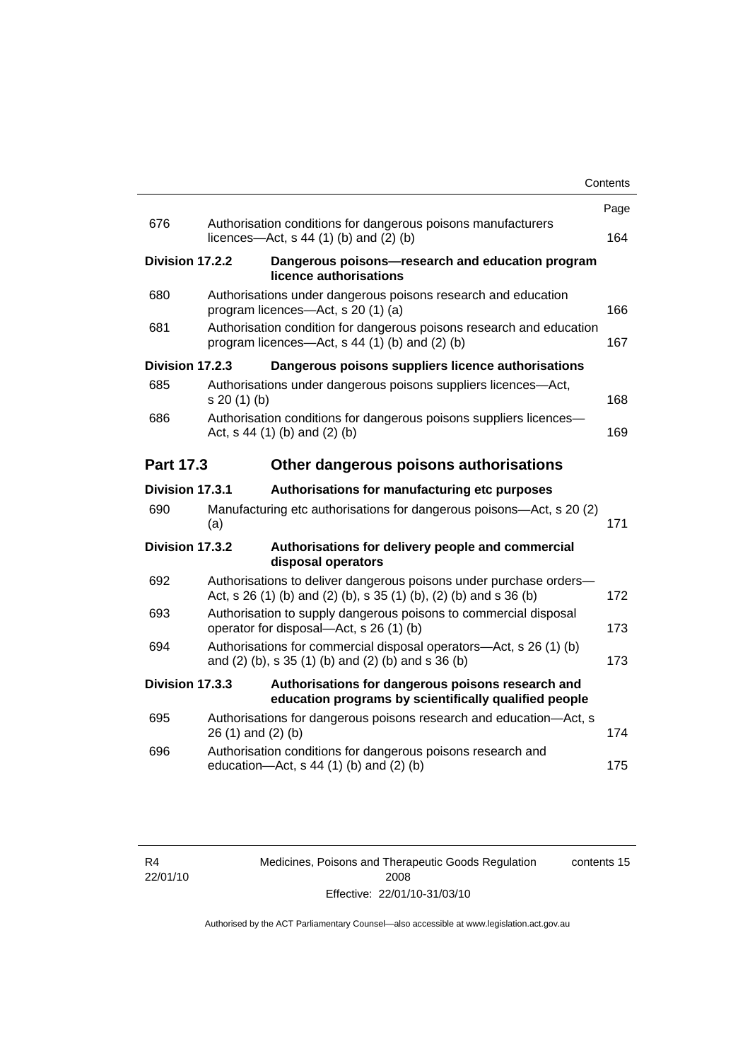| | | Page |
|---|---|---|
| 676 | Authorisation conditions for dangerous poisons manufacturers licences—Act, s 44 (1) (b) and (2) (b) | 164 |
| **Division 17.2.2** | **Dangerous poisons—research and education program licence authorisations** | |
| 680 | Authorisations under dangerous poisons research and education program licences—Act, s 20 (1) (a) | 166 |
| 681 | Authorisation condition for dangerous poisons research and education program licences—Act, s 44 (1) (b) and (2) (b) | 167 |
| **Division 17.2.3** | **Dangerous poisons suppliers licence authorisations** | |
| 685 | Authorisations under dangerous poisons suppliers licences—Act, s 20 (1) (b) | 168 |
| 686 | Authorisation conditions for dangerous poisons suppliers licences—Act, s 44 (1) (b) and (2) (b) | 169 |
| **Part 17.3** | **Other dangerous poisons authorisations** | |
| **Division 17.3.1** | **Authorisations for manufacturing etc purposes** | |
| 690 | Manufacturing etc authorisations for dangerous poisons—Act, s 20 (2) (a) | 171 |
| **Division 17.3.2** | **Authorisations for delivery people and commercial disposal operators** | |
| 692 | Authorisations to deliver dangerous poisons under purchase orders—Act, s 26 (1) (b) and (2) (b), s 35 (1) (b), (2) (b) and s 36 (b) | 172 |
| 693 | Authorisation to supply dangerous poisons to commercial disposal operator for disposal—Act, s 26 (1) (b) | 173 |
| 694 | Authorisations for commercial disposal operators—Act, s 26 (1) (b) and (2) (b), s 35 (1) (b) and (2) (b) and s 36 (b) | 173 |
| **Division 17.3.3** | **Authorisations for dangerous poisons research and education programs by scientifically qualified people** | |
| 695 | Authorisations for dangerous poisons research and education—Act, s 26 (1) and (2) (b) | 174 |
| 696 | Authorisation conditions for dangerous poisons research and education—Act, s 44 (1) (b) and (2) (b) | 175 |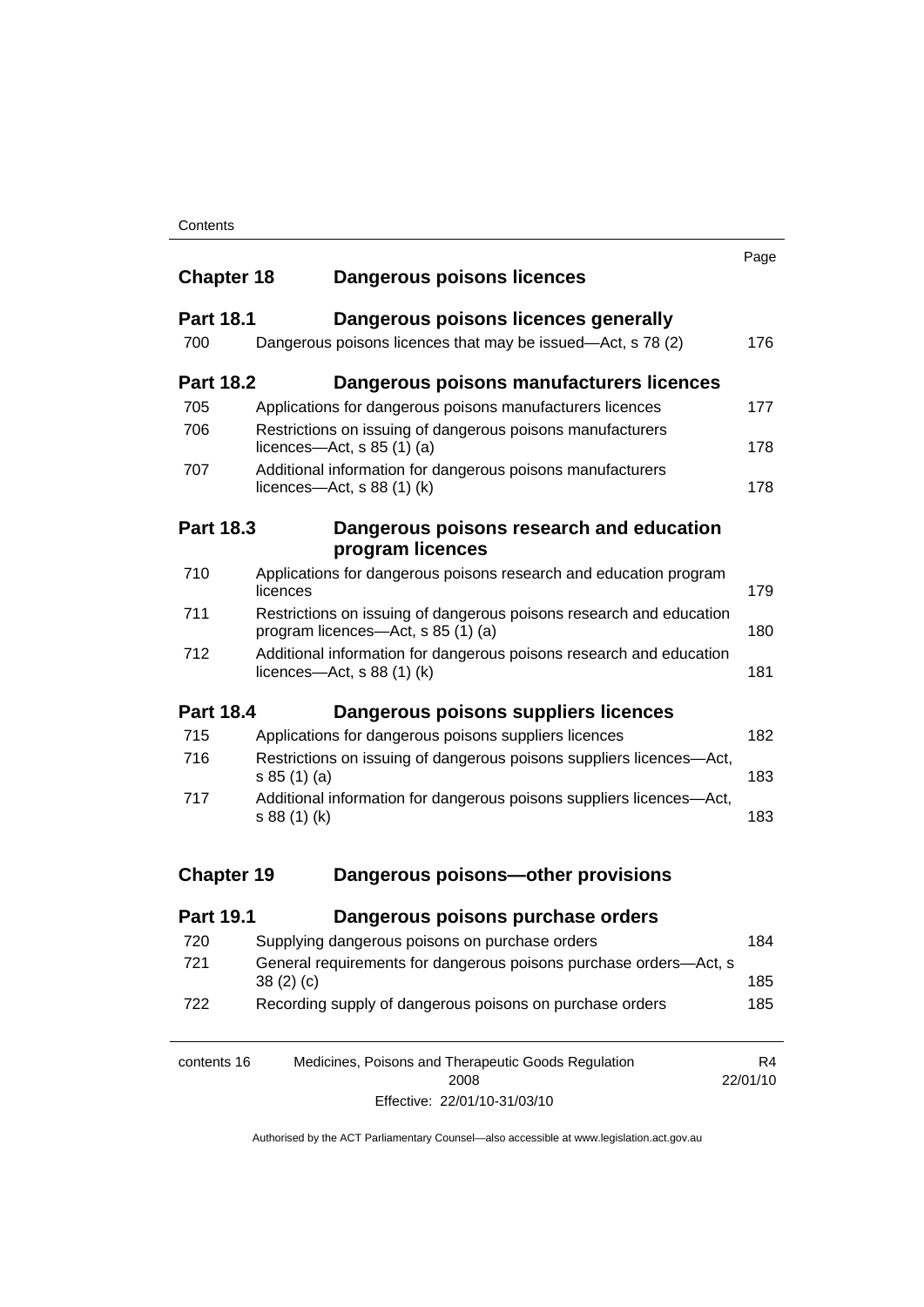| | | Page |
|---|---|---|
| **Chapter 18** | **Dangerous poisons licences** | |
| **Part 18.1** | **Dangerous poisons licences generally** | |
| 700 | Dangerous poisons licences that may be issued—Act, s 78 (2) | 176 |
| **Part 18.2** | **Dangerous poisons manufacturers licences** | |
| 705 | Applications for dangerous poisons manufacturers licences | 177 |
| 706 | Restrictions on issuing of dangerous poisons manufacturers licences—Act, s 85 (1) (a) | 178 |
| 707 | Additional information for dangerous poisons manufacturers licences—Act, s 88 (1) (k) | 178 |
| **Part 18.3** | **Dangerous poisons research and education program licences** | |
| 710 | Applications for dangerous poisons research and education program licences | 179 |
| 711 | Restrictions on issuing of dangerous poisons research and education program licences—Act, s 85 (1) (a) | 180 |
| 712 | Additional information for dangerous poisons research and education licences—Act, s 88 (1) (k) | 181 |
| **Part 18.4** | **Dangerous poisons suppliers licences** | |
| 715 | Applications for dangerous poisons suppliers licences | 182 |
| 716 | Restrictions on issuing of dangerous poisons suppliers licences—Act, s 85 (1) (a) | 183 |
| 717 | Additional information for dangerous poisons suppliers licences—Act, s 88 (1) (k) | 183 |
| **Chapter 19** | **Dangerous poisons—other provisions** | |
| **Part 19.1** | **Dangerous poisons purchase orders** | |
| 720 | Supplying dangerous poisons on purchase orders | 184 |
| 721 | General requirements for dangerous poisons purchase orders—Act, s 38 (2) (c) | 185 |
| 722 | Recording supply of dangerous poisons on purchase orders | 185 |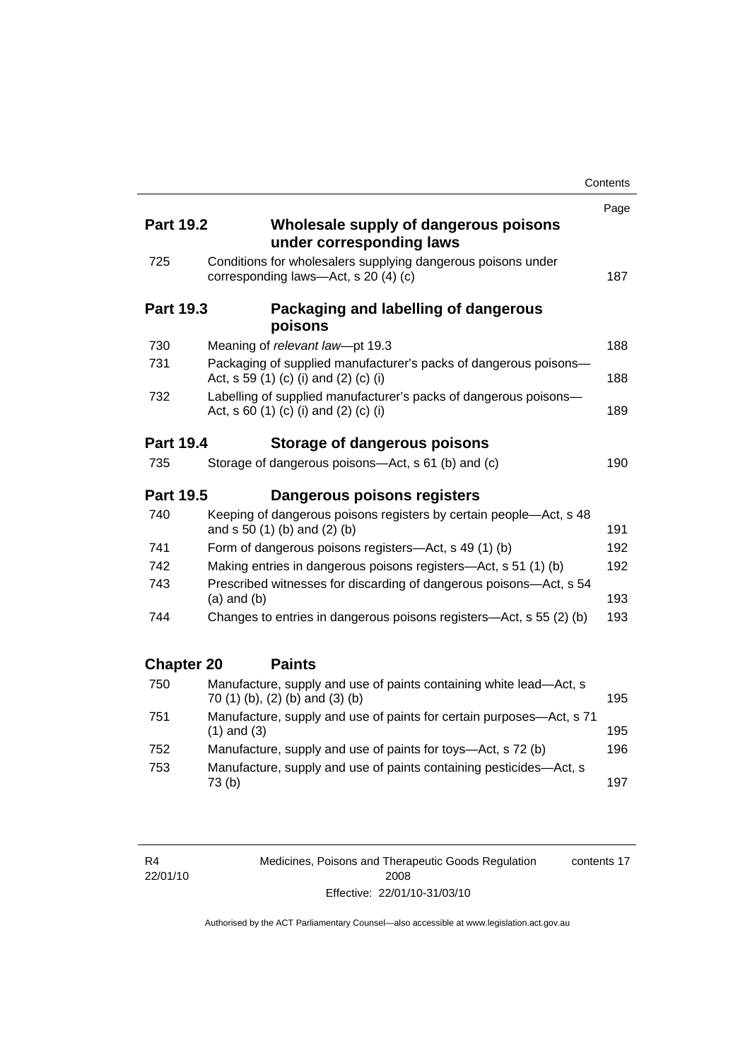| | | Page |
|---|---|---|
| **Part 19.2** | **Wholesale supply of dangerous poisons under corresponding laws** | |
| 725 | Conditions for wholesalers supplying dangerous poisons under corresponding laws—Act, s 20 (4) (c) | 187 |
| **Part 19.3** | **Packaging and labelling of dangerous poisons** | |
| 730 | Meaning of *relevant law*—pt 19.3 | 188 |
| 731 | Packaging of supplied manufacturer's packs of dangerous poisons—Act, s 59 (1) (c) (i) and (2) (c) (i) | 188 |
| 732 | Labelling of supplied manufacturer's packs of dangerous poisons—Act, s 60 (1) (c) (i) and (2) (c) (i) | 189 |
| **Part 19.4** | **Storage of dangerous poisons** | |
| 735 | Storage of dangerous poisons—Act, s 61 (b) and (c) | 190 |
| **Part 19.5** | **Dangerous poisons registers** | |
| 740 | Keeping of dangerous poisons registers by certain people—Act, s 48 and s 50 (1) (b) and (2) (b) | 191 |
| 741 | Form of dangerous poisons registers—Act, s 49 (1) (b) | 192 |
| 742 | Making entries in dangerous poisons registers—Act, s 51 (1) (b) | 192 |
| 743 | Prescribed witnesses for discarding of dangerous poisons—Act, s 54 (a) and (b) | 193 |
| 744 | Changes to entries in dangerous poisons registers—Act, s 55 (2) (b) | 193 |
| **Chapter 20** | **Paints** | |
| 750 | Manufacture, supply and use of paints containing white lead—Act, s 70 (1) (b), (2) (b) and (3) (b) | 195 |
| 751 | Manufacture, supply and use of paints for certain purposes—Act, s 71 (1) and (3) | 195 |
| 752 | Manufacture, supply and use of paints for toys—Act, s 72 (b) | 196 |
| 753 | Manufacture, supply and use of paints containing pesticides—Act, s 73 (b) | 197 |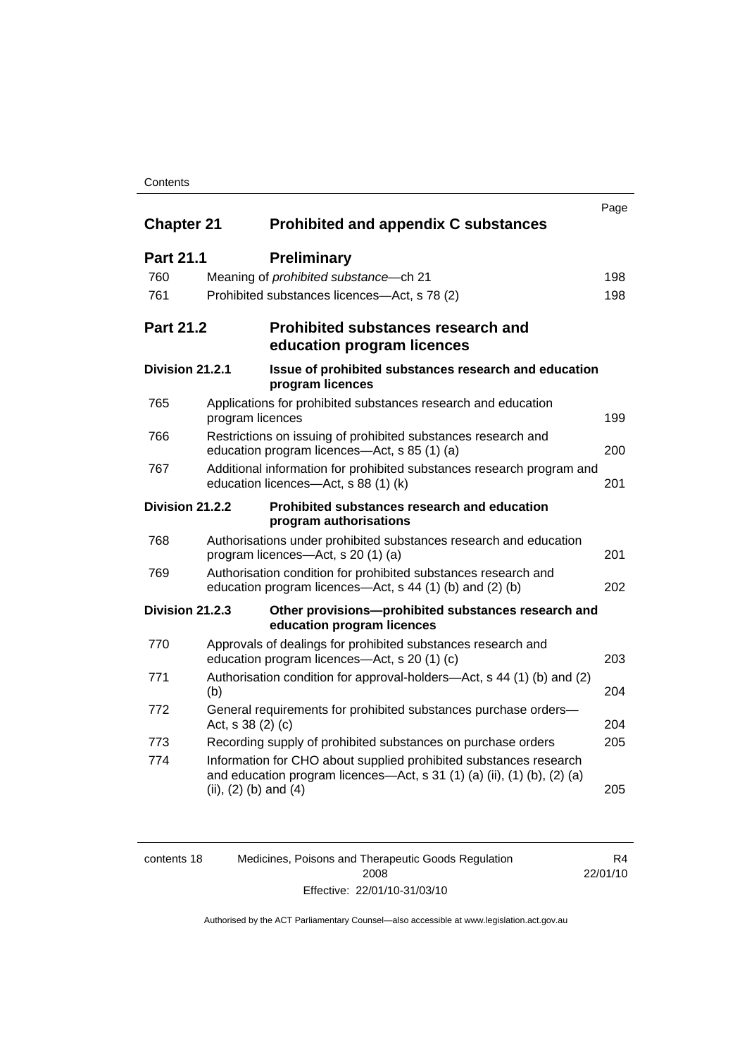| | | Page |
|---|---|---|
| **Chapter 21** | **Prohibited and appendix C substances** | |
| **Part 21.1** | **Preliminary** | |
| 760 | Meaning of *prohibited substance*—ch 21 | 198 |
| 761 | Prohibited substances licences—Act, s 78 (2) | 198 |
| **Part 21.2** | **Prohibited substances research and education program licences** | |
| **Division 21.2.1** | **Issue of prohibited substances research and education program licences** | |
| 765 | Applications for prohibited substances research and education program licences | 199 |
| 766 | Restrictions on issuing of prohibited substances research and education program licences—Act, s 85 (1) (a) | 200 |
| 767 | Additional information for prohibited substances research program and education licences—Act, s 88 (1) (k) | 201 |
| **Division 21.2.2** | **Prohibited substances research and education program authorisations** | |
| 768 | Authorisations under prohibited substances research and education program licences—Act, s 20 (1) (a) | 201 |
| 769 | Authorisation condition for prohibited substances research and education program licences—Act, s 44 (1) (b) and (2) (b) | 202 |
| **Division 21.2.3** | **Other provisions—prohibited substances research and education program licences** | |
| 770 | Approvals of dealings for prohibited substances research and education program licences—Act, s 20 (1) (c) | 203 |
| 771 | Authorisation condition for approval-holders—Act, s 44 (1) (b) and (2) (b) | 204 |
| 772 | General requirements for prohibited substances purchase orders—Act, s 38 (2) (c) | 204 |
| 773 | Recording supply of prohibited substances on purchase orders | 205 |
| 774 | Information for CHO about supplied prohibited substances research and education program licences—Act, s 31 (1) (a) (ii), (1) (b), (2) (a) (ii), (2) (b) and (4) | 205 |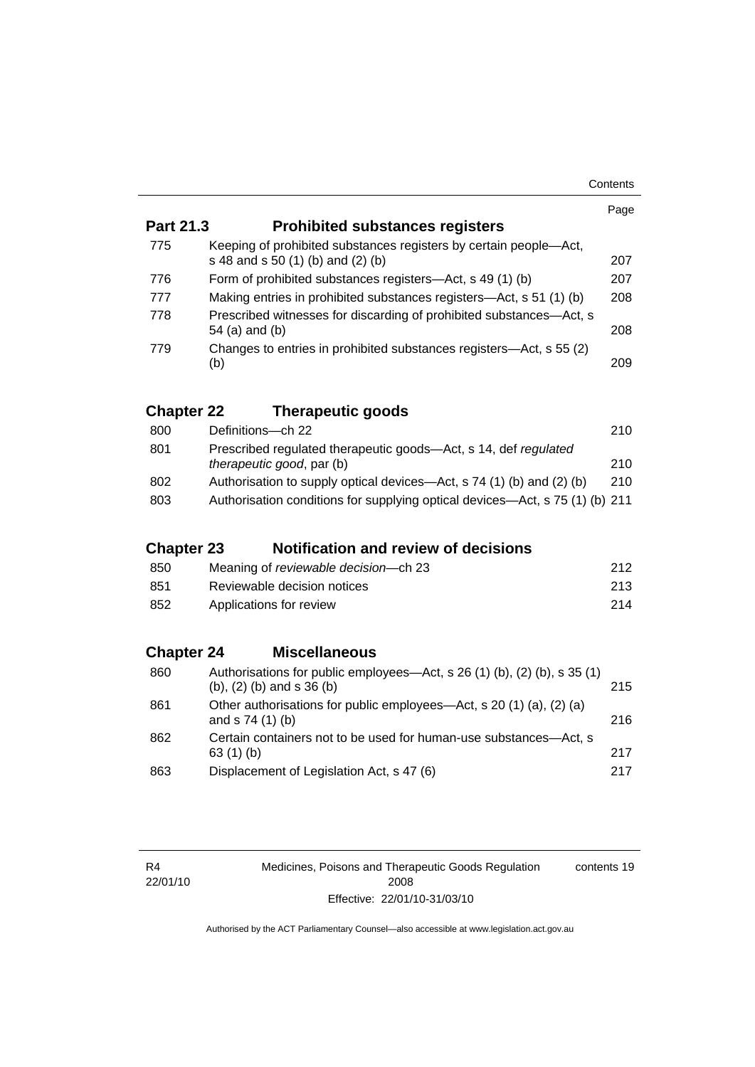| | | Page |
|---|---|---|
| **Part 21.3** | **Prohibited substances registers** | |
| 775 | Keeping of prohibited substances registers by certain people—Act, s 48 and s 50 (1) (b) and (2) (b) | 207 |
| 776 | Form of prohibited substances registers—Act, s 49 (1) (b) | 207 |
| 777 | Making entries in prohibited substances registers—Act, s 51 (1) (b) | 208 |
| 778 | Prescribed witnesses for discarding of prohibited substances—Act, s 54 (a) and (b) | 208 |
| 779 | Changes to entries in prohibited substances registers—Act, s 55 (2) (b) | 209 |
| **Chapter 22** | **Therapeutic goods** | |
| 800 | Definitions—ch 22 | 210 |
| 801 | Prescribed regulated therapeutic goods—Act, s 14, def *regulated therapeutic good*, par (b) | 210 |
| 802 | Authorisation to supply optical devices—Act, s 74 (1) (b) and (2) (b) | 210 |
| 803 | Authorisation conditions for supplying optical devices—Act, s 75 (1) (b) | 211 |
| **Chapter 23** | **Notification and review of decisions** | |
| 850 | Meaning of *reviewable decision*—ch 23 | 212 |
| 851 | Reviewable decision notices | 213 |
| 852 | Applications for review | 214 |
| **Chapter 24** | **Miscellaneous** | |
| 860 | Authorisations for public employees—Act, s 26 (1) (b), (2) (b), s 35 (1) (b), (2) (b) and s 36 (b) | 215 |
| 861 | Other authorisations for public employees—Act, s 20 (1) (a), (2) (a) and s 74 (1) (b) | 216 |
| 862 | Certain containers not to be used for human-use substances—Act, s 63 (1) (b) | 217 |
| 863 | Displacement of Legislation Act, s 47 (6) | 217 |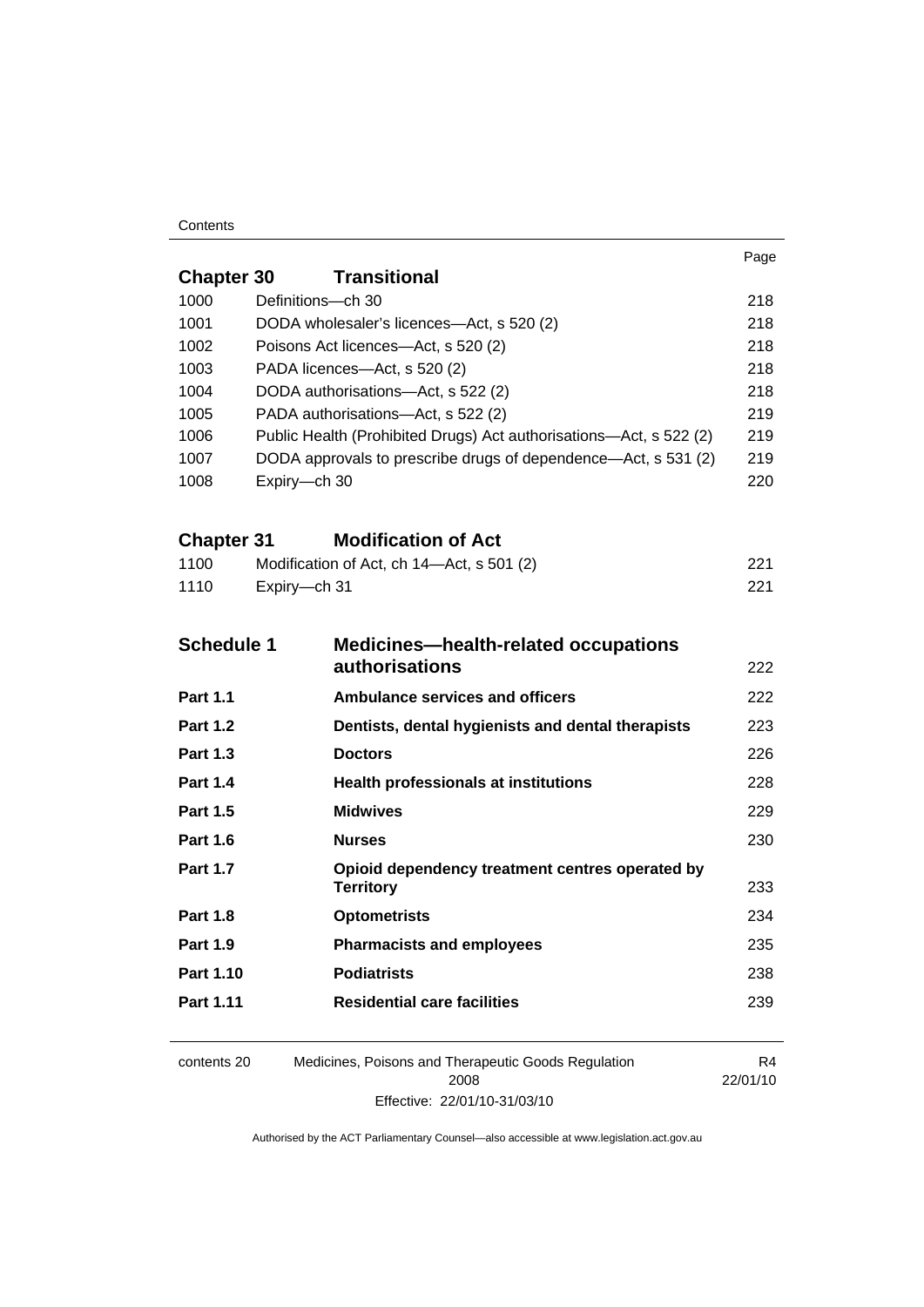| | | Page |
|---|---|---|
| **Chapter 30** | **Transitional** | |
| 1000 | Definitions—ch 30 | 218 |
| 1001 | DODA wholesaler's licences—Act, s 520 (2) | 218 |
| 1002 | Poisons Act licences—Act, s 520 (2) | 218 |
| 1003 | PADA licences—Act, s 520 (2) | 218 |
| 1004 | DODA authorisations—Act, s 522 (2) | 218 |
| 1005 | PADA authorisations—Act, s 522 (2) | 219 |
| 1006 | Public Health (Prohibited Drugs) Act authorisations—Act, s 522 (2) | 219 |
| 1007 | DODA approvals to prescribe drugs of dependence—Act, s 531 (2) | 219 |
| 1008 | Expiry—ch 30 | 220 |
| **Chapter 31** | **Modification of Act** | |
| 1100 | Modification of Act, ch 14—Act, s 501 (2) | 221 |
| 1110 | Expiry—ch 31 | 221 |
| **Schedule 1** | **Medicines—health-related occupations authorisations** | 222 |
| **Part 1.1** | **Ambulance services and officers** | 222 |
| **Part 1.2** | **Dentists, dental hygienists and dental therapists** | 223 |
| **Part 1.3** | **Doctors** | 226 |
| **Part 1.4** | **Health professionals at institutions** | 228 |
| **Part 1.5** | **Midwives** | 229 |
| **Part 1.6** | **Nurses** | 230 |
| **Part 1.7** | **Opioid dependency treatment centres operated by Territory** | 233 |
| **Part 1.8** | **Optometrists** | 234 |
| **Part 1.9** | **Pharmacists and employees** | 235 |
| **Part 1.10** | **Podiatrists** | 238 |
| **Part 1.11** | **Residential care facilities** | 239 |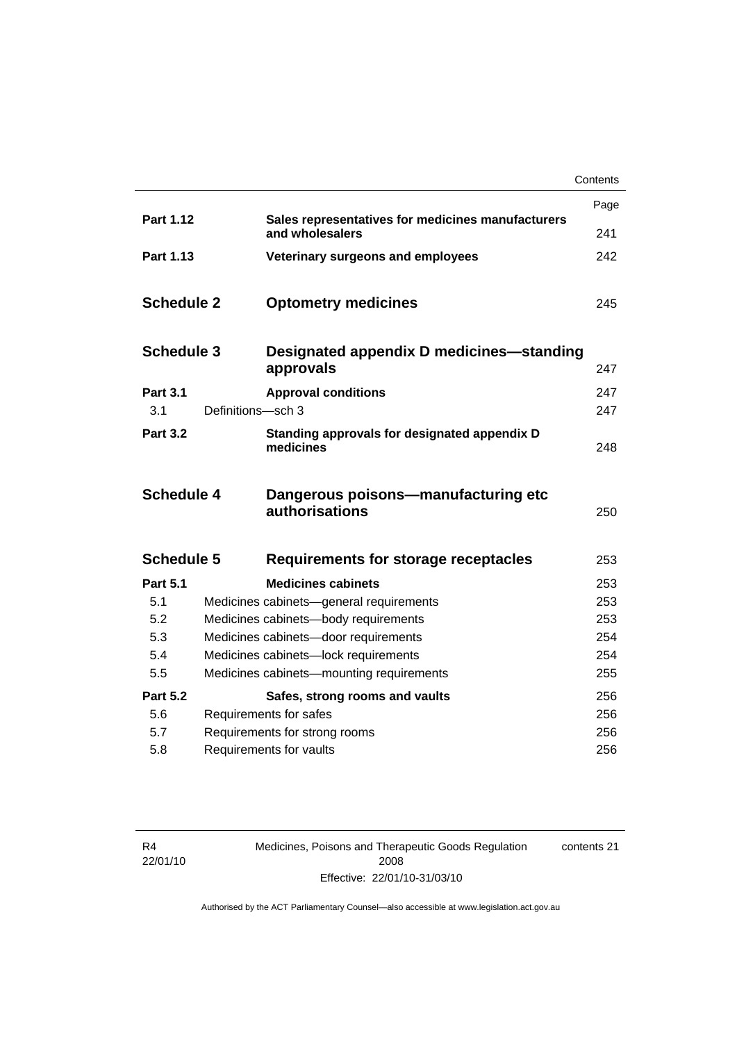| | | Page |
|---|---|---|
| **Part 1.12** | **Sales representatives for medicines manufacturers and wholesalers** | 241 |
| **Part 1.13** | **Veterinary surgeons and employees** | 242 |
| **Schedule 2** | **Optometry medicines** | 245 |
| **Schedule 3** | **Designated appendix D medicines—standing approvals** | 247 |
| **Part 3.1** | **Approval conditions** | 247 |
| 3.1 | Definitions—sch 3 | 247 |
| **Part 3.2** | **Standing approvals for designated appendix D medicines** | 248 |
| **Schedule 4** | **Dangerous poisons—manufacturing etc authorisations** | 250 |
| **Schedule 5** | **Requirements for storage receptacles** | 253 |
| **Part 5.1** | **Medicines cabinets** | 253 |
| 5.1 | Medicines cabinets—general requirements | 253 |
| 5.2 | Medicines cabinets—body requirements | 253 |
| 5.3 | Medicines cabinets—door requirements | 254 |
| 5.4 | Medicines cabinets—lock requirements | 254 |
| 5.5 | Medicines cabinets—mounting requirements | 255 |
| **Part 5.2** | **Safes, strong rooms and vaults** | 256 |
| 5.6 | Requirements for safes | 256 |
| 5.7 | Requirements for strong rooms | 256 |
| 5.8 | Requirements for vaults | 256 |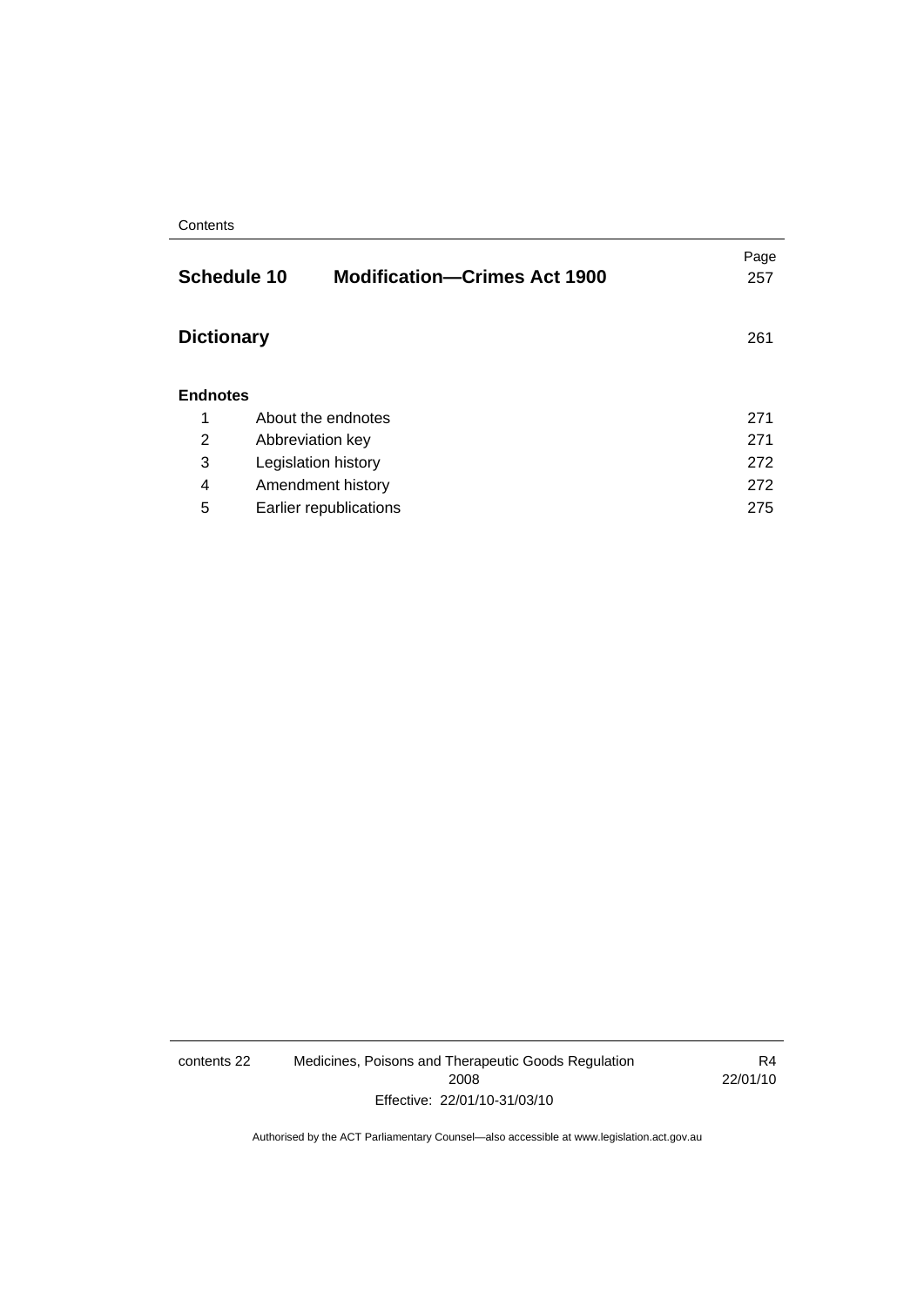| | | Page |
|---|---|---|
| **Schedule 10** | **Modification—Crimes Act 1900** | 257 |
| **Dictionary** | | 261 |
| **Endnotes** | | |
| 1 | About the endnotes | 271 |
| 2 | Abbreviation key | 271 |
| 3 | Legislation history | 272 |
| 4 | Amendment history | 272 |
| 5 | Earlier republications | 275 |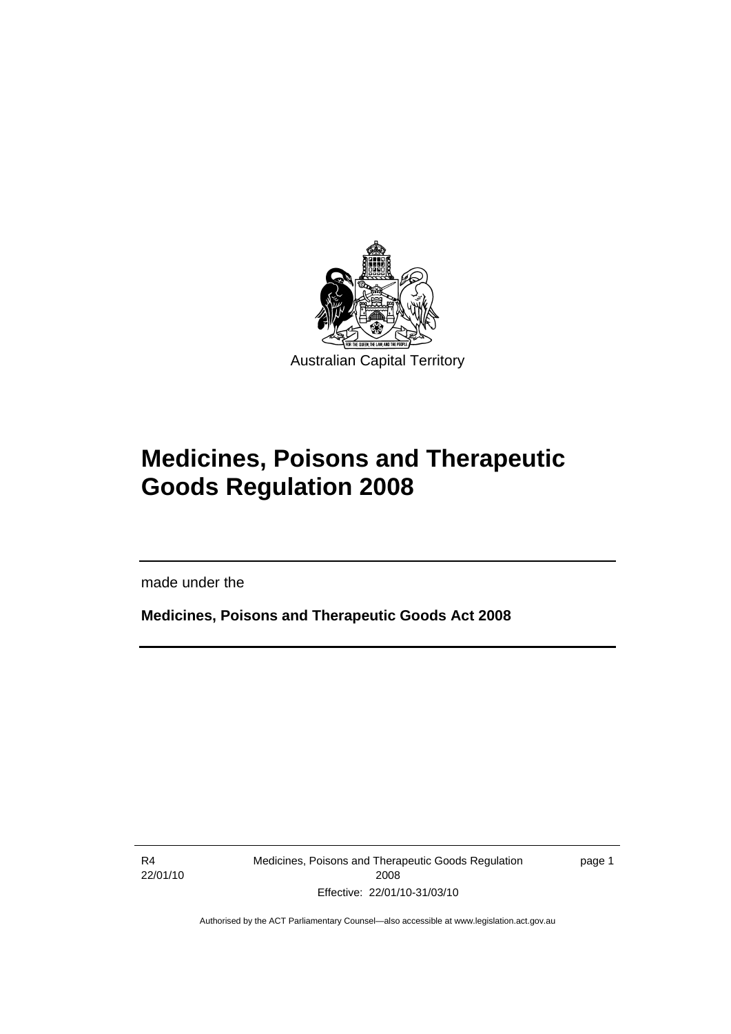Australian Capital Territory

# Medicines, Poisons and Therapeutic Goods Regulation 2008

made under the

**Medicines, Poisons and Therapeutic Goods Act 2008**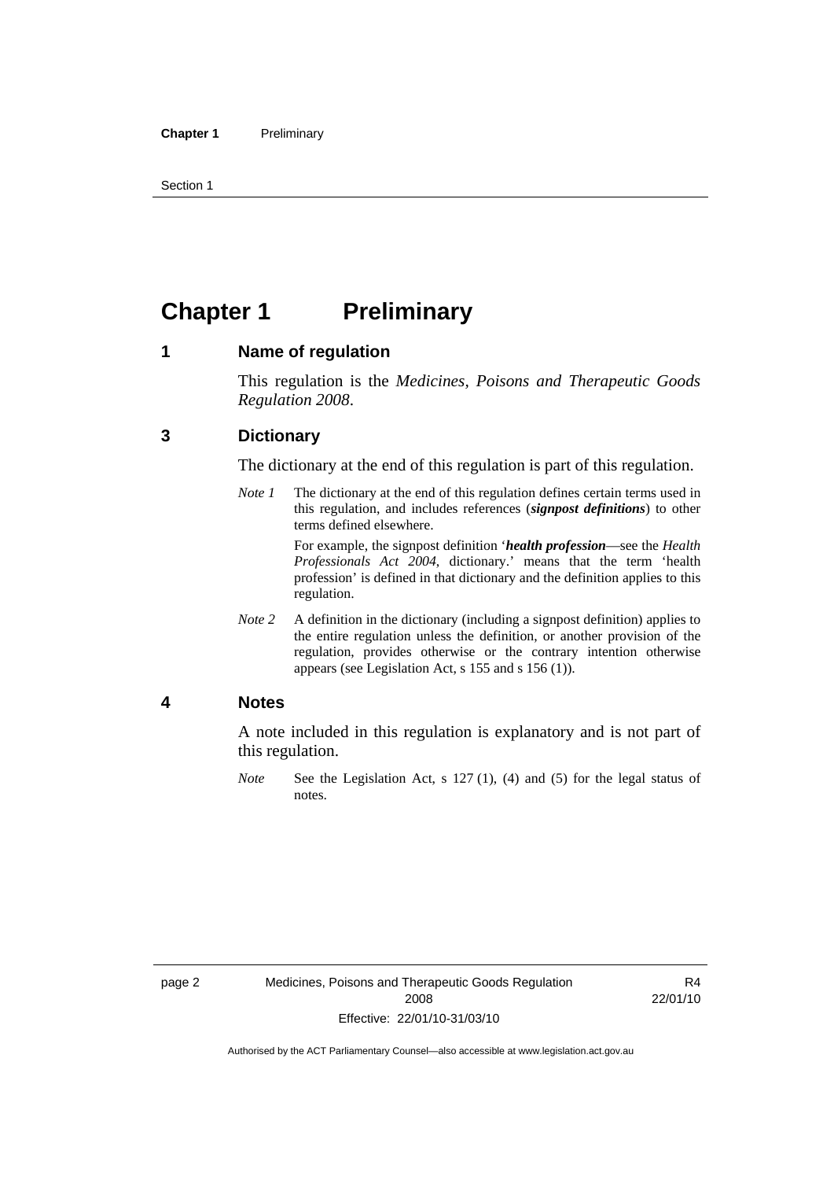# Chapter 1 Preliminary

## 1 Name of regulation

This regulation is the *Medicines, Poisons and Therapeutic Goods Regulation 2008*.

## 3 Dictionary

The dictionary at the end of this regulation is part of this regulation.

*Note 1* The dictionary at the end of this regulation defines certain terms used in this regulation, and includes references (***signpost definitions***) to other terms defined elsewhere.

For example, the signpost definition '***health profession***—see the *Health Professionals Act 2004*, dictionary.' means that the term 'health profession' is defined in that dictionary and the definition applies to this regulation.

*Note 2* A definition in the dictionary (including a signpost definition) applies to the entire regulation unless the definition, or another provision of the regulation, provides otherwise or the contrary intention otherwise appears (see Legislation Act, s 155 and s 156 (1)).

## 4 Notes

A note included in this regulation is explanatory and is not part of this regulation.

*Note* See the Legislation Act, s 127 (1), (4) and (5) for the legal status of notes.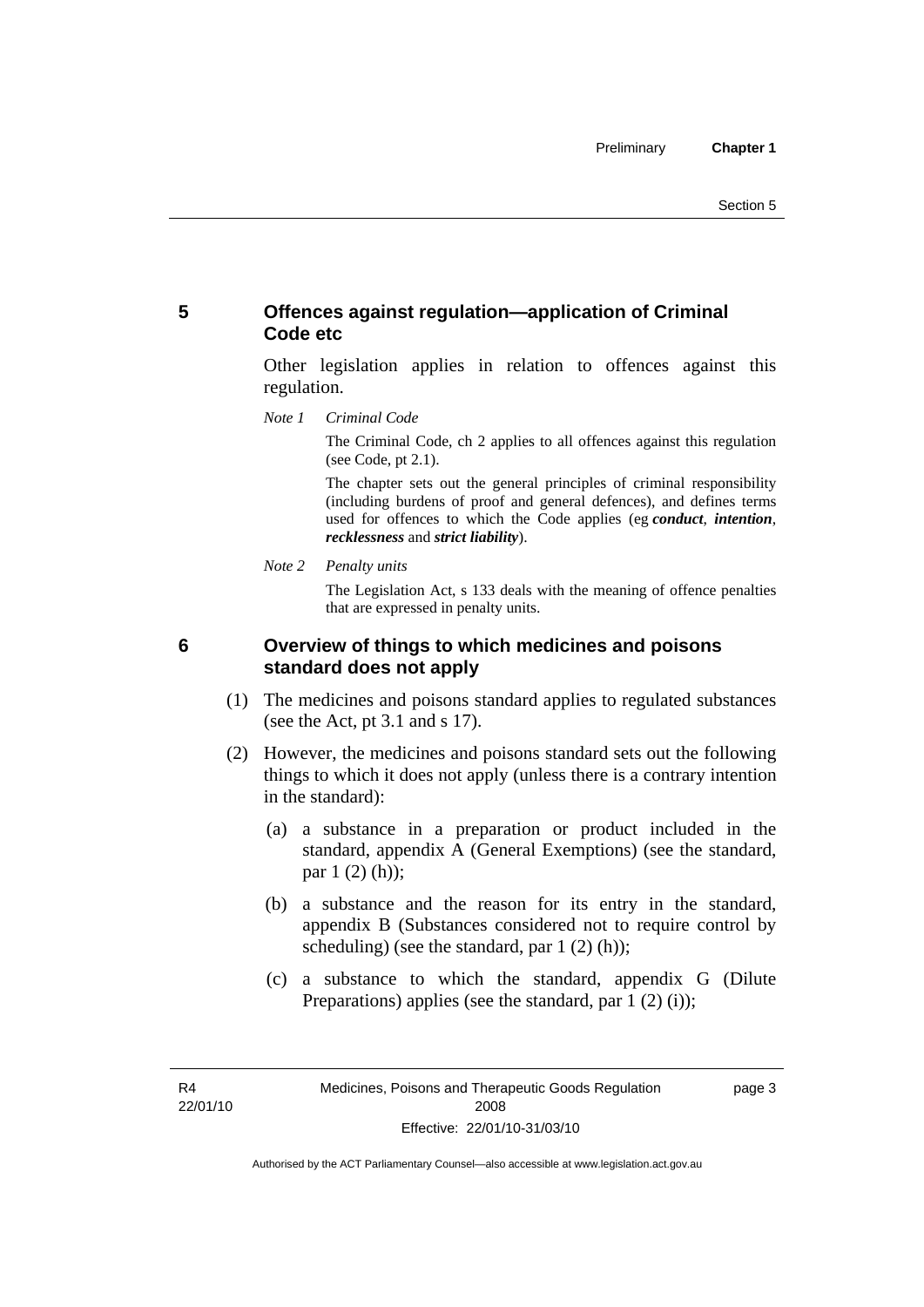## 5 Offences against regulation—application of Criminal Code etc

Other legislation applies in relation to offences against this regulation.

*Note 1 Criminal Code*

The Criminal Code, ch 2 applies to all offences against this regulation (see Code, pt 2.1).

The chapter sets out the general principles of criminal responsibility (including burdens of proof and general defences), and defines terms used for offences to which the Code applies (eg ***conduct***, ***intention***, ***recklessness*** and ***strict liability***).

*Note 2 Penalty units*

The Legislation Act, s 133 deals with the meaning of offence penalties that are expressed in penalty units.

## 6 Overview of things to which medicines and poisons standard does not apply

(1) The medicines and poisons standard applies to regulated substances (see the Act, pt 3.1 and s 17).

(2) However, the medicines and poisons standard sets out the following things to which it does not apply (unless there is a contrary intention in the standard):

(a) a substance in a preparation or product included in the standard, appendix A (General Exemptions) (see the standard, par 1 (2) (h));

(b) a substance and the reason for its entry in the standard, appendix B (Substances considered not to require control by scheduling) (see the standard, par 1 (2) (h));

(c) a substance to which the standard, appendix G (Dilute Preparations) applies (see the standard, par 1 (2) (i));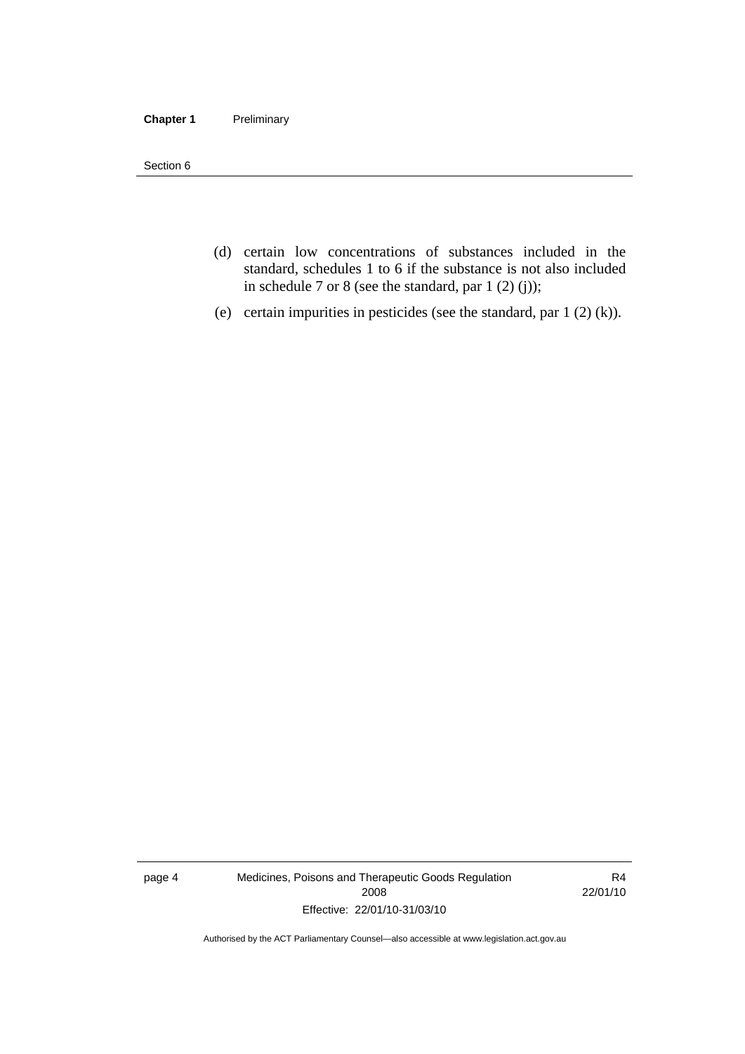(d) certain low concentrations of substances included in the standard, schedules 1 to 6 if the substance is not also included in schedule 7 or 8 (see the standard, par 1 (2) (j));

(e) certain impurities in pesticides (see the standard, par 1 (2) (k)).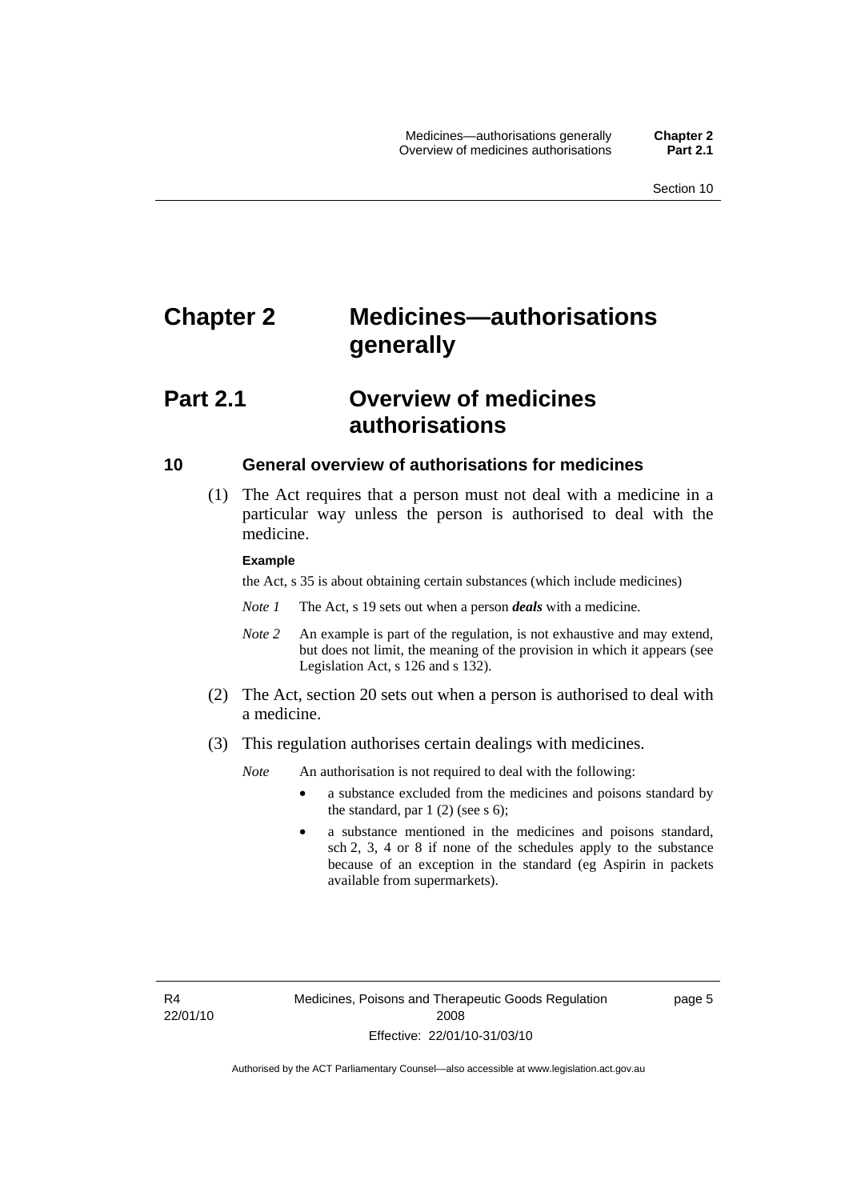# Chapter 2 Medicines—authorisations generally

## Part 2.1 Overview of medicines authorisations

### 10 General overview of authorisations for medicines

(1) The Act requires that a person must not deal with a medicine in a particular way unless the person is authorised to deal with the medicine.

**Example**

the Act, s 35 is about obtaining certain substances (which include medicines)

*Note 1* The Act, s 19 sets out when a person ***deals*** with a medicine.

*Note 2* An example is part of the regulation, is not exhaustive and may extend, but does not limit, the meaning of the provision in which it appears (see Legislation Act, s 126 and s 132).

(2) The Act, section 20 sets out when a person is authorised to deal with a medicine.

(3) This regulation authorises certain dealings with medicines.

*Note* An authorisation is not required to deal with the following:

- a substance excluded from the medicines and poisons standard by the standard, par 1 (2) (see s 6);
- a substance mentioned in the medicines and poisons standard, sch 2, 3, 4 or 8 if none of the schedules apply to the substance because of an exception in the standard (eg Aspirin in packets available from supermarkets).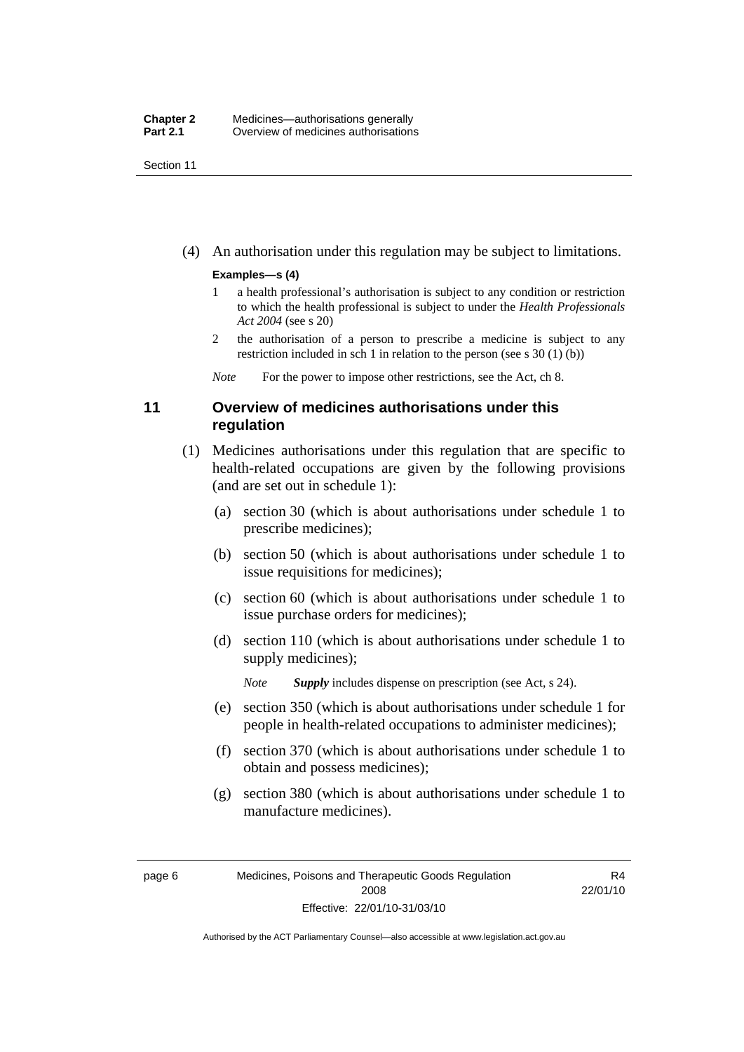(4) An authorisation under this regulation may be subject to limitations.

**Examples—s (4)**

1 a health professional's authorisation is subject to any condition or restriction to which the health professional is subject to under the *Health Professionals Act 2004* (see s 20)

2 the authorisation of a person to prescribe a medicine is subject to any restriction included in sch 1 in relation to the person (see s 30 (1) (b))

*Note* For the power to impose other restrictions, see the Act, ch 8.

### 11 Overview of medicines authorisations under this regulation

(1) Medicines authorisations under this regulation that are specific to health-related occupations are given by the following provisions (and are set out in schedule 1):

(a) section 30 (which is about authorisations under schedule 1 to prescribe medicines);

(b) section 50 (which is about authorisations under schedule 1 to issue requisitions for medicines);

(c) section 60 (which is about authorisations under schedule 1 to issue purchase orders for medicines);

(d) section 110 (which is about authorisations under schedule 1 to supply medicines);

*Note* ***Supply*** includes dispense on prescription (see Act, s 24).

(e) section 350 (which is about authorisations under schedule 1 for people in health-related occupations to administer medicines);

(f) section 370 (which is about authorisations under schedule 1 to obtain and possess medicines);

(g) section 380 (which is about authorisations under schedule 1 to manufacture medicines).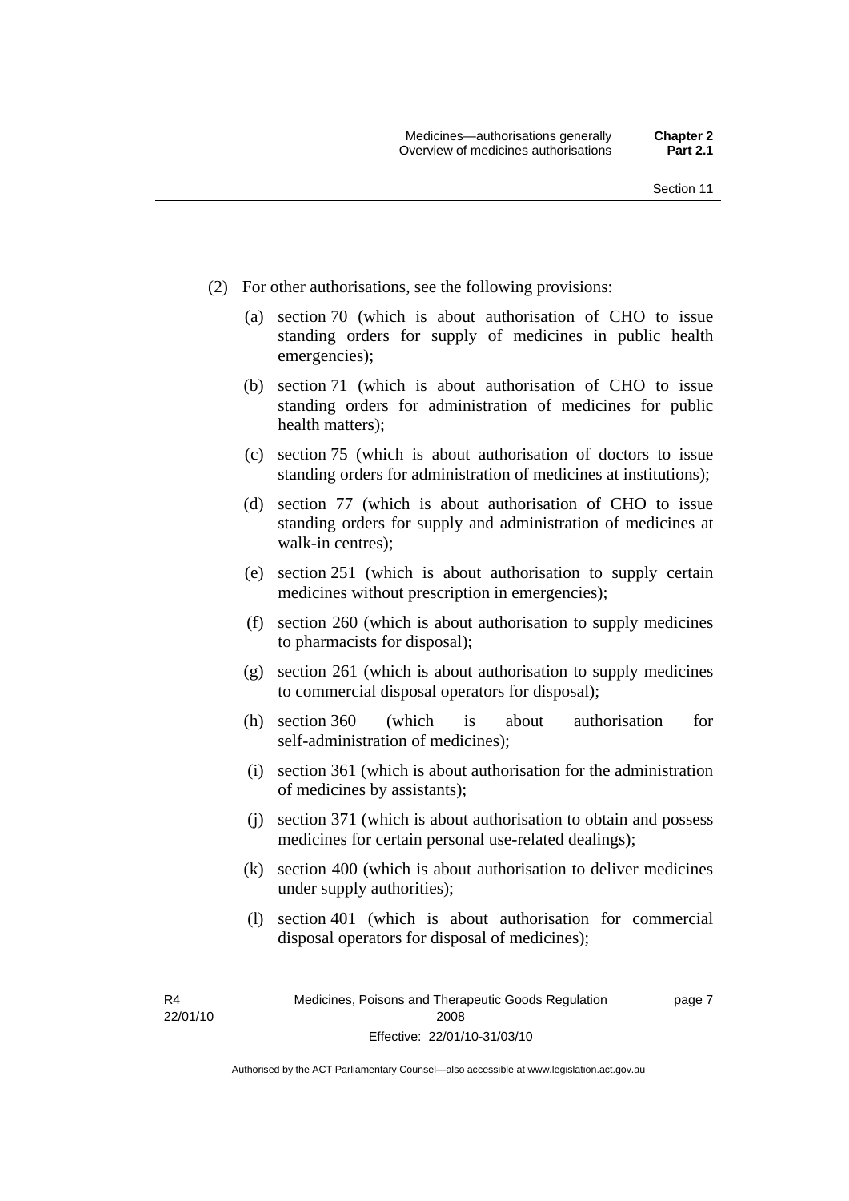(2) For other authorisations, see the following provisions:

(a) section 70 (which is about authorisation of CHO to issue standing orders for supply of medicines in public health emergencies);

(b) section 71 (which is about authorisation of CHO to issue standing orders for administration of medicines for public health matters);

(c) section 75 (which is about authorisation of doctors to issue standing orders for administration of medicines at institutions);

(d) section 77 (which is about authorisation of CHO to issue standing orders for supply and administration of medicines at walk-in centres);

(e) section 251 (which is about authorisation to supply certain medicines without prescription in emergencies);

(f) section 260 (which is about authorisation to supply medicines to pharmacists for disposal);

(g) section 261 (which is about authorisation to supply medicines to commercial disposal operators for disposal);

(h) section 360 (which is about authorisation for self-administration of medicines);

(i) section 361 (which is about authorisation for the administration of medicines by assistants);

(j) section 371 (which is about authorisation to obtain and possess medicines for certain personal use-related dealings);

(k) section 400 (which is about authorisation to deliver medicines under supply authorities);

(l) section 401 (which is about authorisation for commercial disposal operators for disposal of medicines);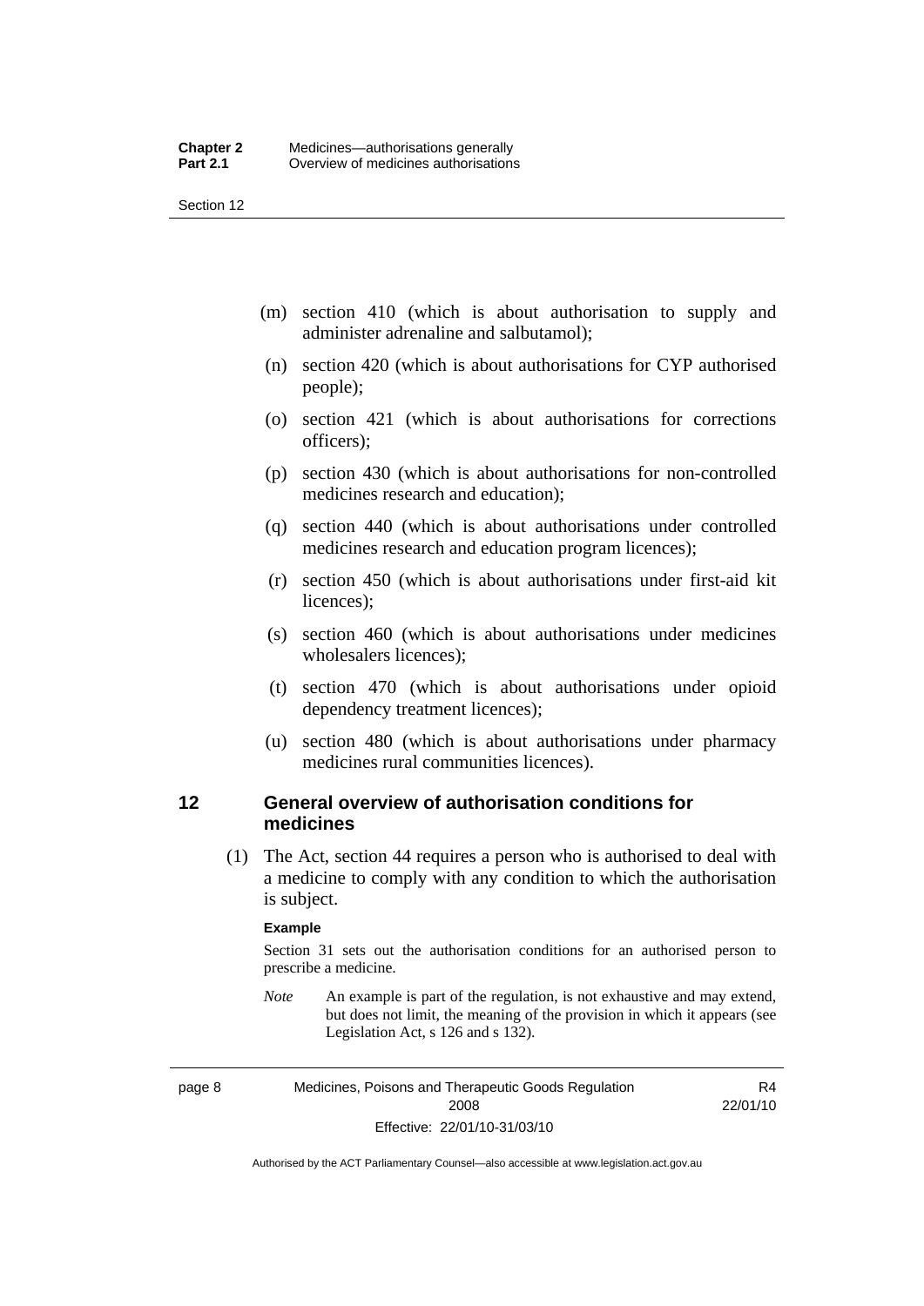(m) section 410 (which is about authorisation to supply and administer adrenaline and salbutamol);

(n) section 420 (which is about authorisations for CYP authorised people);

(o) section 421 (which is about authorisations for corrections officers);

(p) section 430 (which is about authorisations for non-controlled medicines research and education);

(q) section 440 (which is about authorisations under controlled medicines research and education program licences);

(r) section 450 (which is about authorisations under first-aid kit licences);

(s) section 460 (which is about authorisations under medicines wholesalers licences);

(t) section 470 (which is about authorisations under opioid dependency treatment licences);

(u) section 480 (which is about authorisations under pharmacy medicines rural communities licences).

## 12 General overview of authorisation conditions for medicines

(1) The Act, section 44 requires a person who is authorised to deal with a medicine to comply with any condition to which the authorisation is subject.

**Example**

Section 31 sets out the authorisation conditions for an authorised person to prescribe a medicine.

*Note* An example is part of the regulation, is not exhaustive and may extend, but does not limit, the meaning of the provision in which it appears (see Legislation Act, s 126 and s 132).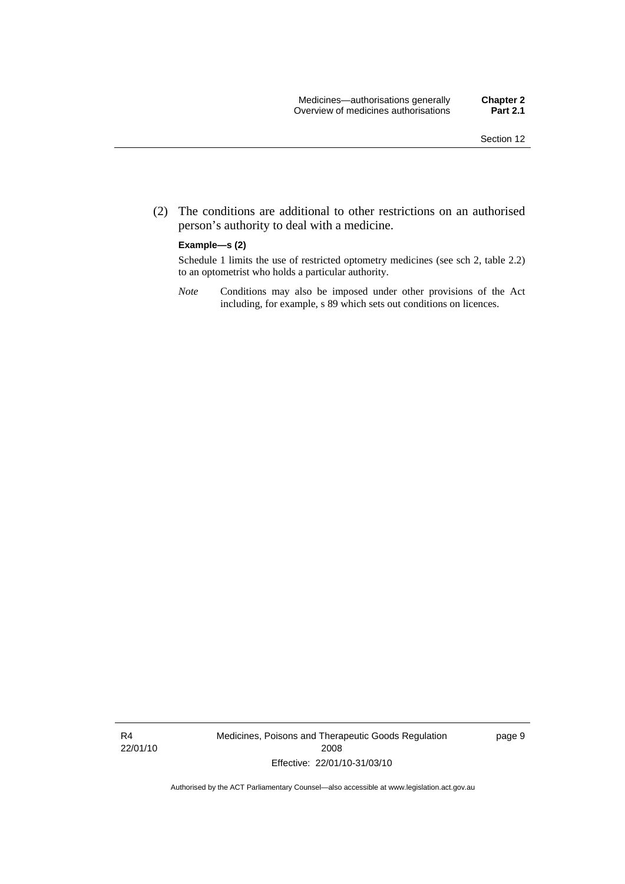(2) The conditions are additional to other restrictions on an authorised person's authority to deal with a medicine.

**Example—s (2)**

Schedule 1 limits the use of restricted optometry medicines (see sch 2, table 2.2) to an optometrist who holds a particular authority.

*Note* Conditions may also be imposed under other provisions of the Act including, for example, s 89 which sets out conditions on licences.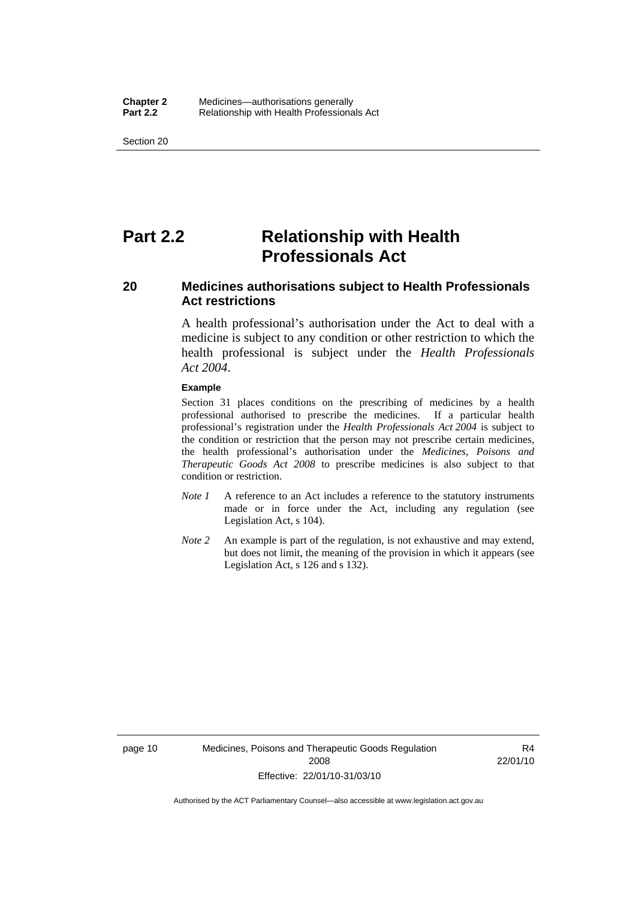# Part 2.2 Relationship with Health Professionals Act

## 20 Medicines authorisations subject to Health Professionals Act restrictions

A health professional's authorisation under the Act to deal with a medicine is subject to any condition or other restriction to which the health professional is subject under the *Health Professionals Act 2004*.

**Example**

Section 31 places conditions on the prescribing of medicines by a health professional authorised to prescribe the medicines. If a particular health professional's registration under the *Health Professionals Act 2004* is subject to the condition or restriction that the person may not prescribe certain medicines, the health professional's authorisation under the *Medicines, Poisons and Therapeutic Goods Act 2008* to prescribe medicines is also subject to that condition or restriction.

*Note 1* A reference to an Act includes a reference to the statutory instruments made or in force under the Act, including any regulation (see Legislation Act, s 104).

*Note 2* An example is part of the regulation, is not exhaustive and may extend, but does not limit, the meaning of the provision in which it appears (see Legislation Act, s 126 and s 132).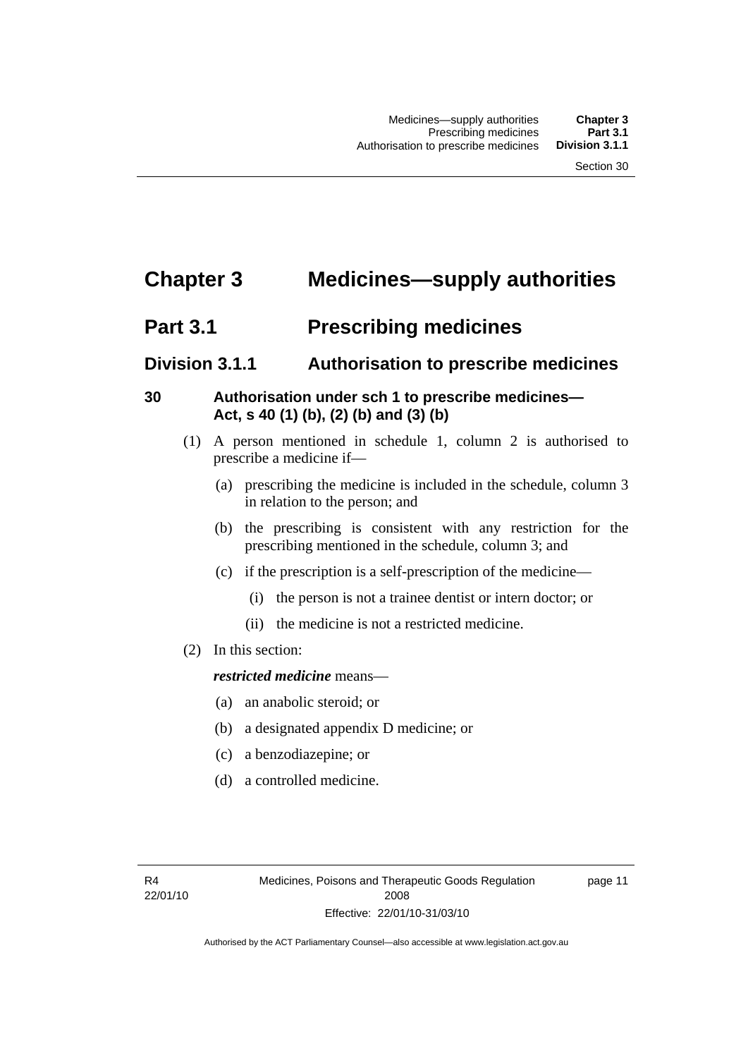# Chapter 3 Medicines—supply authorities

## Part 3.1 Prescribing medicines

### Division 3.1.1 Authorisation to prescribe medicines

#### 30 Authorisation under sch 1 to prescribe medicines—Act, s 40 (1) (b), (2) (b) and (3) (b)

(1) A person mentioned in schedule 1, column 2 is authorised to prescribe a medicine if—

(a) prescribing the medicine is included in the schedule, column 3 in relation to the person; and

(b) the prescribing is consistent with any restriction for the prescribing mentioned in the schedule, column 3; and

(c) if the prescription is a self-prescription of the medicine—

(i) the person is not a trainee dentist or intern doctor; or

(ii) the medicine is not a restricted medicine.

(2) In this section:

***restricted medicine*** means—

(a) an anabolic steroid; or

(b) a designated appendix D medicine; or

(c) a benzodiazepine; or

(d) a controlled medicine.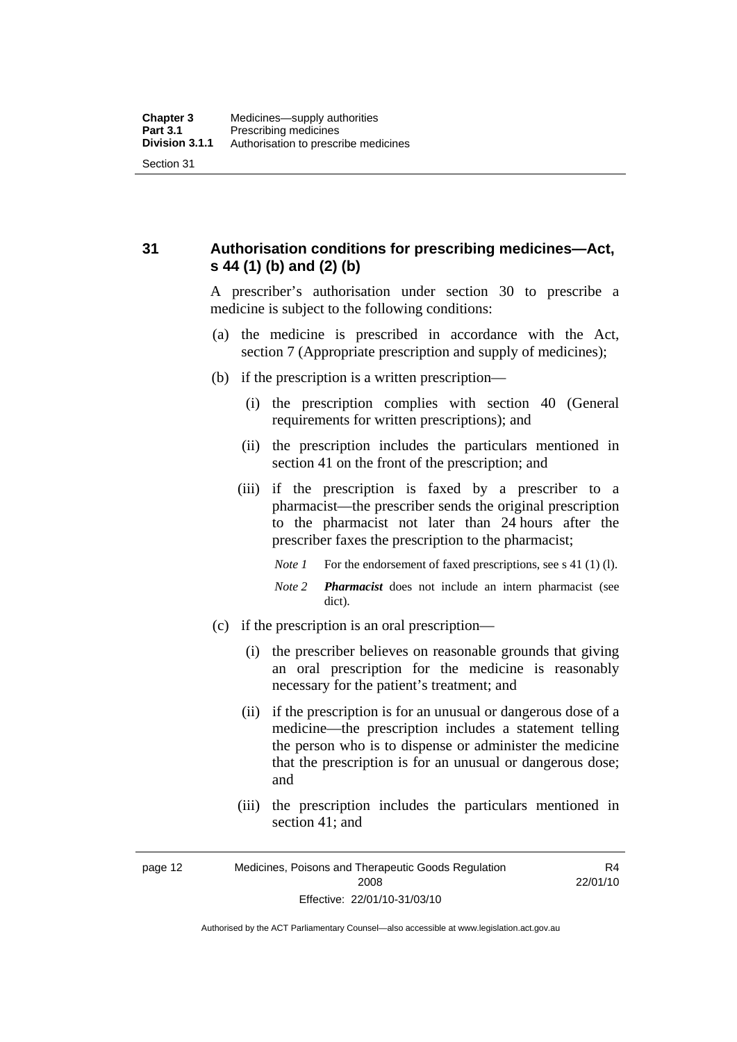## 31 Authorisation conditions for prescribing medicines—Act, s 44 (1) (b) and (2) (b)

A prescriber's authorisation under section 30 to prescribe a medicine is subject to the following conditions:

(a) the medicine is prescribed in accordance with the Act, section 7 (Appropriate prescription and supply of medicines);

(b) if the prescription is a written prescription—

(i) the prescription complies with section 40 (General requirements for written prescriptions); and

(ii) the prescription includes the particulars mentioned in section 41 on the front of the prescription; and

(iii) if the prescription is faxed by a prescriber to a pharmacist—the prescriber sends the original prescription to the pharmacist not later than 24 hours after the prescriber faxes the prescription to the pharmacist;

*Note 1* For the endorsement of faxed prescriptions, see s 41 (1) (l).

*Note 2* ***Pharmacist*** does not include an intern pharmacist (see dict).

(c) if the prescription is an oral prescription—

(i) the prescriber believes on reasonable grounds that giving an oral prescription for the medicine is reasonably necessary for the patient's treatment; and

(ii) if the prescription is for an unusual or dangerous dose of a medicine—the prescription includes a statement telling the person who is to dispense or administer the medicine that the prescription is for an unusual or dangerous dose; and

(iii) the prescription includes the particulars mentioned in section 41; and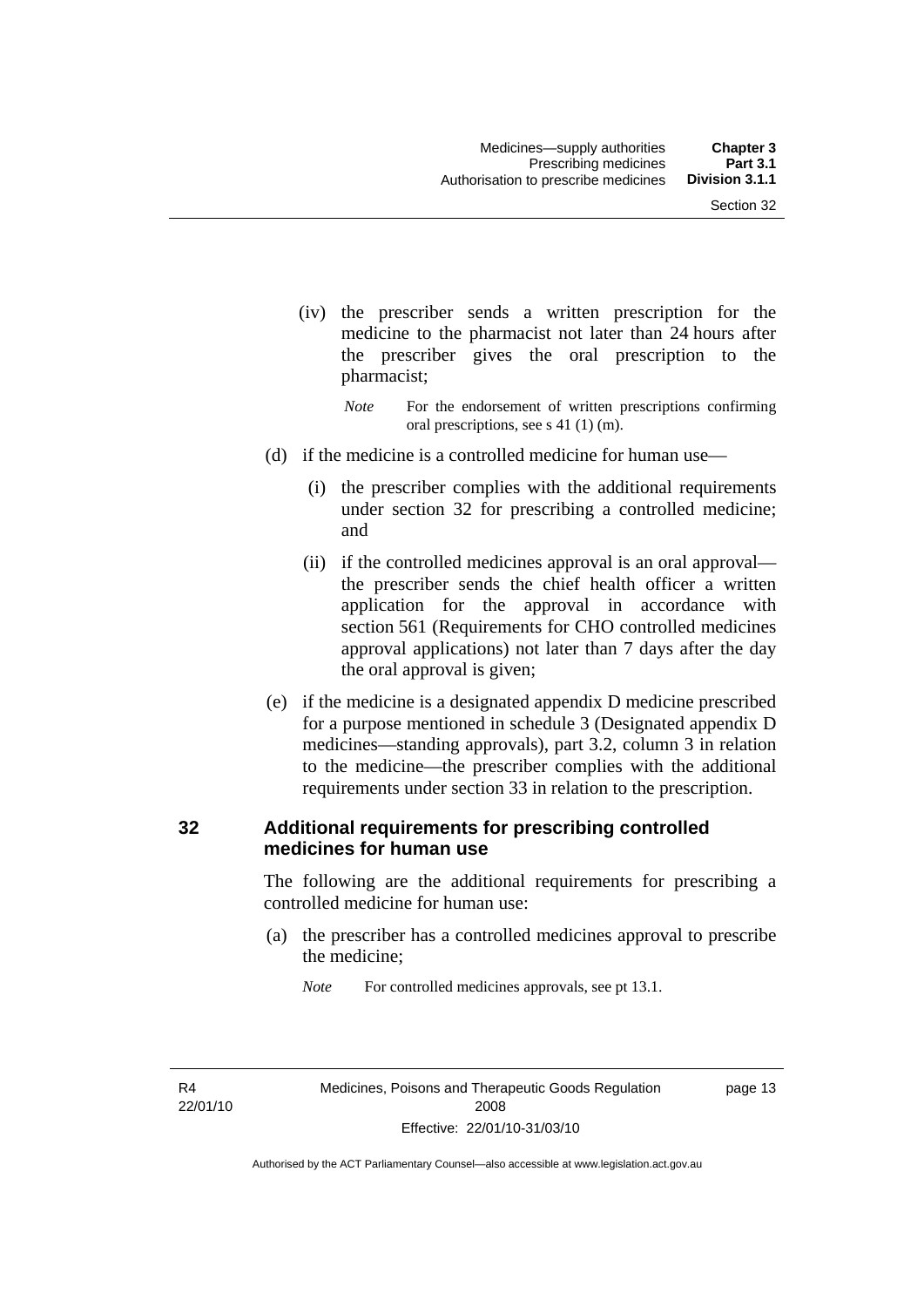(iv) the prescriber sends a written prescription for the medicine to the pharmacist not later than 24 hours after the prescriber gives the oral prescription to the pharmacist;

*Note* For the endorsement of written prescriptions confirming oral prescriptions, see s 41 (1) (m).

(d) if the medicine is a controlled medicine for human use—

(i) the prescriber complies with the additional requirements under section 32 for prescribing a controlled medicine; and

(ii) if the controlled medicines approval is an oral approval—the prescriber sends the chief health officer a written application for the approval in accordance with section 561 (Requirements for CHO controlled medicines approval applications) not later than 7 days after the day the oral approval is given;

(e) if the medicine is a designated appendix D medicine prescribed for a purpose mentioned in schedule 3 (Designated appendix D medicines—standing approvals), part 3.2, column 3 in relation to the medicine—the prescriber complies with the additional requirements under section 33 in relation to the prescription.

### 32 Additional requirements for prescribing controlled medicines for human use

The following are the additional requirements for prescribing a controlled medicine for human use:

(a) the prescriber has a controlled medicines approval to prescribe the medicine;

*Note* For controlled medicines approvals, see pt 13.1.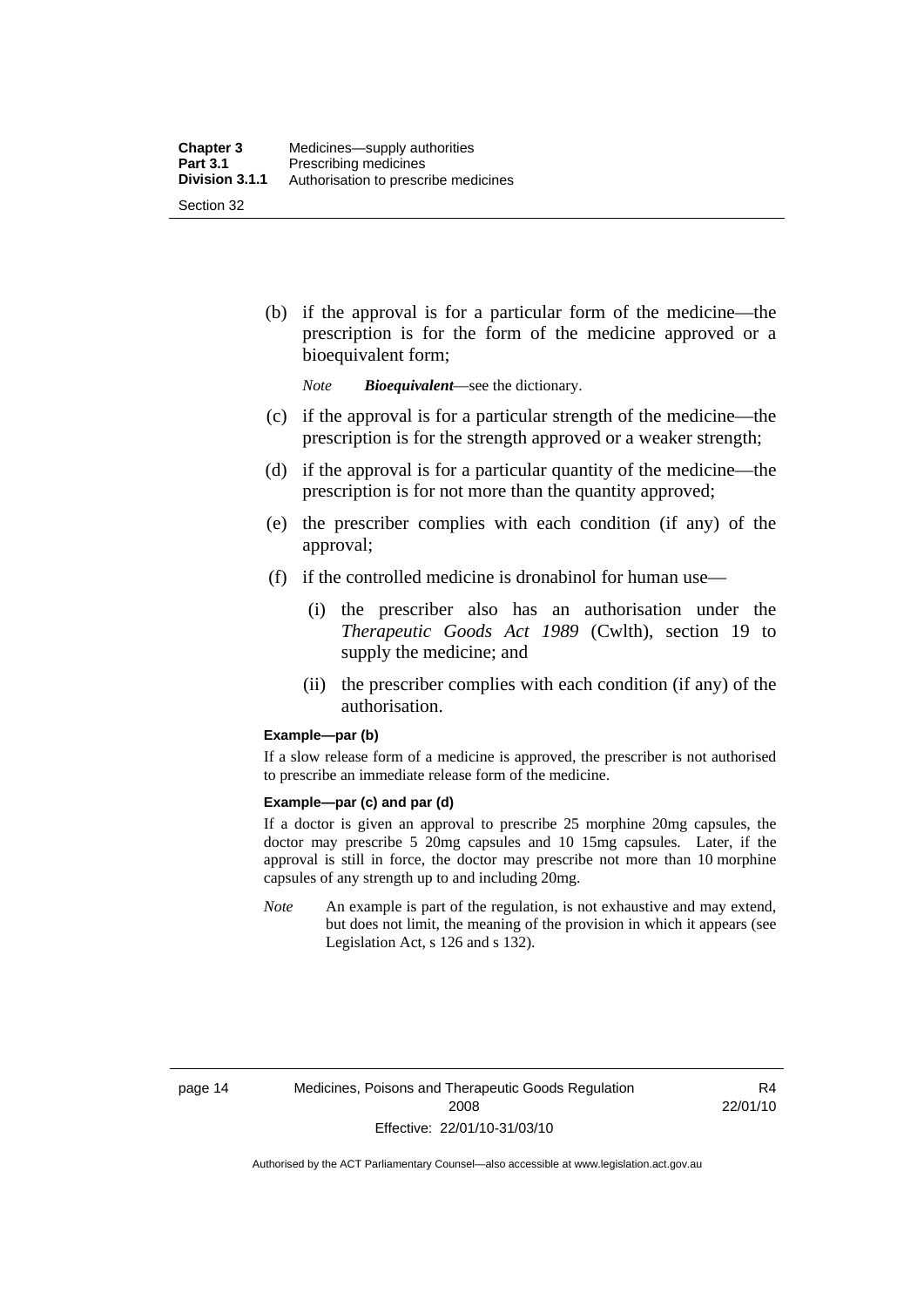(b) if the approval is for a particular form of the medicine—the prescription is for the form of the medicine approved or a bioequivalent form;

*Note* ***Bioequivalent***—see the dictionary.

(c) if the approval is for a particular strength of the medicine—the prescription is for the strength approved or a weaker strength;

(d) if the approval is for a particular quantity of the medicine—the prescription is for not more than the quantity approved;

(e) the prescriber complies with each condition (if any) of the approval;

(f) if the controlled medicine is dronabinol for human use—

(i) the prescriber also has an authorisation under the *Therapeutic Goods Act 1989* (Cwlth), section 19 to supply the medicine; and

(ii) the prescriber complies with each condition (if any) of the authorisation.

**Example—par (b)**

If a slow release form of a medicine is approved, the prescriber is not authorised to prescribe an immediate release form of the medicine.

**Example—par (c) and par (d)**

If a doctor is given an approval to prescribe 25 morphine 20mg capsules, the doctor may prescribe 5 20mg capsules and 10 15mg capsules. Later, if the approval is still in force, the doctor may prescribe not more than 10 morphine capsules of any strength up to and including 20mg.

*Note* An example is part of the regulation, is not exhaustive and may extend, but does not limit, the meaning of the provision in which it appears (see Legislation Act, s 126 and s 132).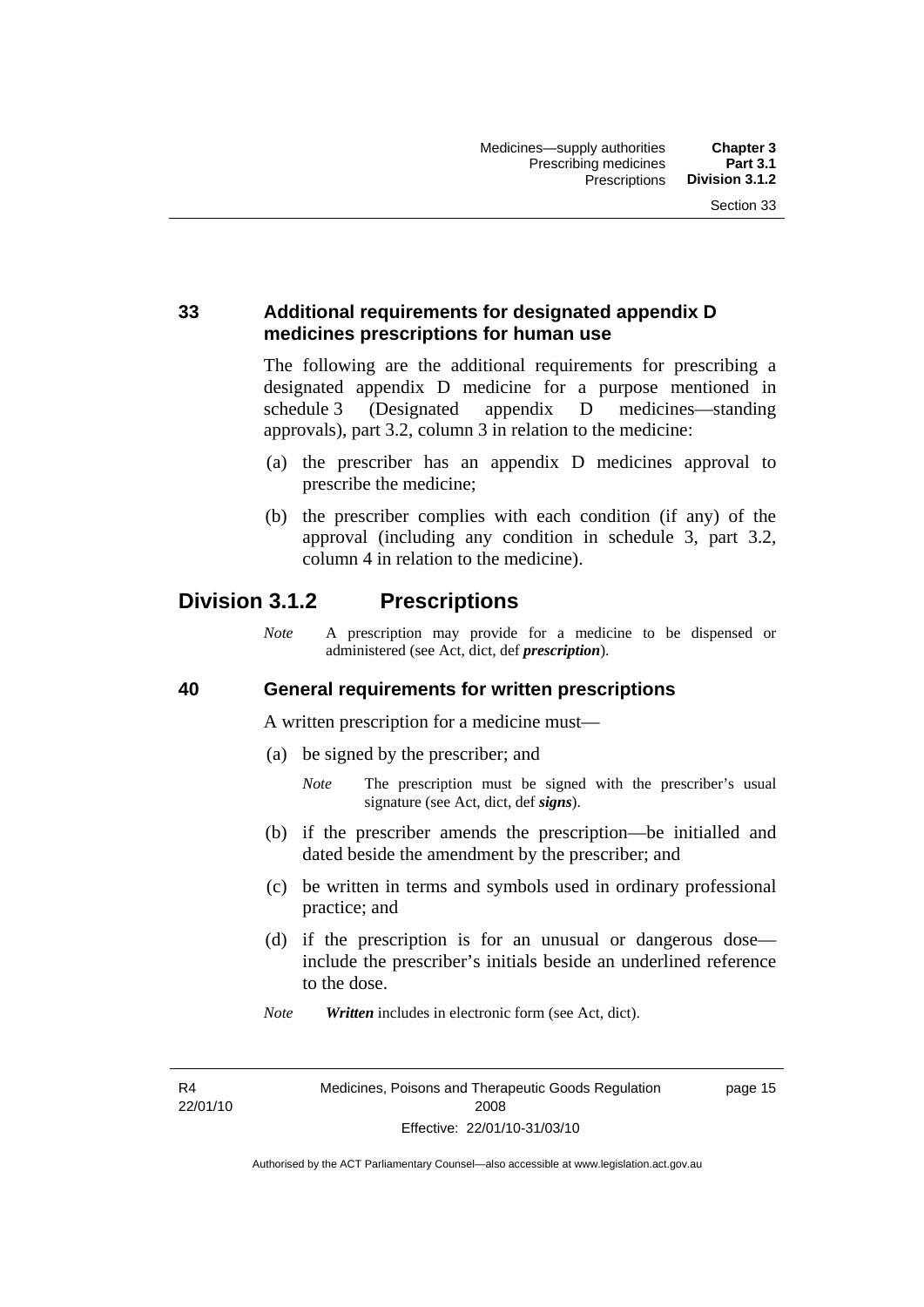### 33 Additional requirements for designated appendix D medicines prescriptions for human use

The following are the additional requirements for prescribing a designated appendix D medicine for a purpose mentioned in schedule 3 (Designated appendix D medicines—standing approvals), part 3.2, column 3 in relation to the medicine:

(a) the prescriber has an appendix D medicines approval to prescribe the medicine;

(b) the prescriber complies with each condition (if any) of the approval (including any condition in schedule 3, part 3.2, column 4 in relation to the medicine).

## Division 3.1.2 Prescriptions

*Note* A prescription may provide for a medicine to be dispensed or administered (see Act, dict, def ***prescription***).

### 40 General requirements for written prescriptions

A written prescription for a medicine must—

(a) be signed by the prescriber; and

*Note* The prescription must be signed with the prescriber's usual signature (see Act, dict, def ***signs***).

(b) if the prescriber amends the prescription—be initialled and dated beside the amendment by the prescriber; and

(c) be written in terms and symbols used in ordinary professional practice; and

(d) if the prescription is for an unusual or dangerous dose—include the prescriber's initials beside an underlined reference to the dose.

*Note* ***Written*** includes in electronic form (see Act, dict).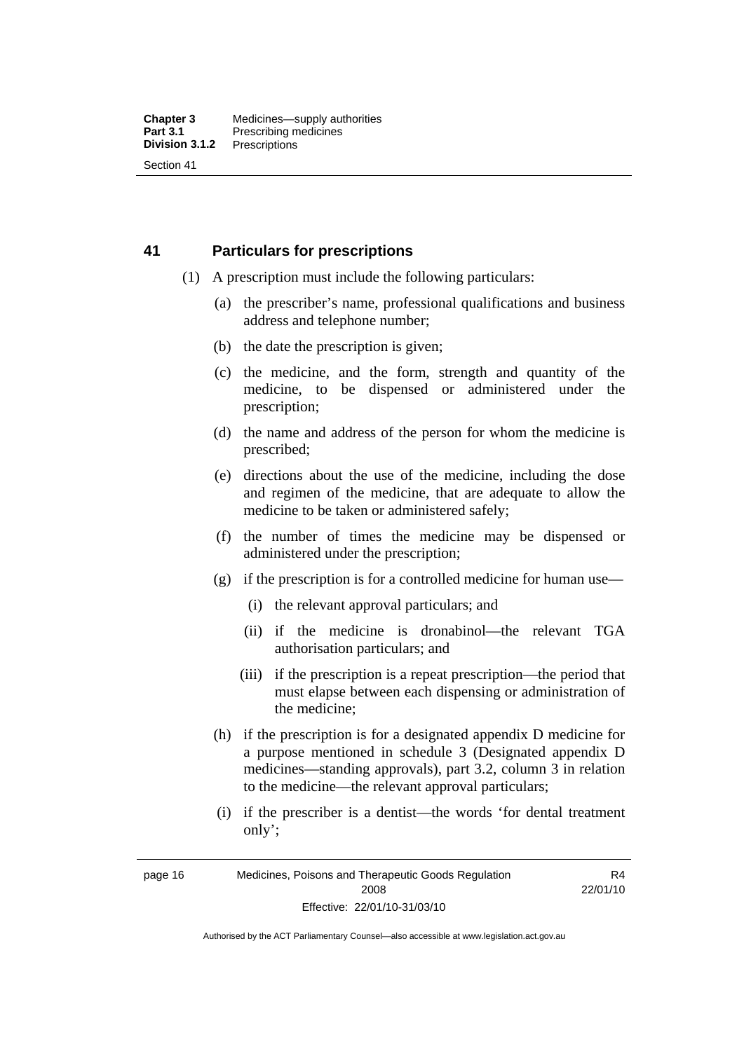## 41 Particulars for prescriptions

(1) A prescription must include the following particulars:

(a) the prescriber's name, professional qualifications and business address and telephone number;

(b) the date the prescription is given;

(c) the medicine, and the form, strength and quantity of the medicine, to be dispensed or administered under the prescription;

(d) the name and address of the person for whom the medicine is prescribed;

(e) directions about the use of the medicine, including the dose and regimen of the medicine, that are adequate to allow the medicine to be taken or administered safely;

(f) the number of times the medicine may be dispensed or administered under the prescription;

(g) if the prescription is for a controlled medicine for human use—

(i) the relevant approval particulars; and

(ii) if the medicine is dronabinol—the relevant TGA authorisation particulars; and

(iii) if the prescription is a repeat prescription—the period that must elapse between each dispensing or administration of the medicine;

(h) if the prescription is for a designated appendix D medicine for a purpose mentioned in schedule 3 (Designated appendix D medicines—standing approvals), part 3.2, column 3 in relation to the medicine—the relevant approval particulars;

(i) if the prescriber is a dentist—the words 'for dental treatment only';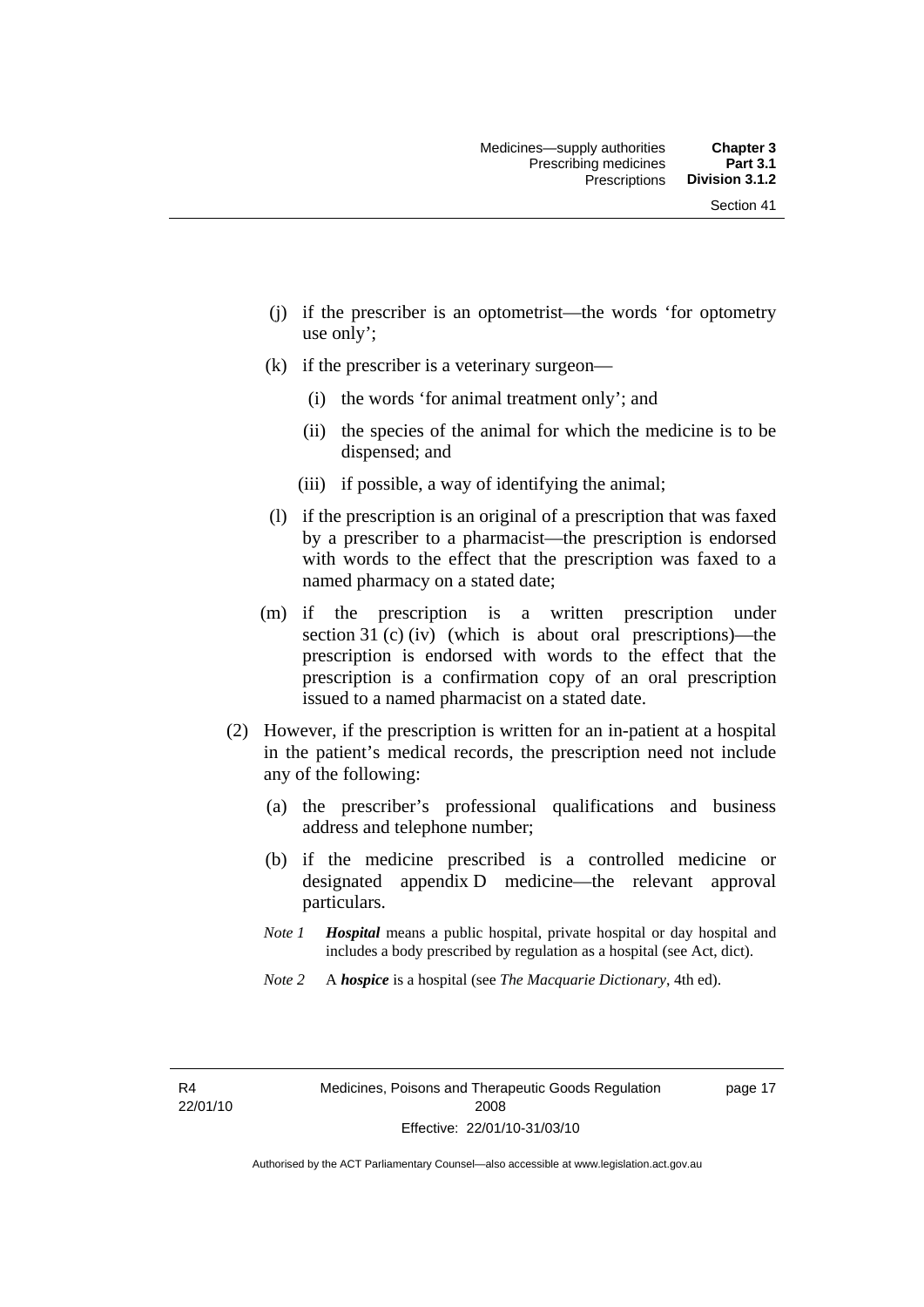(j) if the prescriber is an optometrist—the words 'for optometry use only';

(k) if the prescriber is a veterinary surgeon—

   (i) the words 'for animal treatment only'; and

   (ii) the species of the animal for which the medicine is to be dispensed; and

   (iii) if possible, a way of identifying the animal;

(l) if the prescription is an original of a prescription that was faxed by a prescriber to a pharmacist—the prescription is endorsed with words to the effect that the prescription was faxed to a named pharmacy on a stated date;

(m) if the prescription is a written prescription under section 31 (c) (iv) (which is about oral prescriptions)—the prescription is endorsed with words to the effect that the prescription is a confirmation copy of an oral prescription issued to a named pharmacist on a stated date.

(2) However, if the prescription is written for an in-patient at a hospital in the patient's medical records, the prescription need not include any of the following:

   (a) the prescriber's professional qualifications and business address and telephone number;

   (b) if the medicine prescribed is a controlled medicine or designated appendix D medicine—the relevant approval particulars.

   *Note 1* ***Hospital*** means a public hospital, private hospital or day hospital and includes a body prescribed by regulation as a hospital (see Act, dict).

   *Note 2* A ***hospice*** is a hospital (see *The Macquarie Dictionary*, 4th ed).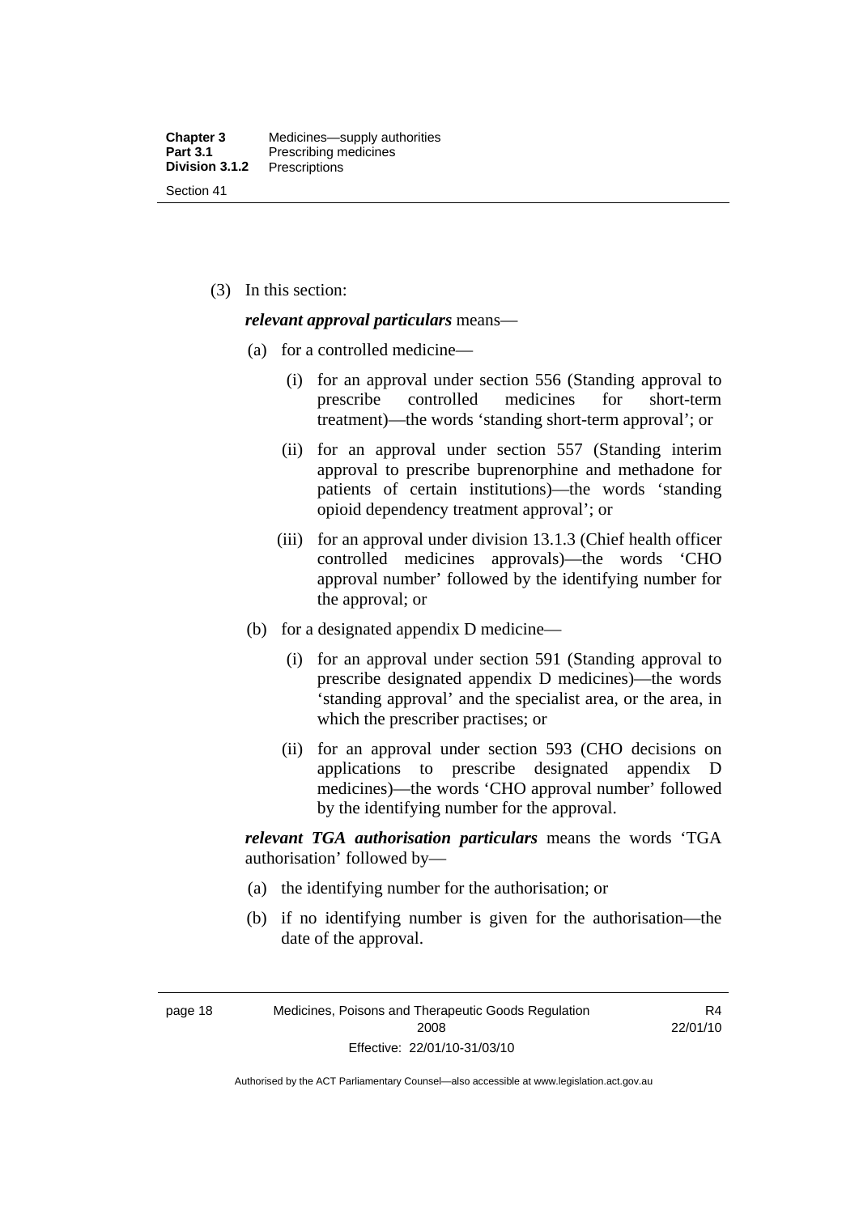(3) In this section:

***relevant approval particulars*** means—

(a) for a controlled medicine—

(i) for an approval under section 556 (Standing approval to prescribe controlled medicines for short-term treatment)—the words 'standing short-term approval'; or

(ii) for an approval under section 557 (Standing interim approval to prescribe buprenorphine and methadone for patients of certain institutions)—the words 'standing opioid dependency treatment approval'; or

(iii) for an approval under division 13.1.3 (Chief health officer controlled medicines approvals)—the words 'CHO approval number' followed by the identifying number for the approval; or

(b) for a designated appendix D medicine—

(i) for an approval under section 591 (Standing approval to prescribe designated appendix D medicines)—the words 'standing approval' and the specialist area, or the area, in which the prescriber practises; or

(ii) for an approval under section 593 (CHO decisions on applications to prescribe designated appendix D medicines)—the words 'CHO approval number' followed by the identifying number for the approval.

***relevant TGA authorisation particulars*** means the words 'TGA authorisation' followed by—

(a) the identifying number for the authorisation; or

(b) if no identifying number is given for the authorisation—the date of the approval.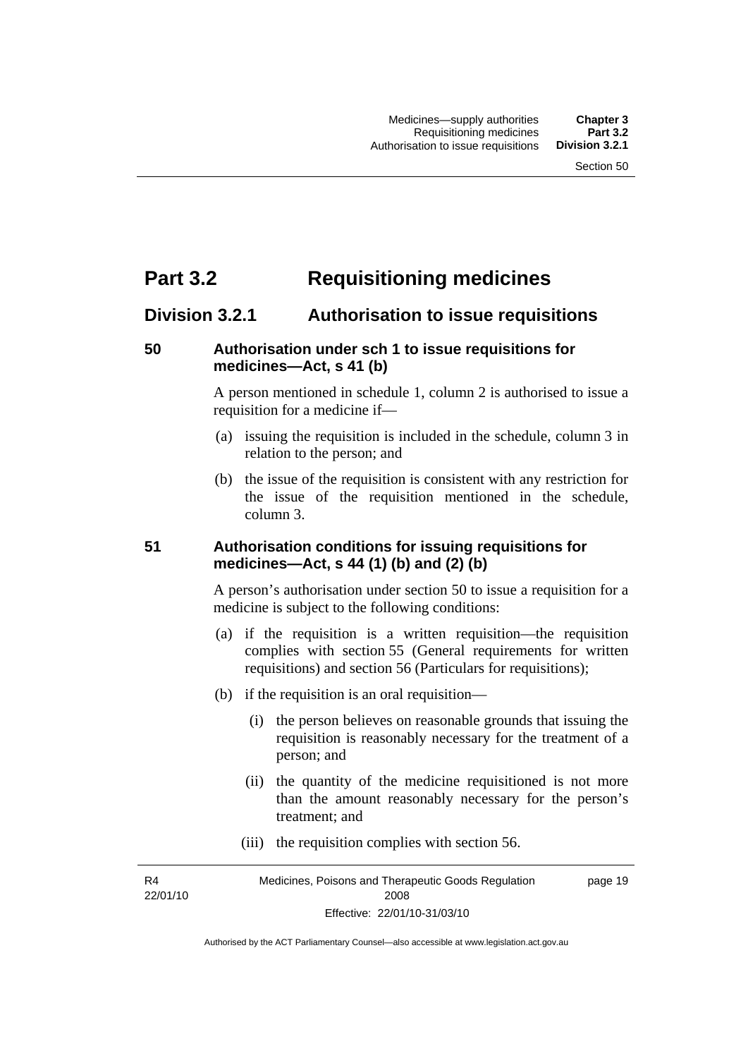# Part 3.2 Requisitioning medicines

## Division 3.2.1 Authorisation to issue requisitions

### 50 Authorisation under sch 1 to issue requisitions for medicines—Act, s 41 (b)

A person mentioned in schedule 1, column 2 is authorised to issue a requisition for a medicine if—

(a) issuing the requisition is included in the schedule, column 3 in relation to the person; and

(b) the issue of the requisition is consistent with any restriction for the issue of the requisition mentioned in the schedule, column 3.

### 51 Authorisation conditions for issuing requisitions for medicines—Act, s 44 (1) (b) and (2) (b)

A person's authorisation under section 50 to issue a requisition for a medicine is subject to the following conditions:

(a) if the requisition is a written requisition—the requisition complies with section 55 (General requirements for written requisitions) and section 56 (Particulars for requisitions);

(b) if the requisition is an oral requisition—

(i) the person believes on reasonable grounds that issuing the requisition is reasonably necessary for the treatment of a person; and

(ii) the quantity of the medicine requisitioned is not more than the amount reasonably necessary for the person's treatment; and

(iii) the requisition complies with section 56.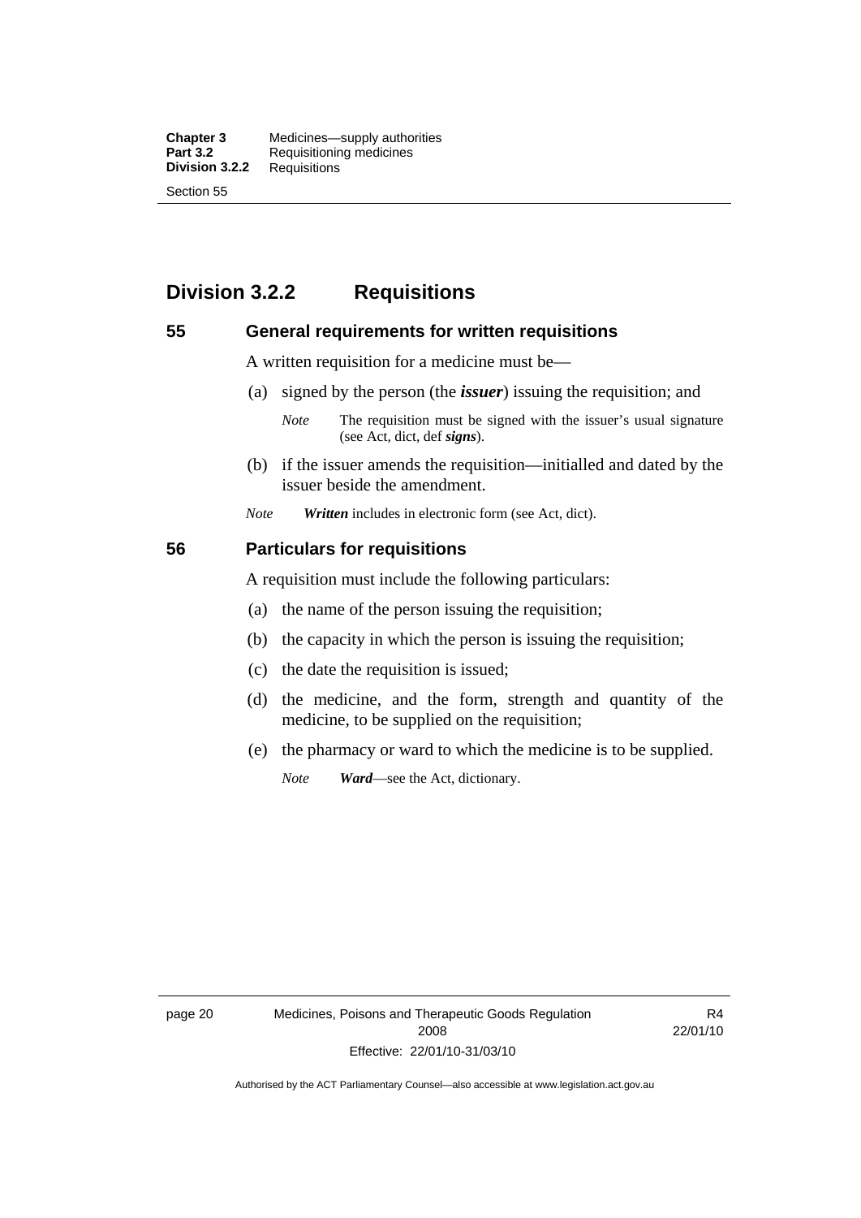## Division 3.2.2 Requisitions

### 55 General requirements for written requisitions

A written requisition for a medicine must be—

(a) signed by the person (the ***issuer***) issuing the requisition; and

*Note* The requisition must be signed with the issuer's usual signature (see Act, dict, def ***signs***).

(b) if the issuer amends the requisition—initialled and dated by the issuer beside the amendment.

*Note* ***Written*** includes in electronic form (see Act, dict).

### 56 Particulars for requisitions

A requisition must include the following particulars:

(a) the name of the person issuing the requisition;

(b) the capacity in which the person is issuing the requisition;

(c) the date the requisition is issued;

(d) the medicine, and the form, strength and quantity of the medicine, to be supplied on the requisition;

(e) the pharmacy or ward to which the medicine is to be supplied.

*Note* ***Ward***—see the Act, dictionary.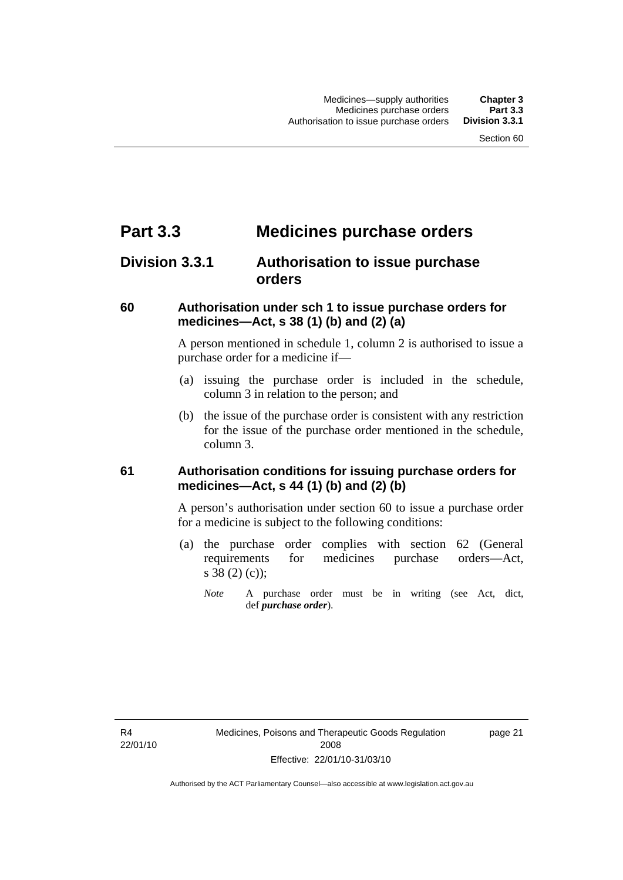# Part 3.3 Medicines purchase orders

## Division 3.3.1 Authorisation to issue purchase orders

### 60 Authorisation under sch 1 to issue purchase orders for medicines—Act, s 38 (1) (b) and (2) (a)

A person mentioned in schedule 1, column 2 is authorised to issue a purchase order for a medicine if—

(a) issuing the purchase order is included in the schedule, column 3 in relation to the person; and

(b) the issue of the purchase order is consistent with any restriction for the issue of the purchase order mentioned in the schedule, column 3.

### 61 Authorisation conditions for issuing purchase orders for medicines—Act, s 44 (1) (b) and (2) (b)

A person's authorisation under section 60 to issue a purchase order for a medicine is subject to the following conditions:

(a) the purchase order complies with section 62 (General requirements for medicines purchase orders—Act, s 38 (2) (c));

*Note* A purchase order must be in writing (see Act, dict, def ***purchase order***).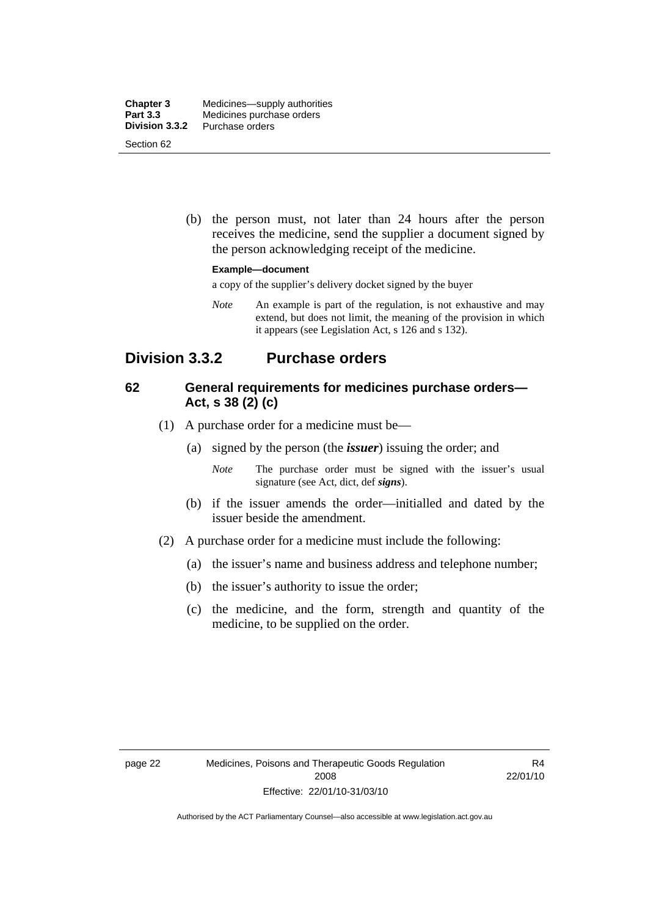(b) the person must, not later than 24 hours after the person receives the medicine, send the supplier a document signed by the person acknowledging receipt of the medicine.

**Example—document**

a copy of the supplier's delivery docket signed by the buyer

*Note* An example is part of the regulation, is not exhaustive and may extend, but does not limit, the meaning of the provision in which it appears (see Legislation Act, s 126 and s 132).

## Division 3.3.2 Purchase orders

### 62 General requirements for medicines purchase orders—Act, s 38 (2) (c)

(1) A purchase order for a medicine must be—

(a) signed by the person (the ***issuer***) issuing the order; and

*Note* The purchase order must be signed with the issuer's usual signature (see Act, dict, def ***signs***).

(b) if the issuer amends the order—initialled and dated by the issuer beside the amendment.

(2) A purchase order for a medicine must include the following:

(a) the issuer's name and business address and telephone number;

(b) the issuer's authority to issue the order;

(c) the medicine, and the form, strength and quantity of the medicine, to be supplied on the order.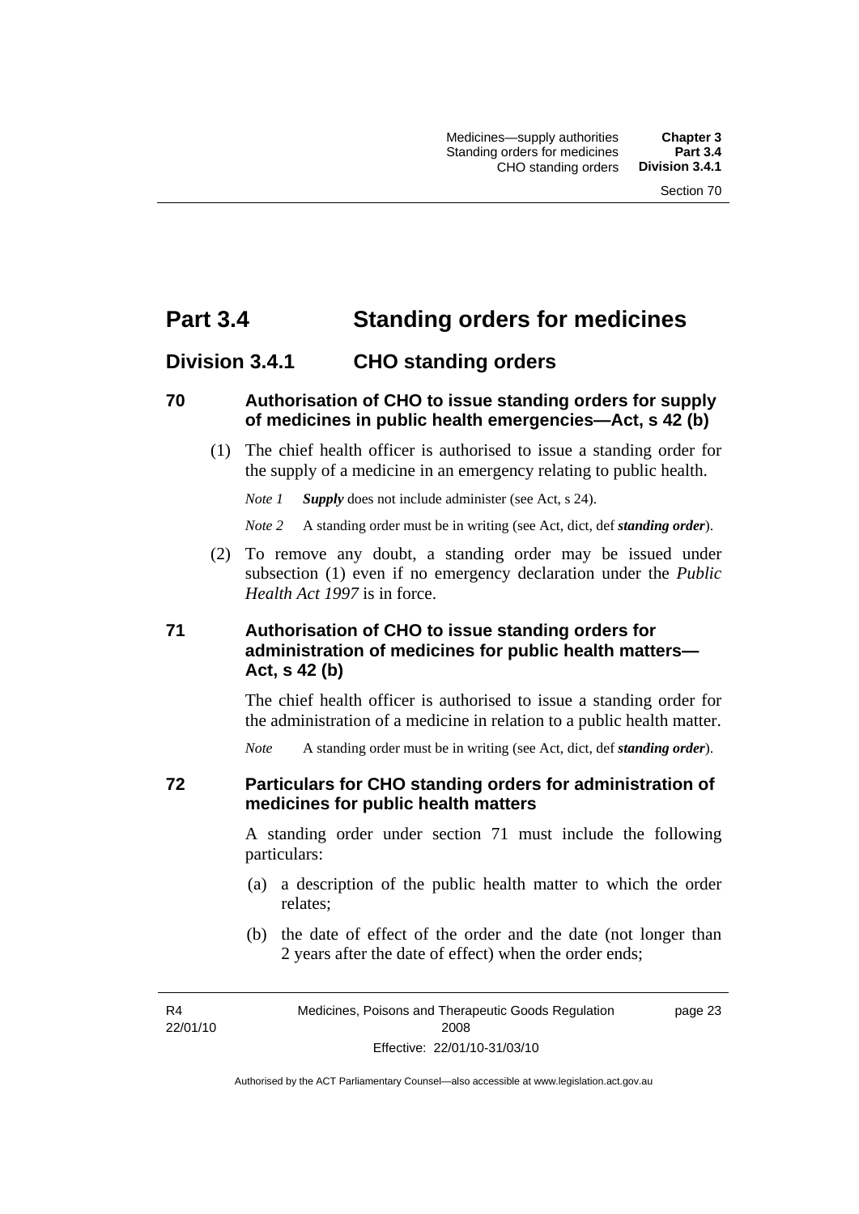# Part 3.4 Standing orders for medicines

## Division 3.4.1 CHO standing orders

### 70 Authorisation of CHO to issue standing orders for supply of medicines in public health emergencies—Act, s 42 (b)

(1) The chief health officer is authorised to issue a standing order for the supply of a medicine in an emergency relating to public health.

*Note 1* ***Supply*** does not include administer (see Act, s 24).

*Note 2* A standing order must be in writing (see Act, dict, def ***standing order***).

(2) To remove any doubt, a standing order may be issued under subsection (1) even if no emergency declaration under the *Public Health Act 1997* is in force.

### 71 Authorisation of CHO to issue standing orders for administration of medicines for public health matters—Act, s 42 (b)

The chief health officer is authorised to issue a standing order for the administration of a medicine in relation to a public health matter.

*Note* A standing order must be in writing (see Act, dict, def ***standing order***).

### 72 Particulars for CHO standing orders for administration of medicines for public health matters

A standing order under section 71 must include the following particulars:

(a) a description of the public health matter to which the order relates;

(b) the date of effect of the order and the date (not longer than 2 years after the date of effect) when the order ends;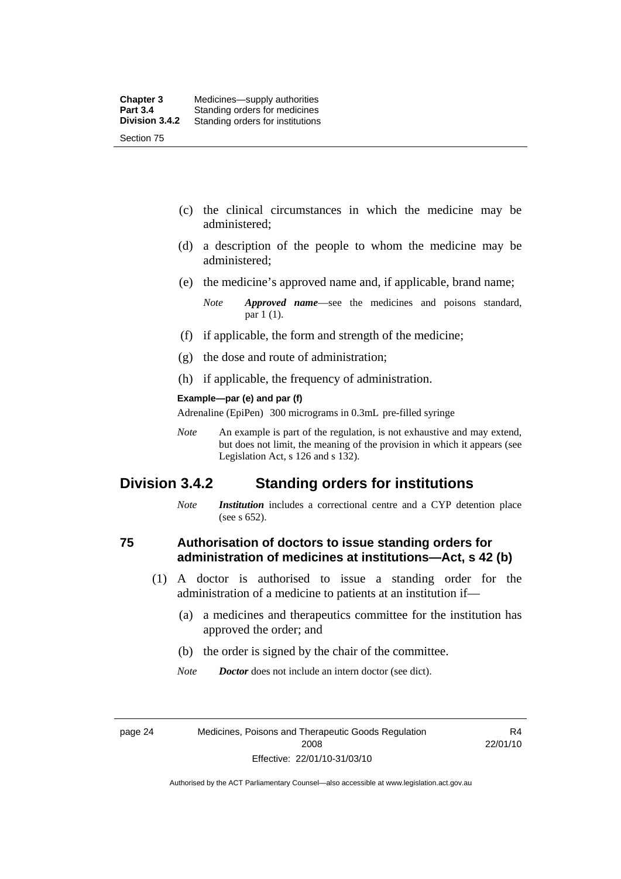(c) the clinical circumstances in which the medicine may be administered;

(d) a description of the people to whom the medicine may be administered;

(e) the medicine's approved name and, if applicable, brand name;

*Note* ***Approved name***—see the medicines and poisons standard, par 1 (1).

(f) if applicable, the form and strength of the medicine;

(g) the dose and route of administration;

(h) if applicable, the frequency of administration.

**Example—par (e) and par (f)**

Adrenaline (EpiPen) 300 micrograms in 0.3mL pre-filled syringe

*Note* An example is part of the regulation, is not exhaustive and may extend, but does not limit, the meaning of the provision in which it appears (see Legislation Act, s 126 and s 132).

## Division 3.4.2 Standing orders for institutions

*Note* ***Institution*** includes a correctional centre and a CYP detention place (see s 652).

### 75 Authorisation of doctors to issue standing orders for administration of medicines at institutions—Act, s 42 (b)

(1) A doctor is authorised to issue a standing order for the administration of a medicine to patients at an institution if—

(a) a medicines and therapeutics committee for the institution has approved the order; and

(b) the order is signed by the chair of the committee.

*Note* ***Doctor*** does not include an intern doctor (see dict).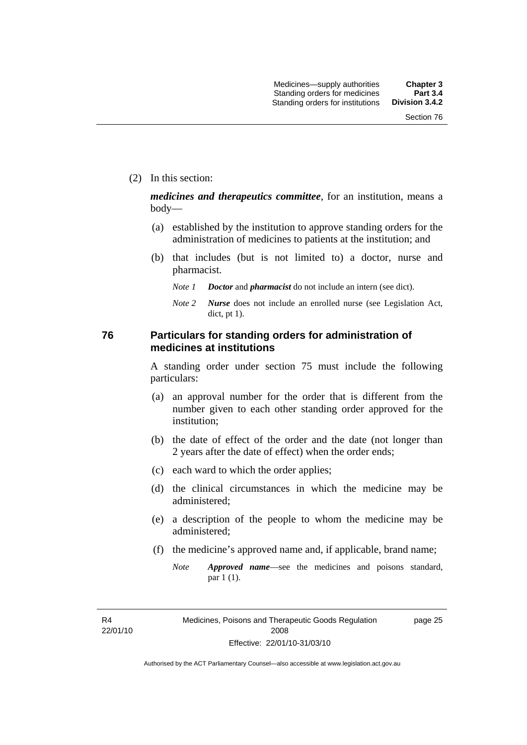(2) In this section:

***medicines and therapeutics committee***, for an institution, means a body—

(a) established by the institution to approve standing orders for the administration of medicines to patients at the institution; and

(b) that includes (but is not limited to) a doctor, nurse and pharmacist.

*Note 1* ***Doctor*** and ***pharmacist*** do not include an intern (see dict).

*Note 2* ***Nurse*** does not include an enrolled nurse (see Legislation Act, dict, pt 1).

## 76 Particulars for standing orders for administration of medicines at institutions

A standing order under section 75 must include the following particulars:

(a) an approval number for the order that is different from the number given to each other standing order approved for the institution;

(b) the date of effect of the order and the date (not longer than 2 years after the date of effect) when the order ends;

(c) each ward to which the order applies;

(d) the clinical circumstances in which the medicine may be administered;

(e) a description of the people to whom the medicine may be administered;

(f) the medicine's approved name and, if applicable, brand name;

*Note* ***Approved name***—see the medicines and poisons standard, par 1 (1).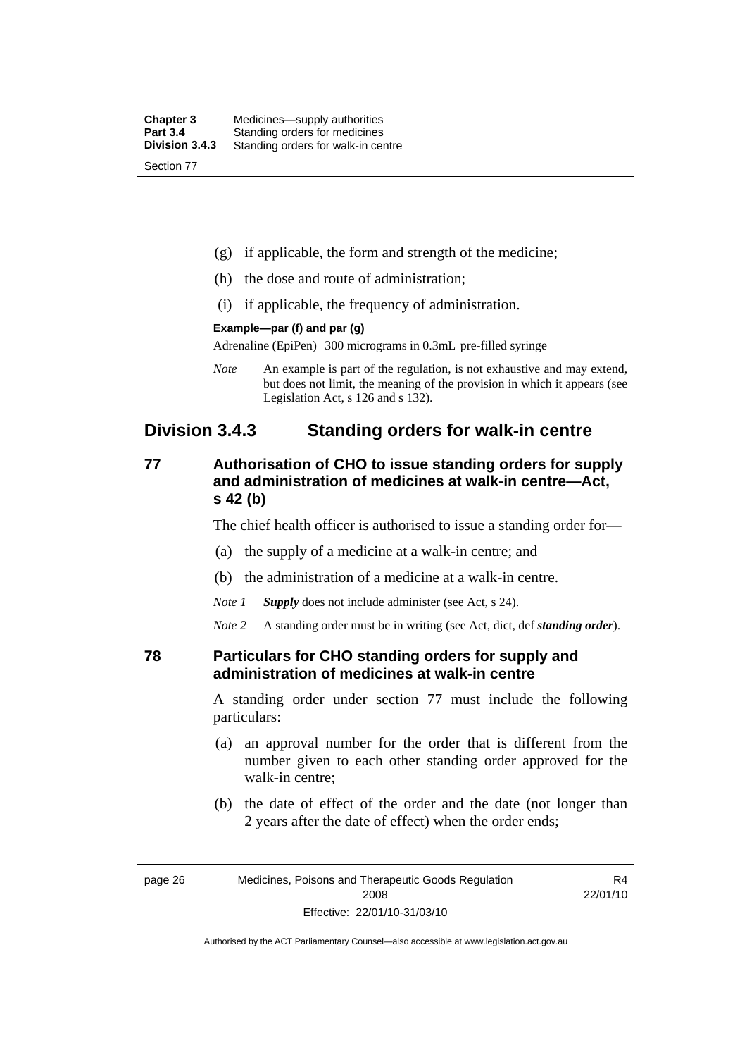(g) if applicable, the form and strength of the medicine;

(h) the dose and route of administration;

(i) if applicable, the frequency of administration.

**Example—par (f) and par (g)**

Adrenaline (EpiPen) 300 micrograms in 0.3mL pre-filled syringe

*Note* An example is part of the regulation, is not exhaustive and may extend, but does not limit, the meaning of the provision in which it appears (see Legislation Act, s 126 and s 132).

## Division 3.4.3 Standing orders for walk-in centre

### 77 Authorisation of CHO to issue standing orders for supply and administration of medicines at walk-in centre—Act, s 42 (b)

The chief health officer is authorised to issue a standing order for—

(a) the supply of a medicine at a walk-in centre; and

(b) the administration of a medicine at a walk-in centre.

*Note 1* ***Supply*** does not include administer (see Act, s 24).

*Note 2* A standing order must be in writing (see Act, dict, def ***standing order***).

### 78 Particulars for CHO standing orders for supply and administration of medicines at walk-in centre

A standing order under section 77 must include the following particulars:

(a) an approval number for the order that is different from the number given to each other standing order approved for the walk-in centre;

(b) the date of effect of the order and the date (not longer than 2 years after the date of effect) when the order ends;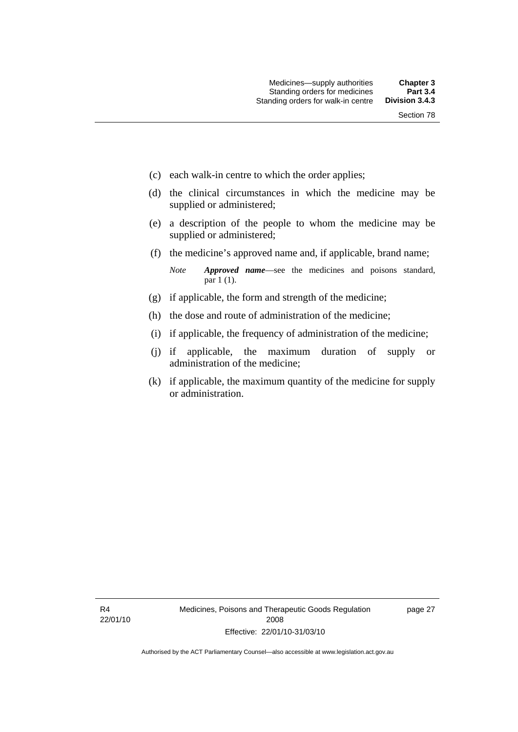(c) each walk-in centre to which the order applies;

(d) the clinical circumstances in which the medicine may be supplied or administered;

(e) a description of the people to whom the medicine may be supplied or administered;

(f) the medicine's approved name and, if applicable, brand name;

*Note* ***Approved name***—see the medicines and poisons standard, par 1 (1).

(g) if applicable, the form and strength of the medicine;

(h) the dose and route of administration of the medicine;

(i) if applicable, the frequency of administration of the medicine;

(j) if applicable, the maximum duration of supply or administration of the medicine;

(k) if applicable, the maximum quantity of the medicine for supply or administration.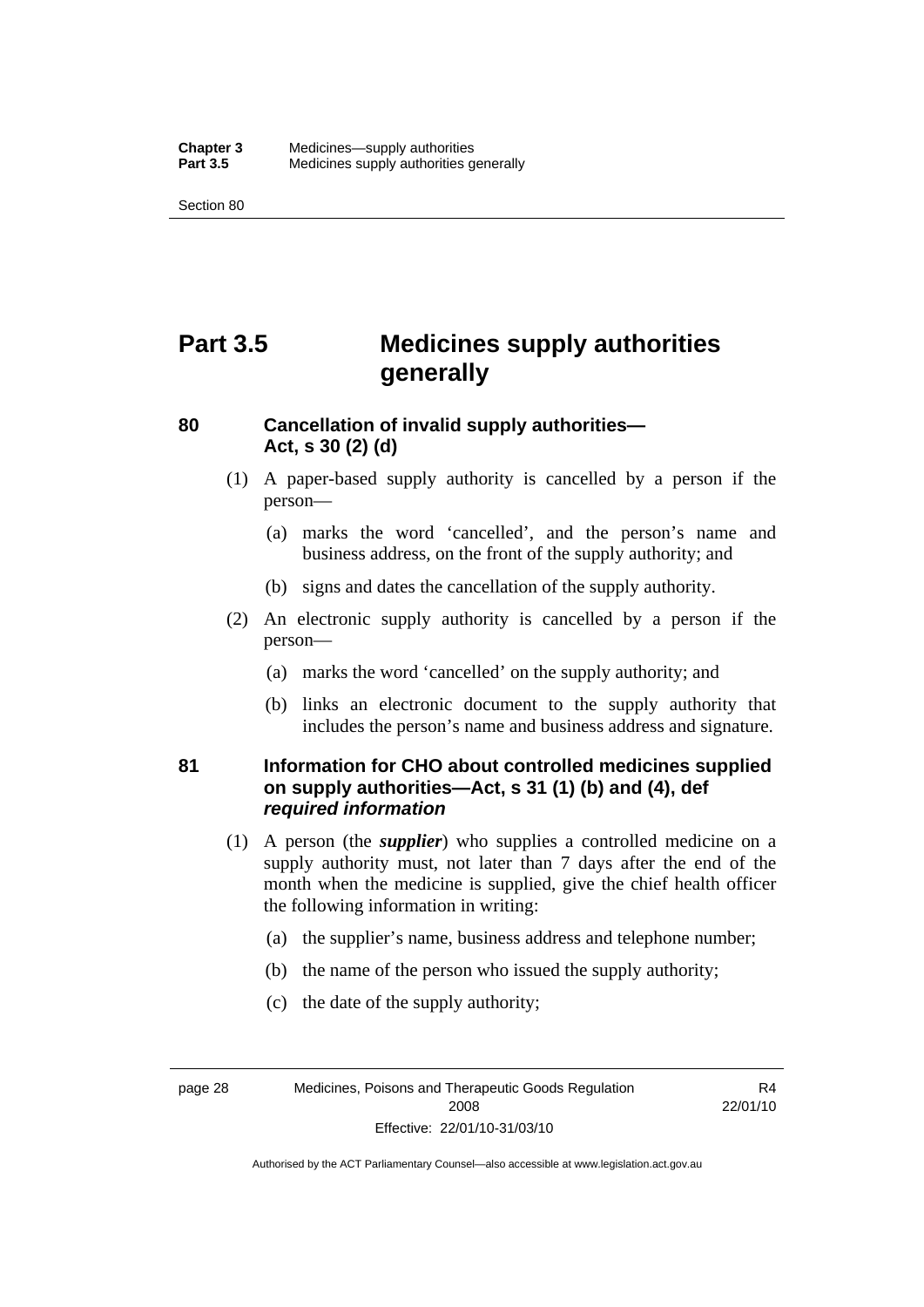# Part 3.5 Medicines supply authorities generally

## 80 Cancellation of invalid supply authorities—Act, s 30 (2) (d)

(1) A paper-based supply authority is cancelled by a person if the person—

(a) marks the word 'cancelled', and the person's name and business address, on the front of the supply authority; and

(b) signs and dates the cancellation of the supply authority.

(2) An electronic supply authority is cancelled by a person if the person—

(a) marks the word 'cancelled' on the supply authority; and

(b) links an electronic document to the supply authority that includes the person's name and business address and signature.

## 81 Information for CHO about controlled medicines supplied on supply authorities—Act, s 31 (1) (b) and (4), def *required information*

(1) A person (the ***supplier***) who supplies a controlled medicine on a supply authority must, not later than 7 days after the end of the month when the medicine is supplied, give the chief health officer the following information in writing:

(a) the supplier's name, business address and telephone number;

(b) the name of the person who issued the supply authority;

(c) the date of the supply authority;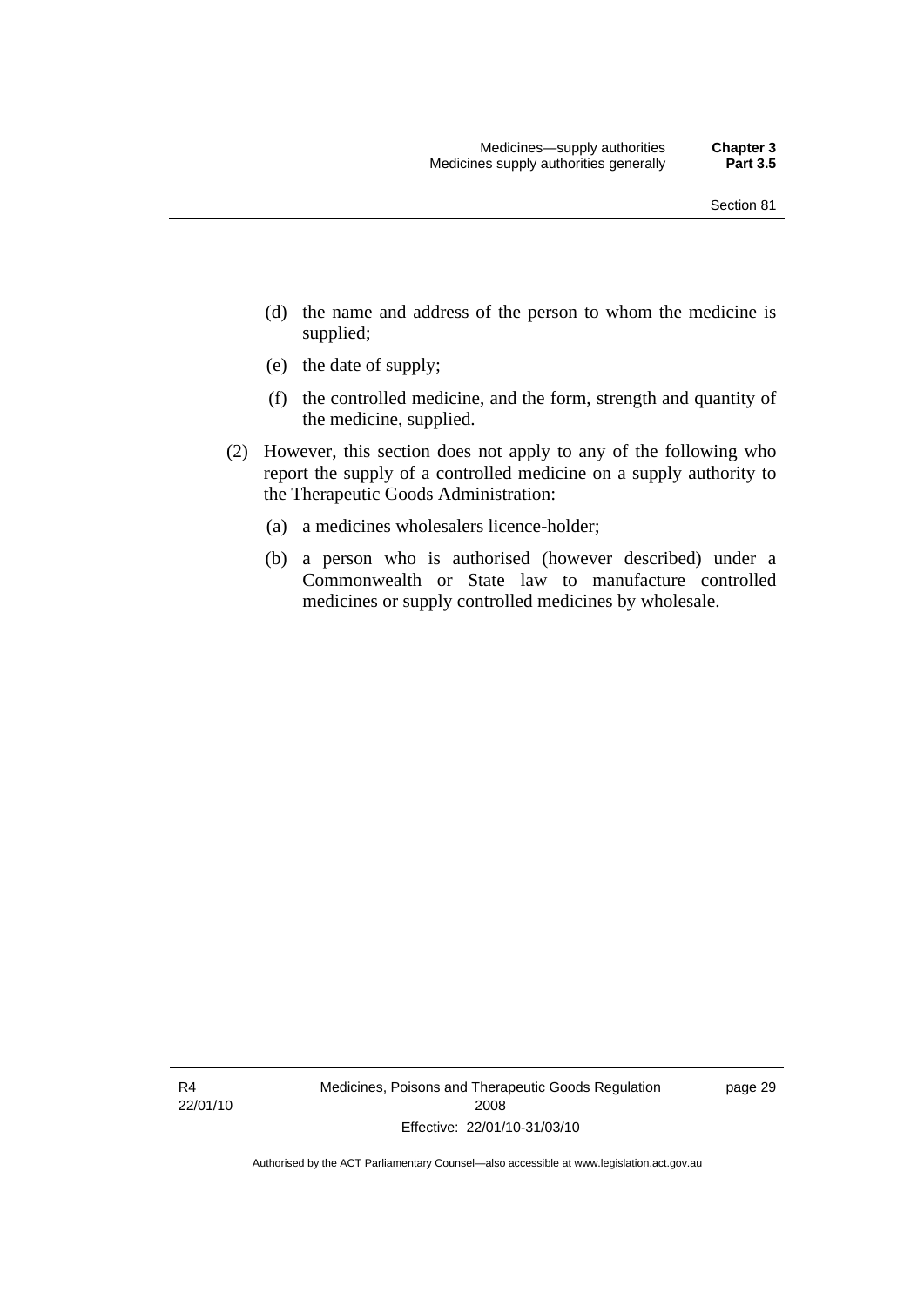(d) the name and address of the person to whom the medicine is supplied;

(e) the date of supply;

(f) the controlled medicine, and the form, strength and quantity of the medicine, supplied.

(2) However, this section does not apply to any of the following who report the supply of a controlled medicine on a supply authority to the Therapeutic Goods Administration:

(a) a medicines wholesalers licence-holder;

(b) a person who is authorised (however described) under a Commonwealth or State law to manufacture controlled medicines or supply controlled medicines by wholesale.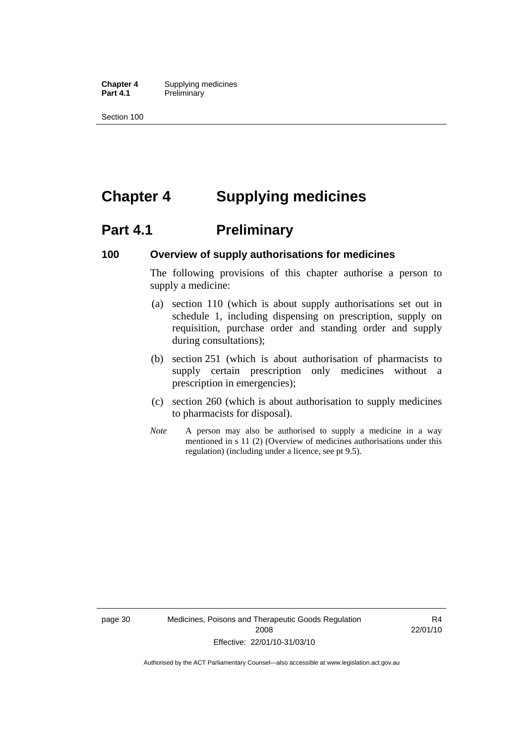# Chapter 4 Supplying medicines

## Part 4.1 Preliminary

### 100 Overview of supply authorisations for medicines

The following provisions of this chapter authorise a person to supply a medicine:

(a) section 110 (which is about supply authorisations set out in schedule 1, including dispensing on prescription, supply on requisition, purchase order and standing order and supply during consultations);

(b) section 251 (which is about authorisation of pharmacists to supply certain prescription only medicines without a prescription in emergencies);

(c) section 260 (which is about authorisation to supply medicines to pharmacists for disposal).

*Note* A person may also be authorised to supply a medicine in a way mentioned in s 11 (2) (Overview of medicines authorisations under this regulation) (including under a licence, see pt 9.5).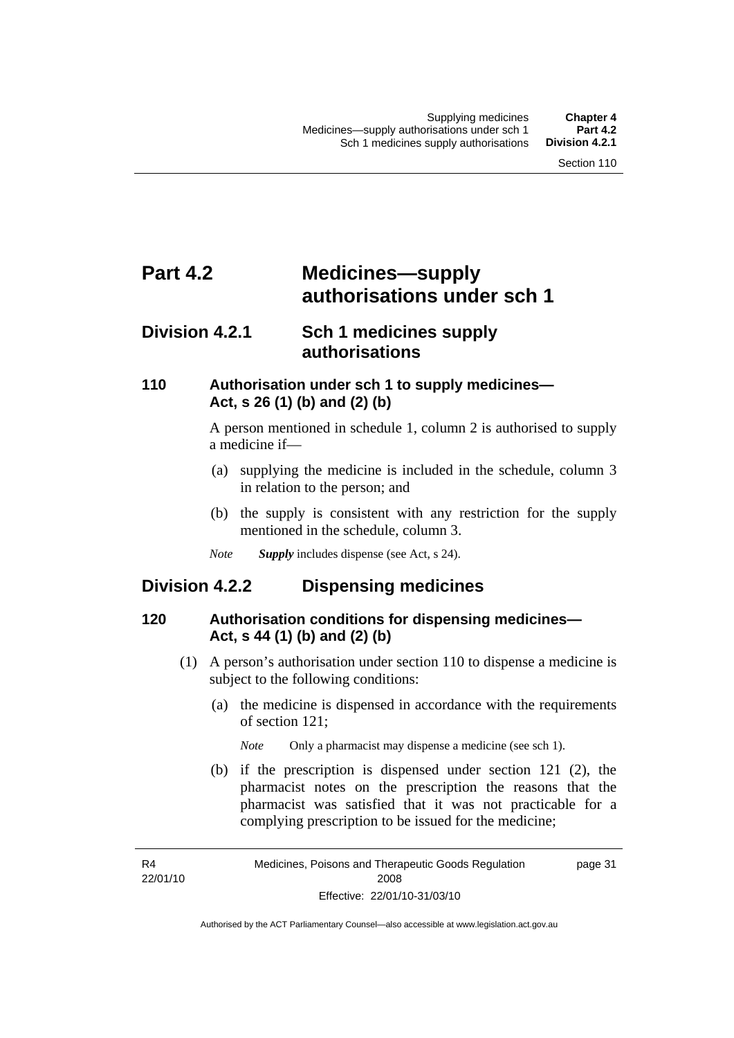# Part 4.2 Medicines—supply authorisations under sch 1

## Division 4.2.1 Sch 1 medicines supply authorisations

### 110 Authorisation under sch 1 to supply medicines—Act, s 26 (1) (b) and (2) (b)

A person mentioned in schedule 1, column 2 is authorised to supply a medicine if—

(a) supplying the medicine is included in the schedule, column 3 in relation to the person; and

(b) the supply is consistent with any restriction for the supply mentioned in the schedule, column 3.

*Note* ***Supply*** includes dispense (see Act, s 24).

## Division 4.2.2 Dispensing medicines

### 120 Authorisation conditions for dispensing medicines—Act, s 44 (1) (b) and (2) (b)

(1) A person's authorisation under section 110 to dispense a medicine is subject to the following conditions:

(a) the medicine is dispensed in accordance with the requirements of section 121;

*Note* Only a pharmacist may dispense a medicine (see sch 1).

(b) if the prescription is dispensed under section 121 (2), the pharmacist notes on the prescription the reasons that the pharmacist was satisfied that it was not practicable for a complying prescription to be issued for the medicine;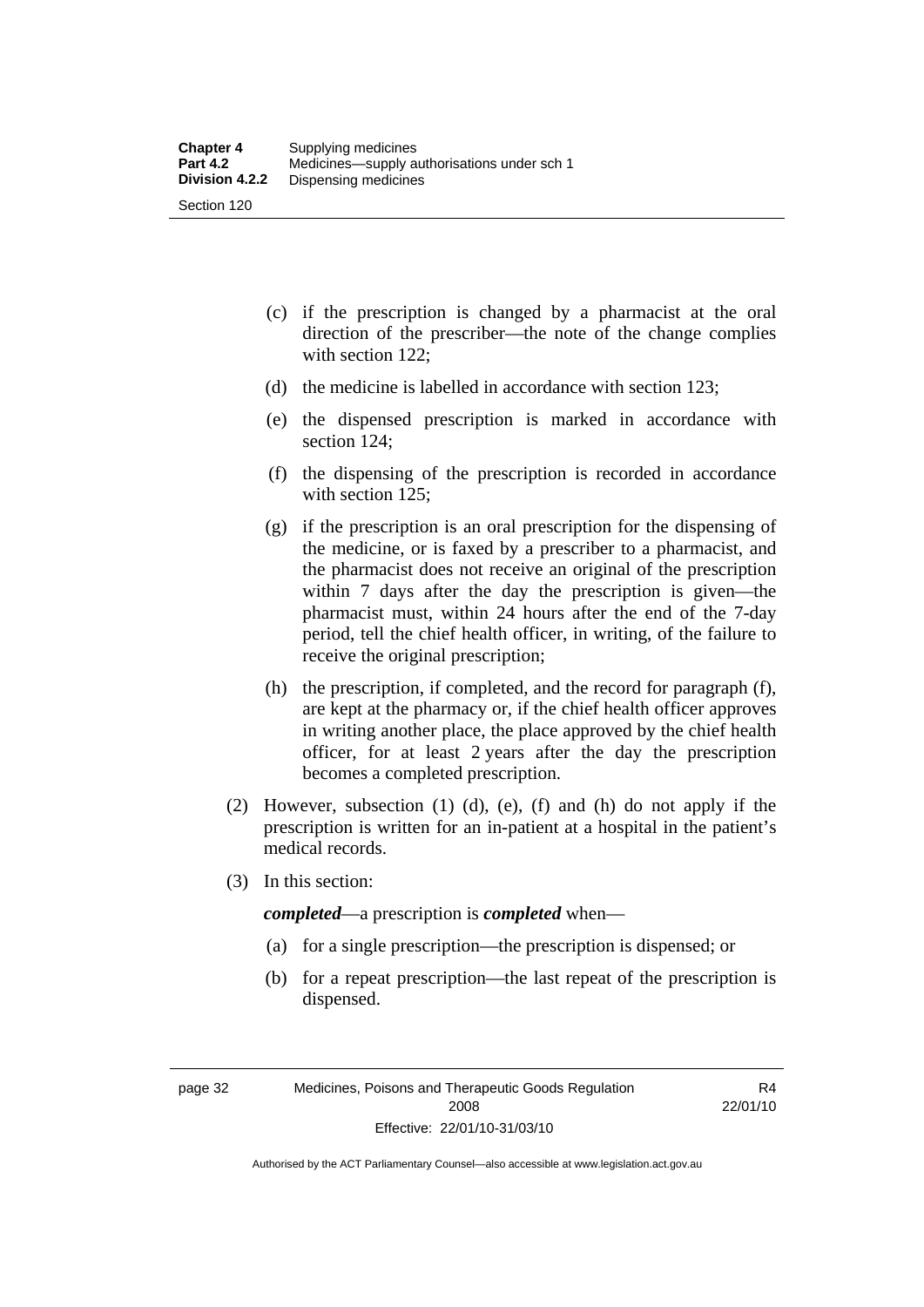(c) if the prescription is changed by a pharmacist at the oral direction of the prescriber—the note of the change complies with section 122;

(d) the medicine is labelled in accordance with section 123;

(e) the dispensed prescription is marked in accordance with section 124;

(f) the dispensing of the prescription is recorded in accordance with section 125;

(g) if the prescription is an oral prescription for the dispensing of the medicine, or is faxed by a prescriber to a pharmacist, and the pharmacist does not receive an original of the prescription within 7 days after the day the prescription is given—the pharmacist must, within 24 hours after the end of the 7-day period, tell the chief health officer, in writing, of the failure to receive the original prescription;

(h) the prescription, if completed, and the record for paragraph (f), are kept at the pharmacy or, if the chief health officer approves in writing another place, the place approved by the chief health officer, for at least 2 years after the day the prescription becomes a completed prescription.

(2) However, subsection (1) (d), (e), (f) and (h) do not apply if the prescription is written for an in-patient at a hospital in the patient's medical records.

(3) In this section:

***completed***—a prescription is ***completed*** when—

(a) for a single prescription—the prescription is dispensed; or

(b) for a repeat prescription—the last repeat of the prescription is dispensed.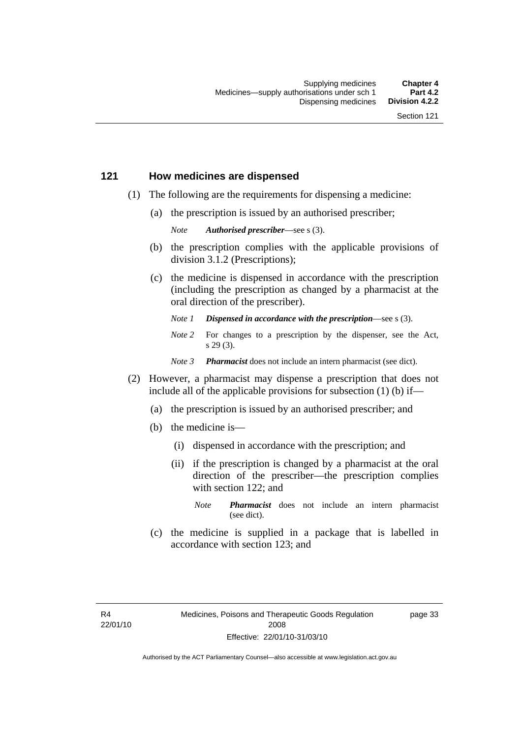## 121 How medicines are dispensed

(1) The following are the requirements for dispensing a medicine:

(a) the prescription is issued by an authorised prescriber;

*Note* ***Authorised prescriber***—see s (3).

(b) the prescription complies with the applicable provisions of division 3.1.2 (Prescriptions);

(c) the medicine is dispensed in accordance with the prescription (including the prescription as changed by a pharmacist at the oral direction of the prescriber).

*Note 1* ***Dispensed in accordance with the prescription***—see s (3).

*Note 2* For changes to a prescription by the dispenser, see the Act, s 29 (3).

*Note 3* ***Pharmacist*** does not include an intern pharmacist (see dict).

(2) However, a pharmacist may dispense a prescription that does not include all of the applicable provisions for subsection (1) (b) if—

(a) the prescription is issued by an authorised prescriber; and

(b) the medicine is—

(i) dispensed in accordance with the prescription; and

(ii) if the prescription is changed by a pharmacist at the oral direction of the prescriber—the prescription complies with section 122; and

*Note* ***Pharmacist*** does not include an intern pharmacist (see dict).

(c) the medicine is supplied in a package that is labelled in accordance with section 123; and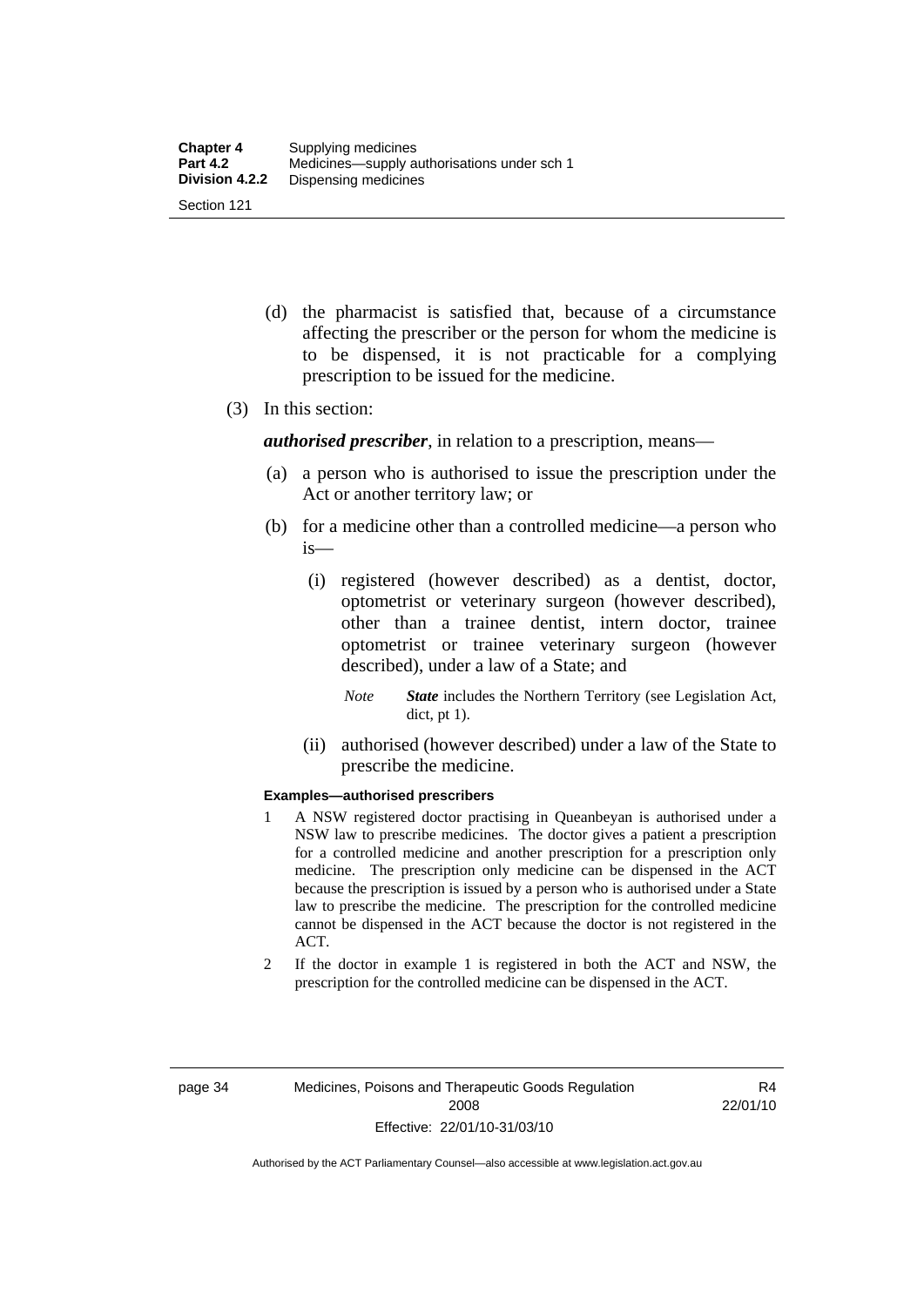(d) the pharmacist is satisfied that, because of a circumstance affecting the prescriber or the person for whom the medicine is to be dispensed, it is not practicable for a complying prescription to be issued for the medicine.

(3) In this section:

***authorised prescriber***, in relation to a prescription, means—

(a) a person who is authorised to issue the prescription under the Act or another territory law; or

(b) for a medicine other than a controlled medicine—a person who is—

(i) registered (however described) as a dentist, doctor, optometrist or veterinary surgeon (however described), other than a trainee dentist, intern doctor, trainee optometrist or trainee veterinary surgeon (however described), under a law of a State; and

*Note* ***State*** includes the Northern Territory (see Legislation Act, dict, pt 1).

(ii) authorised (however described) under a law of the State to prescribe the medicine.

**Examples—authorised prescribers**

1 A NSW registered doctor practising in Queanbeyan is authorised under a NSW law to prescribe medicines. The doctor gives a patient a prescription for a controlled medicine and another prescription for a prescription only medicine. The prescription only medicine can be dispensed in the ACT because the prescription is issued by a person who is authorised under a State law to prescribe the medicine. The prescription for the controlled medicine cannot be dispensed in the ACT because the doctor is not registered in the ACT.

2 If the doctor in example 1 is registered in both the ACT and NSW, the prescription for the controlled medicine can be dispensed in the ACT.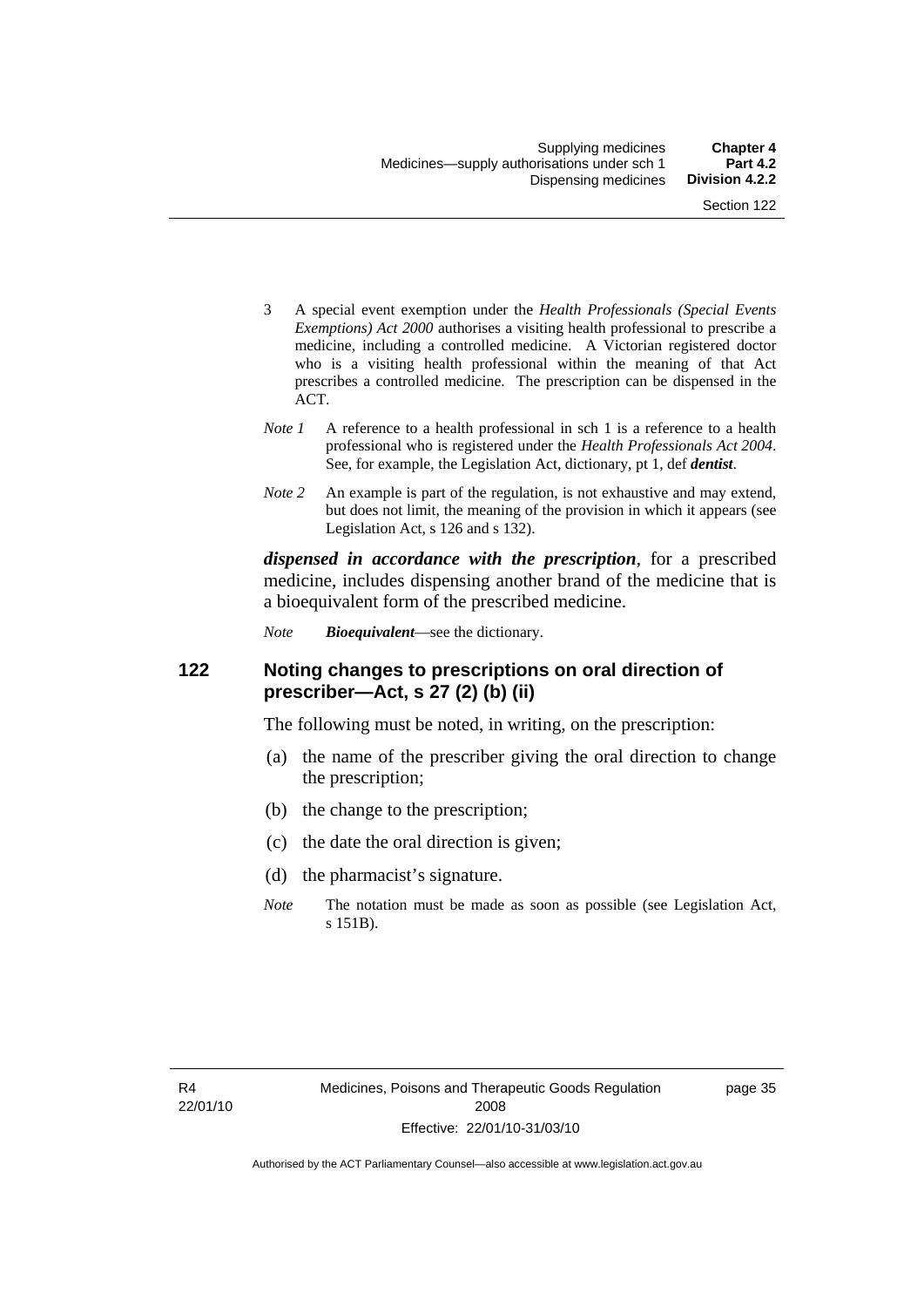3 A special event exemption under the *Health Professionals (Special Events Exemptions) Act 2000* authorises a visiting health professional to prescribe a medicine, including a controlled medicine. A Victorian registered doctor who is a visiting health professional within the meaning of that Act prescribes a controlled medicine. The prescription can be dispensed in the ACT.

*Note 1* A reference to a health professional in sch 1 is a reference to a health professional who is registered under the *Health Professionals Act 2004*. See, for example, the Legislation Act, dictionary, pt 1, def ***dentist***.

*Note 2* An example is part of the regulation, is not exhaustive and may extend, but does not limit, the meaning of the provision in which it appears (see Legislation Act, s 126 and s 132).

***dispensed in accordance with the prescription***, for a prescribed medicine, includes dispensing another brand of the medicine that is a bioequivalent form of the prescribed medicine.

*Note* ***Bioequivalent***—see the dictionary.

## 122 Noting changes to prescriptions on oral direction of prescriber—Act, s 27 (2) (b) (ii)

The following must be noted, in writing, on the prescription:

(a) the name of the prescriber giving the oral direction to change the prescription;

(b) the change to the prescription;

(c) the date the oral direction is given;

(d) the pharmacist's signature.

*Note* The notation must be made as soon as possible (see Legislation Act, s 151B).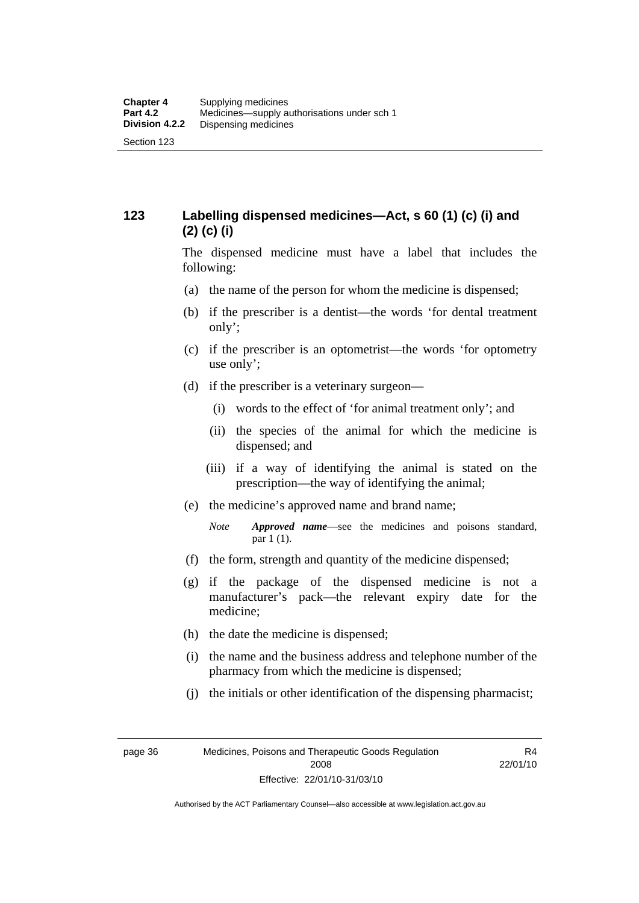## 123 Labelling dispensed medicines—Act, s 60 (1) (c) (i) and (2) (c) (i)

The dispensed medicine must have a label that includes the following:

(a) the name of the person for whom the medicine is dispensed;

(b) if the prescriber is a dentist—the words 'for dental treatment only';

(c) if the prescriber is an optometrist—the words 'for optometry use only';

(d) if the prescriber is a veterinary surgeon—

 (i) words to the effect of 'for animal treatment only'; and

 (ii) the species of the animal for which the medicine is dispensed; and

 (iii) if a way of identifying the animal is stated on the prescription—the way of identifying the animal;

(e) the medicine's approved name and brand name;

*Note* ***Approved name***—see the medicines and poisons standard, par 1 (1).

(f) the form, strength and quantity of the medicine dispensed;

(g) if the package of the dispensed medicine is not a manufacturer's pack—the relevant expiry date for the medicine;

(h) the date the medicine is dispensed;

(i) the name and the business address and telephone number of the pharmacy from which the medicine is dispensed;

(j) the initials or other identification of the dispensing pharmacist;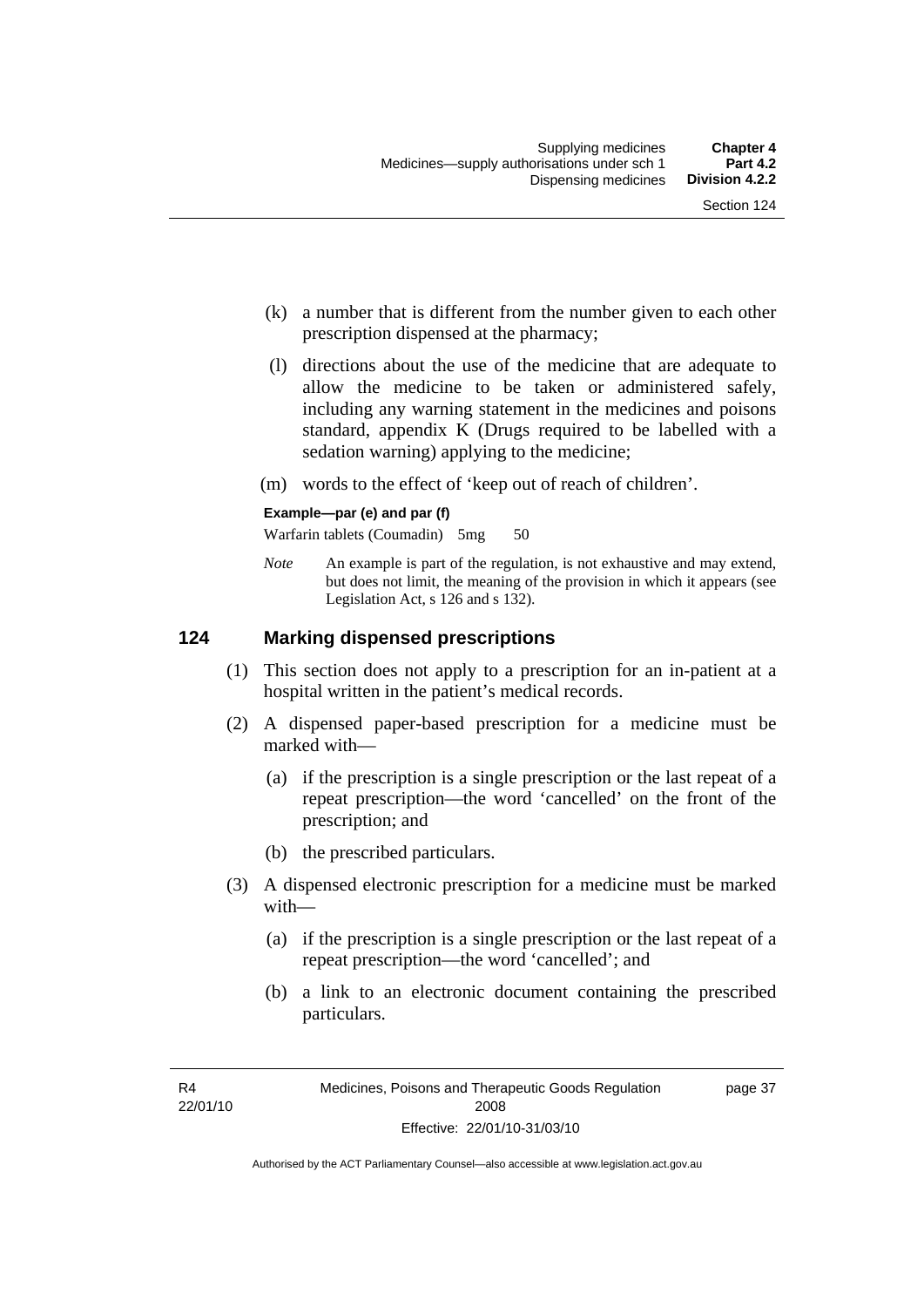(k) a number that is different from the number given to each other prescription dispensed at the pharmacy;

(l) directions about the use of the medicine that are adequate to allow the medicine to be taken or administered safely, including any warning statement in the medicines and poisons standard, appendix K (Drugs required to be labelled with a sedation warning) applying to the medicine;

(m) words to the effect of 'keep out of reach of children'.

**Example—par (e) and par (f)**

Warfarin tablets (Coumadin) 5mg 50

*Note* An example is part of the regulation, is not exhaustive and may extend, but does not limit, the meaning of the provision in which it appears (see Legislation Act, s 126 and s 132).

## 124 Marking dispensed prescriptions

(1) This section does not apply to a prescription for an in-patient at a hospital written in the patient's medical records.

(2) A dispensed paper-based prescription for a medicine must be marked with—

(a) if the prescription is a single prescription or the last repeat of a repeat prescription—the word 'cancelled' on the front of the prescription; and

(b) the prescribed particulars.

(3) A dispensed electronic prescription for a medicine must be marked with—

(a) if the prescription is a single prescription or the last repeat of a repeat prescription—the word 'cancelled'; and

(b) a link to an electronic document containing the prescribed particulars.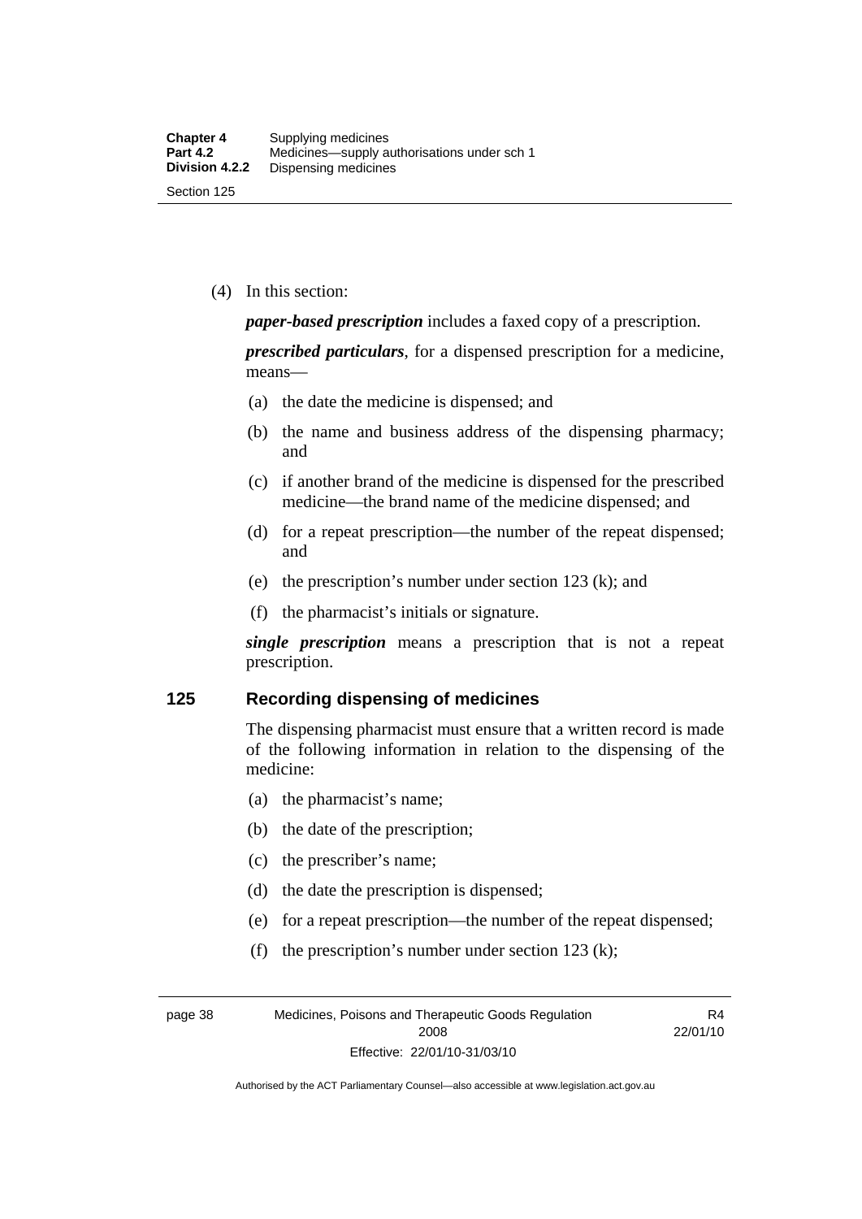(4) In this section:

***paper-based prescription*** includes a faxed copy of a prescription.

***prescribed particulars***, for a dispensed prescription for a medicine, means—

(a) the date the medicine is dispensed; and

(b) the name and business address of the dispensing pharmacy; and

(c) if another brand of the medicine is dispensed for the prescribed medicine—the brand name of the medicine dispensed; and

(d) for a repeat prescription—the number of the repeat dispensed; and

(e) the prescription's number under section 123 (k); and

(f) the pharmacist's initials or signature.

***single prescription*** means a prescription that is not a repeat prescription.

## 125 Recording dispensing of medicines

The dispensing pharmacist must ensure that a written record is made of the following information in relation to the dispensing of the medicine:

(a) the pharmacist's name;

(b) the date of the prescription;

(c) the prescriber's name;

(d) the date the prescription is dispensed;

(e) for a repeat prescription—the number of the repeat dispensed;

(f) the prescription's number under section 123 (k);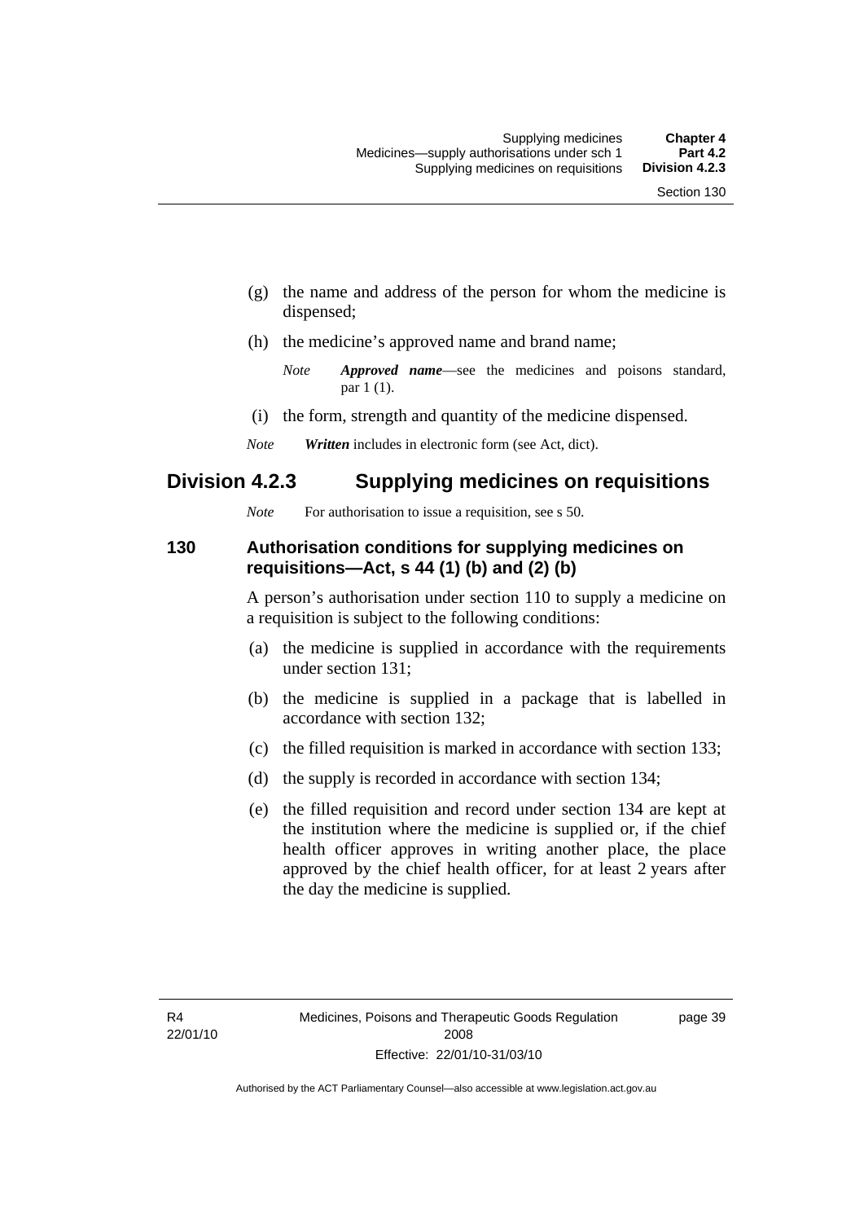(g) the name and address of the person for whom the medicine is dispensed;

(h) the medicine's approved name and brand name;

*Note* ***Approved name***—see the medicines and poisons standard, par 1 (1).

(i) the form, strength and quantity of the medicine dispensed.

*Note* ***Written*** includes in electronic form (see Act, dict).

## Division 4.2.3 Supplying medicines on requisitions

*Note* For authorisation to issue a requisition, see s 50.

### 130 Authorisation conditions for supplying medicines on requisitions—Act, s 44 (1) (b) and (2) (b)

A person's authorisation under section 110 to supply a medicine on a requisition is subject to the following conditions:

(a) the medicine is supplied in accordance with the requirements under section 131;

(b) the medicine is supplied in a package that is labelled in accordance with section 132;

(c) the filled requisition is marked in accordance with section 133;

(d) the supply is recorded in accordance with section 134;

(e) the filled requisition and record under section 134 are kept at the institution where the medicine is supplied or, if the chief health officer approves in writing another place, the place approved by the chief health officer, for at least 2 years after the day the medicine is supplied.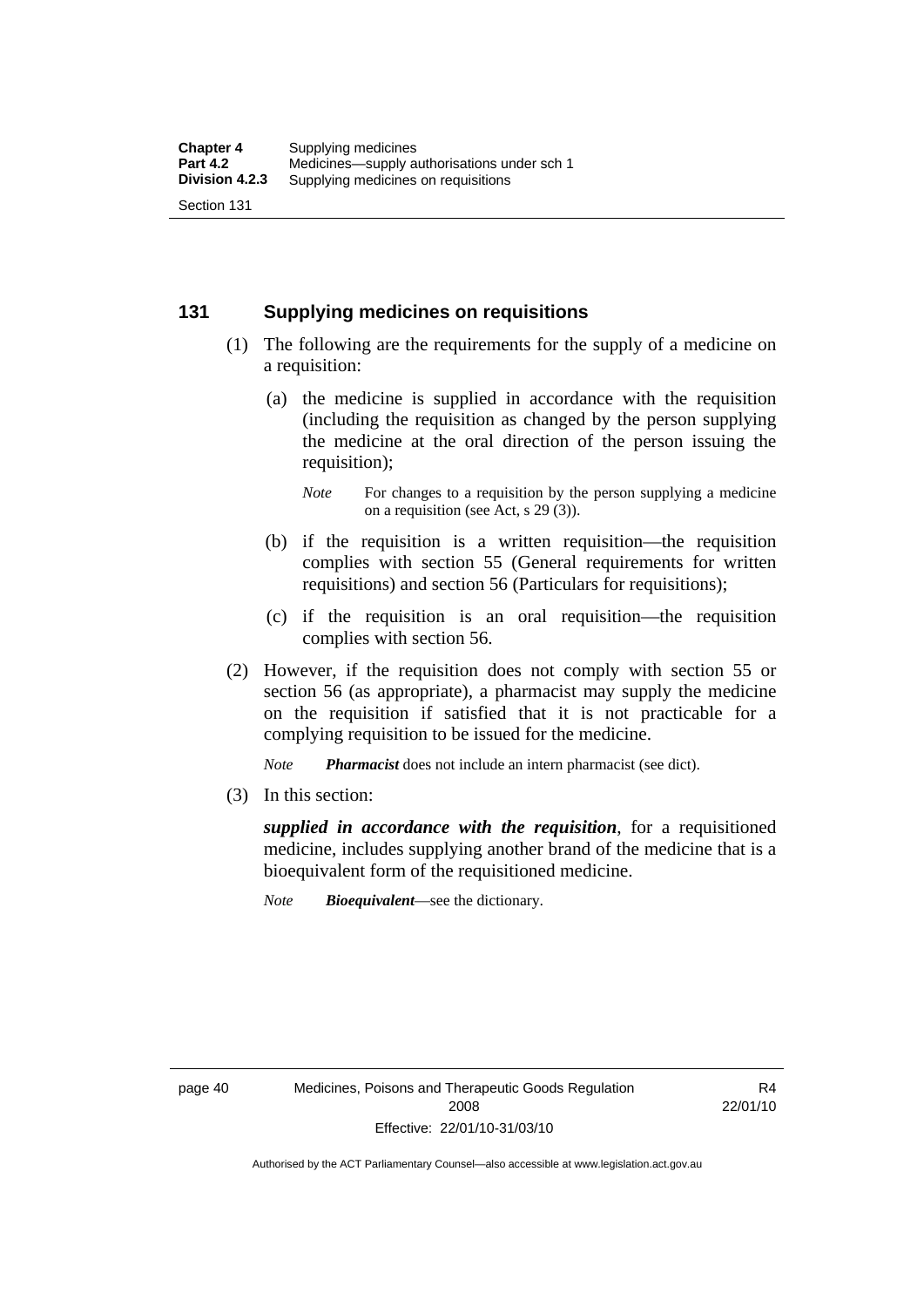## 131 Supplying medicines on requisitions

(1) The following are the requirements for the supply of a medicine on a requisition:

(a) the medicine is supplied in accordance with the requisition (including the requisition as changed by the person supplying the medicine at the oral direction of the person issuing the requisition);

*Note* For changes to a requisition by the person supplying a medicine on a requisition (see Act, s 29 (3)).

(b) if the requisition is a written requisition—the requisition complies with section 55 (General requirements for written requisitions) and section 56 (Particulars for requisitions);

(c) if the requisition is an oral requisition—the requisition complies with section 56.

(2) However, if the requisition does not comply with section 55 or section 56 (as appropriate), a pharmacist may supply the medicine on the requisition if satisfied that it is not practicable for a complying requisition to be issued for the medicine.

*Note* ***Pharmacist*** does not include an intern pharmacist (see dict).

(3) In this section:

***supplied in accordance with the requisition***, for a requisitioned medicine, includes supplying another brand of the medicine that is a bioequivalent form of the requisitioned medicine.

*Note* ***Bioequivalent***—see the dictionary.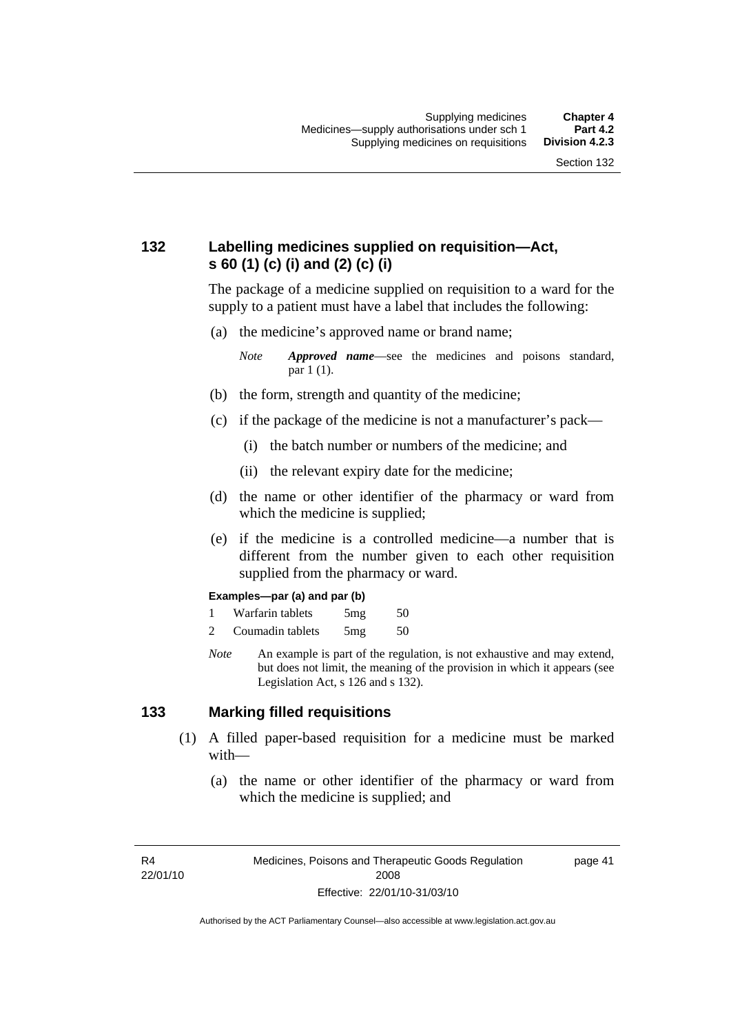## 132 Labelling medicines supplied on requisition—Act, s 60 (1) (c) (i) and (2) (c) (i)

The package of a medicine supplied on requisition to a ward for the supply to a patient must have a label that includes the following:

(a) the medicine's approved name or brand name;

*Note* ***Approved name***—see the medicines and poisons standard, par 1 (1).

(b) the form, strength and quantity of the medicine;

(c) if the package of the medicine is not a manufacturer's pack—

(i) the batch number or numbers of the medicine; and

(ii) the relevant expiry date for the medicine;

(d) the name or other identifier of the pharmacy or ward from which the medicine is supplied;

(e) if the medicine is a controlled medicine—a number that is different from the number given to each other requisition supplied from the pharmacy or ward.

**Examples—par (a) and par (b)**

| | | | |
|---|---|---|---|
| 1 | Warfarin tablets | 5mg | 50 |
| 2 | Coumadin tablets | 5mg | 50 |

*Note* An example is part of the regulation, is not exhaustive and may extend, but does not limit, the meaning of the provision in which it appears (see Legislation Act, s 126 and s 132).

## 133 Marking filled requisitions

(1) A filled paper-based requisition for a medicine must be marked with—

(a) the name or other identifier of the pharmacy or ward from which the medicine is supplied; and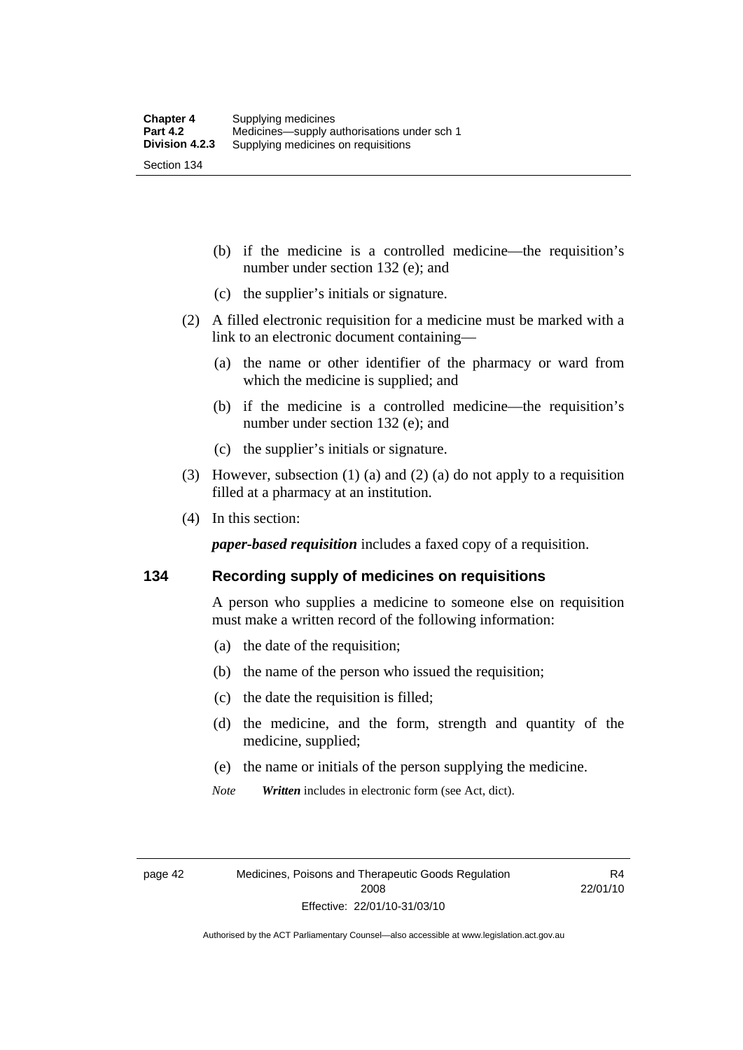(b) if the medicine is a controlled medicine—the requisition's number under section 132 (e); and

(c) the supplier's initials or signature.

(2) A filled electronic requisition for a medicine must be marked with a link to an electronic document containing—

(a) the name or other identifier of the pharmacy or ward from which the medicine is supplied; and

(b) if the medicine is a controlled medicine—the requisition's number under section 132 (e); and

(c) the supplier's initials or signature.

(3) However, subsection (1) (a) and (2) (a) do not apply to a requisition filled at a pharmacy at an institution.

(4) In this section:

***paper-based requisition*** includes a faxed copy of a requisition.

## 134 Recording supply of medicines on requisitions

A person who supplies a medicine to someone else on requisition must make a written record of the following information:

(a) the date of the requisition;

(b) the name of the person who issued the requisition;

(c) the date the requisition is filled;

(d) the medicine, and the form, strength and quantity of the medicine, supplied;

(e) the name or initials of the person supplying the medicine.

*Note* ***Written*** includes in electronic form (see Act, dict).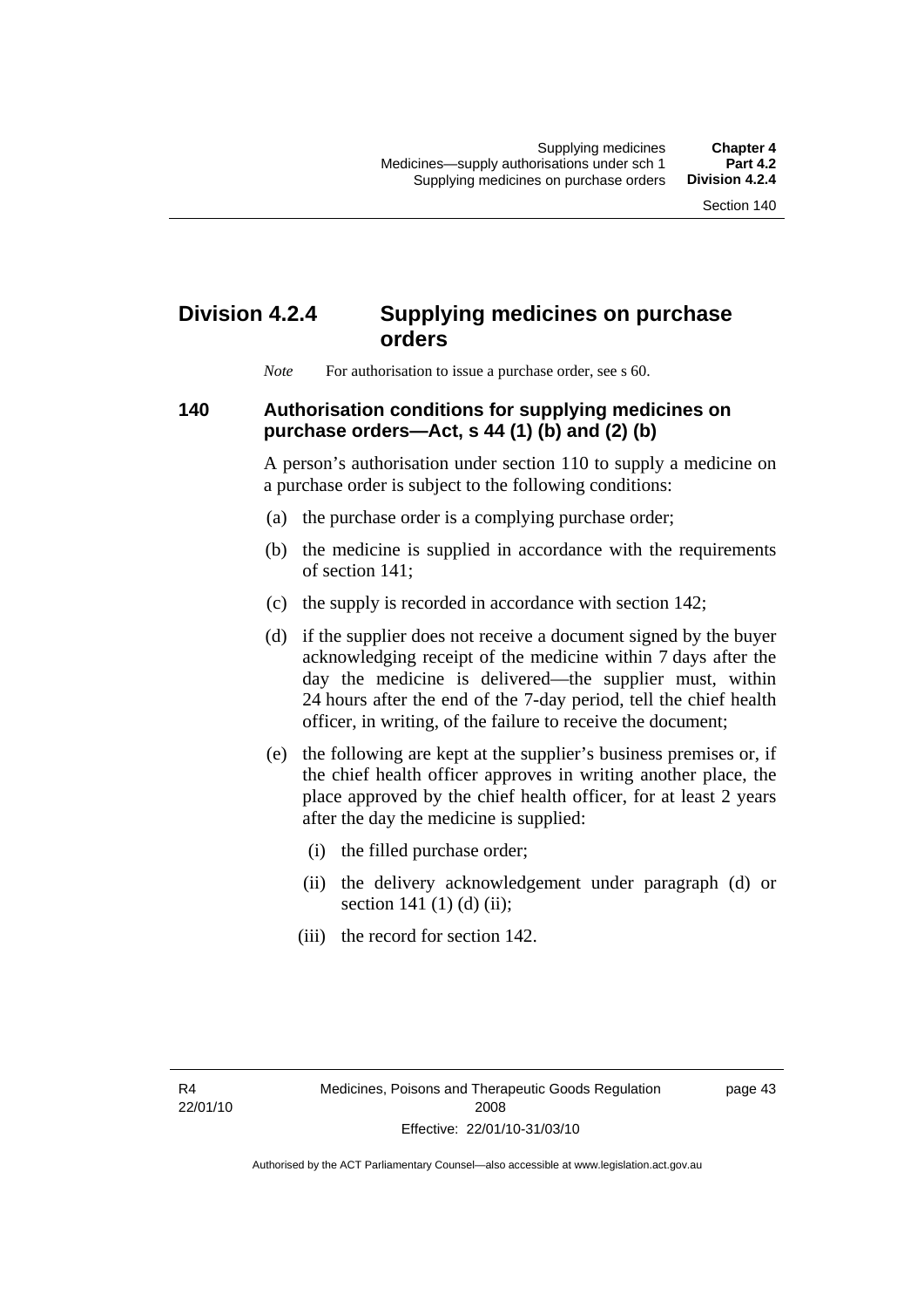## Division 4.2.4 Supplying medicines on purchase orders

*Note* For authorisation to issue a purchase order, see s 60.

### 140 Authorisation conditions for supplying medicines on purchase orders—Act, s 44 (1) (b) and (2) (b)

A person's authorisation under section 110 to supply a medicine on a purchase order is subject to the following conditions:

(a) the purchase order is a complying purchase order;

(b) the medicine is supplied in accordance with the requirements of section 141;

(c) the supply is recorded in accordance with section 142;

(d) if the supplier does not receive a document signed by the buyer acknowledging receipt of the medicine within 7 days after the day the medicine is delivered—the supplier must, within 24 hours after the end of the 7-day period, tell the chief health officer, in writing, of the failure to receive the document;

(e) the following are kept at the supplier's business premises or, if the chief health officer approves in writing another place, the place approved by the chief health officer, for at least 2 years after the day the medicine is supplied:

(i) the filled purchase order;

(ii) the delivery acknowledgement under paragraph (d) or section 141 (1) (d) (ii);

(iii) the record for section 142.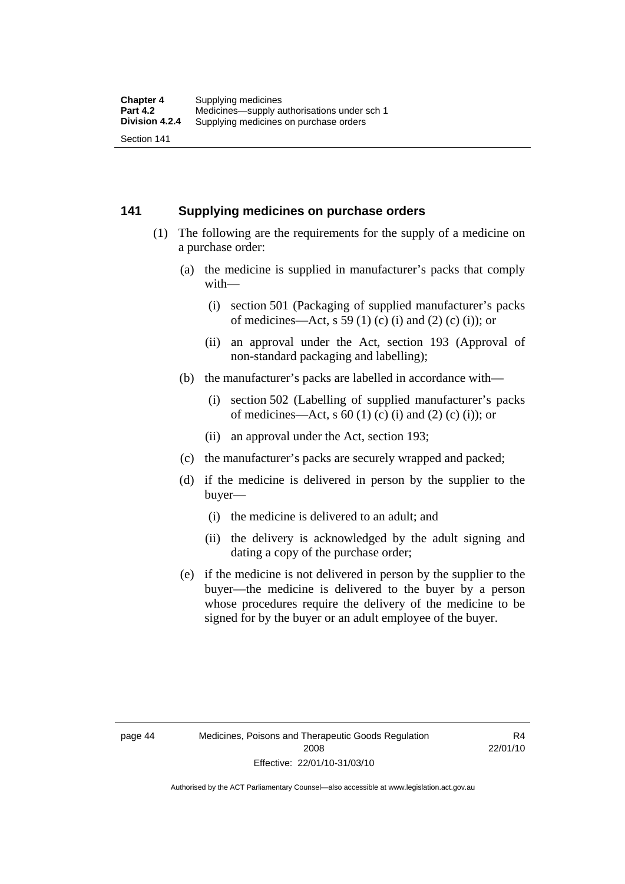## 141 Supplying medicines on purchase orders

(1) The following are the requirements for the supply of a medicine on a purchase order:

(a) the medicine is supplied in manufacturer's packs that comply with—

(i) section 501 (Packaging of supplied manufacturer's packs of medicines—Act, s 59 (1) (c) (i) and (2) (c) (i)); or

(ii) an approval under the Act, section 193 (Approval of non-standard packaging and labelling);

(b) the manufacturer's packs are labelled in accordance with—

(i) section 502 (Labelling of supplied manufacturer's packs of medicines—Act, s 60 (1) (c) (i) and (2) (c) (i)); or

(ii) an approval under the Act, section 193;

(c) the manufacturer's packs are securely wrapped and packed;

(d) if the medicine is delivered in person by the supplier to the buyer—

(i) the medicine is delivered to an adult; and

(ii) the delivery is acknowledged by the adult signing and dating a copy of the purchase order;

(e) if the medicine is not delivered in person by the supplier to the buyer—the medicine is delivered to the buyer by a person whose procedures require the delivery of the medicine to be signed for by the buyer or an adult employee of the buyer.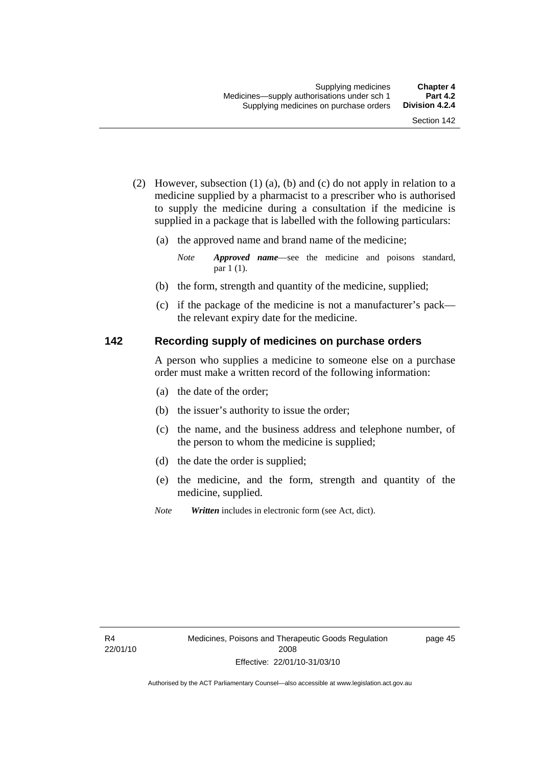(2) However, subsection (1) (a), (b) and (c) do not apply in relation to a medicine supplied by a pharmacist to a prescriber who is authorised to supply the medicine during a consultation if the medicine is supplied in a package that is labelled with the following particulars:

(a) the approved name and brand name of the medicine;

*Note* ***Approved name***—see the medicine and poisons standard, par 1 (1).

(b) the form, strength and quantity of the medicine, supplied;

(c) if the package of the medicine is not a manufacturer's pack—the relevant expiry date for the medicine.

## 142 Recording supply of medicines on purchase orders

A person who supplies a medicine to someone else on a purchase order must make a written record of the following information:

(a) the date of the order;

(b) the issuer's authority to issue the order;

(c) the name, and the business address and telephone number, of the person to whom the medicine is supplied;

(d) the date the order is supplied;

(e) the medicine, and the form, strength and quantity of the medicine, supplied.

*Note* ***Written*** includes in electronic form (see Act, dict).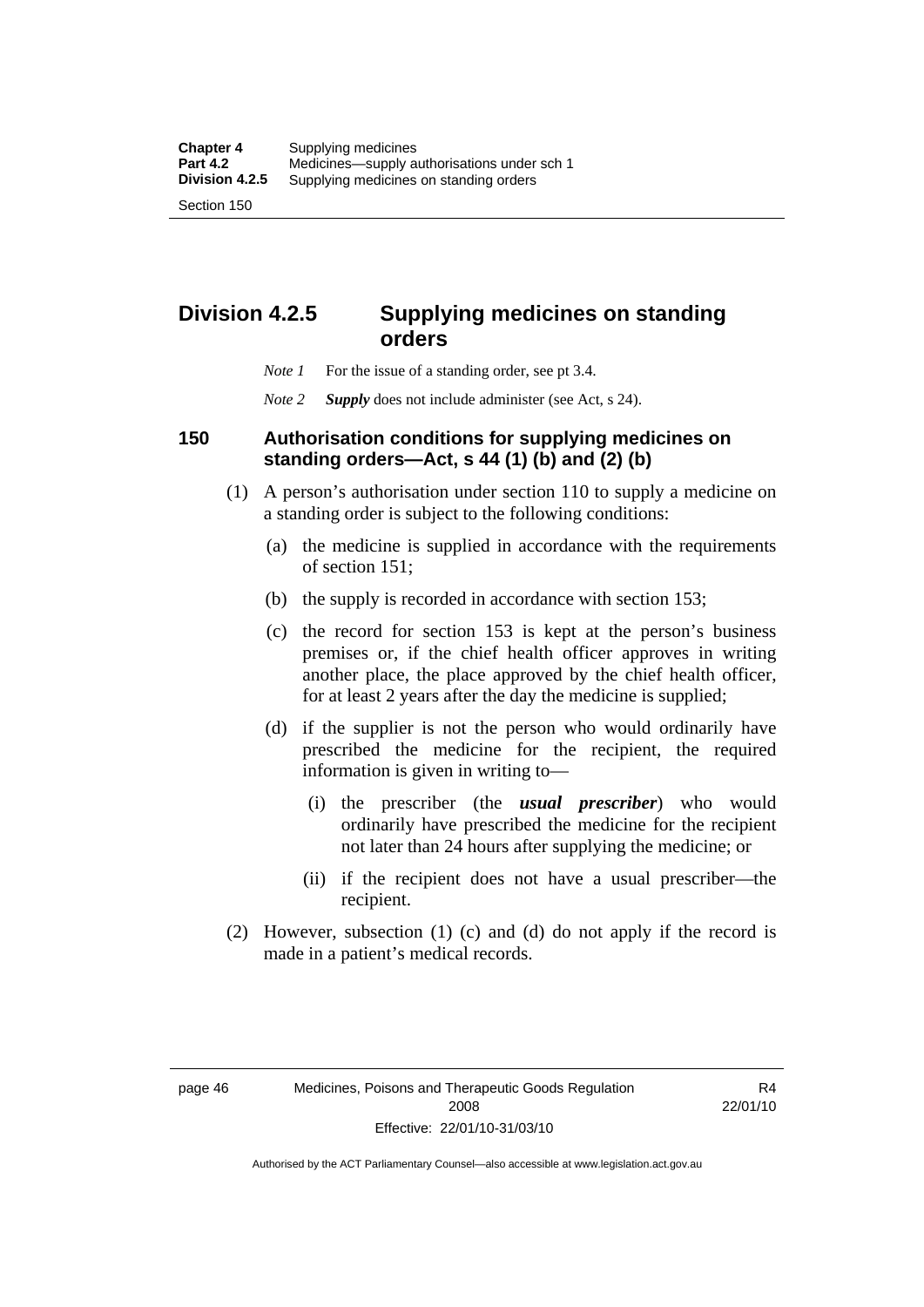## Division 4.2.5 Supplying medicines on standing orders

*Note 1* For the issue of a standing order, see pt 3.4.

*Note 2* ***Supply*** does not include administer (see Act, s 24).

### 150 Authorisation conditions for supplying medicines on standing orders—Act, s 44 (1) (b) and (2) (b)

(1) A person's authorisation under section 110 to supply a medicine on a standing order is subject to the following conditions:

(a) the medicine is supplied in accordance with the requirements of section 151;

(b) the supply is recorded in accordance with section 153;

(c) the record for section 153 is kept at the person's business premises or, if the chief health officer approves in writing another place, the place approved by the chief health officer, for at least 2 years after the day the medicine is supplied;

(d) if the supplier is not the person who would ordinarily have prescribed the medicine for the recipient, the required information is given in writing to—

(i) the prescriber (the ***usual prescriber***) who would ordinarily have prescribed the medicine for the recipient not later than 24 hours after supplying the medicine; or

(ii) if the recipient does not have a usual prescriber—the recipient.

(2) However, subsection (1) (c) and (d) do not apply if the record is made in a patient's medical records.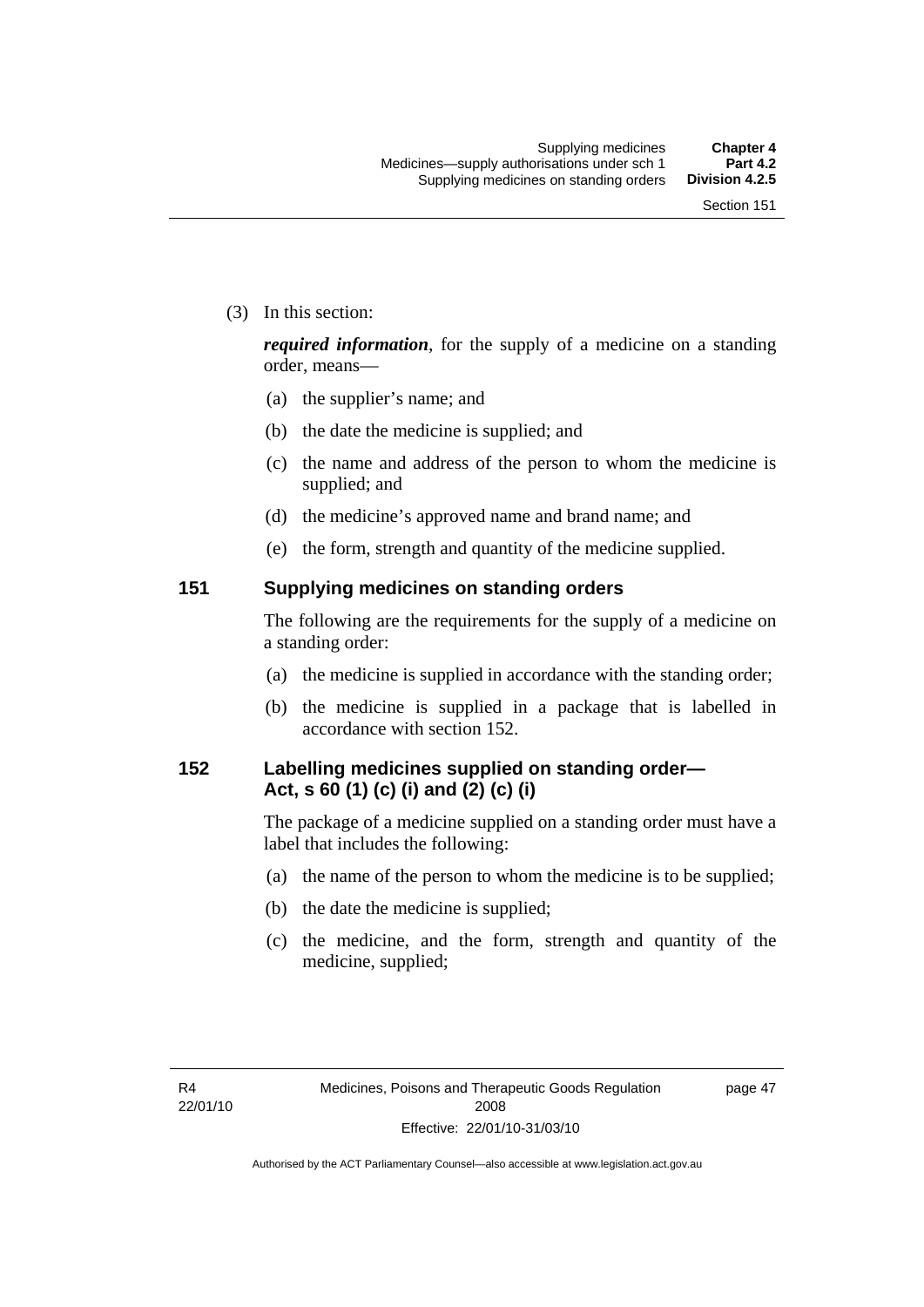(3) In this section:

***required information***, for the supply of a medicine on a standing order, means—

(a) the supplier's name; and

(b) the date the medicine is supplied; and

(c) the name and address of the person to whom the medicine is supplied; and

(d) the medicine's approved name and brand name; and

(e) the form, strength and quantity of the medicine supplied.

## 151 Supplying medicines on standing orders

The following are the requirements for the supply of a medicine on a standing order:

(a) the medicine is supplied in accordance with the standing order;

(b) the medicine is supplied in a package that is labelled in accordance with section 152.

## 152 Labelling medicines supplied on standing order—Act, s 60 (1) (c) (i) and (2) (c) (i)

The package of a medicine supplied on a standing order must have a label that includes the following:

(a) the name of the person to whom the medicine is to be supplied;

(b) the date the medicine is supplied;

(c) the medicine, and the form, strength and quantity of the medicine, supplied;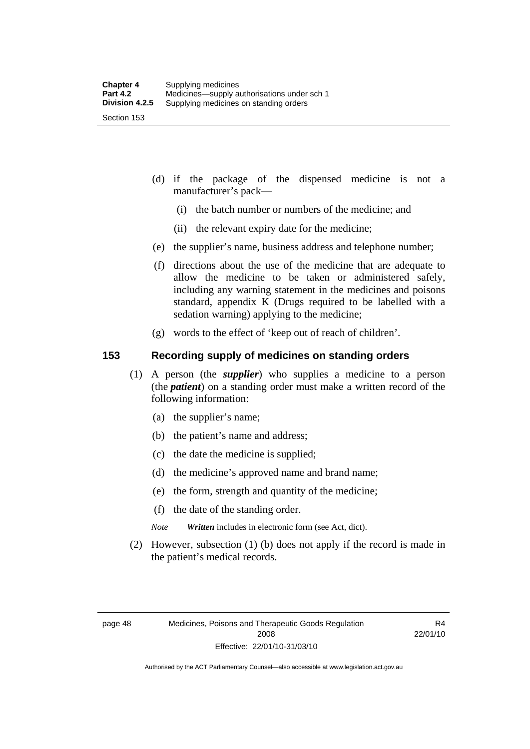(d) if the package of the dispensed medicine is not a manufacturer's pack—

(i) the batch number or numbers of the medicine; and

(ii) the relevant expiry date for the medicine;

(e) the supplier's name, business address and telephone number;

(f) directions about the use of the medicine that are adequate to allow the medicine to be taken or administered safely, including any warning statement in the medicines and poisons standard, appendix K (Drugs required to be labelled with a sedation warning) applying to the medicine;

(g) words to the effect of 'keep out of reach of children'.

## 153 Recording supply of medicines on standing orders

(1) A person (the ***supplier***) who supplies a medicine to a person (the ***patient***) on a standing order must make a written record of the following information:

(a) the supplier's name;

(b) the patient's name and address;

(c) the date the medicine is supplied;

(d) the medicine's approved name and brand name;

(e) the form, strength and quantity of the medicine;

(f) the date of the standing order.

*Note* ***Written*** includes in electronic form (see Act, dict).

(2) However, subsection (1) (b) does not apply if the record is made in the patient's medical records.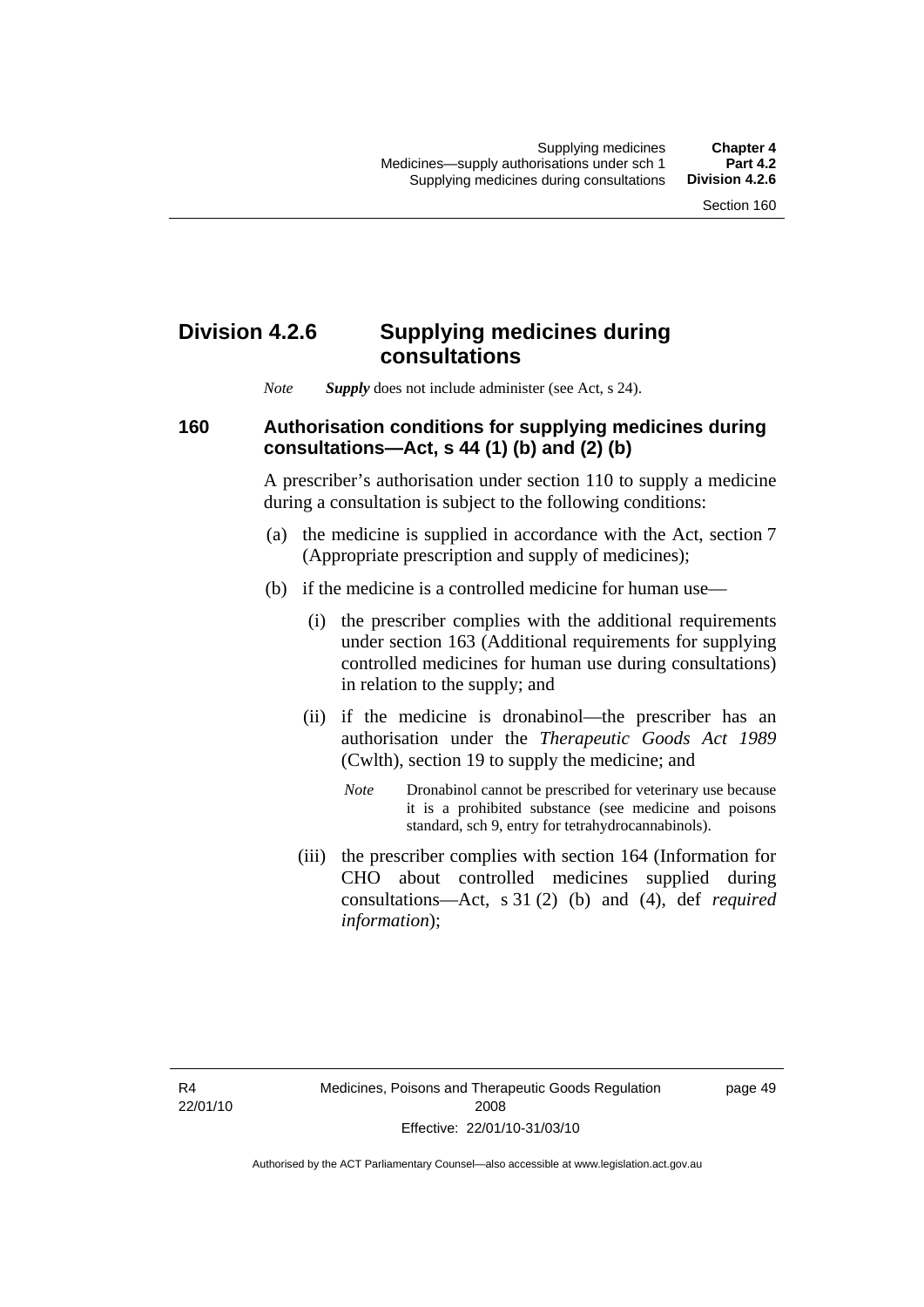## Division 4.2.6 Supplying medicines during consultations

*Note* ***Supply*** does not include administer (see Act, s 24).

### 160 Authorisation conditions for supplying medicines during consultations—Act, s 44 (1) (b) and (2) (b)

A prescriber's authorisation under section 110 to supply a medicine during a consultation is subject to the following conditions:

(a) the medicine is supplied in accordance with the Act, section 7 (Appropriate prescription and supply of medicines);

(b) if the medicine is a controlled medicine for human use—

(i) the prescriber complies with the additional requirements under section 163 (Additional requirements for supplying controlled medicines for human use during consultations) in relation to the supply; and

(ii) if the medicine is dronabinol—the prescriber has an authorisation under the *Therapeutic Goods Act 1989* (Cwlth), section 19 to supply the medicine; and

*Note* Dronabinol cannot be prescribed for veterinary use because it is a prohibited substance (see medicine and poisons standard, sch 9, entry for tetrahydrocannabinols).

(iii) the prescriber complies with section 164 (Information for CHO about controlled medicines supplied during consultations—Act, s 31 (2) (b) and (4), def *required information*);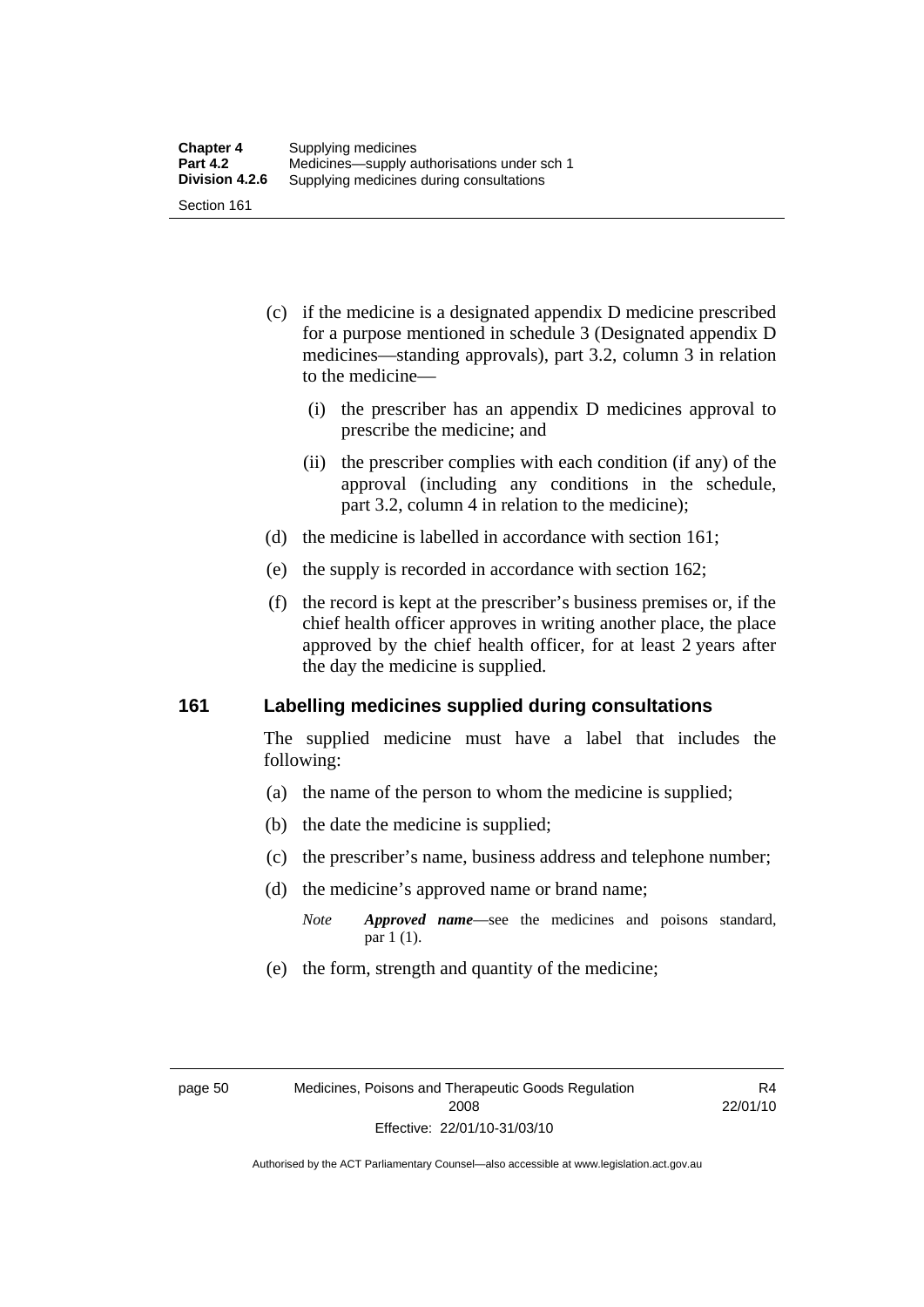(c) if the medicine is a designated appendix D medicine prescribed for a purpose mentioned in schedule 3 (Designated appendix D medicines—standing approvals), part 3.2, column 3 in relation to the medicine—

   (i) the prescriber has an appendix D medicines approval to prescribe the medicine; and

   (ii) the prescriber complies with each condition (if any) of the approval (including any conditions in the schedule, part 3.2, column 4 in relation to the medicine);

(d) the medicine is labelled in accordance with section 161;

(e) the supply is recorded in accordance with section 162;

(f) the record is kept at the prescriber's business premises or, if the chief health officer approves in writing another place, the place approved by the chief health officer, for at least 2 years after the day the medicine is supplied.

## 161 Labelling medicines supplied during consultations

The supplied medicine must have a label that includes the following:

(a) the name of the person to whom the medicine is supplied;

(b) the date the medicine is supplied;

(c) the prescriber's name, business address and telephone number;

(d) the medicine's approved name or brand name;

*Note* ***Approved name***—see the medicines and poisons standard, par 1 (1).

(e) the form, strength and quantity of the medicine;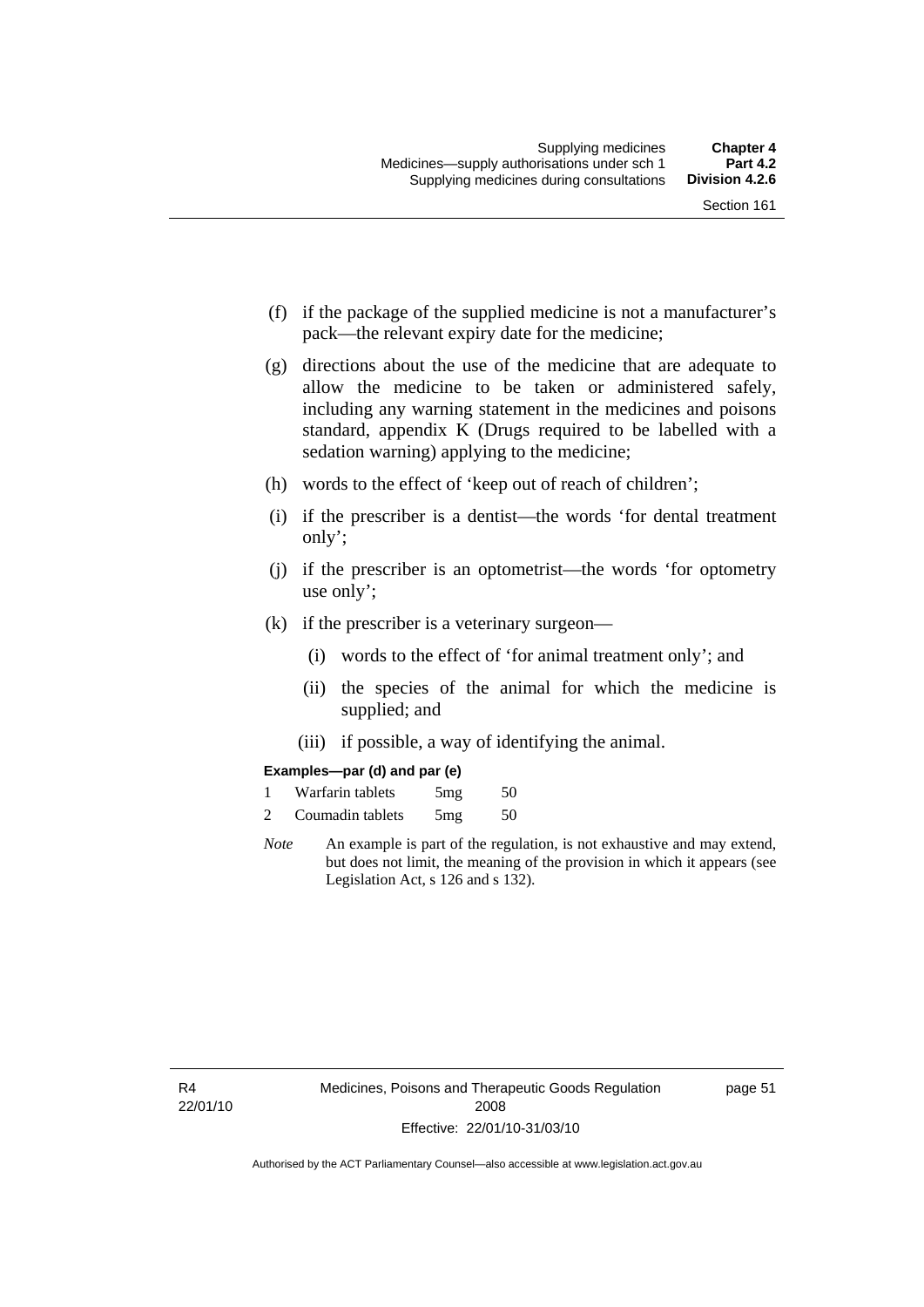(f) if the package of the supplied medicine is not a manufacturer's pack—the relevant expiry date for the medicine;

(g) directions about the use of the medicine that are adequate to allow the medicine to be taken or administered safely, including any warning statement in the medicines and poisons standard, appendix K (Drugs required to be labelled with a sedation warning) applying to the medicine;

(h) words to the effect of 'keep out of reach of children';

(i) if the prescriber is a dentist—the words 'for dental treatment only';

(j) if the prescriber is an optometrist—the words 'for optometry use only';

(k) if the prescriber is a veterinary surgeon—

  (i) words to the effect of 'for animal treatment only'; and

  (ii) the species of the animal for which the medicine is supplied; and

  (iii) if possible, a way of identifying the animal.

**Examples—par (d) and par (e)**

| | | | |
|---|---|---|---|
| 1 | Warfarin tablets | 5mg | 50 |
| 2 | Coumadin tablets | 5mg | 50 |

*Note* An example is part of the regulation, is not exhaustive and may extend, but does not limit, the meaning of the provision in which it appears (see Legislation Act, s 126 and s 132).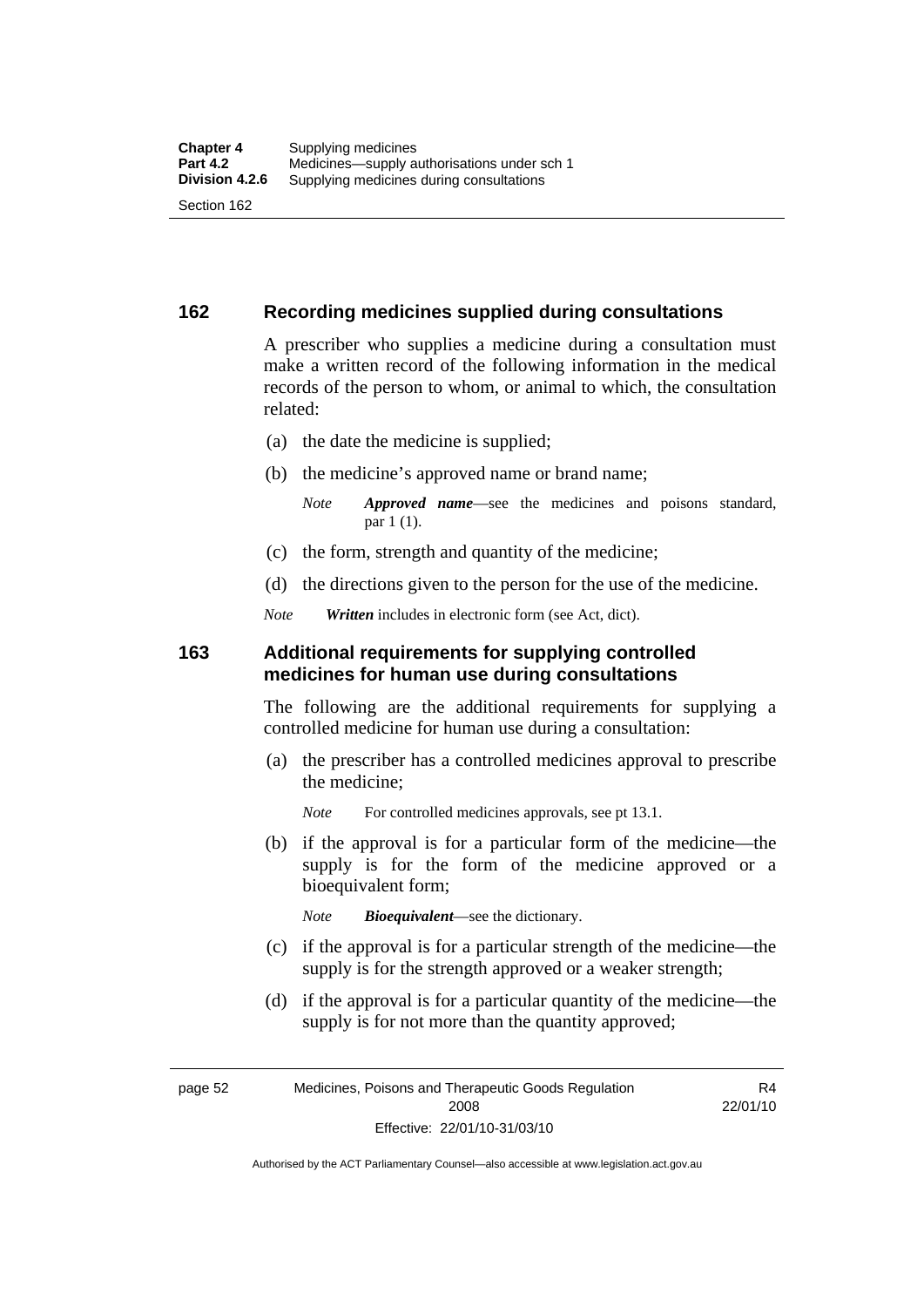## 162 Recording medicines supplied during consultations

A prescriber who supplies a medicine during a consultation must make a written record of the following information in the medical records of the person to whom, or animal to which, the consultation related:

(a) the date the medicine is supplied;

(b) the medicine's approved name or brand name;

*Note* ***Approved name***—see the medicines and poisons standard, par 1 (1).

(c) the form, strength and quantity of the medicine;

(d) the directions given to the person for the use of the medicine.

*Note* ***Written*** includes in electronic form (see Act, dict).

## 163 Additional requirements for supplying controlled medicines for human use during consultations

The following are the additional requirements for supplying a controlled medicine for human use during a consultation:

(a) the prescriber has a controlled medicines approval to prescribe the medicine;

*Note* For controlled medicines approvals, see pt 13.1.

(b) if the approval is for a particular form of the medicine—the supply is for the form of the medicine approved or a bioequivalent form;

*Note* ***Bioequivalent***—see the dictionary.

(c) if the approval is for a particular strength of the medicine—the supply is for the strength approved or a weaker strength;

(d) if the approval is for a particular quantity of the medicine—the supply is for not more than the quantity approved;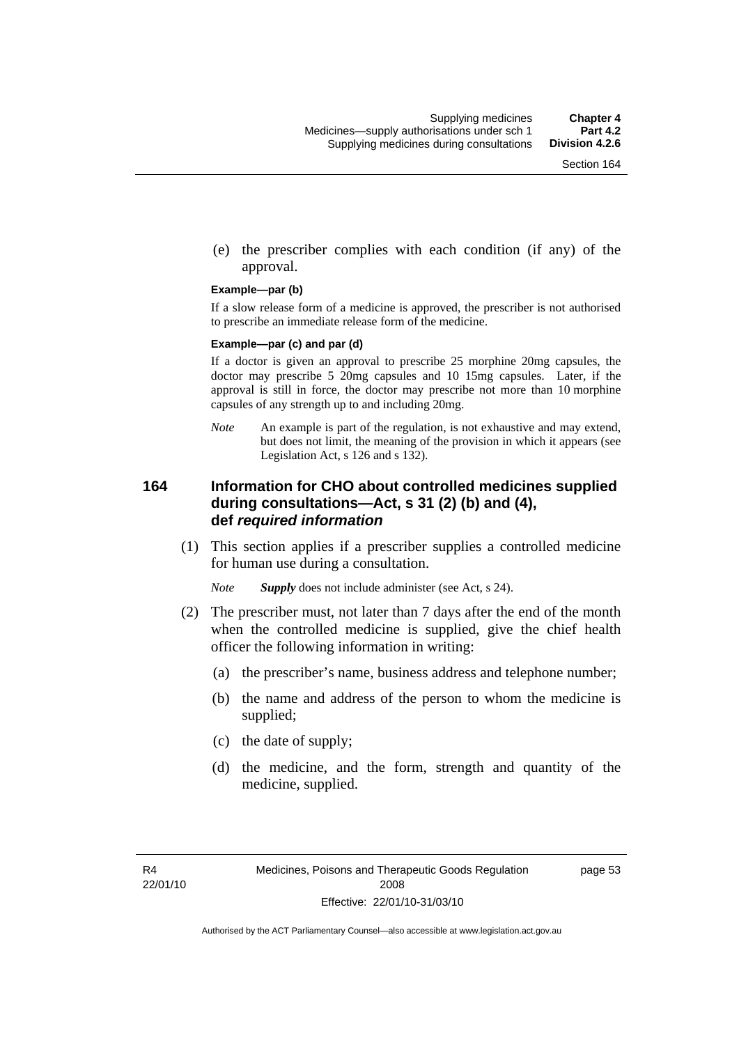(e) the prescriber complies with each condition (if any) of the approval.

**Example—par (b)**

If a slow release form of a medicine is approved, the prescriber is not authorised to prescribe an immediate release form of the medicine.

**Example—par (c) and par (d)**

If a doctor is given an approval to prescribe 25 morphine 20mg capsules, the doctor may prescribe 5 20mg capsules and 10 15mg capsules. Later, if the approval is still in force, the doctor may prescribe not more than 10 morphine capsules of any strength up to and including 20mg.

*Note* An example is part of the regulation, is not exhaustive and may extend, but does not limit, the meaning of the provision in which it appears (see Legislation Act, s 126 and s 132).

## 164 Information for CHO about controlled medicines supplied during consultations—Act, s 31 (2) (b) and (4), def *required information*

(1) This section applies if a prescriber supplies a controlled medicine for human use during a consultation.

*Note* ***Supply*** does not include administer (see Act, s 24).

(2) The prescriber must, not later than 7 days after the end of the month when the controlled medicine is supplied, give the chief health officer the following information in writing:

(a) the prescriber's name, business address and telephone number;

(b) the name and address of the person to whom the medicine is supplied;

(c) the date of supply;

(d) the medicine, and the form, strength and quantity of the medicine, supplied.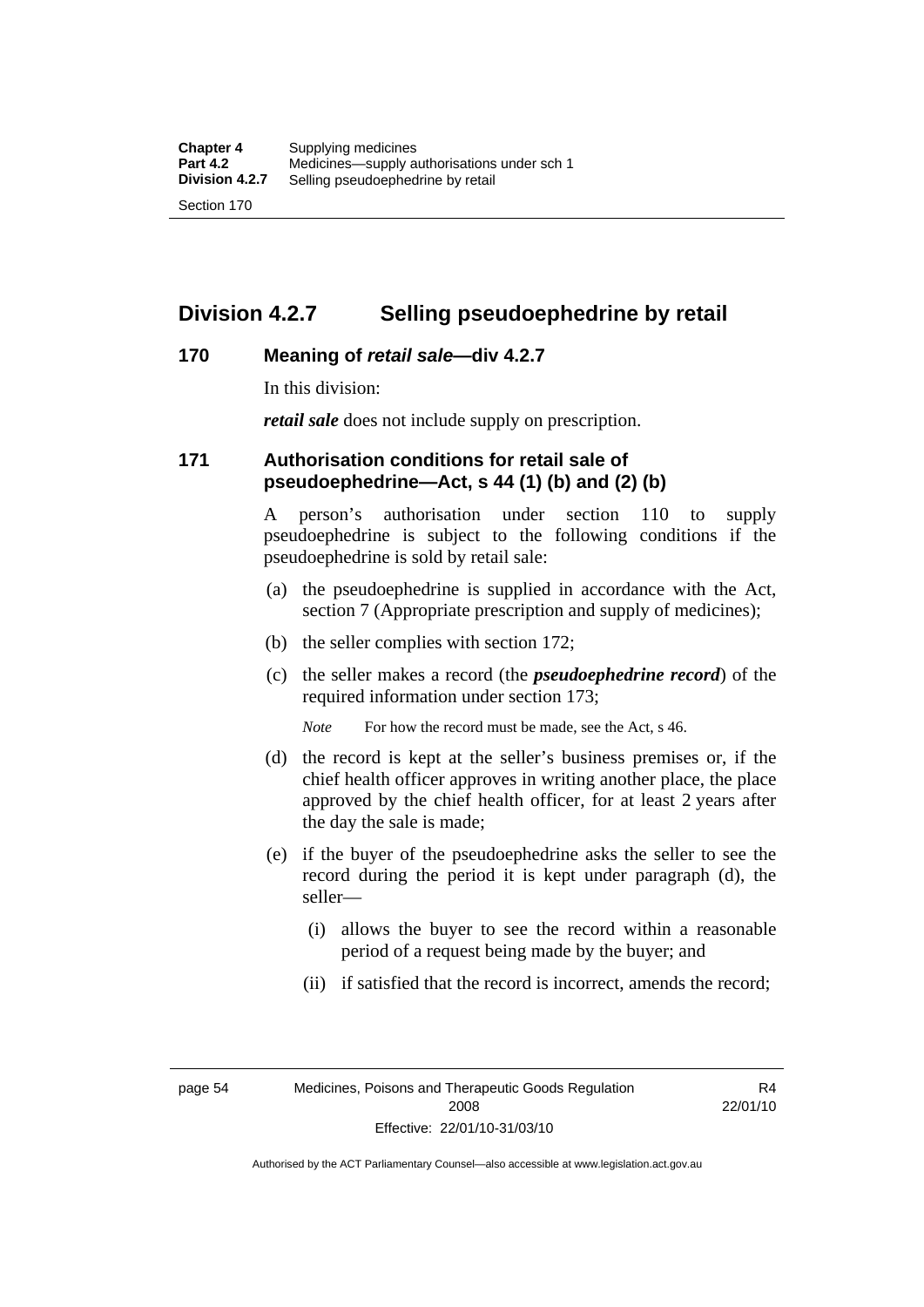## Division 4.2.7 Selling pseudoephedrine by retail

### 170 Meaning of *retail sale*—div 4.2.7

In this division:

***retail sale*** does not include supply on prescription.

### 171 Authorisation conditions for retail sale of pseudoephedrine—Act, s 44 (1) (b) and (2) (b)

A person's authorisation under section 110 to supply pseudoephedrine is subject to the following conditions if the pseudoephedrine is sold by retail sale:

(a) the pseudoephedrine is supplied in accordance with the Act, section 7 (Appropriate prescription and supply of medicines);

(b) the seller complies with section 172;

(c) the seller makes a record (the ***pseudoephedrine record***) of the required information under section 173;

*Note* For how the record must be made, see the Act, s 46.

(d) the record is kept at the seller's business premises or, if the chief health officer approves in writing another place, the place approved by the chief health officer, for at least 2 years after the day the sale is made;

(e) if the buyer of the pseudoephedrine asks the seller to see the record during the period it is kept under paragraph (d), the seller—

(i) allows the buyer to see the record within a reasonable period of a request being made by the buyer; and

(ii) if satisfied that the record is incorrect, amends the record;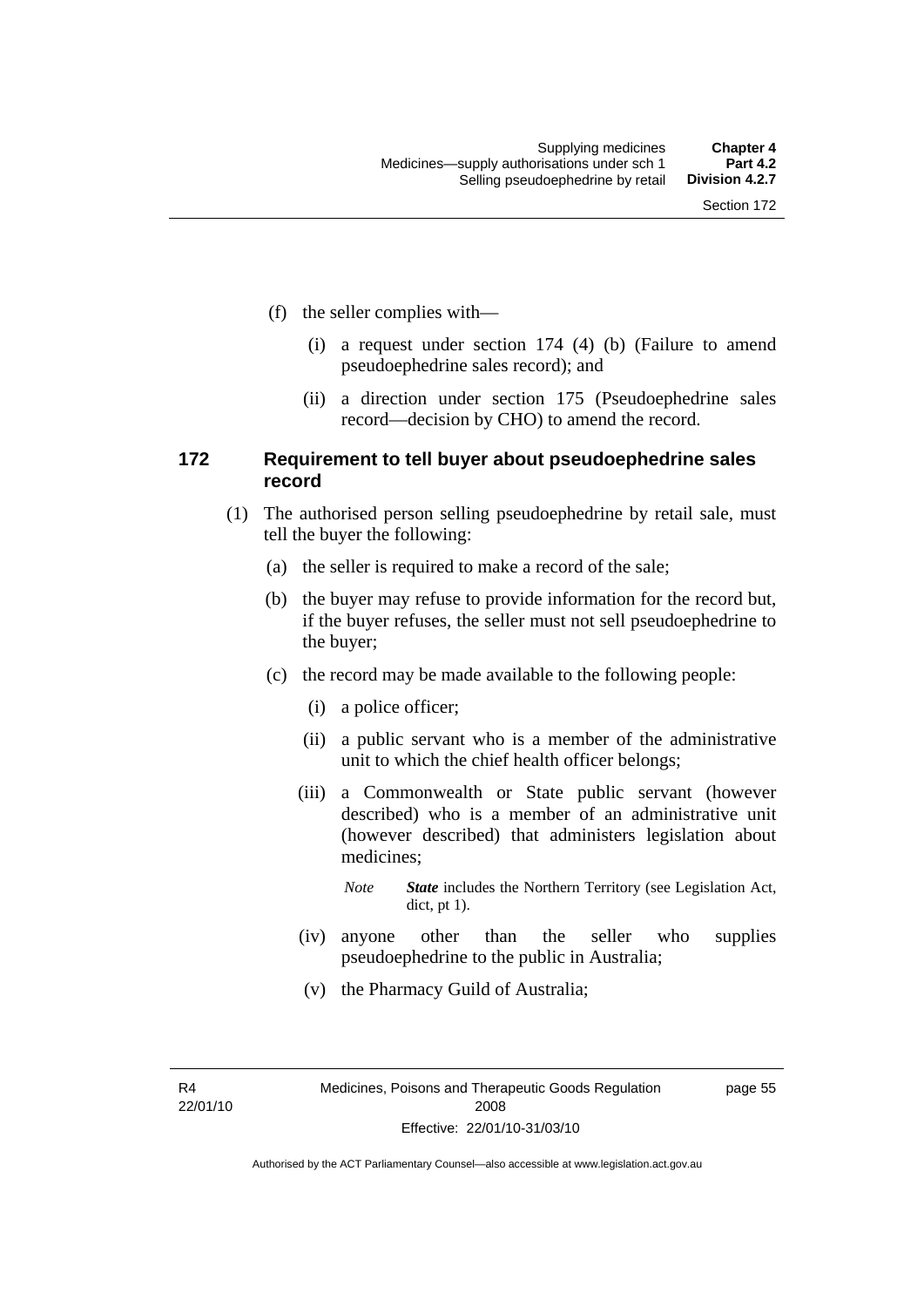(f) the seller complies with—

(i) a request under section 174 (4) (b) (Failure to amend pseudoephedrine sales record); and

(ii) a direction under section 175 (Pseudoephedrine sales record—decision by CHO) to amend the record.

### 172 Requirement to tell buyer about pseudoephedrine sales record

(1) The authorised person selling pseudoephedrine by retail sale, must tell the buyer the following:

(a) the seller is required to make a record of the sale;

(b) the buyer may refuse to provide information for the record but, if the buyer refuses, the seller must not sell pseudoephedrine to the buyer;

(c) the record may be made available to the following people:

(i) a police officer;

(ii) a public servant who is a member of the administrative unit to which the chief health officer belongs;

(iii) a Commonwealth or State public servant (however described) who is a member of an administrative unit (however described) that administers legislation about medicines;

*Note* ***State*** includes the Northern Territory (see Legislation Act, dict, pt 1).

(iv) anyone other than the seller who supplies pseudoephedrine to the public in Australia;

(v) the Pharmacy Guild of Australia;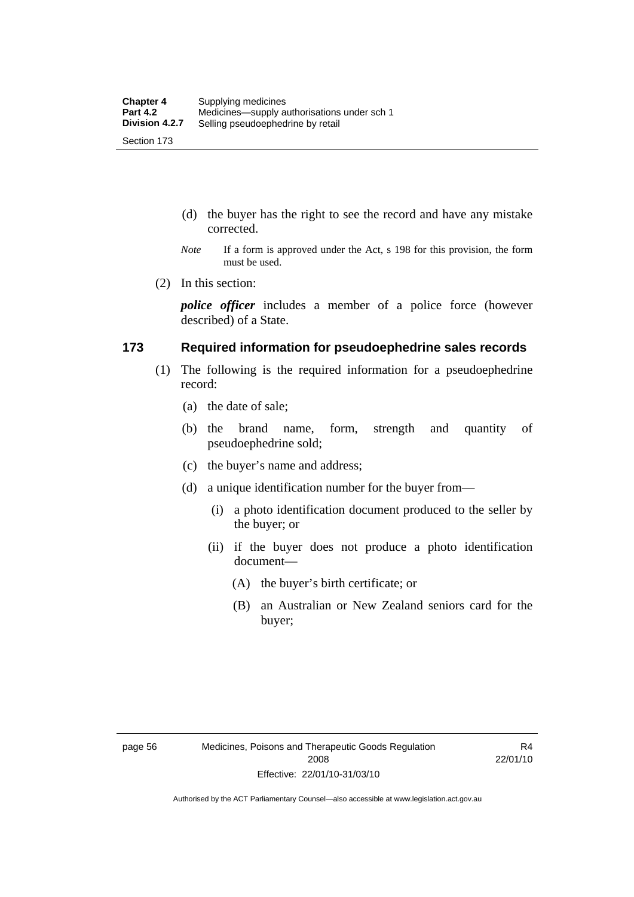(d) the buyer has the right to see the record and have any mistake corrected.

*Note* If a form is approved under the Act, s 198 for this provision, the form must be used.

(2) In this section:

***police officer*** includes a member of a police force (however described) of a State.

## 173 Required information for pseudoephedrine sales records

(1) The following is the required information for a pseudoephedrine record:

(a) the date of sale;

(b) the brand name, form, strength and quantity of pseudoephedrine sold;

(c) the buyer's name and address;

(d) a unique identification number for the buyer from—

(i) a photo identification document produced to the seller by the buyer; or

(ii) if the buyer does not produce a photo identification document—

(A) the buyer's birth certificate; or

(B) an Australian or New Zealand seniors card for the buyer;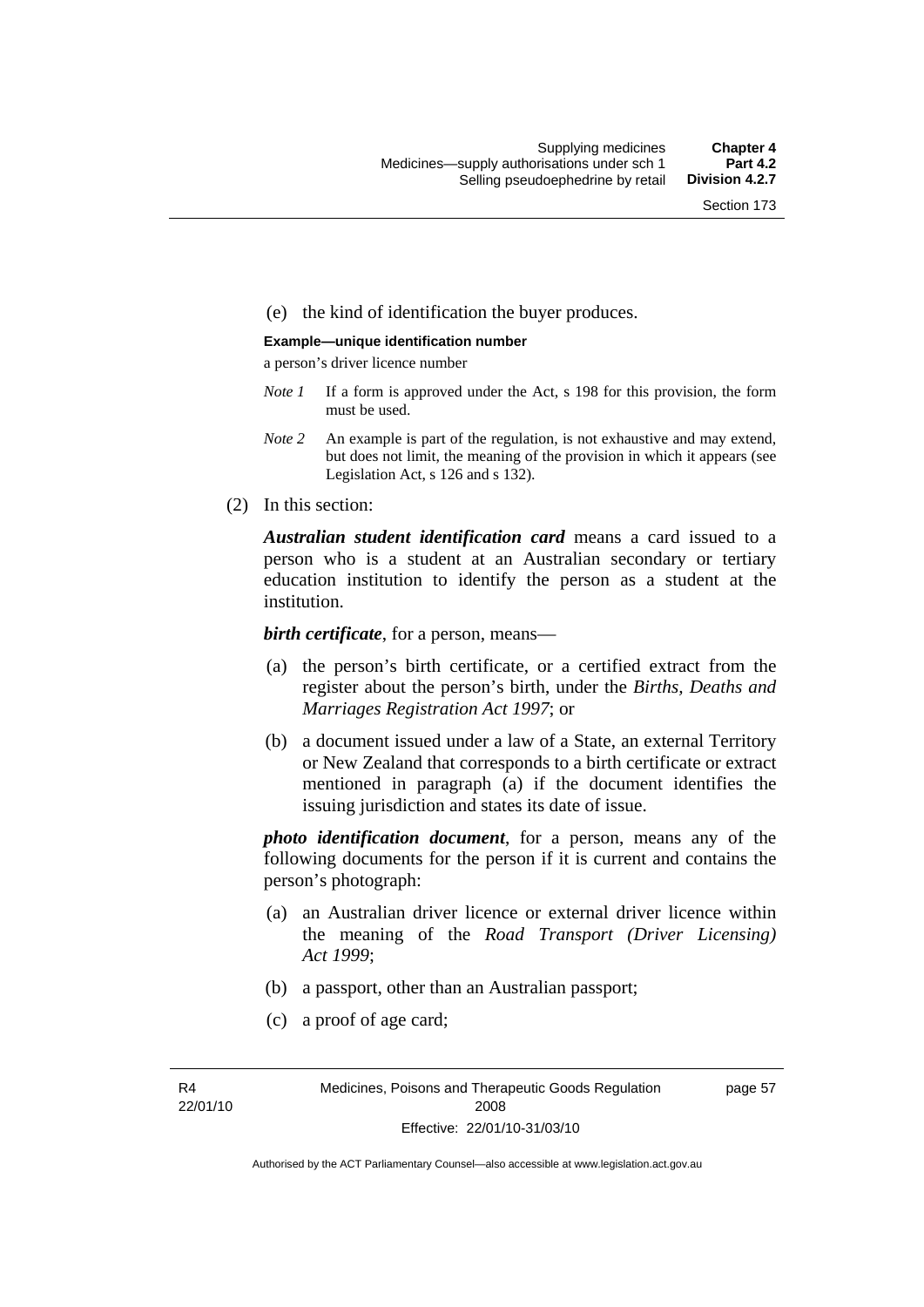(e) the kind of identification the buyer produces.

**Example—unique identification number**

a person's driver licence number

*Note 1* If a form is approved under the Act, s 198 for this provision, the form must be used.

*Note 2* An example is part of the regulation, is not exhaustive and may extend, but does not limit, the meaning of the provision in which it appears (see Legislation Act, s 126 and s 132).

(2) In this section:

***Australian student identification card*** means a card issued to a person who is a student at an Australian secondary or tertiary education institution to identify the person as a student at the institution.

***birth certificate***, for a person, means—

(a) the person's birth certificate, or a certified extract from the register about the person's birth, under the *Births, Deaths and Marriages Registration Act 1997*; or

(b) a document issued under a law of a State, an external Territory or New Zealand that corresponds to a birth certificate or extract mentioned in paragraph (a) if the document identifies the issuing jurisdiction and states its date of issue.

***photo identification document***, for a person, means any of the following documents for the person if it is current and contains the person's photograph:

(a) an Australian driver licence or external driver licence within the meaning of the *Road Transport (Driver Licensing) Act 1999*;

(b) a passport, other than an Australian passport;

(c) a proof of age card;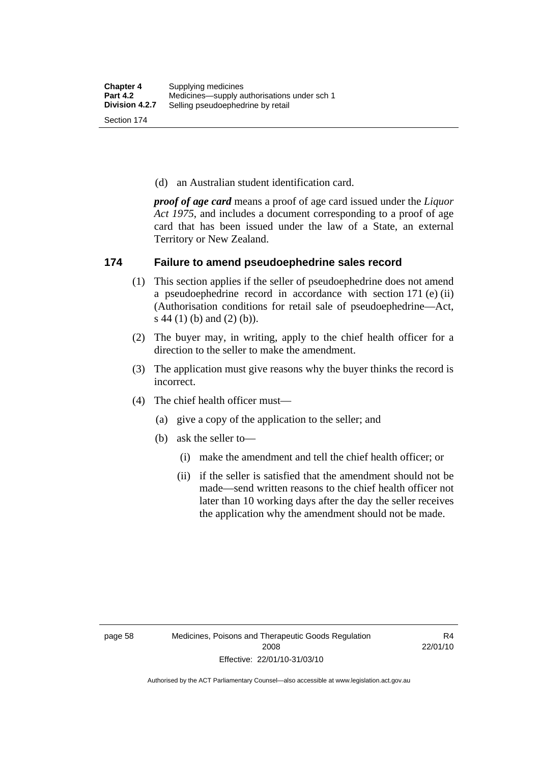(d) an Australian student identification card.

***proof of age card*** means a proof of age card issued under the *Liquor Act 1975*, and includes a document corresponding to a proof of age card that has been issued under the law of a State, an external Territory or New Zealand.

## 174 Failure to amend pseudoephedrine sales record

(1) This section applies if the seller of pseudoephedrine does not amend a pseudoephedrine record in accordance with section 171 (e) (ii) (Authorisation conditions for retail sale of pseudoephedrine—Act, s 44 (1) (b) and (2) (b)).

(2) The buyer may, in writing, apply to the chief health officer for a direction to the seller to make the amendment.

(3) The application must give reasons why the buyer thinks the record is incorrect.

(4) The chief health officer must—

(a) give a copy of the application to the seller; and

(b) ask the seller to—

(i) make the amendment and tell the chief health officer; or

(ii) if the seller is satisfied that the amendment should not be made—send written reasons to the chief health officer not later than 10 working days after the day the seller receives the application why the amendment should not be made.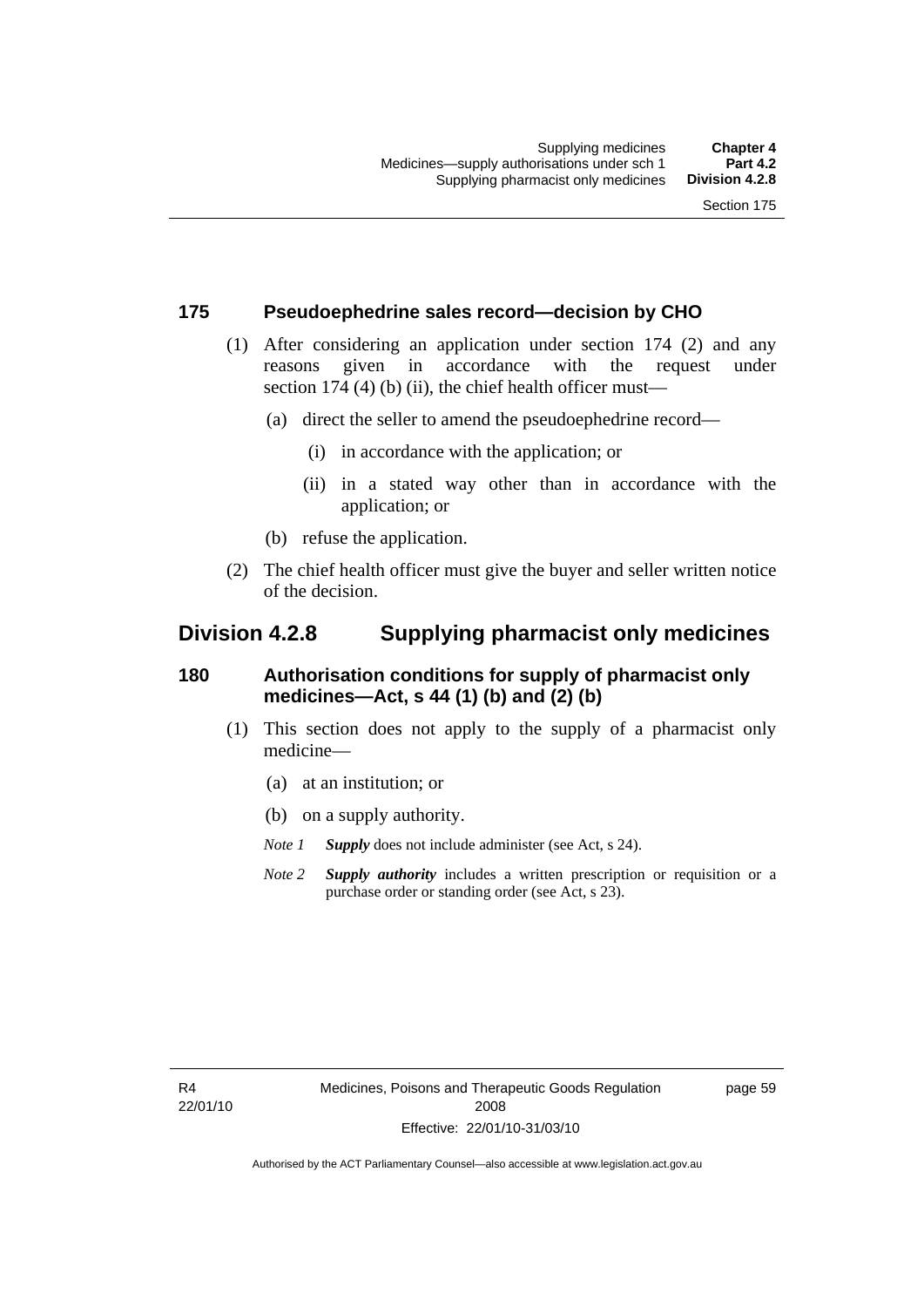### 175 Pseudoephedrine sales record—decision by CHO

(1) After considering an application under section 174 (2) and any reasons given in accordance with the request under section 174 (4) (b) (ii), the chief health officer must—

(a) direct the seller to amend the pseudoephedrine record—

(i) in accordance with the application; or

(ii) in a stated way other than in accordance with the application; or

(b) refuse the application.

(2) The chief health officer must give the buyer and seller written notice of the decision.

## Division 4.2.8 Supplying pharmacist only medicines

### 180 Authorisation conditions for supply of pharmacist only medicines—Act, s 44 (1) (b) and (2) (b)

(1) This section does not apply to the supply of a pharmacist only medicine—

(a) at an institution; or

(b) on a supply authority.

*Note 1* ***Supply*** does not include administer (see Act, s 24).

*Note 2* ***Supply authority*** includes a written prescription or requisition or a purchase order or standing order (see Act, s 23).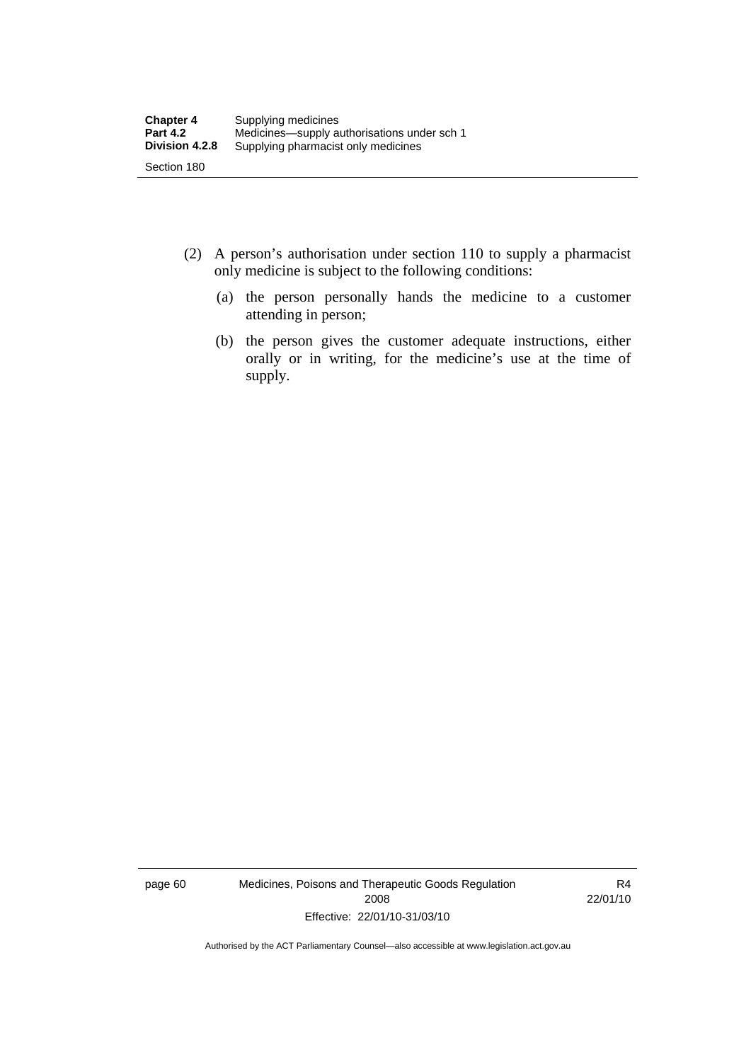(2) A person's authorisation under section 110 to supply a pharmacist only medicine is subject to the following conditions:

(a) the person personally hands the medicine to a customer attending in person;

(b) the person gives the customer adequate instructions, either orally or in writing, for the medicine's use at the time of supply.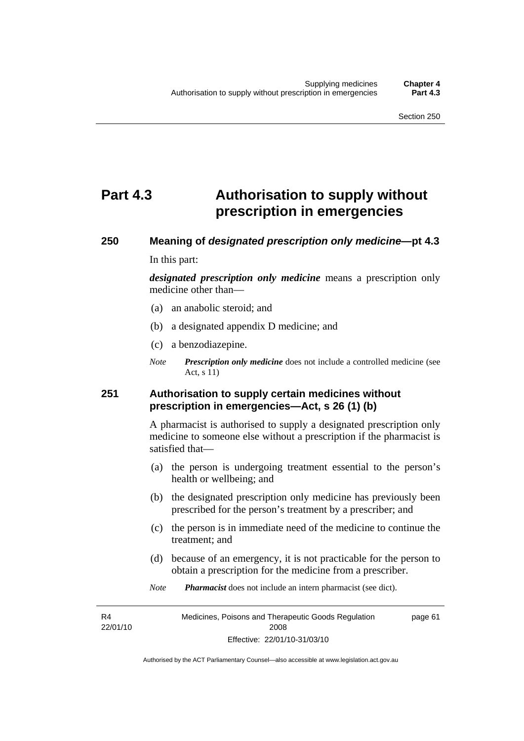# Part 4.3 Authorisation to supply without prescription in emergencies

## 250 Meaning of *designated prescription only medicine*—pt 4.3

In this part:

***designated prescription only medicine*** means a prescription only medicine other than—

(a) an anabolic steroid; and

(b) a designated appendix D medicine; and

(c) a benzodiazepine.

*Note* ***Prescription only medicine*** does not include a controlled medicine (see Act, s 11)

## 251 Authorisation to supply certain medicines without prescription in emergencies—Act, s 26 (1) (b)

A pharmacist is authorised to supply a designated prescription only medicine to someone else without a prescription if the pharmacist is satisfied that—

(a) the person is undergoing treatment essential to the person's health or wellbeing; and

(b) the designated prescription only medicine has previously been prescribed for the person's treatment by a prescriber; and

(c) the person is in immediate need of the medicine to continue the treatment; and

(d) because of an emergency, it is not practicable for the person to obtain a prescription for the medicine from a prescriber.

*Note* ***Pharmacist*** does not include an intern pharmacist (see dict).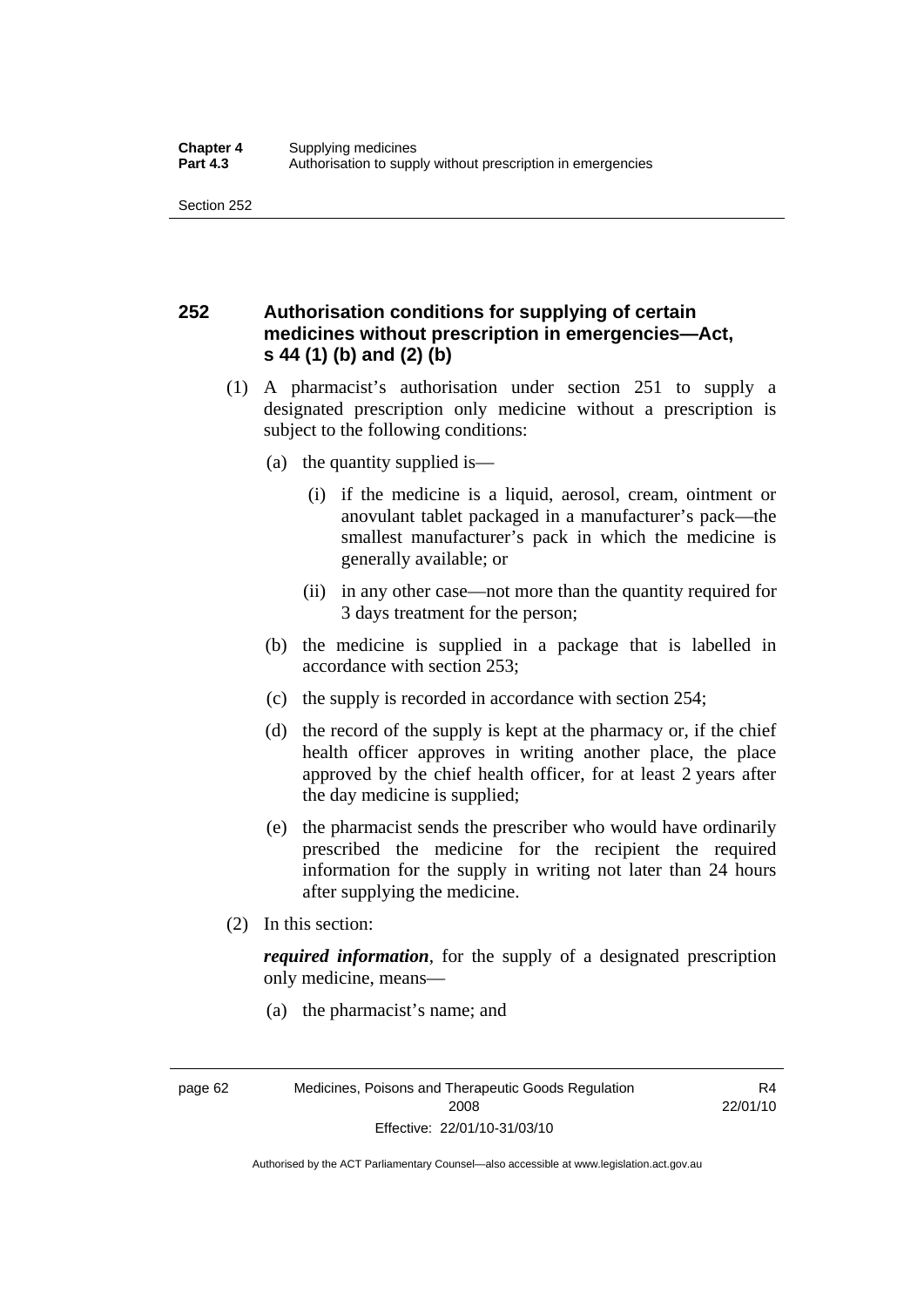## 252 Authorisation conditions for supplying of certain medicines without prescription in emergencies—Act, s 44 (1) (b) and (2) (b)

(1) A pharmacist's authorisation under section 251 to supply a designated prescription only medicine without a prescription is subject to the following conditions:

(a) the quantity supplied is—

(i) if the medicine is a liquid, aerosol, cream, ointment or anovulant tablet packaged in a manufacturer's pack—the smallest manufacturer's pack in which the medicine is generally available; or

(ii) in any other case—not more than the quantity required for 3 days treatment for the person;

(b) the medicine is supplied in a package that is labelled in accordance with section 253;

(c) the supply is recorded in accordance with section 254;

(d) the record of the supply is kept at the pharmacy or, if the chief health officer approves in writing another place, the place approved by the chief health officer, for at least 2 years after the day medicine is supplied;

(e) the pharmacist sends the prescriber who would have ordinarily prescribed the medicine for the recipient the required information for the supply in writing not later than 24 hours after supplying the medicine.

(2) In this section:

***required information***, for the supply of a designated prescription only medicine, means—

(a) the pharmacist's name; and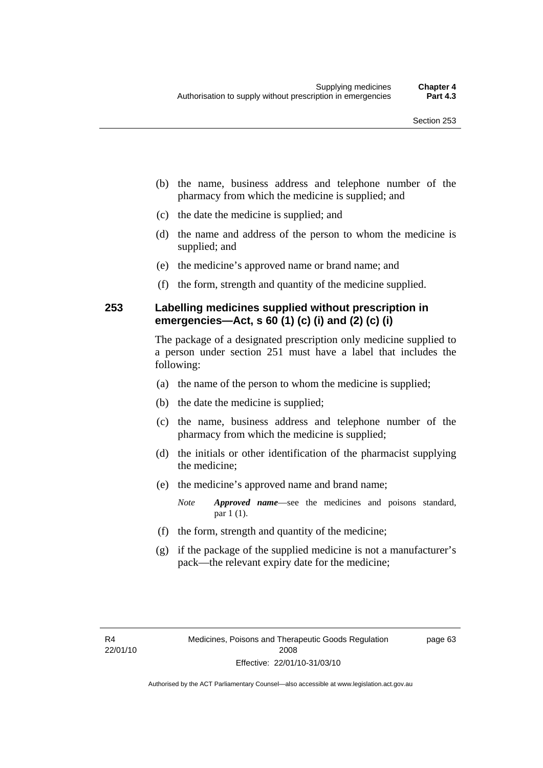(b) the name, business address and telephone number of the pharmacy from which the medicine is supplied; and

(c) the date the medicine is supplied; and

(d) the name and address of the person to whom the medicine is supplied; and

(e) the medicine's approved name or brand name; and

(f) the form, strength and quantity of the medicine supplied.

### 253 Labelling medicines supplied without prescription in emergencies—Act, s 60 (1) (c) (i) and (2) (c) (i)

The package of a designated prescription only medicine supplied to a person under section 251 must have a label that includes the following:

(a) the name of the person to whom the medicine is supplied;

(b) the date the medicine is supplied;

(c) the name, business address and telephone number of the pharmacy from which the medicine is supplied;

(d) the initials or other identification of the pharmacist supplying the medicine;

(e) the medicine's approved name and brand name;

*Note* ***Approved name***—see the medicines and poisons standard, par 1 (1).

(f) the form, strength and quantity of the medicine;

(g) if the package of the supplied medicine is not a manufacturer's pack—the relevant expiry date for the medicine;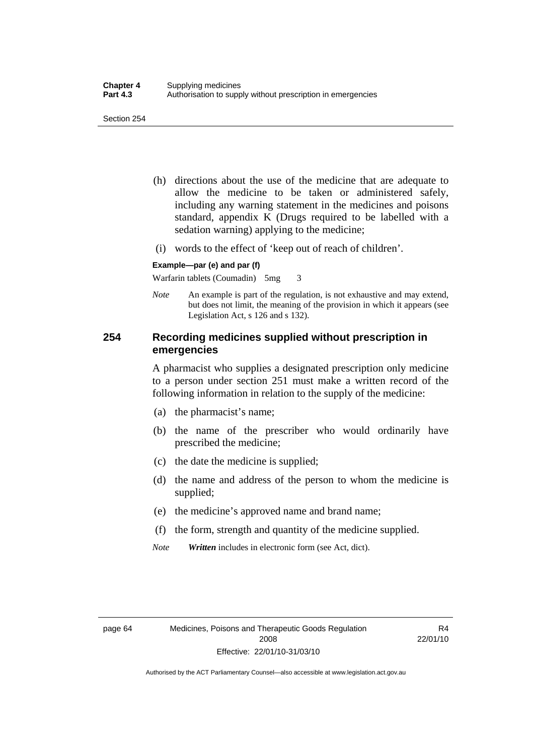(h) directions about the use of the medicine that are adequate to allow the medicine to be taken or administered safely, including any warning statement in the medicines and poisons standard, appendix K (Drugs required to be labelled with a sedation warning) applying to the medicine;

(i) words to the effect of 'keep out of reach of children'.

**Example—par (e) and par (f)**

Warfarin tablets (Coumadin) 5mg 3

*Note* An example is part of the regulation, is not exhaustive and may extend, but does not limit, the meaning of the provision in which it appears (see Legislation Act, s 126 and s 132).

## 254 Recording medicines supplied without prescription in emergencies

A pharmacist who supplies a designated prescription only medicine to a person under section 251 must make a written record of the following information in relation to the supply of the medicine:

(a) the pharmacist's name;

(b) the name of the prescriber who would ordinarily have prescribed the medicine;

(c) the date the medicine is supplied;

(d) the name and address of the person to whom the medicine is supplied;

(e) the medicine's approved name and brand name;

(f) the form, strength and quantity of the medicine supplied.

*Note* ***Written*** includes in electronic form (see Act, dict).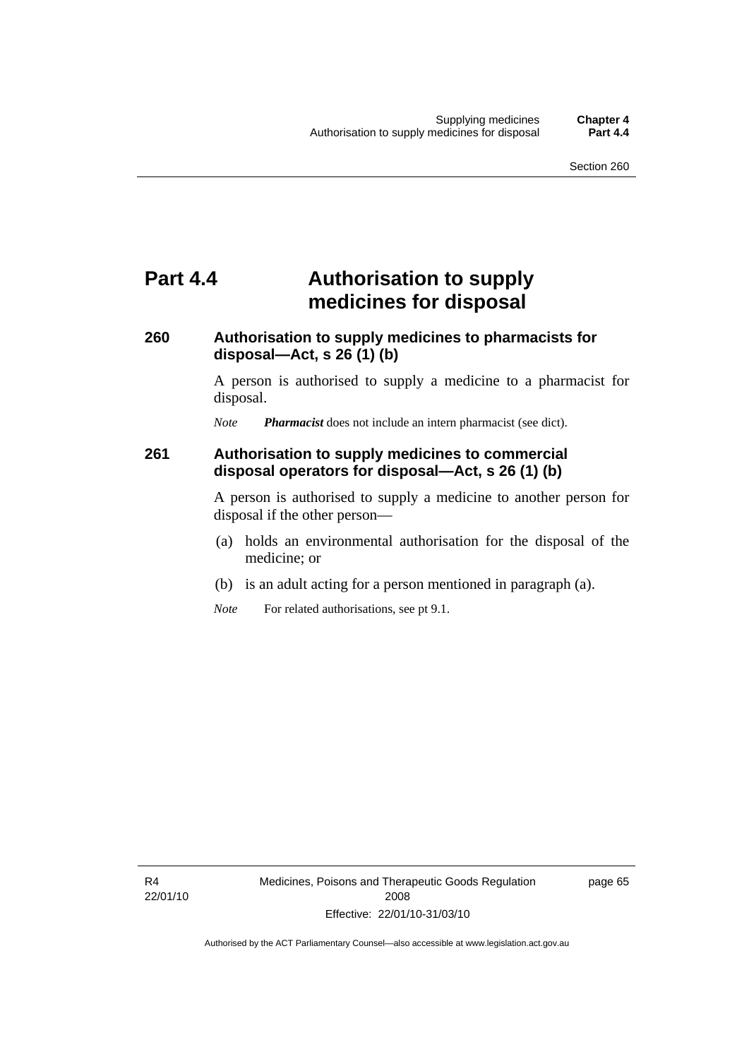# Part 4.4 Authorisation to supply medicines for disposal

## 260 Authorisation to supply medicines to pharmacists for disposal—Act, s 26 (1) (b)

A person is authorised to supply a medicine to a pharmacist for disposal.

*Note* ***Pharmacist*** does not include an intern pharmacist (see dict).

## 261 Authorisation to supply medicines to commercial disposal operators for disposal—Act, s 26 (1) (b)

A person is authorised to supply a medicine to another person for disposal if the other person—

(a) holds an environmental authorisation for the disposal of the medicine; or

(b) is an adult acting for a person mentioned in paragraph (a).

*Note* For related authorisations, see pt 9.1.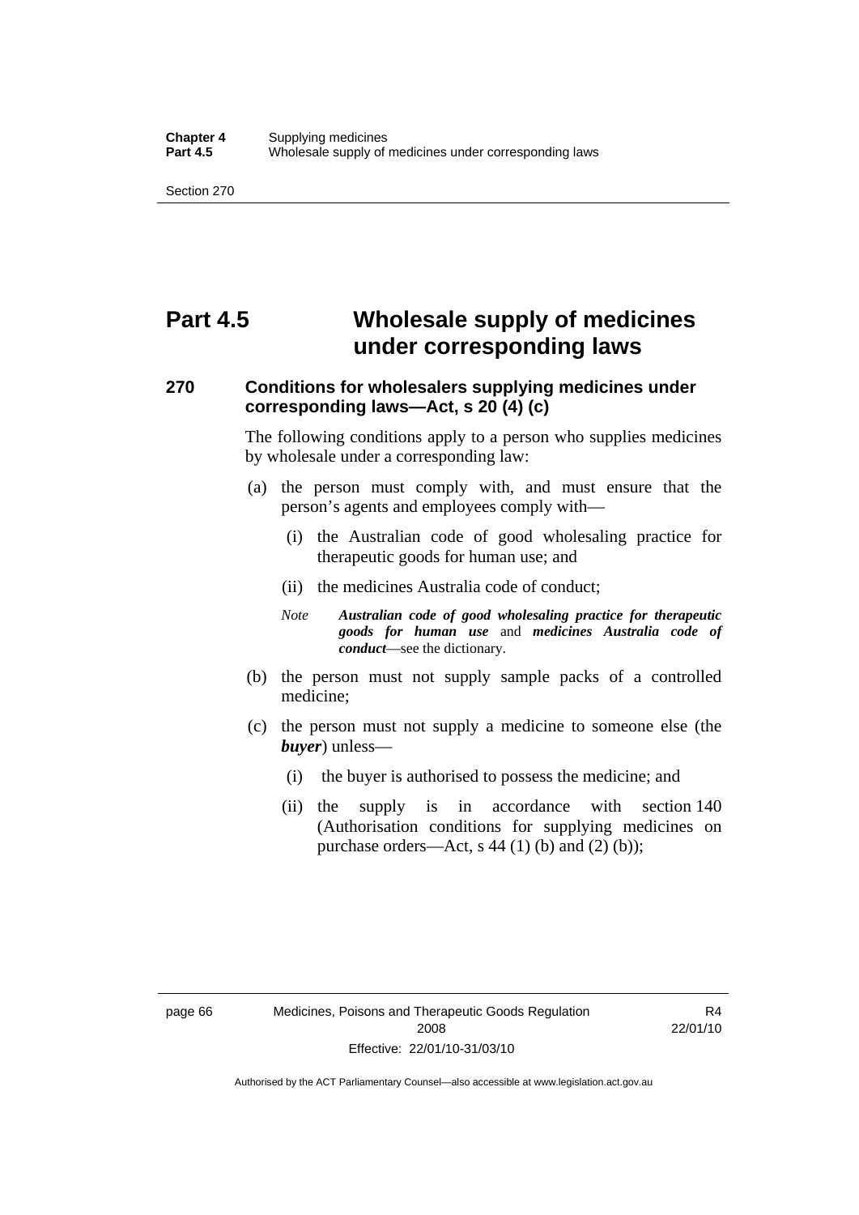# Part 4.5 Wholesale supply of medicines under corresponding laws

## 270 Conditions for wholesalers supplying medicines under corresponding laws—Act, s 20 (4) (c)

The following conditions apply to a person who supplies medicines by wholesale under a corresponding law:

(a) the person must comply with, and must ensure that the person's agents and employees comply with—

(i) the Australian code of good wholesaling practice for therapeutic goods for human use; and

(ii) the medicines Australia code of conduct;

*Note* ***Australian code of good wholesaling practice for therapeutic goods for human use*** and ***medicines Australia code of conduct***—see the dictionary.

(b) the person must not supply sample packs of a controlled medicine;

(c) the person must not supply a medicine to someone else (the ***buyer***) unless—

(i) the buyer is authorised to possess the medicine; and

(ii) the supply is in accordance with section 140 (Authorisation conditions for supplying medicines on purchase orders—Act, s 44 (1) (b) and (2) (b));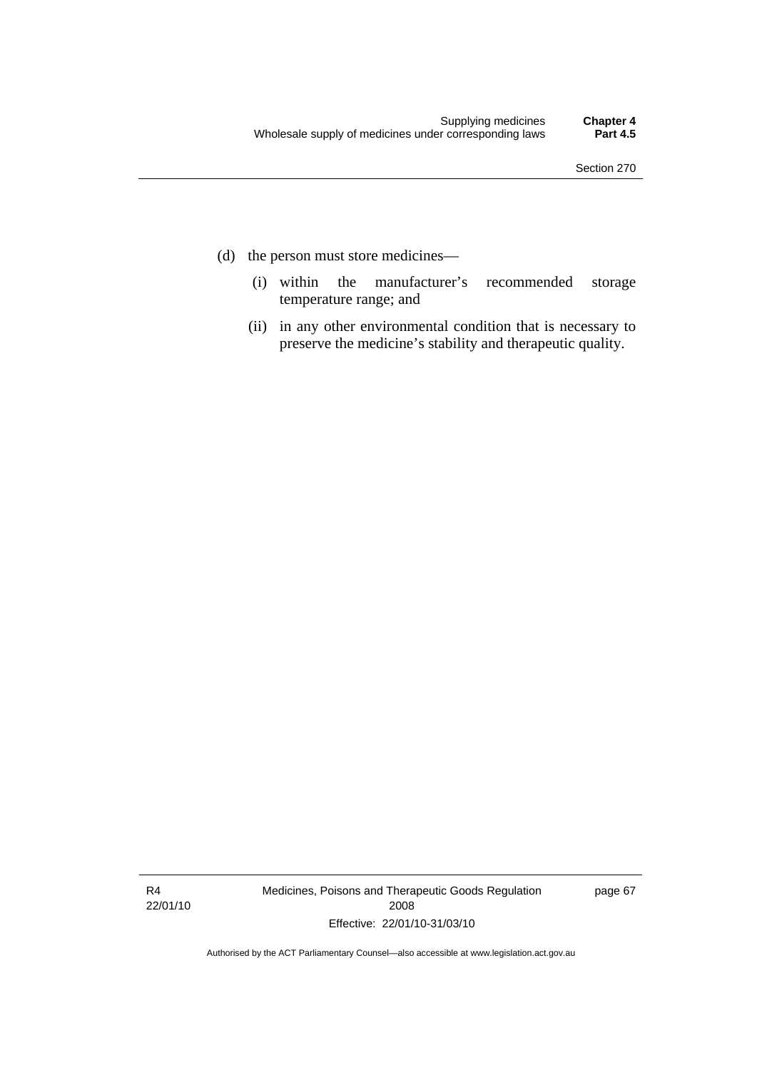(d) the person must store medicines—

  (i) within the manufacturer's recommended storage temperature range; and

  (ii) in any other environmental condition that is necessary to preserve the medicine's stability and therapeutic quality.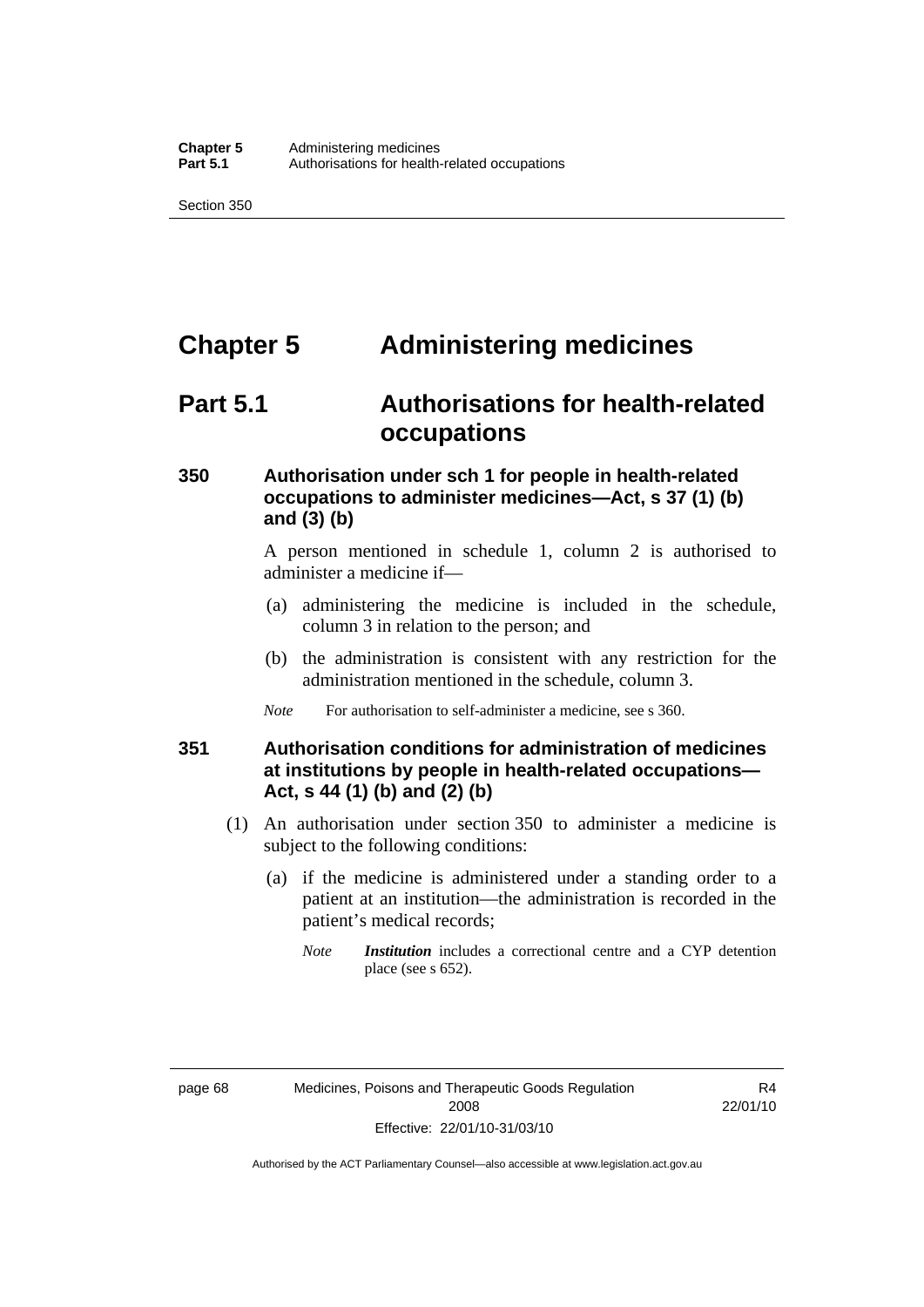# Chapter 5 Administering medicines

## Part 5.1 Authorisations for health-related occupations

### 350 Authorisation under sch 1 for people in health-related occupations to administer medicines—Act, s 37 (1) (b) and (3) (b)

A person mentioned in schedule 1, column 2 is authorised to administer a medicine if—

(a) administering the medicine is included in the schedule, column 3 in relation to the person; and

(b) the administration is consistent with any restriction for the administration mentioned in the schedule, column 3.

*Note* For authorisation to self-administer a medicine, see s 360.

### 351 Authorisation conditions for administration of medicines at institutions by people in health-related occupations—Act, s 44 (1) (b) and (2) (b)

(1) An authorisation under section 350 to administer a medicine is subject to the following conditions:

(a) if the medicine is administered under a standing order to a patient at an institution—the administration is recorded in the patient's medical records;

*Note* ***Institution*** includes a correctional centre and a CYP detention place (see s 652).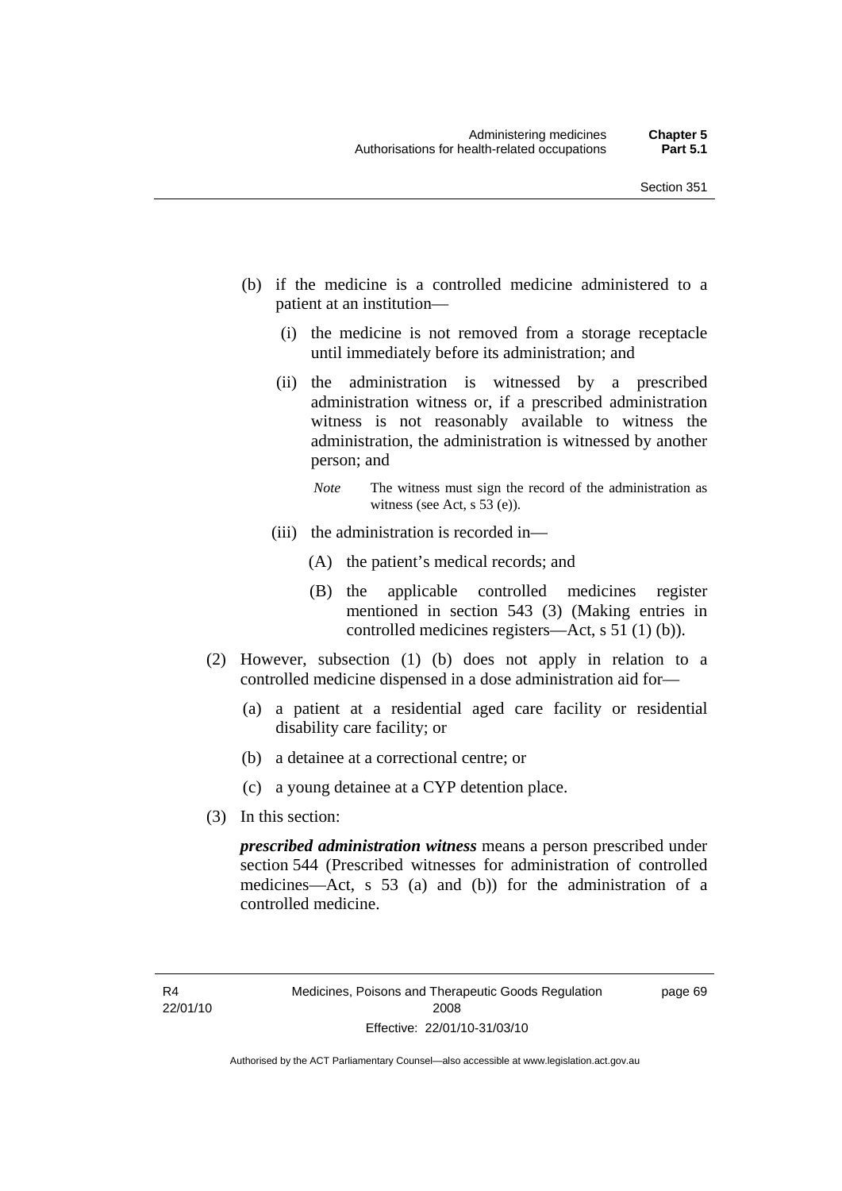(b) if the medicine is a controlled medicine administered to a patient at an institution—

   (i) the medicine is not removed from a storage receptacle until immediately before its administration; and

   (ii) the administration is witnessed by a prescribed administration witness or, if a prescribed administration witness is not reasonably available to witness the administration, the administration is witnessed by another person; and

   *Note* The witness must sign the record of the administration as witness (see Act, s 53 (e)).

   (iii) the administration is recorded in—

      (A) the patient's medical records; and

      (B) the applicable controlled medicines register mentioned in section 543 (3) (Making entries in controlled medicines registers—Act, s 51 (1) (b)).

(2) However, subsection (1) (b) does not apply in relation to a controlled medicine dispensed in a dose administration aid for—

   (a) a patient at a residential aged care facility or residential disability care facility; or

   (b) a detainee at a correctional centre; or

   (c) a young detainee at a CYP detention place.

(3) In this section:

***prescribed administration witness*** means a person prescribed under section 544 (Prescribed witnesses for administration of controlled medicines—Act, s 53 (a) and (b)) for the administration of a controlled medicine.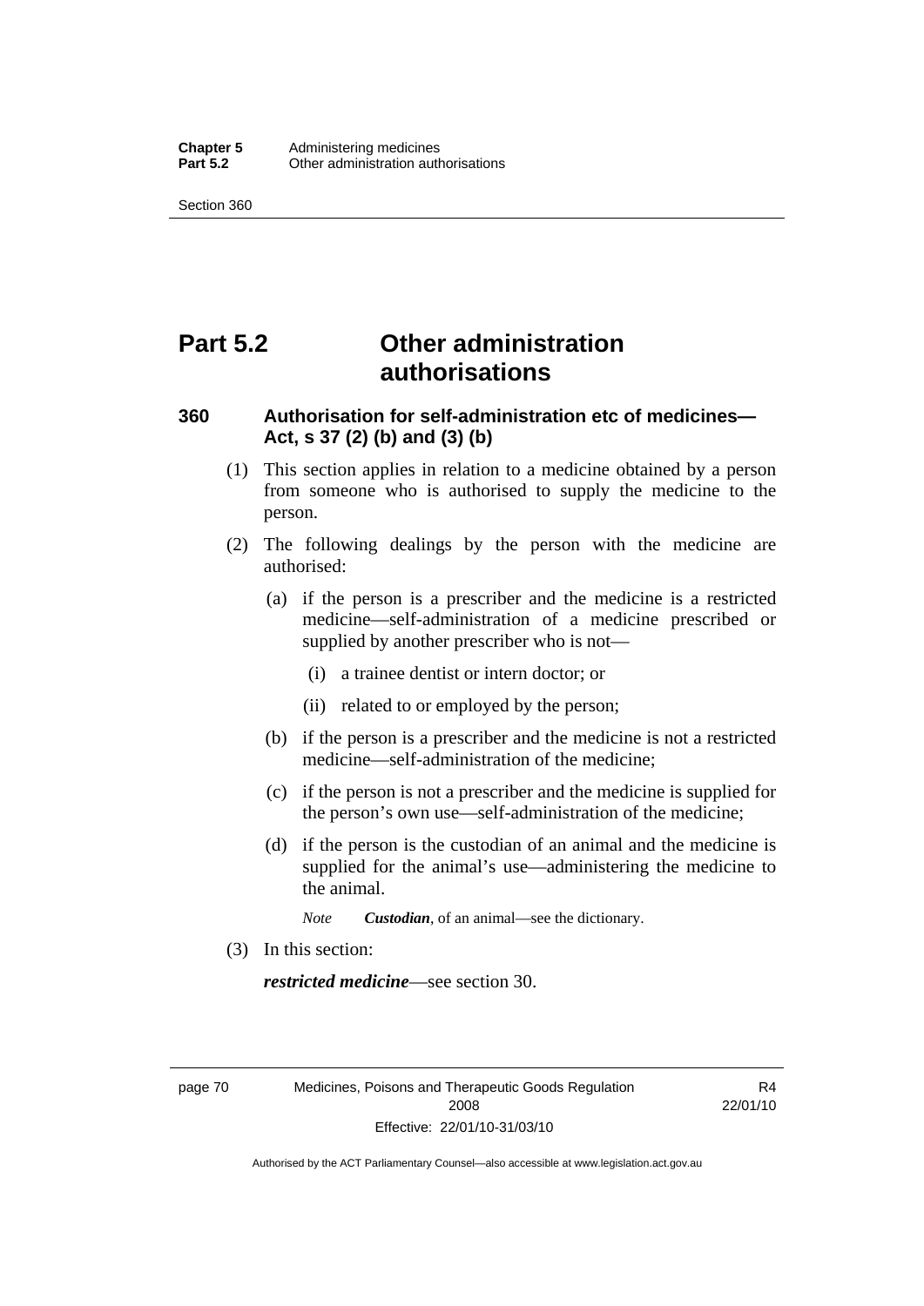# Part 5.2 Other administration authorisations

### 360 Authorisation for self-administration etc of medicines—Act, s 37 (2) (b) and (3) (b)

(1) This section applies in relation to a medicine obtained by a person from someone who is authorised to supply the medicine to the person.

(2) The following dealings by the person with the medicine are authorised:

(a) if the person is a prescriber and the medicine is a restricted medicine—self-administration of a medicine prescribed or supplied by another prescriber who is not—

(i) a trainee dentist or intern doctor; or

(ii) related to or employed by the person;

(b) if the person is a prescriber and the medicine is not a restricted medicine—self-administration of the medicine;

(c) if the person is not a prescriber and the medicine is supplied for the person's own use—self-administration of the medicine;

(d) if the person is the custodian of an animal and the medicine is supplied for the animal's use—administering the medicine to the animal.

*Note* ***Custodian***, of an animal—see the dictionary.

(3) In this section:

***restricted medicine***—see section 30.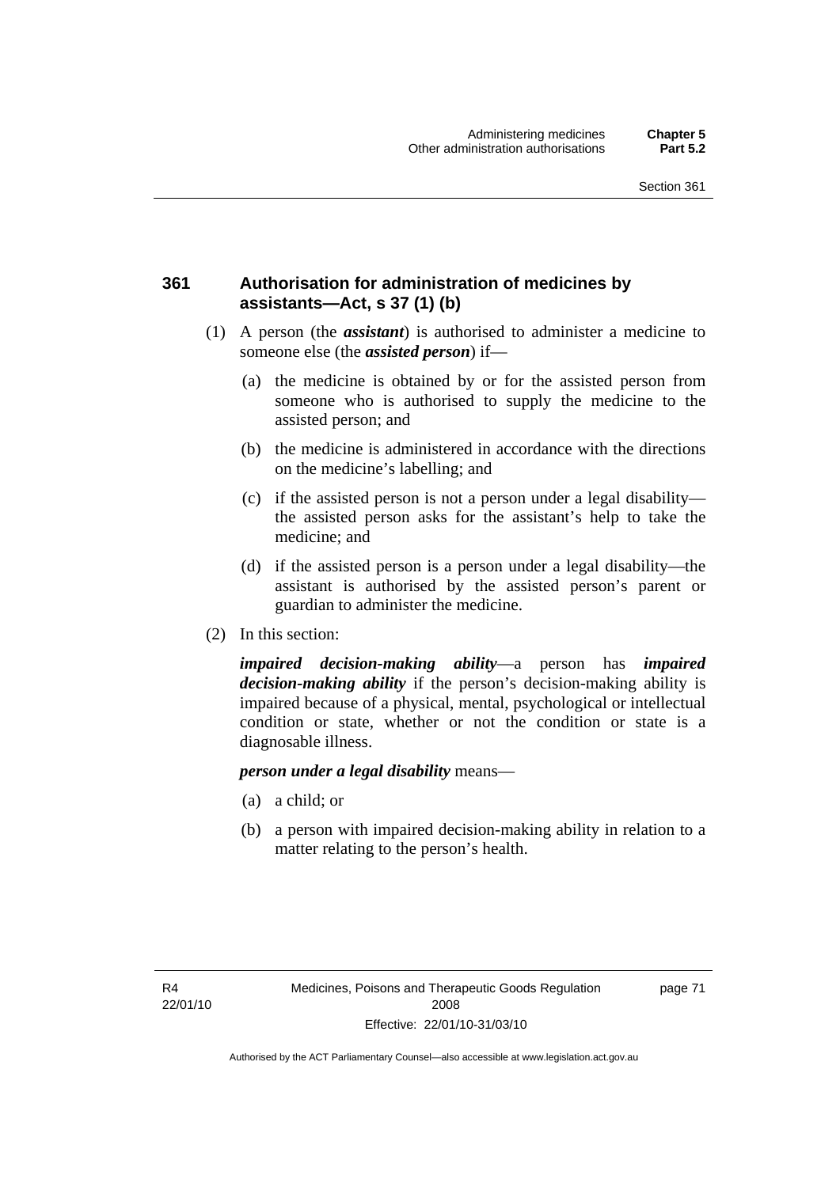### 361 Authorisation for administration of medicines by assistants—Act, s 37 (1) (b)

(1) A person (the ***assistant***) is authorised to administer a medicine to someone else (the ***assisted person***) if—

(a) the medicine is obtained by or for the assisted person from someone who is authorised to supply the medicine to the assisted person; and

(b) the medicine is administered in accordance with the directions on the medicine's labelling; and

(c) if the assisted person is not a person under a legal disability—the assisted person asks for the assistant's help to take the medicine; and

(d) if the assisted person is a person under a legal disability—the assistant is authorised by the assisted person's parent or guardian to administer the medicine.

(2) In this section:

***impaired decision-making ability***—a person has ***impaired decision-making ability*** if the person's decision-making ability is impaired because of a physical, mental, psychological or intellectual condition or state, whether or not the condition or state is a diagnosable illness.

***person under a legal disability*** means—

(a) a child; or

(b) a person with impaired decision-making ability in relation to a matter relating to the person's health.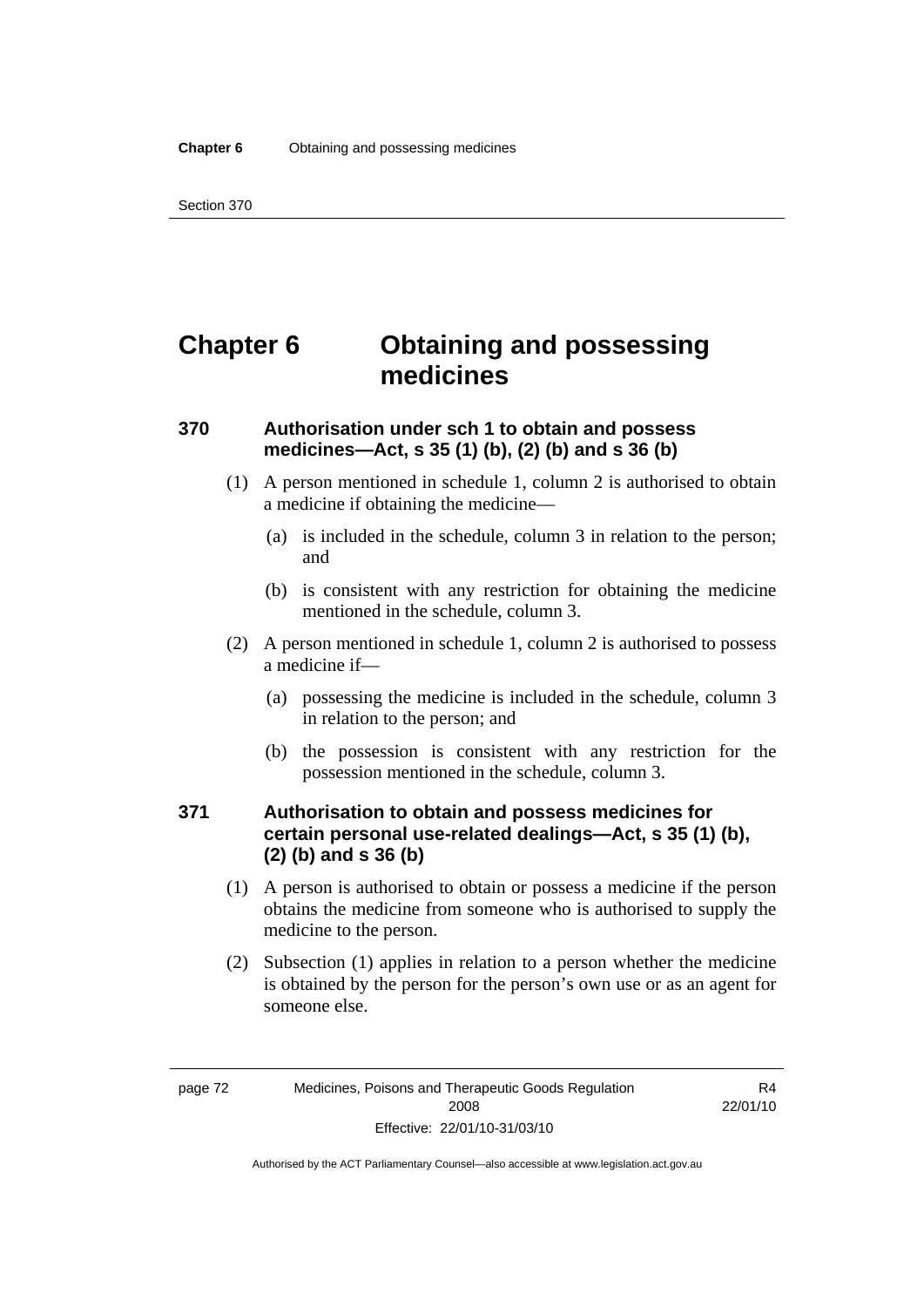# Chapter 6 Obtaining and possessing medicines

## 370 Authorisation under sch 1 to obtain and possess medicines—Act, s 35 (1) (b), (2) (b) and s 36 (b)

(1) A person mentioned in schedule 1, column 2 is authorised to obtain a medicine if obtaining the medicine—

(a) is included in the schedule, column 3 in relation to the person; and

(b) is consistent with any restriction for obtaining the medicine mentioned in the schedule, column 3.

(2) A person mentioned in schedule 1, column 2 is authorised to possess a medicine if—

(a) possessing the medicine is included in the schedule, column 3 in relation to the person; and

(b) the possession is consistent with any restriction for the possession mentioned in the schedule, column 3.

## 371 Authorisation to obtain and possess medicines for certain personal use-related dealings—Act, s 35 (1) (b), (2) (b) and s 36 (b)

(1) A person is authorised to obtain or possess a medicine if the person obtains the medicine from someone who is authorised to supply the medicine to the person.

(2) Subsection (1) applies in relation to a person whether the medicine is obtained by the person for the person's own use or as an agent for someone else.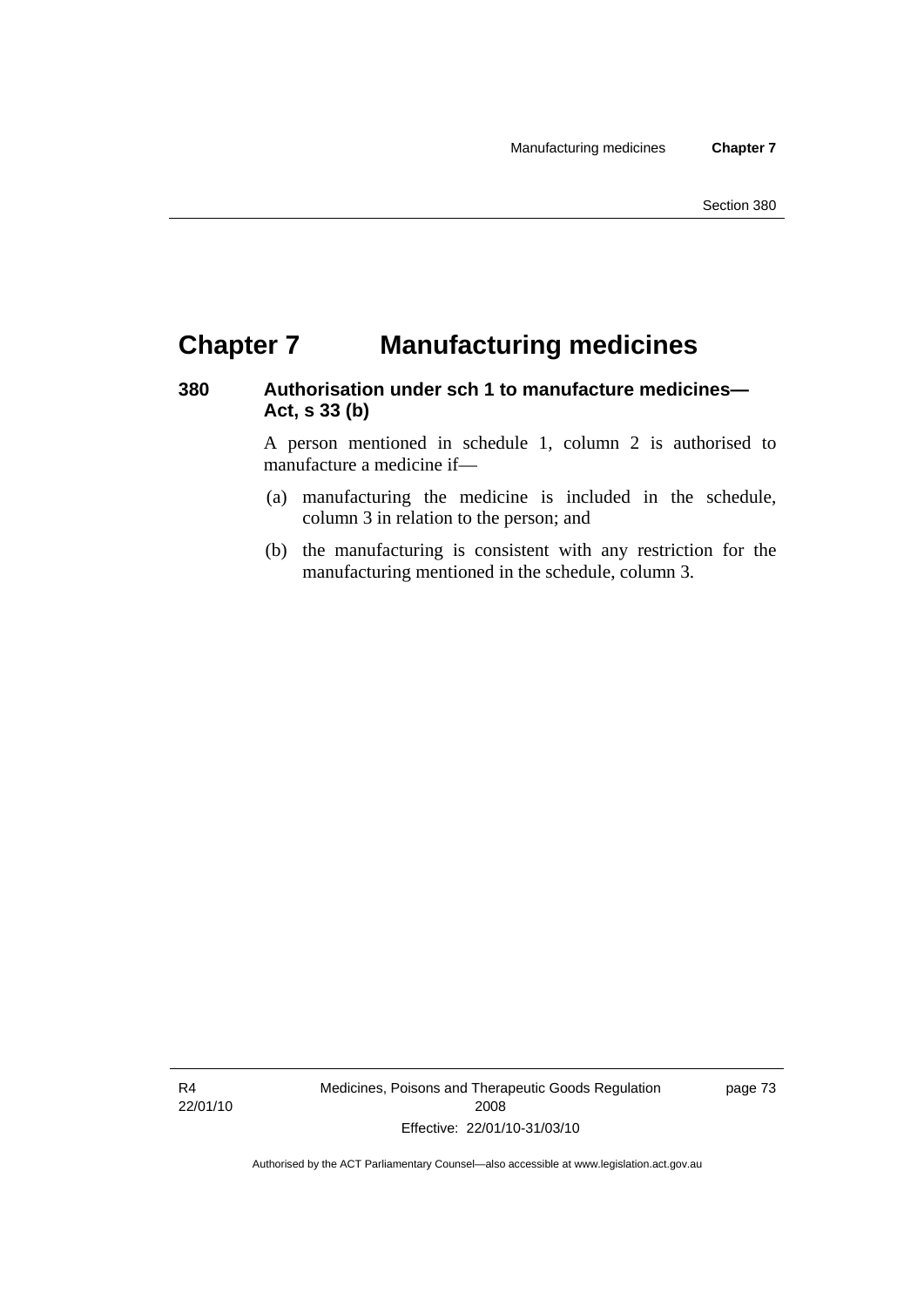# Chapter 7 Manufacturing medicines

## 380 Authorisation under sch 1 to manufacture medicines—Act, s 33 (b)

A person mentioned in schedule 1, column 2 is authorised to manufacture a medicine if—

(a) manufacturing the medicine is included in the schedule, column 3 in relation to the person; and

(b) the manufacturing is consistent with any restriction for the manufacturing mentioned in the schedule, column 3.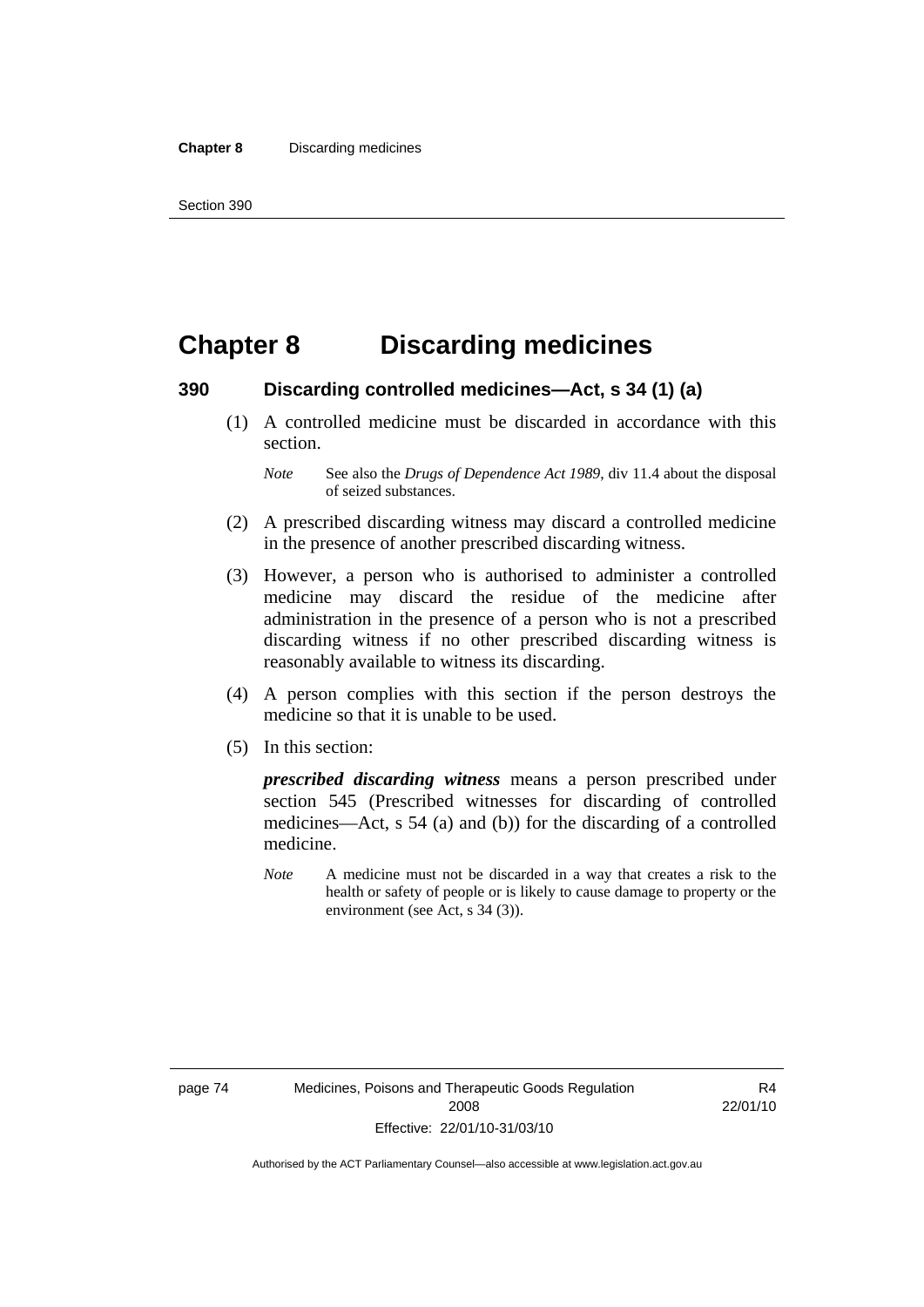# Chapter 8 Discarding medicines

## 390 Discarding controlled medicines—Act, s 34 (1) (a)

(1) A controlled medicine must be discarded in accordance with this section.

*Note* See also the *Drugs of Dependence Act 1989*, div 11.4 about the disposal of seized substances.

(2) A prescribed discarding witness may discard a controlled medicine in the presence of another prescribed discarding witness.

(3) However, a person who is authorised to administer a controlled medicine may discard the residue of the medicine after administration in the presence of a person who is not a prescribed discarding witness if no other prescribed discarding witness is reasonably available to witness its discarding.

(4) A person complies with this section if the person destroys the medicine so that it is unable to be used.

(5) In this section:

***prescribed discarding witness*** means a person prescribed under section 545 (Prescribed witnesses for discarding of controlled medicines—Act, s 54 (a) and (b)) for the discarding of a controlled medicine.

*Note* A medicine must not be discarded in a way that creates a risk to the health or safety of people or is likely to cause damage to property or the environment (see Act, s 34 (3)).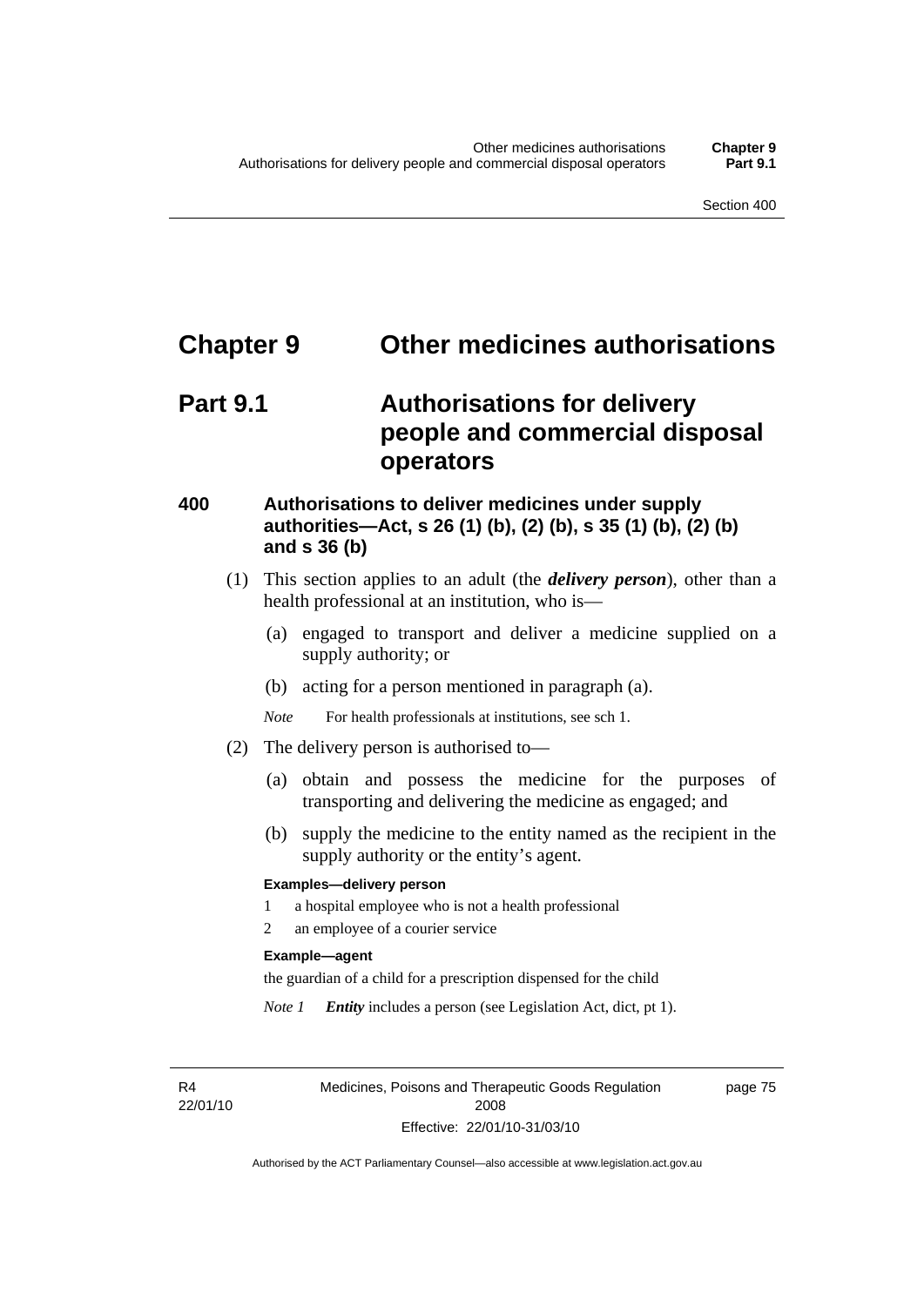# Chapter 9 Other medicines authorisations

## Part 9.1 Authorisations for delivery people and commercial disposal operators

### 400 Authorisations to deliver medicines under supply authorities—Act, s 26 (1) (b), (2) (b), s 35 (1) (b), (2) (b) and s 36 (b)

(1) This section applies to an adult (the ***delivery person***), other than a health professional at an institution, who is—

(a) engaged to transport and deliver a medicine supplied on a supply authority; or

(b) acting for a person mentioned in paragraph (a).

*Note* For health professionals at institutions, see sch 1.

(2) The delivery person is authorised to—

(a) obtain and possess the medicine for the purposes of transporting and delivering the medicine as engaged; and

(b) supply the medicine to the entity named as the recipient in the supply authority or the entity's agent.

**Examples—delivery person**

1 a hospital employee who is not a health professional

2 an employee of a courier service

**Example—agent**

the guardian of a child for a prescription dispensed for the child

*Note 1* ***Entity*** includes a person (see Legislation Act, dict, pt 1).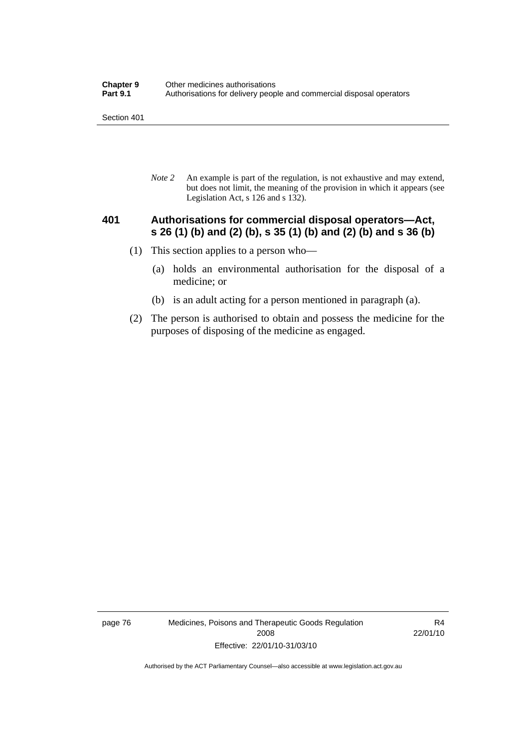*Note 2* An example is part of the regulation, is not exhaustive and may extend, but does not limit, the meaning of the provision in which it appears (see Legislation Act, s 126 and s 132).

### 401 Authorisations for commercial disposal operators—Act, s 26 (1) (b) and (2) (b), s 35 (1) (b) and (2) (b) and s 36 (b)

(1) This section applies to a person who—

(a) holds an environmental authorisation for the disposal of a medicine; or

(b) is an adult acting for a person mentioned in paragraph (a).

(2) The person is authorised to obtain and possess the medicine for the purposes of disposing of the medicine as engaged.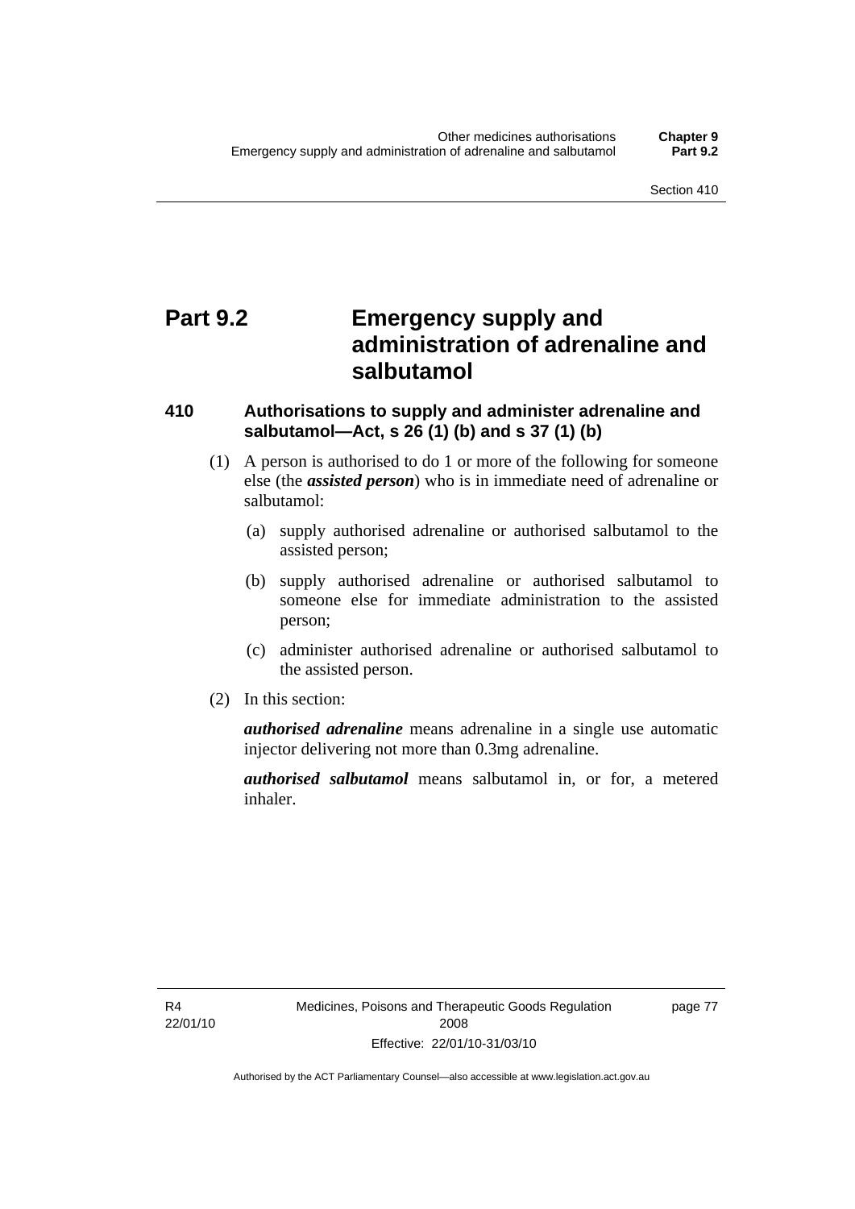# Part 9.2 Emergency supply and administration of adrenaline and salbutamol

## 410 Authorisations to supply and administer adrenaline and salbutamol—Act, s 26 (1) (b) and s 37 (1) (b)

(1) A person is authorised to do 1 or more of the following for someone else (the ***assisted person***) who is in immediate need of adrenaline or salbutamol:

- (a) supply authorised adrenaline or authorised salbutamol to the assisted person;
- (b) supply authorised adrenaline or authorised salbutamol to someone else for immediate administration to the assisted person;
- (c) administer authorised adrenaline or authorised salbutamol to the assisted person.

(2) In this section:

***authorised adrenaline*** means adrenaline in a single use automatic injector delivering not more than 0.3mg adrenaline.

***authorised salbutamol*** means salbutamol in, or for, a metered inhaler.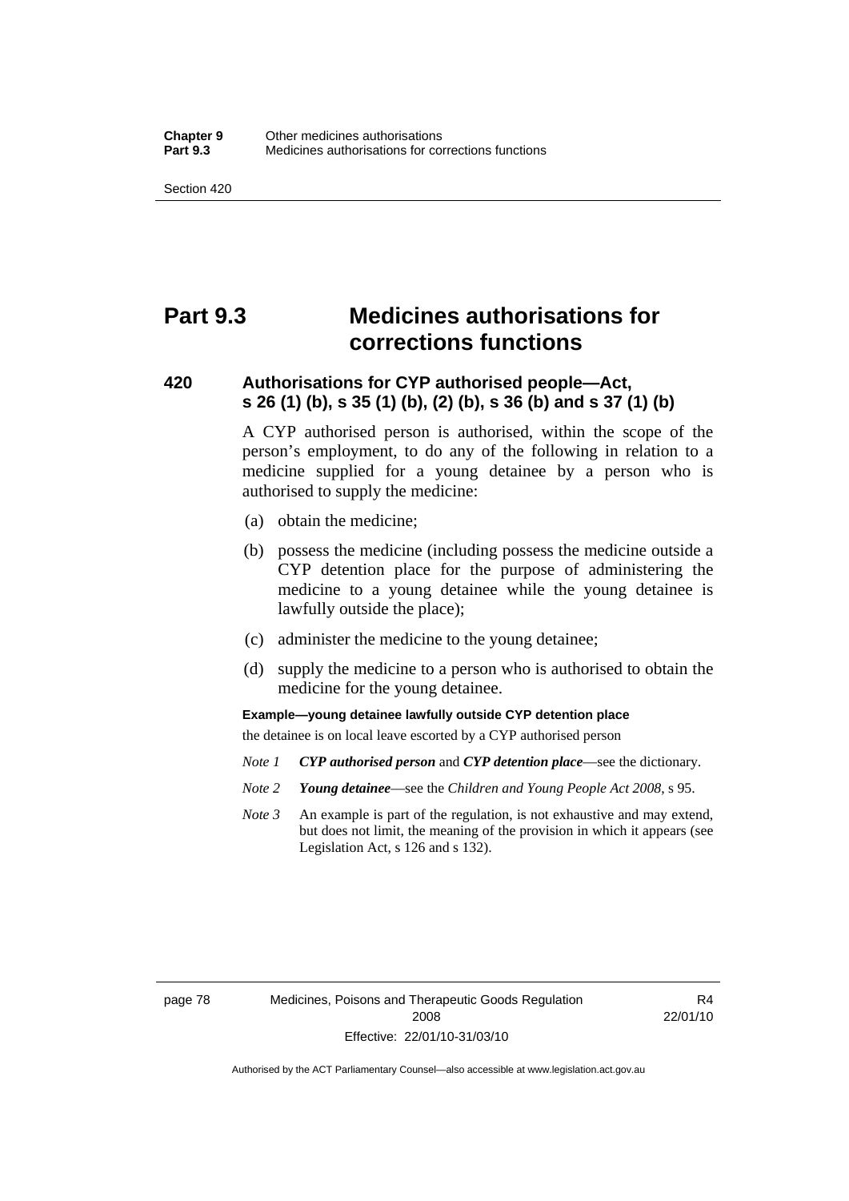# Part 9.3 Medicines authorisations for corrections functions

## 420 Authorisations for CYP authorised people—Act, s 26 (1) (b), s 35 (1) (b), (2) (b), s 36 (b) and s 37 (1) (b)

A CYP authorised person is authorised, within the scope of the person's employment, to do any of the following in relation to a medicine supplied for a young detainee by a person who is authorised to supply the medicine:

(a) obtain the medicine;

(b) possess the medicine (including possess the medicine outside a CYP detention place for the purpose of administering the medicine to a young detainee while the young detainee is lawfully outside the place);

(c) administer the medicine to the young detainee;

(d) supply the medicine to a person who is authorised to obtain the medicine for the young detainee.

**Example—young detainee lawfully outside CYP detention place**

the detainee is on local leave escorted by a CYP authorised person

*Note 1* ***CYP authorised person*** and ***CYP detention place***—see the dictionary.

*Note 2* ***Young detainee***—see the *Children and Young People Act 2008*, s 95.

*Note 3* An example is part of the regulation, is not exhaustive and may extend, but does not limit, the meaning of the provision in which it appears (see Legislation Act, s 126 and s 132).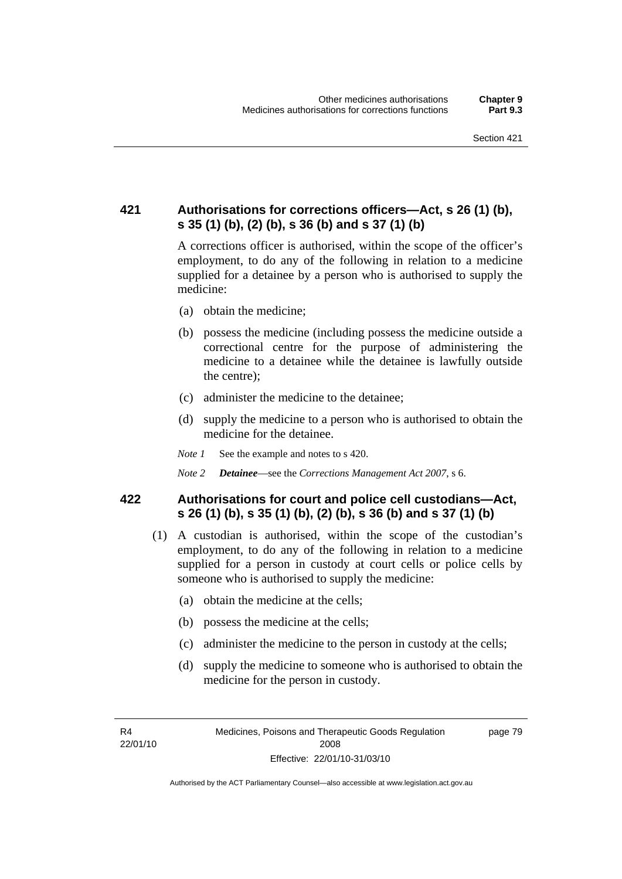## 421 Authorisations for corrections officers—Act, s 26 (1) (b), s 35 (1) (b), (2) (b), s 36 (b) and s 37 (1) (b)

A corrections officer is authorised, within the scope of the officer's employment, to do any of the following in relation to a medicine supplied for a detainee by a person who is authorised to supply the medicine:

(a) obtain the medicine;

(b) possess the medicine (including possess the medicine outside a correctional centre for the purpose of administering the medicine to a detainee while the detainee is lawfully outside the centre);

(c) administer the medicine to the detainee;

(d) supply the medicine to a person who is authorised to obtain the medicine for the detainee.

*Note 1* See the example and notes to s 420.

*Note 2* ***Detainee***—see the *Corrections Management Act 2007*, s 6.

## 422 Authorisations for court and police cell custodians—Act, s 26 (1) (b), s 35 (1) (b), (2) (b), s 36 (b) and s 37 (1) (b)

(1) A custodian is authorised, within the scope of the custodian's employment, to do any of the following in relation to a medicine supplied for a person in custody at court cells or police cells by someone who is authorised to supply the medicine:

(a) obtain the medicine at the cells;

(b) possess the medicine at the cells;

(c) administer the medicine to the person in custody at the cells;

(d) supply the medicine to someone who is authorised to obtain the medicine for the person in custody.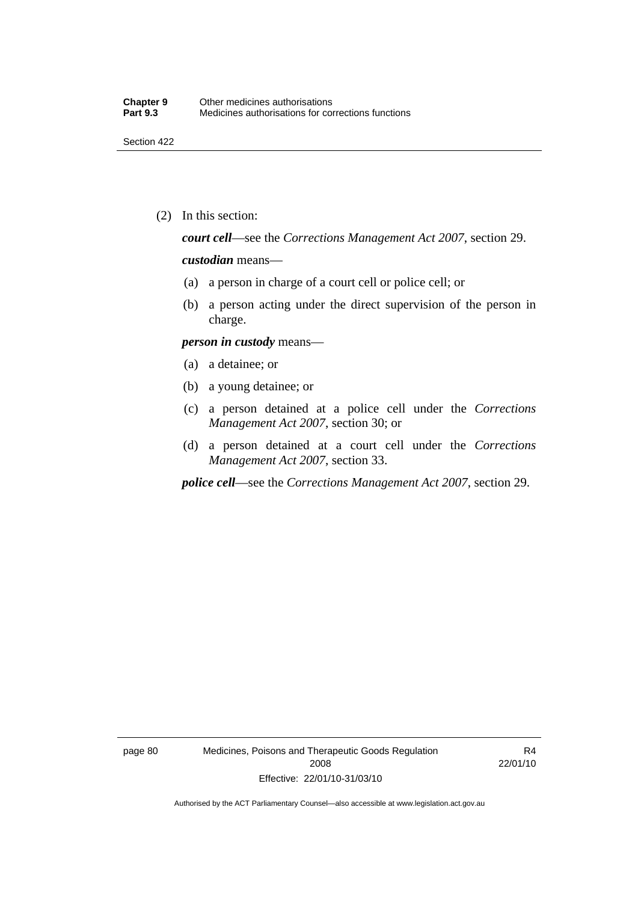(2) In this section:

***court cell***—see the *Corrections Management Act 2007*, section 29.

***custodian*** means—

(a) a person in charge of a court cell or police cell; or

(b) a person acting under the direct supervision of the person in charge.

***person in custody*** means—

(a) a detainee; or

(b) a young detainee; or

(c) a person detained at a police cell under the *Corrections Management Act 2007*, section 30; or

(d) a person detained at a court cell under the *Corrections Management Act 2007*, section 33.

***police cell***—see the *Corrections Management Act 2007*, section 29.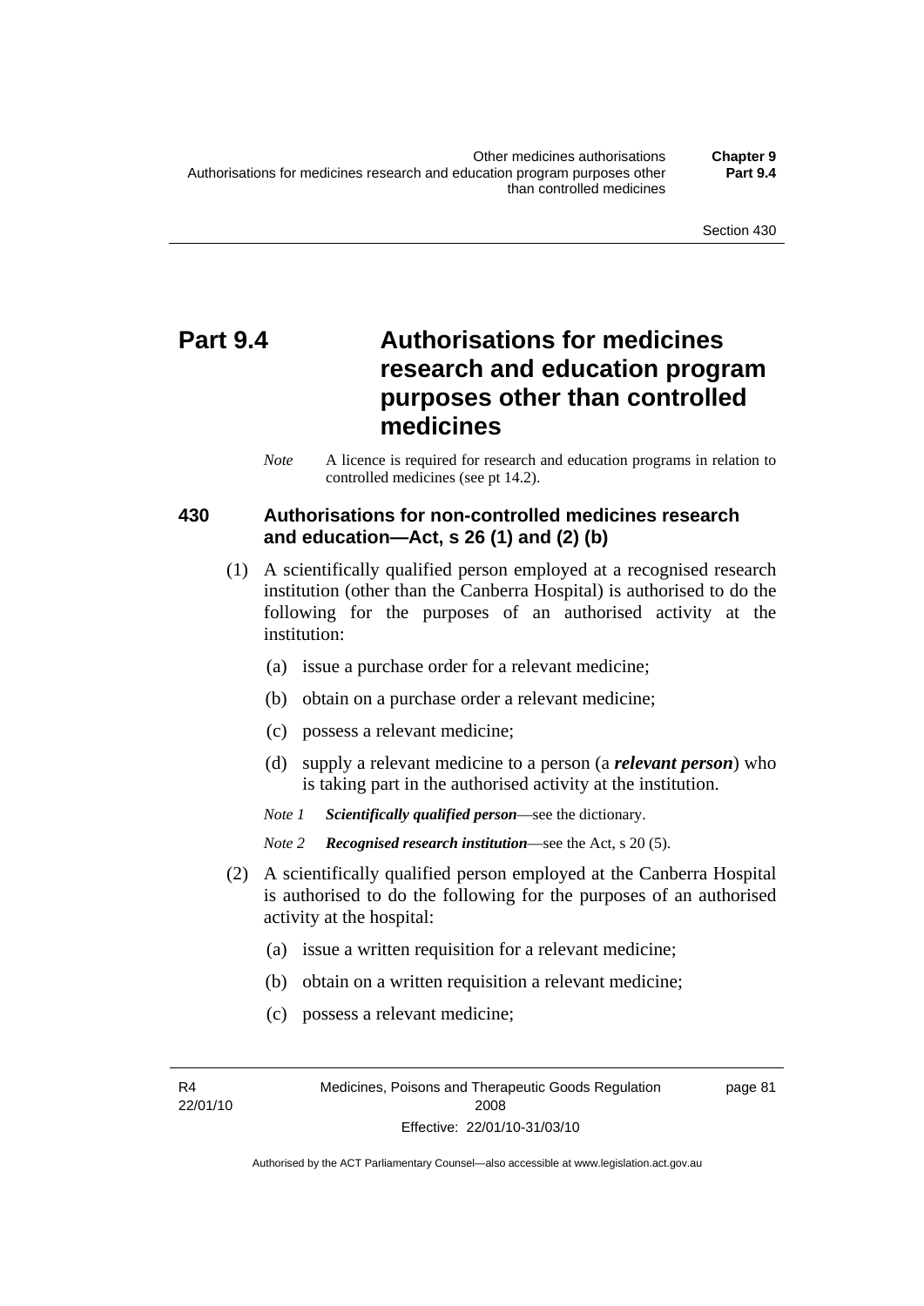# Part 9.4 Authorisations for medicines research and education program purposes other than controlled medicines

*Note* A licence is required for research and education programs in relation to controlled medicines (see pt 14.2).

## 430 Authorisations for non-controlled medicines research and education—Act, s 26 (1) and (2) (b)

(1) A scientifically qualified person employed at a recognised research institution (other than the Canberra Hospital) is authorised to do the following for the purposes of an authorised activity at the institution:

(a) issue a purchase order for a relevant medicine;

(b) obtain on a purchase order a relevant medicine;

(c) possess a relevant medicine;

(d) supply a relevant medicine to a person (a ***relevant person***) who is taking part in the authorised activity at the institution.

*Note 1* ***Scientifically qualified person***—see the dictionary.

*Note 2* ***Recognised research institution***—see the Act, s 20 (5).

(2) A scientifically qualified person employed at the Canberra Hospital is authorised to do the following for the purposes of an authorised activity at the hospital:

(a) issue a written requisition for a relevant medicine;

(b) obtain on a written requisition a relevant medicine;

(c) possess a relevant medicine;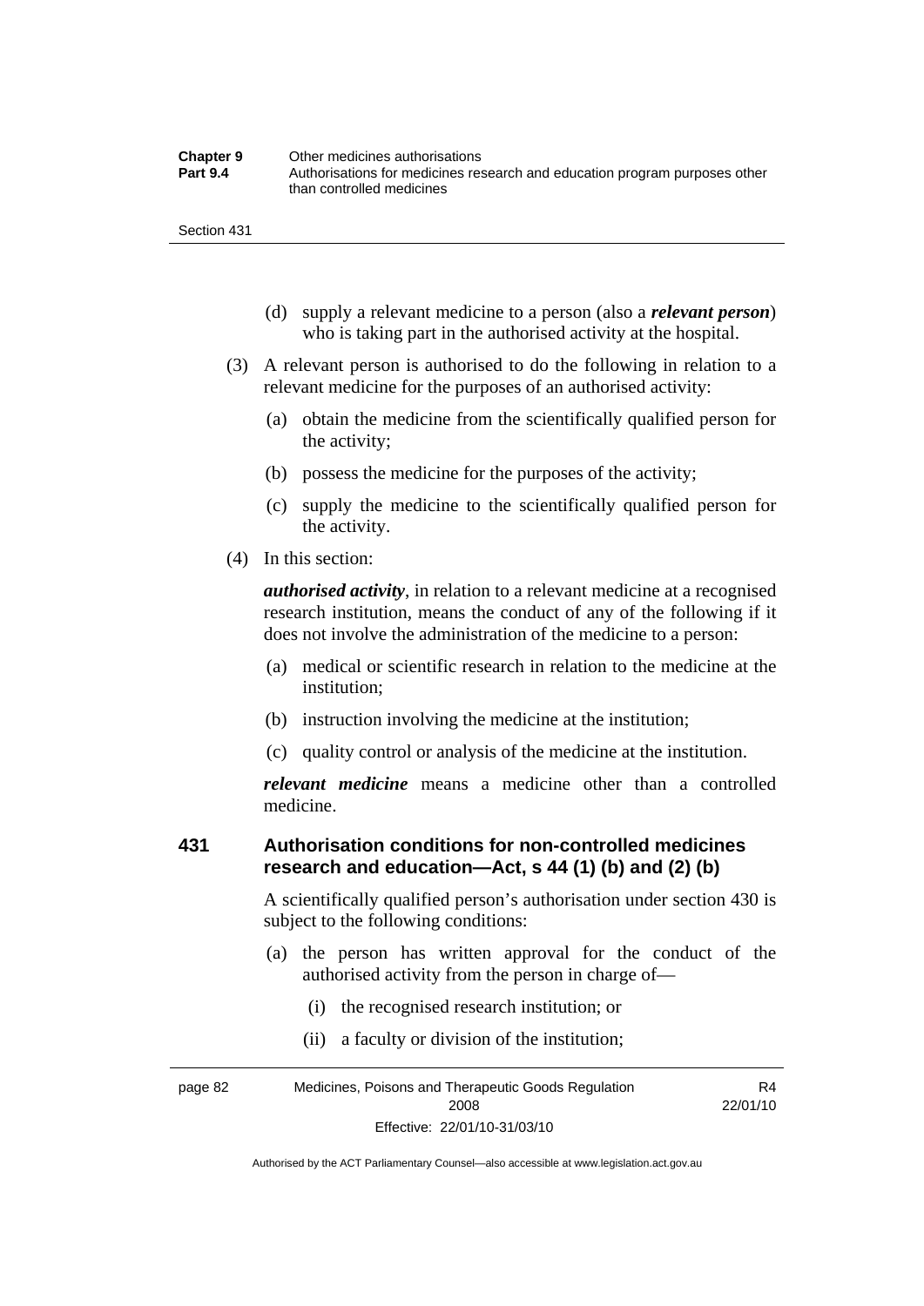(d) supply a relevant medicine to a person (also a ***relevant person***) who is taking part in the authorised activity at the hospital.

(3) A relevant person is authorised to do the following in relation to a relevant medicine for the purposes of an authorised activity:

(a) obtain the medicine from the scientifically qualified person for the activity;

(b) possess the medicine for the purposes of the activity;

(c) supply the medicine to the scientifically qualified person for the activity.

(4) In this section:

***authorised activity***, in relation to a relevant medicine at a recognised research institution, means the conduct of any of the following if it does not involve the administration of the medicine to a person:

(a) medical or scientific research in relation to the medicine at the institution;

(b) instruction involving the medicine at the institution;

(c) quality control or analysis of the medicine at the institution.

***relevant medicine*** means a medicine other than a controlled medicine.

### 431 Authorisation conditions for non-controlled medicines research and education—Act, s 44 (1) (b) and (2) (b)

A scientifically qualified person's authorisation under section 430 is subject to the following conditions:

(a) the person has written approval for the conduct of the authorised activity from the person in charge of—

(i) the recognised research institution; or

(ii) a faculty or division of the institution;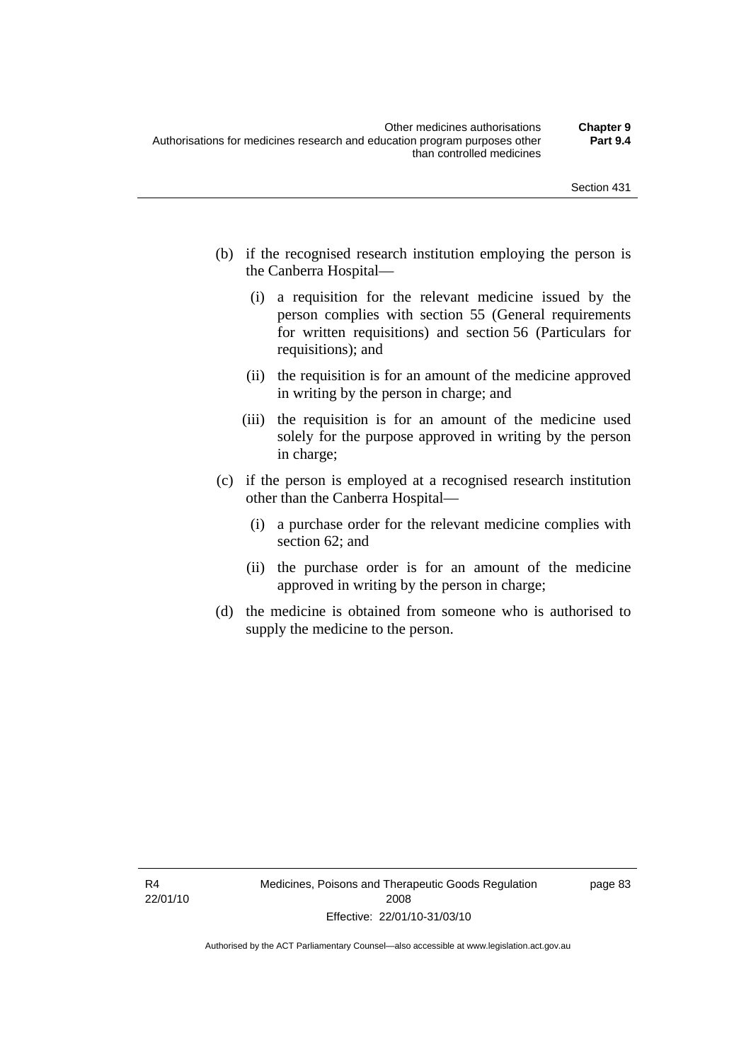(b) if the recognised research institution employing the person is the Canberra Hospital—

   (i) a requisition for the relevant medicine issued by the person complies with section 55 (General requirements for written requisitions) and section 56 (Particulars for requisitions); and

   (ii) the requisition is for an amount of the medicine approved in writing by the person in charge; and

   (iii) the requisition is for an amount of the medicine used solely for the purpose approved in writing by the person in charge;

(c) if the person is employed at a recognised research institution other than the Canberra Hospital—

   (i) a purchase order for the relevant medicine complies with section 62; and

   (ii) the purchase order is for an amount of the medicine approved in writing by the person in charge;

(d) the medicine is obtained from someone who is authorised to supply the medicine to the person.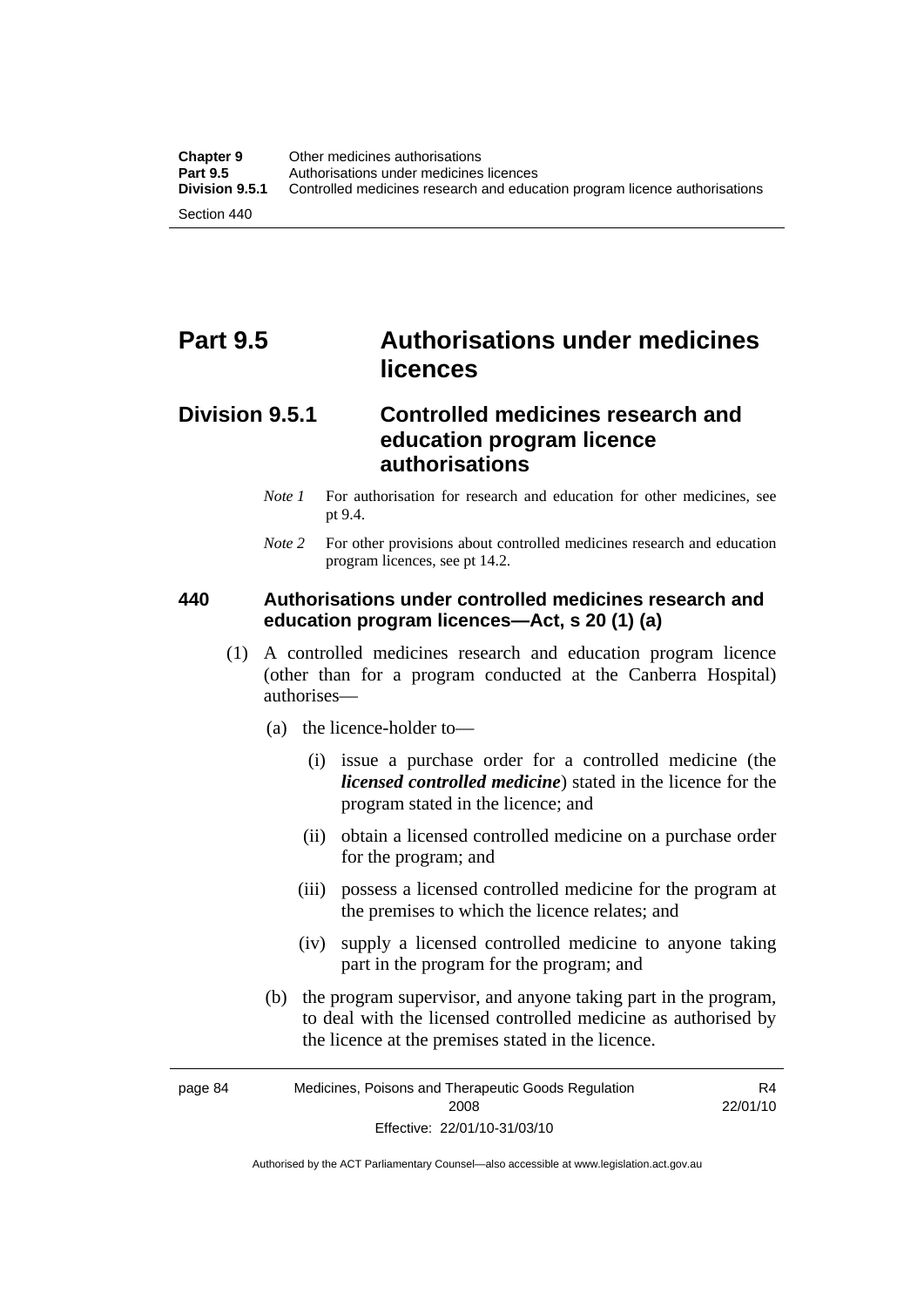# Part 9.5 Authorisations under medicines licences

## Division 9.5.1 Controlled medicines research and education program licence authorisations

*Note 1* For authorisation for research and education for other medicines, see pt 9.4.

*Note 2* For other provisions about controlled medicines research and education program licences, see pt 14.2.

### 440 Authorisations under controlled medicines research and education program licences—Act, s 20 (1) (a)

(1) A controlled medicines research and education program licence (other than for a program conducted at the Canberra Hospital) authorises—

(a) the licence-holder to—

(i) issue a purchase order for a controlled medicine (the ***licensed controlled medicine***) stated in the licence for the program stated in the licence; and

(ii) obtain a licensed controlled medicine on a purchase order for the program; and

(iii) possess a licensed controlled medicine for the program at the premises to which the licence relates; and

(iv) supply a licensed controlled medicine to anyone taking part in the program for the program; and

(b) the program supervisor, and anyone taking part in the program, to deal with the licensed controlled medicine as authorised by the licence at the premises stated in the licence.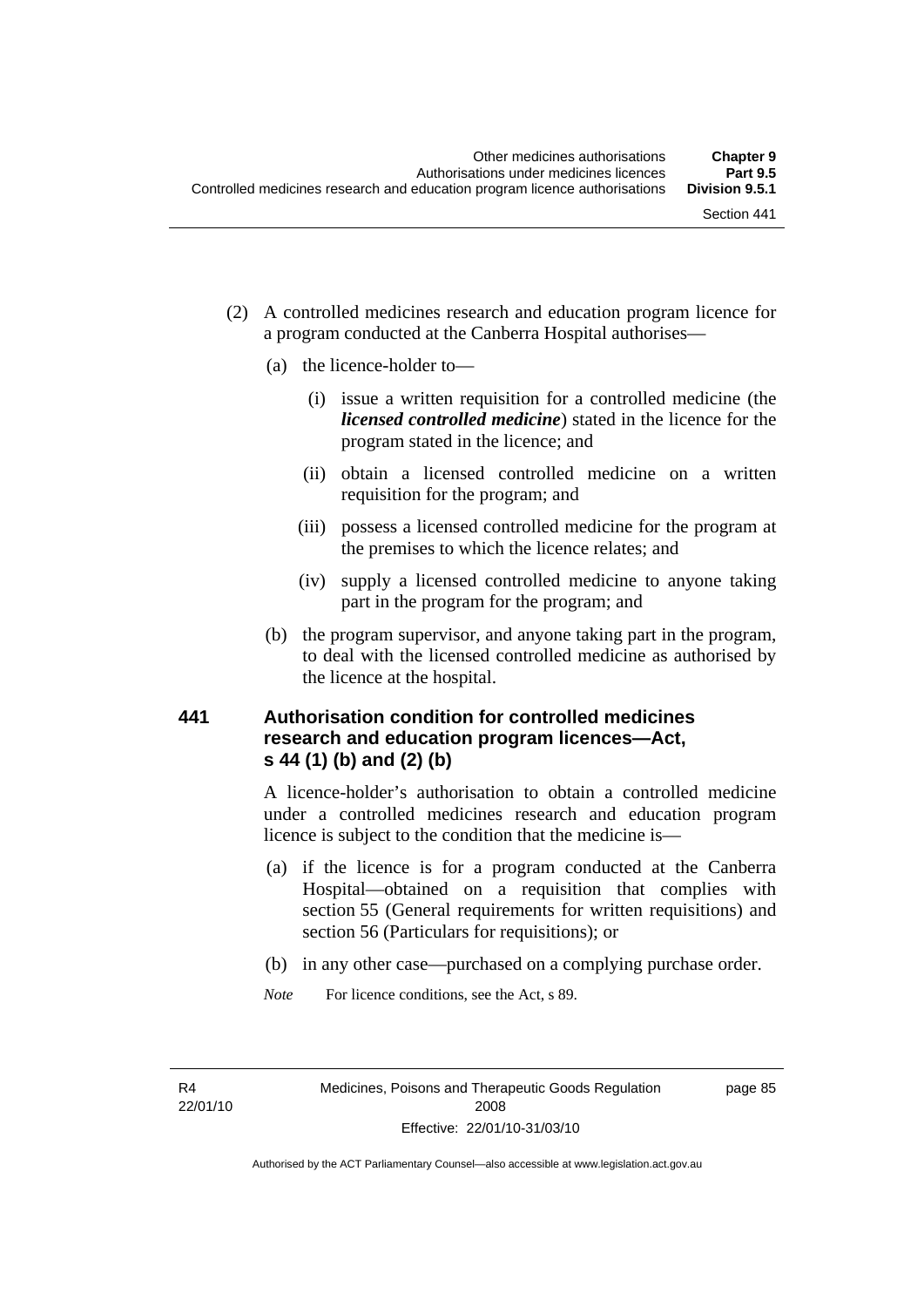(2) A controlled medicines research and education program licence for a program conducted at the Canberra Hospital authorises—

(a) the licence-holder to—

(i) issue a written requisition for a controlled medicine (the ***licensed controlled medicine***) stated in the licence for the program stated in the licence; and

(ii) obtain a licensed controlled medicine on a written requisition for the program; and

(iii) possess a licensed controlled medicine for the program at the premises to which the licence relates; and

(iv) supply a licensed controlled medicine to anyone taking part in the program for the program; and

(b) the program supervisor, and anyone taking part in the program, to deal with the licensed controlled medicine as authorised by the licence at the hospital.

### 441 Authorisation condition for controlled medicines research and education program licences—Act, s 44 (1) (b) and (2) (b)

A licence-holder's authorisation to obtain a controlled medicine under a controlled medicines research and education program licence is subject to the condition that the medicine is—

(a) if the licence is for a program conducted at the Canberra Hospital—obtained on a requisition that complies with section 55 (General requirements for written requisitions) and section 56 (Particulars for requisitions); or

(b) in any other case—purchased on a complying purchase order.

*Note* For licence conditions, see the Act, s 89.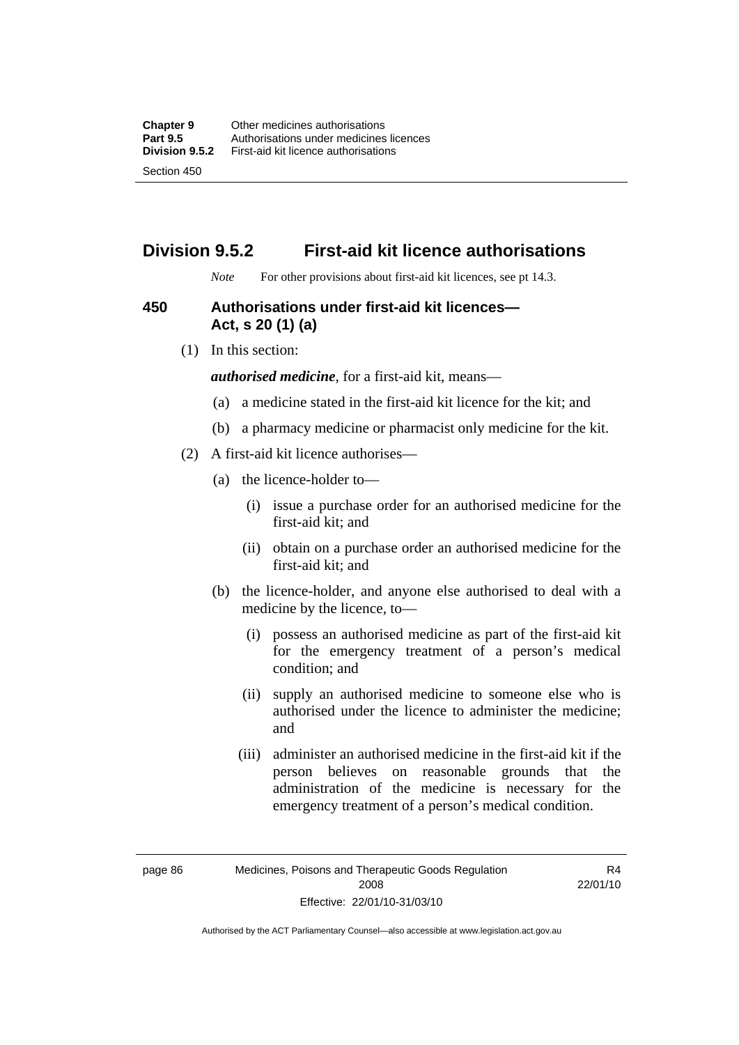## Division 9.5.2 First-aid kit licence authorisations

*Note* For other provisions about first-aid kit licences, see pt 14.3.

### 450 Authorisations under first-aid kit licences—Act, s 20 (1) (a)

(1) In this section:

***authorised medicine***, for a first-aid kit, means—

(a) a medicine stated in the first-aid kit licence for the kit; and

(b) a pharmacy medicine or pharmacist only medicine for the kit.

(2) A first-aid kit licence authorises—

(a) the licence-holder to—

(i) issue a purchase order for an authorised medicine for the first-aid kit; and

(ii) obtain on a purchase order an authorised medicine for the first-aid kit; and

(b) the licence-holder, and anyone else authorised to deal with a medicine by the licence, to—

(i) possess an authorised medicine as part of the first-aid kit for the emergency treatment of a person's medical condition; and

(ii) supply an authorised medicine to someone else who is authorised under the licence to administer the medicine; and

(iii) administer an authorised medicine in the first-aid kit if the person believes on reasonable grounds that the administration of the medicine is necessary for the emergency treatment of a person's medical condition.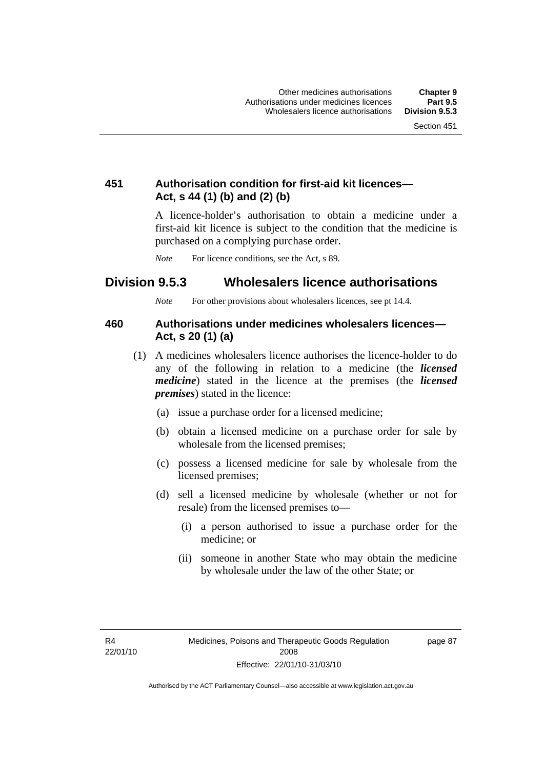### 451 Authorisation condition for first-aid kit licences—Act, s 44 (1) (b) and (2) (b)

A licence-holder's authorisation to obtain a medicine under a first-aid kit licence is subject to the condition that the medicine is purchased on a complying purchase order.

*Note* For licence conditions, see the Act, s 89.

## Division 9.5.3 Wholesalers licence authorisations

*Note* For other provisions about wholesalers licences, see pt 14.4.

### 460 Authorisations under medicines wholesalers licences—Act, s 20 (1) (a)

(1) A medicines wholesalers licence authorises the licence-holder to do any of the following in relation to a medicine (the ***licensed medicine***) stated in the licence at the premises (the ***licensed premises***) stated in the licence:

- (a) issue a purchase order for a licensed medicine;
- (b) obtain a licensed medicine on a purchase order for sale by wholesale from the licensed premises;
- (c) possess a licensed medicine for sale by wholesale from the licensed premises;
- (d) sell a licensed medicine by wholesale (whether or not for resale) from the licensed premises to—
  - (i) a person authorised to issue a purchase order for the medicine; or
  - (ii) someone in another State who may obtain the medicine by wholesale under the law of the other State; or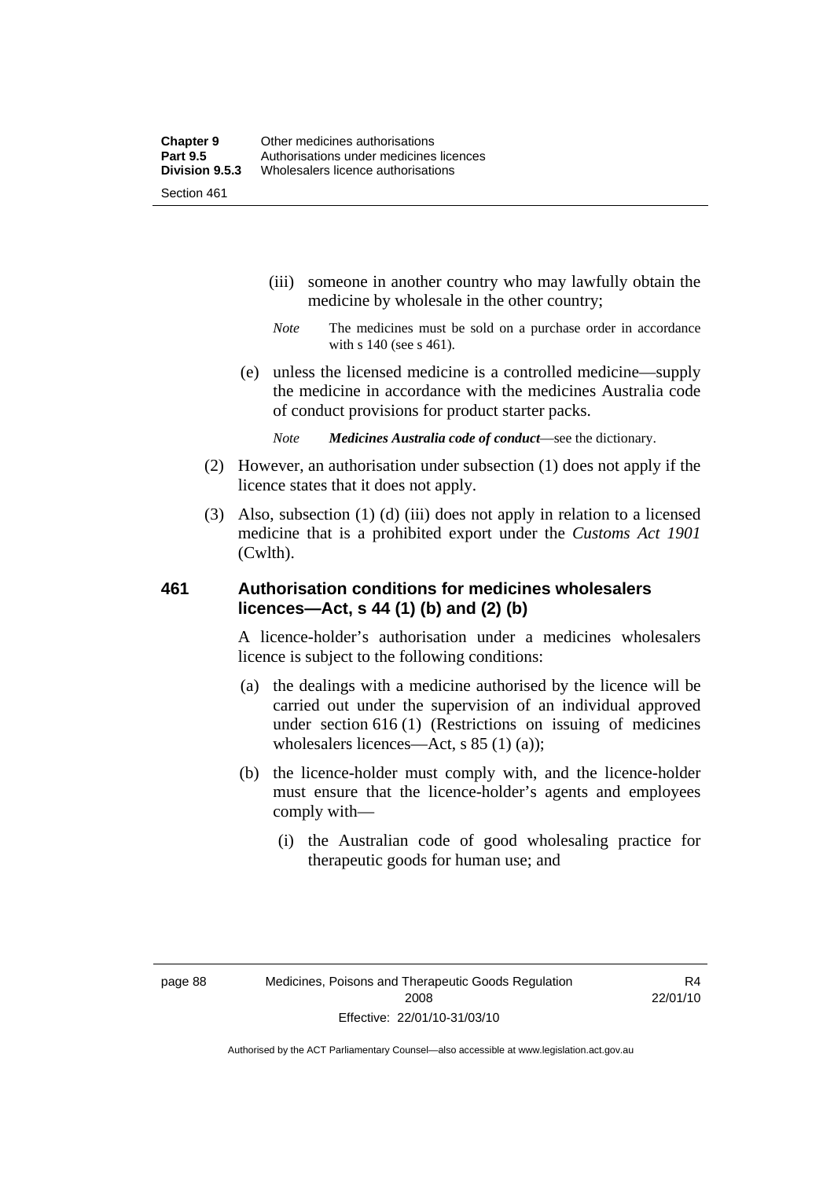(iii) someone in another country who may lawfully obtain the medicine by wholesale in the other country;

*Note* The medicines must be sold on a purchase order in accordance with s 140 (see s 461).

(e) unless the licensed medicine is a controlled medicine—supply the medicine in accordance with the medicines Australia code of conduct provisions for product starter packs.

*Note* ***Medicines Australia code of conduct***—see the dictionary.

(2) However, an authorisation under subsection (1) does not apply if the licence states that it does not apply.

(3) Also, subsection (1) (d) (iii) does not apply in relation to a licensed medicine that is a prohibited export under the *Customs Act 1901* (Cwlth).

### 461 Authorisation conditions for medicines wholesalers licences—Act, s 44 (1) (b) and (2) (b)

A licence-holder's authorisation under a medicines wholesalers licence is subject to the following conditions:

(a) the dealings with a medicine authorised by the licence will be carried out under the supervision of an individual approved under section 616 (1) (Restrictions on issuing of medicines wholesalers licences—Act, s 85 (1) (a));

(b) the licence-holder must comply with, and the licence-holder must ensure that the licence-holder's agents and employees comply with—

(i) the Australian code of good wholesaling practice for therapeutic goods for human use; and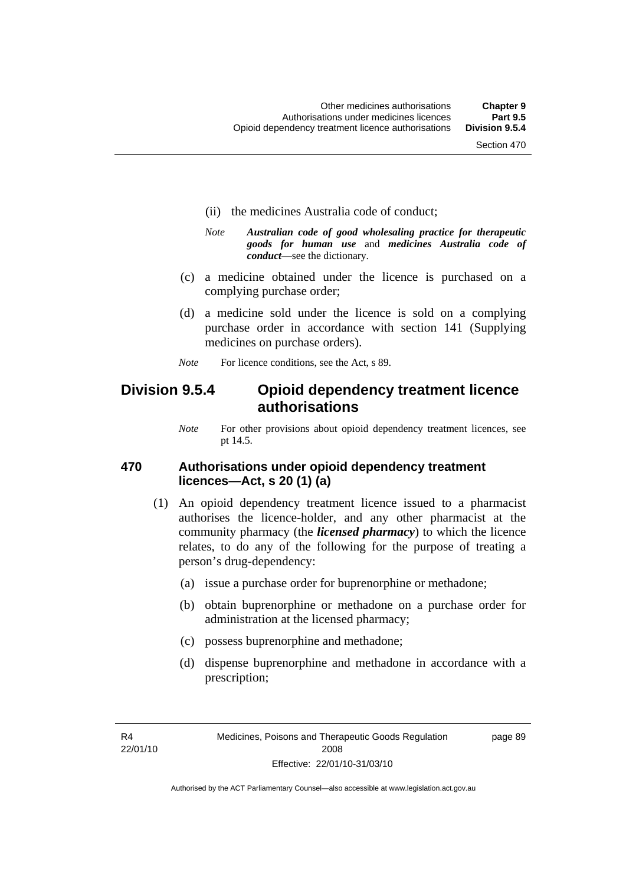(ii) the medicines Australia code of conduct;

*Note* ***Australian code of good wholesaling practice for therapeutic goods for human use*** and ***medicines Australia code of conduct***—see the dictionary.

(c) a medicine obtained under the licence is purchased on a complying purchase order;

(d) a medicine sold under the licence is sold on a complying purchase order in accordance with section 141 (Supplying medicines on purchase orders).

*Note* For licence conditions, see the Act, s 89.

## Division 9.5.4 Opioid dependency treatment licence authorisations

*Note* For other provisions about opioid dependency treatment licences, see pt 14.5.

### 470 Authorisations under opioid dependency treatment licences—Act, s 20 (1) (a)

(1) An opioid dependency treatment licence issued to a pharmacist authorises the licence-holder, and any other pharmacist at the community pharmacy (the ***licensed pharmacy***) to which the licence relates, to do any of the following for the purpose of treating a person's drug-dependency:

(a) issue a purchase order for buprenorphine or methadone;

(b) obtain buprenorphine or methadone on a purchase order for administration at the licensed pharmacy;

(c) possess buprenorphine and methadone;

(d) dispense buprenorphine and methadone in accordance with a prescription;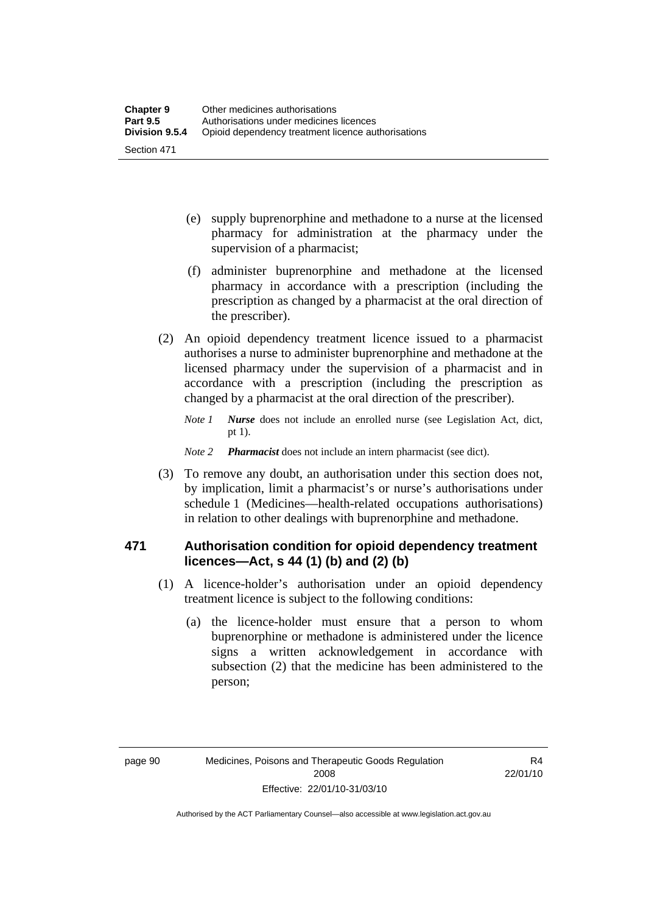(e) supply buprenorphine and methadone to a nurse at the licensed pharmacy for administration at the pharmacy under the supervision of a pharmacist;

(f) administer buprenorphine and methadone at the licensed pharmacy in accordance with a prescription (including the prescription as changed by a pharmacist at the oral direction of the prescriber).

(2) An opioid dependency treatment licence issued to a pharmacist authorises a nurse to administer buprenorphine and methadone at the licensed pharmacy under the supervision of a pharmacist and in accordance with a prescription (including the prescription as changed by a pharmacist at the oral direction of the prescriber).

*Note 1* ***Nurse*** does not include an enrolled nurse (see Legislation Act, dict, pt 1).

*Note 2* ***Pharmacist*** does not include an intern pharmacist (see dict).

(3) To remove any doubt, an authorisation under this section does not, by implication, limit a pharmacist's or nurse's authorisations under schedule 1 (Medicines—health-related occupations authorisations) in relation to other dealings with buprenorphine and methadone.

## 471 Authorisation condition for opioid dependency treatment licences—Act, s 44 (1) (b) and (2) (b)

(1) A licence-holder's authorisation under an opioid dependency treatment licence is subject to the following conditions:

(a) the licence-holder must ensure that a person to whom buprenorphine or methadone is administered under the licence signs a written acknowledgement in accordance with subsection (2) that the medicine has been administered to the person;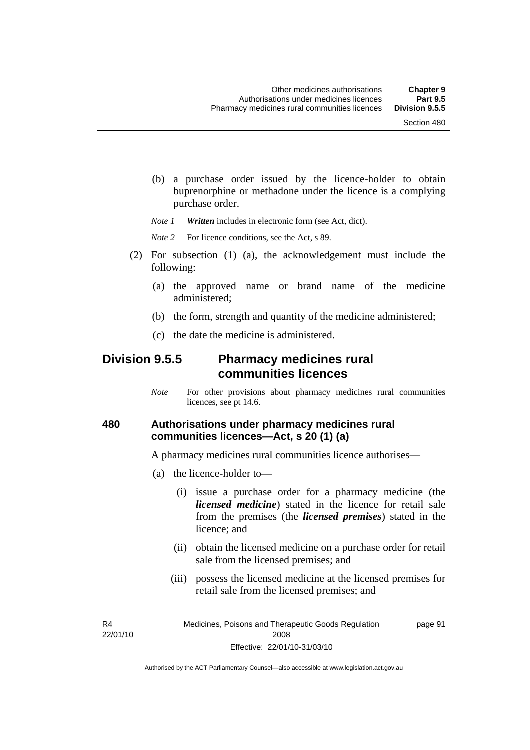(b) a purchase order issued by the licence-holder to obtain buprenorphine or methadone under the licence is a complying purchase order.

*Note 1* ***Written*** includes in electronic form (see Act, dict).

*Note 2* For licence conditions, see the Act, s 89.

(2) For subsection (1) (a), the acknowledgement must include the following:

(a) the approved name or brand name of the medicine administered;

(b) the form, strength and quantity of the medicine administered;

(c) the date the medicine is administered.

## Division 9.5.5 Pharmacy medicines rural communities licences

*Note* For other provisions about pharmacy medicines rural communities licences, see pt 14.6.

### 480 Authorisations under pharmacy medicines rural communities licences—Act, s 20 (1) (a)

A pharmacy medicines rural communities licence authorises—

(a) the licence-holder to—

(i) issue a purchase order for a pharmacy medicine (the ***licensed medicine***) stated in the licence for retail sale from the premises (the ***licensed premises***) stated in the licence; and

(ii) obtain the licensed medicine on a purchase order for retail sale from the licensed premises; and

(iii) possess the licensed medicine at the licensed premises for retail sale from the licensed premises; and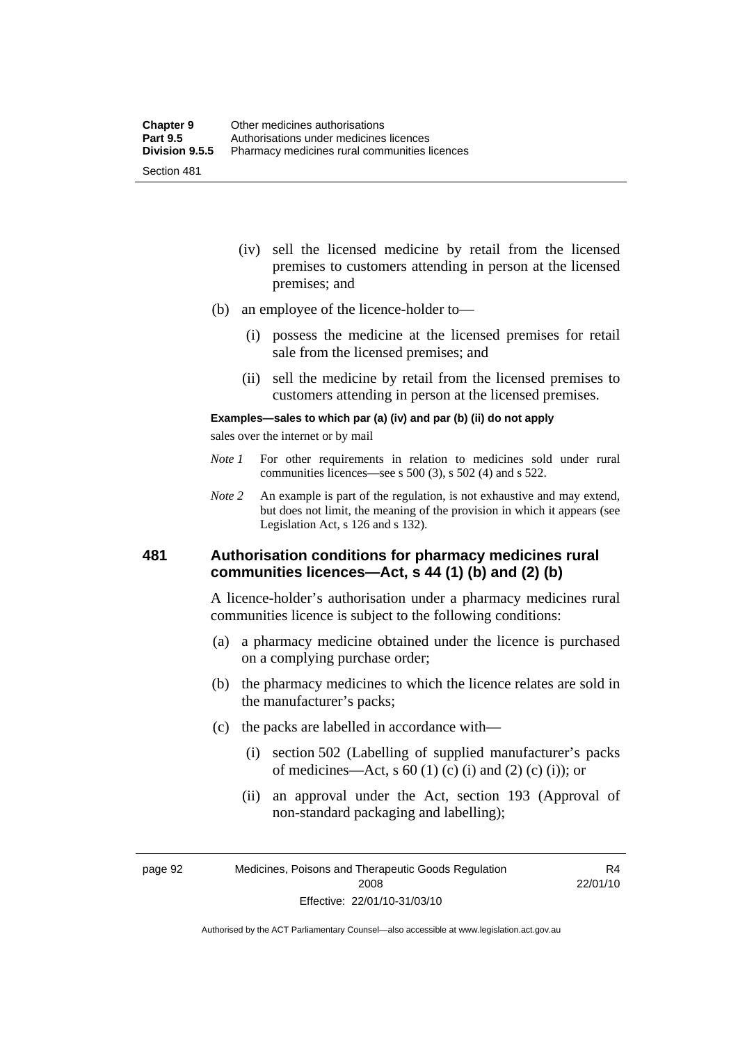(iv) sell the licensed medicine by retail from the licensed premises to customers attending in person at the licensed premises; and

(b) an employee of the licence-holder to—

(i) possess the medicine at the licensed premises for retail sale from the licensed premises; and

(ii) sell the medicine by retail from the licensed premises to customers attending in person at the licensed premises.

**Examples—sales to which par (a) (iv) and par (b) (ii) do not apply**

sales over the internet or by mail

*Note 1* For other requirements in relation to medicines sold under rural communities licences—see s 500 (3), s 502 (4) and s 522.

*Note 2* An example is part of the regulation, is not exhaustive and may extend, but does not limit, the meaning of the provision in which it appears (see Legislation Act, s 126 and s 132).

## 481 Authorisation conditions for pharmacy medicines rural communities licences—Act, s 44 (1) (b) and (2) (b)

A licence-holder's authorisation under a pharmacy medicines rural communities licence is subject to the following conditions:

(a) a pharmacy medicine obtained under the licence is purchased on a complying purchase order;

(b) the pharmacy medicines to which the licence relates are sold in the manufacturer's packs;

(c) the packs are labelled in accordance with—

(i) section 502 (Labelling of supplied manufacturer's packs of medicines—Act, s 60 (1) (c) (i) and (2) (c) (i)); or

(ii) an approval under the Act, section 193 (Approval of non-standard packaging and labelling);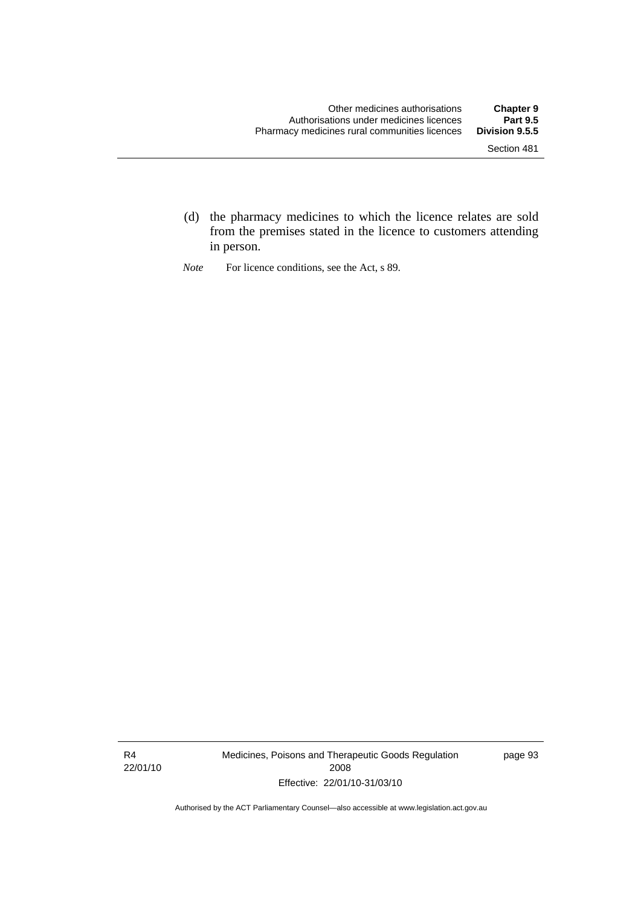(d) the pharmacy medicines to which the licence relates are sold from the premises stated in the licence to customers attending in person.

*Note* For licence conditions, see the Act, s 89.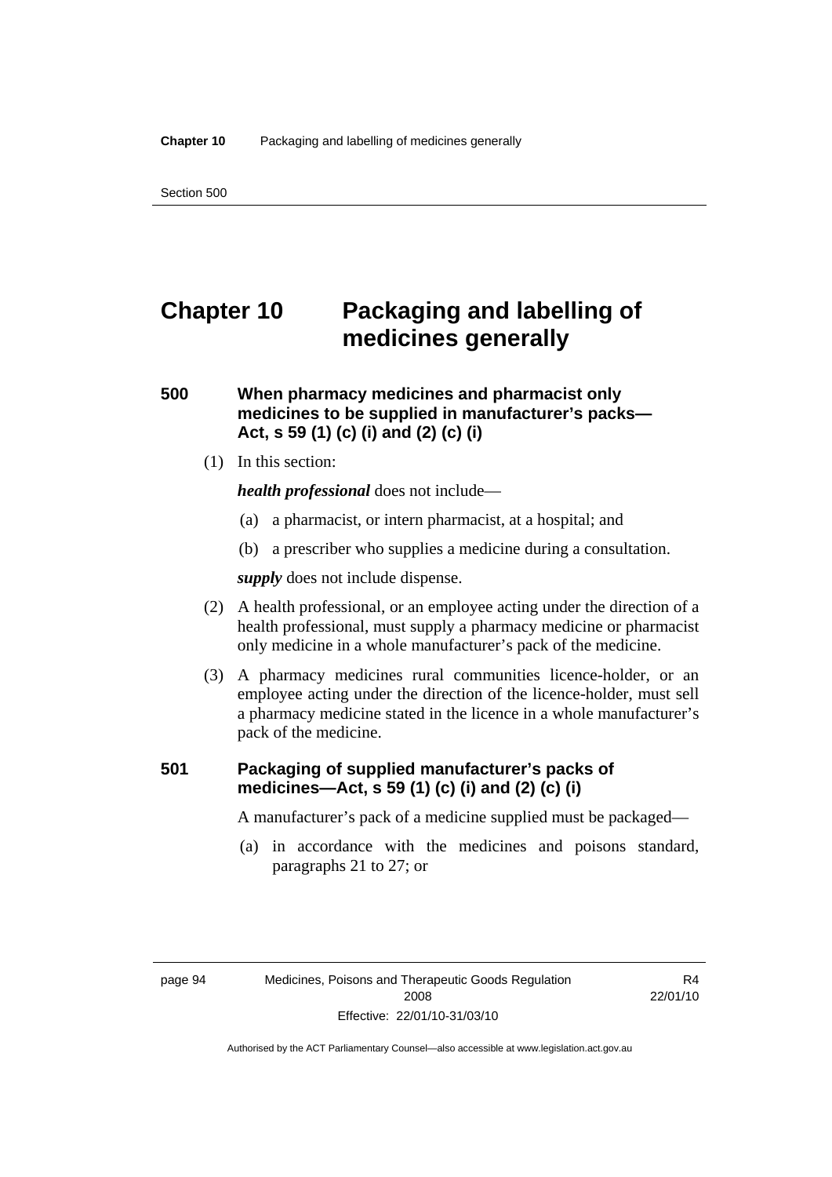# Chapter 10 Packaging and labelling of medicines generally

## 500 When pharmacy medicines and pharmacist only medicines to be supplied in manufacturer's packs—Act, s 59 (1) (c) (i) and (2) (c) (i)

(1) In this section:

***health professional*** does not include—

(a) a pharmacist, or intern pharmacist, at a hospital; and

(b) a prescriber who supplies a medicine during a consultation.

***supply*** does not include dispense.

(2) A health professional, or an employee acting under the direction of a health professional, must supply a pharmacy medicine or pharmacist only medicine in a whole manufacturer's pack of the medicine.

(3) A pharmacy medicines rural communities licence-holder, or an employee acting under the direction of the licence-holder, must sell a pharmacy medicine stated in the licence in a whole manufacturer's pack of the medicine.

## 501 Packaging of supplied manufacturer's packs of medicines—Act, s 59 (1) (c) (i) and (2) (c) (i)

A manufacturer's pack of a medicine supplied must be packaged—

(a) in accordance with the medicines and poisons standard, paragraphs 21 to 27; or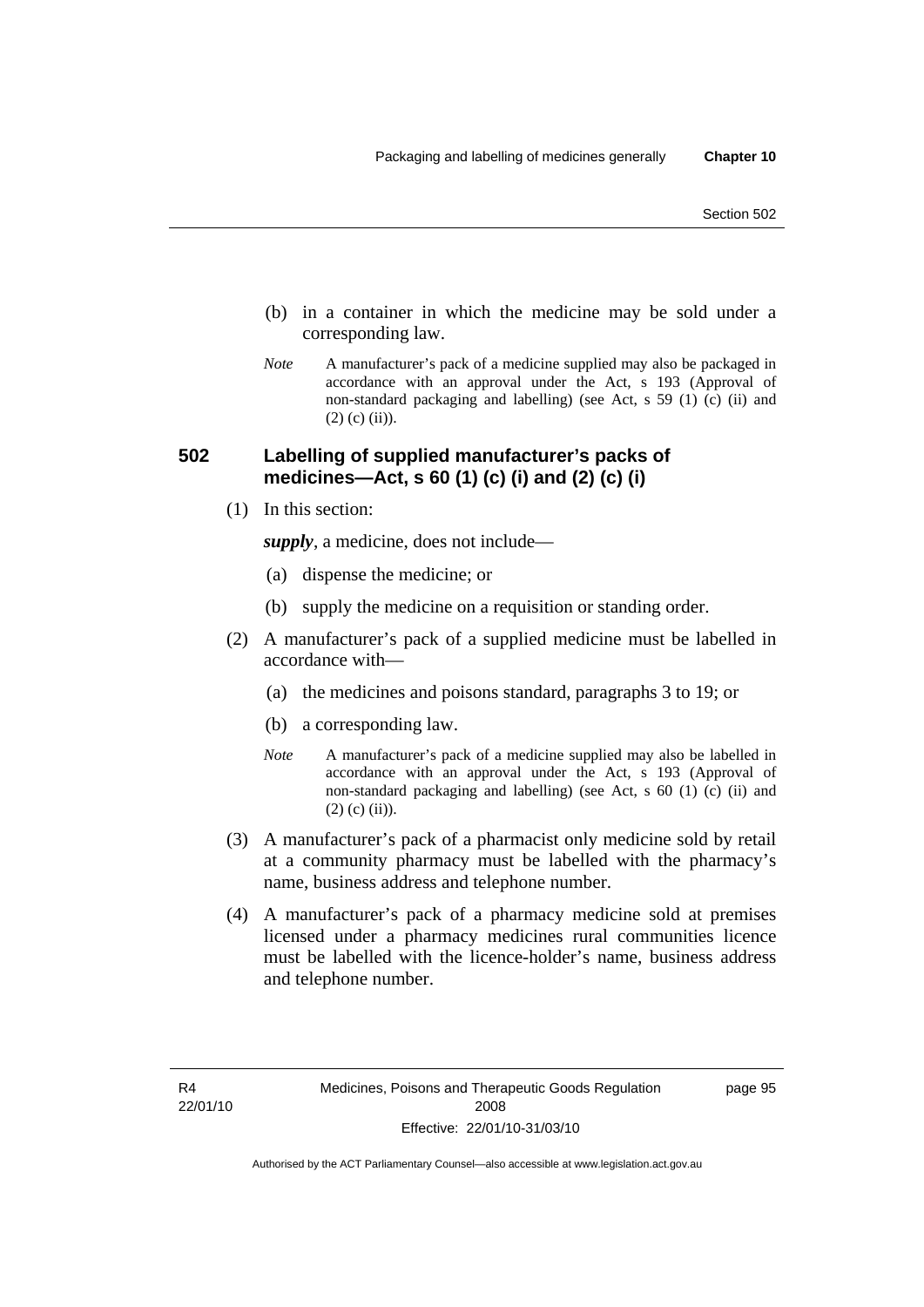(b) in a container in which the medicine may be sold under a corresponding law.

*Note* A manufacturer's pack of a medicine supplied may also be packaged in accordance with an approval under the Act, s 193 (Approval of non-standard packaging and labelling) (see Act, s 59 (1) (c) (ii) and (2) (c) (ii)).

### 502 Labelling of supplied manufacturer's packs of medicines—Act, s 60 (1) (c) (i) and (2) (c) (i)

(1) In this section:

***supply***, a medicine, does not include—

(a) dispense the medicine; or

(b) supply the medicine on a requisition or standing order.

(2) A manufacturer's pack of a supplied medicine must be labelled in accordance with—

(a) the medicines and poisons standard, paragraphs 3 to 19; or

(b) a corresponding law.

*Note* A manufacturer's pack of a medicine supplied may also be labelled in accordance with an approval under the Act, s 193 (Approval of non-standard packaging and labelling) (see Act, s 60 (1) (c) (ii) and (2) (c) (ii)).

(3) A manufacturer's pack of a pharmacist only medicine sold by retail at a community pharmacy must be labelled with the pharmacy's name, business address and telephone number.

(4) A manufacturer's pack of a pharmacy medicine sold at premises licensed under a pharmacy medicines rural communities licence must be labelled with the licence-holder's name, business address and telephone number.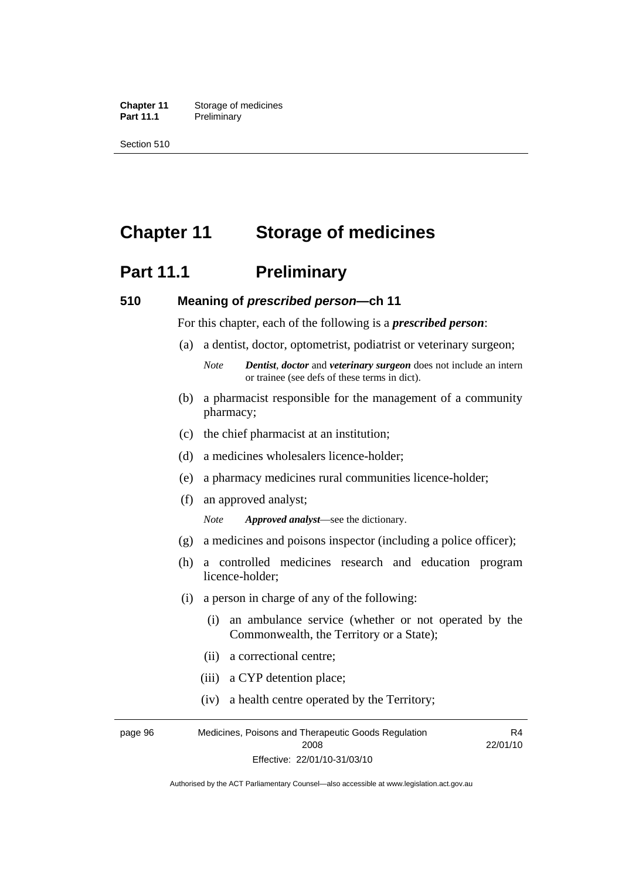# Chapter 11 Storage of medicines

## Part 11.1 Preliminary

### 510 Meaning of *prescribed person*—ch 11

For this chapter, each of the following is a ***prescribed person***:

(a) a dentist, doctor, optometrist, podiatrist or veterinary surgeon;

*Note* ***Dentist***, ***doctor*** and ***veterinary surgeon*** does not include an intern or trainee (see defs of these terms in dict).

(b) a pharmacist responsible for the management of a community pharmacy;

(c) the chief pharmacist at an institution;

(d) a medicines wholesalers licence-holder;

(e) a pharmacy medicines rural communities licence-holder;

(f) an approved analyst;

*Note* ***Approved analyst***—see the dictionary.

(g) a medicines and poisons inspector (including a police officer);

(h) a controlled medicines research and education program licence-holder;

(i) a person in charge of any of the following:

(i) an ambulance service (whether or not operated by the Commonwealth, the Territory or a State);

(ii) a correctional centre;

(iii) a CYP detention place;

(iv) a health centre operated by the Territory;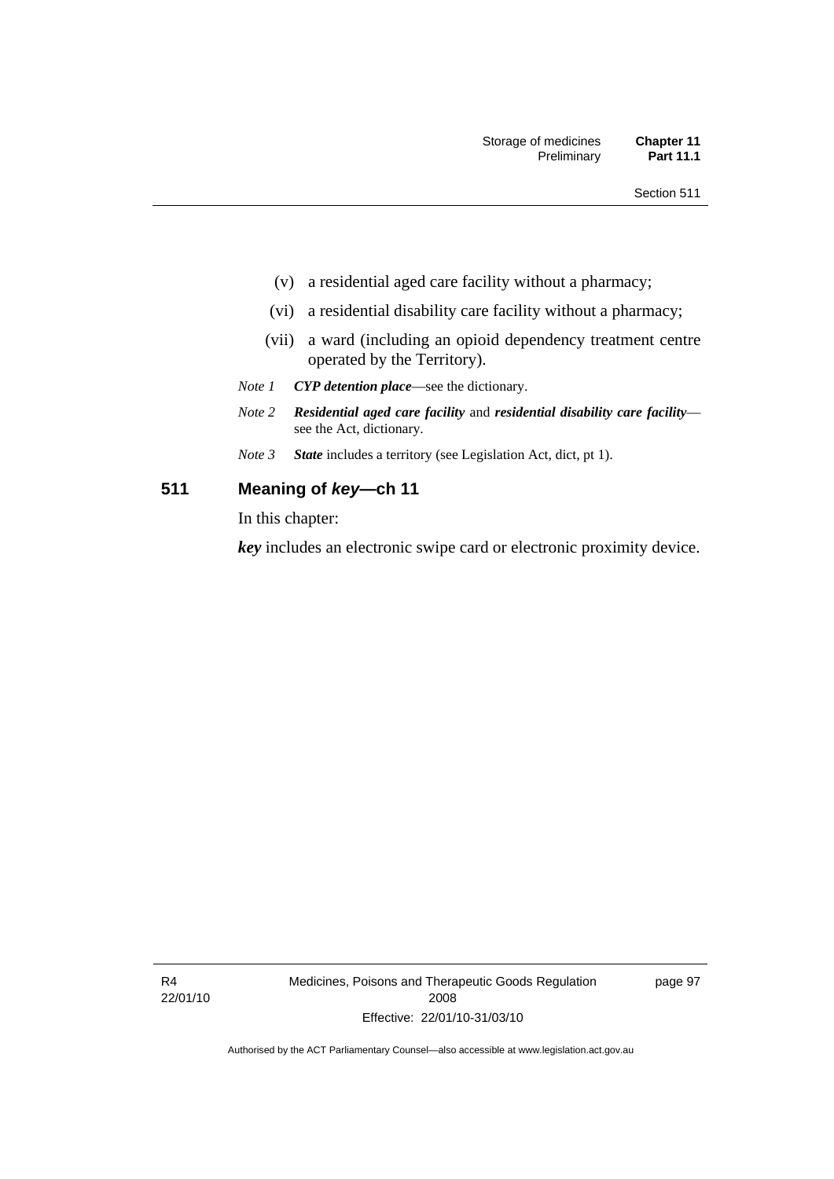(v) a residential aged care facility without a pharmacy;

(vi) a residential disability care facility without a pharmacy;

(vii) a ward (including an opioid dependency treatment centre operated by the Territory).

*Note 1* ***CYP detention place***—see the dictionary.

*Note 2* ***Residential aged care facility*** and ***residential disability care facility***—see the Act, dictionary.

*Note 3* ***State*** includes a territory (see Legislation Act, dict, pt 1).

## 511 Meaning of *key*—ch 11

In this chapter:

***key*** includes an electronic swipe card or electronic proximity device.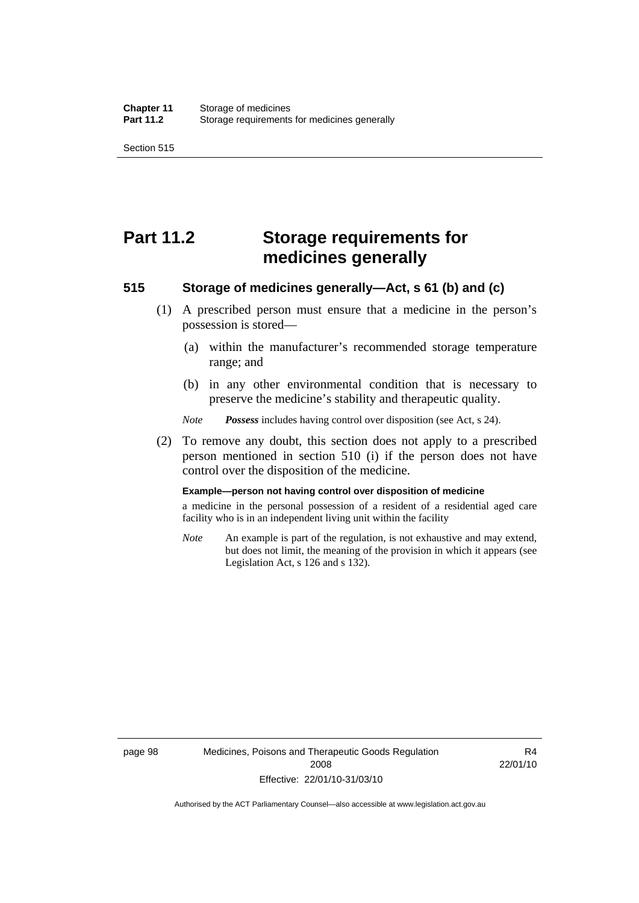# Part 11.2 Storage requirements for medicines generally

## 515 Storage of medicines generally—Act, s 61 (b) and (c)

(1) A prescribed person must ensure that a medicine in the person's possession is stored—

(a) within the manufacturer's recommended storage temperature range; and

(b) in any other environmental condition that is necessary to preserve the medicine's stability and therapeutic quality.

*Note* ***Possess*** includes having control over disposition (see Act, s 24).

(2) To remove any doubt, this section does not apply to a prescribed person mentioned in section 510 (i) if the person does not have control over the disposition of the medicine.

**Example—person not having control over disposition of medicine**

a medicine in the personal possession of a resident of a residential aged care facility who is in an independent living unit within the facility

*Note* An example is part of the regulation, is not exhaustive and may extend, but does not limit, the meaning of the provision in which it appears (see Legislation Act, s 126 and s 132).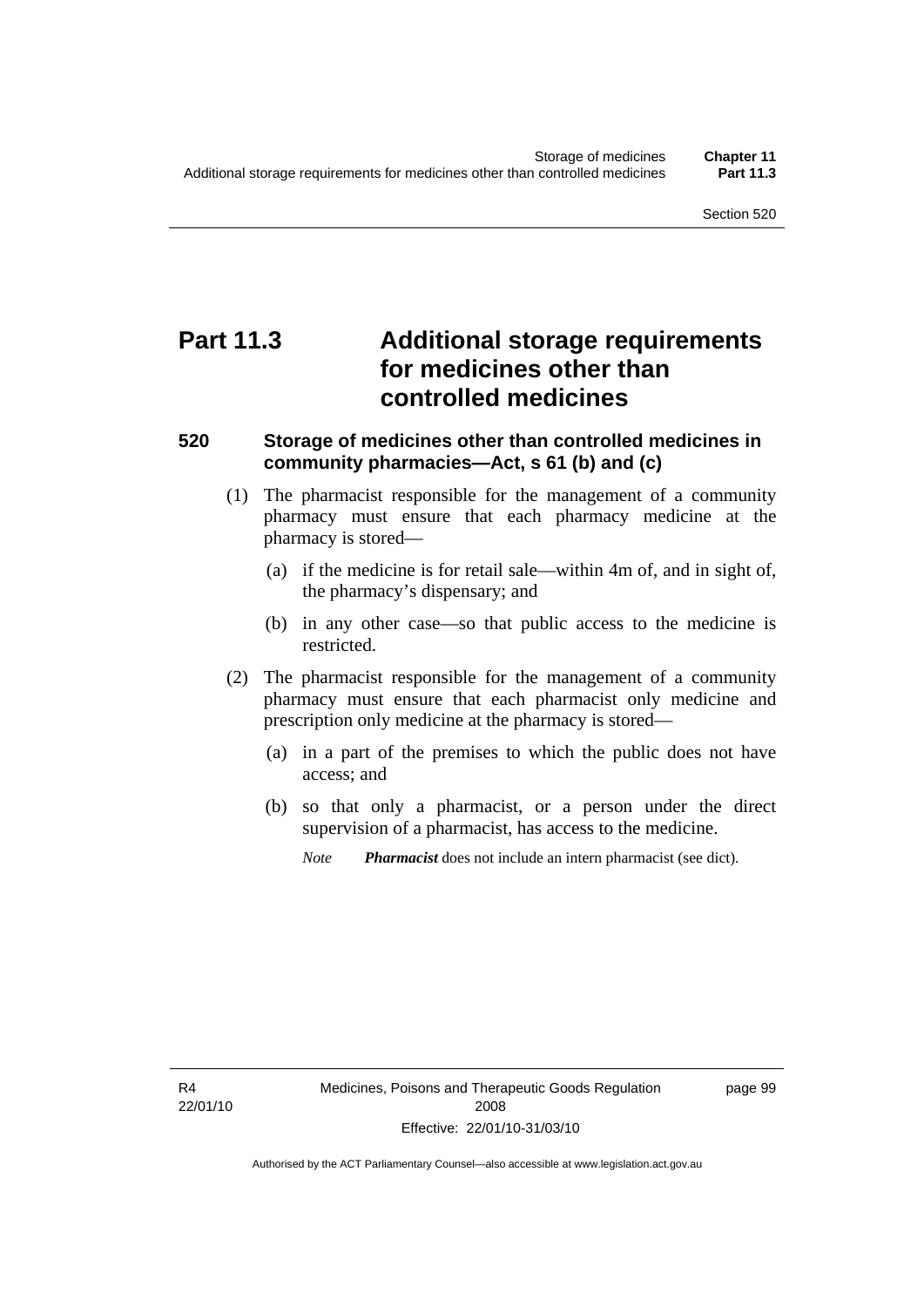# Part 11.3 Additional storage requirements for medicines other than controlled medicines

### 520 Storage of medicines other than controlled medicines in community pharmacies—Act, s 61 (b) and (c)

(1) The pharmacist responsible for the management of a community pharmacy must ensure that each pharmacy medicine at the pharmacy is stored—

(a) if the medicine is for retail sale—within 4m of, and in sight of, the pharmacy's dispensary; and

(b) in any other case—so that public access to the medicine is restricted.

(2) The pharmacist responsible for the management of a community pharmacy must ensure that each pharmacist only medicine and prescription only medicine at the pharmacy is stored—

(a) in a part of the premises to which the public does not have access; and

(b) so that only a pharmacist, or a person under the direct supervision of a pharmacist, has access to the medicine.

*Note* ***Pharmacist*** does not include an intern pharmacist (see dict).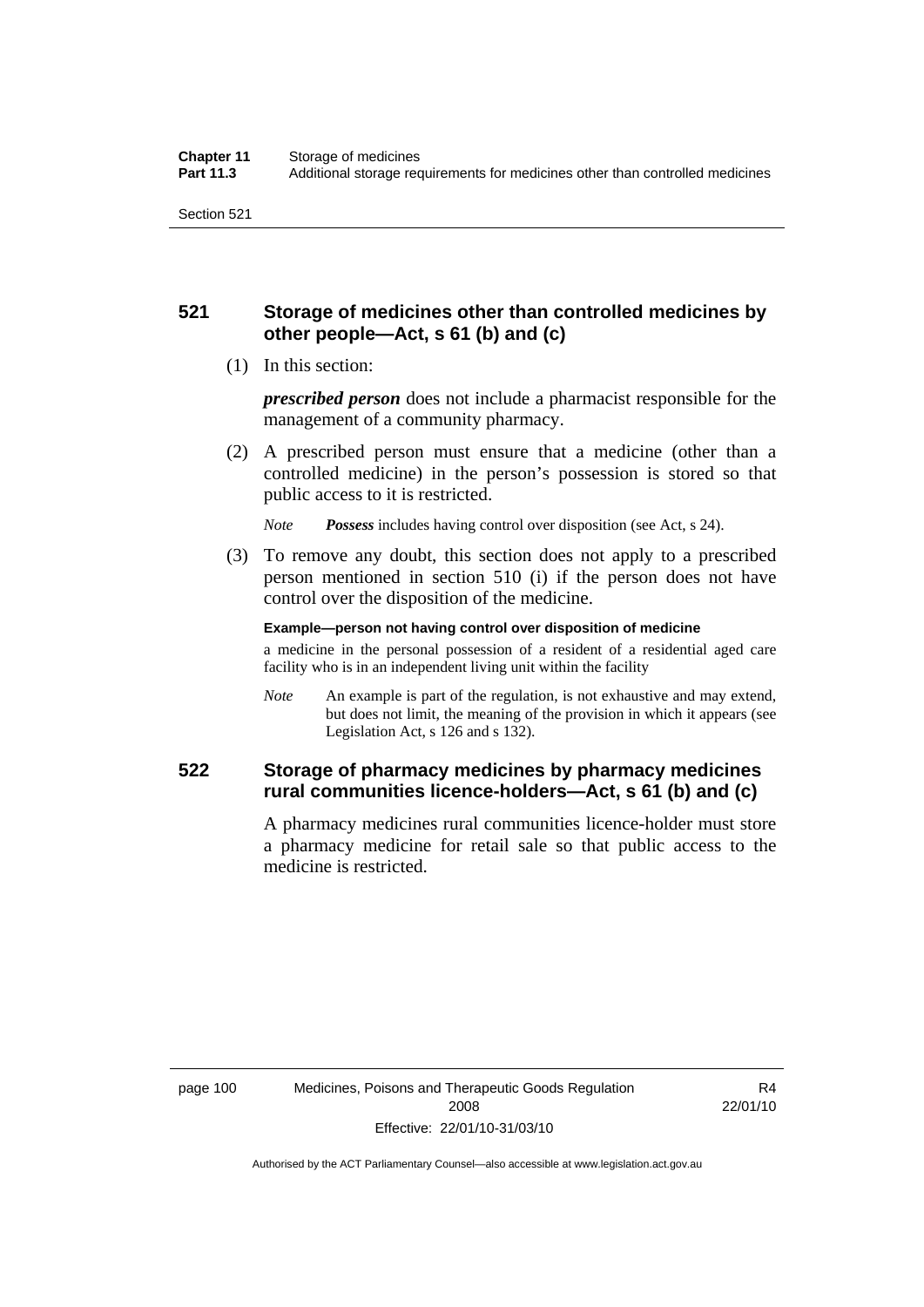## 521 Storage of medicines other than controlled medicines by other people—Act, s 61 (b) and (c)

(1) In this section:

***prescribed person*** does not include a pharmacist responsible for the management of a community pharmacy.

(2) A prescribed person must ensure that a medicine (other than a controlled medicine) in the person's possession is stored so that public access to it is restricted.

*Note* ***Possess*** includes having control over disposition (see Act, s 24).

(3) To remove any doubt, this section does not apply to a prescribed person mentioned in section 510 (i) if the person does not have control over the disposition of the medicine.

**Example—person not having control over disposition of medicine**

a medicine in the personal possession of a resident of a residential aged care facility who is in an independent living unit within the facility

*Note* An example is part of the regulation, is not exhaustive and may extend, but does not limit, the meaning of the provision in which it appears (see Legislation Act, s 126 and s 132).

## 522 Storage of pharmacy medicines by pharmacy medicines rural communities licence-holders—Act, s 61 (b) and (c)

A pharmacy medicines rural communities licence-holder must store a pharmacy medicine for retail sale so that public access to the medicine is restricted.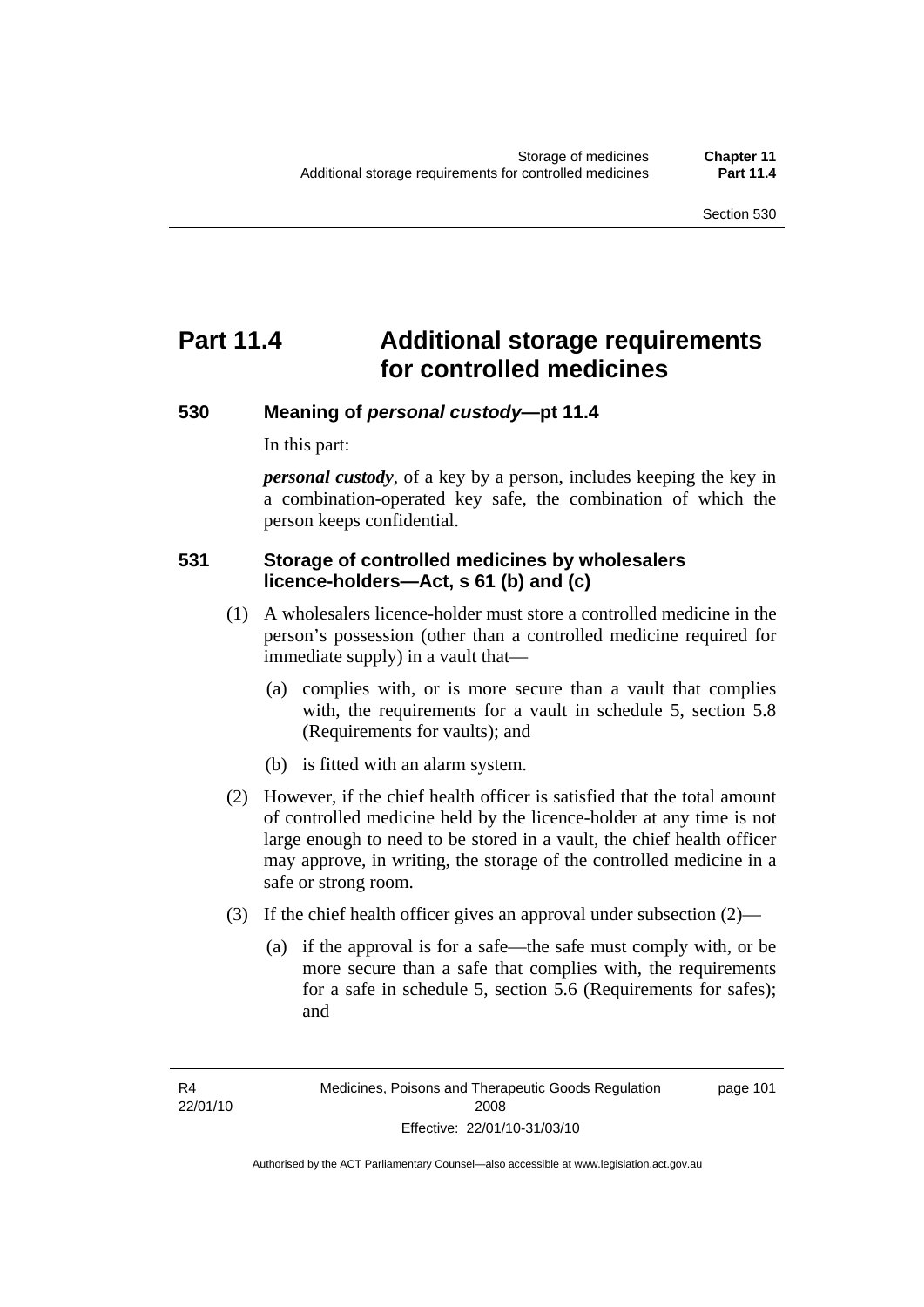# Part 11.4 Additional storage requirements for controlled medicines

## 530 Meaning of *personal custody*—pt 11.4

In this part:

***personal custody***, of a key by a person, includes keeping the key in a combination-operated key safe, the combination of which the person keeps confidential.

## 531 Storage of controlled medicines by wholesalers licence-holders—Act, s 61 (b) and (c)

(1) A wholesalers licence-holder must store a controlled medicine in the person's possession (other than a controlled medicine required for immediate supply) in a vault that—

(a) complies with, or is more secure than a vault that complies with, the requirements for a vault in schedule 5, section 5.8 (Requirements for vaults); and

(b) is fitted with an alarm system.

(2) However, if the chief health officer is satisfied that the total amount of controlled medicine held by the licence-holder at any time is not large enough to need to be stored in a vault, the chief health officer may approve, in writing, the storage of the controlled medicine in a safe or strong room.

(3) If the chief health officer gives an approval under subsection (2)—

(a) if the approval is for a safe—the safe must comply with, or be more secure than a safe that complies with, the requirements for a safe in schedule 5, section 5.6 (Requirements for safes); and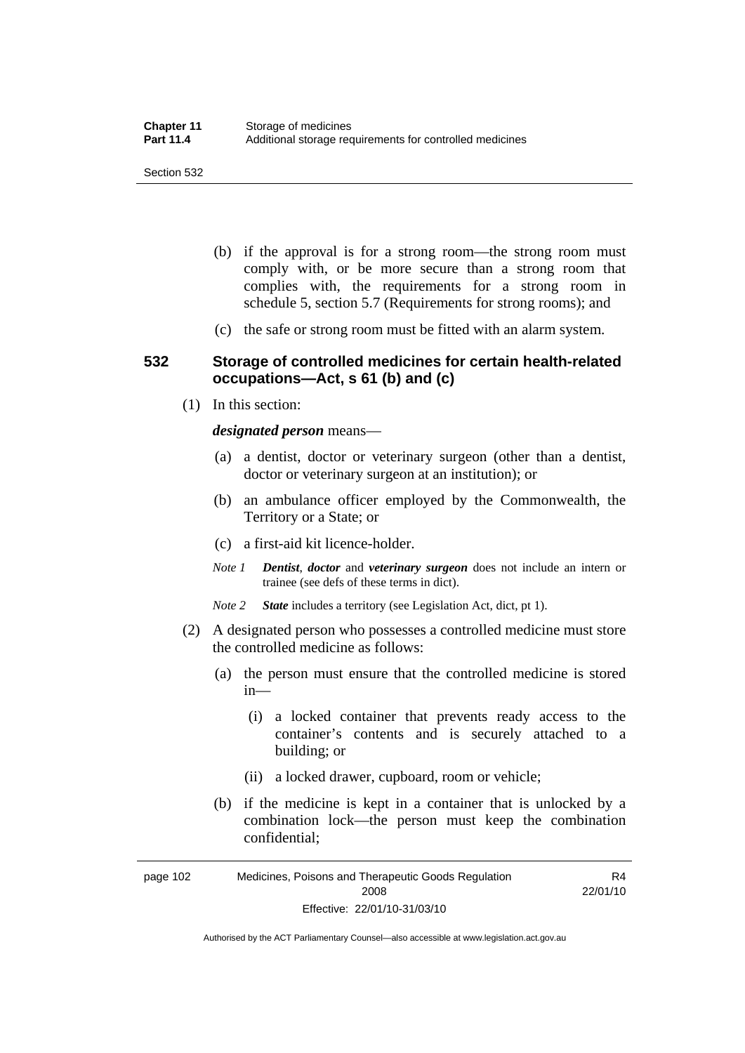(b) if the approval is for a strong room—the strong room must comply with, or be more secure than a strong room that complies with, the requirements for a strong room in schedule 5, section 5.7 (Requirements for strong rooms); and

(c) the safe or strong room must be fitted with an alarm system.

### 532 Storage of controlled medicines for certain health-related occupations—Act, s 61 (b) and (c)

(1) In this section:

***designated person*** means—

(a) a dentist, doctor or veterinary surgeon (other than a dentist, doctor or veterinary surgeon at an institution); or

(b) an ambulance officer employed by the Commonwealth, the Territory or a State; or

(c) a first-aid kit licence-holder.

*Note 1* ***Dentist***, ***doctor*** and ***veterinary surgeon*** does not include an intern or trainee (see defs of these terms in dict).

*Note 2* ***State*** includes a territory (see Legislation Act, dict, pt 1).

(2) A designated person who possesses a controlled medicine must store the controlled medicine as follows:

(a) the person must ensure that the controlled medicine is stored in—

(i) a locked container that prevents ready access to the container's contents and is securely attached to a building; or

(ii) a locked drawer, cupboard, room or vehicle;

(b) if the medicine is kept in a container that is unlocked by a combination lock—the person must keep the combination confidential;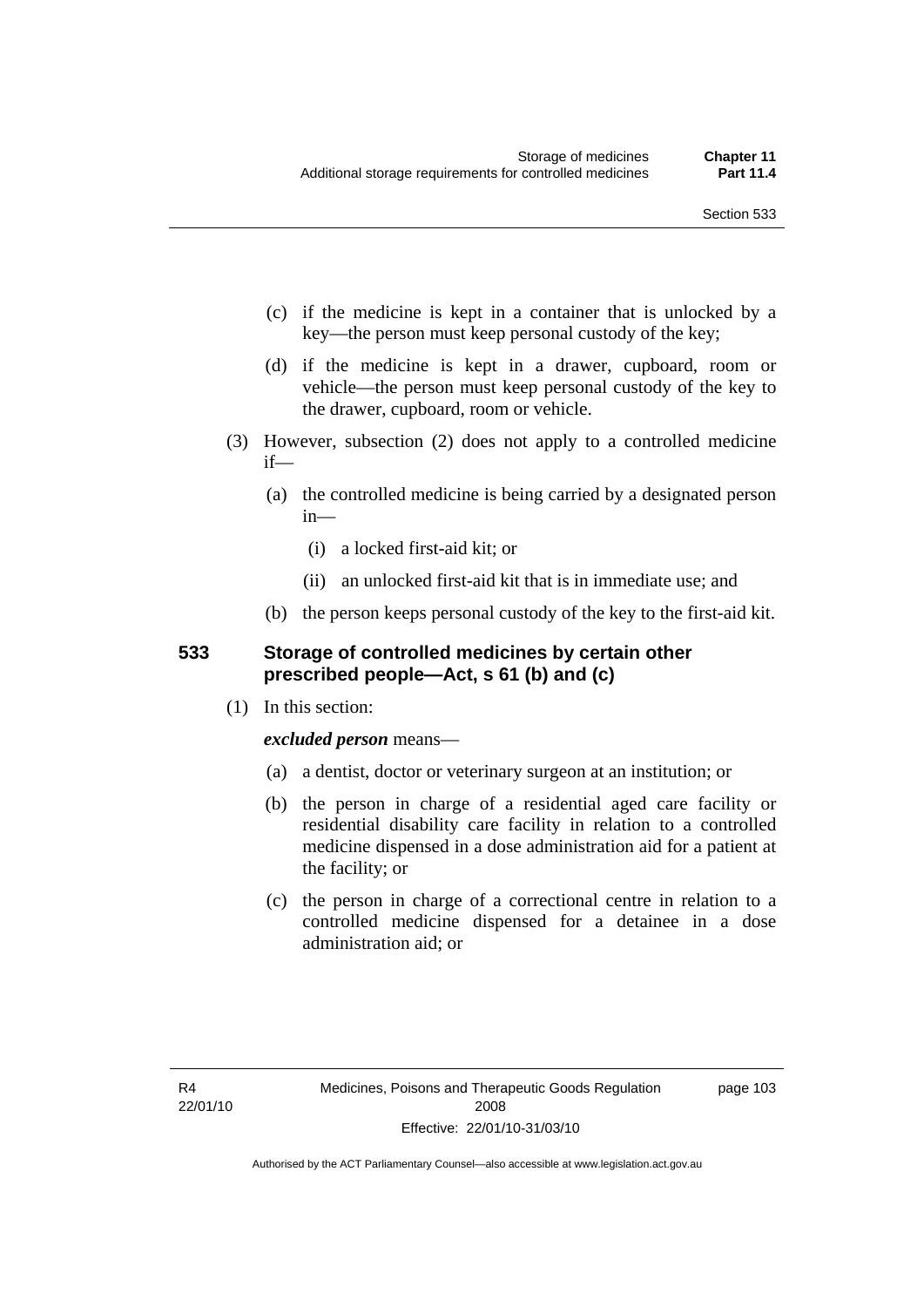(c) if the medicine is kept in a container that is unlocked by a key—the person must keep personal custody of the key;

(d) if the medicine is kept in a drawer, cupboard, room or vehicle—the person must keep personal custody of the key to the drawer, cupboard, room or vehicle.

(3) However, subsection (2) does not apply to a controlled medicine if—

(a) the controlled medicine is being carried by a designated person in—

(i) a locked first-aid kit; or

(ii) an unlocked first-aid kit that is in immediate use; and

(b) the person keeps personal custody of the key to the first-aid kit.

### 533 Storage of controlled medicines by certain other prescribed people—Act, s 61 (b) and (c)

(1) In this section:

***excluded person*** means—

(a) a dentist, doctor or veterinary surgeon at an institution; or

(b) the person in charge of a residential aged care facility or residential disability care facility in relation to a controlled medicine dispensed in a dose administration aid for a patient at the facility; or

(c) the person in charge of a correctional centre in relation to a controlled medicine dispensed for a detainee in a dose administration aid; or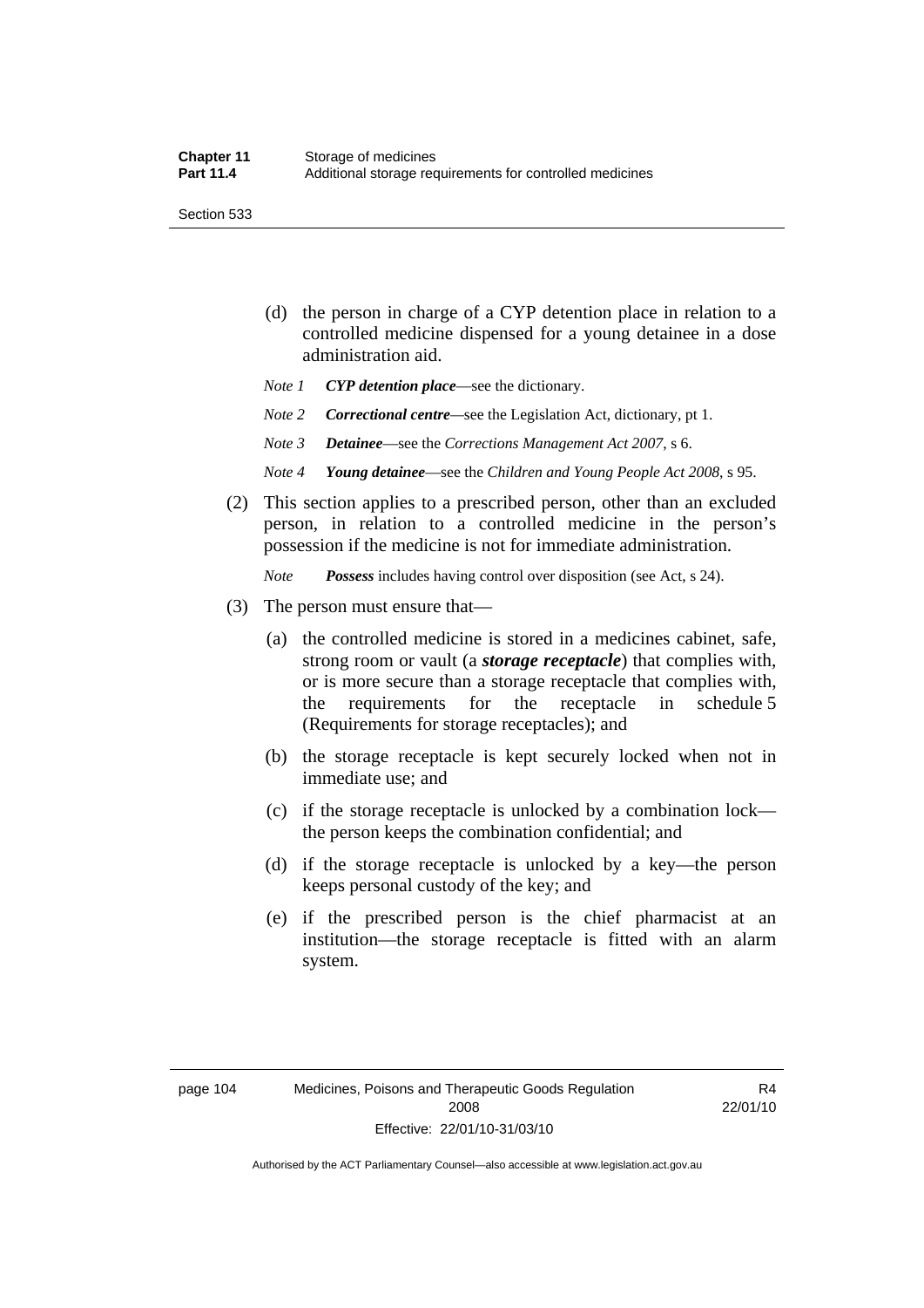(d) the person in charge of a CYP detention place in relation to a controlled medicine dispensed for a young detainee in a dose administration aid.

*Note 1* ***CYP detention place***—see the dictionary.

*Note 2* ***Correctional centre***—see the Legislation Act, dictionary, pt 1.

*Note 3* ***Detainee***—see the *Corrections Management Act 2007*, s 6.

*Note 4* ***Young detainee***—see the *Children and Young People Act 2008*, s 95.

(2) This section applies to a prescribed person, other than an excluded person, in relation to a controlled medicine in the person's possession if the medicine is not for immediate administration.

*Note* ***Possess*** includes having control over disposition (see Act, s 24).

(3) The person must ensure that—

(a) the controlled medicine is stored in a medicines cabinet, safe, strong room or vault (a ***storage receptacle***) that complies with, or is more secure than a storage receptacle that complies with, the requirements for the receptacle in schedule 5 (Requirements for storage receptacles); and

(b) the storage receptacle is kept securely locked when not in immediate use; and

(c) if the storage receptacle is unlocked by a combination lock—the person keeps the combination confidential; and

(d) if the storage receptacle is unlocked by a key—the person keeps personal custody of the key; and

(e) if the prescribed person is the chief pharmacist at an institution—the storage receptacle is fitted with an alarm system.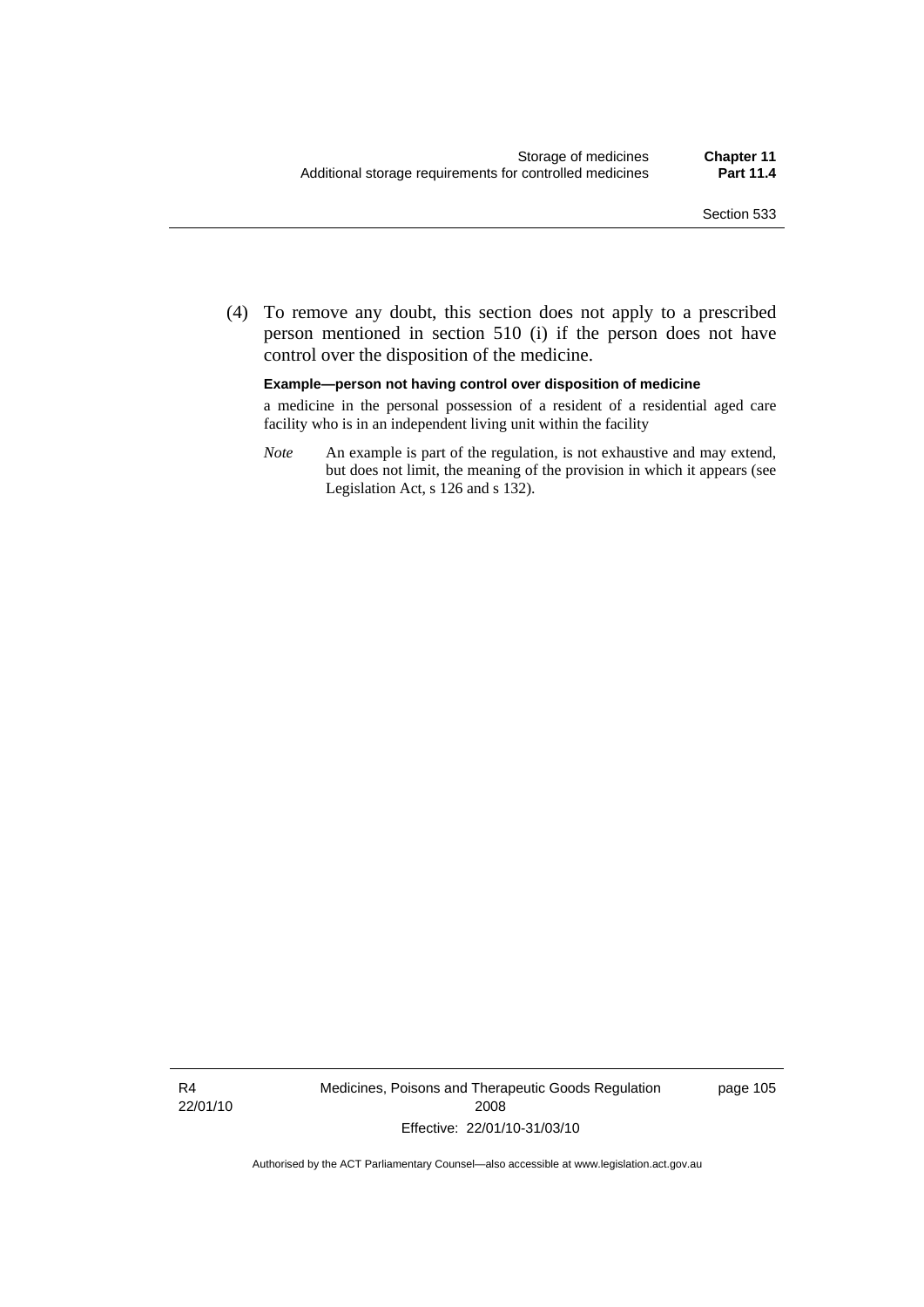(4) To remove any doubt, this section does not apply to a prescribed person mentioned in section 510 (i) if the person does not have control over the disposition of the medicine.

**Example—person not having control over disposition of medicine**

a medicine in the personal possession of a resident of a residential aged care facility who is in an independent living unit within the facility

*Note* An example is part of the regulation, is not exhaustive and may extend, but does not limit, the meaning of the provision in which it appears (see Legislation Act, s 126 and s 132).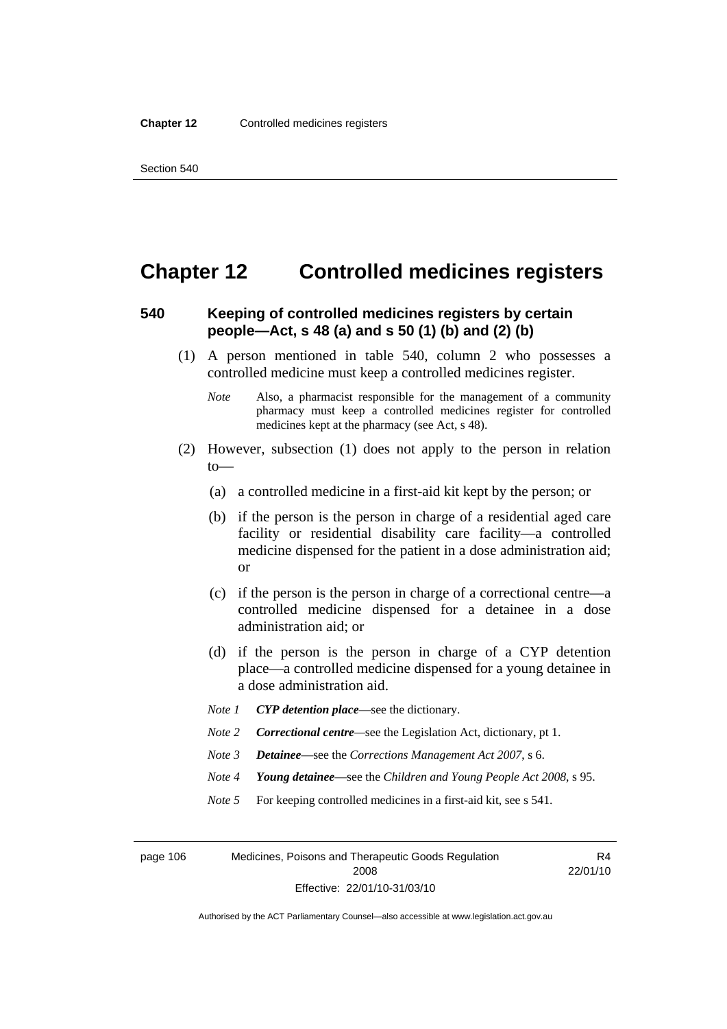# Chapter 12 Controlled medicines registers

## 540 Keeping of controlled medicines registers by certain people—Act, s 48 (a) and s 50 (1) (b) and (2) (b)

(1) A person mentioned in table 540, column 2 who possesses a controlled medicine must keep a controlled medicines register.

*Note* Also, a pharmacist responsible for the management of a community pharmacy must keep a controlled medicines register for controlled medicines kept at the pharmacy (see Act, s 48).

(2) However, subsection (1) does not apply to the person in relation to—

(a) a controlled medicine in a first-aid kit kept by the person; or

(b) if the person is the person in charge of a residential aged care facility or residential disability care facility—a controlled medicine dispensed for the patient in a dose administration aid; or

(c) if the person is the person in charge of a correctional centre—a controlled medicine dispensed for a detainee in a dose administration aid; or

(d) if the person is the person in charge of a CYP detention place—a controlled medicine dispensed for a young detainee in a dose administration aid.

*Note 1* ***CYP detention place***—see the dictionary.

*Note 2* ***Correctional centre***—see the Legislation Act, dictionary, pt 1.

*Note 3* ***Detainee***—see the *Corrections Management Act 2007*, s 6.

*Note 4* ***Young detainee***—see the *Children and Young People Act 2008*, s 95.

*Note 5* For keeping controlled medicines in a first-aid kit, see s 541.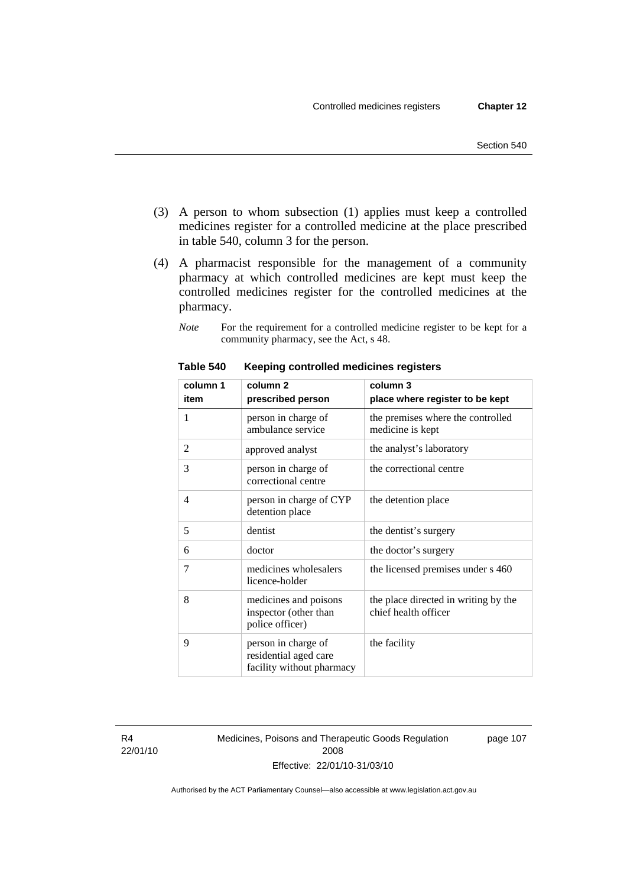(3) A person to whom subsection (1) applies must keep a controlled medicines register for a controlled medicine at the place prescribed in table 540, column 3 for the person.

(4) A pharmacist responsible for the management of a community pharmacy at which controlled medicines are kept must keep the controlled medicines register for the controlled medicines at the pharmacy.

*Note* For the requirement for a controlled medicine register to be kept for a community pharmacy, see the Act, s 48.

**Table 540 Keeping controlled medicines registers**

| column 1<br>item | column 2<br>prescribed person | column 3<br>place where register to be kept |
|---|---|---|
| 1 | person in charge of ambulance service | the premises where the controlled medicine is kept |
| 2 | approved analyst | the analyst's laboratory |
| 3 | person in charge of correctional centre | the correctional centre |
| 4 | person in charge of CYP detention place | the detention place |
| 5 | dentist | the dentist's surgery |
| 6 | doctor | the doctor's surgery |
| 7 | medicines wholesalers licence-holder | the licensed premises under s 460 |
| 8 | medicines and poisons inspector (other than police officer) | the place directed in writing by the chief health officer |
| 9 | person in charge of residential aged care facility without pharmacy | the facility |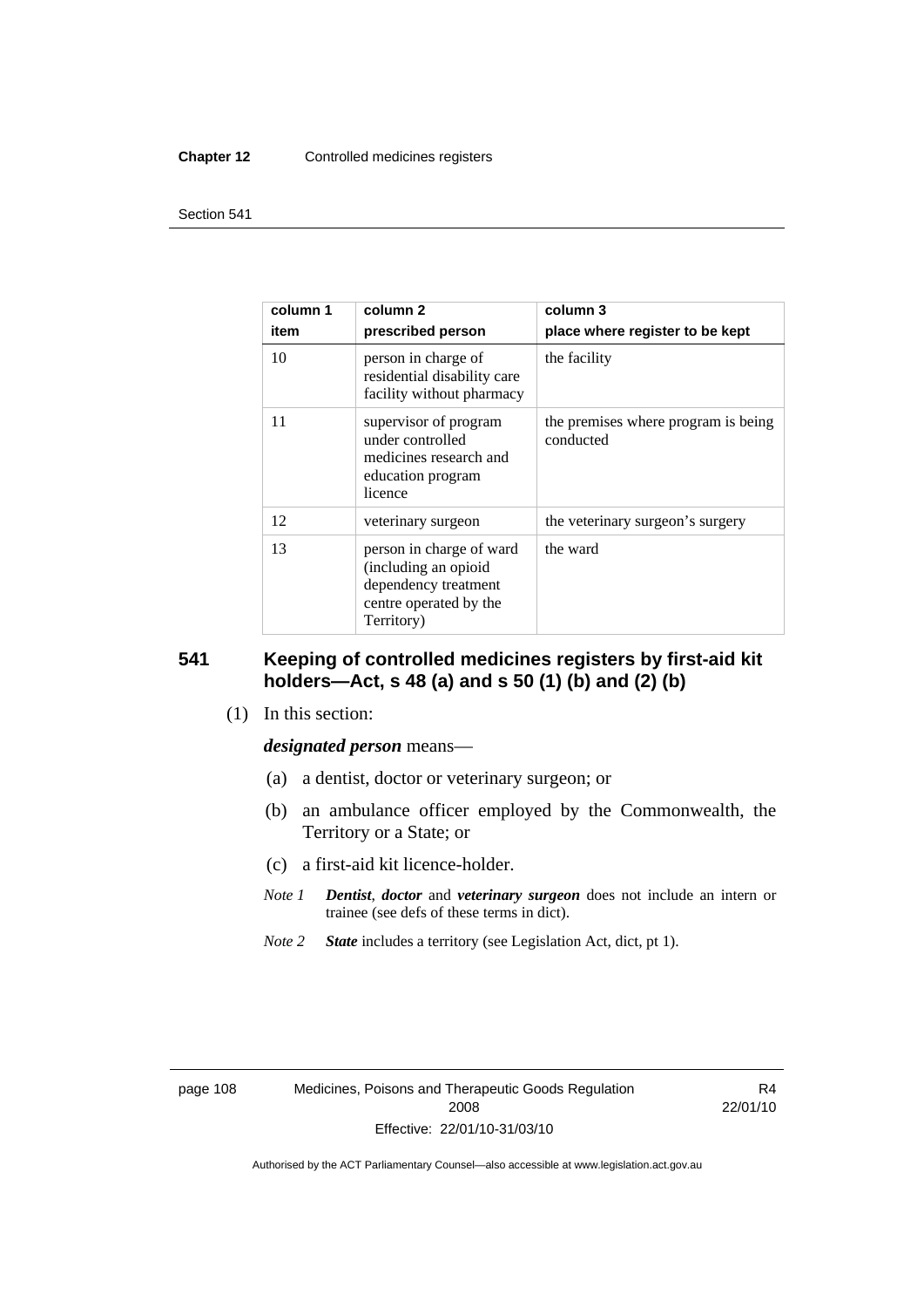| column 1<br>item | column 2<br>prescribed person | column 3<br>place where register to be kept |
|---|---|---|
| 10 | person in charge of residential disability care facility without pharmacy | the facility |
| 11 | supervisor of program under controlled medicines research and education program licence | the premises where program is being conducted |
| 12 | veterinary surgeon | the veterinary surgeon's surgery |
| 13 | person in charge of ward (including an opioid dependency treatment centre operated by the Territory) | the ward |

## 541 Keeping of controlled medicines registers by first-aid kit holders—Act, s 48 (a) and s 50 (1) (b) and (2) (b)

(1) In this section:

***designated person*** means—

(a) a dentist, doctor or veterinary surgeon; or

(b) an ambulance officer employed by the Commonwealth, the Territory or a State; or

(c) a first-aid kit licence-holder.

*Note 1* ***Dentist***, ***doctor*** and ***veterinary surgeon*** does not include an intern or trainee (see defs of these terms in dict).

*Note 2* ***State*** includes a territory (see Legislation Act, dict, pt 1).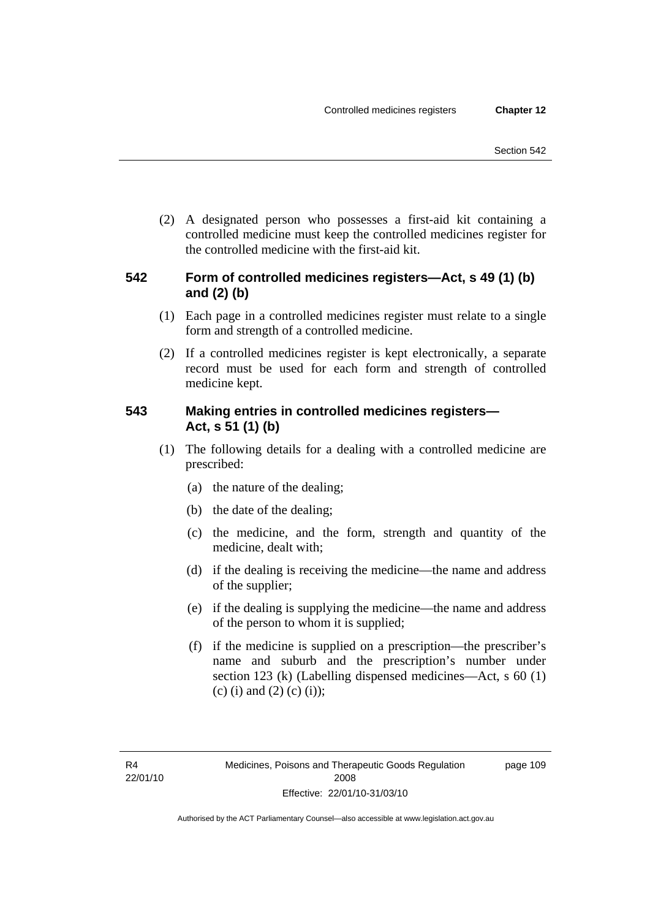(2) A designated person who possesses a first-aid kit containing a controlled medicine must keep the controlled medicines register for the controlled medicine with the first-aid kit.

### 542 Form of controlled medicines registers—Act, s 49 (1) (b) and (2) (b)

(1) Each page in a controlled medicines register must relate to a single form and strength of a controlled medicine.

(2) If a controlled medicines register is kept electronically, a separate record must be used for each form and strength of controlled medicine kept.

### 543 Making entries in controlled medicines registers—Act, s 51 (1) (b)

(1) The following details for a dealing with a controlled medicine are prescribed:

(a) the nature of the dealing;

(b) the date of the dealing;

(c) the medicine, and the form, strength and quantity of the medicine, dealt with;

(d) if the dealing is receiving the medicine—the name and address of the supplier;

(e) if the dealing is supplying the medicine—the name and address of the person to whom it is supplied;

(f) if the medicine is supplied on a prescription—the prescriber's name and suburb and the prescription's number under section 123 (k) (Labelling dispensed medicines—Act, s 60 (1) (c) (i) and (2) (c) (i));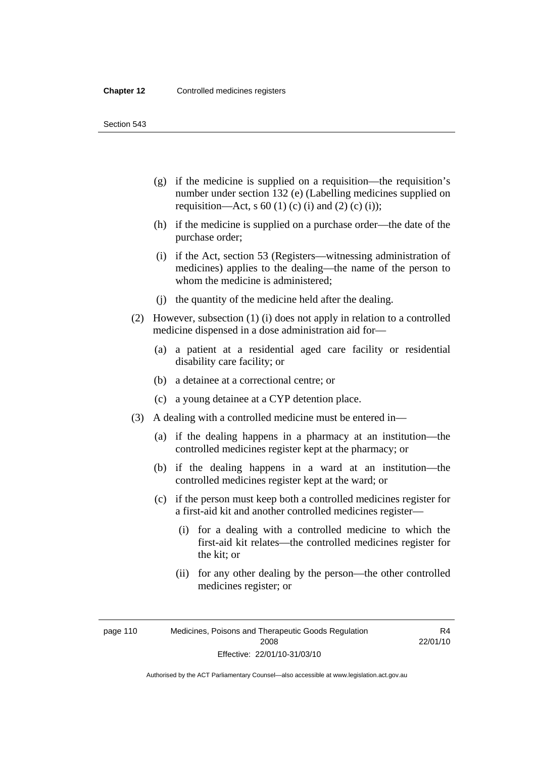(g) if the medicine is supplied on a requisition—the requisition's number under section 132 (e) (Labelling medicines supplied on requisition—Act, s 60 (1) (c) (i) and (2) (c) (i));

(h) if the medicine is supplied on a purchase order—the date of the purchase order;

(i) if the Act, section 53 (Registers—witnessing administration of medicines) applies to the dealing—the name of the person to whom the medicine is administered;

(j) the quantity of the medicine held after the dealing.

(2) However, subsection (1) (i) does not apply in relation to a controlled medicine dispensed in a dose administration aid for—

(a) a patient at a residential aged care facility or residential disability care facility; or

(b) a detainee at a correctional centre; or

(c) a young detainee at a CYP detention place.

(3) A dealing with a controlled medicine must be entered in—

(a) if the dealing happens in a pharmacy at an institution—the controlled medicines register kept at the pharmacy; or

(b) if the dealing happens in a ward at an institution—the controlled medicines register kept at the ward; or

(c) if the person must keep both a controlled medicines register for a first-aid kit and another controlled medicines register—

(i) for a dealing with a controlled medicine to which the first-aid kit relates—the controlled medicines register for the kit; or

(ii) for any other dealing by the person—the other controlled medicines register; or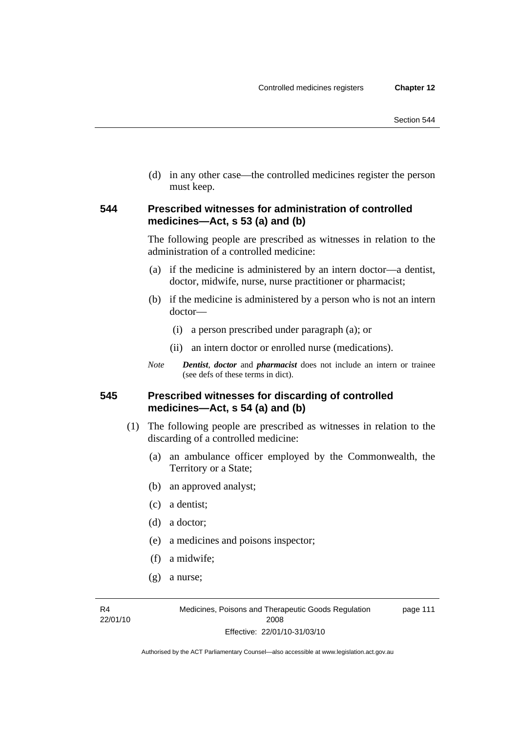(d) in any other case—the controlled medicines register the person must keep.

### 544 Prescribed witnesses for administration of controlled medicines—Act, s 53 (a) and (b)

The following people are prescribed as witnesses in relation to the administration of a controlled medicine:

(a) if the medicine is administered by an intern doctor—a dentist, doctor, midwife, nurse, nurse practitioner or pharmacist;

(b) if the medicine is administered by a person who is not an intern doctor—

(i) a person prescribed under paragraph (a); or

(ii) an intern doctor or enrolled nurse (medications).

*Note* ***Dentist***, ***doctor*** and ***pharmacist*** does not include an intern or trainee (see defs of these terms in dict).

### 545 Prescribed witnesses for discarding of controlled medicines—Act, s 54 (a) and (b)

(1) The following people are prescribed as witnesses in relation to the discarding of a controlled medicine:

(a) an ambulance officer employed by the Commonwealth, the Territory or a State;

(b) an approved analyst;

(c) a dentist;

(d) a doctor;

(e) a medicines and poisons inspector;

(f) a midwife;

(g) a nurse;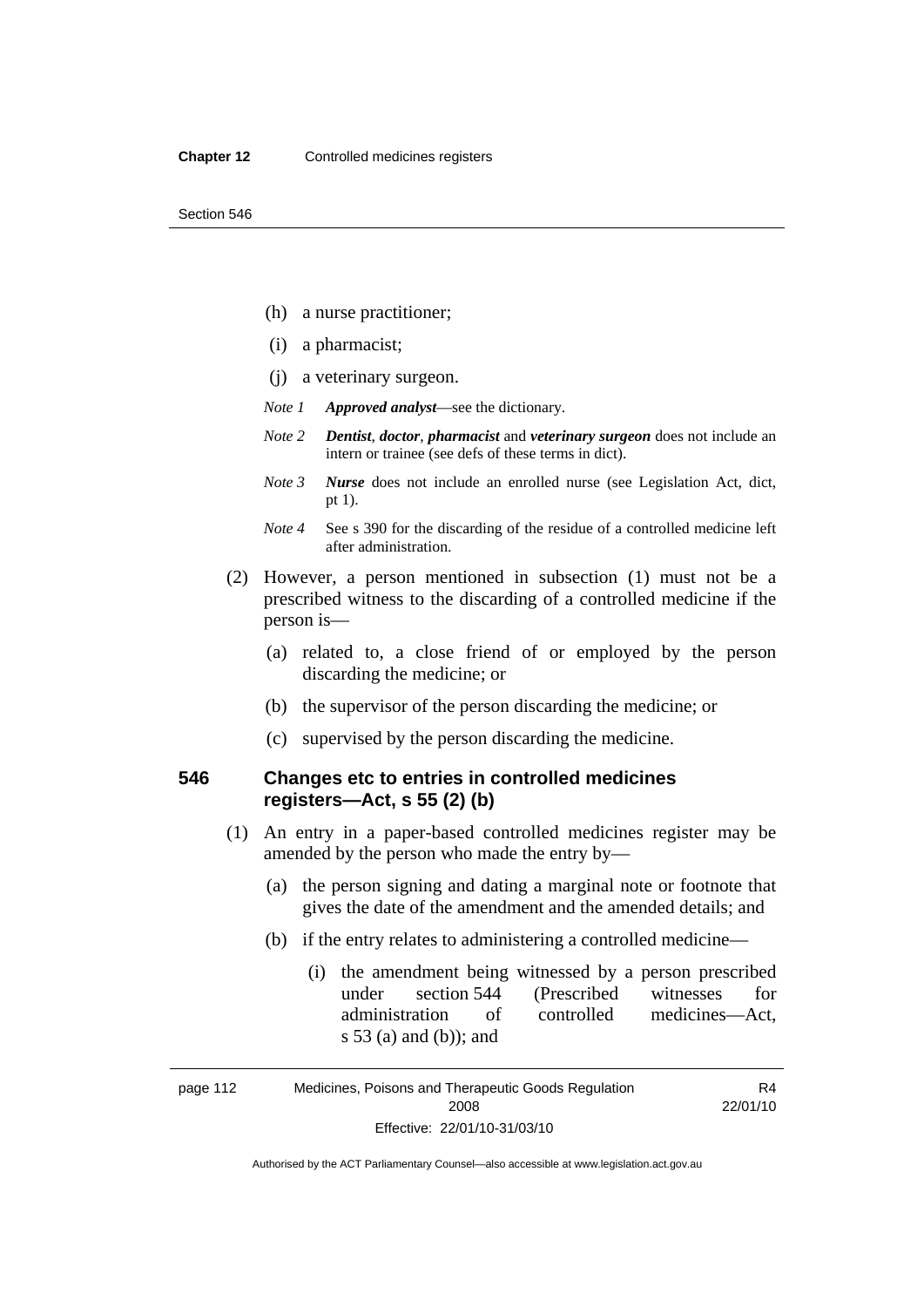(h) a nurse practitioner;

(i) a pharmacist;

(j) a veterinary surgeon.

*Note 1* ***Approved analyst***—see the dictionary.

*Note 2* ***Dentist***, ***doctor***, ***pharmacist*** and ***veterinary surgeon*** does not include an intern or trainee (see defs of these terms in dict).

*Note 3* ***Nurse*** does not include an enrolled nurse (see Legislation Act, dict, pt 1).

*Note 4* See s 390 for the discarding of the residue of a controlled medicine left after administration.

(2) However, a person mentioned in subsection (1) must not be a prescribed witness to the discarding of a controlled medicine if the person is—

(a) related to, a close friend of or employed by the person discarding the medicine; or

(b) the supervisor of the person discarding the medicine; or

(c) supervised by the person discarding the medicine.

### 546 Changes etc to entries in controlled medicines registers—Act, s 55 (2) (b)

(1) An entry in a paper-based controlled medicines register may be amended by the person who made the entry by—

(a) the person signing and dating a marginal note or footnote that gives the date of the amendment and the amended details; and

(b) if the entry relates to administering a controlled medicine—

(i) the amendment being witnessed by a person prescribed under section 544 (Prescribed witnesses for administration of controlled medicines—Act, s 53 (a) and (b)); and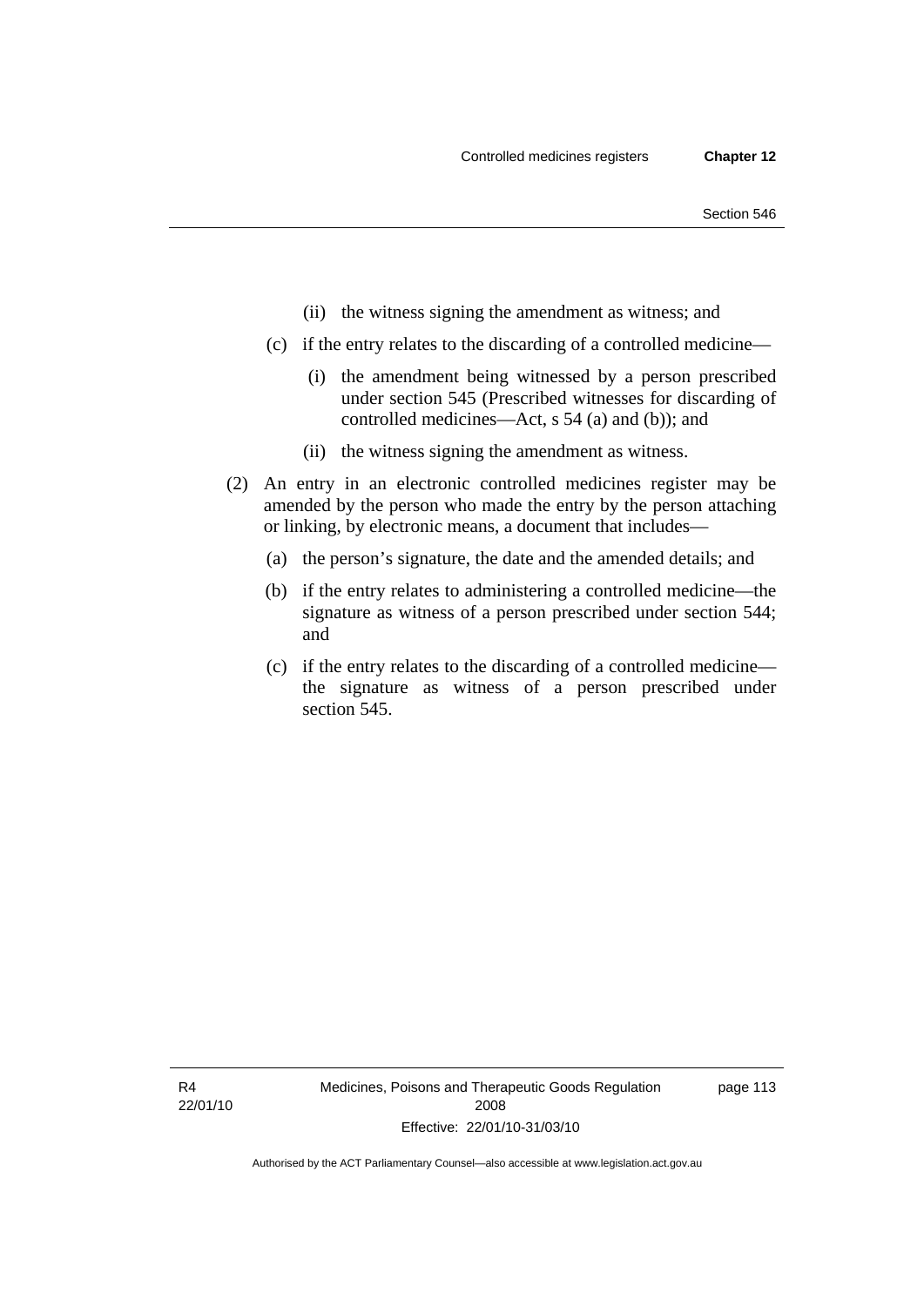(ii) the witness signing the amendment as witness; and

(c) if the entry relates to the discarding of a controlled medicine—

(i) the amendment being witnessed by a person prescribed under section 545 (Prescribed witnesses for discarding of controlled medicines—Act, s 54 (a) and (b)); and

(ii) the witness signing the amendment as witness.

(2) An entry in an electronic controlled medicines register may be amended by the person who made the entry by the person attaching or linking, by electronic means, a document that includes—

(a) the person's signature, the date and the amended details; and

(b) if the entry relates to administering a controlled medicine—the signature as witness of a person prescribed under section 544; and

(c) if the entry relates to the discarding of a controlled medicine—the signature as witness of a person prescribed under section 545.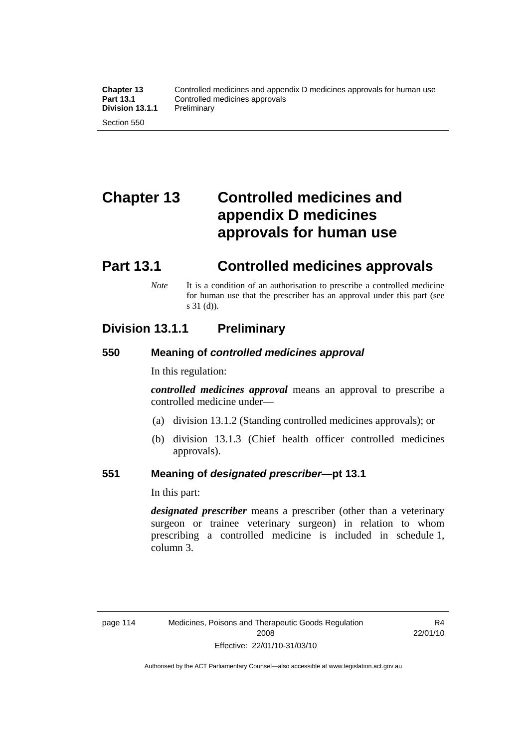# Chapter 13 Controlled medicines and appendix D medicines approvals for human use

## Part 13.1 Controlled medicines approvals

*Note* It is a condition of an authorisation to prescribe a controlled medicine for human use that the prescriber has an approval under this part (see s 31 (d)).

### Division 13.1.1 Preliminary

#### 550 Meaning of *controlled medicines approval*

In this regulation:

***controlled medicines approval*** means an approval to prescribe a controlled medicine under—

(a) division 13.1.2 (Standing controlled medicines approvals); or

(b) division 13.1.3 (Chief health officer controlled medicines approvals).

#### 551 Meaning of *designated prescriber*—pt 13.1

In this part:

***designated prescriber*** means a prescriber (other than a veterinary surgeon or trainee veterinary surgeon) in relation to whom prescribing a controlled medicine is included in schedule 1, column 3.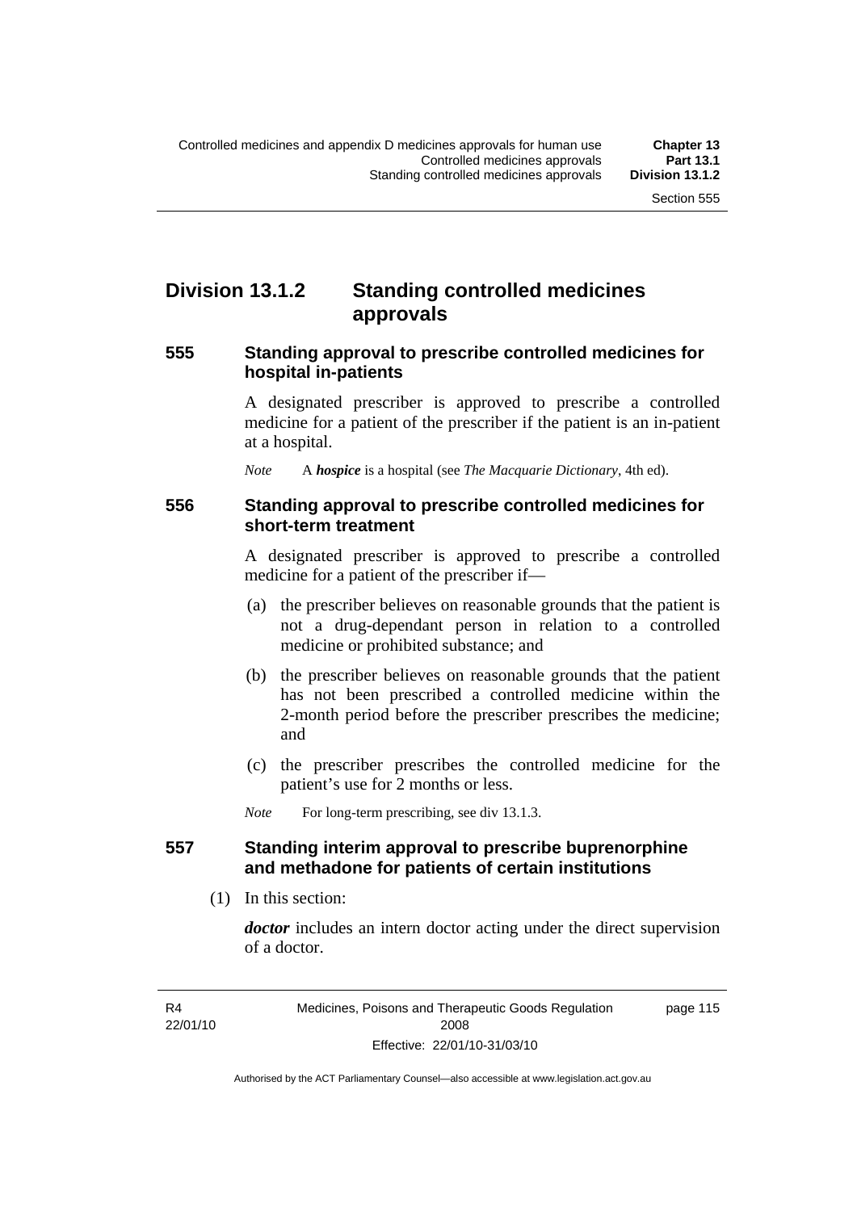## Division 13.1.2 Standing controlled medicines approvals

### 555 Standing approval to prescribe controlled medicines for hospital in-patients

A designated prescriber is approved to prescribe a controlled medicine for a patient of the prescriber if the patient is an in-patient at a hospital.

*Note* A ***hospice*** is a hospital (see *The Macquarie Dictionary*, 4th ed).

### 556 Standing approval to prescribe controlled medicines for short-term treatment

A designated prescriber is approved to prescribe a controlled medicine for a patient of the prescriber if—

(a) the prescriber believes on reasonable grounds that the patient is not a drug-dependant person in relation to a controlled medicine or prohibited substance; and

(b) the prescriber believes on reasonable grounds that the patient has not been prescribed a controlled medicine within the 2-month period before the prescriber prescribes the medicine; and

(c) the prescriber prescribes the controlled medicine for the patient's use for 2 months or less.

*Note* For long-term prescribing, see div 13.1.3.

### 557 Standing interim approval to prescribe buprenorphine and methadone for patients of certain institutions

(1) In this section:

***doctor*** includes an intern doctor acting under the direct supervision of a doctor.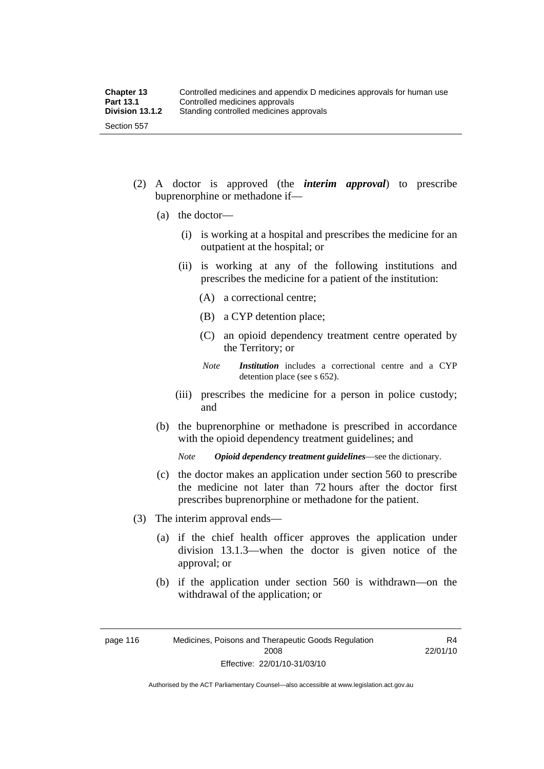(2) A doctor is approved (the ***interim approval***) to prescribe buprenorphine or methadone if—

  (a) the doctor—

    (i) is working at a hospital and prescribes the medicine for an outpatient at the hospital; or

    (ii) is working at any of the following institutions and prescribes the medicine for a patient of the institution:

      (A) a correctional centre;

      (B) a CYP detention place;

      (C) an opioid dependency treatment centre operated by the Territory; or

      *Note* ***Institution*** includes a correctional centre and a CYP detention place (see s 652).

    (iii) prescribes the medicine for a person in police custody; and

  (b) the buprenorphine or methadone is prescribed in accordance with the opioid dependency treatment guidelines; and

  *Note* ***Opioid dependency treatment guidelines***—see the dictionary.

  (c) the doctor makes an application under section 560 to prescribe the medicine not later than 72 hours after the doctor first prescribes buprenorphine or methadone for the patient.

(3) The interim approval ends—

  (a) if the chief health officer approves the application under division 13.1.3—when the doctor is given notice of the approval; or

  (b) if the application under section 560 is withdrawn—on the withdrawal of the application; or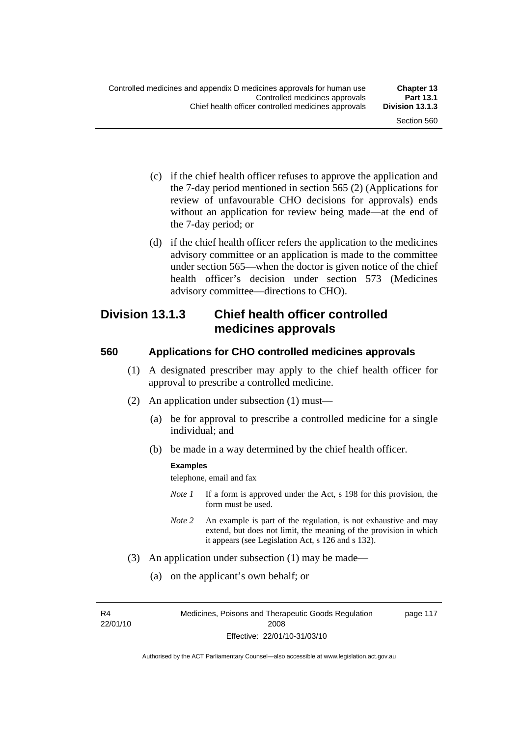(c) if the chief health officer refuses to approve the application and the 7-day period mentioned in section 565 (2) (Applications for review of unfavourable CHO decisions for approvals) ends without an application for review being made—at the end of the 7-day period; or

(d) if the chief health officer refers the application to the medicines advisory committee or an application is made to the committee under section 565—when the doctor is given notice of the chief health officer's decision under section 573 (Medicines advisory committee—directions to CHO).

## Division 13.1.3 Chief health officer controlled medicines approvals

### 560 Applications for CHO controlled medicines approvals

(1) A designated prescriber may apply to the chief health officer for approval to prescribe a controlled medicine.

(2) An application under subsection (1) must—

(a) be for approval to prescribe a controlled medicine for a single individual; and

(b) be made in a way determined by the chief health officer.

**Examples**

telephone, email and fax

*Note 1* If a form is approved under the Act, s 198 for this provision, the form must be used.

*Note 2* An example is part of the regulation, is not exhaustive and may extend, but does not limit, the meaning of the provision in which it appears (see Legislation Act, s 126 and s 132).

(3) An application under subsection (1) may be made—

(a) on the applicant's own behalf; or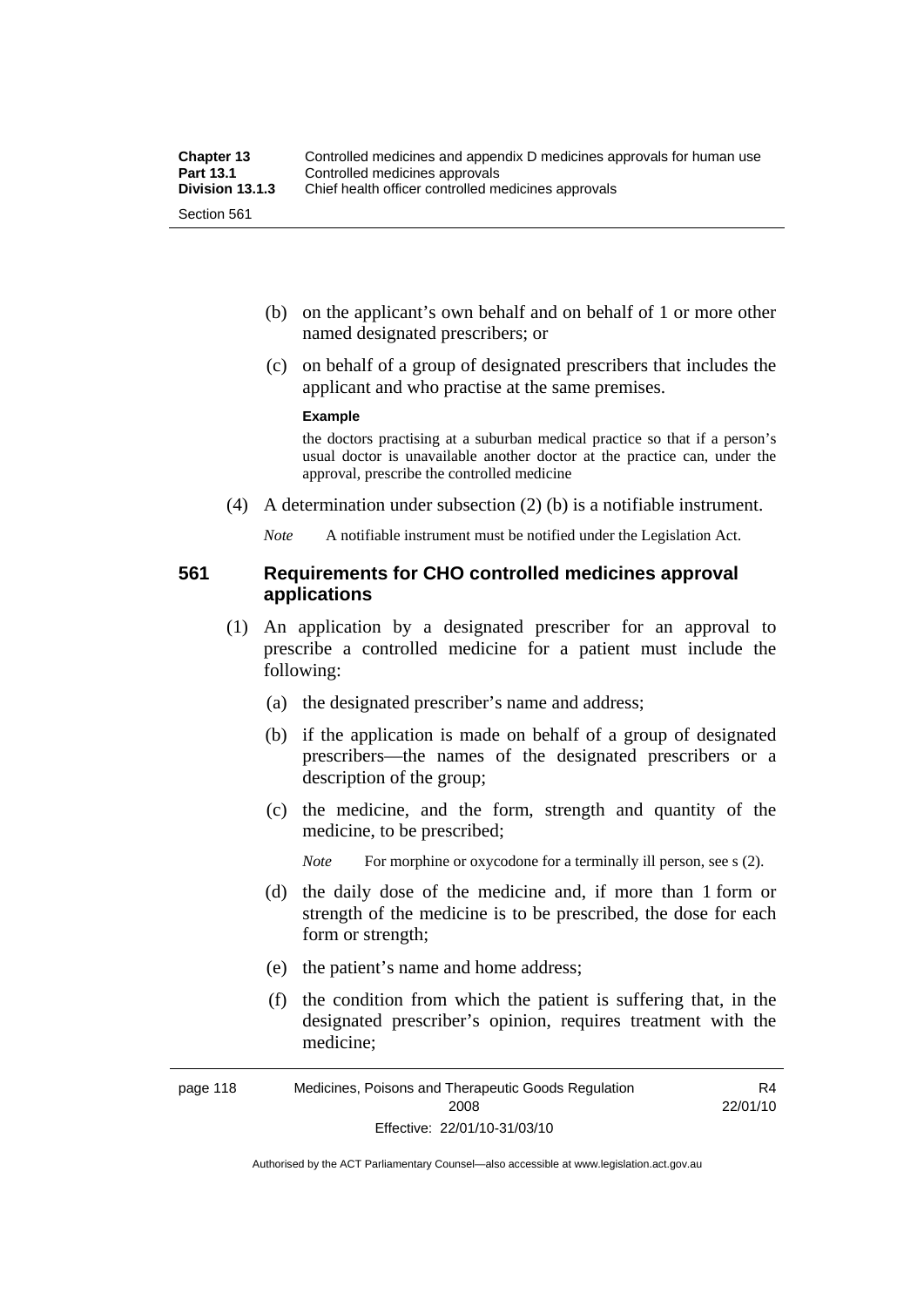(b) on the applicant's own behalf and on behalf of 1 or more other named designated prescribers; or

(c) on behalf of a group of designated prescribers that includes the applicant and who practise at the same premises.

**Example**

the doctors practising at a suburban medical practice so that if a person's usual doctor is unavailable another doctor at the practice can, under the approval, prescribe the controlled medicine

(4) A determination under subsection (2) (b) is a notifiable instrument.

*Note* A notifiable instrument must be notified under the Legislation Act.

### 561 Requirements for CHO controlled medicines approval applications

(1) An application by a designated prescriber for an approval to prescribe a controlled medicine for a patient must include the following:

(a) the designated prescriber's name and address;

(b) if the application is made on behalf of a group of designated prescribers—the names of the designated prescribers or a description of the group;

(c) the medicine, and the form, strength and quantity of the medicine, to be prescribed;

*Note* For morphine or oxycodone for a terminally ill person, see s (2).

(d) the daily dose of the medicine and, if more than 1 form or strength of the medicine is to be prescribed, the dose for each form or strength;

(e) the patient's name and home address;

(f) the condition from which the patient is suffering that, in the designated prescriber's opinion, requires treatment with the medicine;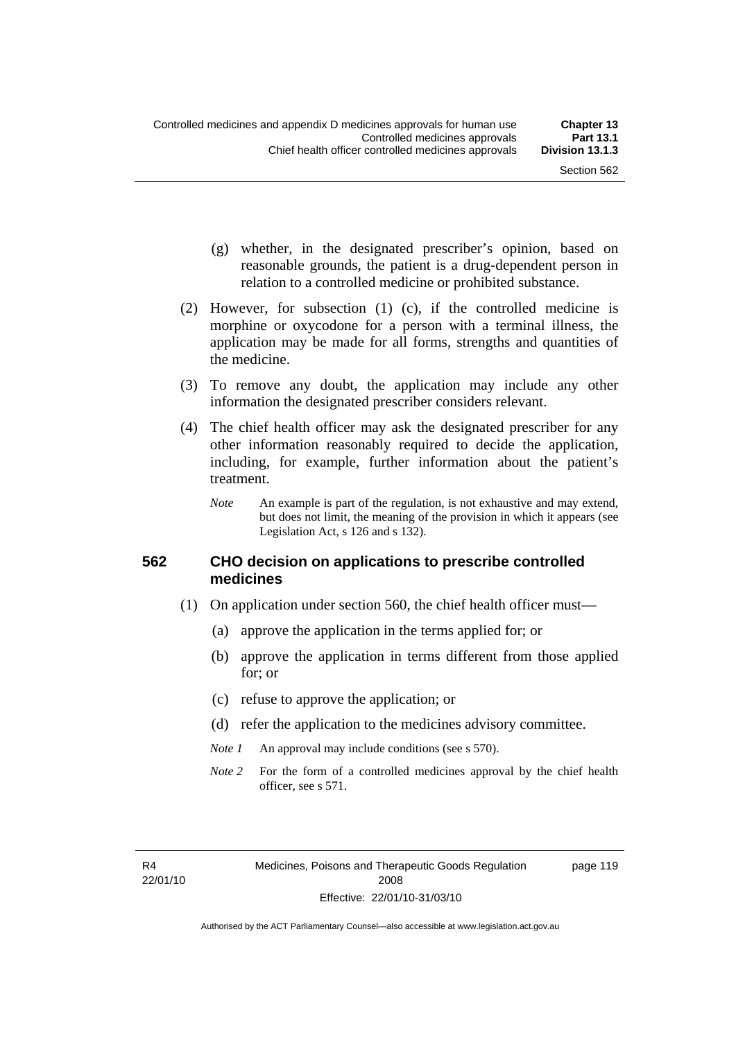(g) whether, in the designated prescriber's opinion, based on reasonable grounds, the patient is a drug-dependent person in relation to a controlled medicine or prohibited substance.

(2) However, for subsection (1) (c), if the controlled medicine is morphine or oxycodone for a person with a terminal illness, the application may be made for all forms, strengths and quantities of the medicine.

(3) To remove any doubt, the application may include any other information the designated prescriber considers relevant.

(4) The chief health officer may ask the designated prescriber for any other information reasonably required to decide the application, including, for example, further information about the patient's treatment.

*Note* An example is part of the regulation, is not exhaustive and may extend, but does not limit, the meaning of the provision in which it appears (see Legislation Act, s 126 and s 132).

## 562 CHO decision on applications to prescribe controlled medicines

(1) On application under section 560, the chief health officer must—

(a) approve the application in the terms applied for; or

(b) approve the application in terms different from those applied for; or

(c) refuse to approve the application; or

(d) refer the application to the medicines advisory committee.

*Note 1* An approval may include conditions (see s 570).

*Note 2* For the form of a controlled medicines approval by the chief health officer, see s 571.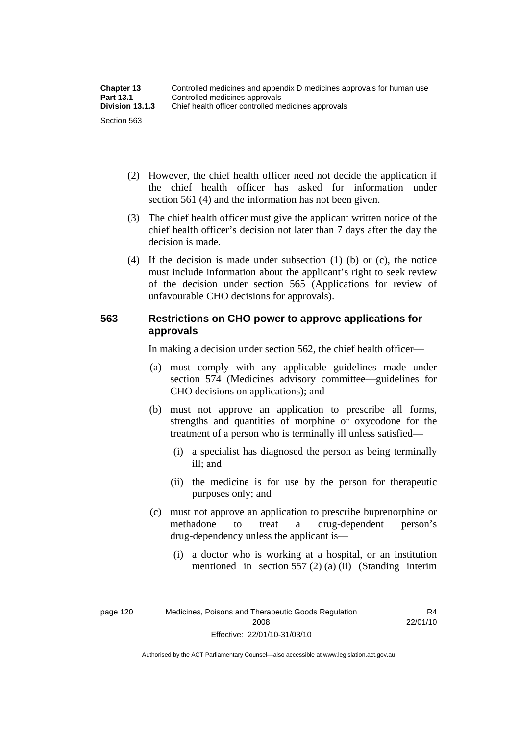(2) However, the chief health officer need not decide the application if the chief health officer has asked for information under section 561 (4) and the information has not been given.

(3) The chief health officer must give the applicant written notice of the chief health officer's decision not later than 7 days after the day the decision is made.

(4) If the decision is made under subsection (1) (b) or (c), the notice must include information about the applicant's right to seek review of the decision under section 565 (Applications for review of unfavourable CHO decisions for approvals).

### 563 Restrictions on CHO power to approve applications for approvals

In making a decision under section 562, the chief health officer—

(a) must comply with any applicable guidelines made under section 574 (Medicines advisory committee—guidelines for CHO decisions on applications); and

(b) must not approve an application to prescribe all forms, strengths and quantities of morphine or oxycodone for the treatment of a person who is terminally ill unless satisfied—

(i) a specialist has diagnosed the person as being terminally ill; and

(ii) the medicine is for use by the person for therapeutic purposes only; and

(c) must not approve an application to prescribe buprenorphine or methadone to treat a drug-dependent person's drug-dependency unless the applicant is—

(i) a doctor who is working at a hospital, or an institution mentioned in section 557 (2) (a) (ii) (Standing interim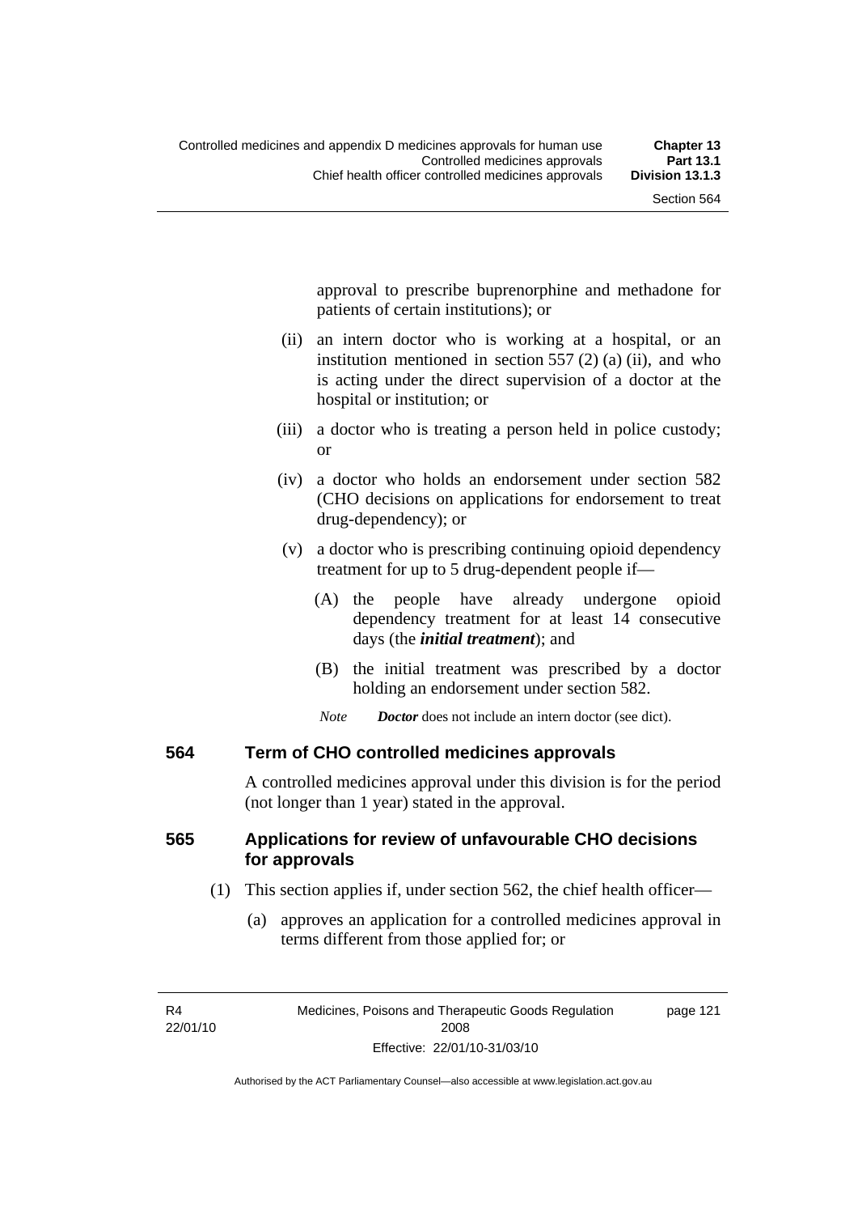approval to prescribe buprenorphine and methadone for patients of certain institutions); or

(ii) an intern doctor who is working at a hospital, or an institution mentioned in section 557 (2) (a) (ii), and who is acting under the direct supervision of a doctor at the hospital or institution; or

(iii) a doctor who is treating a person held in police custody; or

(iv) a doctor who holds an endorsement under section 582 (CHO decisions on applications for endorsement to treat drug-dependency); or

(v) a doctor who is prescribing continuing opioid dependency treatment for up to 5 drug-dependent people if—

(A) the people have already undergone opioid dependency treatment for at least 14 consecutive days (the ***initial treatment***); and

(B) the initial treatment was prescribed by a doctor holding an endorsement under section 582.

*Note* ***Doctor*** does not include an intern doctor (see dict).

## 564 Term of CHO controlled medicines approvals

A controlled medicines approval under this division is for the period (not longer than 1 year) stated in the approval.

## 565 Applications for review of unfavourable CHO decisions for approvals

(1) This section applies if, under section 562, the chief health officer—

(a) approves an application for a controlled medicines approval in terms different from those applied for; or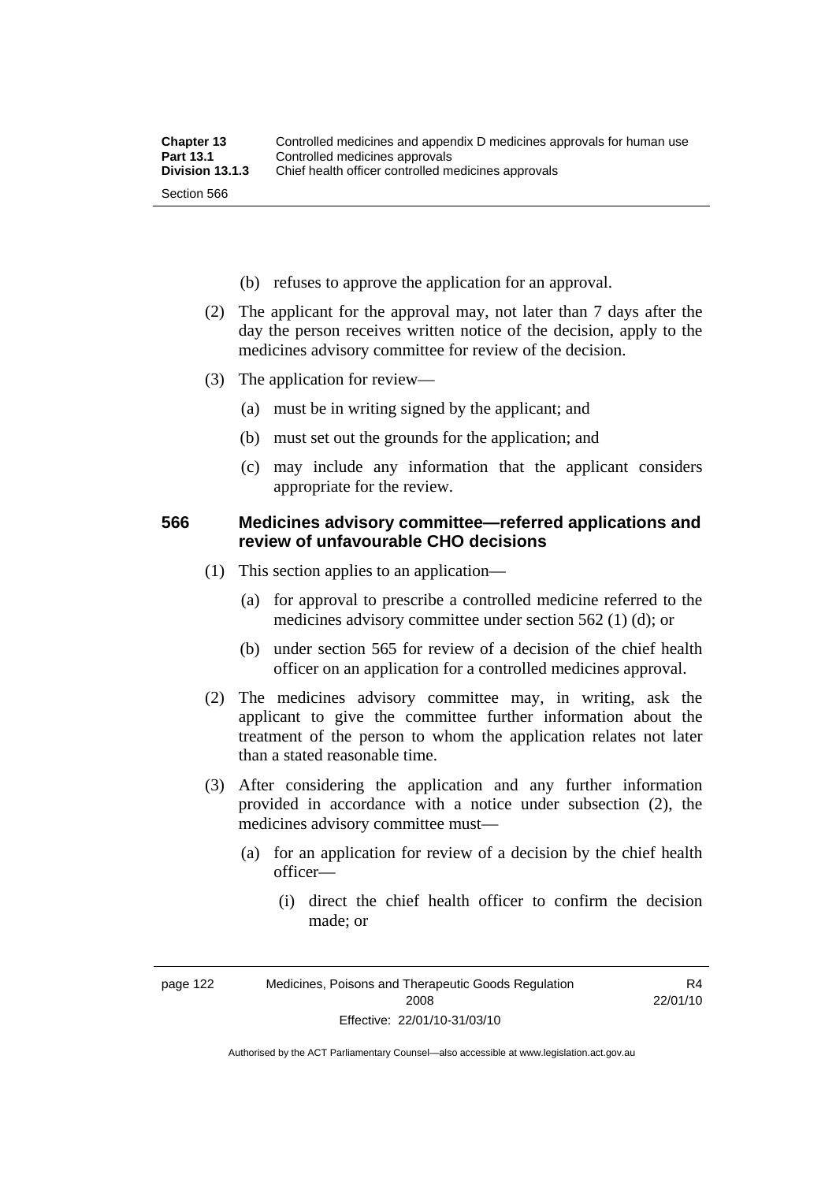(b) refuses to approve the application for an approval.

(2) The applicant for the approval may, not later than 7 days after the day the person receives written notice of the decision, apply to the medicines advisory committee for review of the decision.

(3) The application for review—

(a) must be in writing signed by the applicant; and

(b) must set out the grounds for the application; and

(c) may include any information that the applicant considers appropriate for the review.

### 566 Medicines advisory committee—referred applications and review of unfavourable CHO decisions

(1) This section applies to an application—

(a) for approval to prescribe a controlled medicine referred to the medicines advisory committee under section 562 (1) (d); or

(b) under section 565 for review of a decision of the chief health officer on an application for a controlled medicines approval.

(2) The medicines advisory committee may, in writing, ask the applicant to give the committee further information about the treatment of the person to whom the application relates not later than a stated reasonable time.

(3) After considering the application and any further information provided in accordance with a notice under subsection (2), the medicines advisory committee must—

(a) for an application for review of a decision by the chief health officer—

(i) direct the chief health officer to confirm the decision made; or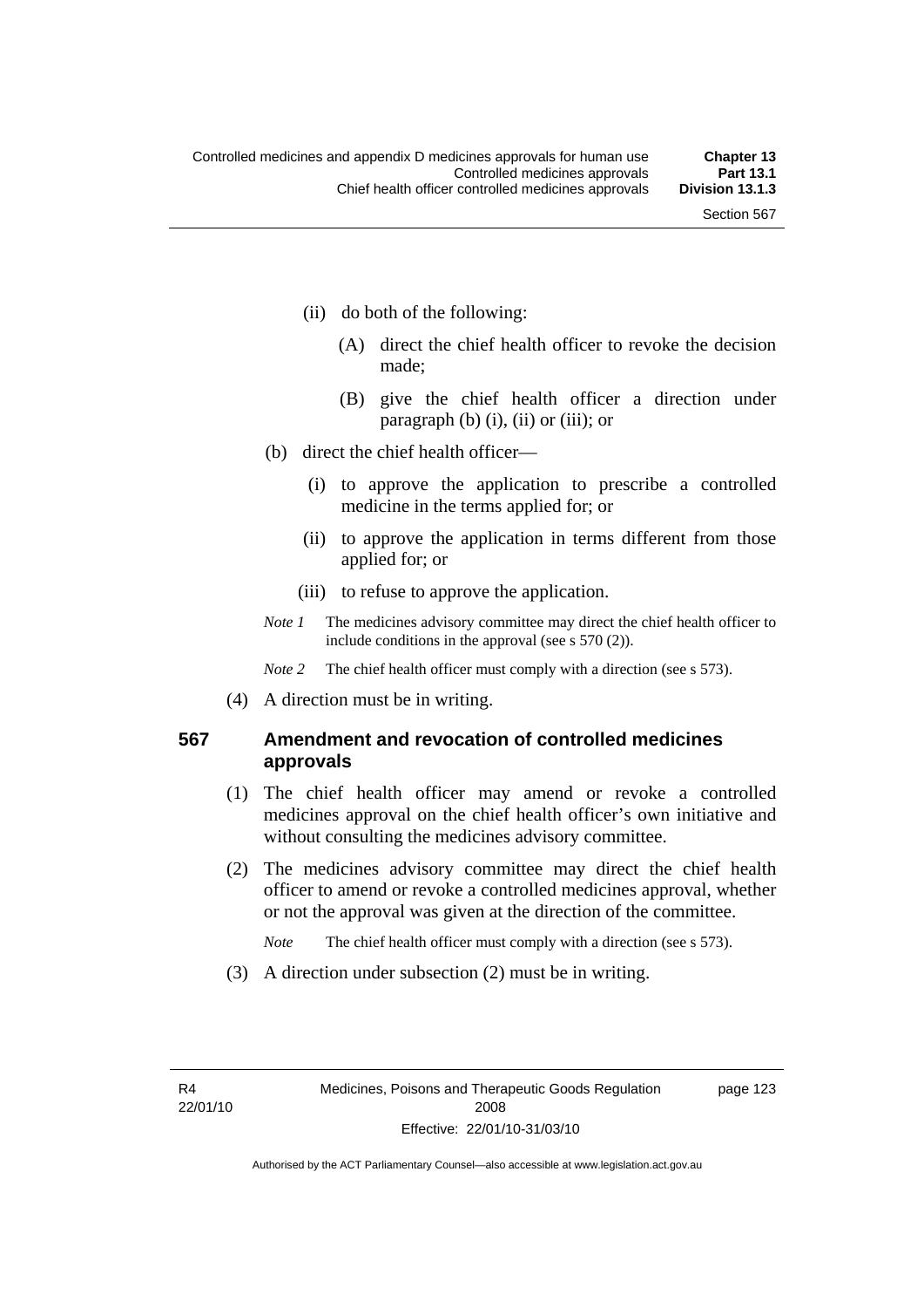- (ii) do both of the following:
  - (A) direct the chief health officer to revoke the decision made;
  - (B) give the chief health officer a direction under paragraph (b) (i), (ii) or (iii); or
- (b) direct the chief health officer—
  - (i) to approve the application to prescribe a controlled medicine in the terms applied for; or
  - (ii) to approve the application in terms different from those applied for; or
  - (iii) to refuse to approve the application.

*Note 1* The medicines advisory committee may direct the chief health officer to include conditions in the approval (see s 570 (2)).

*Note 2* The chief health officer must comply with a direction (see s 573).

(4) A direction must be in writing.

### 567 Amendment and revocation of controlled medicines approvals

(1) The chief health officer may amend or revoke a controlled medicines approval on the chief health officer's own initiative and without consulting the medicines advisory committee.

(2) The medicines advisory committee may direct the chief health officer to amend or revoke a controlled medicines approval, whether or not the approval was given at the direction of the committee.

*Note* The chief health officer must comply with a direction (see s 573).

(3) A direction under subsection (2) must be in writing.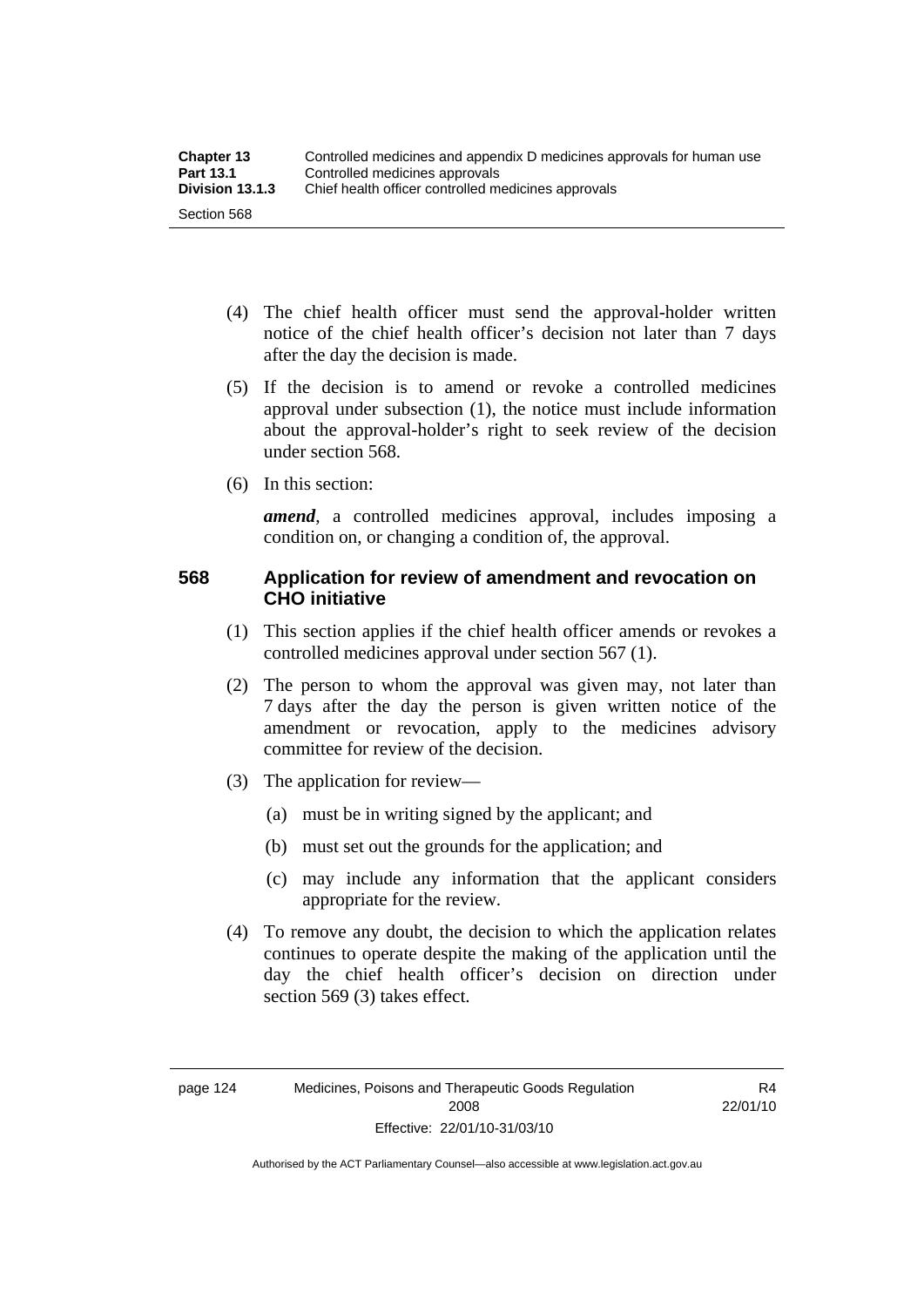(4) The chief health officer must send the approval-holder written notice of the chief health officer's decision not later than 7 days after the day the decision is made.

(5) If the decision is to amend or revoke a controlled medicines approval under subsection (1), the notice must include information about the approval-holder's right to seek review of the decision under section 568.

(6) In this section:

***amend***, a controlled medicines approval, includes imposing a condition on, or changing a condition of, the approval.

### 568 Application for review of amendment and revocation on CHO initiative

(1) This section applies if the chief health officer amends or revokes a controlled medicines approval under section 567 (1).

(2) The person to whom the approval was given may, not later than 7 days after the day the person is given written notice of the amendment or revocation, apply to the medicines advisory committee for review of the decision.

(3) The application for review—

(a) must be in writing signed by the applicant; and

(b) must set out the grounds for the application; and

(c) may include any information that the applicant considers appropriate for the review.

(4) To remove any doubt, the decision to which the application relates continues to operate despite the making of the application until the day the chief health officer's decision on direction under section 569 (3) takes effect.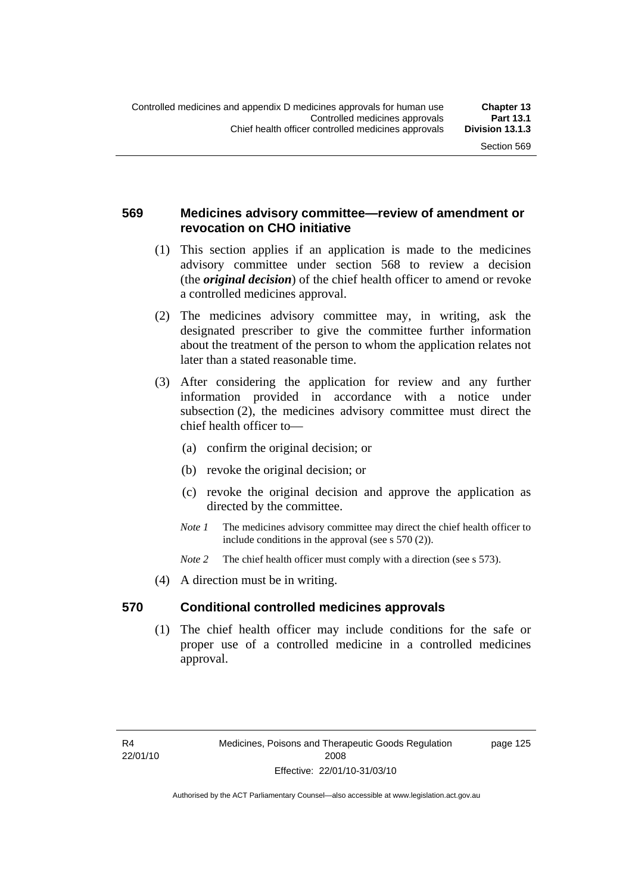### 569 Medicines advisory committee—review of amendment or revocation on CHO initiative

(1) This section applies if an application is made to the medicines advisory committee under section 568 to review a decision (the ***original decision***) of the chief health officer to amend or revoke a controlled medicines approval.

(2) The medicines advisory committee may, in writing, ask the designated prescriber to give the committee further information about the treatment of the person to whom the application relates not later than a stated reasonable time.

(3) After considering the application for review and any further information provided in accordance with a notice under subsection (2), the medicines advisory committee must direct the chief health officer to—

(a) confirm the original decision; or

(b) revoke the original decision; or

(c) revoke the original decision and approve the application as directed by the committee.

*Note 1* The medicines advisory committee may direct the chief health officer to include conditions in the approval (see s 570 (2)).

*Note 2* The chief health officer must comply with a direction (see s 573).

(4) A direction must be in writing.

### 570 Conditional controlled medicines approvals

(1) The chief health officer may include conditions for the safe or proper use of a controlled medicine in a controlled medicines approval.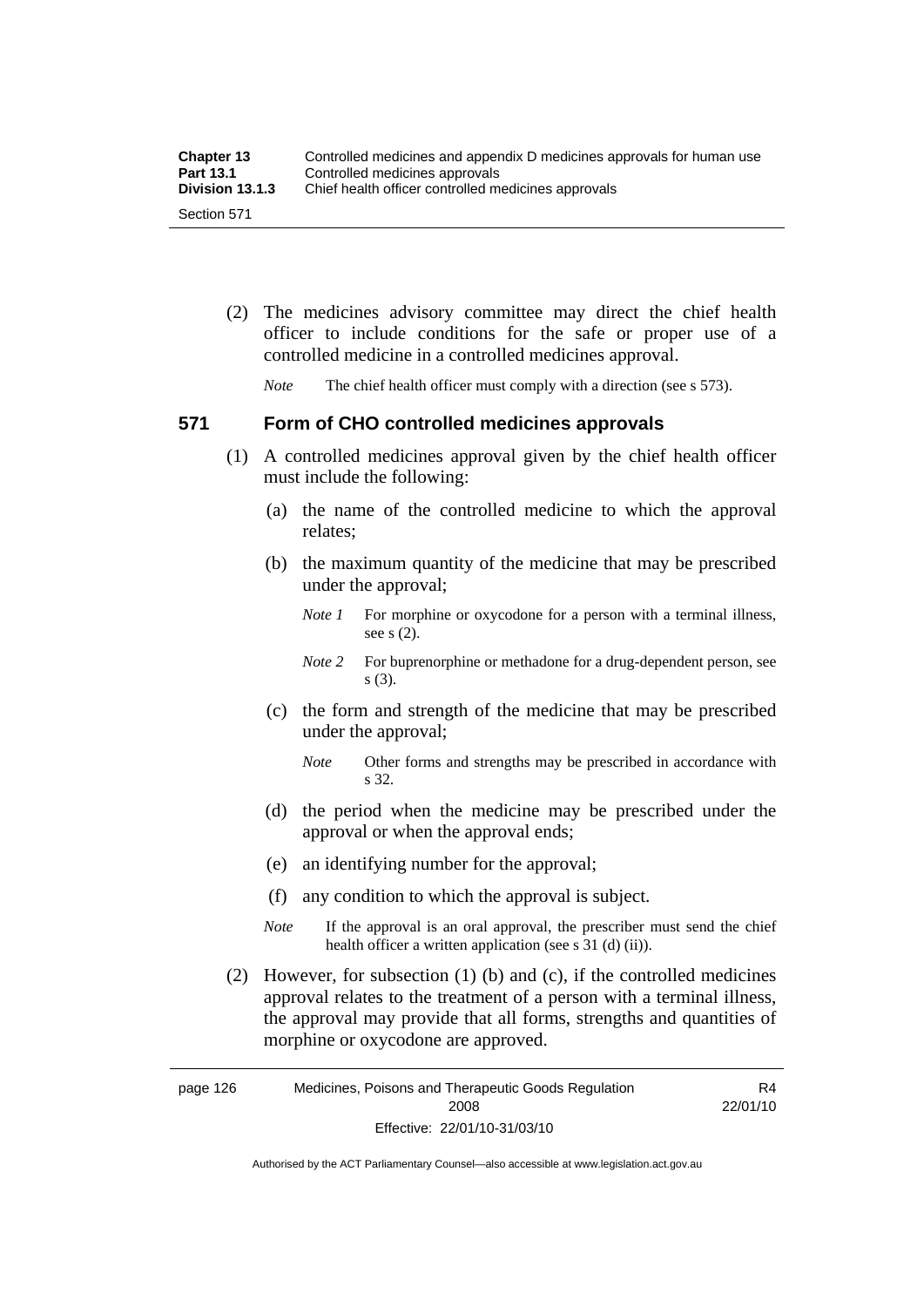(2) The medicines advisory committee may direct the chief health officer to include conditions for the safe or proper use of a controlled medicine in a controlled medicines approval.

*Note* The chief health officer must comply with a direction (see s 573).

## 571 Form of CHO controlled medicines approvals

(1) A controlled medicines approval given by the chief health officer must include the following:

(a) the name of the controlled medicine to which the approval relates;

(b) the maximum quantity of the medicine that may be prescribed under the approval;

*Note 1* For morphine or oxycodone for a person with a terminal illness, see s (2).

*Note 2* For buprenorphine or methadone for a drug-dependent person, see s (3).

(c) the form and strength of the medicine that may be prescribed under the approval;

*Note* Other forms and strengths may be prescribed in accordance with s 32.

(d) the period when the medicine may be prescribed under the approval or when the approval ends;

(e) an identifying number for the approval;

(f) any condition to which the approval is subject.

*Note* If the approval is an oral approval, the prescriber must send the chief health officer a written application (see s 31 (d) (ii)).

(2) However, for subsection (1) (b) and (c), if the controlled medicines approval relates to the treatment of a person with a terminal illness, the approval may provide that all forms, strengths and quantities of morphine or oxycodone are approved.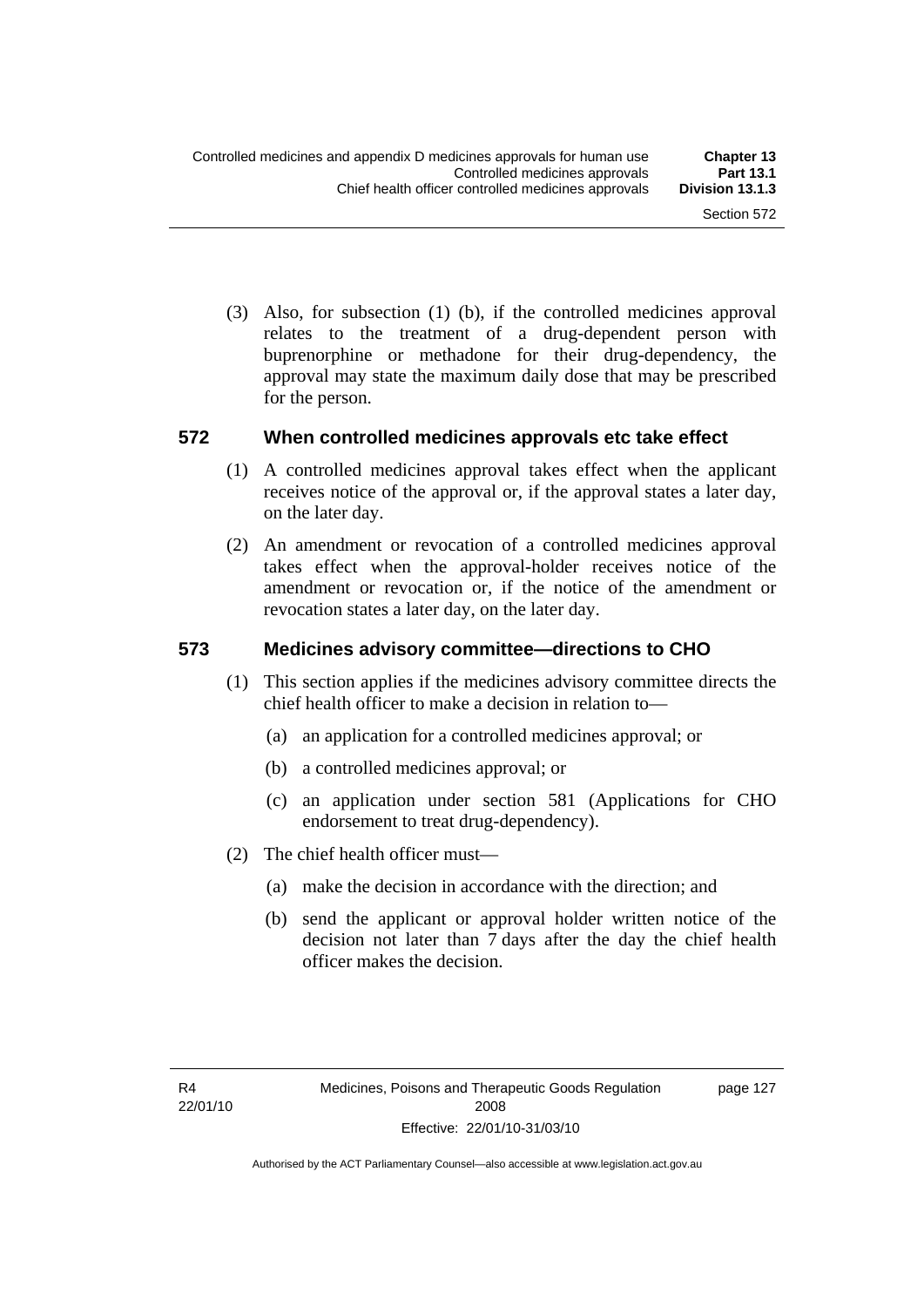(3) Also, for subsection (1) (b), if the controlled medicines approval relates to the treatment of a drug-dependent person with buprenorphine or methadone for their drug-dependency, the approval may state the maximum daily dose that may be prescribed for the person.

## 572 When controlled medicines approvals etc take effect

(1) A controlled medicines approval takes effect when the applicant receives notice of the approval or, if the approval states a later day, on the later day.

(2) An amendment or revocation of a controlled medicines approval takes effect when the approval-holder receives notice of the amendment or revocation or, if the notice of the amendment or revocation states a later day, on the later day.

## 573 Medicines advisory committee—directions to CHO

(1) This section applies if the medicines advisory committee directs the chief health officer to make a decision in relation to—

(a) an application for a controlled medicines approval; or

(b) a controlled medicines approval; or

(c) an application under section 581 (Applications for CHO endorsement to treat drug-dependency).

(2) The chief health officer must—

(a) make the decision in accordance with the direction; and

(b) send the applicant or approval holder written notice of the decision not later than 7 days after the day the chief health officer makes the decision.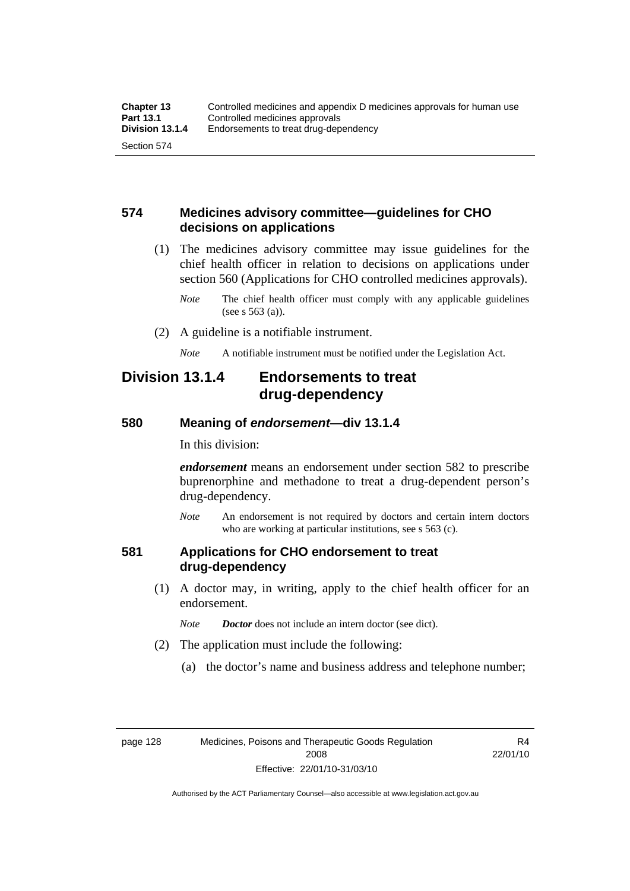## 574 Medicines advisory committee—guidelines for CHO decisions on applications

(1) The medicines advisory committee may issue guidelines for the chief health officer in relation to decisions on applications under section 560 (Applications for CHO controlled medicines approvals).

*Note* The chief health officer must comply with any applicable guidelines (see s 563 (a)).

(2) A guideline is a notifiable instrument.

*Note* A notifiable instrument must be notified under the Legislation Act.

# Division 13.1.4 Endorsements to treat drug-dependency

## 580 Meaning of *endorsement*—div 13.1.4

In this division:

***endorsement*** means an endorsement under section 582 to prescribe buprenorphine and methadone to treat a drug-dependent person's drug-dependency.

*Note* An endorsement is not required by doctors and certain intern doctors who are working at particular institutions, see s 563 (c).

## 581 Applications for CHO endorsement to treat drug-dependency

(1) A doctor may, in writing, apply to the chief health officer for an endorsement.

*Note* ***Doctor*** does not include an intern doctor (see dict).

(2) The application must include the following:

(a) the doctor's name and business address and telephone number;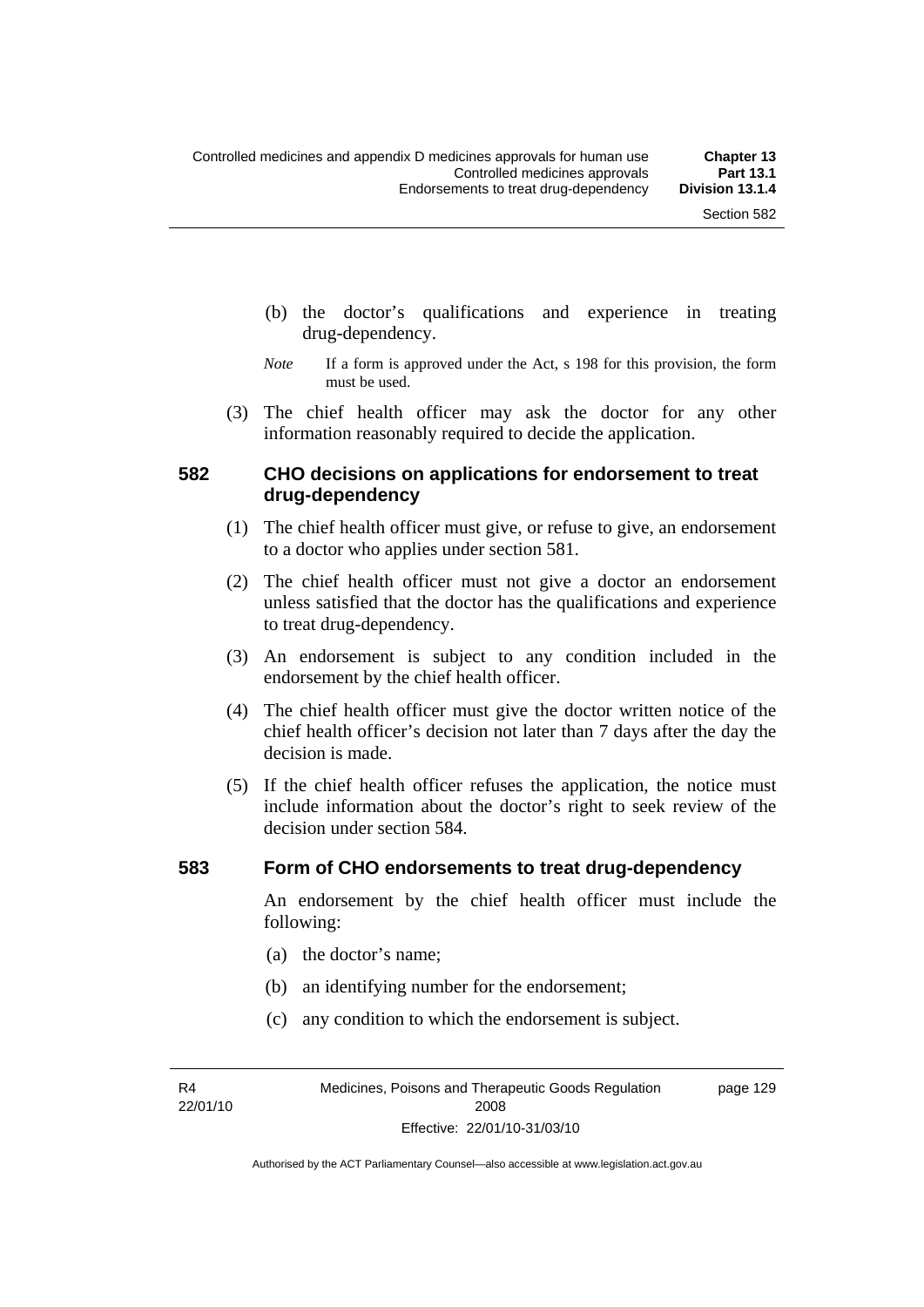(b) the doctor's qualifications and experience in treating drug-dependency.

*Note* If a form is approved under the Act, s 198 for this provision, the form must be used.

(3) The chief health officer may ask the doctor for any other information reasonably required to decide the application.

### 582 CHO decisions on applications for endorsement to treat drug-dependency

(1) The chief health officer must give, or refuse to give, an endorsement to a doctor who applies under section 581.

(2) The chief health officer must not give a doctor an endorsement unless satisfied that the doctor has the qualifications and experience to treat drug-dependency.

(3) An endorsement is subject to any condition included in the endorsement by the chief health officer.

(4) The chief health officer must give the doctor written notice of the chief health officer's decision not later than 7 days after the day the decision is made.

(5) If the chief health officer refuses the application, the notice must include information about the doctor's right to seek review of the decision under section 584.

### 583 Form of CHO endorsements to treat drug-dependency

An endorsement by the chief health officer must include the following:

(a) the doctor's name;

(b) an identifying number for the endorsement;

(c) any condition to which the endorsement is subject.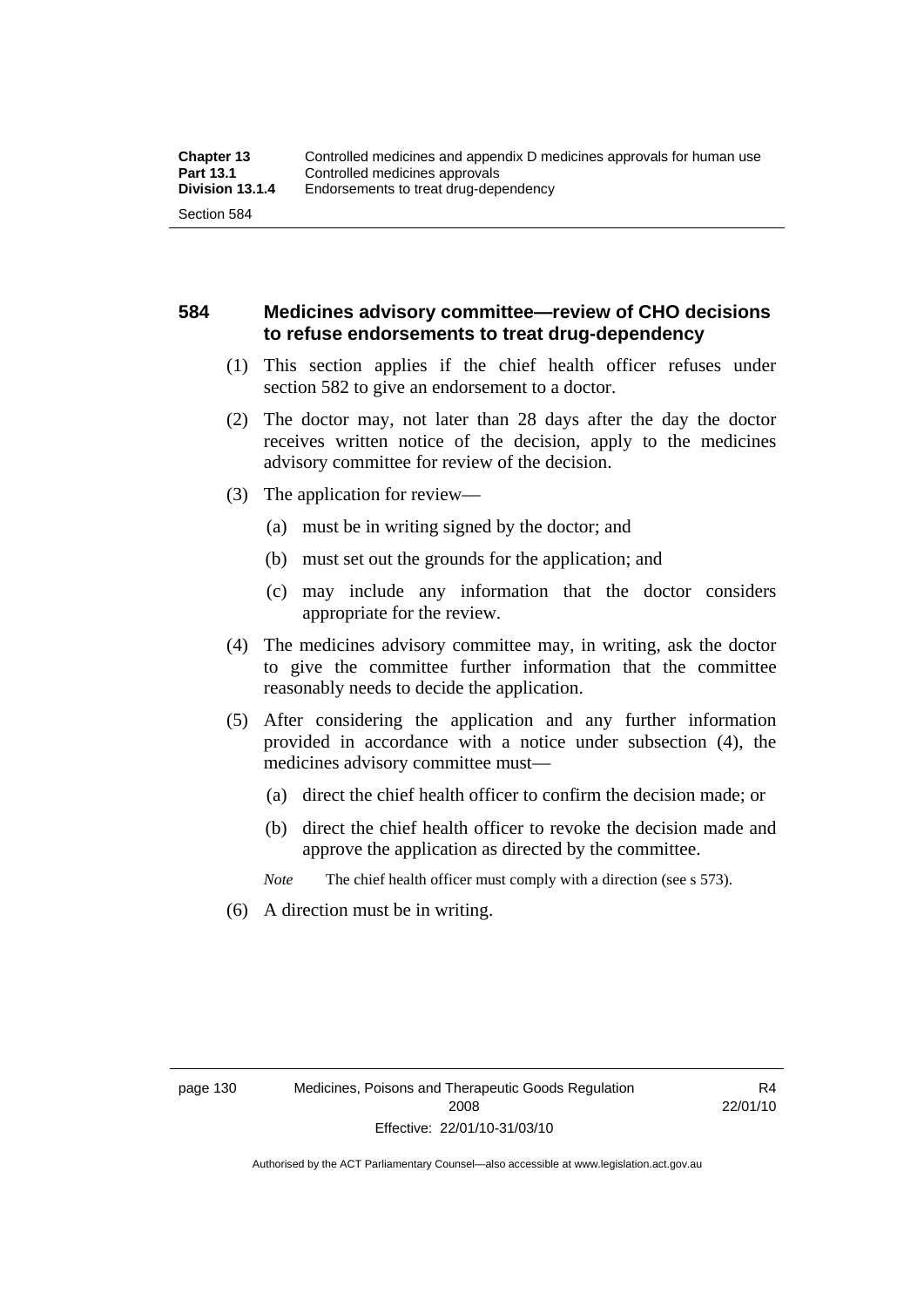## 584 Medicines advisory committee—review of CHO decisions to refuse endorsements to treat drug-dependency

(1) This section applies if the chief health officer refuses under section 582 to give an endorsement to a doctor.

(2) The doctor may, not later than 28 days after the day the doctor receives written notice of the decision, apply to the medicines advisory committee for review of the decision.

(3) The application for review—

(a) must be in writing signed by the doctor; and

(b) must set out the grounds for the application; and

(c) may include any information that the doctor considers appropriate for the review.

(4) The medicines advisory committee may, in writing, ask the doctor to give the committee further information that the committee reasonably needs to decide the application.

(5) After considering the application and any further information provided in accordance with a notice under subsection (4), the medicines advisory committee must—

(a) direct the chief health officer to confirm the decision made; or

(b) direct the chief health officer to revoke the decision made and approve the application as directed by the committee.

*Note* The chief health officer must comply with a direction (see s 573).

(6) A direction must be in writing.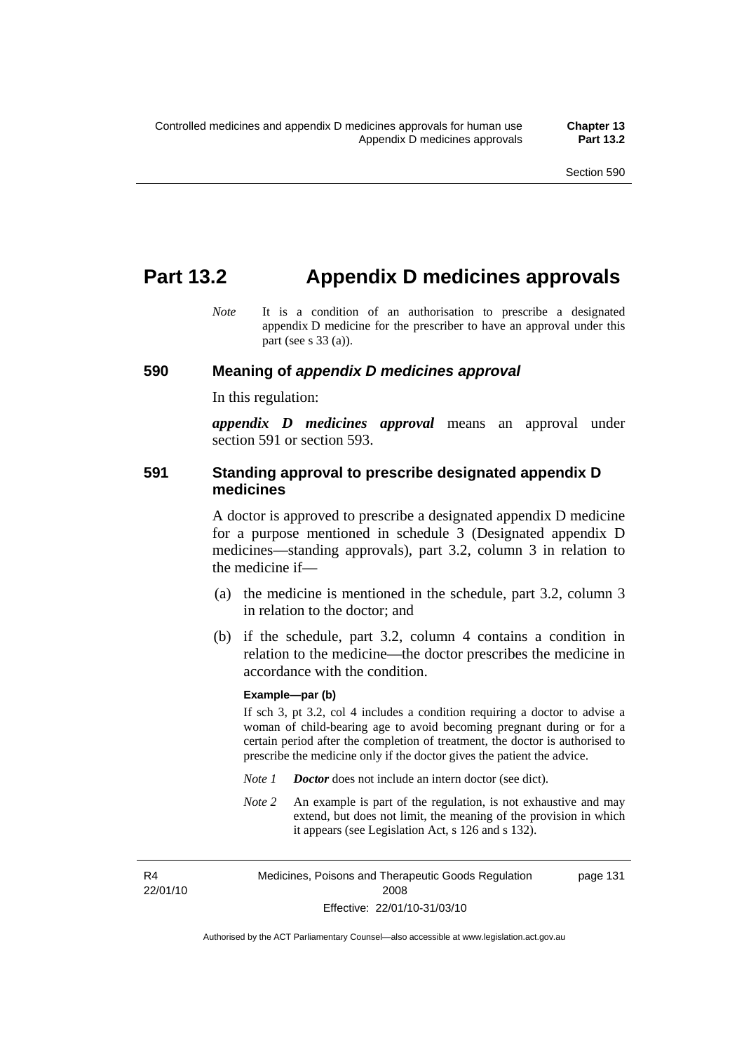# Part 13.2 Appendix D medicines approvals

*Note* It is a condition of an authorisation to prescribe a designated appendix D medicine for the prescriber to have an approval under this part (see s 33 (a)).

## 590 Meaning of *appendix D medicines approval*

In this regulation:

***appendix D medicines approval*** means an approval under section 591 or section 593.

## 591 Standing approval to prescribe designated appendix D medicines

A doctor is approved to prescribe a designated appendix D medicine for a purpose mentioned in schedule 3 (Designated appendix D medicines—standing approvals), part 3.2, column 3 in relation to the medicine if—

(a) the medicine is mentioned in the schedule, part 3.2, column 3 in relation to the doctor; and

(b) if the schedule, part 3.2, column 4 contains a condition in relation to the medicine—the doctor prescribes the medicine in accordance with the condition.

**Example—par (b)**

If sch 3, pt 3.2, col 4 includes a condition requiring a doctor to advise a woman of child-bearing age to avoid becoming pregnant during or for a certain period after the completion of treatment, the doctor is authorised to prescribe the medicine only if the doctor gives the patient the advice.

*Note 1* ***Doctor*** does not include an intern doctor (see dict).

*Note 2* An example is part of the regulation, is not exhaustive and may extend, but does not limit, the meaning of the provision in which it appears (see Legislation Act, s 126 and s 132).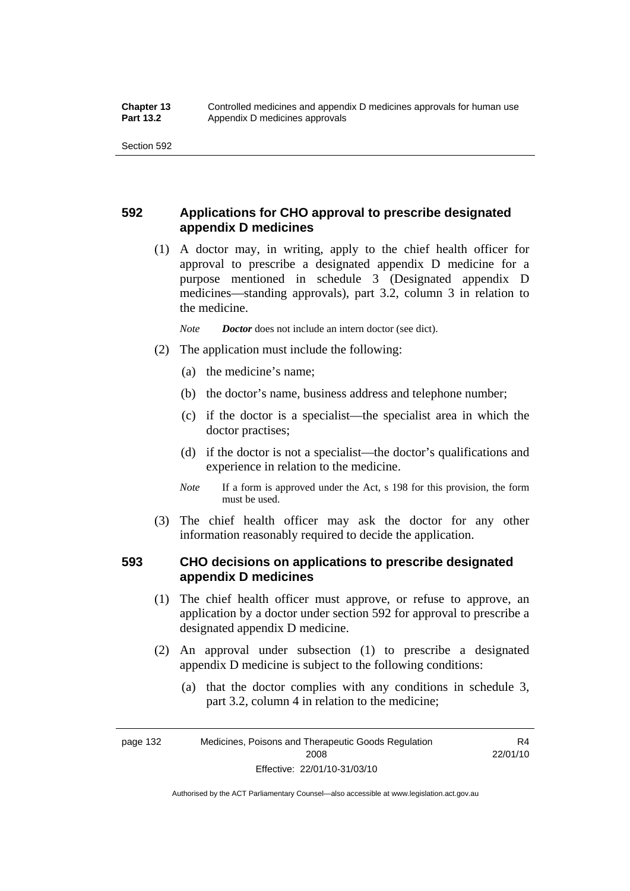## 592 Applications for CHO approval to prescribe designated appendix D medicines

(1) A doctor may, in writing, apply to the chief health officer for approval to prescribe a designated appendix D medicine for a purpose mentioned in schedule 3 (Designated appendix D medicines—standing approvals), part 3.2, column 3 in relation to the medicine.

*Note* ***Doctor*** does not include an intern doctor (see dict).

(2) The application must include the following:

- (a) the medicine's name;
- (b) the doctor's name, business address and telephone number;
- (c) if the doctor is a specialist—the specialist area in which the doctor practises;
- (d) if the doctor is not a specialist—the doctor's qualifications and experience in relation to the medicine.

*Note* If a form is approved under the Act, s 198 for this provision, the form must be used.

(3) The chief health officer may ask the doctor for any other information reasonably required to decide the application.

## 593 CHO decisions on applications to prescribe designated appendix D medicines

(1) The chief health officer must approve, or refuse to approve, an application by a doctor under section 592 for approval to prescribe a designated appendix D medicine.

(2) An approval under subsection (1) to prescribe a designated appendix D medicine is subject to the following conditions:

- (a) that the doctor complies with any conditions in schedule 3, part 3.2, column 4 in relation to the medicine;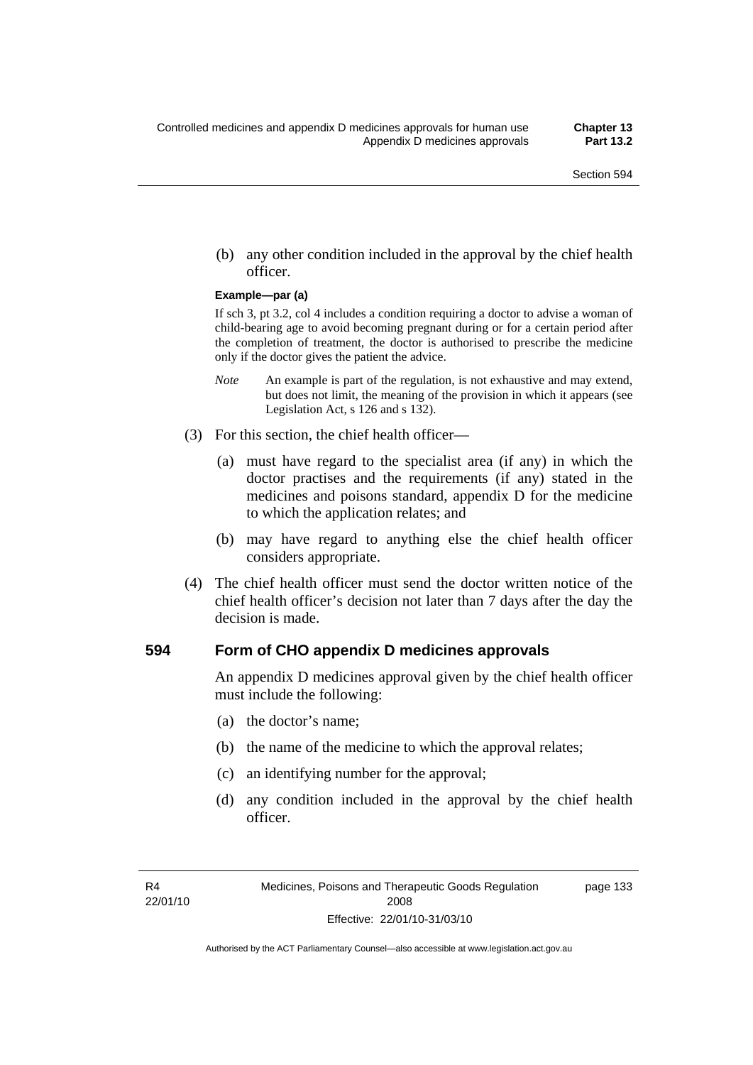(b) any other condition included in the approval by the chief health officer.

**Example—par (a)**

If sch 3, pt 3.2, col 4 includes a condition requiring a doctor to advise a woman of child-bearing age to avoid becoming pregnant during or for a certain period after the completion of treatment, the doctor is authorised to prescribe the medicine only if the doctor gives the patient the advice.

*Note* An example is part of the regulation, is not exhaustive and may extend, but does not limit, the meaning of the provision in which it appears (see Legislation Act, s 126 and s 132).

(3) For this section, the chief health officer—

(a) must have regard to the specialist area (if any) in which the doctor practises and the requirements (if any) stated in the medicines and poisons standard, appendix D for the medicine to which the application relates; and

(b) may have regard to anything else the chief health officer considers appropriate.

(4) The chief health officer must send the doctor written notice of the chief health officer's decision not later than 7 days after the day the decision is made.

## 594 Form of CHO appendix D medicines approvals

An appendix D medicines approval given by the chief health officer must include the following:

(a) the doctor's name;

(b) the name of the medicine to which the approval relates;

(c) an identifying number for the approval;

(d) any condition included in the approval by the chief health officer.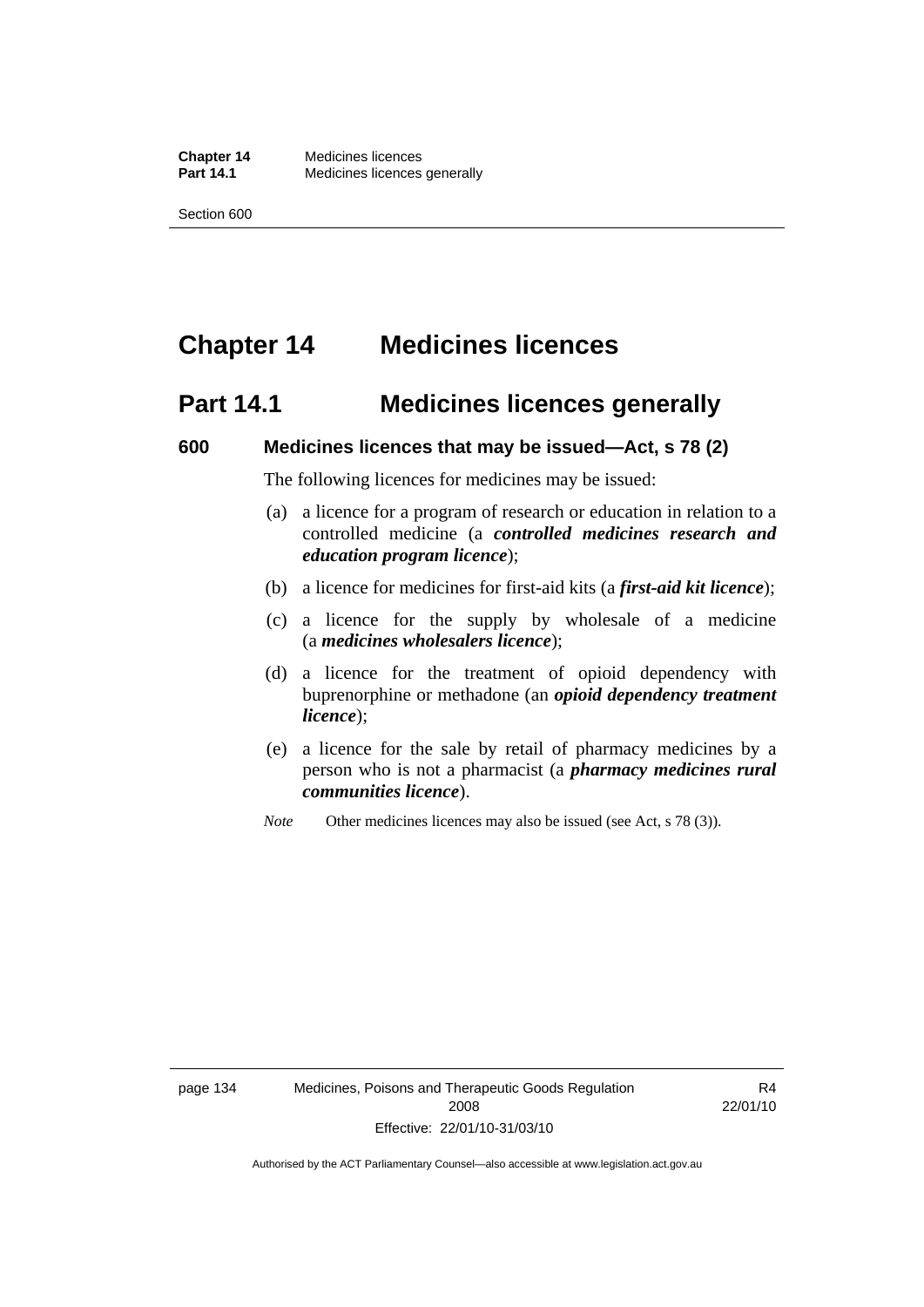# Chapter 14 Medicines licences

## Part 14.1 Medicines licences generally

### 600 Medicines licences that may be issued—Act, s 78 (2)

The following licences for medicines may be issued:

(a) a licence for a program of research or education in relation to a controlled medicine (a ***controlled medicines research and education program licence***);

(b) a licence for medicines for first-aid kits (a ***first-aid kit licence***);

(c) a licence for the supply by wholesale of a medicine (a ***medicines wholesalers licence***);

(d) a licence for the treatment of opioid dependency with buprenorphine or methadone (an ***opioid dependency treatment licence***);

(e) a licence for the sale by retail of pharmacy medicines by a person who is not a pharmacist (a ***pharmacy medicines rural communities licence***).

*Note* Other medicines licences may also be issued (see Act, s 78 (3)).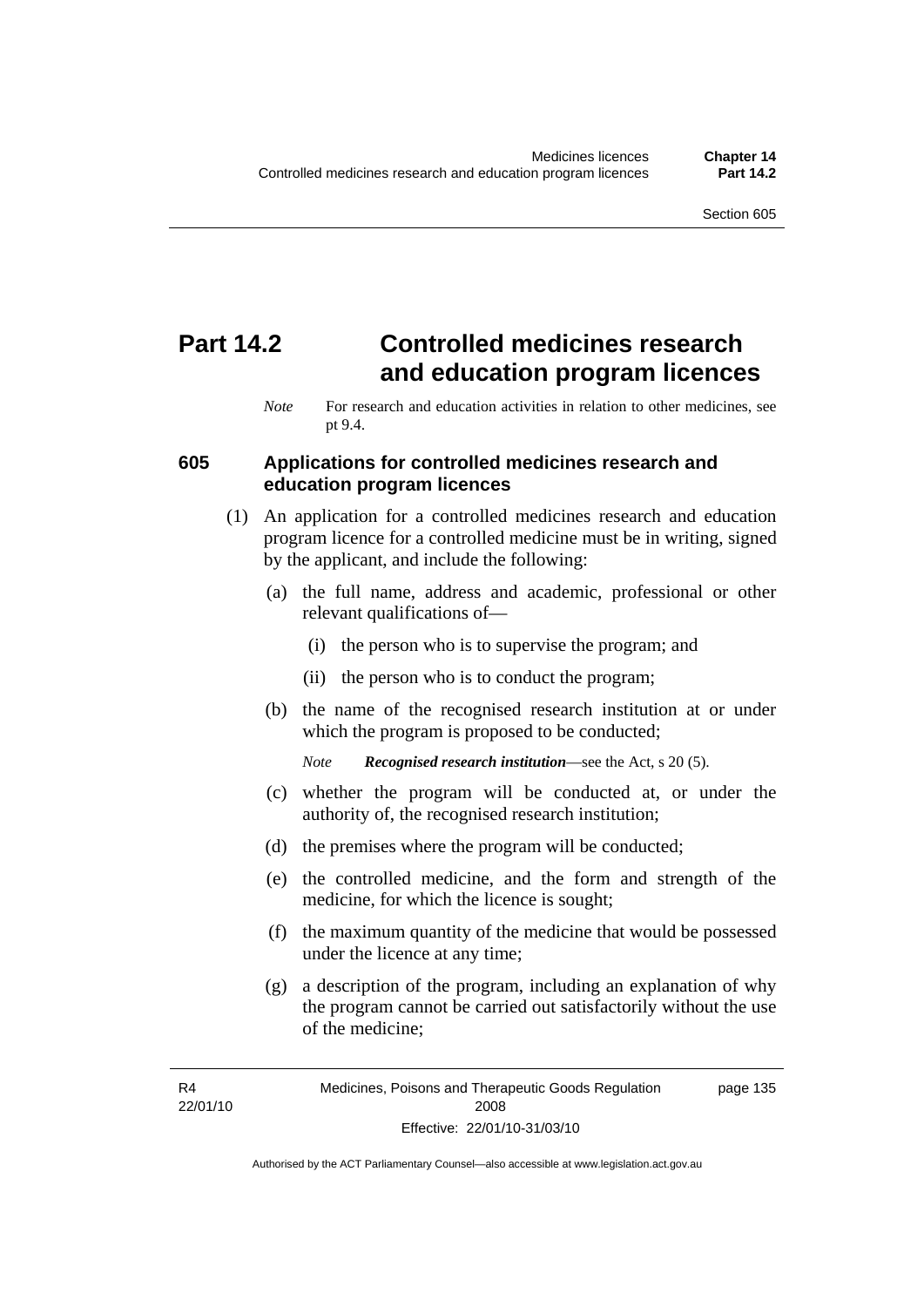# Part 14.2 Controlled medicines research and education program licences

*Note* For research and education activities in relation to other medicines, see pt 9.4.

## 605 Applications for controlled medicines research and education program licences

(1) An application for a controlled medicines research and education program licence for a controlled medicine must be in writing, signed by the applicant, and include the following:

(a) the full name, address and academic, professional or other relevant qualifications of—

(i) the person who is to supervise the program; and

(ii) the person who is to conduct the program;

(b) the name of the recognised research institution at or under which the program is proposed to be conducted;

*Note* ***Recognised research institution***—see the Act, s 20 (5).

(c) whether the program will be conducted at, or under the authority of, the recognised research institution;

(d) the premises where the program will be conducted;

(e) the controlled medicine, and the form and strength of the medicine, for which the licence is sought;

(f) the maximum quantity of the medicine that would be possessed under the licence at any time;

(g) a description of the program, including an explanation of why the program cannot be carried out satisfactorily without the use of the medicine;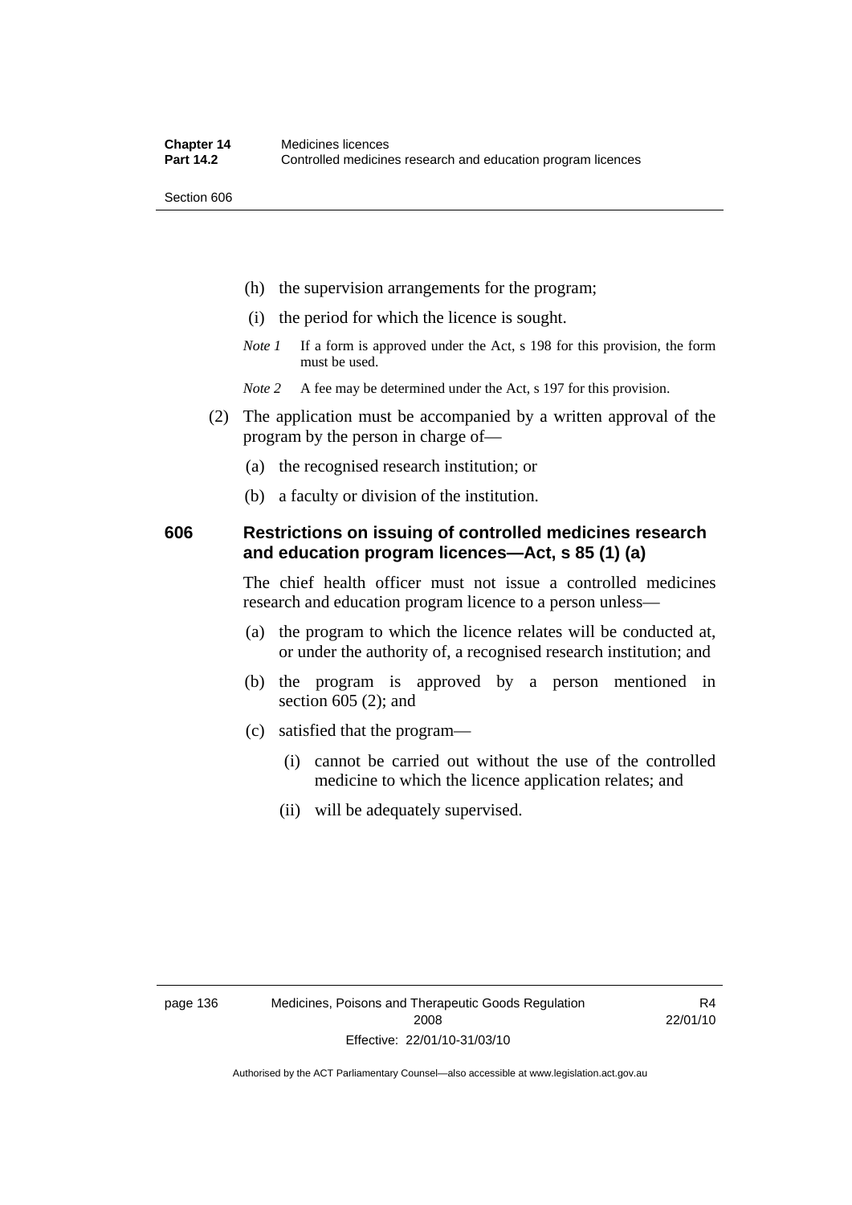(h) the supervision arrangements for the program;

(i) the period for which the licence is sought.

*Note 1* If a form is approved under the Act, s 198 for this provision, the form must be used.

*Note 2* A fee may be determined under the Act, s 197 for this provision.

(2) The application must be accompanied by a written approval of the program by the person in charge of—

(a) the recognised research institution; or

(b) a faculty or division of the institution.

## 606 Restrictions on issuing of controlled medicines research and education program licences—Act, s 85 (1) (a)

The chief health officer must not issue a controlled medicines research and education program licence to a person unless—

(a) the program to which the licence relates will be conducted at, or under the authority of, a recognised research institution; and

(b) the program is approved by a person mentioned in section 605 (2); and

(c) satisfied that the program—

(i) cannot be carried out without the use of the controlled medicine to which the licence application relates; and

(ii) will be adequately supervised.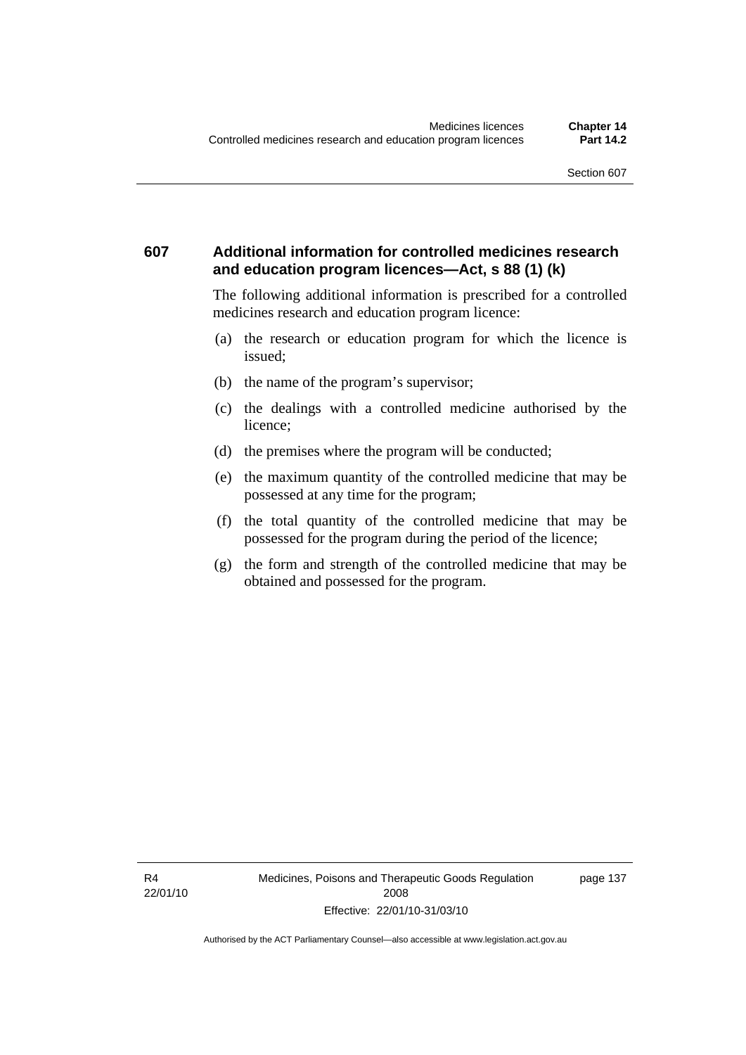### 607 Additional information for controlled medicines research and education program licences—Act, s 88 (1) (k)

The following additional information is prescribed for a controlled medicines research and education program licence:

(a) the research or education program for which the licence is issued;

(b) the name of the program's supervisor;

(c) the dealings with a controlled medicine authorised by the licence;

(d) the premises where the program will be conducted;

(e) the maximum quantity of the controlled medicine that may be possessed at any time for the program;

(f) the total quantity of the controlled medicine that may be possessed for the program during the period of the licence;

(g) the form and strength of the controlled medicine that may be obtained and possessed for the program.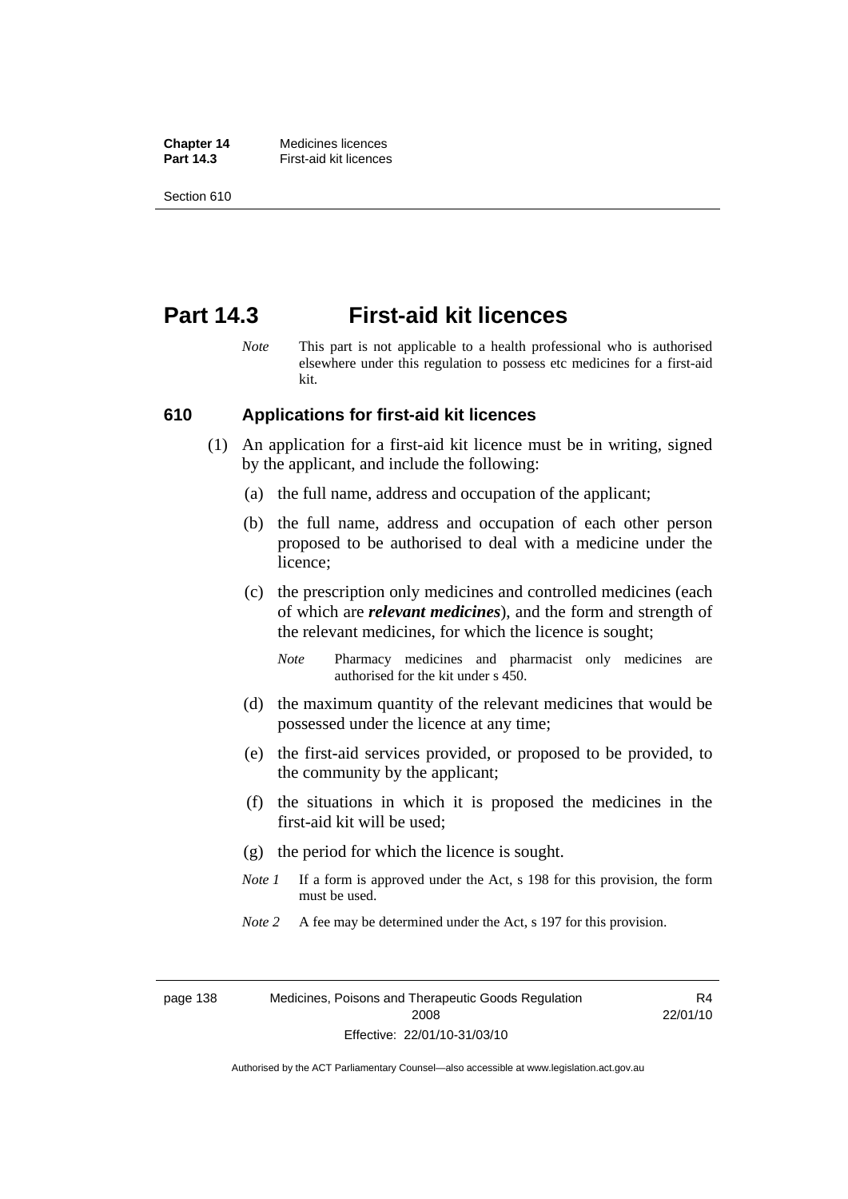# Part 14.3 First-aid kit licences

*Note* This part is not applicable to a health professional who is authorised elsewhere under this regulation to possess etc medicines for a first-aid kit.

## 610 Applications for first-aid kit licences

(1) An application for a first-aid kit licence must be in writing, signed by the applicant, and include the following:

(a) the full name, address and occupation of the applicant;

(b) the full name, address and occupation of each other person proposed to be authorised to deal with a medicine under the licence;

(c) the prescription only medicines and controlled medicines (each of which are ***relevant medicines***), and the form and strength of the relevant medicines, for which the licence is sought;

*Note* Pharmacy medicines and pharmacist only medicines are authorised for the kit under s 450.

(d) the maximum quantity of the relevant medicines that would be possessed under the licence at any time;

(e) the first-aid services provided, or proposed to be provided, to the community by the applicant;

(f) the situations in which it is proposed the medicines in the first-aid kit will be used;

(g) the period for which the licence is sought.

*Note 1* If a form is approved under the Act, s 198 for this provision, the form must be used.

*Note 2* A fee may be determined under the Act, s 197 for this provision.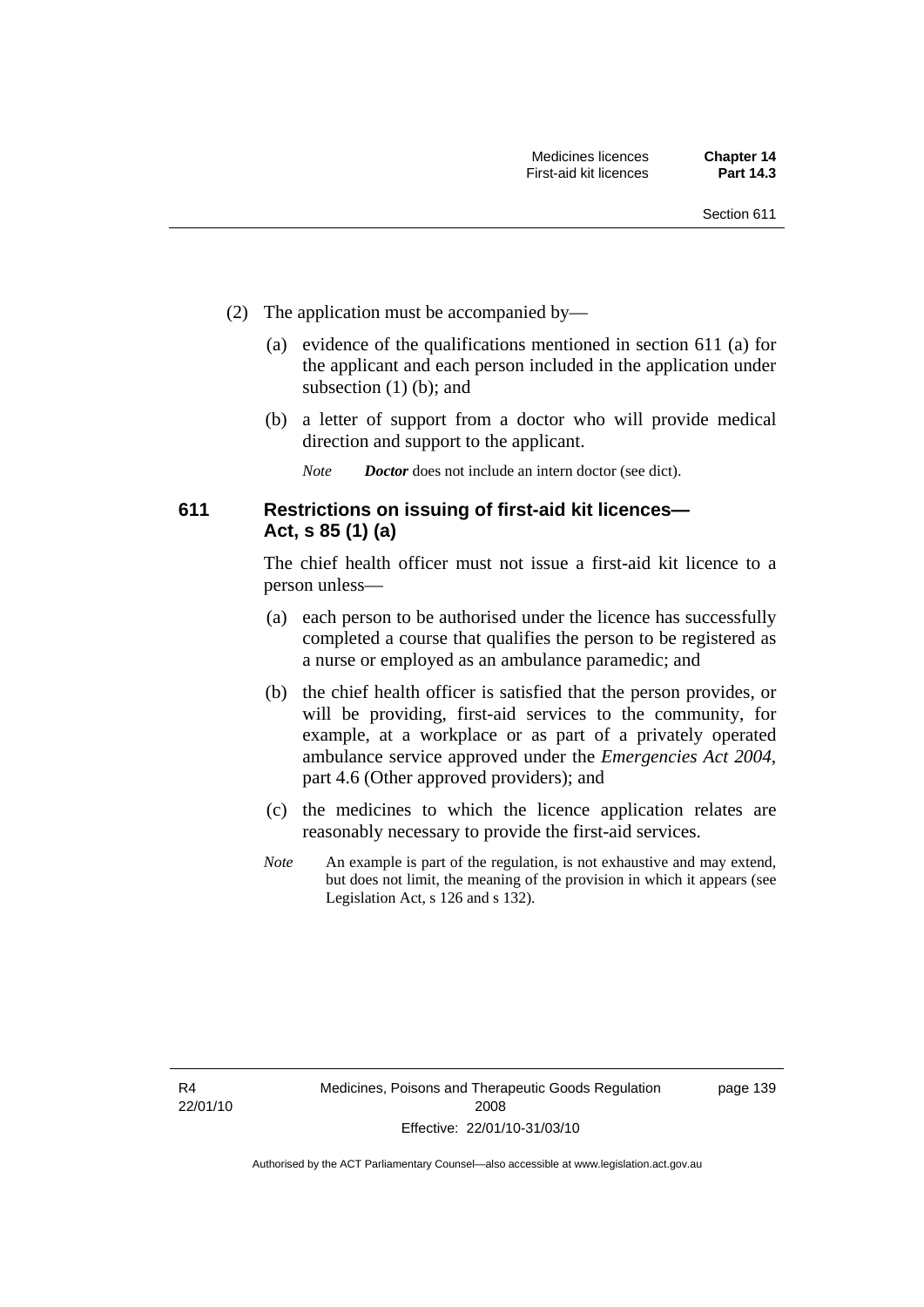(2) The application must be accompanied by—

(a) evidence of the qualifications mentioned in section 611 (a) for the applicant and each person included in the application under subsection (1) (b); and

(b) a letter of support from a doctor who will provide medical direction and support to the applicant.

*Note* ***Doctor*** does not include an intern doctor (see dict).

### 611 Restrictions on issuing of first-aid kit licences—Act, s 85 (1) (a)

The chief health officer must not issue a first-aid kit licence to a person unless—

(a) each person to be authorised under the licence has successfully completed a course that qualifies the person to be registered as a nurse or employed as an ambulance paramedic; and

(b) the chief health officer is satisfied that the person provides, or will be providing, first-aid services to the community, for example, at a workplace or as part of a privately operated ambulance service approved under the *Emergencies Act 2004*, part 4.6 (Other approved providers); and

(c) the medicines to which the licence application relates are reasonably necessary to provide the first-aid services.

*Note* An example is part of the regulation, is not exhaustive and may extend, but does not limit, the meaning of the provision in which it appears (see Legislation Act, s 126 and s 132).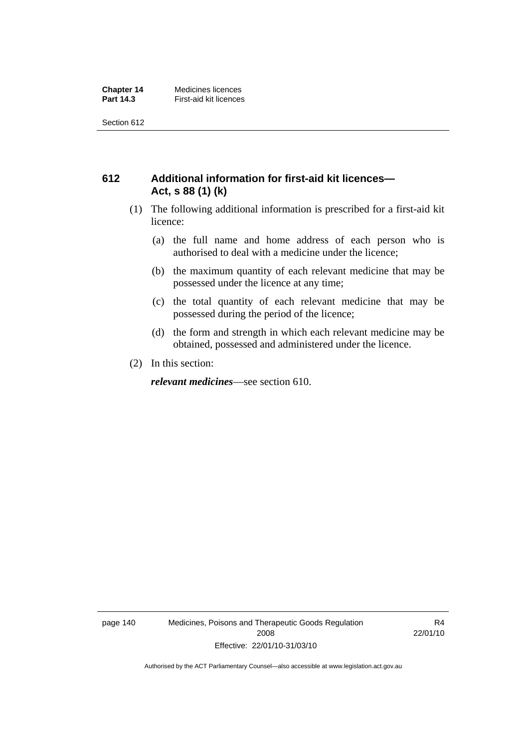## 612 Additional information for first-aid kit licences—Act, s 88 (1) (k)

(1) The following additional information is prescribed for a first-aid kit licence:

(a) the full name and home address of each person who is authorised to deal with a medicine under the licence;

(b) the maximum quantity of each relevant medicine that may be possessed under the licence at any time;

(c) the total quantity of each relevant medicine that may be possessed during the period of the licence;

(d) the form and strength in which each relevant medicine may be obtained, possessed and administered under the licence.

(2) In this section:

***relevant medicines***—see section 610.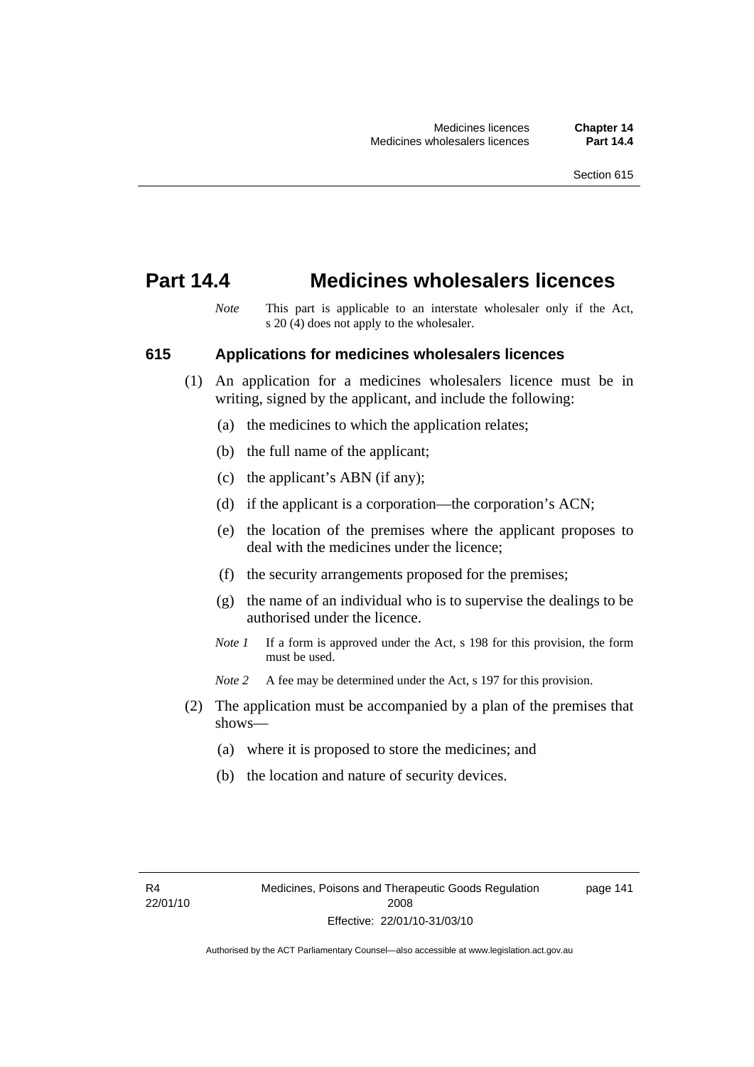# Part 14.4 Medicines wholesalers licences

*Note* This part is applicable to an interstate wholesaler only if the Act, s 20 (4) does not apply to the wholesaler.

## 615 Applications for medicines wholesalers licences

(1) An application for a medicines wholesalers licence must be in writing, signed by the applicant, and include the following:

(a) the medicines to which the application relates;

(b) the full name of the applicant;

(c) the applicant's ABN (if any);

(d) if the applicant is a corporation—the corporation's ACN;

(e) the location of the premises where the applicant proposes to deal with the medicines under the licence;

(f) the security arrangements proposed for the premises;

(g) the name of an individual who is to supervise the dealings to be authorised under the licence.

*Note 1* If a form is approved under the Act, s 198 for this provision, the form must be used.

*Note 2* A fee may be determined under the Act, s 197 for this provision.

(2) The application must be accompanied by a plan of the premises that shows—

(a) where it is proposed to store the medicines; and

(b) the location and nature of security devices.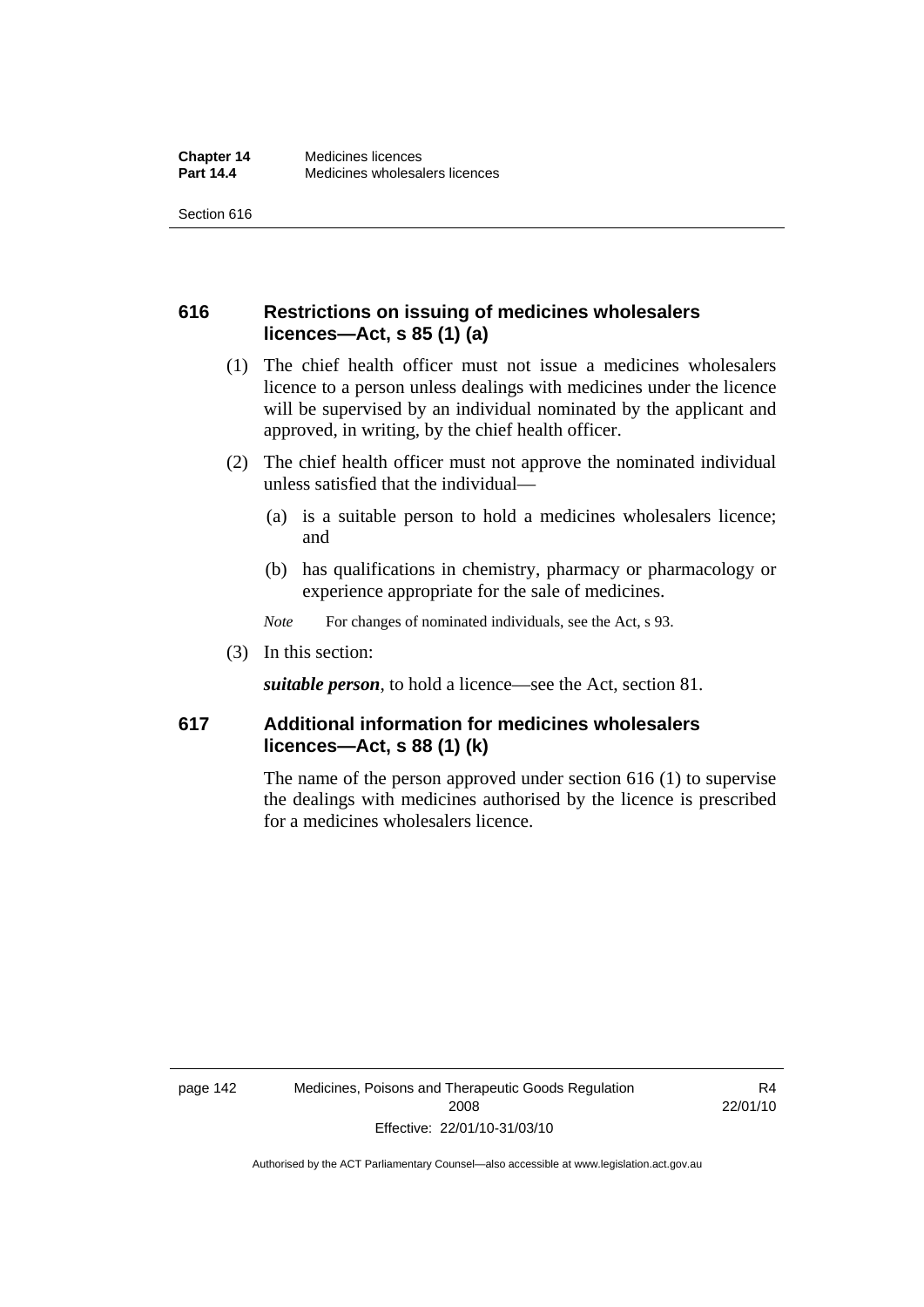## 616 Restrictions on issuing of medicines wholesalers licences—Act, s 85 (1) (a)

(1) The chief health officer must not issue a medicines wholesalers licence to a person unless dealings with medicines under the licence will be supervised by an individual nominated by the applicant and approved, in writing, by the chief health officer.

(2) The chief health officer must not approve the nominated individual unless satisfied that the individual—

(a) is a suitable person to hold a medicines wholesalers licence; and

(b) has qualifications in chemistry, pharmacy or pharmacology or experience appropriate for the sale of medicines.

*Note* For changes of nominated individuals, see the Act, s 93.

(3) In this section:

***suitable person***, to hold a licence—see the Act, section 81.

## 617 Additional information for medicines wholesalers licences—Act, s 88 (1) (k)

The name of the person approved under section 616 (1) to supervise the dealings with medicines authorised by the licence is prescribed for a medicines wholesalers licence.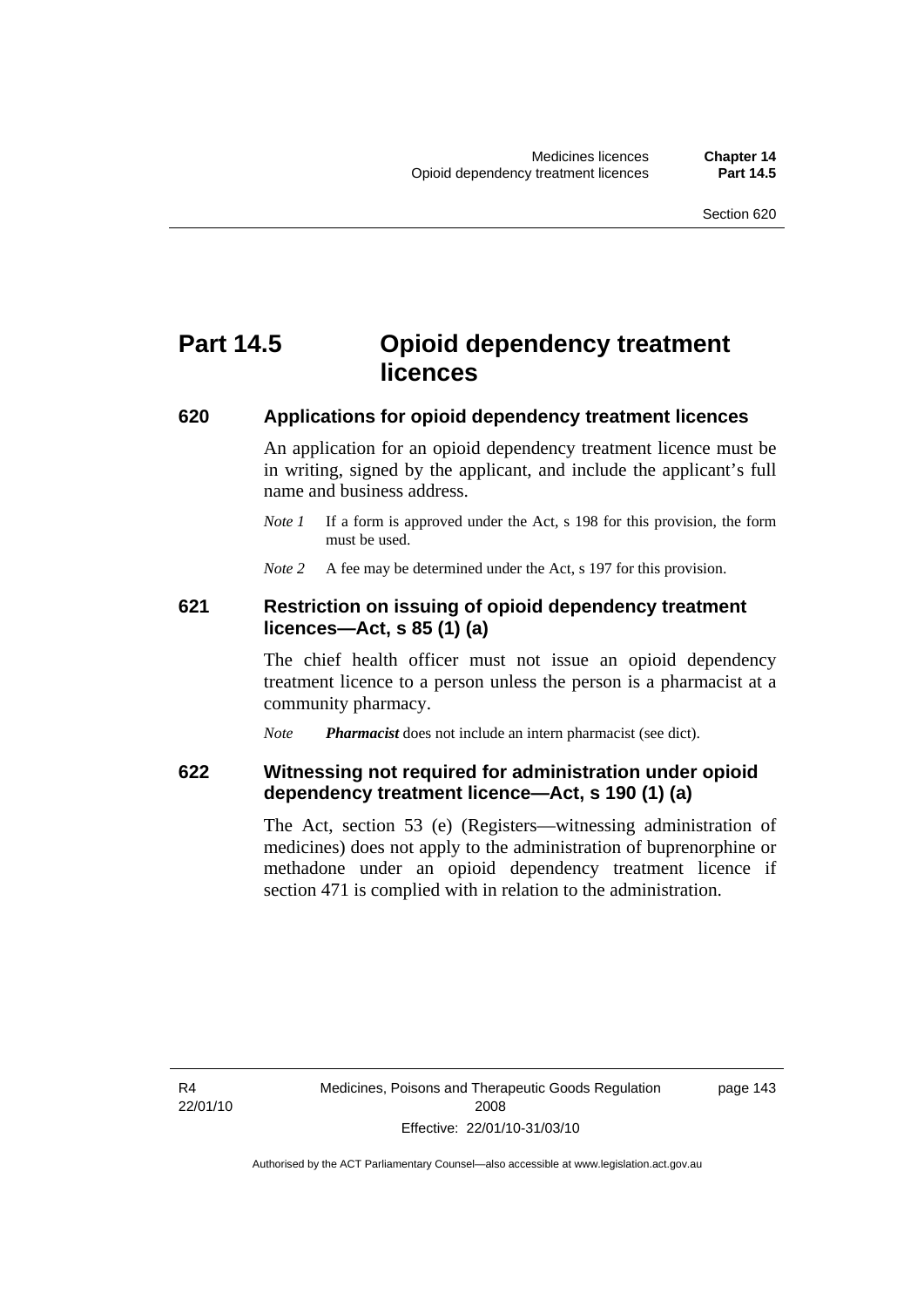# Part 14.5 Opioid dependency treatment licences

## 620 Applications for opioid dependency treatment licences

An application for an opioid dependency treatment licence must be in writing, signed by the applicant, and include the applicant's full name and business address.

*Note 1* If a form is approved under the Act, s 198 for this provision, the form must be used.

*Note 2* A fee may be determined under the Act, s 197 for this provision.

## 621 Restriction on issuing of opioid dependency treatment licences—Act, s 85 (1) (a)

The chief health officer must not issue an opioid dependency treatment licence to a person unless the person is a pharmacist at a community pharmacy.

*Note* ***Pharmacist*** does not include an intern pharmacist (see dict).

## 622 Witnessing not required for administration under opioid dependency treatment licence—Act, s 190 (1) (a)

The Act, section 53 (e) (Registers—witnessing administration of medicines) does not apply to the administration of buprenorphine or methadone under an opioid dependency treatment licence if section 471 is complied with in relation to the administration.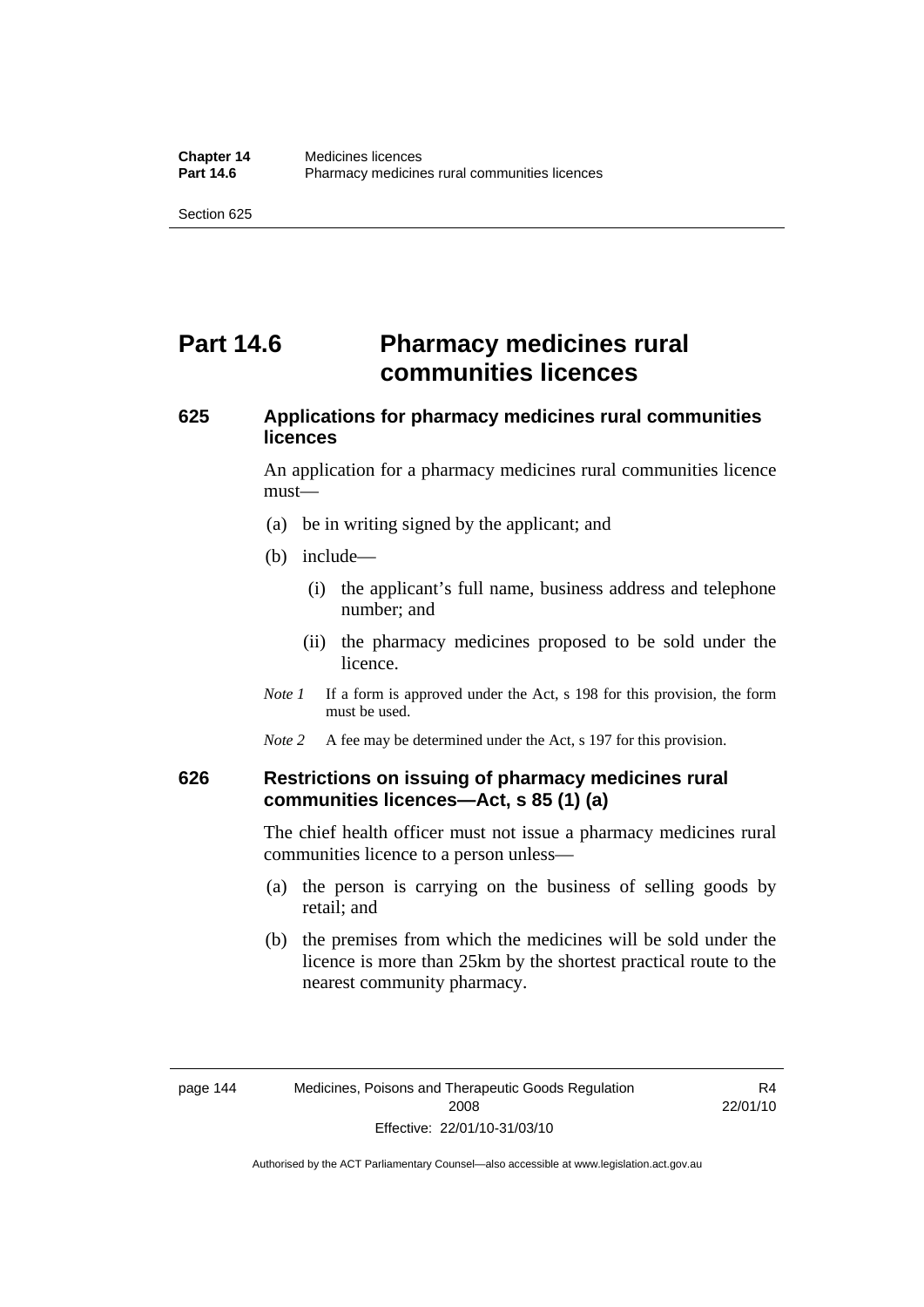# Part 14.6 Pharmacy medicines rural communities licences

## 625 Applications for pharmacy medicines rural communities licences

An application for a pharmacy medicines rural communities licence must—

(a) be in writing signed by the applicant; and

(b) include—

(i) the applicant's full name, business address and telephone number; and

(ii) the pharmacy medicines proposed to be sold under the licence.

*Note 1* If a form is approved under the Act, s 198 for this provision, the form must be used.

*Note 2* A fee may be determined under the Act, s 197 for this provision.

## 626 Restrictions on issuing of pharmacy medicines rural communities licences—Act, s 85 (1) (a)

The chief health officer must not issue a pharmacy medicines rural communities licence to a person unless—

(a) the person is carrying on the business of selling goods by retail; and

(b) the premises from which the medicines will be sold under the licence is more than 25km by the shortest practical route to the nearest community pharmacy.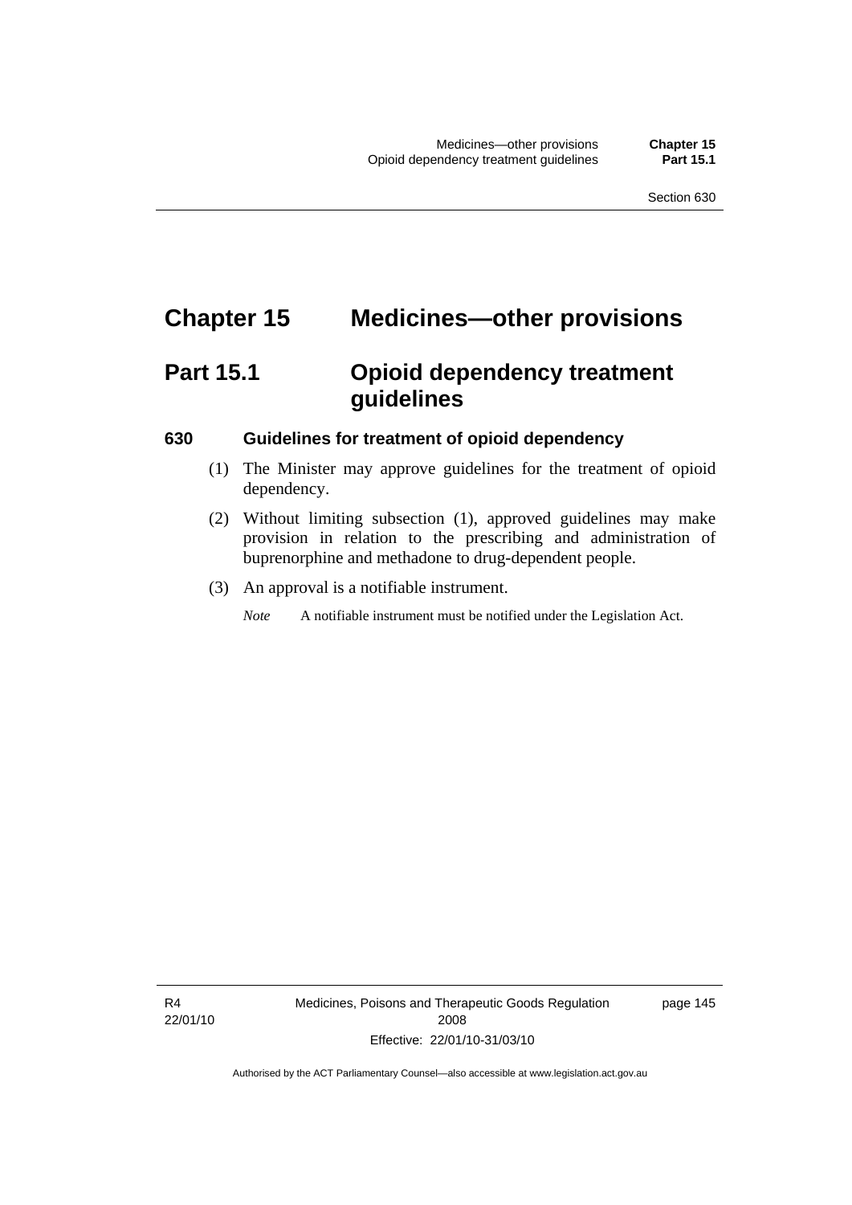# Chapter 15 Medicines—other provisions

## Part 15.1 Opioid dependency treatment guidelines

### 630 Guidelines for treatment of opioid dependency

(1) The Minister may approve guidelines for the treatment of opioid dependency.

(2) Without limiting subsection (1), approved guidelines may make provision in relation to the prescribing and administration of buprenorphine and methadone to drug-dependent people.

(3) An approval is a notifiable instrument.

*Note* A notifiable instrument must be notified under the Legislation Act.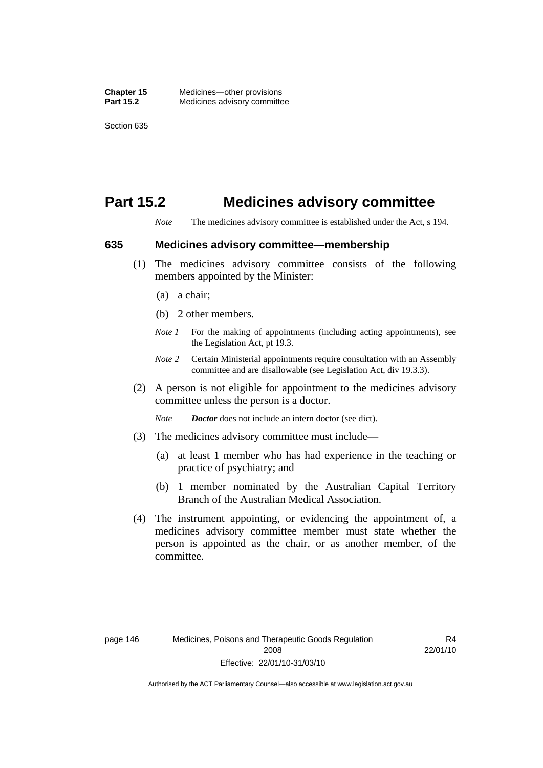# Part 15.2 Medicines advisory committee

*Note* The medicines advisory committee is established under the Act, s 194.

## 635 Medicines advisory committee—membership

(1) The medicines advisory committee consists of the following members appointed by the Minister:

(a) a chair;

(b) 2 other members.

*Note 1* For the making of appointments (including acting appointments), see the Legislation Act, pt 19.3.

*Note 2* Certain Ministerial appointments require consultation with an Assembly committee and are disallowable (see Legislation Act, div 19.3.3).

(2) A person is not eligible for appointment to the medicines advisory committee unless the person is a doctor.

*Note* ***Doctor*** does not include an intern doctor (see dict).

(3) The medicines advisory committee must include—

(a) at least 1 member who has had experience in the teaching or practice of psychiatry; and

(b) 1 member nominated by the Australian Capital Territory Branch of the Australian Medical Association.

(4) The instrument appointing, or evidencing the appointment of, a medicines advisory committee member must state whether the person is appointed as the chair, or as another member, of the committee.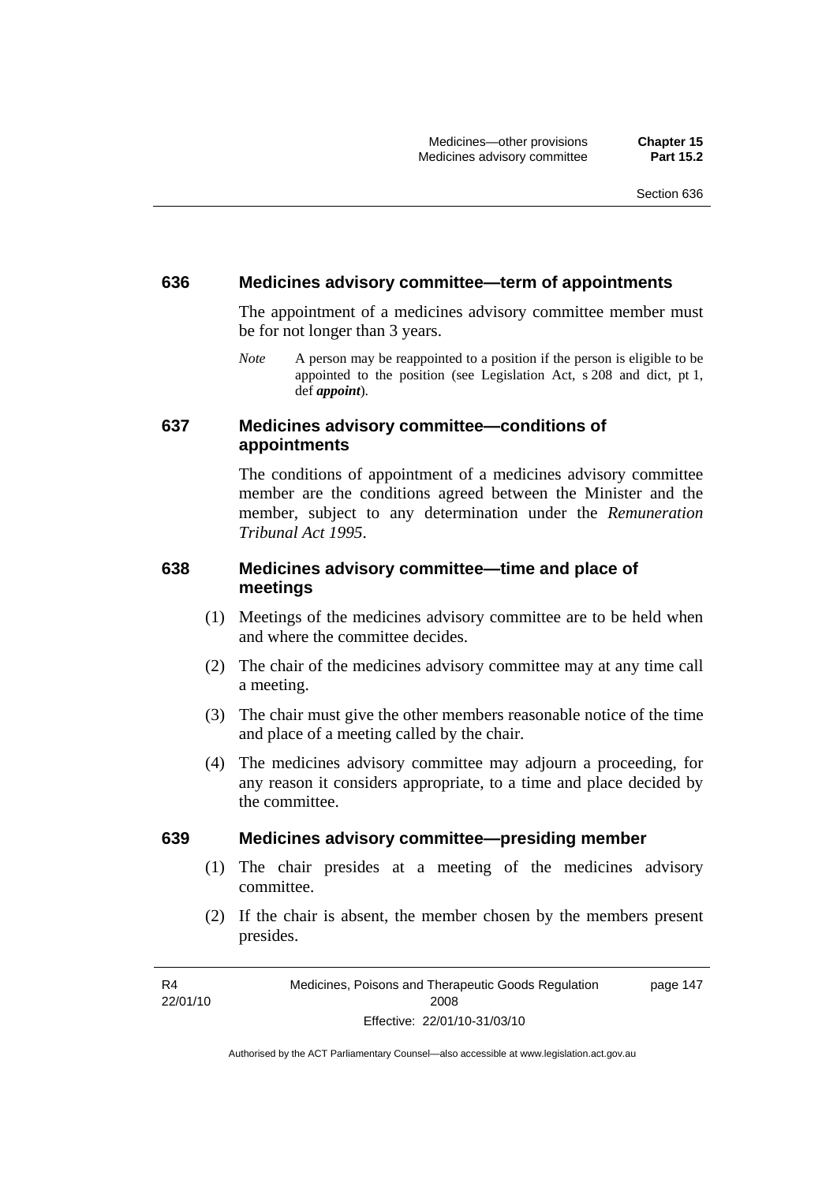### 636 Medicines advisory committee—term of appointments

The appointment of a medicines advisory committee member must be for not longer than 3 years.

*Note* A person may be reappointed to a position if the person is eligible to be appointed to the position (see Legislation Act, s 208 and dict, pt 1, def ***appoint***).

### 637 Medicines advisory committee—conditions of appointments

The conditions of appointment of a medicines advisory committee member are the conditions agreed between the Minister and the member, subject to any determination under the *Remuneration Tribunal Act 1995*.

### 638 Medicines advisory committee—time and place of meetings

(1) Meetings of the medicines advisory committee are to be held when and where the committee decides.

(2) The chair of the medicines advisory committee may at any time call a meeting.

(3) The chair must give the other members reasonable notice of the time and place of a meeting called by the chair.

(4) The medicines advisory committee may adjourn a proceeding, for any reason it considers appropriate, to a time and place decided by the committee.

### 639 Medicines advisory committee—presiding member

(1) The chair presides at a meeting of the medicines advisory committee.

(2) If the chair is absent, the member chosen by the members present presides.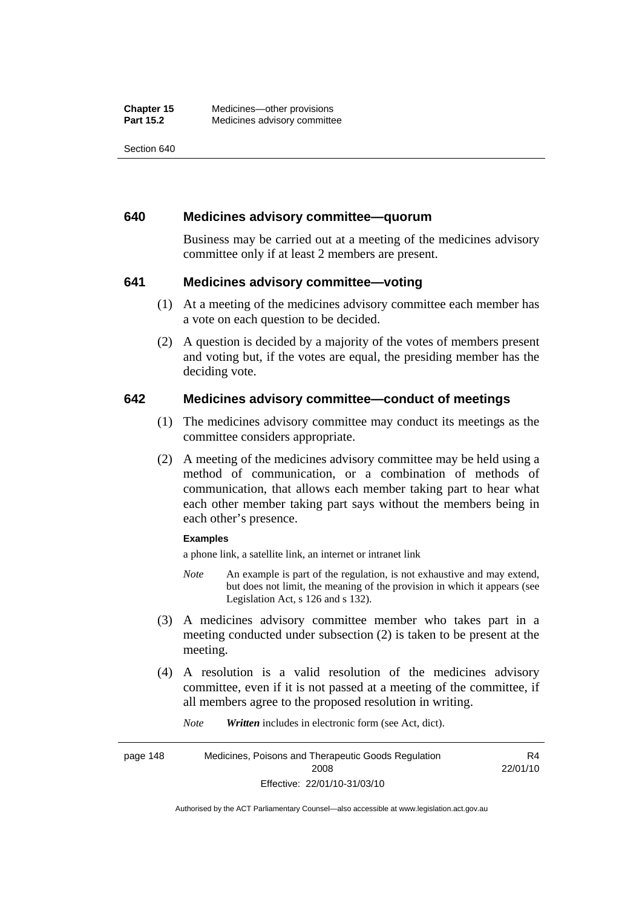## 640 Medicines advisory committee—quorum

Business may be carried out at a meeting of the medicines advisory committee only if at least 2 members are present.

## 641 Medicines advisory committee—voting

(1) At a meeting of the medicines advisory committee each member has a vote on each question to be decided.

(2) A question is decided by a majority of the votes of members present and voting but, if the votes are equal, the presiding member has the deciding vote.

## 642 Medicines advisory committee—conduct of meetings

(1) The medicines advisory committee may conduct its meetings as the committee considers appropriate.

(2) A meeting of the medicines advisory committee may be held using a method of communication, or a combination of methods of communication, that allows each member taking part to hear what each other member taking part says without the members being in each other's presence.

**Examples**

a phone link, a satellite link, an internet or intranet link

*Note* An example is part of the regulation, is not exhaustive and may extend, but does not limit, the meaning of the provision in which it appears (see Legislation Act, s 126 and s 132).

(3) A medicines advisory committee member who takes part in a meeting conducted under subsection (2) is taken to be present at the meeting.

(4) A resolution is a valid resolution of the medicines advisory committee, even if it is not passed at a meeting of the committee, if all members agree to the proposed resolution in writing.

*Note* ***Written*** includes in electronic form (see Act, dict).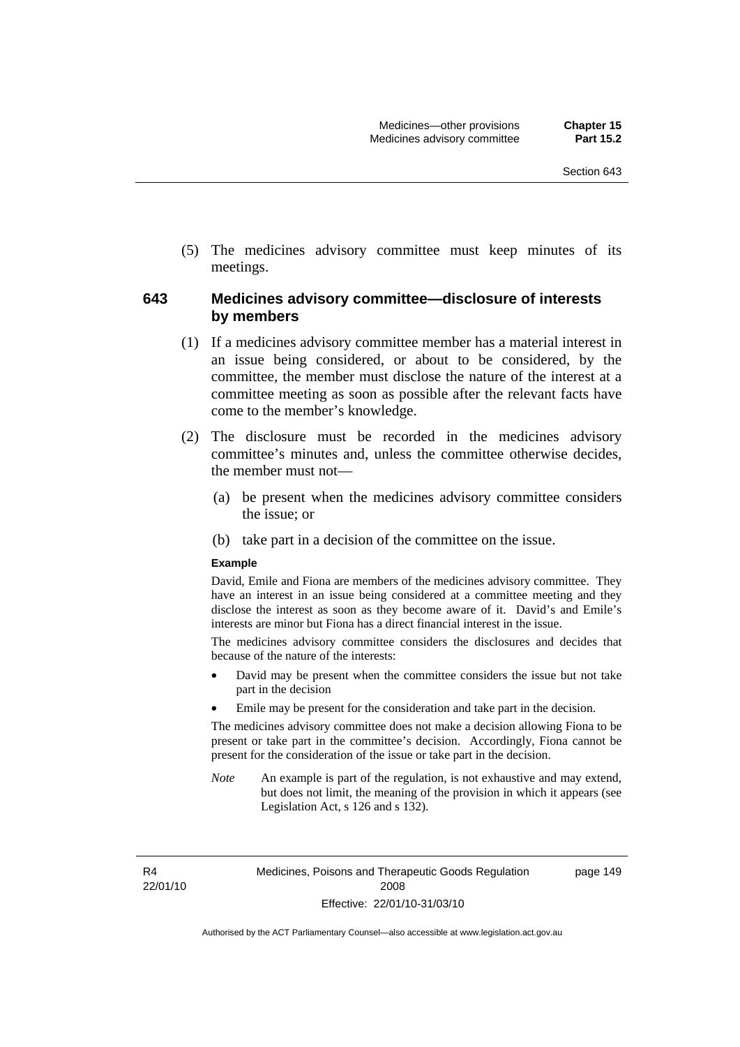(5) The medicines advisory committee must keep minutes of its meetings.

## 643 Medicines advisory committee—disclosure of interests by members

(1) If a medicines advisory committee member has a material interest in an issue being considered, or about to be considered, by the committee, the member must disclose the nature of the interest at a committee meeting as soon as possible after the relevant facts have come to the member's knowledge.

(2) The disclosure must be recorded in the medicines advisory committee's minutes and, unless the committee otherwise decides, the member must not—

(a) be present when the medicines advisory committee considers the issue; or

(b) take part in a decision of the committee on the issue.

**Example**

David, Emile and Fiona are members of the medicines advisory committee. They have an interest in an issue being considered at a committee meeting and they disclose the interest as soon as they become aware of it. David's and Emile's interests are minor but Fiona has a direct financial interest in the issue.

The medicines advisory committee considers the disclosures and decides that because of the nature of the interests:

- David may be present when the committee considers the issue but not take part in the decision
- Emile may be present for the consideration and take part in the decision.

The medicines advisory committee does not make a decision allowing Fiona to be present or take part in the committee's decision. Accordingly, Fiona cannot be present for the consideration of the issue or take part in the decision.

*Note* An example is part of the regulation, is not exhaustive and may extend, but does not limit, the meaning of the provision in which it appears (see Legislation Act, s 126 and s 132).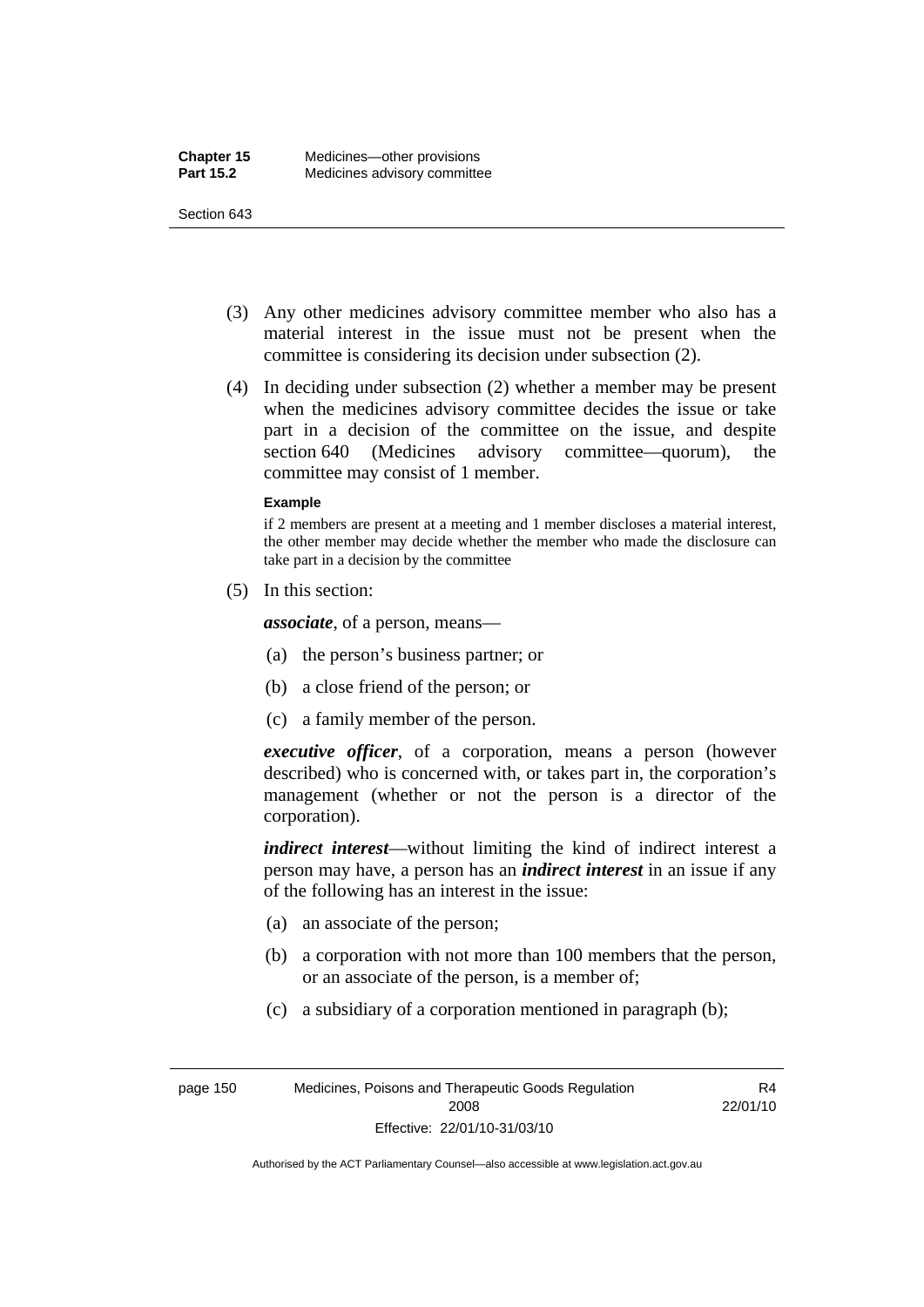(3) Any other medicines advisory committee member who also has a material interest in the issue must not be present when the committee is considering its decision under subsection (2).

(4) In deciding under subsection (2) whether a member may be present when the medicines advisory committee decides the issue or take part in a decision of the committee on the issue, and despite section 640 (Medicines advisory committee—quorum), the committee may consist of 1 member.

**Example**

if 2 members are present at a meeting and 1 member discloses a material interest, the other member may decide whether the member who made the disclosure can take part in a decision by the committee

(5) In this section:

***associate***, of a person, means—

(a) the person's business partner; or

(b) a close friend of the person; or

(c) a family member of the person.

***executive officer***, of a corporation, means a person (however described) who is concerned with, or takes part in, the corporation's management (whether or not the person is a director of the corporation).

***indirect interest***—without limiting the kind of indirect interest a person may have, a person has an ***indirect interest*** in an issue if any of the following has an interest in the issue:

(a) an associate of the person;

(b) a corporation with not more than 100 members that the person, or an associate of the person, is a member of;

(c) a subsidiary of a corporation mentioned in paragraph (b);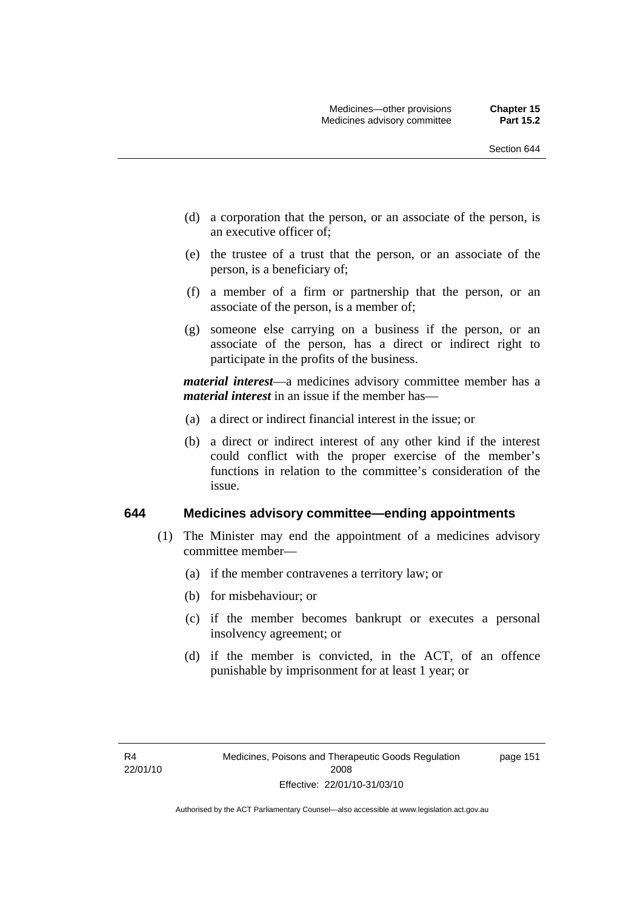(d) a corporation that the person, or an associate of the person, is an executive officer of;

(e) the trustee of a trust that the person, or an associate of the person, is a beneficiary of;

(f) a member of a firm or partnership that the person, or an associate of the person, is a member of;

(g) someone else carrying on a business if the person, or an associate of the person, has a direct or indirect right to participate in the profits of the business.

***material interest***—a medicines advisory committee member has a ***material interest*** in an issue if the member has—

(a) a direct or indirect financial interest in the issue; or

(b) a direct or indirect interest of any other kind if the interest could conflict with the proper exercise of the member's functions in relation to the committee's consideration of the issue.

### 644 Medicines advisory committee—ending appointments

(1) The Minister may end the appointment of a medicines advisory committee member—

(a) if the member contravenes a territory law; or

(b) for misbehaviour; or

(c) if the member becomes bankrupt or executes a personal insolvency agreement; or

(d) if the member is convicted, in the ACT, of an offence punishable by imprisonment for at least 1 year; or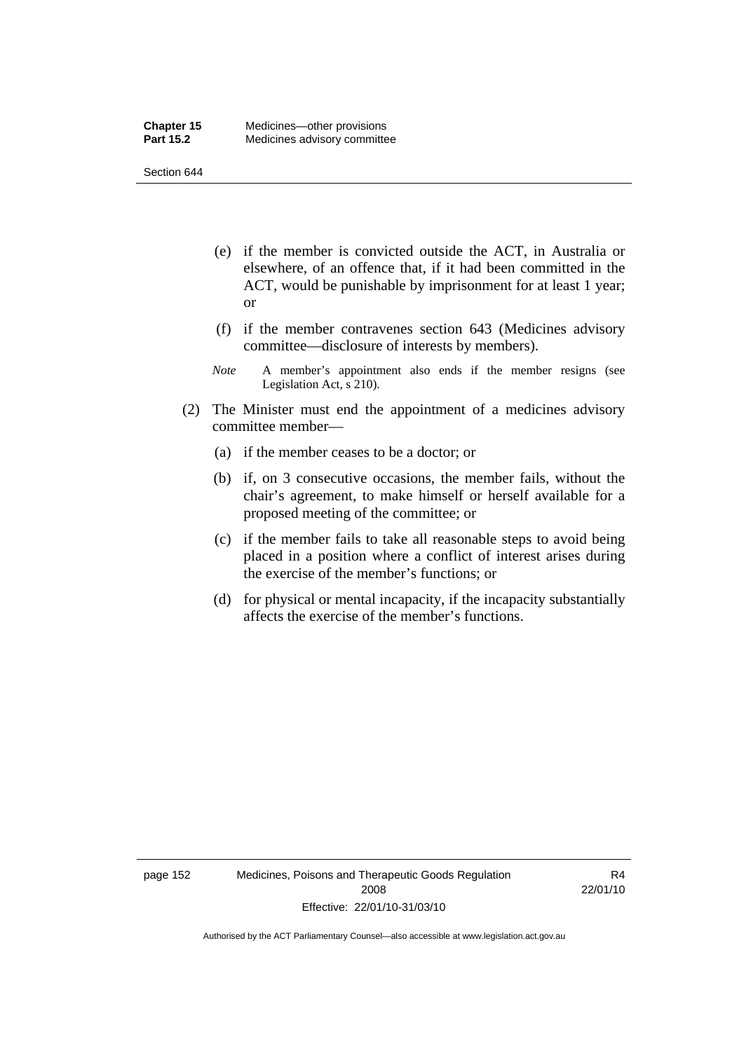(e) if the member is convicted outside the ACT, in Australia or elsewhere, of an offence that, if it had been committed in the ACT, would be punishable by imprisonment for at least 1 year; or

(f) if the member contravenes section 643 (Medicines advisory committee—disclosure of interests by members).

*Note* A member's appointment also ends if the member resigns (see Legislation Act, s 210).

(2) The Minister must end the appointment of a medicines advisory committee member—

(a) if the member ceases to be a doctor; or

(b) if, on 3 consecutive occasions, the member fails, without the chair's agreement, to make himself or herself available for a proposed meeting of the committee; or

(c) if the member fails to take all reasonable steps to avoid being placed in a position where a conflict of interest arises during the exercise of the member's functions; or

(d) for physical or mental incapacity, if the incapacity substantially affects the exercise of the member's functions.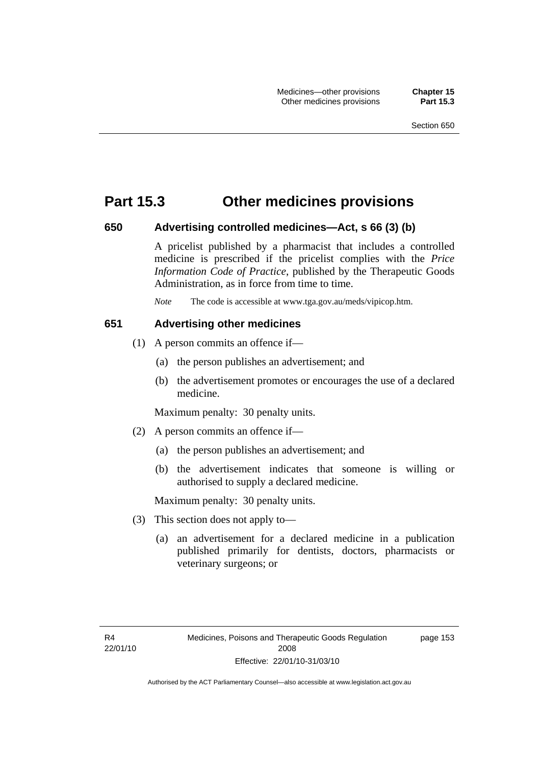# Part 15.3 Other medicines provisions

### 650 Advertising controlled medicines—Act, s 66 (3) (b)

A pricelist published by a pharmacist that includes a controlled medicine is prescribed if the pricelist complies with the *Price Information Code of Practice*, published by the Therapeutic Goods Administration, as in force from time to time.

*Note* The code is accessible at www.tga.gov.au/meds/vipicop.htm.

### 651 Advertising other medicines

(1) A person commits an offence if—

(a) the person publishes an advertisement; and

(b) the advertisement promotes or encourages the use of a declared medicine.

Maximum penalty: 30 penalty units.

(2) A person commits an offence if—

(a) the person publishes an advertisement; and

(b) the advertisement indicates that someone is willing or authorised to supply a declared medicine.

Maximum penalty: 30 penalty units.

(3) This section does not apply to—

(a) an advertisement for a declared medicine in a publication published primarily for dentists, doctors, pharmacists or veterinary surgeons; or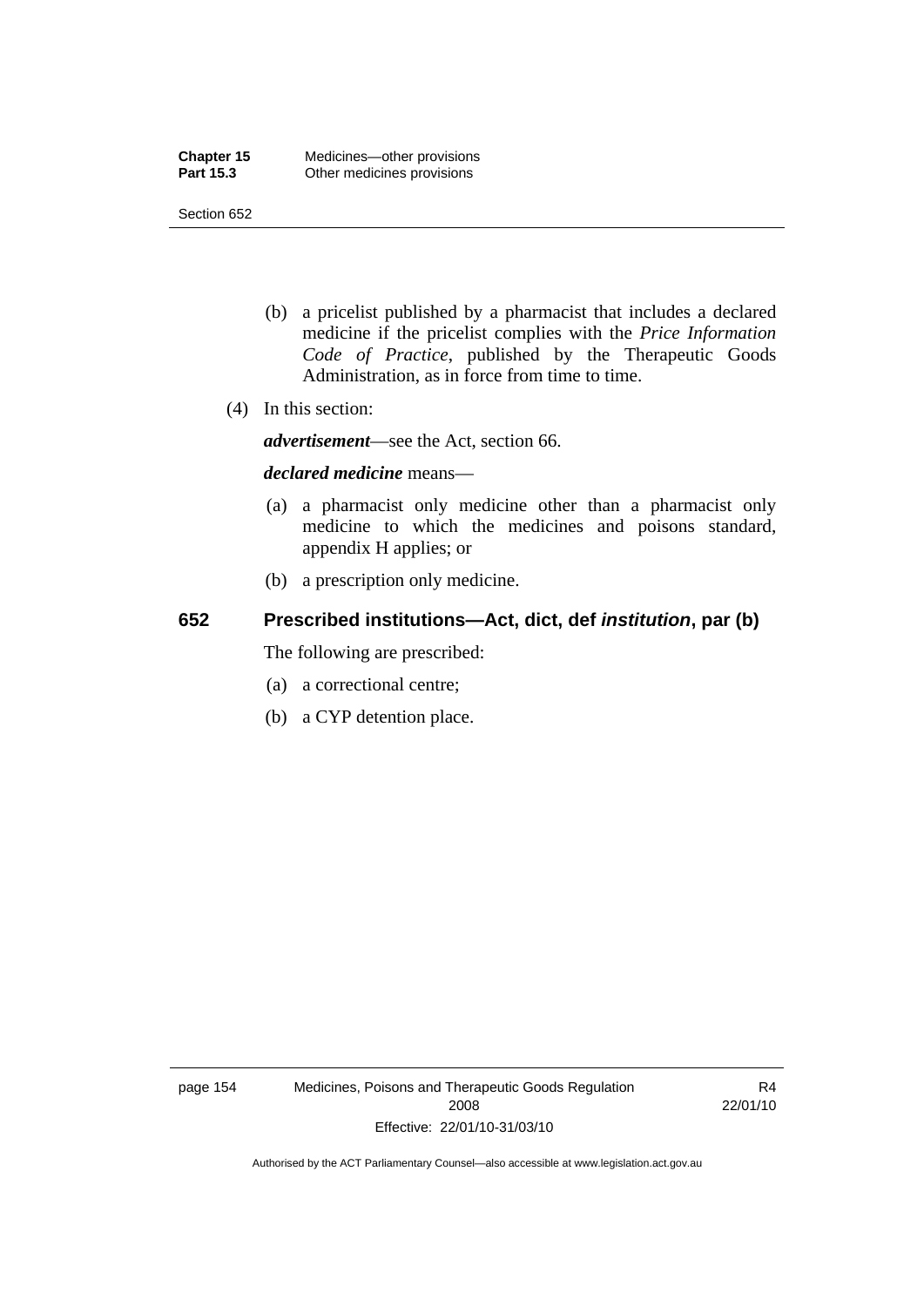(b) a pricelist published by a pharmacist that includes a declared medicine if the pricelist complies with the *Price Information Code of Practice*, published by the Therapeutic Goods Administration, as in force from time to time.

(4) In this section:

***advertisement***—see the Act, section 66.

***declared medicine*** means—

(a) a pharmacist only medicine other than a pharmacist only medicine to which the medicines and poisons standard, appendix H applies; or

(b) a prescription only medicine.

### 652 Prescribed institutions—Act, dict, def *institution*, par (b)

The following are prescribed:

(a) a correctional centre;

(b) a CYP detention place.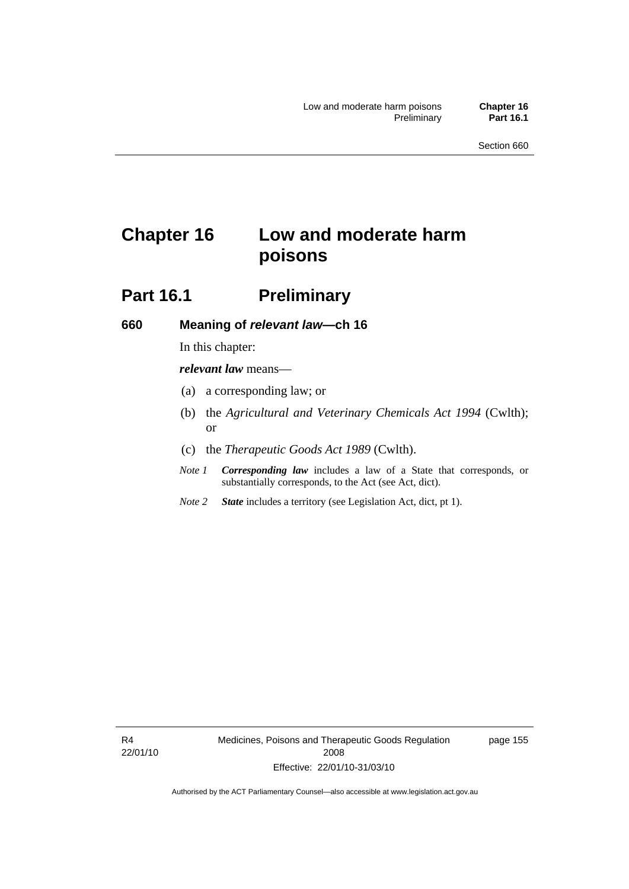# Chapter 16 Low and moderate harm poisons

## Part 16.1 Preliminary

### 660 Meaning of *relevant law*—ch 16

In this chapter:

***relevant law*** means—

(a) a corresponding law; or

(b) the *Agricultural and Veterinary Chemicals Act 1994* (Cwlth); or

(c) the *Therapeutic Goods Act 1989* (Cwlth).

*Note 1* ***Corresponding law*** includes a law of a State that corresponds, or substantially corresponds, to the Act (see Act, dict).

*Note 2* ***State*** includes a territory (see Legislation Act, dict, pt 1).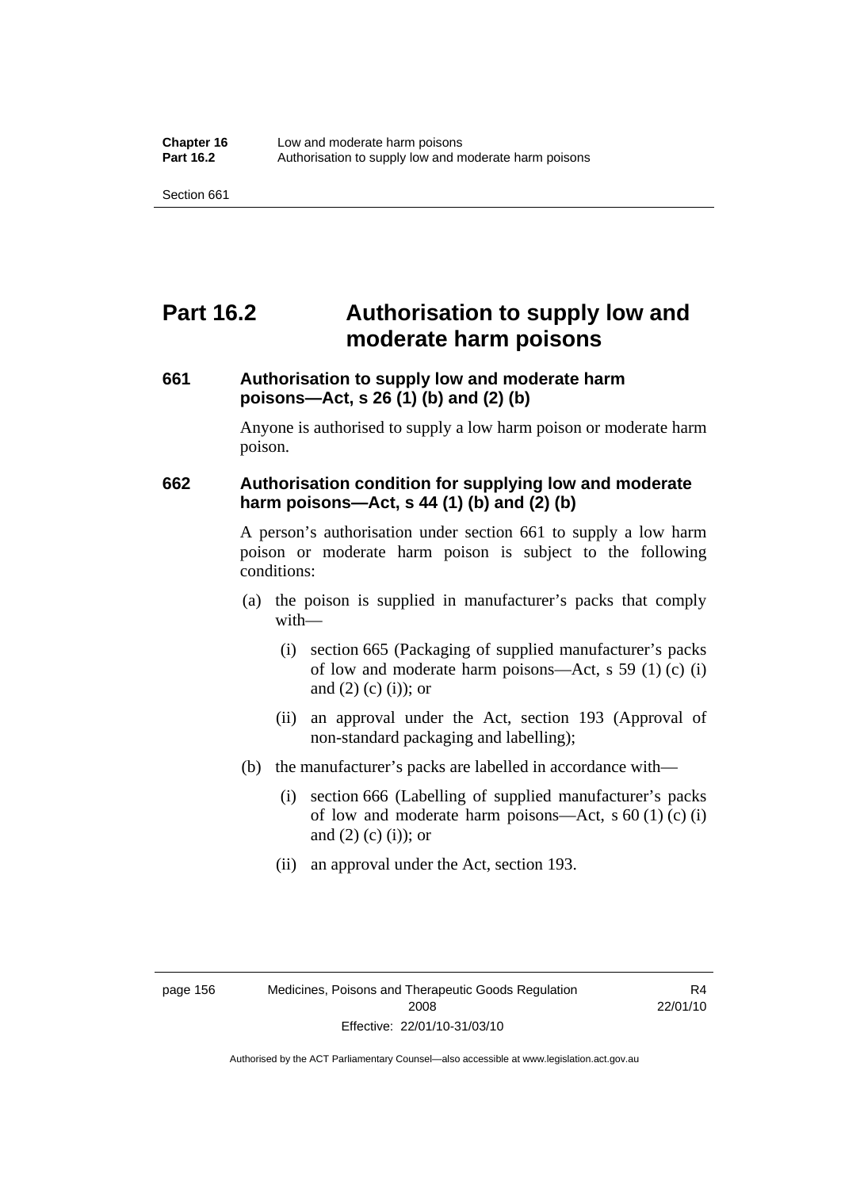# Part 16.2 Authorisation to supply low and moderate harm poisons

## 661 Authorisation to supply low and moderate harm poisons—Act, s 26 (1) (b) and (2) (b)

Anyone is authorised to supply a low harm poison or moderate harm poison.

## 662 Authorisation condition for supplying low and moderate harm poisons—Act, s 44 (1) (b) and (2) (b)

A person's authorisation under section 661 to supply a low harm poison or moderate harm poison is subject to the following conditions:

(a) the poison is supplied in manufacturer's packs that comply with—

  (i) section 665 (Packaging of supplied manufacturer's packs of low and moderate harm poisons—Act, s 59 (1) (c) (i) and (2) (c) (i)); or

  (ii) an approval under the Act, section 193 (Approval of non-standard packaging and labelling);

(b) the manufacturer's packs are labelled in accordance with—

  (i) section 666 (Labelling of supplied manufacturer's packs of low and moderate harm poisons—Act, s 60 (1) (c) (i) and (2) (c) (i)); or

  (ii) an approval under the Act, section 193.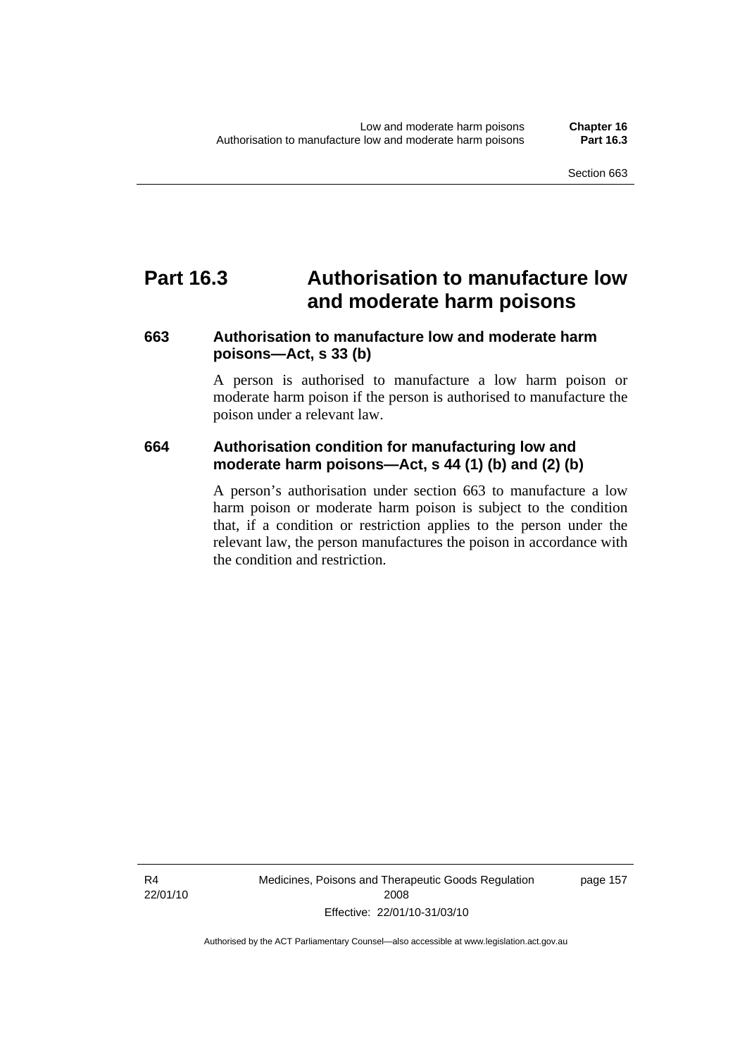# Part 16.3 Authorisation to manufacture low and moderate harm poisons

### 663 Authorisation to manufacture low and moderate harm poisons—Act, s 33 (b)

A person is authorised to manufacture a low harm poison or moderate harm poison if the person is authorised to manufacture the poison under a relevant law.

### 664 Authorisation condition for manufacturing low and moderate harm poisons—Act, s 44 (1) (b) and (2) (b)

A person's authorisation under section 663 to manufacture a low harm poison or moderate harm poison is subject to the condition that, if a condition or restriction applies to the person under the relevant law, the person manufactures the poison in accordance with the condition and restriction.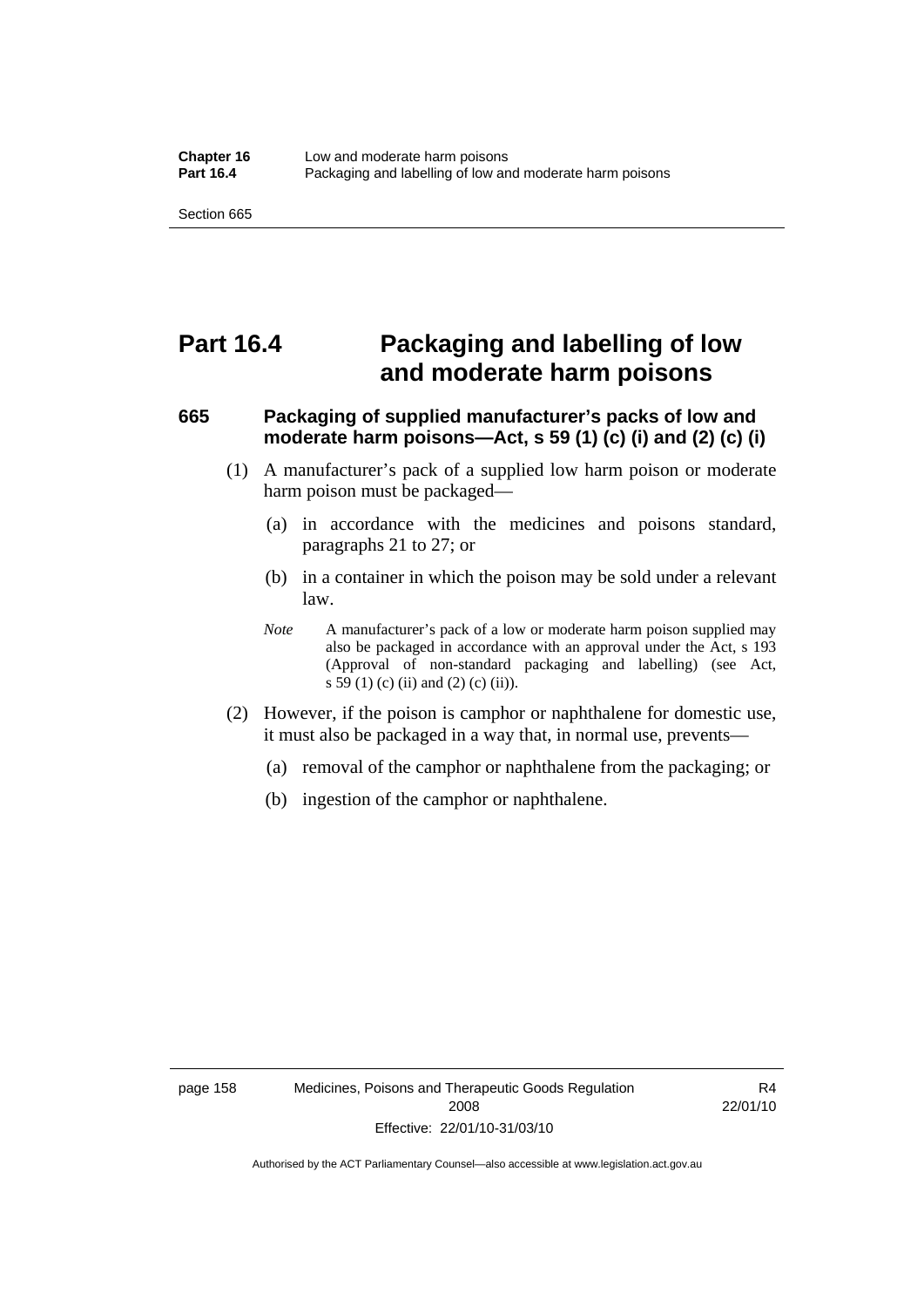# Part 16.4 Packaging and labelling of low and moderate harm poisons

## 665 Packaging of supplied manufacturer's packs of low and moderate harm poisons—Act, s 59 (1) (c) (i) and (2) (c) (i)

(1) A manufacturer's pack of a supplied low harm poison or moderate harm poison must be packaged—

- (a) in accordance with the medicines and poisons standard, paragraphs 21 to 27; or
- (b) in a container in which the poison may be sold under a relevant law.

*Note* A manufacturer's pack of a low or moderate harm poison supplied may also be packaged in accordance with an approval under the Act, s 193 (Approval of non-standard packaging and labelling) (see Act, s 59 (1) (c) (ii) and (2) (c) (ii)).

(2) However, if the poison is camphor or naphthalene for domestic use, it must also be packaged in a way that, in normal use, prevents—

- (a) removal of the camphor or naphthalene from the packaging; or
- (b) ingestion of the camphor or naphthalene.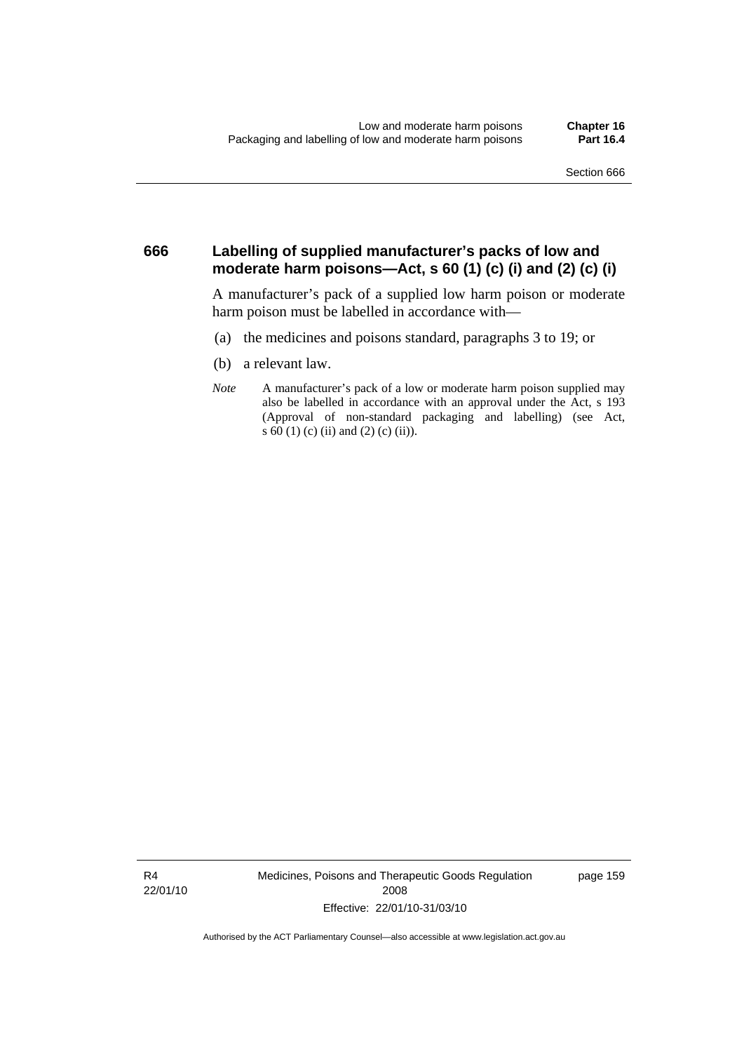## 666 Labelling of supplied manufacturer's packs of low and moderate harm poisons—Act, s 60 (1) (c) (i) and (2) (c) (i)

A manufacturer's pack of a supplied low harm poison or moderate harm poison must be labelled in accordance with—

(a) the medicines and poisons standard, paragraphs 3 to 19; or

(b) a relevant law.

*Note* A manufacturer's pack of a low or moderate harm poison supplied may also be labelled in accordance with an approval under the Act, s 193 (Approval of non-standard packaging and labelling) (see Act, s 60 (1) (c) (ii) and (2) (c) (ii)).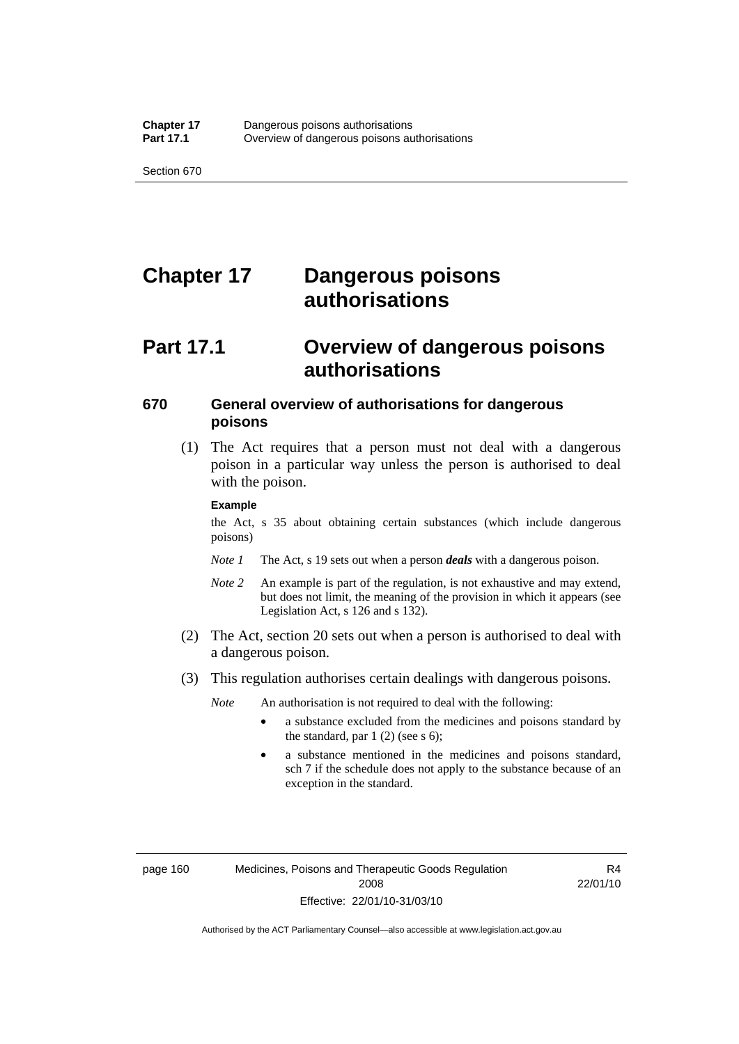# Chapter 17 Dangerous poisons authorisations

## Part 17.1 Overview of dangerous poisons authorisations

### 670 General overview of authorisations for dangerous poisons

(1) The Act requires that a person must not deal with a dangerous poison in a particular way unless the person is authorised to deal with the poison.

**Example**

the Act, s 35 about obtaining certain substances (which include dangerous poisons)

*Note 1* The Act, s 19 sets out when a person ***deals*** with a dangerous poison.

*Note 2* An example is part of the regulation, is not exhaustive and may extend, but does not limit, the meaning of the provision in which it appears (see Legislation Act, s 126 and s 132).

(2) The Act, section 20 sets out when a person is authorised to deal with a dangerous poison.

(3) This regulation authorises certain dealings with dangerous poisons.

*Note* An authorisation is not required to deal with the following:

- a substance excluded from the medicines and poisons standard by the standard, par 1 (2) (see s 6);
- a substance mentioned in the medicines and poisons standard, sch 7 if the schedule does not apply to the substance because of an exception in the standard.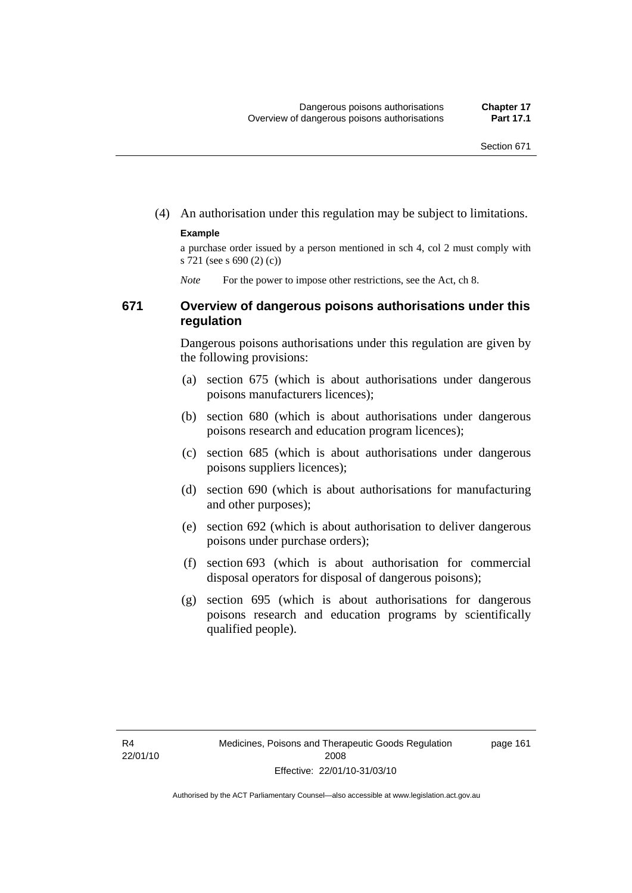(4) An authorisation under this regulation may be subject to limitations.

**Example**

a purchase order issued by a person mentioned in sch 4, col 2 must comply with s 721 (see s 690 (2) (c))

*Note* For the power to impose other restrictions, see the Act, ch 8.

## 671 Overview of dangerous poisons authorisations under this regulation

Dangerous poisons authorisations under this regulation are given by the following provisions:

(a) section 675 (which is about authorisations under dangerous poisons manufacturers licences);

(b) section 680 (which is about authorisations under dangerous poisons research and education program licences);

(c) section 685 (which is about authorisations under dangerous poisons suppliers licences);

(d) section 690 (which is about authorisations for manufacturing and other purposes);

(e) section 692 (which is about authorisation to deliver dangerous poisons under purchase orders);

(f) section 693 (which is about authorisation for commercial disposal operators for disposal of dangerous poisons);

(g) section 695 (which is about authorisations for dangerous poisons research and education programs by scientifically qualified people).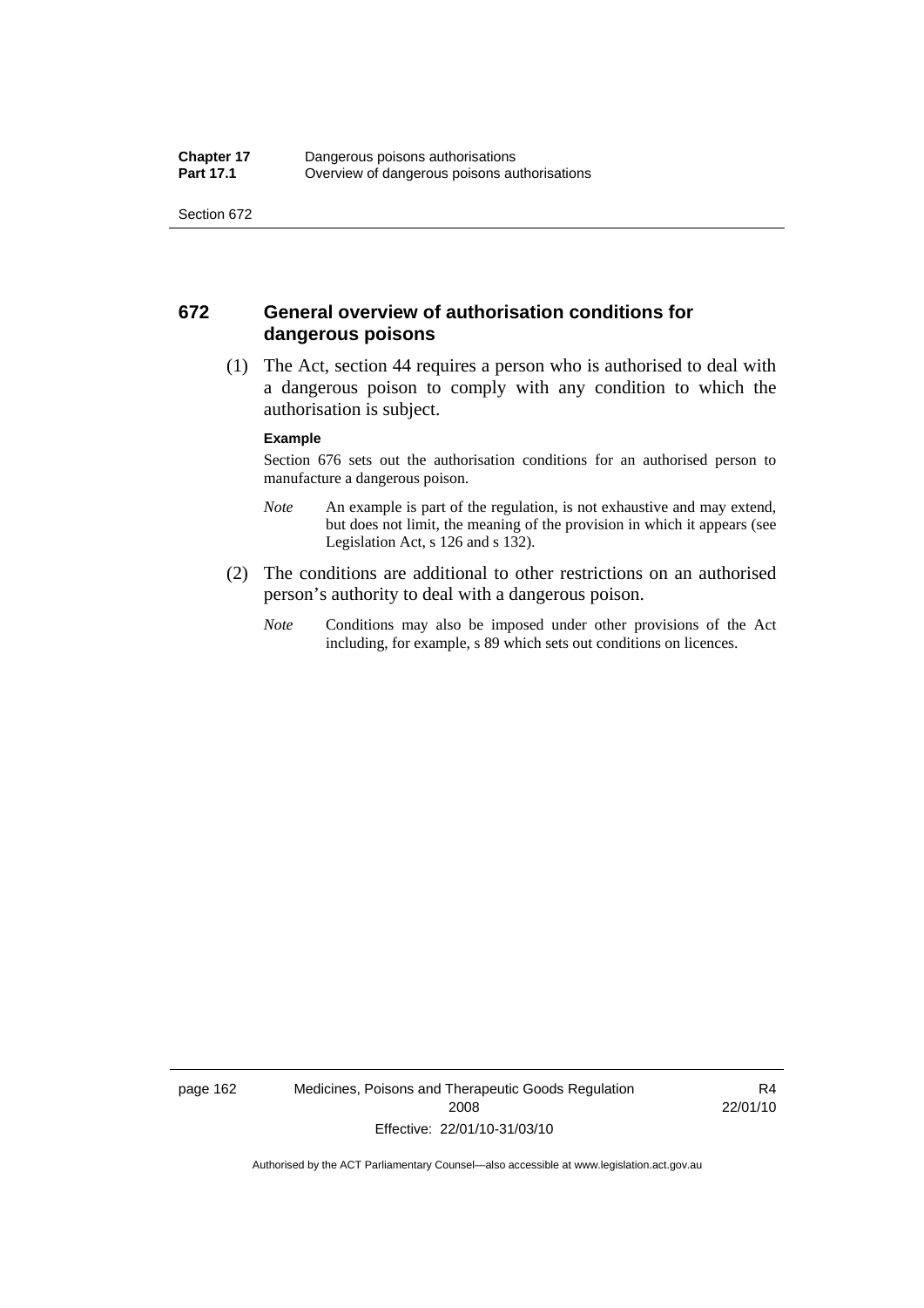## 672 General overview of authorisation conditions for dangerous poisons

(1) The Act, section 44 requires a person who is authorised to deal with a dangerous poison to comply with any condition to which the authorisation is subject.

**Example**

Section 676 sets out the authorisation conditions for an authorised person to manufacture a dangerous poison.

*Note* An example is part of the regulation, is not exhaustive and may extend, but does not limit, the meaning of the provision in which it appears (see Legislation Act, s 126 and s 132).

(2) The conditions are additional to other restrictions on an authorised person's authority to deal with a dangerous poison.

*Note* Conditions may also be imposed under other provisions of the Act including, for example, s 89 which sets out conditions on licences.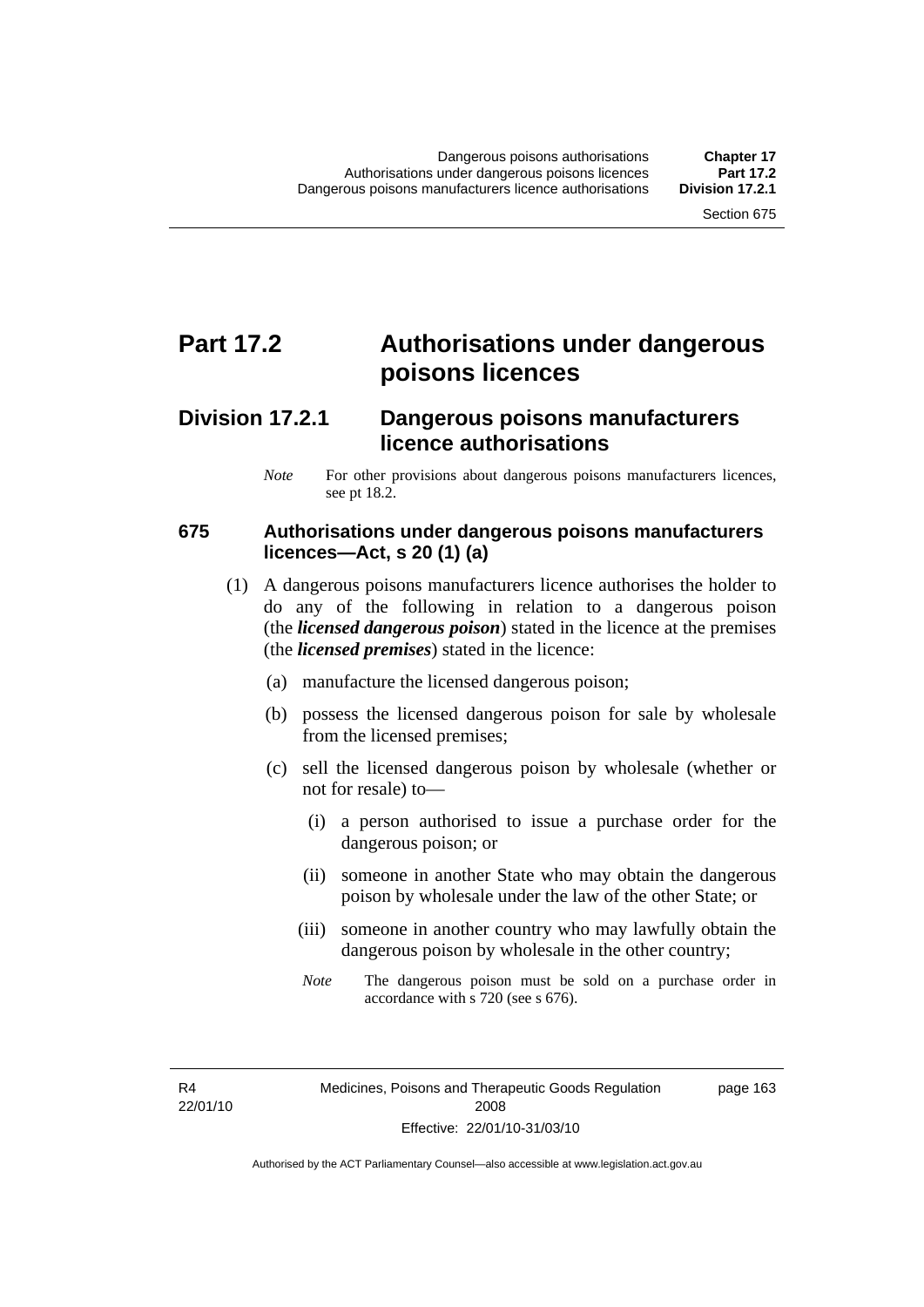# Part 17.2 Authorisations under dangerous poisons licences

## Division 17.2.1 Dangerous poisons manufacturers licence authorisations

*Note* For other provisions about dangerous poisons manufacturers licences, see pt 18.2.

### 675 Authorisations under dangerous poisons manufacturers licences—Act, s 20 (1) (a)

(1) A dangerous poisons manufacturers licence authorises the holder to do any of the following in relation to a dangerous poison (the ***licensed dangerous poison***) stated in the licence at the premises (the ***licensed premises***) stated in the licence:

(a) manufacture the licensed dangerous poison;

(b) possess the licensed dangerous poison for sale by wholesale from the licensed premises;

(c) sell the licensed dangerous poison by wholesale (whether or not for resale) to—

(i) a person authorised to issue a purchase order for the dangerous poison; or

(ii) someone in another State who may obtain the dangerous poison by wholesale under the law of the other State; or

(iii) someone in another country who may lawfully obtain the dangerous poison by wholesale in the other country;

*Note* The dangerous poison must be sold on a purchase order in accordance with s 720 (see s 676).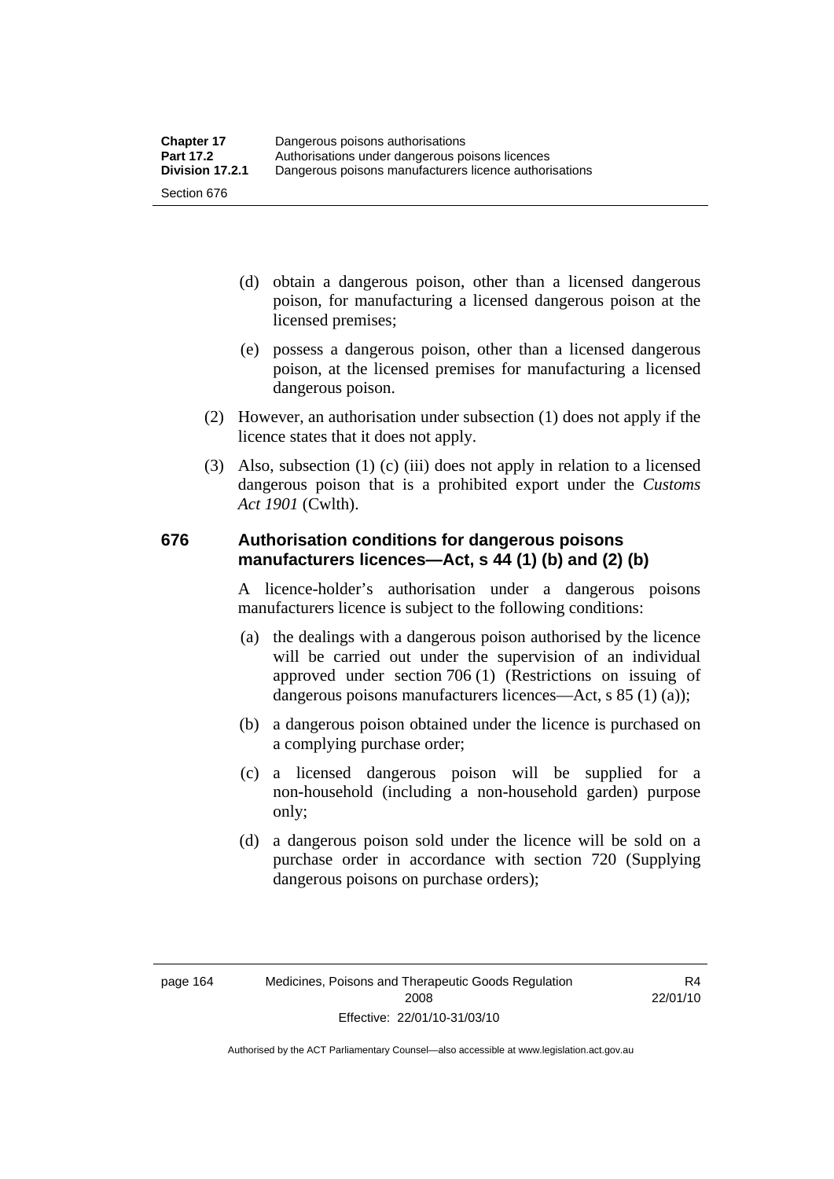(d) obtain a dangerous poison, other than a licensed dangerous poison, for manufacturing a licensed dangerous poison at the licensed premises;

(e) possess a dangerous poison, other than a licensed dangerous poison, at the licensed premises for manufacturing a licensed dangerous poison.

(2) However, an authorisation under subsection (1) does not apply if the licence states that it does not apply.

(3) Also, subsection (1) (c) (iii) does not apply in relation to a licensed dangerous poison that is a prohibited export under the *Customs Act 1901* (Cwlth).

### 676 Authorisation conditions for dangerous poisons manufacturers licences—Act, s 44 (1) (b) and (2) (b)

A licence-holder's authorisation under a dangerous poisons manufacturers licence is subject to the following conditions:

(a) the dealings with a dangerous poison authorised by the licence will be carried out under the supervision of an individual approved under section 706 (1) (Restrictions on issuing of dangerous poisons manufacturers licences—Act, s 85 (1) (a));

(b) a dangerous poison obtained under the licence is purchased on a complying purchase order;

(c) a licensed dangerous poison will be supplied for a non-household (including a non-household garden) purpose only;

(d) a dangerous poison sold under the licence will be sold on a purchase order in accordance with section 720 (Supplying dangerous poisons on purchase orders);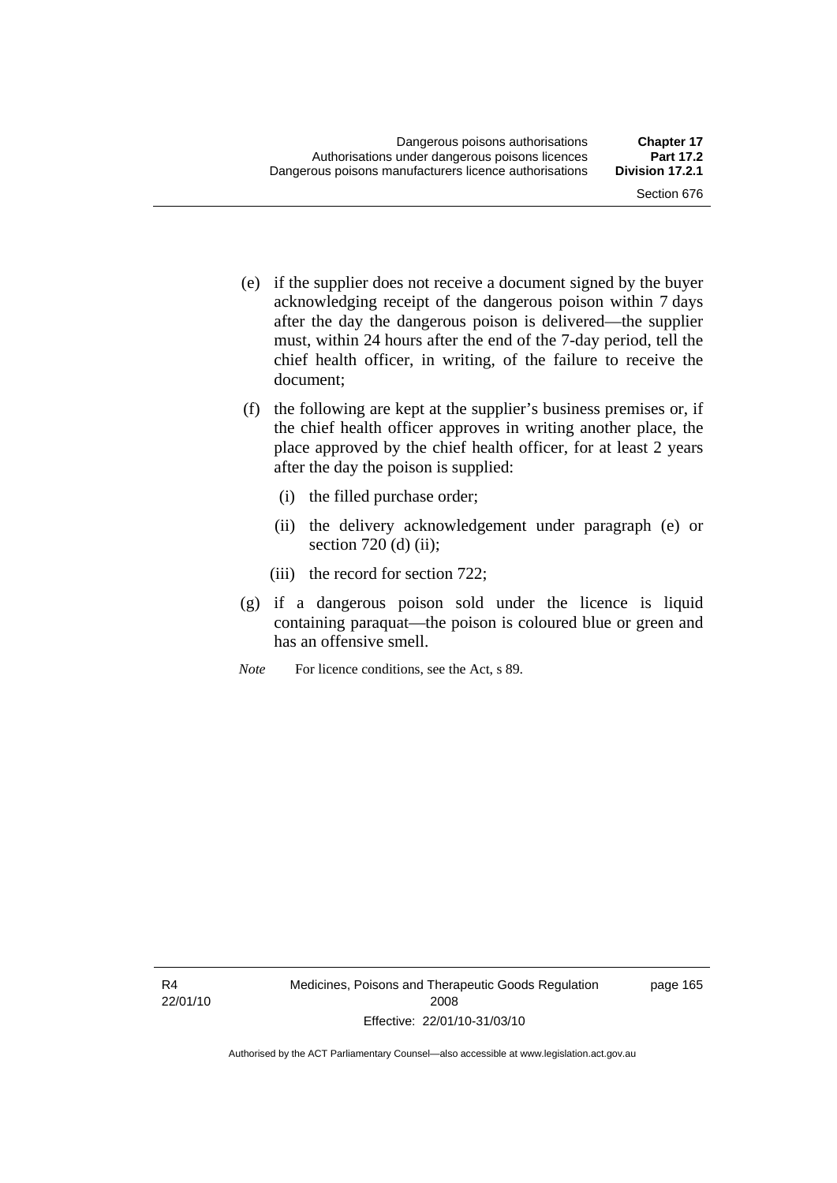(e) if the supplier does not receive a document signed by the buyer acknowledging receipt of the dangerous poison within 7 days after the day the dangerous poison is delivered—the supplier must, within 24 hours after the end of the 7-day period, tell the chief health officer, in writing, of the failure to receive the document;

(f) the following are kept at the supplier's business premises or, if the chief health officer approves in writing another place, the place approved by the chief health officer, for at least 2 years after the day the poison is supplied:

   (i) the filled purchase order;

   (ii) the delivery acknowledgement under paragraph (e) or section 720 (d) (ii);

   (iii) the record for section 722;

(g) if a dangerous poison sold under the licence is liquid containing paraquat—the poison is coloured blue or green and has an offensive smell.

*Note* For licence conditions, see the Act, s 89.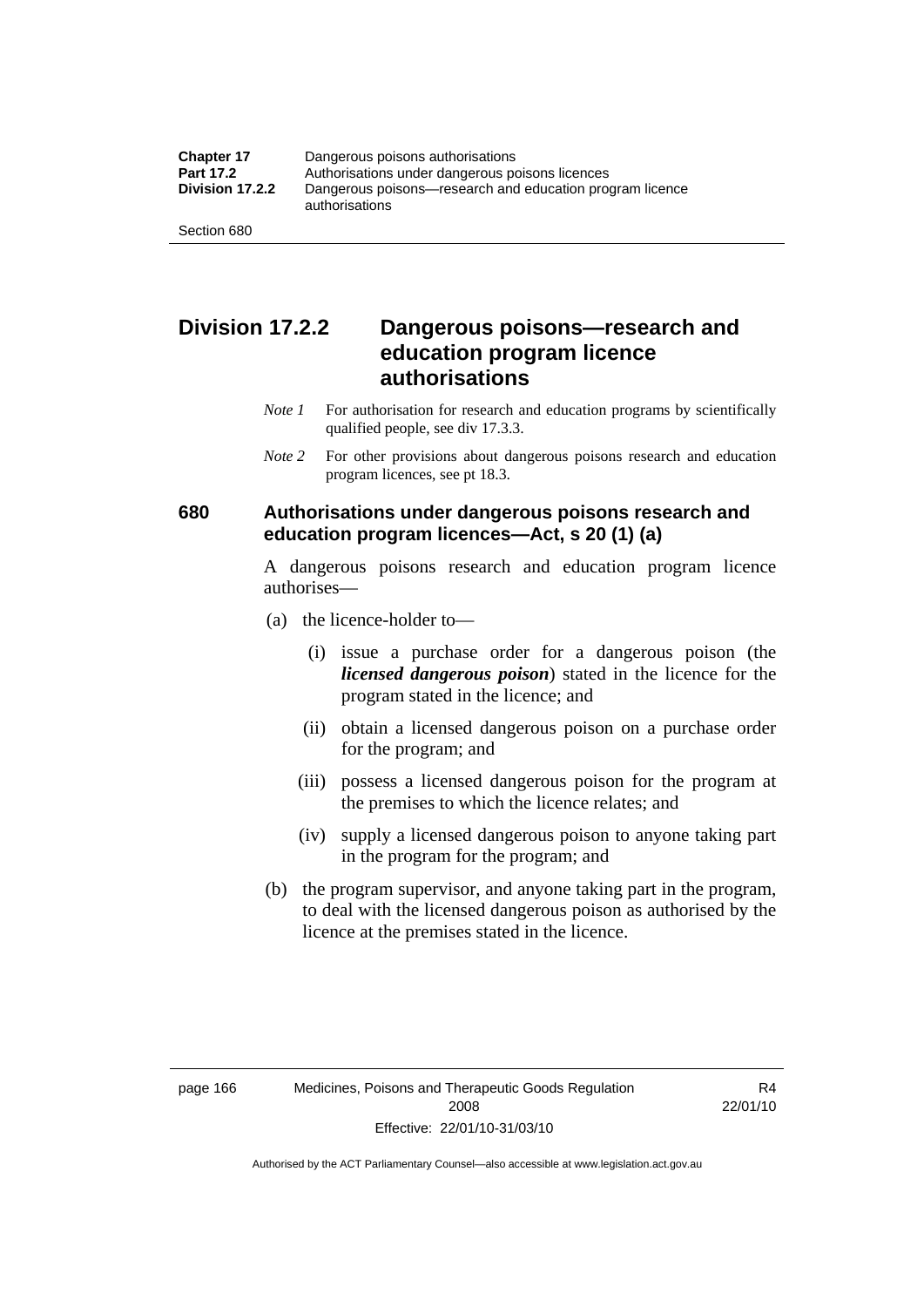## Division 17.2.2 Dangerous poisons—research and education program licence authorisations

*Note 1* For authorisation for research and education programs by scientifically qualified people, see div 17.3.3.

*Note 2* For other provisions about dangerous poisons research and education program licences, see pt 18.3.

### 680 Authorisations under dangerous poisons research and education program licences—Act, s 20 (1) (a)

A dangerous poisons research and education program licence authorises—

(a) the licence-holder to—

(i) issue a purchase order for a dangerous poison (the ***licensed dangerous poison***) stated in the licence for the program stated in the licence; and

(ii) obtain a licensed dangerous poison on a purchase order for the program; and

(iii) possess a licensed dangerous poison for the program at the premises to which the licence relates; and

(iv) supply a licensed dangerous poison to anyone taking part in the program for the program; and

(b) the program supervisor, and anyone taking part in the program, to deal with the licensed dangerous poison as authorised by the licence at the premises stated in the licence.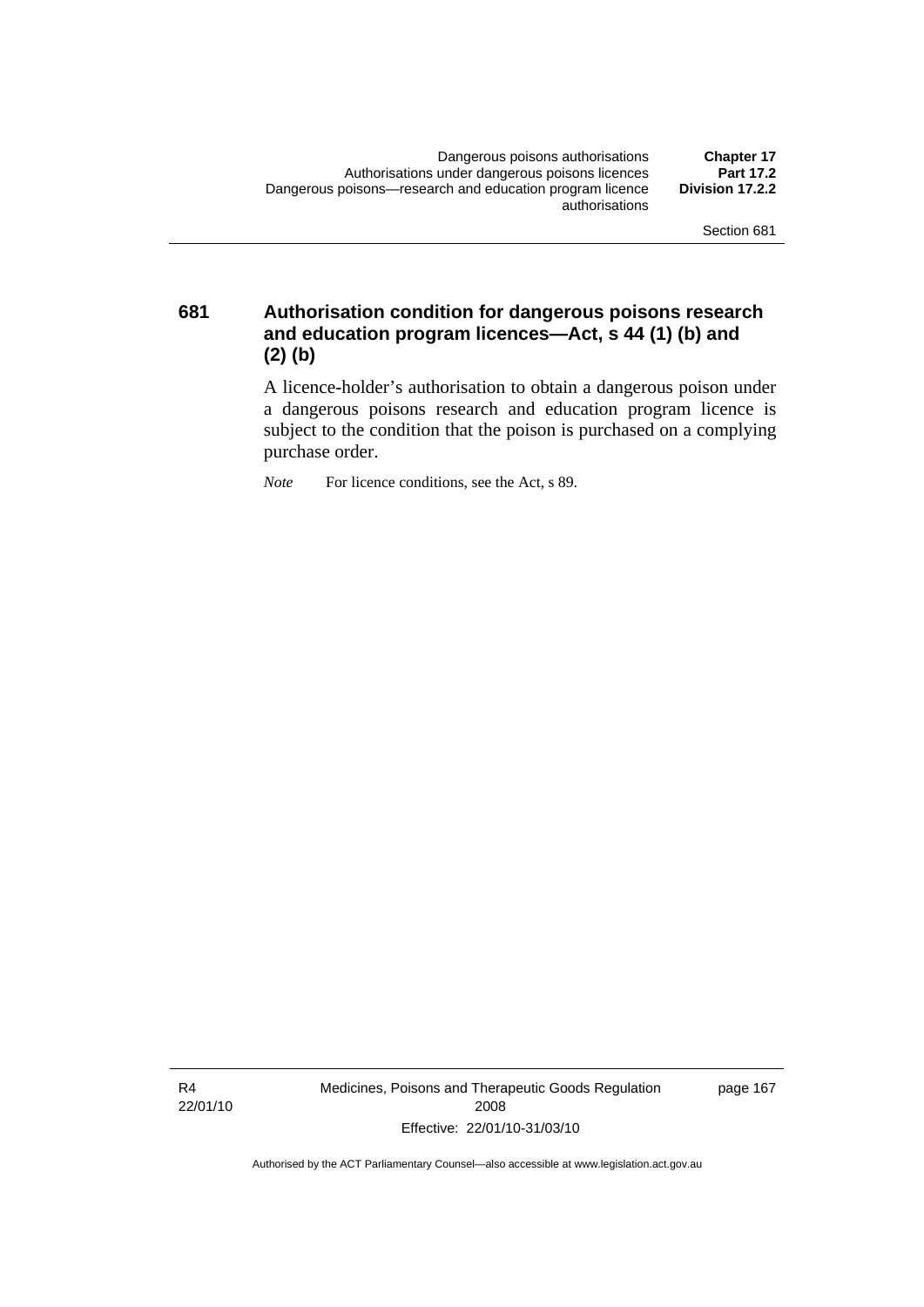## 681 Authorisation condition for dangerous poisons research and education program licences—Act, s 44 (1) (b) and (2) (b)

A licence-holder's authorisation to obtain a dangerous poison under a dangerous poisons research and education program licence is subject to the condition that the poison is purchased on a complying purchase order.

*Note* For licence conditions, see the Act, s 89.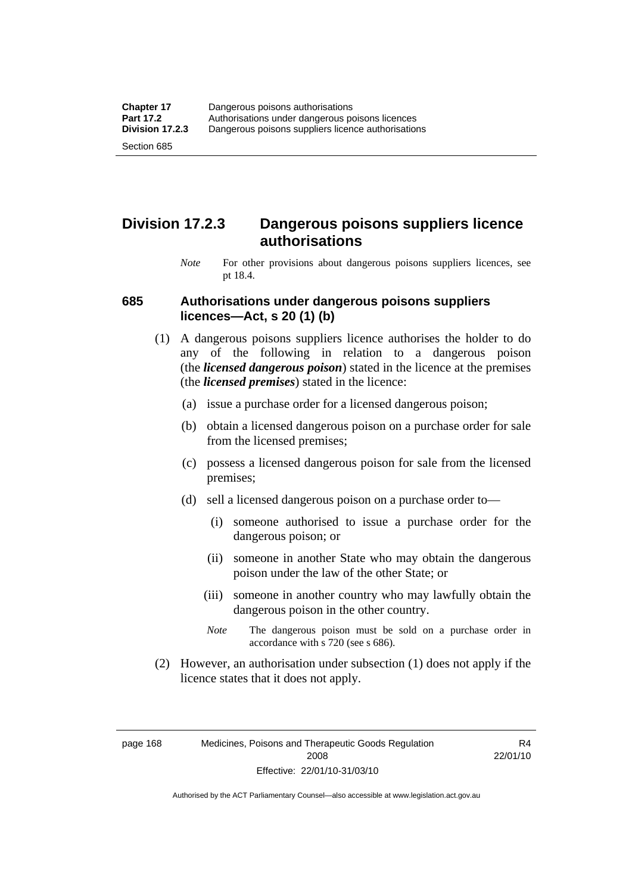## Division 17.2.3 Dangerous poisons suppliers licence authorisations

*Note* For other provisions about dangerous poisons suppliers licences, see pt 18.4.

### 685 Authorisations under dangerous poisons suppliers licences—Act, s 20 (1) (b)

(1) A dangerous poisons suppliers licence authorises the holder to do any of the following in relation to a dangerous poison (the ***licensed dangerous poison***) stated in the licence at the premises (the ***licensed premises***) stated in the licence:

(a) issue a purchase order for a licensed dangerous poison;

(b) obtain a licensed dangerous poison on a purchase order for sale from the licensed premises;

(c) possess a licensed dangerous poison for sale from the licensed premises;

(d) sell a licensed dangerous poison on a purchase order to—

(i) someone authorised to issue a purchase order for the dangerous poison; or

(ii) someone in another State who may obtain the dangerous poison under the law of the other State; or

(iii) someone in another country who may lawfully obtain the dangerous poison in the other country.

*Note* The dangerous poison must be sold on a purchase order in accordance with s 720 (see s 686).

(2) However, an authorisation under subsection (1) does not apply if the licence states that it does not apply.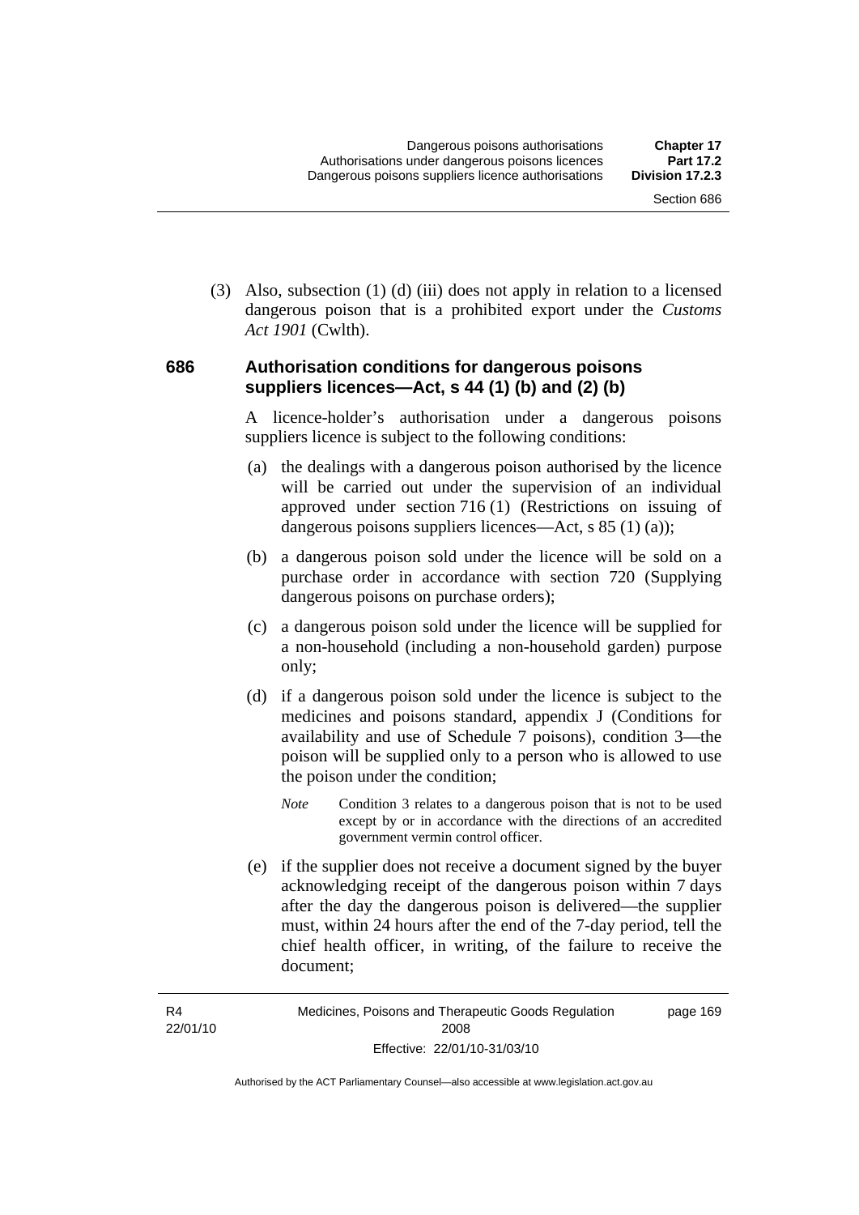(3) Also, subsection (1) (d) (iii) does not apply in relation to a licensed dangerous poison that is a prohibited export under the *Customs Act 1901* (Cwlth).

### 686 Authorisation conditions for dangerous poisons suppliers licences—Act, s 44 (1) (b) and (2) (b)

A licence-holder's authorisation under a dangerous poisons suppliers licence is subject to the following conditions:

(a) the dealings with a dangerous poison authorised by the licence will be carried out under the supervision of an individual approved under section 716 (1) (Restrictions on issuing of dangerous poisons suppliers licences—Act, s 85 (1) (a));

(b) a dangerous poison sold under the licence will be sold on a purchase order in accordance with section 720 (Supplying dangerous poisons on purchase orders);

(c) a dangerous poison sold under the licence will be supplied for a non-household (including a non-household garden) purpose only;

(d) if a dangerous poison sold under the licence is subject to the medicines and poisons standard, appendix J (Conditions for availability and use of Schedule 7 poisons), condition 3—the poison will be supplied only to a person who is allowed to use the poison under the condition;

*Note* Condition 3 relates to a dangerous poison that is not to be used except by or in accordance with the directions of an accredited government vermin control officer.

(e) if the supplier does not receive a document signed by the buyer acknowledging receipt of the dangerous poison within 7 days after the day the dangerous poison is delivered—the supplier must, within 24 hours after the end of the 7-day period, tell the chief health officer, in writing, of the failure to receive the document;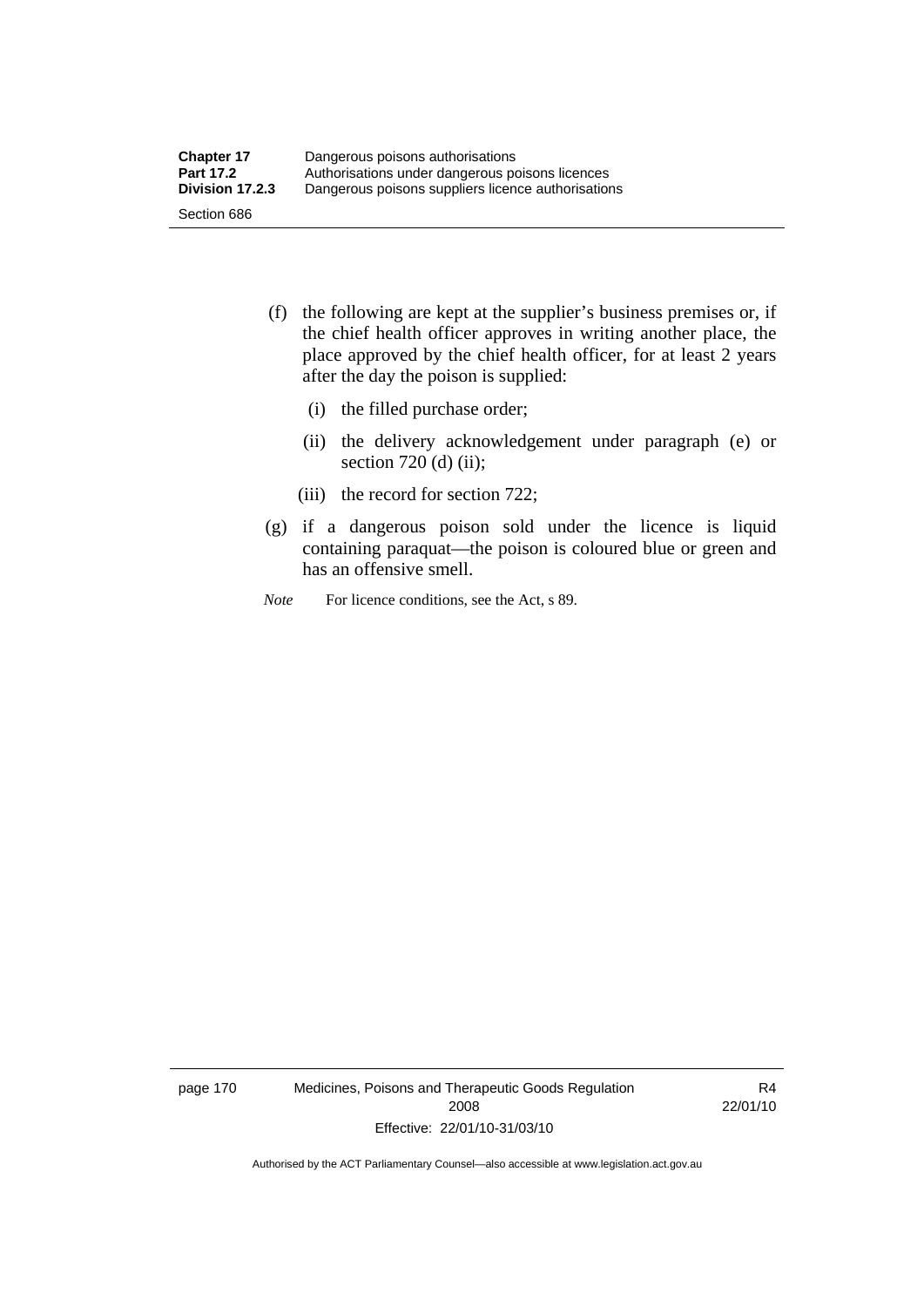(f) the following are kept at the supplier's business premises or, if the chief health officer approves in writing another place, the place approved by the chief health officer, for at least 2 years after the day the poison is supplied:

(i) the filled purchase order;

(ii) the delivery acknowledgement under paragraph (e) or section 720 (d) (ii);

(iii) the record for section 722;

(g) if a dangerous poison sold under the licence is liquid containing paraquat—the poison is coloured blue or green and has an offensive smell.

*Note* For licence conditions, see the Act, s 89.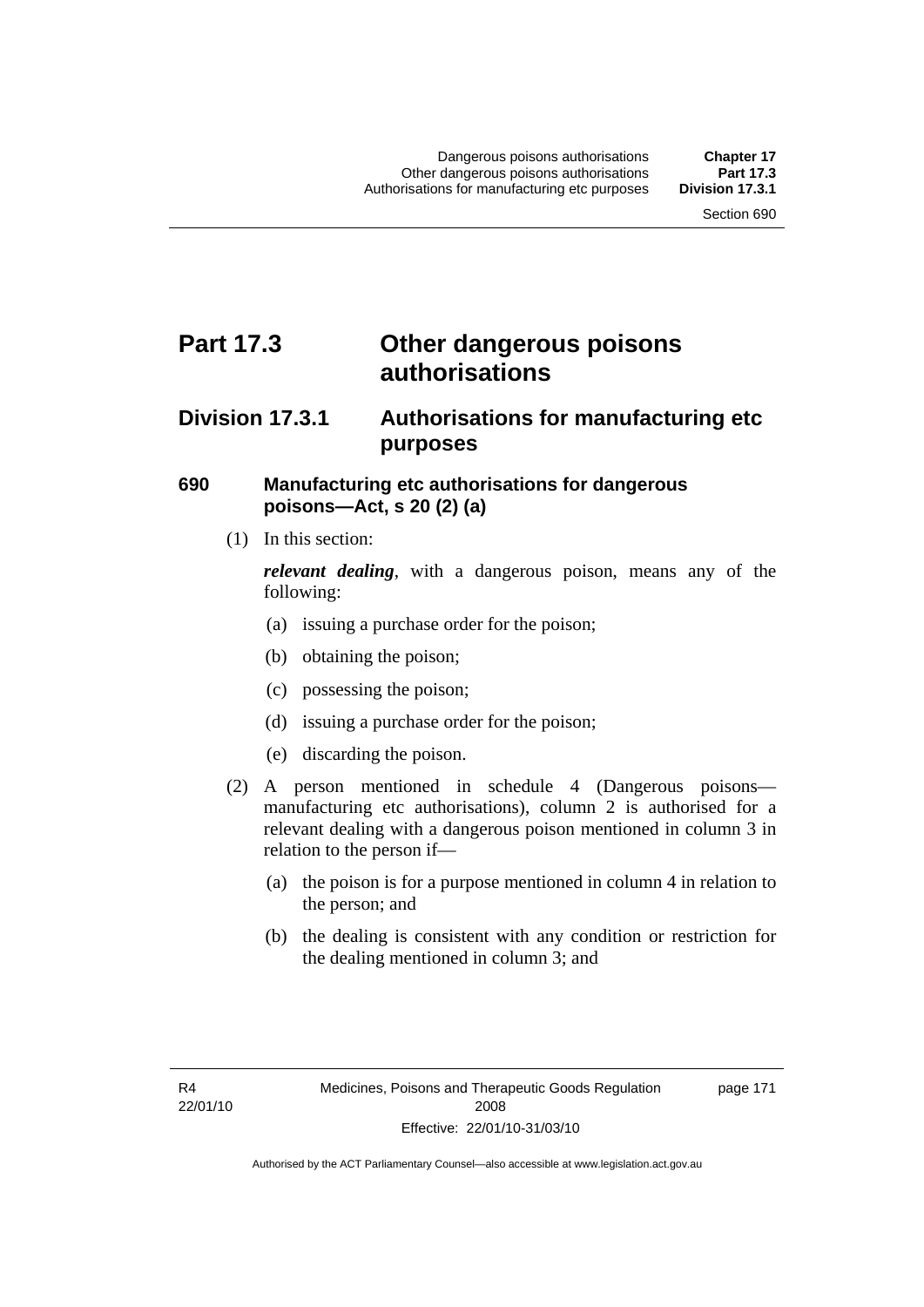# Part 17.3 Other dangerous poisons authorisations

## Division 17.3.1 Authorisations for manufacturing etc purposes

### 690 Manufacturing etc authorisations for dangerous poisons—Act, s 20 (2) (a)

(1) In this section:

***relevant dealing***, with a dangerous poison, means any of the following:

(a) issuing a purchase order for the poison;

(b) obtaining the poison;

(c) possessing the poison;

(d) issuing a purchase order for the poison;

(e) discarding the poison.

(2) A person mentioned in schedule 4 (Dangerous poisons—manufacturing etc authorisations), column 2 is authorised for a relevant dealing with a dangerous poison mentioned in column 3 in relation to the person if—

(a) the poison is for a purpose mentioned in column 4 in relation to the person; and

(b) the dealing is consistent with any condition or restriction for the dealing mentioned in column 3; and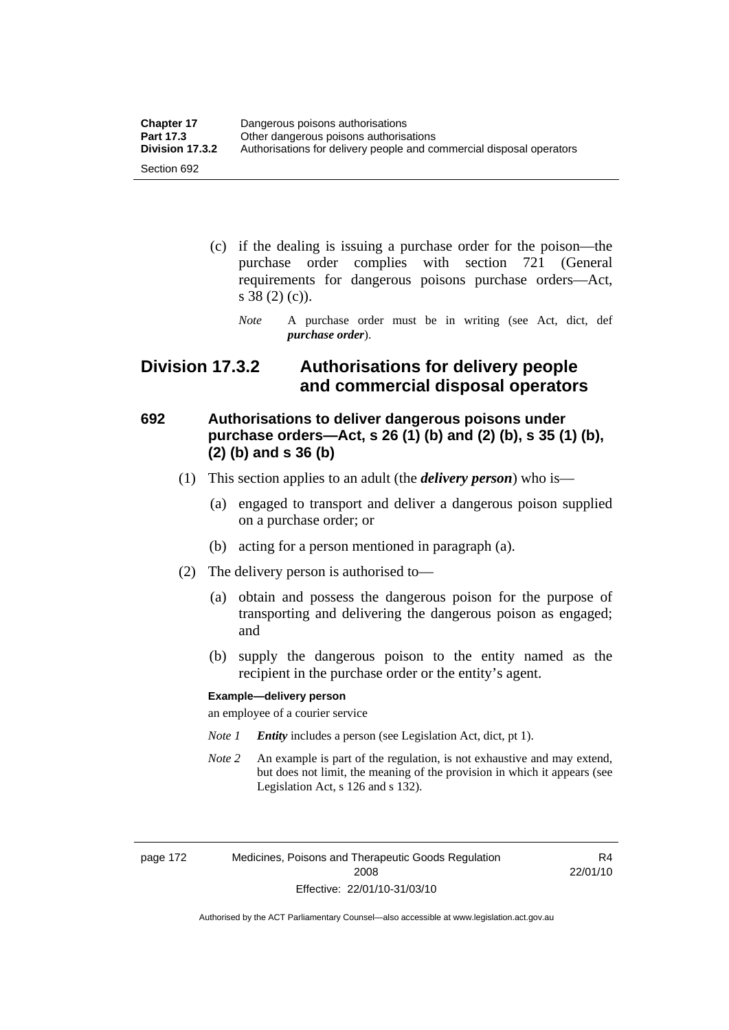(c) if the dealing is issuing a purchase order for the poison—the purchase order complies with section 721 (General requirements for dangerous poisons purchase orders—Act, s 38 (2) (c)).

*Note* A purchase order must be in writing (see Act, dict, def ***purchase order***).

## Division 17.3.2 Authorisations for delivery people and commercial disposal operators

### 692 Authorisations to deliver dangerous poisons under purchase orders—Act, s 26 (1) (b) and (2) (b), s 35 (1) (b), (2) (b) and s 36 (b)

(1) This section applies to an adult (the ***delivery person***) who is—

(a) engaged to transport and deliver a dangerous poison supplied on a purchase order; or

(b) acting for a person mentioned in paragraph (a).

(2) The delivery person is authorised to—

(a) obtain and possess the dangerous poison for the purpose of transporting and delivering the dangerous poison as engaged; and

(b) supply the dangerous poison to the entity named as the recipient in the purchase order or the entity's agent.

**Example—delivery person**

an employee of a courier service

*Note 1* ***Entity*** includes a person (see Legislation Act, dict, pt 1).

*Note 2* An example is part of the regulation, is not exhaustive and may extend, but does not limit, the meaning of the provision in which it appears (see Legislation Act, s 126 and s 132).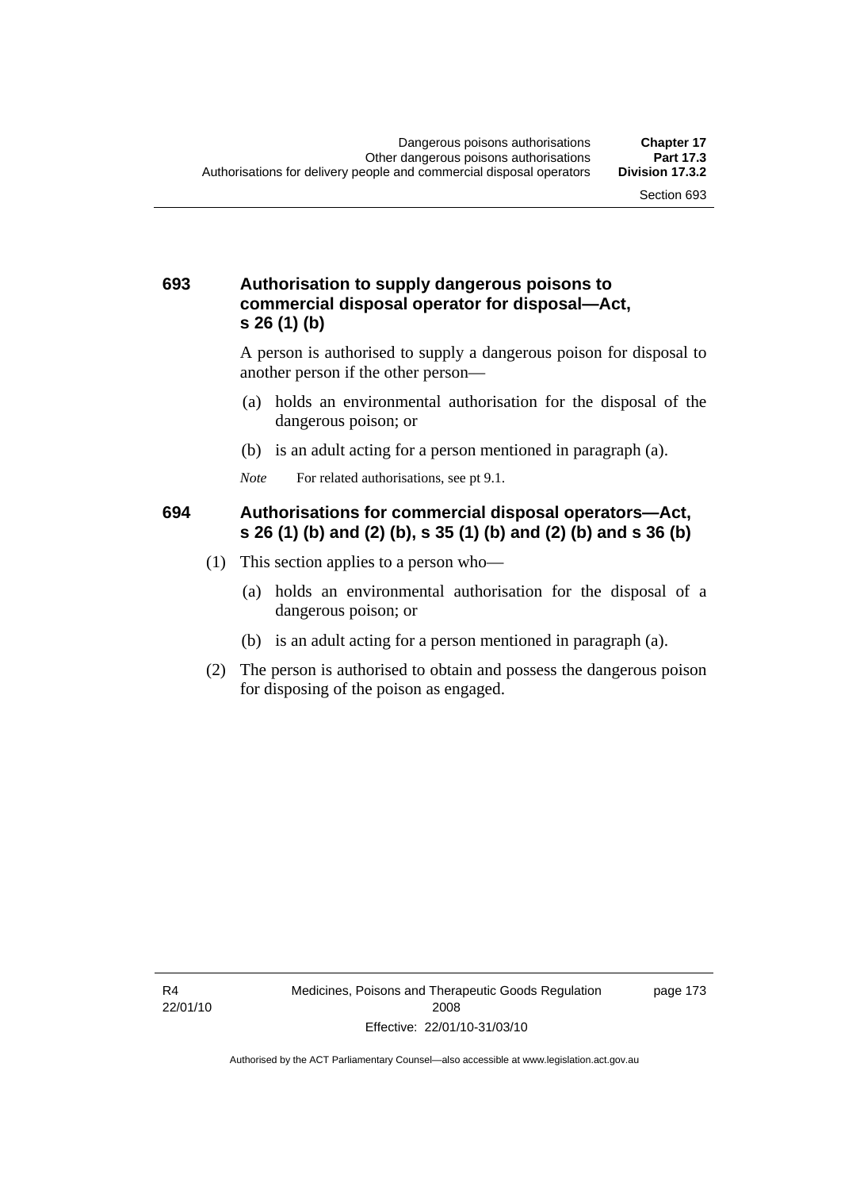### 693 Authorisation to supply dangerous poisons to commercial disposal operator for disposal—Act, s 26 (1) (b)

A person is authorised to supply a dangerous poison for disposal to another person if the other person—

(a) holds an environmental authorisation for the disposal of the dangerous poison; or

(b) is an adult acting for a person mentioned in paragraph (a).

*Note* For related authorisations, see pt 9.1.

### 694 Authorisations for commercial disposal operators—Act, s 26 (1) (b) and (2) (b), s 35 (1) (b) and (2) (b) and s 36 (b)

(1) This section applies to a person who—

(a) holds an environmental authorisation for the disposal of a dangerous poison; or

(b) is an adult acting for a person mentioned in paragraph (a).

(2) The person is authorised to obtain and possess the dangerous poison for disposing of the poison as engaged.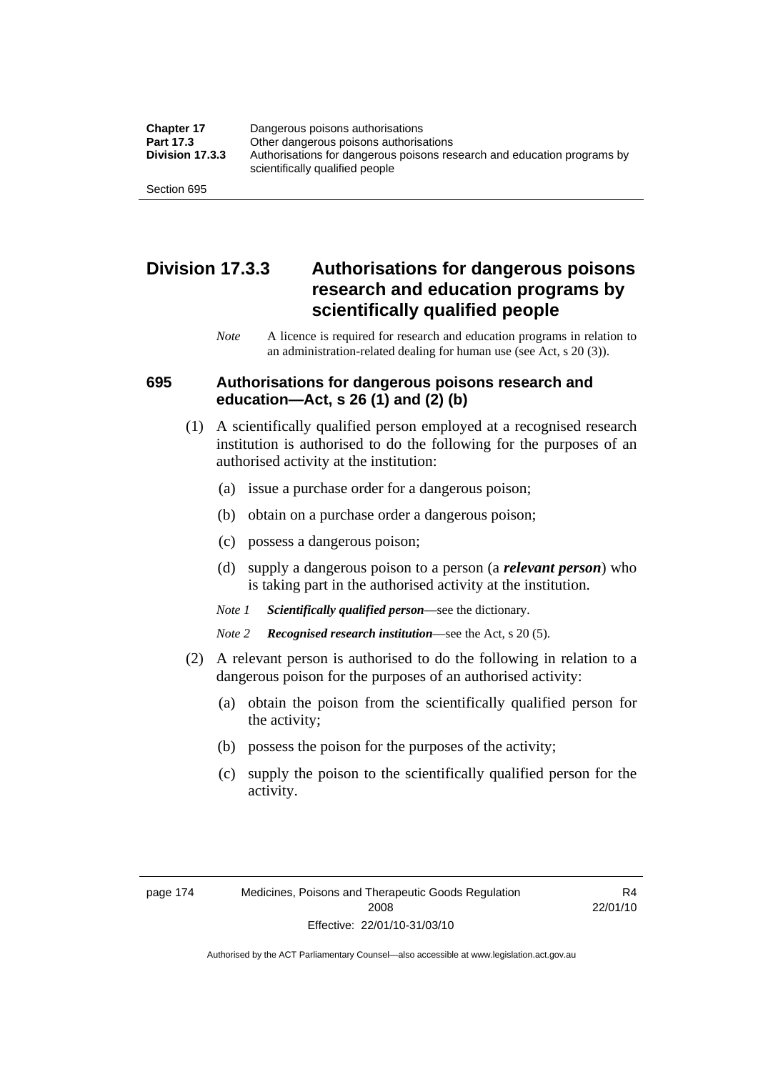## Division 17.3.3 Authorisations for dangerous poisons research and education programs by scientifically qualified people

*Note* A licence is required for research and education programs in relation to an administration-related dealing for human use (see Act, s 20 (3)).

### 695 Authorisations for dangerous poisons research and education—Act, s 26 (1) and (2) (b)

(1) A scientifically qualified person employed at a recognised research institution is authorised to do the following for the purposes of an authorised activity at the institution:

(a) issue a purchase order for a dangerous poison;

(b) obtain on a purchase order a dangerous poison;

(c) possess a dangerous poison;

(d) supply a dangerous poison to a person (a ***relevant person***) who is taking part in the authorised activity at the institution.

*Note 1* ***Scientifically qualified person***—see the dictionary.

*Note 2* ***Recognised research institution***—see the Act, s 20 (5).

(2) A relevant person is authorised to do the following in relation to a dangerous poison for the purposes of an authorised activity:

(a) obtain the poison from the scientifically qualified person for the activity;

(b) possess the poison for the purposes of the activity;

(c) supply the poison to the scientifically qualified person for the activity.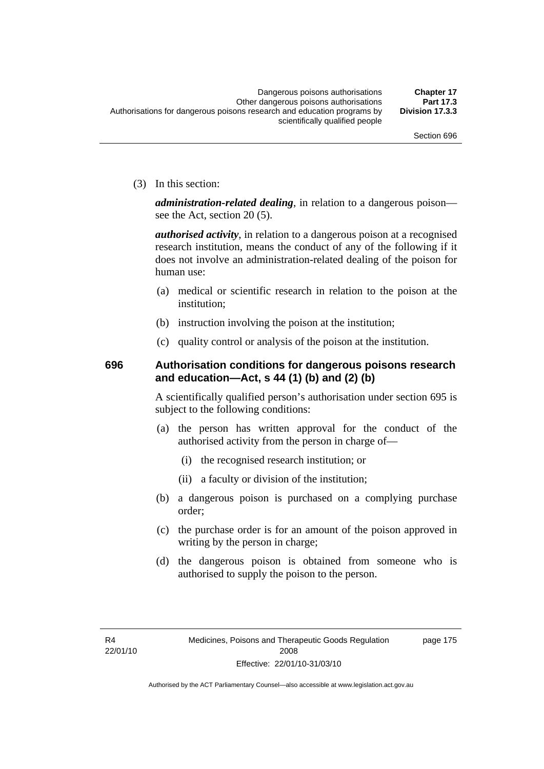(3) In this section:

***administration-related dealing***, in relation to a dangerous poison—see the Act, section 20 (5).

***authorised activity***, in relation to a dangerous poison at a recognised research institution, means the conduct of any of the following if it does not involve an administration-related dealing of the poison for human use:

- (a) medical or scientific research in relation to the poison at the institution;
- (b) instruction involving the poison at the institution;
- (c) quality control or analysis of the poison at the institution.

### 696 Authorisation conditions for dangerous poisons research and education—Act, s 44 (1) (b) and (2) (b)

A scientifically qualified person's authorisation under section 695 is subject to the following conditions:

- (a) the person has written approval for the conduct of the authorised activity from the person in charge of—
  - (i) the recognised research institution; or
  - (ii) a faculty or division of the institution;
- (b) a dangerous poison is purchased on a complying purchase order;
- (c) the purchase order is for an amount of the poison approved in writing by the person in charge;
- (d) the dangerous poison is obtained from someone who is authorised to supply the poison to the person.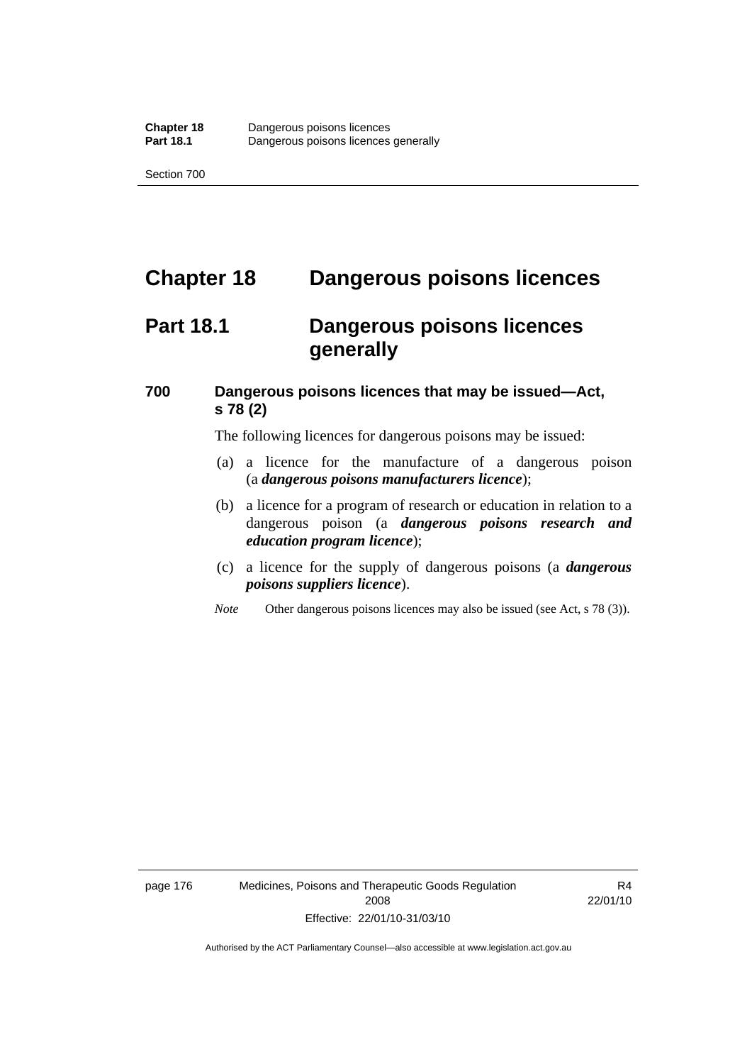# Chapter 18 Dangerous poisons licences

## Part 18.1 Dangerous poisons licences generally

### 700 Dangerous poisons licences that may be issued—Act, s 78 (2)

The following licences for dangerous poisons may be issued:

(a) a licence for the manufacture of a dangerous poison (a ***dangerous poisons manufacturers licence***);

(b) a licence for a program of research or education in relation to a dangerous poison (a ***dangerous poisons research and education program licence***);

(c) a licence for the supply of dangerous poisons (a ***dangerous poisons suppliers licence***).

*Note* Other dangerous poisons licences may also be issued (see Act, s 78 (3)).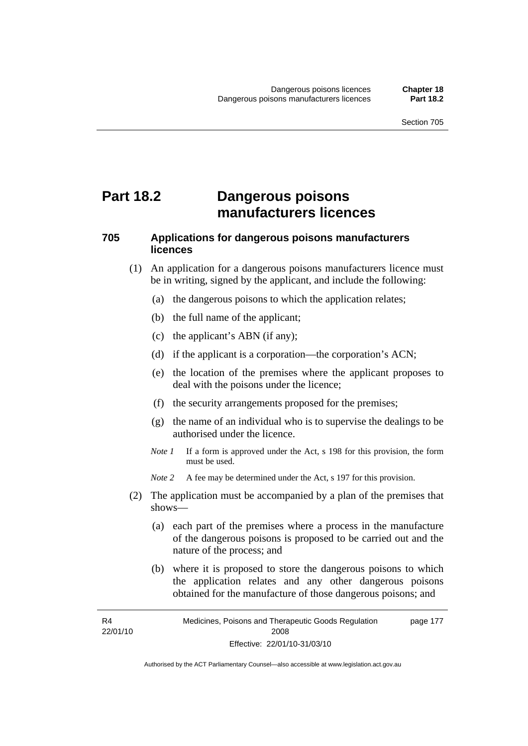# Part 18.2 Dangerous poisons manufacturers licences

## 705 Applications for dangerous poisons manufacturers licences

(1) An application for a dangerous poisons manufacturers licence must be in writing, signed by the applicant, and include the following:

- (a) the dangerous poisons to which the application relates;
- (b) the full name of the applicant;
- (c) the applicant's ABN (if any);
- (d) if the applicant is a corporation—the corporation's ACN;
- (e) the location of the premises where the applicant proposes to deal with the poisons under the licence;
- (f) the security arrangements proposed for the premises;
- (g) the name of an individual who is to supervise the dealings to be authorised under the licence.

*Note 1* If a form is approved under the Act, s 198 for this provision, the form must be used.

*Note 2* A fee may be determined under the Act, s 197 for this provision.

(2) The application must be accompanied by a plan of the premises that shows—

- (a) each part of the premises where a process in the manufacture of the dangerous poisons is proposed to be carried out and the nature of the process; and
- (b) where it is proposed to store the dangerous poisons to which the application relates and any other dangerous poisons obtained for the manufacture of those dangerous poisons; and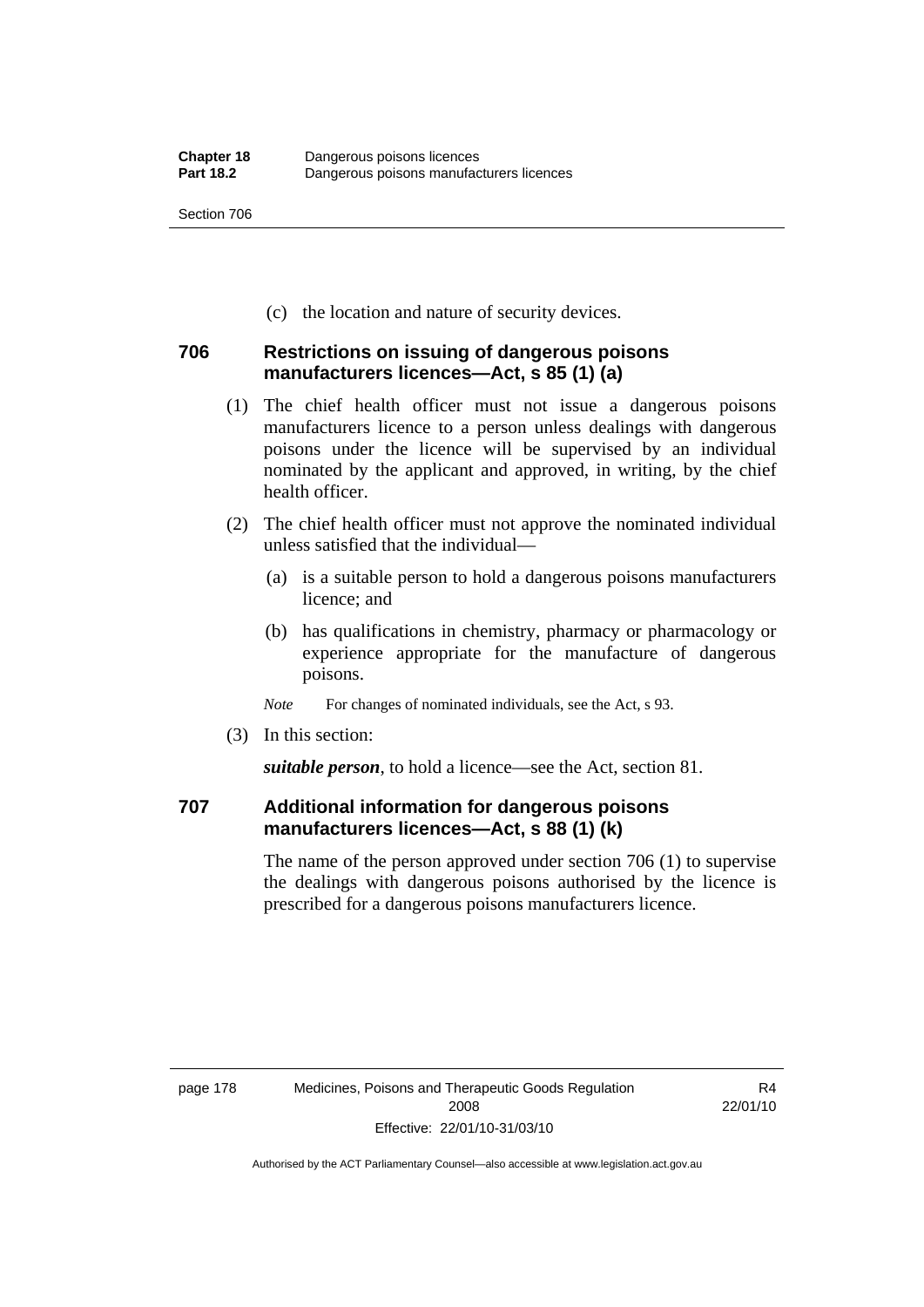(c) the location and nature of security devices.

### 706 Restrictions on issuing of dangerous poisons manufacturers licences—Act, s 85 (1) (a)

(1) The chief health officer must not issue a dangerous poisons manufacturers licence to a person unless dealings with dangerous poisons under the licence will be supervised by an individual nominated by the applicant and approved, in writing, by the chief health officer.

(2) The chief health officer must not approve the nominated individual unless satisfied that the individual—

(a) is a suitable person to hold a dangerous poisons manufacturers licence; and

(b) has qualifications in chemistry, pharmacy or pharmacology or experience appropriate for the manufacture of dangerous poisons.

*Note* For changes of nominated individuals, see the Act, s 93.

(3) In this section:

***suitable person***, to hold a licence—see the Act, section 81.

### 707 Additional information for dangerous poisons manufacturers licences—Act, s 88 (1) (k)

The name of the person approved under section 706 (1) to supervise the dealings with dangerous poisons authorised by the licence is prescribed for a dangerous poisons manufacturers licence.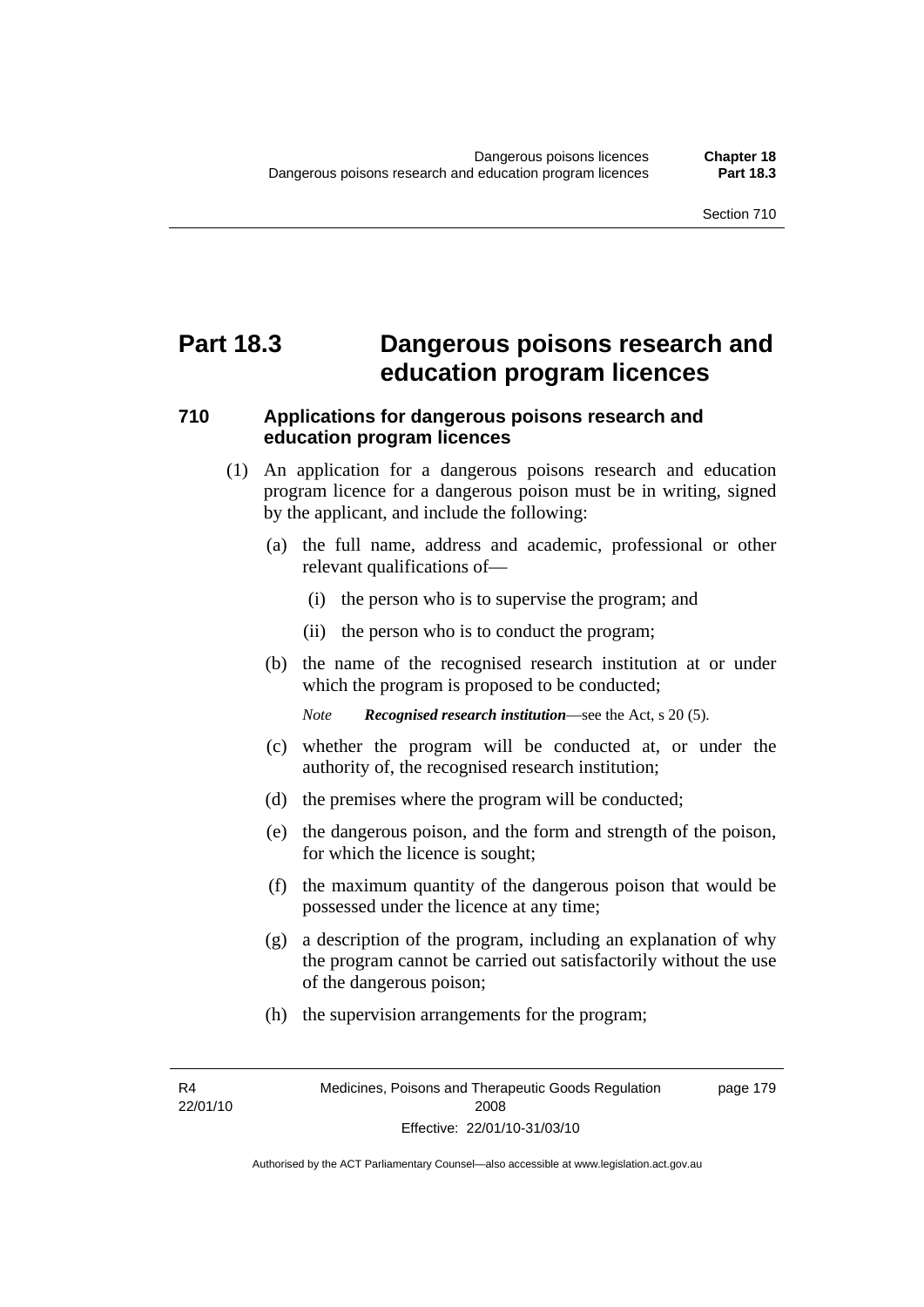# Part 18.3 Dangerous poisons research and education program licences

## 710 Applications for dangerous poisons research and education program licences

(1) An application for a dangerous poisons research and education program licence for a dangerous poison must be in writing, signed by the applicant, and include the following:

(a) the full name, address and academic, professional or other relevant qualifications of—

(i) the person who is to supervise the program; and

(ii) the person who is to conduct the program;

(b) the name of the recognised research institution at or under which the program is proposed to be conducted;

*Note* ***Recognised research institution***—see the Act, s 20 (5).

(c) whether the program will be conducted at, or under the authority of, the recognised research institution;

(d) the premises where the program will be conducted;

(e) the dangerous poison, and the form and strength of the poison, for which the licence is sought;

(f) the maximum quantity of the dangerous poison that would be possessed under the licence at any time;

(g) a description of the program, including an explanation of why the program cannot be carried out satisfactorily without the use of the dangerous poison;

(h) the supervision arrangements for the program;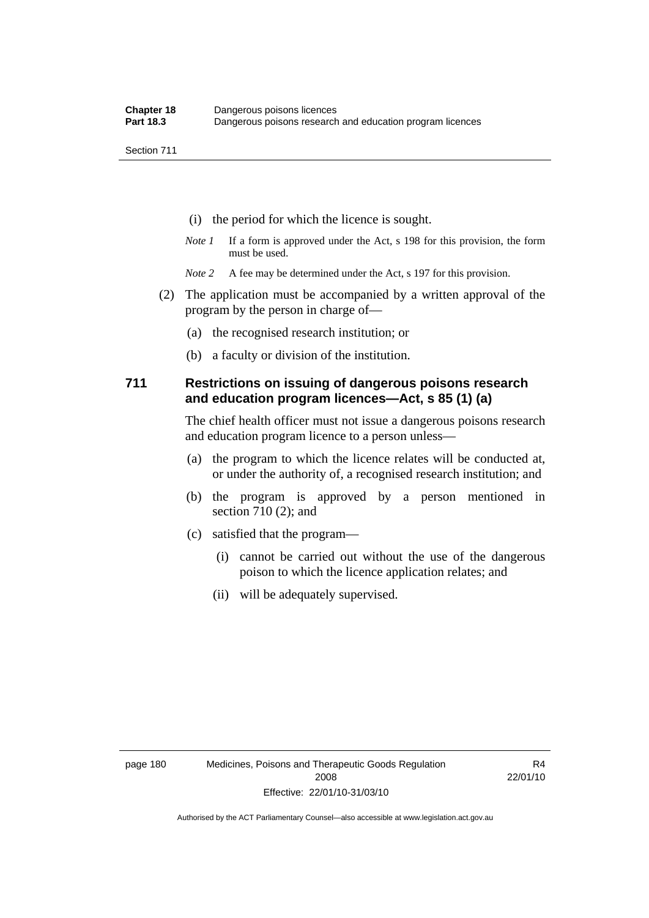(i) the period for which the licence is sought.

*Note 1* If a form is approved under the Act, s 198 for this provision, the form must be used.

*Note 2* A fee may be determined under the Act, s 197 for this provision.

(2) The application must be accompanied by a written approval of the program by the person in charge of—

(a) the recognised research institution; or

(b) a faculty or division of the institution.

## 711 Restrictions on issuing of dangerous poisons research and education program licences—Act, s 85 (1) (a)

The chief health officer must not issue a dangerous poisons research and education program licence to a person unless—

(a) the program to which the licence relates will be conducted at, or under the authority of, a recognised research institution; and

(b) the program is approved by a person mentioned in section 710 (2); and

(c) satisfied that the program—

(i) cannot be carried out without the use of the dangerous poison to which the licence application relates; and

(ii) will be adequately supervised.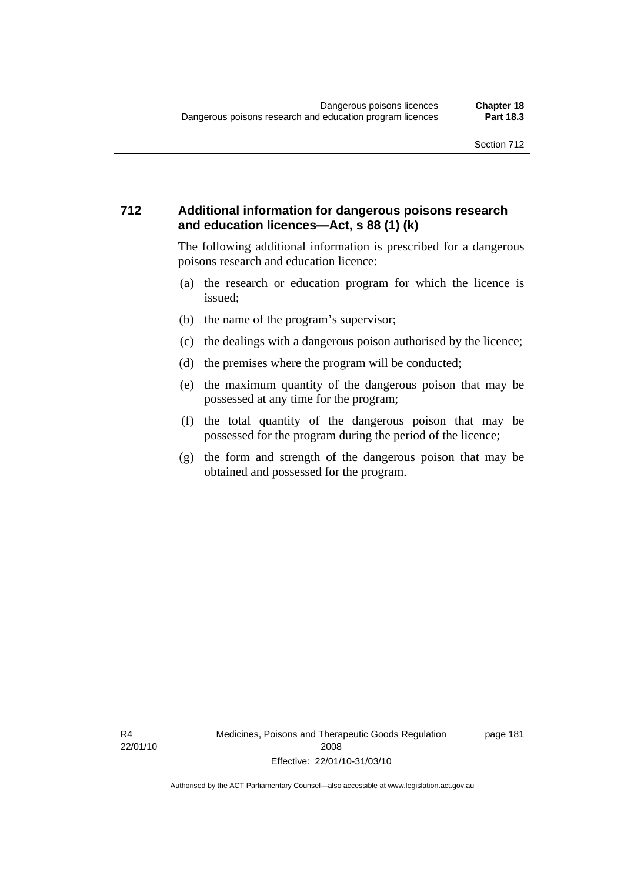## 712 Additional information for dangerous poisons research and education licences—Act, s 88 (1) (k)

The following additional information is prescribed for a dangerous poisons research and education licence:

(a) the research or education program for which the licence is issued;

(b) the name of the program's supervisor;

(c) the dealings with a dangerous poison authorised by the licence;

(d) the premises where the program will be conducted;

(e) the maximum quantity of the dangerous poison that may be possessed at any time for the program;

(f) the total quantity of the dangerous poison that may be possessed for the program during the period of the licence;

(g) the form and strength of the dangerous poison that may be obtained and possessed for the program.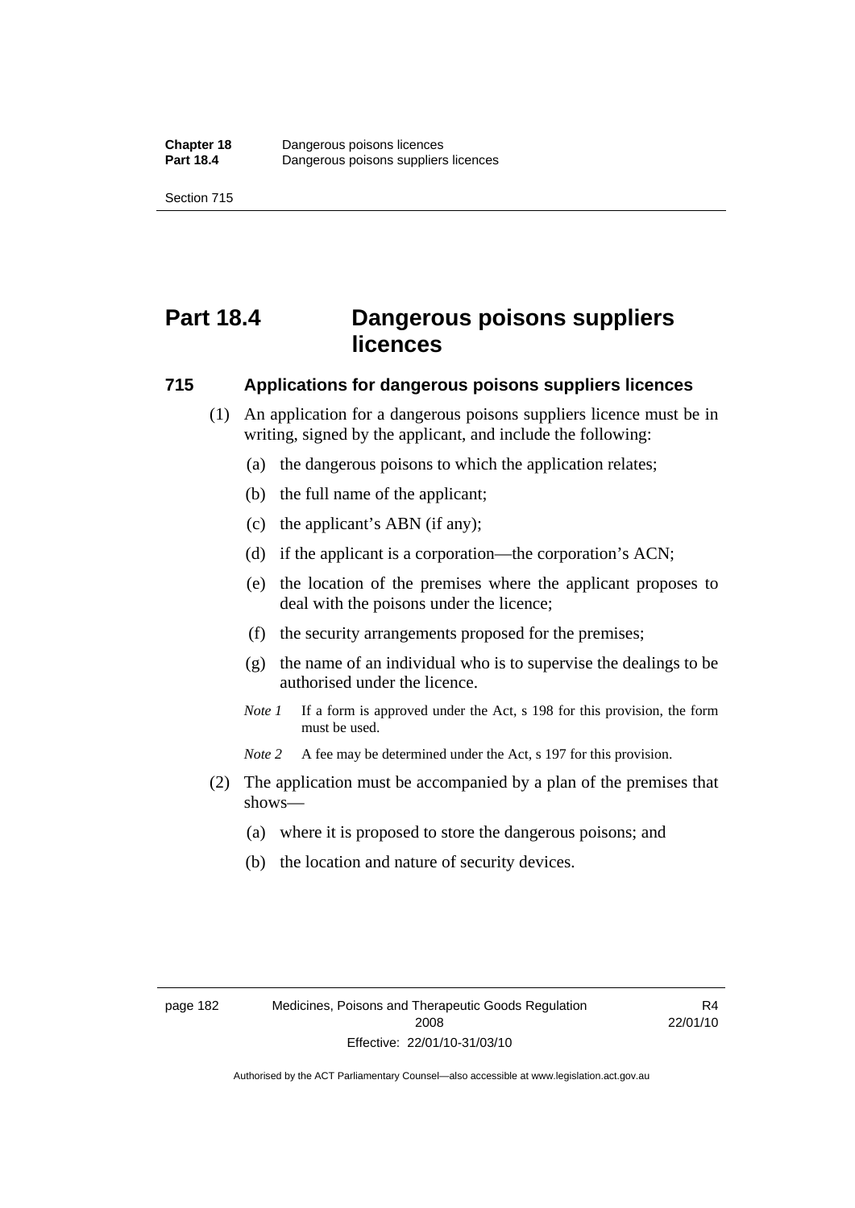# Part 18.4 Dangerous poisons suppliers licences

## 715 Applications for dangerous poisons suppliers licences

(1) An application for a dangerous poisons suppliers licence must be in writing, signed by the applicant, and include the following:

(a) the dangerous poisons to which the application relates;

(b) the full name of the applicant;

(c) the applicant's ABN (if any);

(d) if the applicant is a corporation—the corporation's ACN;

(e) the location of the premises where the applicant proposes to deal with the poisons under the licence;

(f) the security arrangements proposed for the premises;

(g) the name of an individual who is to supervise the dealings to be authorised under the licence.

*Note 1* If a form is approved under the Act, s 198 for this provision, the form must be used.

*Note 2* A fee may be determined under the Act, s 197 for this provision.

(2) The application must be accompanied by a plan of the premises that shows—

(a) where it is proposed to store the dangerous poisons; and

(b) the location and nature of security devices.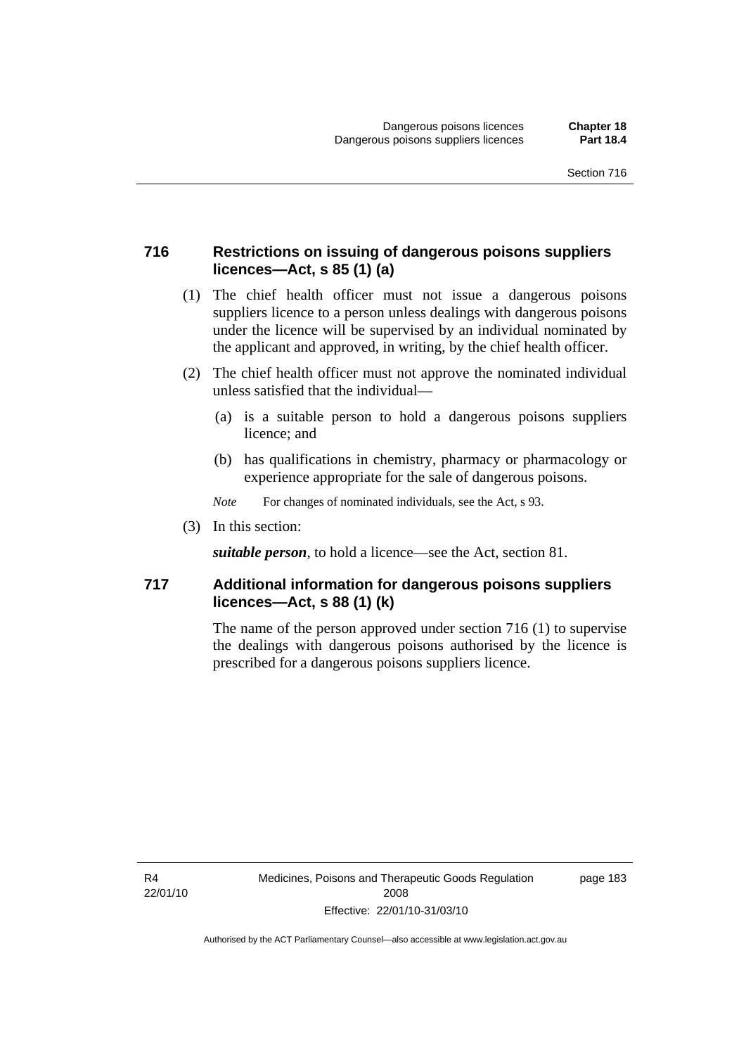## 716 Restrictions on issuing of dangerous poisons suppliers licences—Act, s 85 (1) (a)

(1) The chief health officer must not issue a dangerous poisons suppliers licence to a person unless dealings with dangerous poisons under the licence will be supervised by an individual nominated by the applicant and approved, in writing, by the chief health officer.

(2) The chief health officer must not approve the nominated individual unless satisfied that the individual—

(a) is a suitable person to hold a dangerous poisons suppliers licence; and

(b) has qualifications in chemistry, pharmacy or pharmacology or experience appropriate for the sale of dangerous poisons.

*Note* For changes of nominated individuals, see the Act, s 93.

(3) In this section:

***suitable person***, to hold a licence—see the Act, section 81.

## 717 Additional information for dangerous poisons suppliers licences—Act, s 88 (1) (k)

The name of the person approved under section 716 (1) to supervise the dealings with dangerous poisons authorised by the licence is prescribed for a dangerous poisons suppliers licence.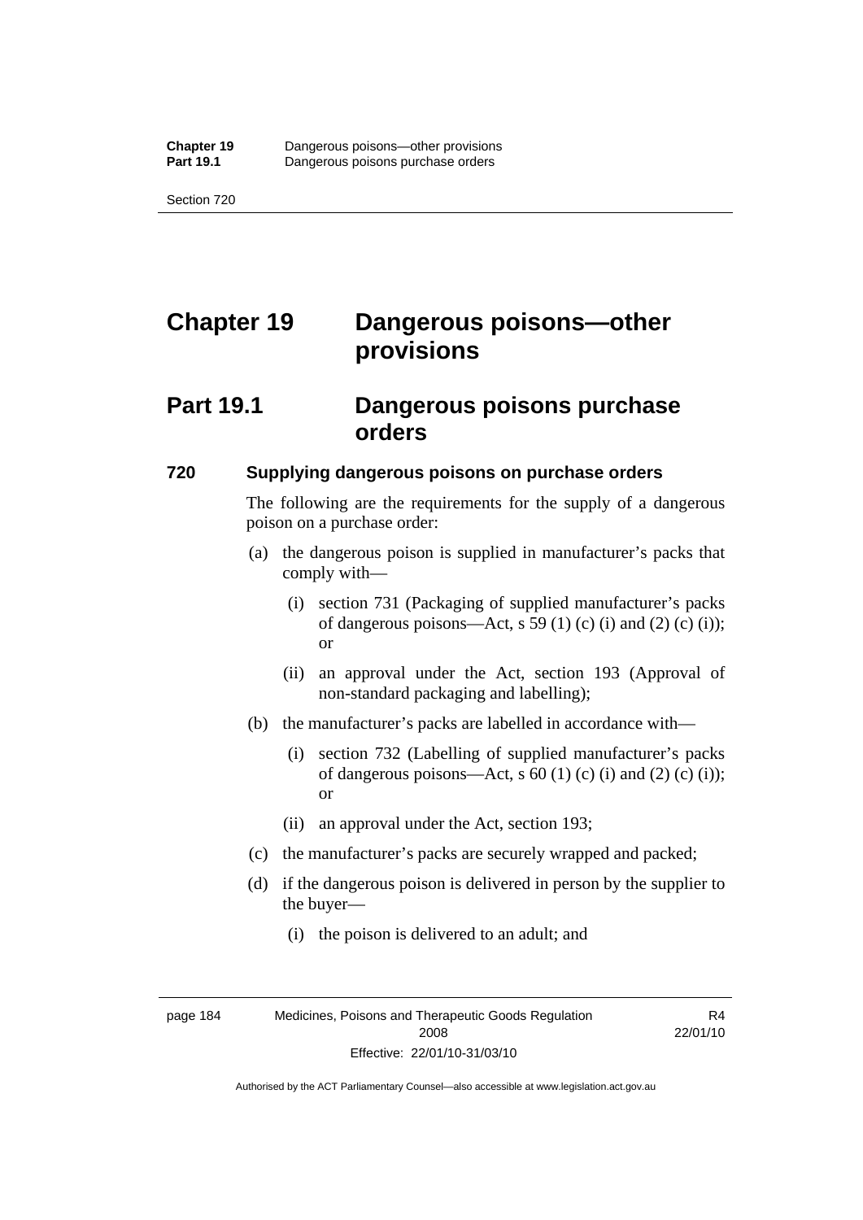# Chapter 19 Dangerous poisons—other provisions

## Part 19.1 Dangerous poisons purchase orders

### 720 Supplying dangerous poisons on purchase orders

The following are the requirements for the supply of a dangerous poison on a purchase order:

(a) the dangerous poison is supplied in manufacturer's packs that comply with—

(i) section 731 (Packaging of supplied manufacturer's packs of dangerous poisons—Act, s 59 (1) (c) (i) and (2) (c) (i)); or

(ii) an approval under the Act, section 193 (Approval of non-standard packaging and labelling);

(b) the manufacturer's packs are labelled in accordance with—

(i) section 732 (Labelling of supplied manufacturer's packs of dangerous poisons—Act, s 60 (1) (c) (i) and (2) (c) (i)); or

(ii) an approval under the Act, section 193;

(c) the manufacturer's packs are securely wrapped and packed;

(d) if the dangerous poison is delivered in person by the supplier to the buyer—

(i) the poison is delivered to an adult; and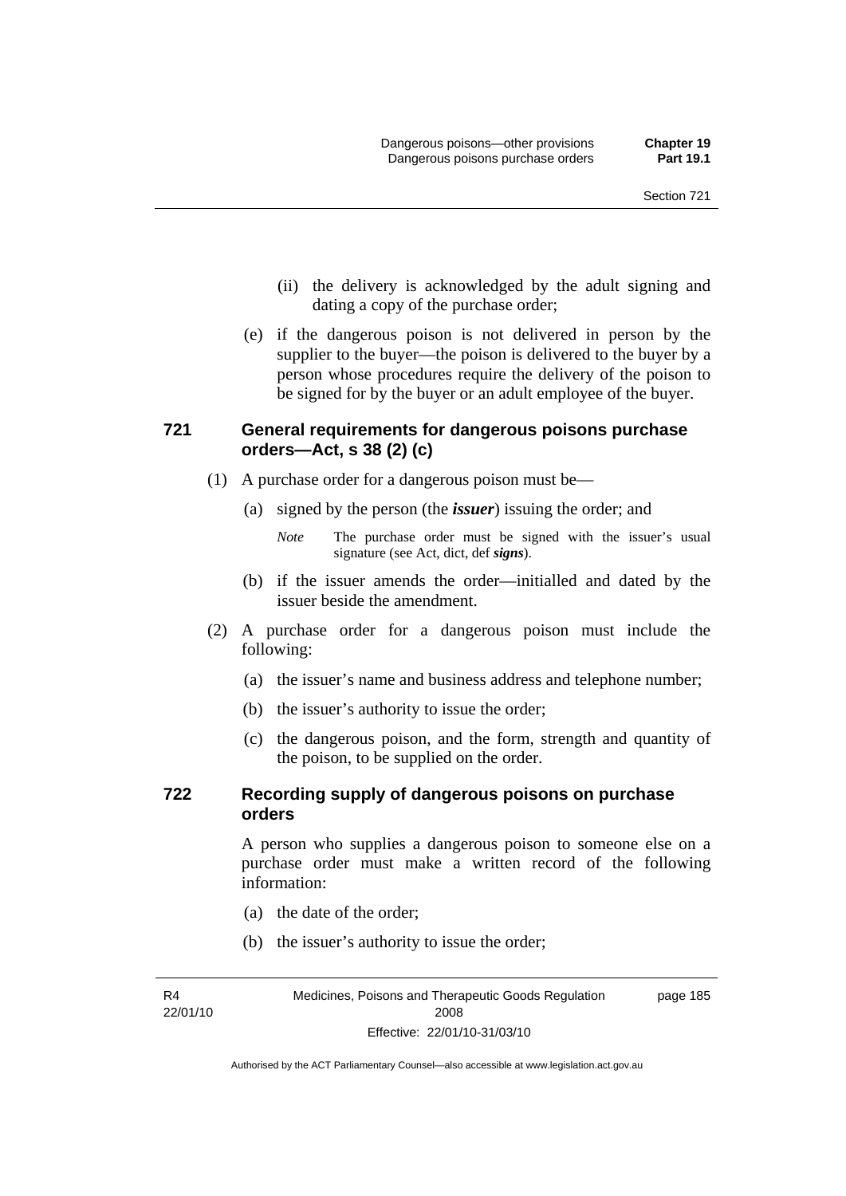(ii) the delivery is acknowledged by the adult signing and dating a copy of the purchase order;

(e) if the dangerous poison is not delivered in person by the supplier to the buyer—the poison is delivered to the buyer by a person whose procedures require the delivery of the poison to be signed for by the buyer or an adult employee of the buyer.

### 721 General requirements for dangerous poisons purchase orders—Act, s 38 (2) (c)

(1) A purchase order for a dangerous poison must be—

(a) signed by the person (the ***issuer***) issuing the order; and

*Note* The purchase order must be signed with the issuer's usual signature (see Act, dict, def ***signs***).

(b) if the issuer amends the order—initialled and dated by the issuer beside the amendment.

(2) A purchase order for a dangerous poison must include the following:

(a) the issuer's name and business address and telephone number;

(b) the issuer's authority to issue the order;

(c) the dangerous poison, and the form, strength and quantity of the poison, to be supplied on the order.

### 722 Recording supply of dangerous poisons on purchase orders

A person who supplies a dangerous poison to someone else on a purchase order must make a written record of the following information:

(a) the date of the order;

(b) the issuer's authority to issue the order;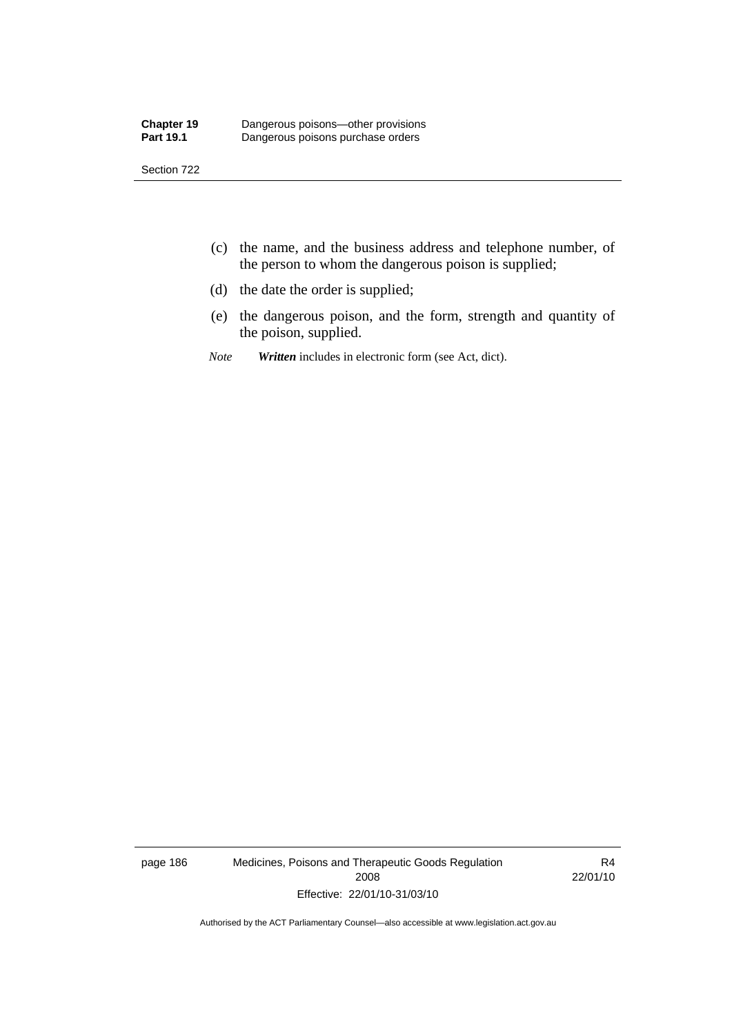(c) the name, and the business address and telephone number, of the person to whom the dangerous poison is supplied;

(d) the date the order is supplied;

(e) the dangerous poison, and the form, strength and quantity of the poison, supplied.

*Note* ***Written*** includes in electronic form (see Act, dict).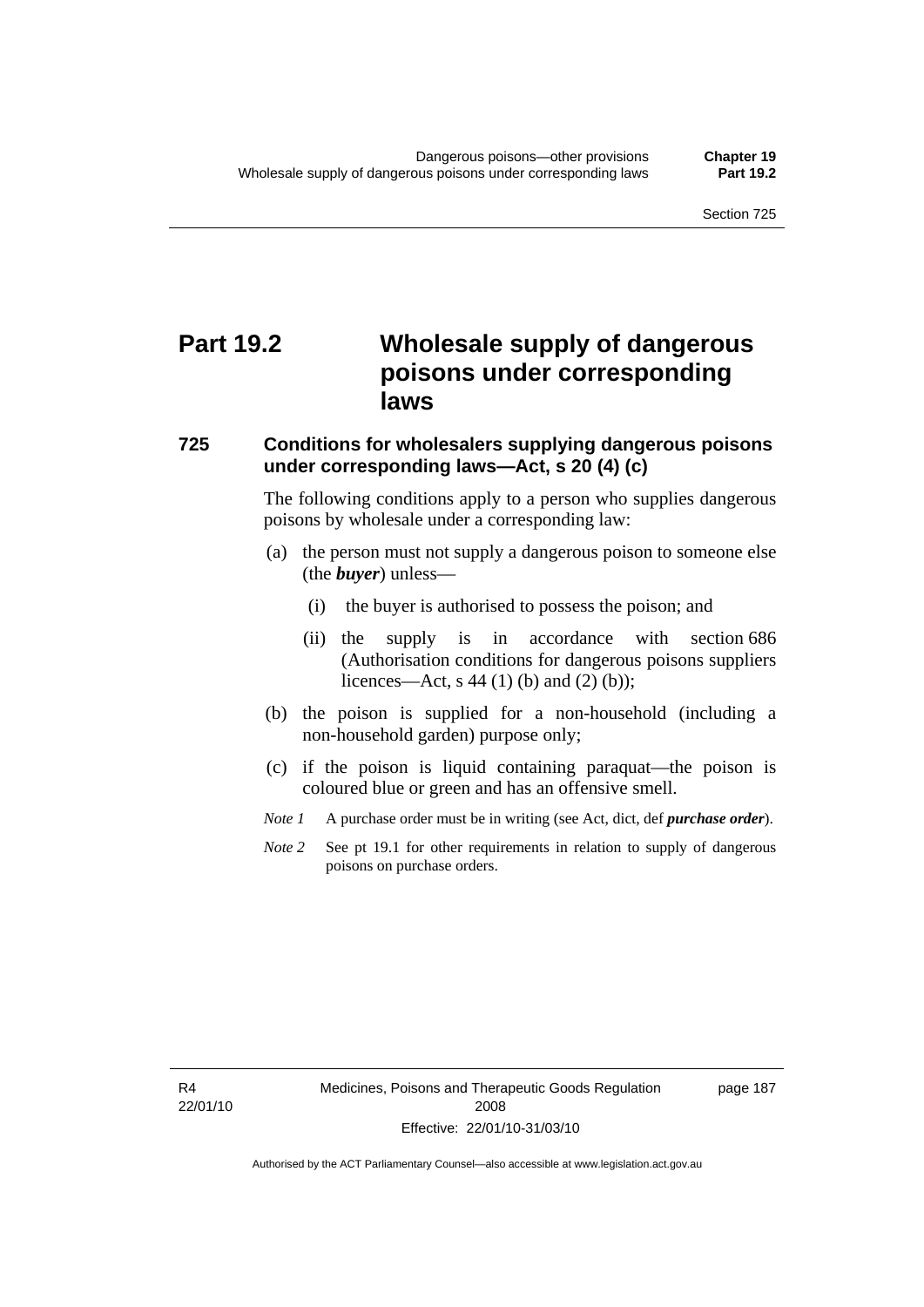# Part 19.2 Wholesale supply of dangerous poisons under corresponding laws

### 725 Conditions for wholesalers supplying dangerous poisons under corresponding laws—Act, s 20 (4) (c)

The following conditions apply to a person who supplies dangerous poisons by wholesale under a corresponding law:

(a) the person must not supply a dangerous poison to someone else (the ***buyer***) unless—

   (i) the buyer is authorised to possess the poison; and

   (ii) the supply is in accordance with section 686 (Authorisation conditions for dangerous poisons suppliers licences—Act, s 44 (1) (b) and (2) (b));

(b) the poison is supplied for a non-household (including a non-household garden) purpose only;

(c) if the poison is liquid containing paraquat—the poison is coloured blue or green and has an offensive smell.

*Note 1* A purchase order must be in writing (see Act, dict, def ***purchase order***).

*Note 2* See pt 19.1 for other requirements in relation to supply of dangerous poisons on purchase orders.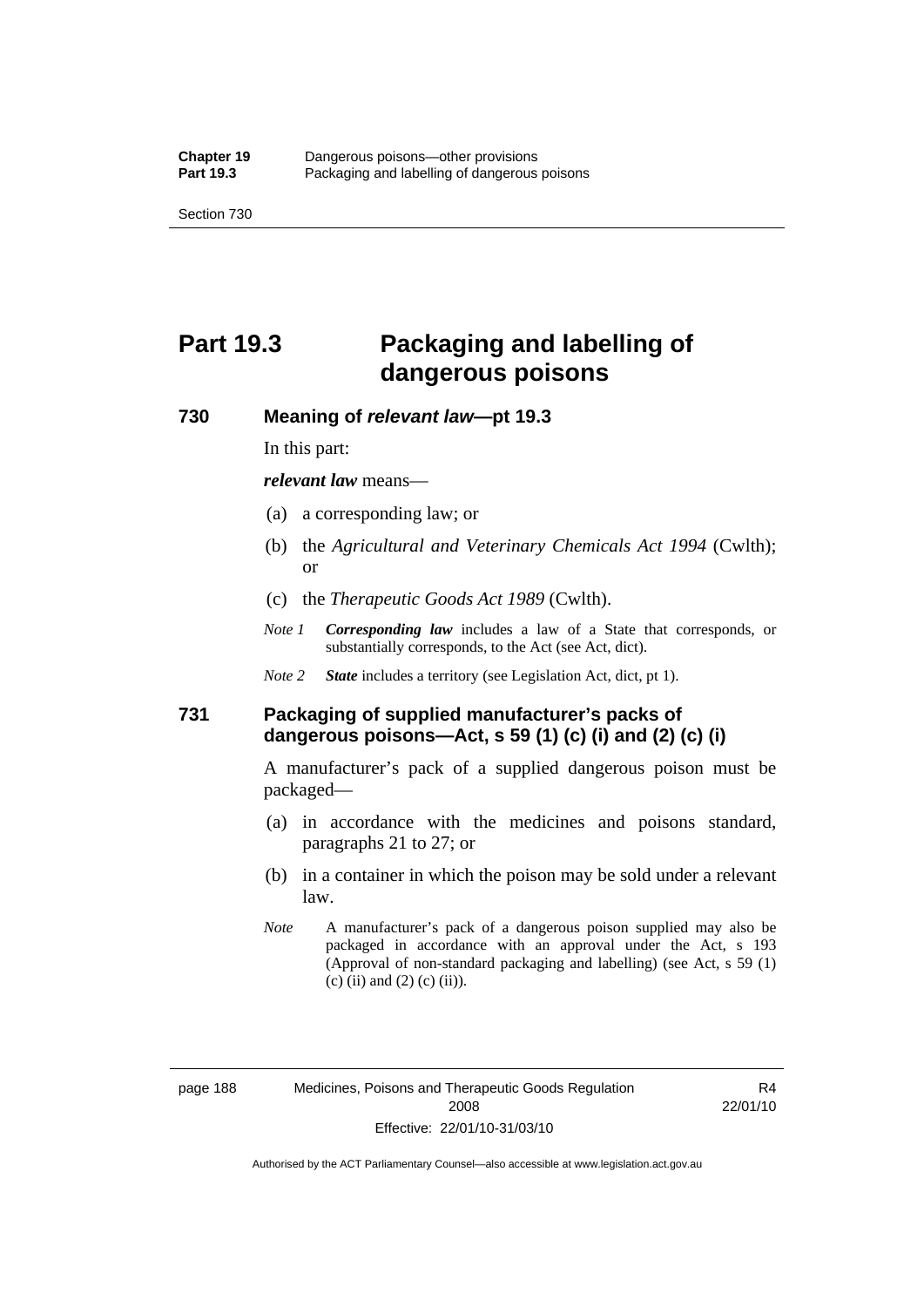# Part 19.3 Packaging and labelling of dangerous poisons

## 730 Meaning of *relevant law*—pt 19.3

In this part:

***relevant law*** means—

(a) a corresponding law; or

(b) the *Agricultural and Veterinary Chemicals Act 1994* (Cwlth); or

(c) the *Therapeutic Goods Act 1989* (Cwlth).

*Note 1* ***Corresponding law*** includes a law of a State that corresponds, or substantially corresponds, to the Act (see Act, dict).

*Note 2* ***State*** includes a territory (see Legislation Act, dict, pt 1).

## 731 Packaging of supplied manufacturer's packs of dangerous poisons—Act, s 59 (1) (c) (i) and (2) (c) (i)

A manufacturer's pack of a supplied dangerous poison must be packaged—

(a) in accordance with the medicines and poisons standard, paragraphs 21 to 27; or

(b) in a container in which the poison may be sold under a relevant law.

*Note* A manufacturer's pack of a dangerous poison supplied may also be packaged in accordance with an approval under the Act, s 193 (Approval of non-standard packaging and labelling) (see Act, s 59 (1) (c) (ii) and (2) (c) (ii)).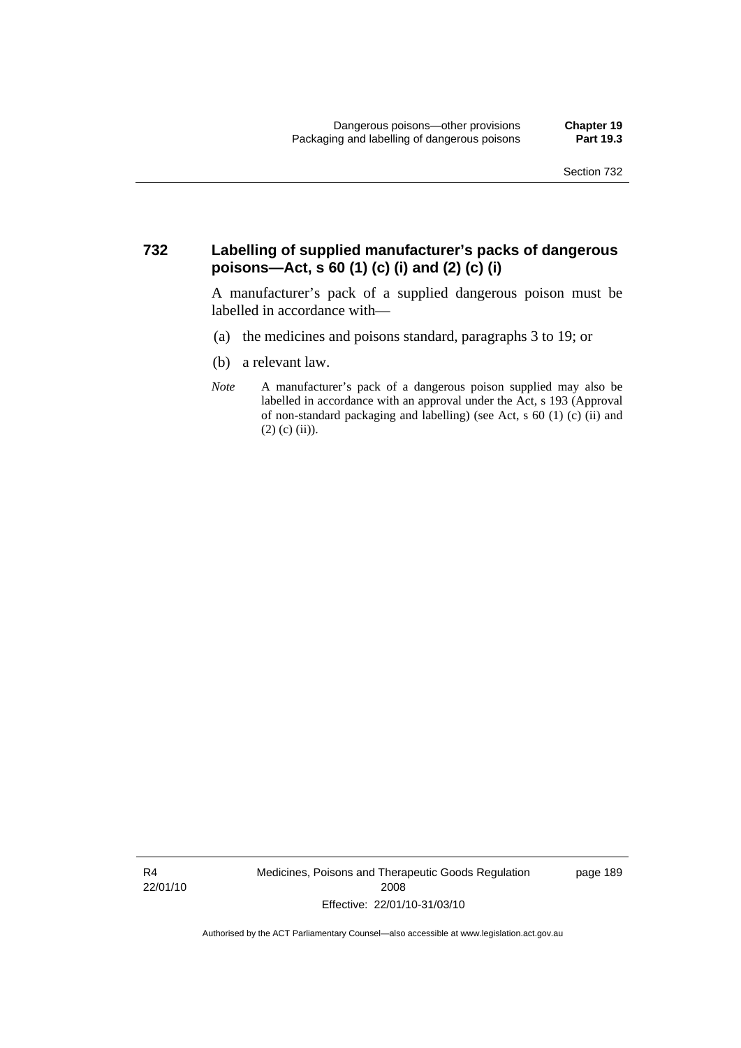## 732 Labelling of supplied manufacturer's packs of dangerous poisons—Act, s 60 (1) (c) (i) and (2) (c) (i)

A manufacturer's pack of a supplied dangerous poison must be labelled in accordance with—

(a) the medicines and poisons standard, paragraphs 3 to 19; or

(b) a relevant law.

*Note* A manufacturer's pack of a dangerous poison supplied may also be labelled in accordance with an approval under the Act, s 193 (Approval of non-standard packaging and labelling) (see Act, s 60 (1) (c) (ii) and (2) (c) (ii)).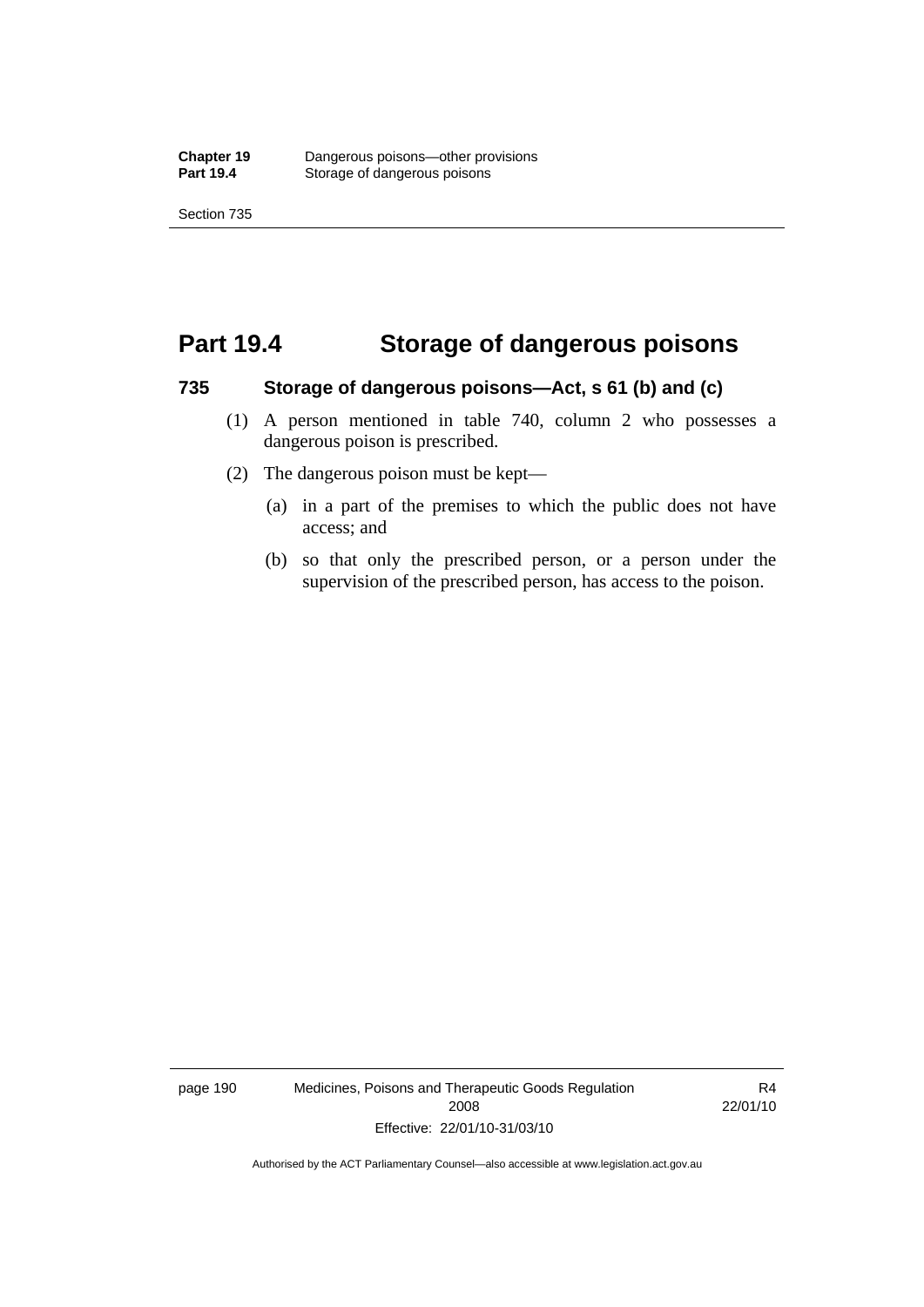# Part 19.4 Storage of dangerous poisons

### 735 Storage of dangerous poisons—Act, s 61 (b) and (c)

(1) A person mentioned in table 740, column 2 who possesses a dangerous poison is prescribed.

(2) The dangerous poison must be kept—

(a) in a part of the premises to which the public does not have access; and

(b) so that only the prescribed person, or a person under the supervision of the prescribed person, has access to the poison.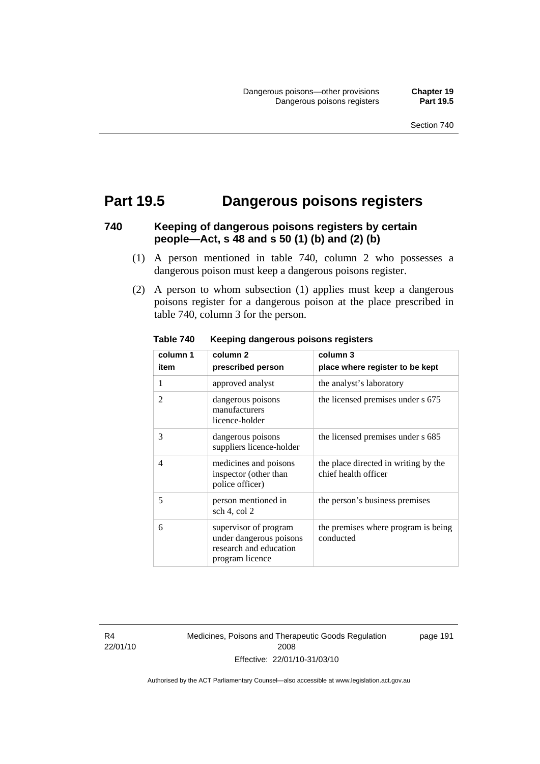# Part 19.5 Dangerous poisons registers

## 740 Keeping of dangerous poisons registers by certain people—Act, s 48 and s 50 (1) (b) and (2) (b)

(1) A person mentioned in table 740, column 2 who possesses a dangerous poison must keep a dangerous poisons register.

(2) A person to whom subsection (1) applies must keep a dangerous poisons register for a dangerous poison at the place prescribed in table 740, column 3 for the person.

**Table 740 Keeping dangerous poisons registers**

| column 1<br>item | column 2<br>prescribed person | column 3<br>place where register to be kept |
|---|---|---|
| 1 | approved analyst | the analyst's laboratory |
| 2 | dangerous poisons manufacturers licence-holder | the licensed premises under s 675 |
| 3 | dangerous poisons suppliers licence-holder | the licensed premises under s 685 |
| 4 | medicines and poisons inspector (other than police officer) | the place directed in writing by the chief health officer |
| 5 | person mentioned in sch 4, col 2 | the person's business premises |
| 6 | supervisor of program under dangerous poisons research and education program licence | the premises where program is being conducted |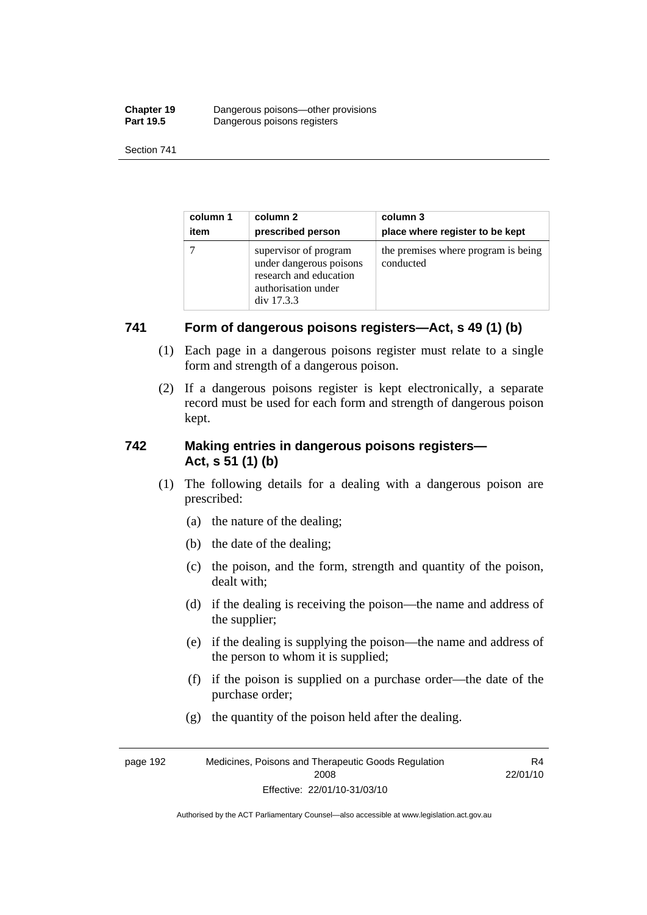| column 1<br>item | column 2<br>prescribed person | column 3<br>place where register to be kept |
|---|---|---|
| 7 | supervisor of program under dangerous poisons research and education authorisation under div 17.3.3 | the premises where program is being conducted |

## 741 Form of dangerous poisons registers—Act, s 49 (1) (b)

(1) Each page in a dangerous poisons register must relate to a single form and strength of a dangerous poison.

(2) If a dangerous poisons register is kept electronically, a separate record must be used for each form and strength of dangerous poison kept.

## 742 Making entries in dangerous poisons registers—Act, s 51 (1) (b)

(1) The following details for a dealing with a dangerous poison are prescribed:

(a) the nature of the dealing;

(b) the date of the dealing;

(c) the poison, and the form, strength and quantity of the poison, dealt with;

(d) if the dealing is receiving the poison—the name and address of the supplier;

(e) if the dealing is supplying the poison—the name and address of the person to whom it is supplied;

(f) if the poison is supplied on a purchase order—the date of the purchase order;

(g) the quantity of the poison held after the dealing.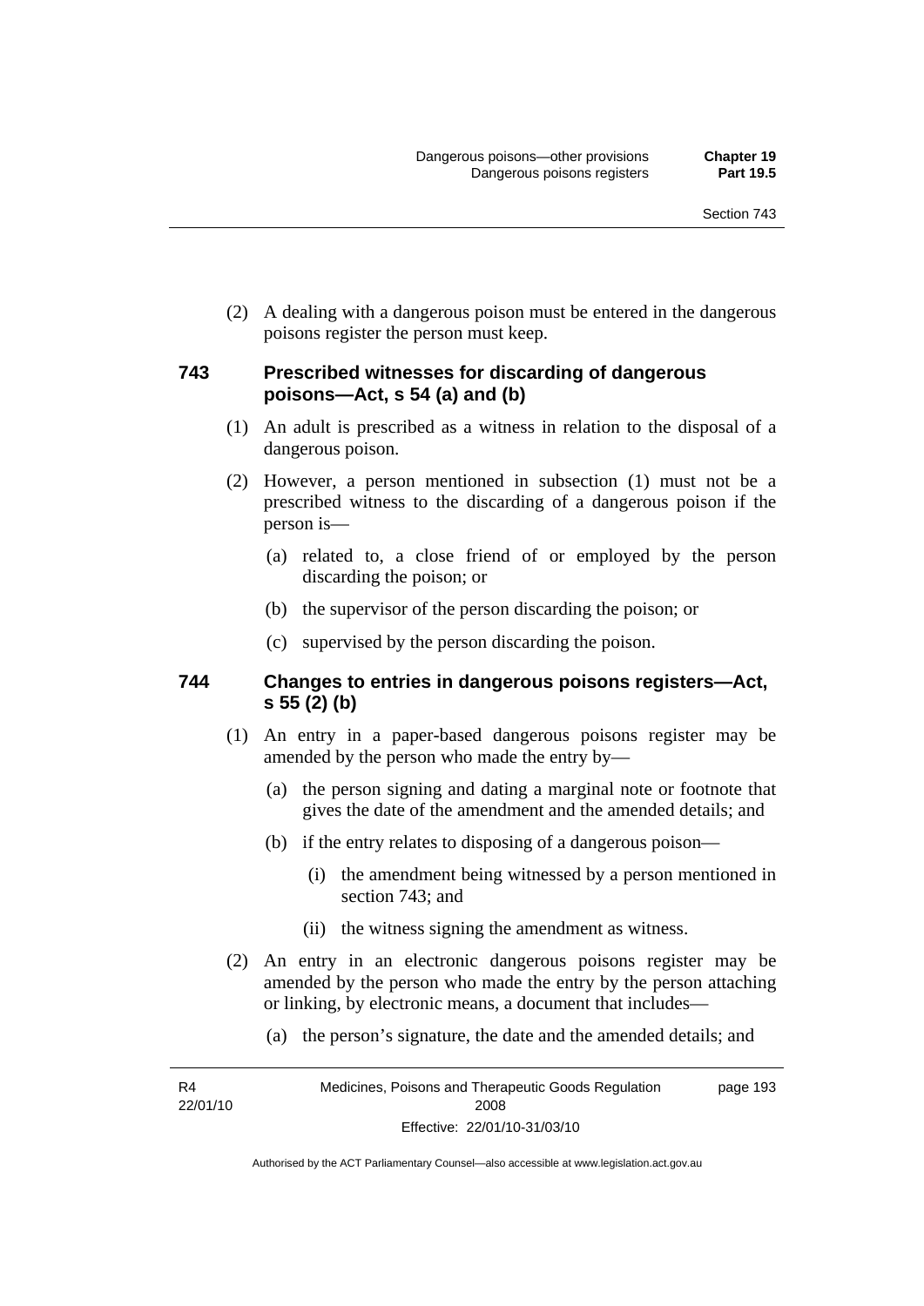(2) A dealing with a dangerous poison must be entered in the dangerous poisons register the person must keep.

### 743 Prescribed witnesses for discarding of dangerous poisons—Act, s 54 (a) and (b)

(1) An adult is prescribed as a witness in relation to the disposal of a dangerous poison.

(2) However, a person mentioned in subsection (1) must not be a prescribed witness to the discarding of a dangerous poison if the person is—

(a) related to, a close friend of or employed by the person discarding the poison; or

(b) the supervisor of the person discarding the poison; or

(c) supervised by the person discarding the poison.

### 744 Changes to entries in dangerous poisons registers—Act, s 55 (2) (b)

(1) An entry in a paper-based dangerous poisons register may be amended by the person who made the entry by—

(a) the person signing and dating a marginal note or footnote that gives the date of the amendment and the amended details; and

(b) if the entry relates to disposing of a dangerous poison—

(i) the amendment being witnessed by a person mentioned in section 743; and

(ii) the witness signing the amendment as witness.

(2) An entry in an electronic dangerous poisons register may be amended by the person who made the entry by the person attaching or linking, by electronic means, a document that includes—

(a) the person's signature, the date and the amended details; and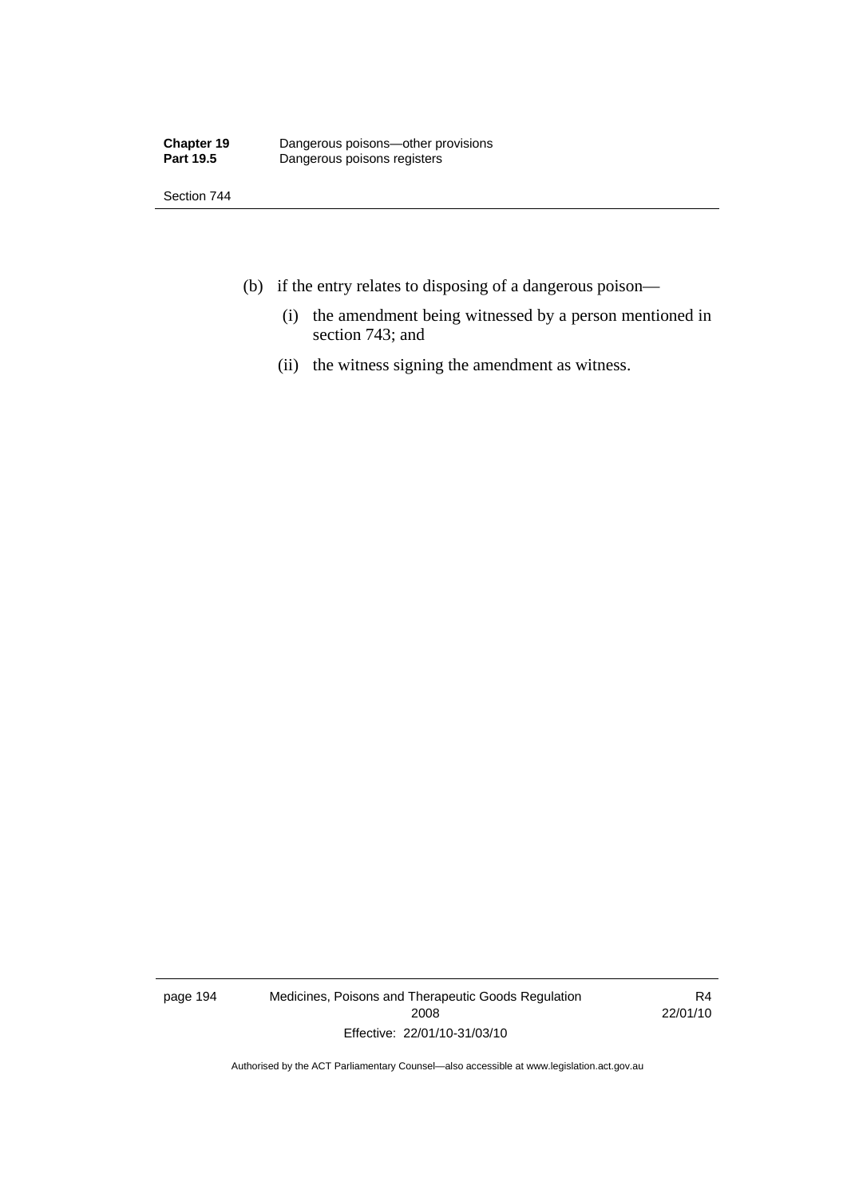(b) if the entry relates to disposing of a dangerous poison—

   (i) the amendment being witnessed by a person mentioned in section 743; and

   (ii) the witness signing the amendment as witness.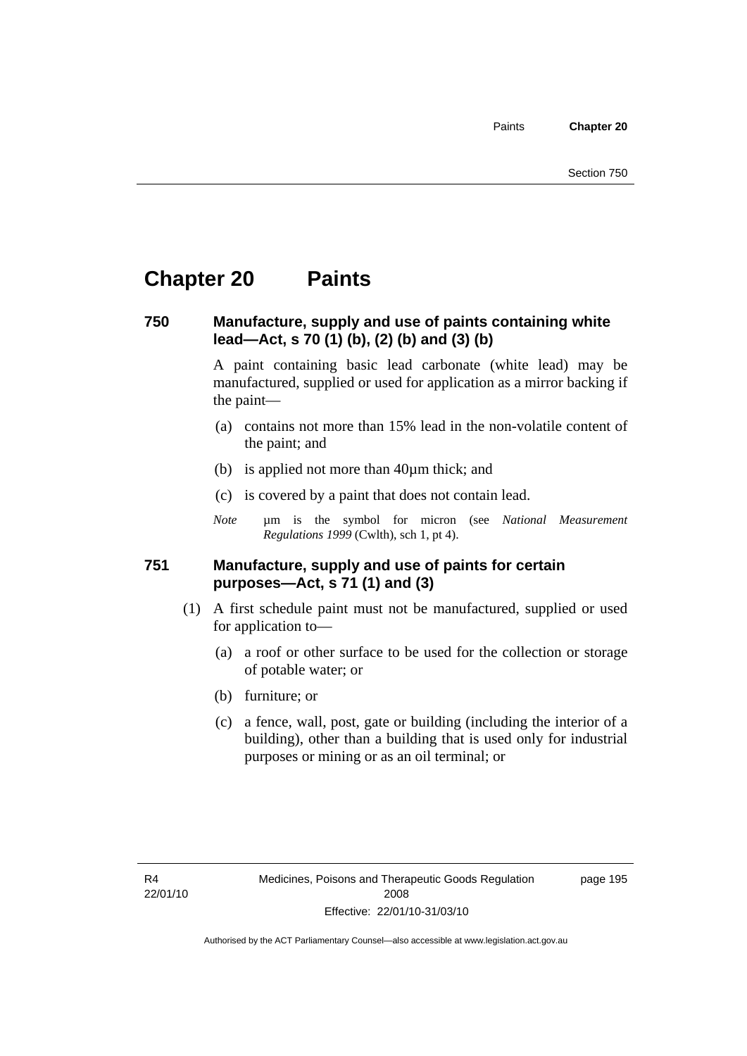# Chapter 20 Paints

### 750 Manufacture, supply and use of paints containing white lead—Act, s 70 (1) (b), (2) (b) and (3) (b)

A paint containing basic lead carbonate (white lead) may be manufactured, supplied or used for application as a mirror backing if the paint—

(a) contains not more than 15% lead in the non-volatile content of the paint; and

(b) is applied not more than 40µm thick; and

(c) is covered by a paint that does not contain lead.

*Note* µm is the symbol for micron (see *National Measurement Regulations 1999* (Cwlth), sch 1, pt 4).

### 751 Manufacture, supply and use of paints for certain purposes—Act, s 71 (1) and (3)

(1) A first schedule paint must not be manufactured, supplied or used for application to—

(a) a roof or other surface to be used for the collection or storage of potable water; or

(b) furniture; or

(c) a fence, wall, post, gate or building (including the interior of a building), other than a building that is used only for industrial purposes or mining or as an oil terminal; or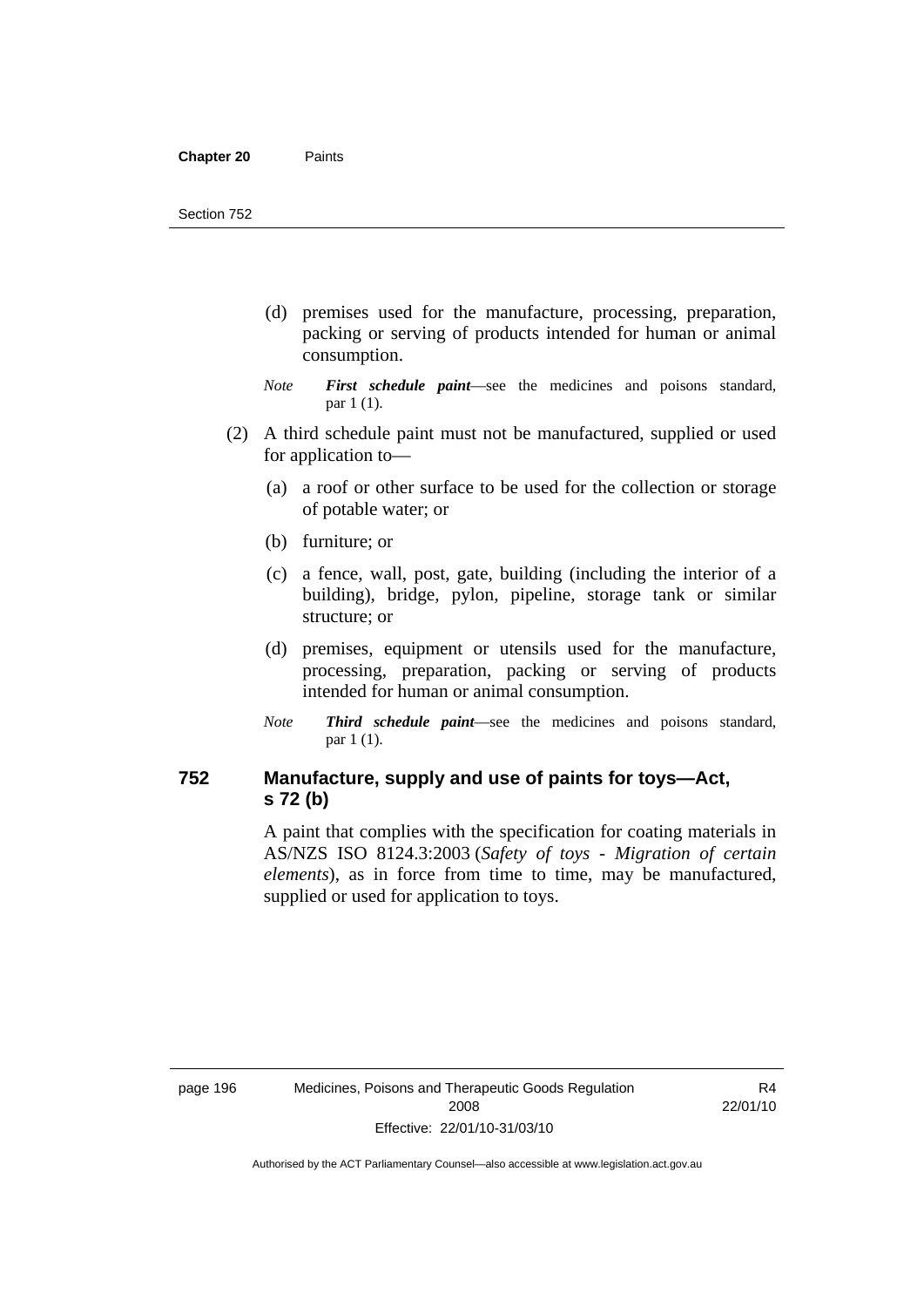(d) premises used for the manufacture, processing, preparation, packing or serving of products intended for human or animal consumption.

*Note* ***First schedule paint***—see the medicines and poisons standard, par 1 (1).

(2) A third schedule paint must not be manufactured, supplied or used for application to—

(a) a roof or other surface to be used for the collection or storage of potable water; or

(b) furniture; or

(c) a fence, wall, post, gate, building (including the interior of a building), bridge, pylon, pipeline, storage tank or similar structure; or

(d) premises, equipment or utensils used for the manufacture, processing, preparation, packing or serving of products intended for human or animal consumption.

*Note* ***Third schedule paint***—see the medicines and poisons standard, par 1 (1).

### 752 Manufacture, supply and use of paints for toys—Act, s 72 (b)

A paint that complies with the specification for coating materials in AS/NZS ISO 8124.3:2003 (*Safety of toys - Migration of certain elements*), as in force from time to time, may be manufactured, supplied or used for application to toys.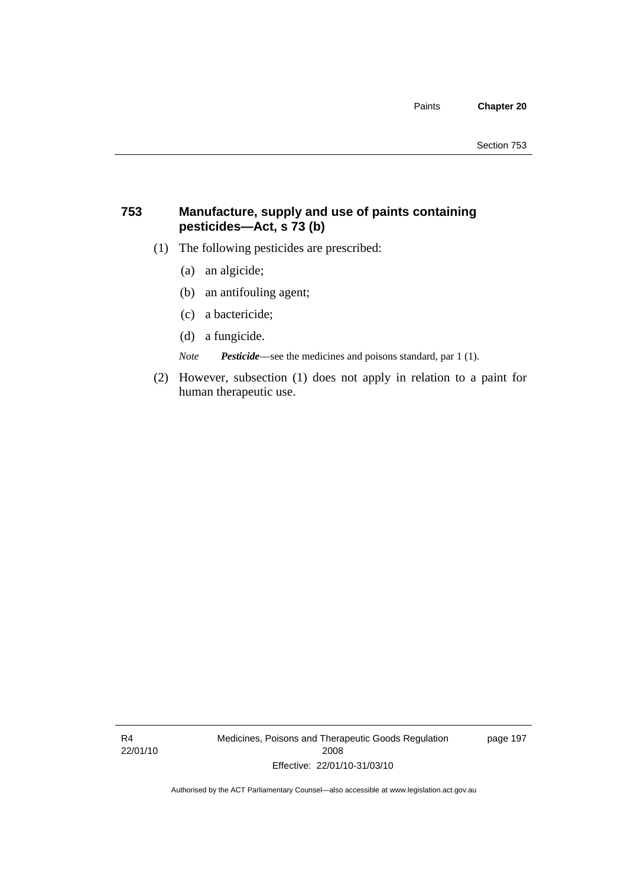## 753 Manufacture, supply and use of paints containing pesticides—Act, s 73 (b)

(1) The following pesticides are prescribed:

(a) an algicide;

(b) an antifouling agent;

(c) a bactericide;

(d) a fungicide.

*Note* ***Pesticide***—see the medicines and poisons standard, par 1 (1).

(2) However, subsection (1) does not apply in relation to a paint for human therapeutic use.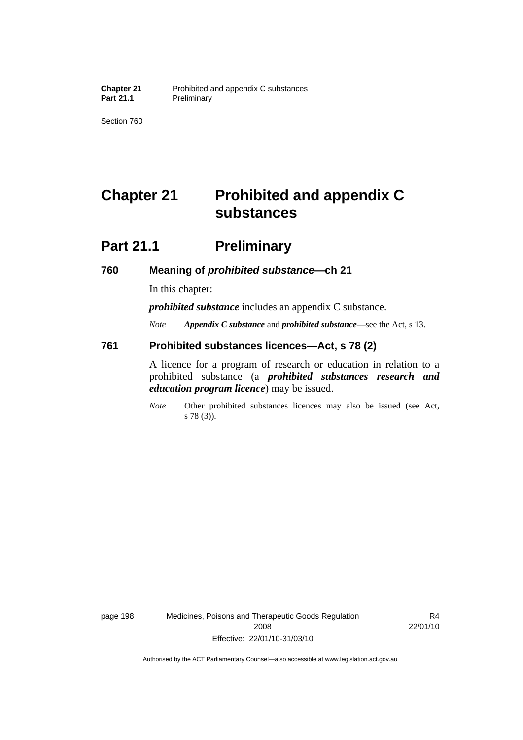# Chapter 21 Prohibited and appendix C substances

## Part 21.1 Preliminary

### 760 Meaning of *prohibited substance*—ch 21

In this chapter:

***prohibited substance*** includes an appendix C substance.

*Note* ***Appendix C substance*** and ***prohibited substance***—see the Act, s 13.

### 761 Prohibited substances licences—Act, s 78 (2)

A licence for a program of research or education in relation to a prohibited substance (a ***prohibited substances research and education program licence***) may be issued.

*Note* Other prohibited substances licences may also be issued (see Act, s 78 (3)).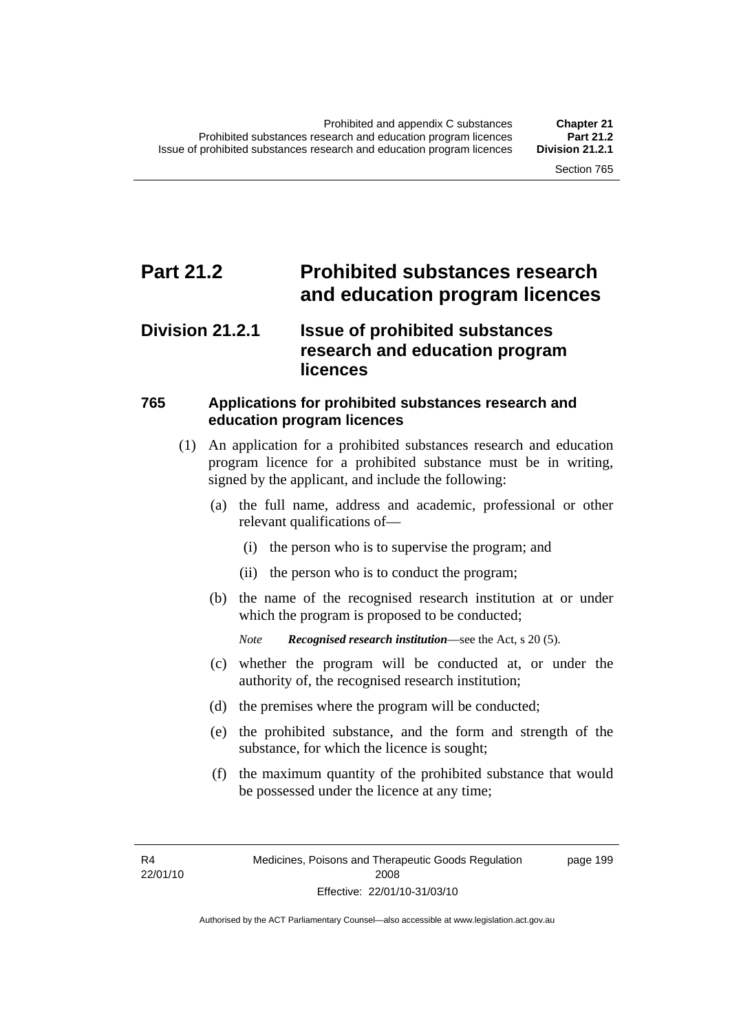# Part 21.2 Prohibited substances research and education program licences

## Division 21.2.1 Issue of prohibited substances research and education program licences

### 765 Applications for prohibited substances research and education program licences

(1) An application for a prohibited substances research and education program licence for a prohibited substance must be in writing, signed by the applicant, and include the following:

(a) the full name, address and academic, professional or other relevant qualifications of—

(i) the person who is to supervise the program; and

(ii) the person who is to conduct the program;

(b) the name of the recognised research institution at or under which the program is proposed to be conducted;

*Note* ***Recognised research institution***—see the Act, s 20 (5).

(c) whether the program will be conducted at, or under the authority of, the recognised research institution;

(d) the premises where the program will be conducted;

(e) the prohibited substance, and the form and strength of the substance, for which the licence is sought;

(f) the maximum quantity of the prohibited substance that would be possessed under the licence at any time;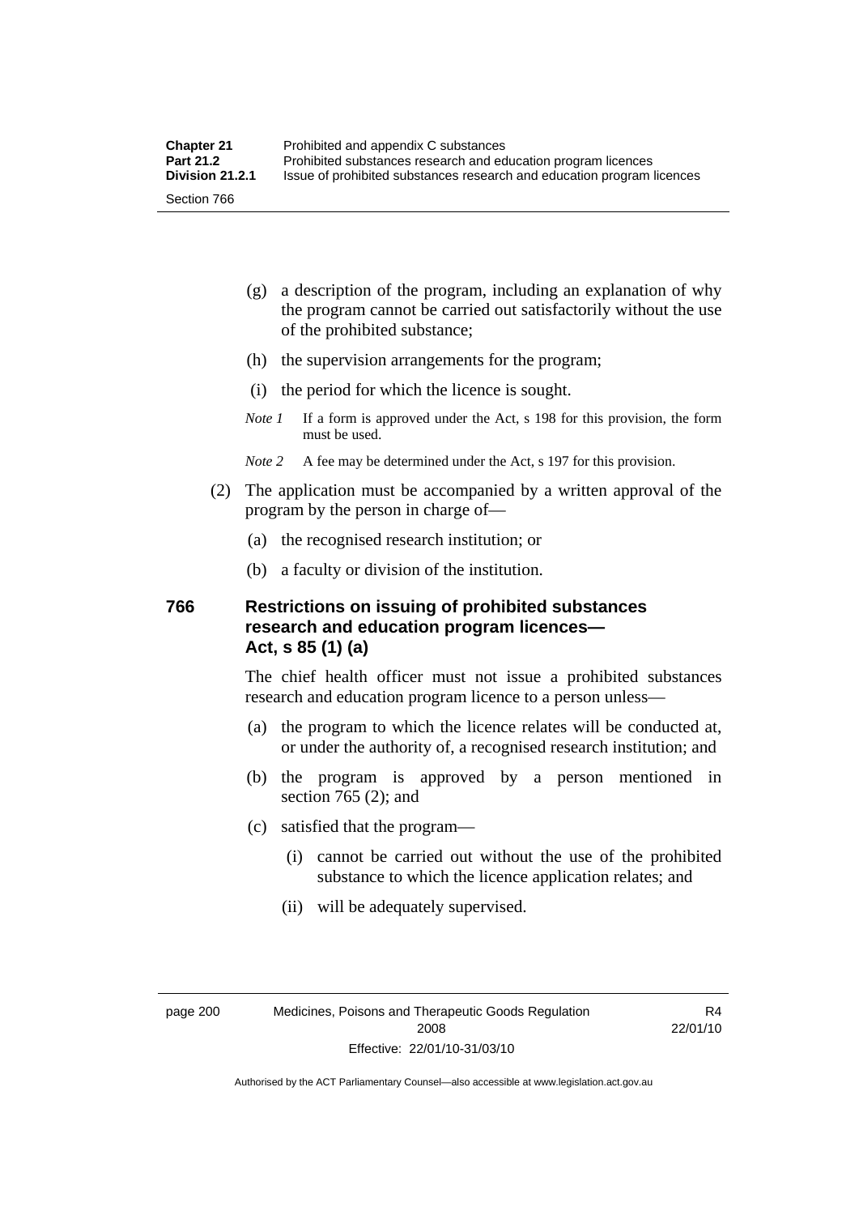(g) a description of the program, including an explanation of why the program cannot be carried out satisfactorily without the use of the prohibited substance;

(h) the supervision arrangements for the program;

(i) the period for which the licence is sought.

*Note 1* If a form is approved under the Act, s 198 for this provision, the form must be used.

*Note 2* A fee may be determined under the Act, s 197 for this provision.

(2) The application must be accompanied by a written approval of the program by the person in charge of—

(a) the recognised research institution; or

(b) a faculty or division of the institution.

### 766 Restrictions on issuing of prohibited substances research and education program licences—Act, s 85 (1) (a)

The chief health officer must not issue a prohibited substances research and education program licence to a person unless—

(a) the program to which the licence relates will be conducted at, or under the authority of, a recognised research institution; and

(b) the program is approved by a person mentioned in section 765 (2); and

(c) satisfied that the program—

(i) cannot be carried out without the use of the prohibited substance to which the licence application relates; and

(ii) will be adequately supervised.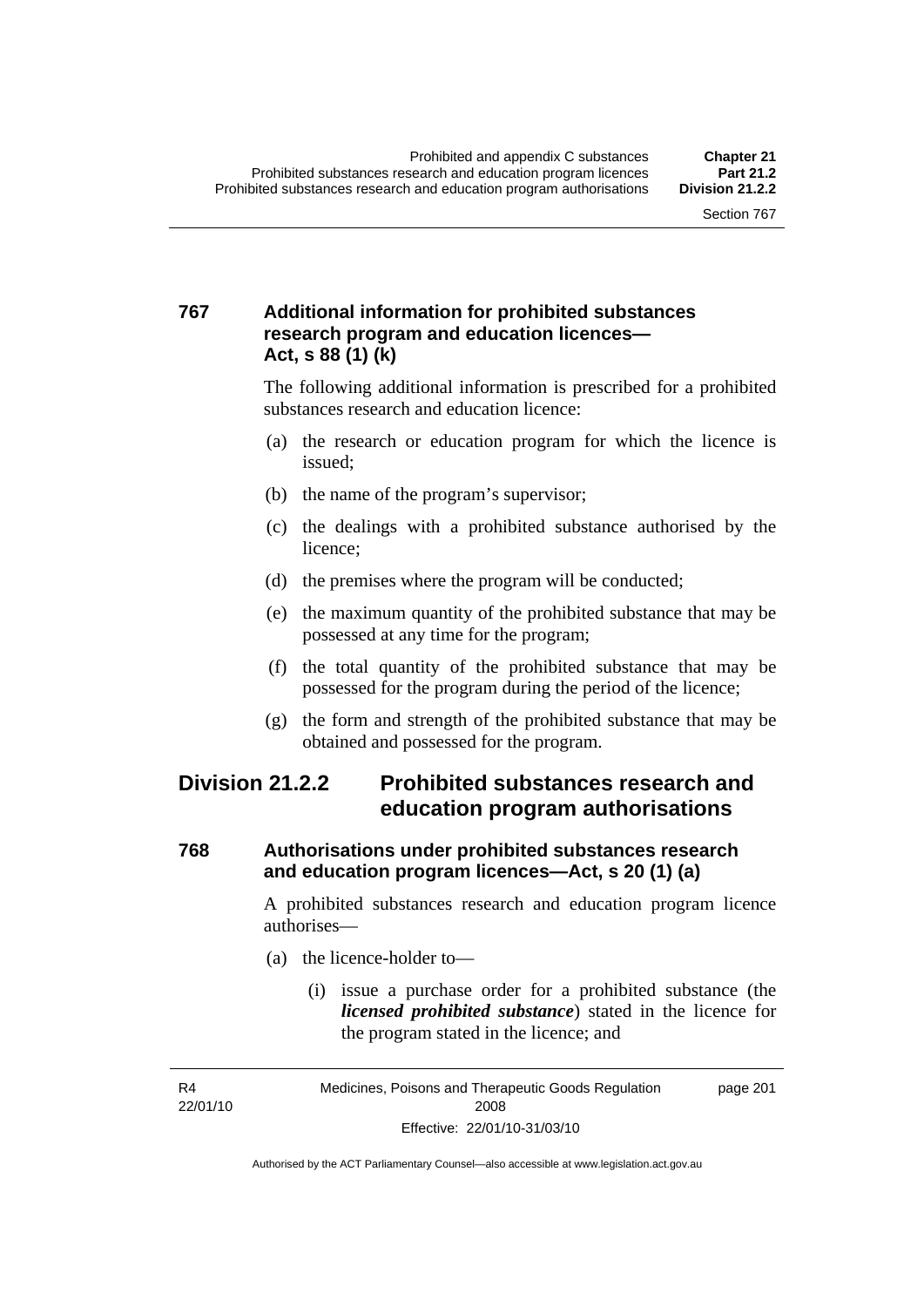### 767 Additional information for prohibited substances research program and education licences—Act, s 88 (1) (k)

The following additional information is prescribed for a prohibited substances research and education licence:

(a) the research or education program for which the licence is issued;

(b) the name of the program's supervisor;

(c) the dealings with a prohibited substance authorised by the licence;

(d) the premises where the program will be conducted;

(e) the maximum quantity of the prohibited substance that may be possessed at any time for the program;

(f) the total quantity of the prohibited substance that may be possessed for the program during the period of the licence;

(g) the form and strength of the prohibited substance that may be obtained and possessed for the program.

## Division 21.2.2 Prohibited substances research and education program authorisations

### 768 Authorisations under prohibited substances research and education program licences—Act, s 20 (1) (a)

A prohibited substances research and education program licence authorises—

(a) the licence-holder to—

(i) issue a purchase order for a prohibited substance (the ***licensed prohibited substance***) stated in the licence for the program stated in the licence; and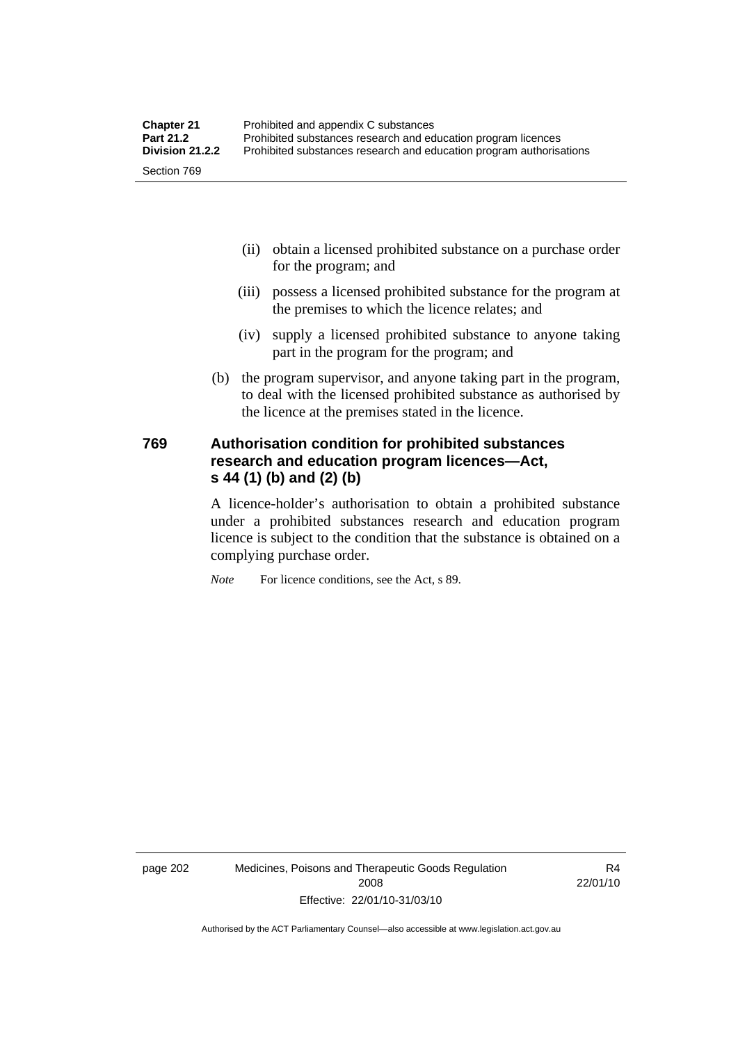(ii) obtain a licensed prohibited substance on a purchase order for the program; and

(iii) possess a licensed prohibited substance for the program at the premises to which the licence relates; and

(iv) supply a licensed prohibited substance to anyone taking part in the program for the program; and

(b) the program supervisor, and anyone taking part in the program, to deal with the licensed prohibited substance as authorised by the licence at the premises stated in the licence.

### 769 Authorisation condition for prohibited substances research and education program licences—Act, s 44 (1) (b) and (2) (b)

A licence-holder's authorisation to obtain a prohibited substance under a prohibited substances research and education program licence is subject to the condition that the substance is obtained on a complying purchase order.

*Note* For licence conditions, see the Act, s 89.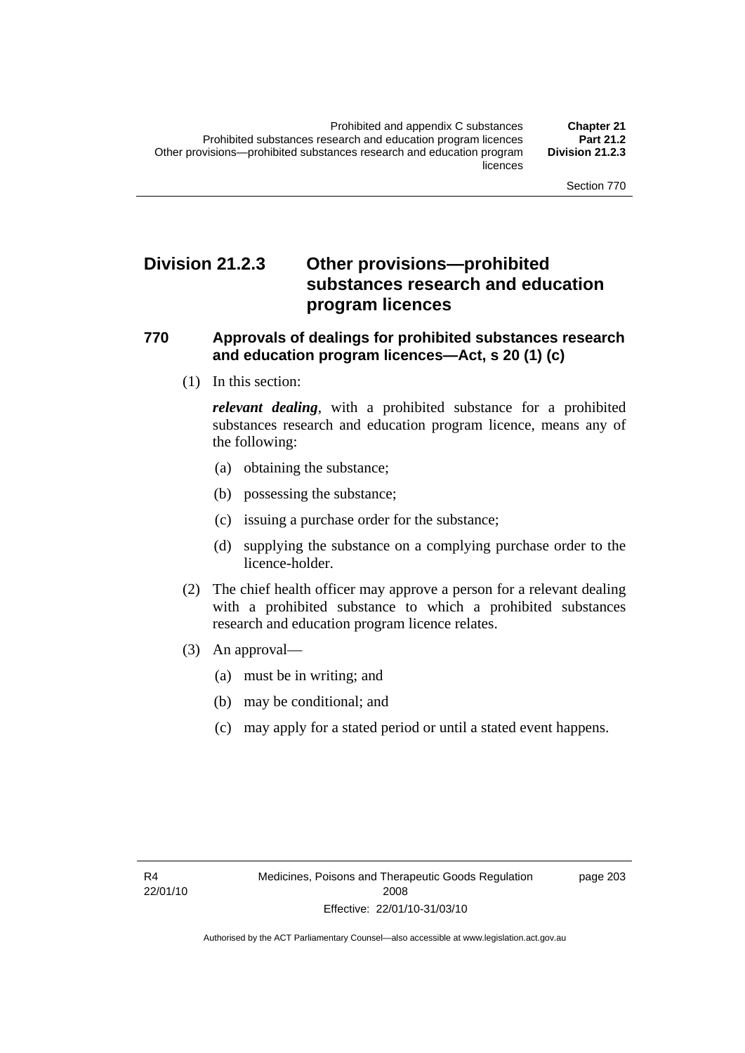## Division 21.2.3 Other provisions—prohibited substances research and education program licences

### 770 Approvals of dealings for prohibited substances research and education program licences—Act, s 20 (1) (c)

(1) In this section:

***relevant dealing***, with a prohibited substance for a prohibited substances research and education program licence, means any of the following:

- (a) obtaining the substance;
- (b) possessing the substance;
- (c) issuing a purchase order for the substance;
- (d) supplying the substance on a complying purchase order to the licence-holder.

(2) The chief health officer may approve a person for a relevant dealing with a prohibited substance to which a prohibited substances research and education program licence relates.

(3) An approval—

- (a) must be in writing; and
- (b) may be conditional; and
- (c) may apply for a stated period or until a stated event happens.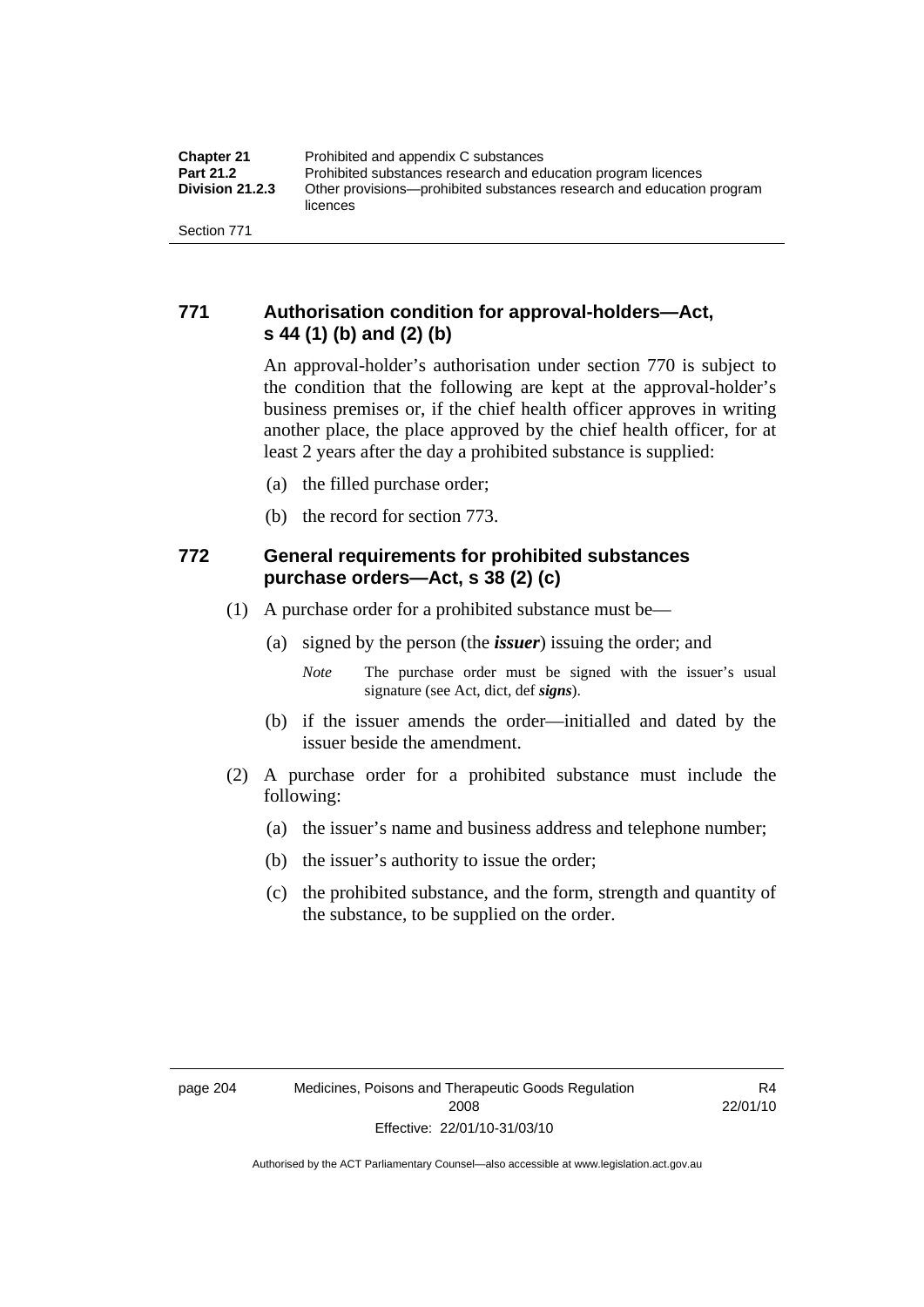## 771 Authorisation condition for approval-holders—Act, s 44 (1) (b) and (2) (b)

An approval-holder's authorisation under section 770 is subject to the condition that the following are kept at the approval-holder's business premises or, if the chief health officer approves in writing another place, the place approved by the chief health officer, for at least 2 years after the day a prohibited substance is supplied:

(a) the filled purchase order;

(b) the record for section 773.

## 772 General requirements for prohibited substances purchase orders—Act, s 38 (2) (c)

(1) A purchase order for a prohibited substance must be—

(a) signed by the person (the ***issuer***) issuing the order; and

*Note* The purchase order must be signed with the issuer's usual signature (see Act, dict, def ***signs***).

(b) if the issuer amends the order—initialled and dated by the issuer beside the amendment.

(2) A purchase order for a prohibited substance must include the following:

(a) the issuer's name and business address and telephone number;

(b) the issuer's authority to issue the order;

(c) the prohibited substance, and the form, strength and quantity of the substance, to be supplied on the order.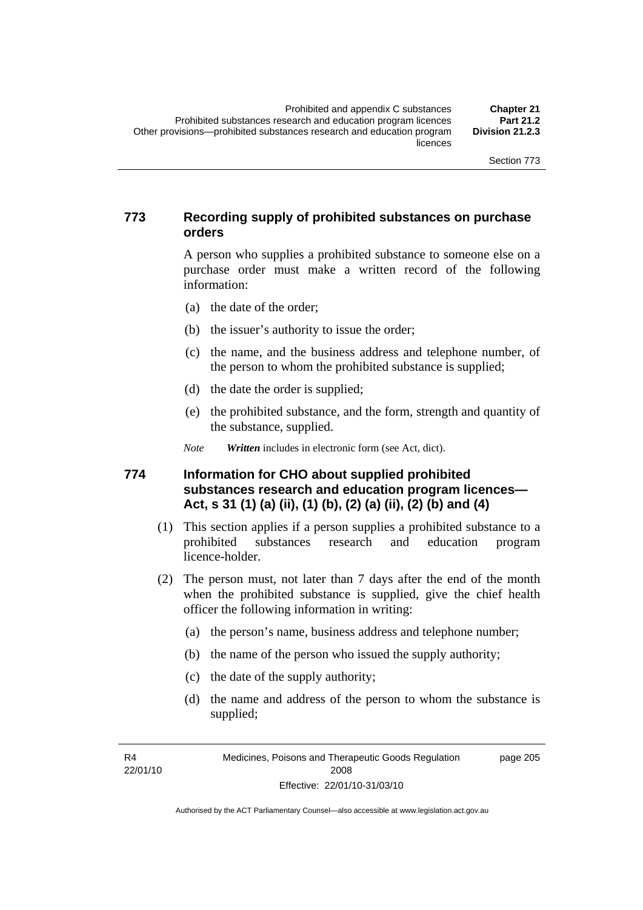### 773 Recording supply of prohibited substances on purchase orders

A person who supplies a prohibited substance to someone else on a purchase order must make a written record of the following information:

(a) the date of the order;

(b) the issuer's authority to issue the order;

(c) the name, and the business address and telephone number, of the person to whom the prohibited substance is supplied;

(d) the date the order is supplied;

(e) the prohibited substance, and the form, strength and quantity of the substance, supplied.

*Note* ***Written*** includes in electronic form (see Act, dict).

### 774 Information for CHO about supplied prohibited substances research and education program licences—Act, s 31 (1) (a) (ii), (1) (b), (2) (a) (ii), (2) (b) and (4)

(1) This section applies if a person supplies a prohibited substance to a prohibited substances research and education program licence-holder.

(2) The person must, not later than 7 days after the end of the month when the prohibited substance is supplied, give the chief health officer the following information in writing:

(a) the person's name, business address and telephone number;

(b) the name of the person who issued the supply authority;

(c) the date of the supply authority;

(d) the name and address of the person to whom the substance is supplied;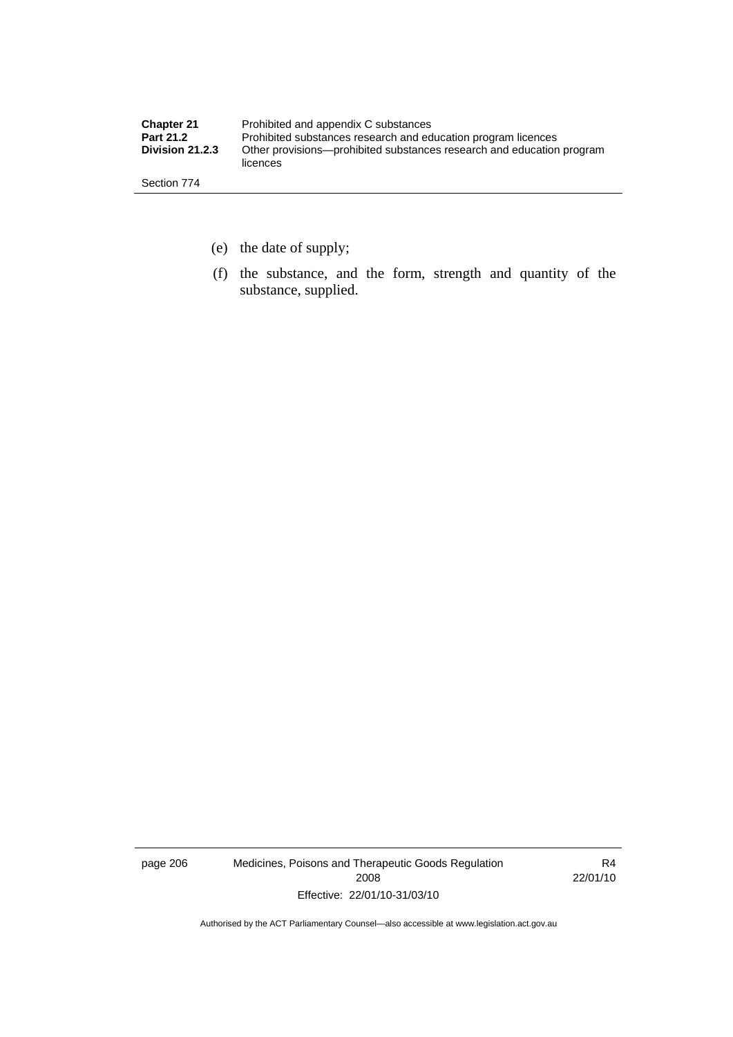(e) the date of supply;

(f) the substance, and the form, strength and quantity of the substance, supplied.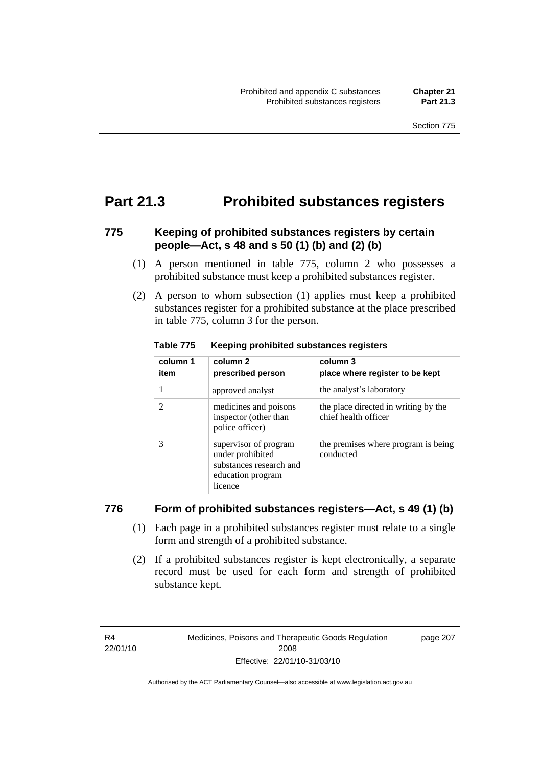# Part 21.3 Prohibited substances registers

### 775 Keeping of prohibited substances registers by certain people—Act, s 48 and s 50 (1) (b) and (2) (b)

(1) A person mentioned in table 775, column 2 who possesses a prohibited substance must keep a prohibited substances register.

(2) A person to whom subsection (1) applies must keep a prohibited substances register for a prohibited substance at the place prescribed in table 775, column 3 for the person.

**Table 775 Keeping prohibited substances registers**

| column 1 item | column 2 prescribed person | column 3 place where register to be kept |
|---|---|---|
| 1 | approved analyst | the analyst's laboratory |
| 2 | medicines and poisons inspector (other than police officer) | the place directed in writing by the chief health officer |
| 3 | supervisor of program under prohibited substances research and education program licence | the premises where program is being conducted |

### 776 Form of prohibited substances registers—Act, s 49 (1) (b)

(1) Each page in a prohibited substances register must relate to a single form and strength of a prohibited substance.

(2) If a prohibited substances register is kept electronically, a separate record must be used for each form and strength of prohibited substance kept.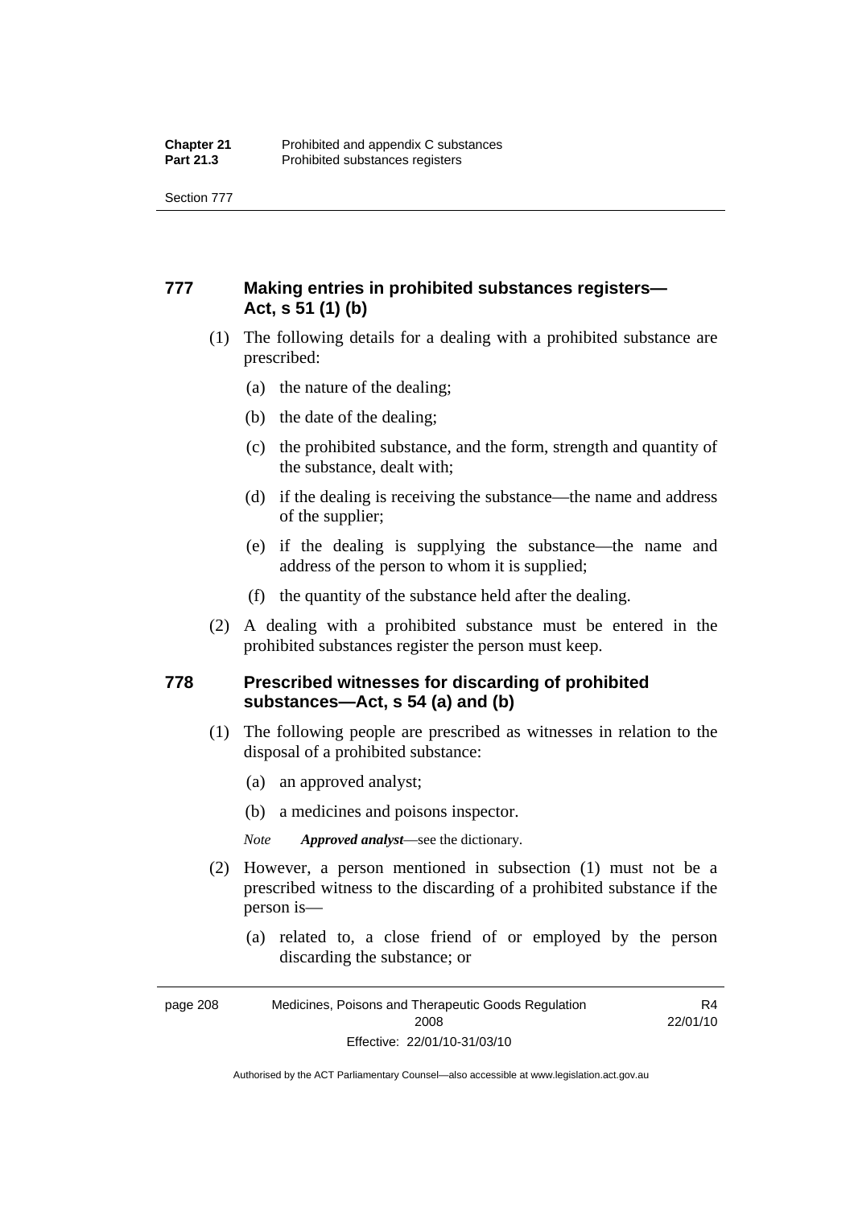## 777 Making entries in prohibited substances registers—Act, s 51 (1) (b)

(1) The following details for a dealing with a prohibited substance are prescribed:

(a) the nature of the dealing;

(b) the date of the dealing;

(c) the prohibited substance, and the form, strength and quantity of the substance, dealt with;

(d) if the dealing is receiving the substance—the name and address of the supplier;

(e) if the dealing is supplying the substance—the name and address of the person to whom it is supplied;

(f) the quantity of the substance held after the dealing.

(2) A dealing with a prohibited substance must be entered in the prohibited substances register the person must keep.

## 778 Prescribed witnesses for discarding of prohibited substances—Act, s 54 (a) and (b)

(1) The following people are prescribed as witnesses in relation to the disposal of a prohibited substance:

(a) an approved analyst;

(b) a medicines and poisons inspector.

*Note* ***Approved analyst***—see the dictionary.

(2) However, a person mentioned in subsection (1) must not be a prescribed witness to the discarding of a prohibited substance if the person is—

(a) related to, a close friend of or employed by the person discarding the substance; or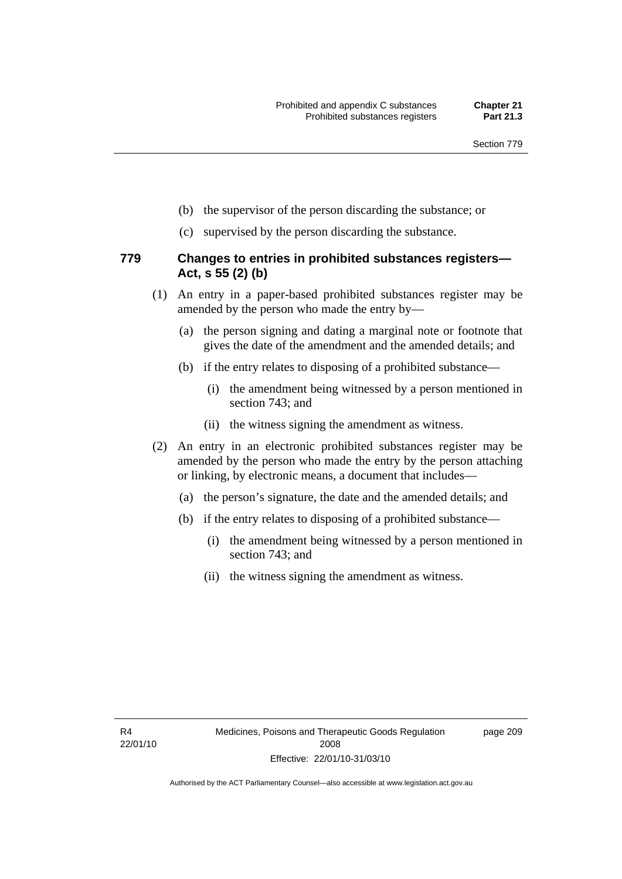(b) the supervisor of the person discarding the substance; or

(c) supervised by the person discarding the substance.

### 779 Changes to entries in prohibited substances registers—Act, s 55 (2) (b)

(1) An entry in a paper-based prohibited substances register may be amended by the person who made the entry by—

(a) the person signing and dating a marginal note or footnote that gives the date of the amendment and the amended details; and

(b) if the entry relates to disposing of a prohibited substance—

(i) the amendment being witnessed by a person mentioned in section 743; and

(ii) the witness signing the amendment as witness.

(2) An entry in an electronic prohibited substances register may be amended by the person who made the entry by the person attaching or linking, by electronic means, a document that includes—

(a) the person's signature, the date and the amended details; and

(b) if the entry relates to disposing of a prohibited substance—

(i) the amendment being witnessed by a person mentioned in section 743; and

(ii) the witness signing the amendment as witness.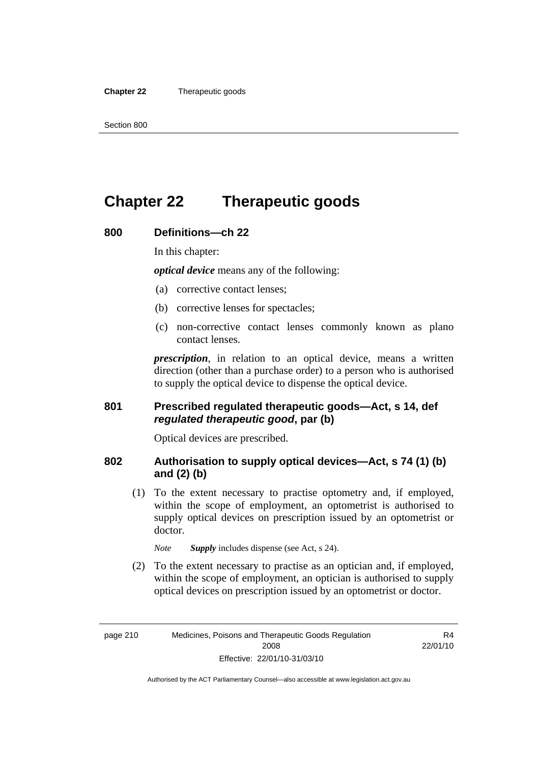# Chapter 22 Therapeutic goods

## 800 Definitions—ch 22

In this chapter:

***optical device*** means any of the following:

(a) corrective contact lenses;

(b) corrective lenses for spectacles;

(c) non-corrective contact lenses commonly known as plano contact lenses.

***prescription***, in relation to an optical device, means a written direction (other than a purchase order) to a person who is authorised to supply the optical device to dispense the optical device.

## 801 Prescribed regulated therapeutic goods—Act, s 14, def *regulated therapeutic good*, par (b)

Optical devices are prescribed.

## 802 Authorisation to supply optical devices—Act, s 74 (1) (b) and (2) (b)

(1) To the extent necessary to practise optometry and, if employed, within the scope of employment, an optometrist is authorised to supply optical devices on prescription issued by an optometrist or doctor.

*Note* ***Supply*** includes dispense (see Act, s 24).

(2) To the extent necessary to practise as an optician and, if employed, within the scope of employment, an optician is authorised to supply optical devices on prescription issued by an optometrist or doctor.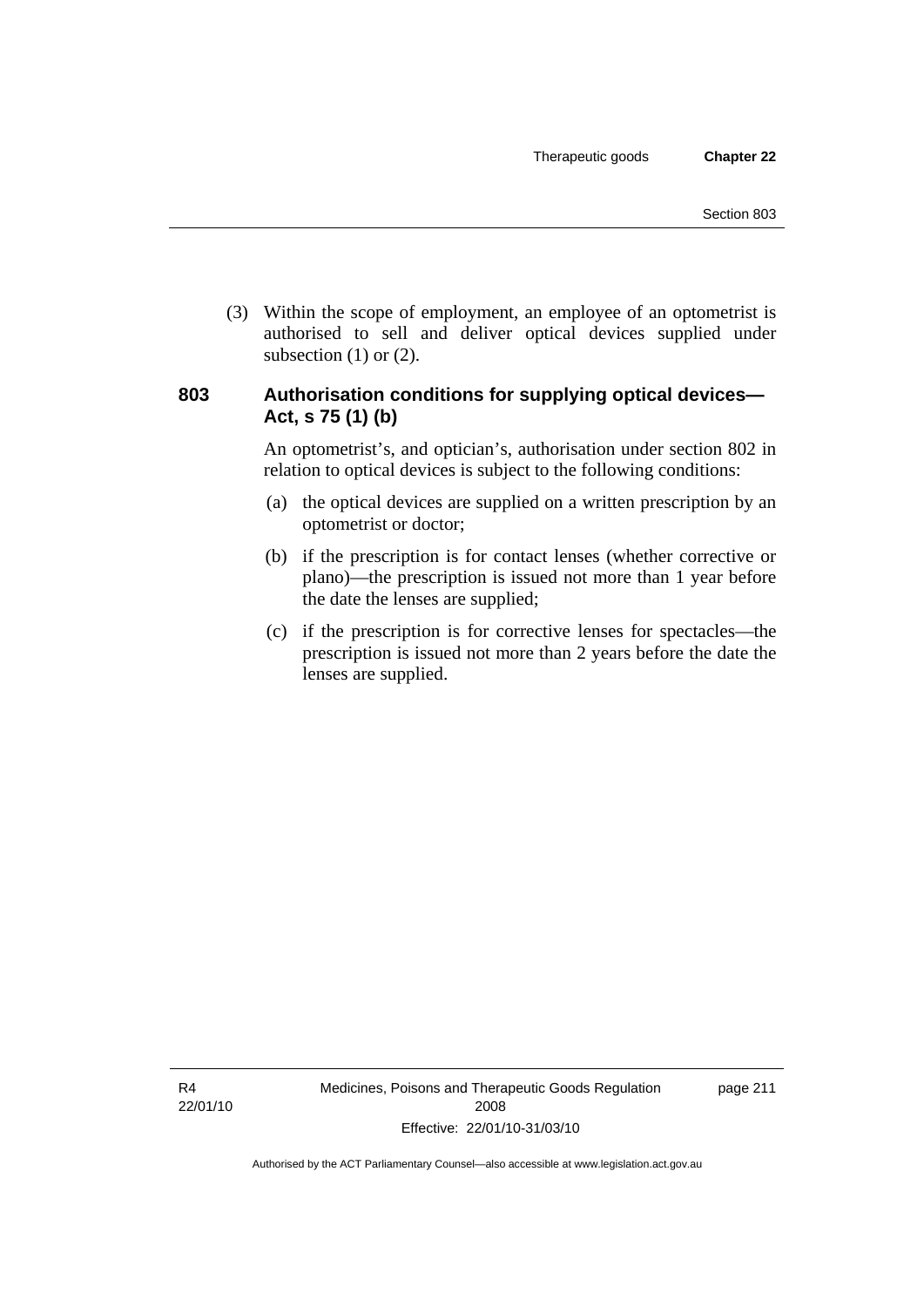(3) Within the scope of employment, an employee of an optometrist is authorised to sell and deliver optical devices supplied under subsection (1) or (2).

## 803 Authorisation conditions for supplying optical devices—Act, s 75 (1) (b)

An optometrist's, and optician's, authorisation under section 802 in relation to optical devices is subject to the following conditions:

(a) the optical devices are supplied on a written prescription by an optometrist or doctor;

(b) if the prescription is for contact lenses (whether corrective or plano)—the prescription is issued not more than 1 year before the date the lenses are supplied;

(c) if the prescription is for corrective lenses for spectacles—the prescription is issued not more than 2 years before the date the lenses are supplied.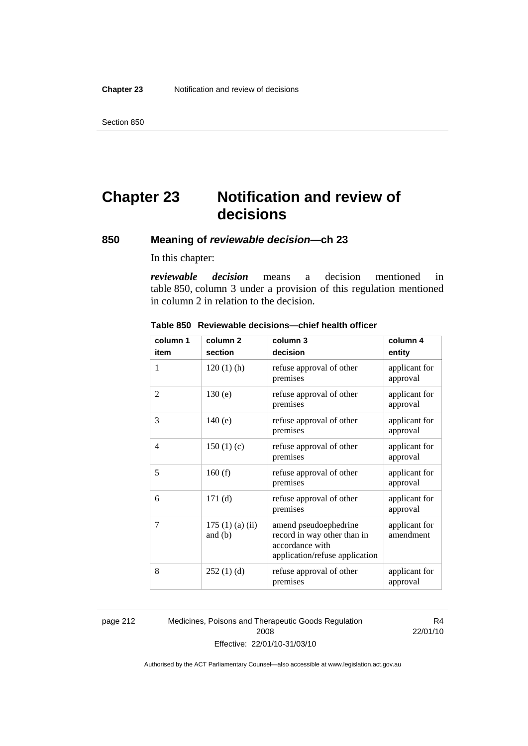# Chapter 23 Notification and review of decisions

## 850 Meaning of *reviewable decision*—ch 23

In this chapter:

***reviewable decision*** means a decision mentioned in table 850, column 3 under a provision of this regulation mentioned in column 2 in relation to the decision.

**Table 850 Reviewable decisions—chief health officer**

| column 1<br>item | column 2<br>section | column 3<br>decision | column 4<br>entity |
|---|---|---|---|
| 1 | 120 (1) (h) | refuse approval of other premises | applicant for approval |
| 2 | 130 (e) | refuse approval of other premises | applicant for approval |
| 3 | 140 (e) | refuse approval of other premises | applicant for approval |
| 4 | 150 (1) (c) | refuse approval of other premises | applicant for approval |
| 5 | 160 (f) | refuse approval of other premises | applicant for approval |
| 6 | 171 (d) | refuse approval of other premises | applicant for approval |
| 7 | 175 (1) (a) (ii) and (b) | amend pseudoephedrine record in way other than in accordance with application/refuse application | applicant for amendment |
| 8 | 252 (1) (d) | refuse approval of other premises | applicant for approval |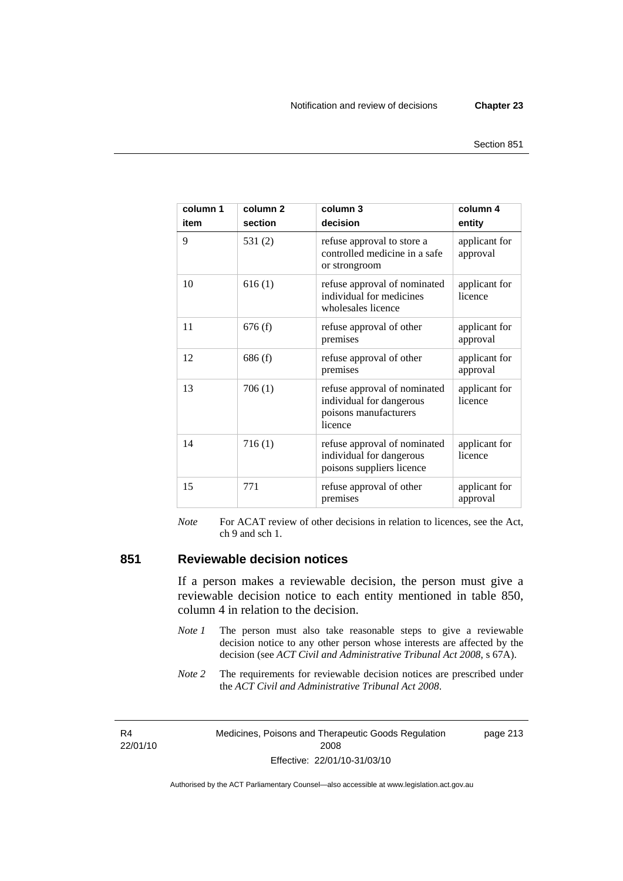| column 1<br>item | column 2<br>section | column 3<br>decision | column 4<br>entity |
|---|---|---|---|
| 9 | 531 (2) | refuse approval to store a controlled medicine in a safe or strongroom | applicant for approval |
| 10 | 616 (1) | refuse approval of nominated individual for medicines wholesales licence | applicant for licence |
| 11 | 676 (f) | refuse approval of other premises | applicant for approval |
| 12 | 686 (f) | refuse approval of other premises | applicant for approval |
| 13 | 706 (1) | refuse approval of nominated individual for dangerous poisons manufacturers licence | applicant for licence |
| 14 | 716 (1) | refuse approval of nominated individual for dangerous poisons suppliers licence | applicant for licence |
| 15 | 771 | refuse approval of other premises | applicant for approval |

*Note* For ACAT review of other decisions in relation to licences, see the Act, ch 9 and sch 1.

## 851 Reviewable decision notices

If a person makes a reviewable decision, the person must give a reviewable decision notice to each entity mentioned in table 850, column 4 in relation to the decision.

*Note 1* The person must also take reasonable steps to give a reviewable decision notice to any other person whose interests are affected by the decision (see *ACT Civil and Administrative Tribunal Act 2008*, s 67A).

*Note 2* The requirements for reviewable decision notices are prescribed under the *ACT Civil and Administrative Tribunal Act 2008*.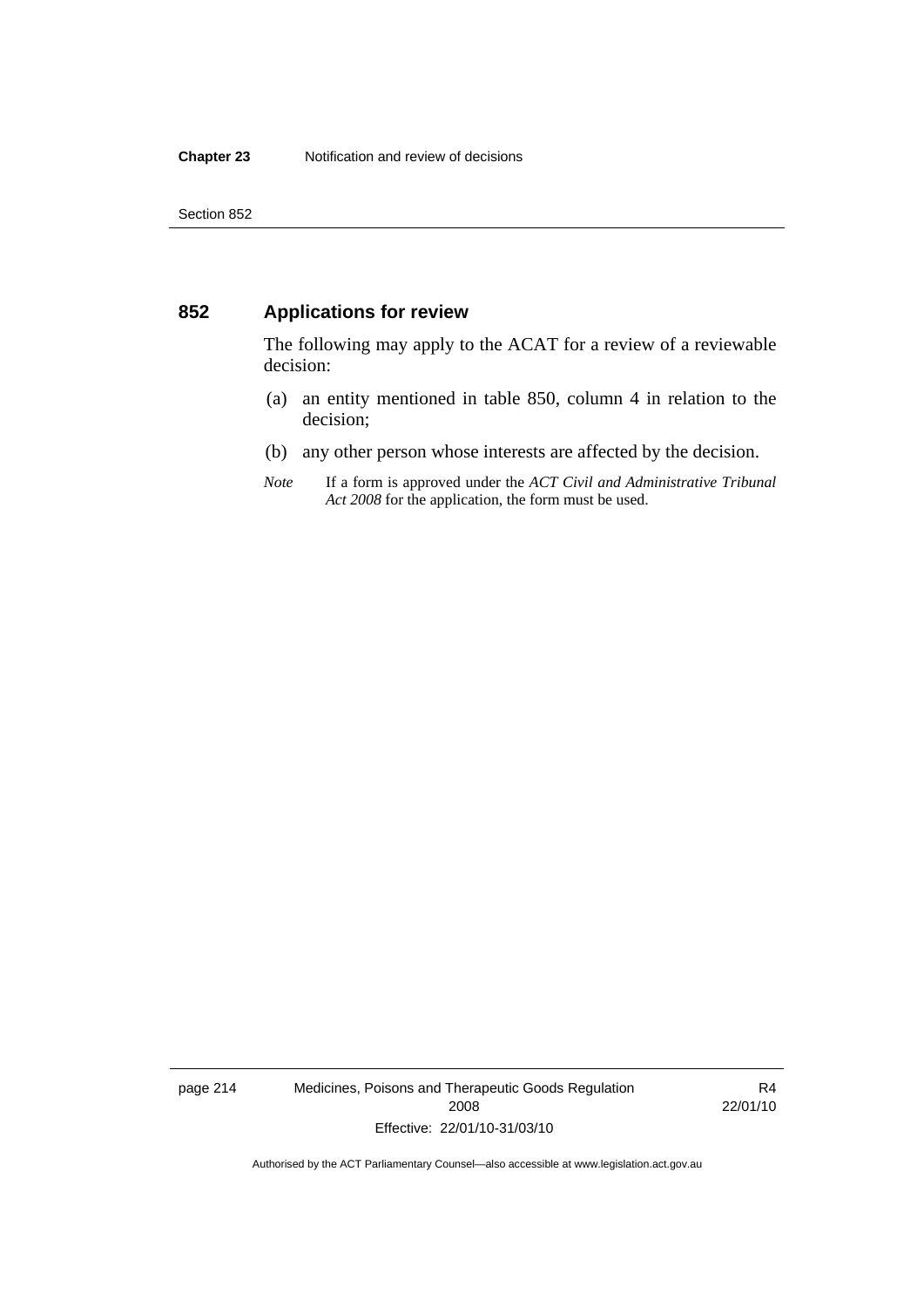## 852 Applications for review

The following may apply to the ACAT for a review of a reviewable decision:

(a) an entity mentioned in table 850, column 4 in relation to the decision;

(b) any other person whose interests are affected by the decision.

*Note* If a form is approved under the *ACT Civil and Administrative Tribunal Act 2008* for the application, the form must be used.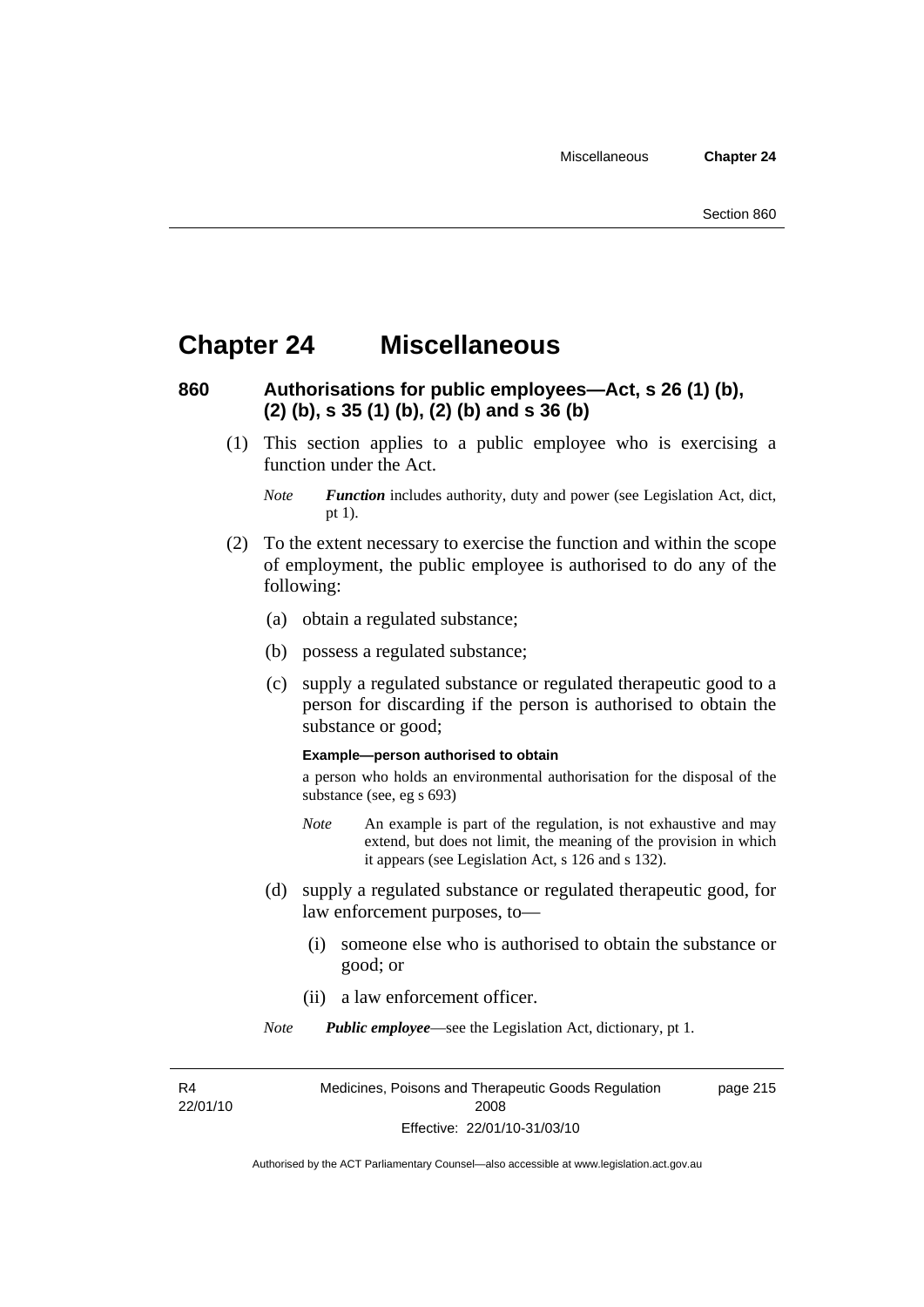# Chapter 24 Miscellaneous

## 860 Authorisations for public employees—Act, s 26 (1) (b), (2) (b), s 35 (1) (b), (2) (b) and s 36 (b)

(1) This section applies to a public employee who is exercising a function under the Act.

*Note* ***Function*** includes authority, duty and power (see Legislation Act, dict, pt 1).

(2) To the extent necessary to exercise the function and within the scope of employment, the public employee is authorised to do any of the following:

(a) obtain a regulated substance;

(b) possess a regulated substance;

(c) supply a regulated substance or regulated therapeutic good to a person for discarding if the person is authorised to obtain the substance or good;

**Example—person authorised to obtain**

a person who holds an environmental authorisation for the disposal of the substance (see, eg s 693)

*Note* An example is part of the regulation, is not exhaustive and may extend, but does not limit, the meaning of the provision in which it appears (see Legislation Act, s 126 and s 132).

(d) supply a regulated substance or regulated therapeutic good, for law enforcement purposes, to—

(i) someone else who is authorised to obtain the substance or good; or

(ii) a law enforcement officer.

*Note* ***Public employee***—see the Legislation Act, dictionary, pt 1.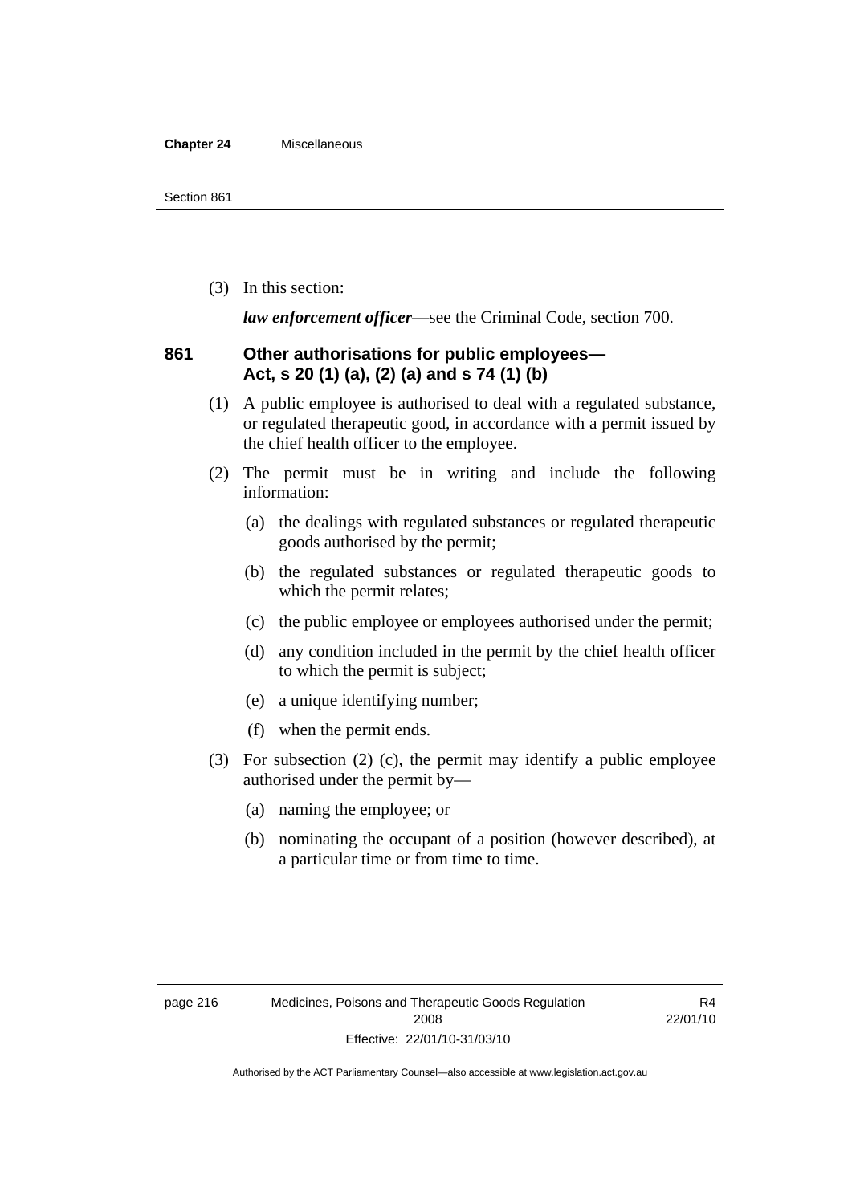(3) In this section:

***law enforcement officer***—see the Criminal Code, section 700.

## 861 Other authorisations for public employees—Act, s 20 (1) (a), (2) (a) and s 74 (1) (b)

(1) A public employee is authorised to deal with a regulated substance, or regulated therapeutic good, in accordance with a permit issued by the chief health officer to the employee.

(2) The permit must be in writing and include the following information:

(a) the dealings with regulated substances or regulated therapeutic goods authorised by the permit;

(b) the regulated substances or regulated therapeutic goods to which the permit relates;

(c) the public employee or employees authorised under the permit;

(d) any condition included in the permit by the chief health officer to which the permit is subject;

(e) a unique identifying number;

(f) when the permit ends.

(3) For subsection (2) (c), the permit may identify a public employee authorised under the permit by—

(a) naming the employee; or

(b) nominating the occupant of a position (however described), at a particular time or from time to time.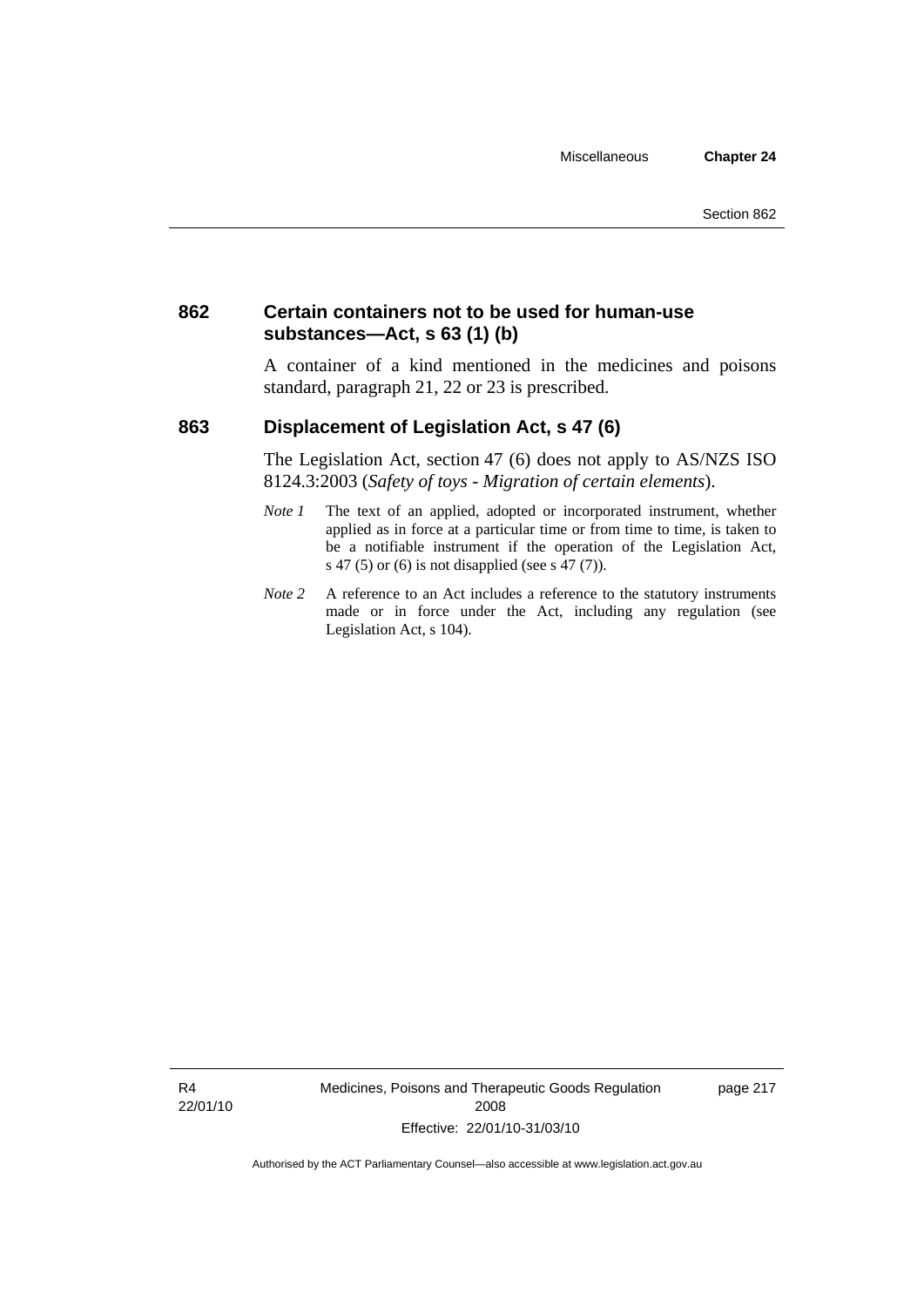### 862 Certain containers not to be used for human-use substances—Act, s 63 (1) (b)

A container of a kind mentioned in the medicines and poisons standard, paragraph 21, 22 or 23 is prescribed.

### 863 Displacement of Legislation Act, s 47 (6)

The Legislation Act, section 47 (6) does not apply to AS/NZS ISO 8124.3:2003 (*Safety of toys - Migration of certain elements*).

*Note 1* The text of an applied, adopted or incorporated instrument, whether applied as in force at a particular time or from time to time, is taken to be a notifiable instrument if the operation of the Legislation Act, s 47 (5) or (6) is not disapplied (see s 47 (7)).

*Note 2* A reference to an Act includes a reference to the statutory instruments made or in force under the Act, including any regulation (see Legislation Act, s 104).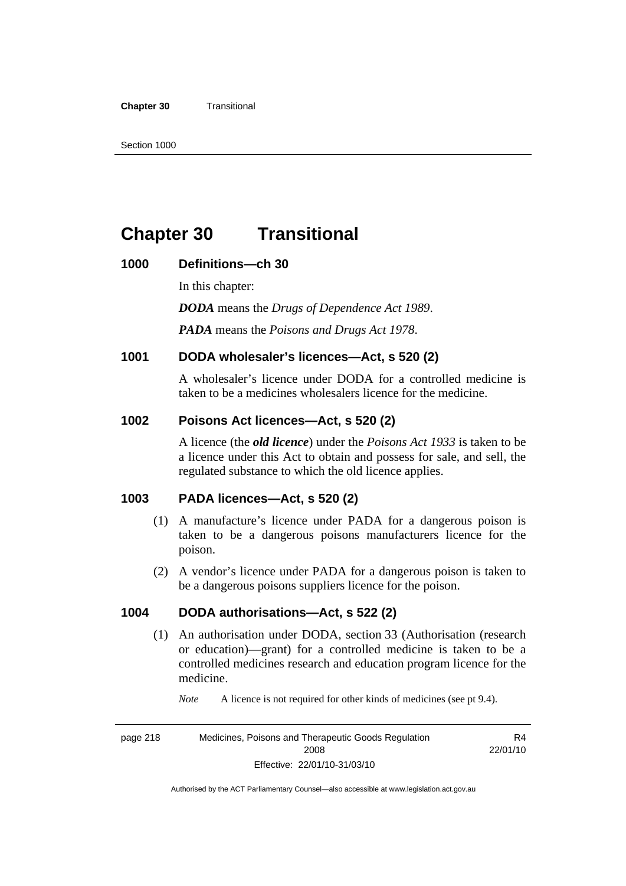# Chapter 30 Transitional

### 1000 Definitions—ch 30

In this chapter:

***DODA*** means the *Drugs of Dependence Act 1989*.

***PADA*** means the *Poisons and Drugs Act 1978*.

### 1001 DODA wholesaler's licences—Act, s 520 (2)

A wholesaler's licence under DODA for a controlled medicine is taken to be a medicines wholesalers licence for the medicine.

### 1002 Poisons Act licences—Act, s 520 (2)

A licence (the ***old licence***) under the *Poisons Act 1933* is taken to be a licence under this Act to obtain and possess for sale, and sell, the regulated substance to which the old licence applies.

### 1003 PADA licences—Act, s 520 (2)

(1) A manufacture's licence under PADA for a dangerous poison is taken to be a dangerous poisons manufacturers licence for the poison.

(2) A vendor's licence under PADA for a dangerous poison is taken to be a dangerous poisons suppliers licence for the poison.

### 1004 DODA authorisations—Act, s 522 (2)

(1) An authorisation under DODA, section 33 (Authorisation (research or education)—grant) for a controlled medicine is taken to be a controlled medicines research and education program licence for the medicine.

*Note* A licence is not required for other kinds of medicines (see pt 9.4).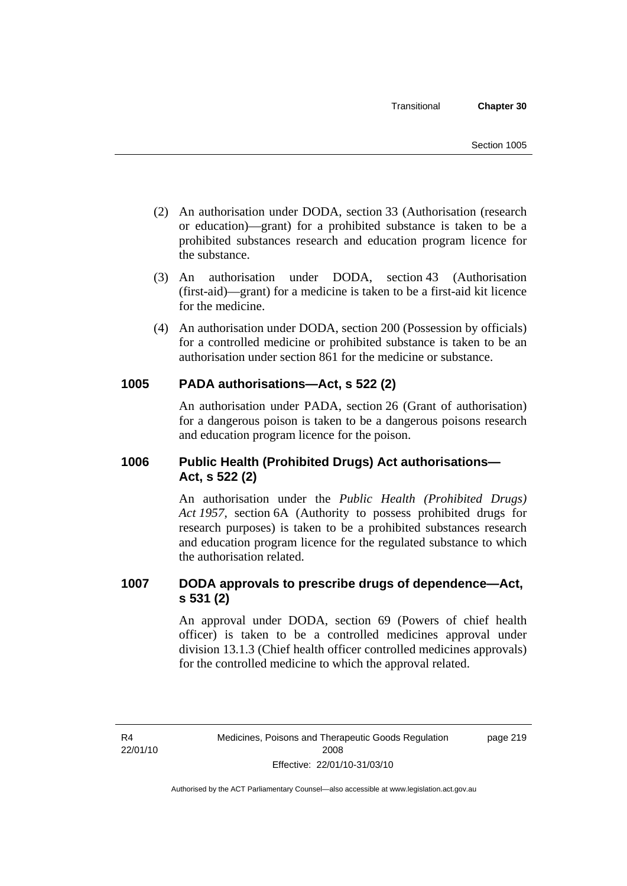(2) An authorisation under DODA, section 33 (Authorisation (research or education)—grant) for a prohibited substance is taken to be a prohibited substances research and education program licence for the substance.

(3) An authorisation under DODA, section 43 (Authorisation (first-aid)—grant) for a medicine is taken to be a first-aid kit licence for the medicine.

(4) An authorisation under DODA, section 200 (Possession by officials) for a controlled medicine or prohibited substance is taken to be an authorisation under section 861 for the medicine or substance.

### 1005 PADA authorisations—Act, s 522 (2)

An authorisation under PADA, section 26 (Grant of authorisation) for a dangerous poison is taken to be a dangerous poisons research and education program licence for the poison.

### 1006 Public Health (Prohibited Drugs) Act authorisations—Act, s 522 (2)

An authorisation under the *Public Health (Prohibited Drugs) Act 1957*, section 6A (Authority to possess prohibited drugs for research purposes) is taken to be a prohibited substances research and education program licence for the regulated substance to which the authorisation related.

### 1007 DODA approvals to prescribe drugs of dependence—Act, s 531 (2)

An approval under DODA, section 69 (Powers of chief health officer) is taken to be a controlled medicines approval under division 13.1.3 (Chief health officer controlled medicines approvals) for the controlled medicine to which the approval related.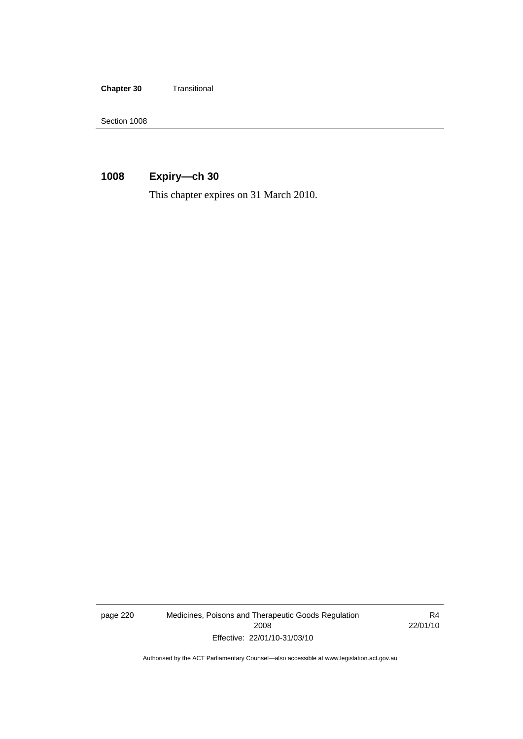### 1008 Expiry—ch 30

This chapter expires on 31 March 2010.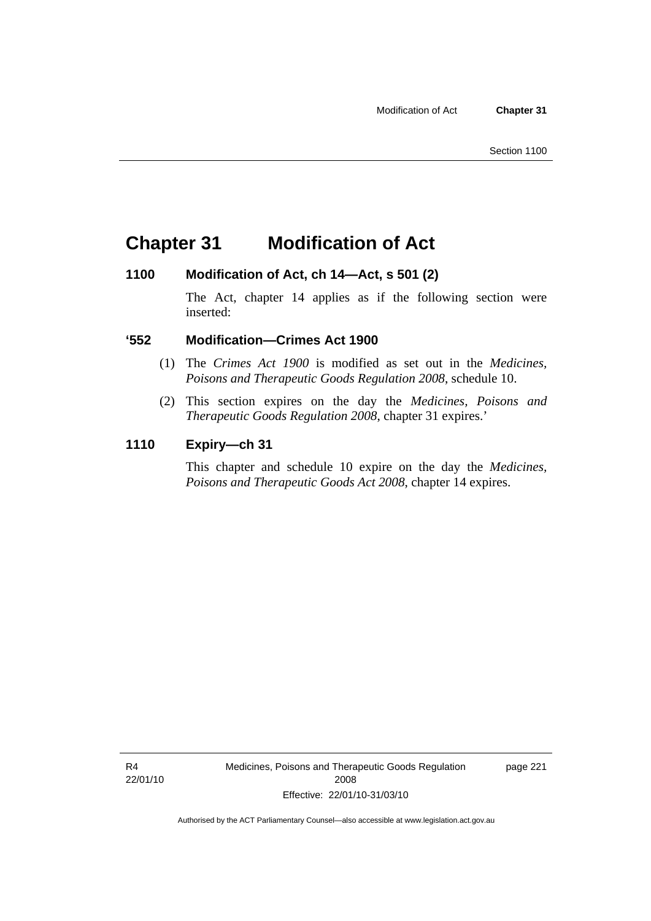# Chapter 31 Modification of Act

### 1100 Modification of Act, ch 14—Act, s 501 (2)

The Act, chapter 14 applies as if the following section were inserted:

### '552 Modification—Crimes Act 1900

(1) The *Crimes Act 1900* is modified as set out in the *Medicines, Poisons and Therapeutic Goods Regulation 2008*, schedule 10.

(2) This section expires on the day the *Medicines, Poisons and Therapeutic Goods Regulation 2008*, chapter 31 expires.'

### 1110 Expiry—ch 31

This chapter and schedule 10 expire on the day the *Medicines, Poisons and Therapeutic Goods Act 2008*, chapter 14 expires.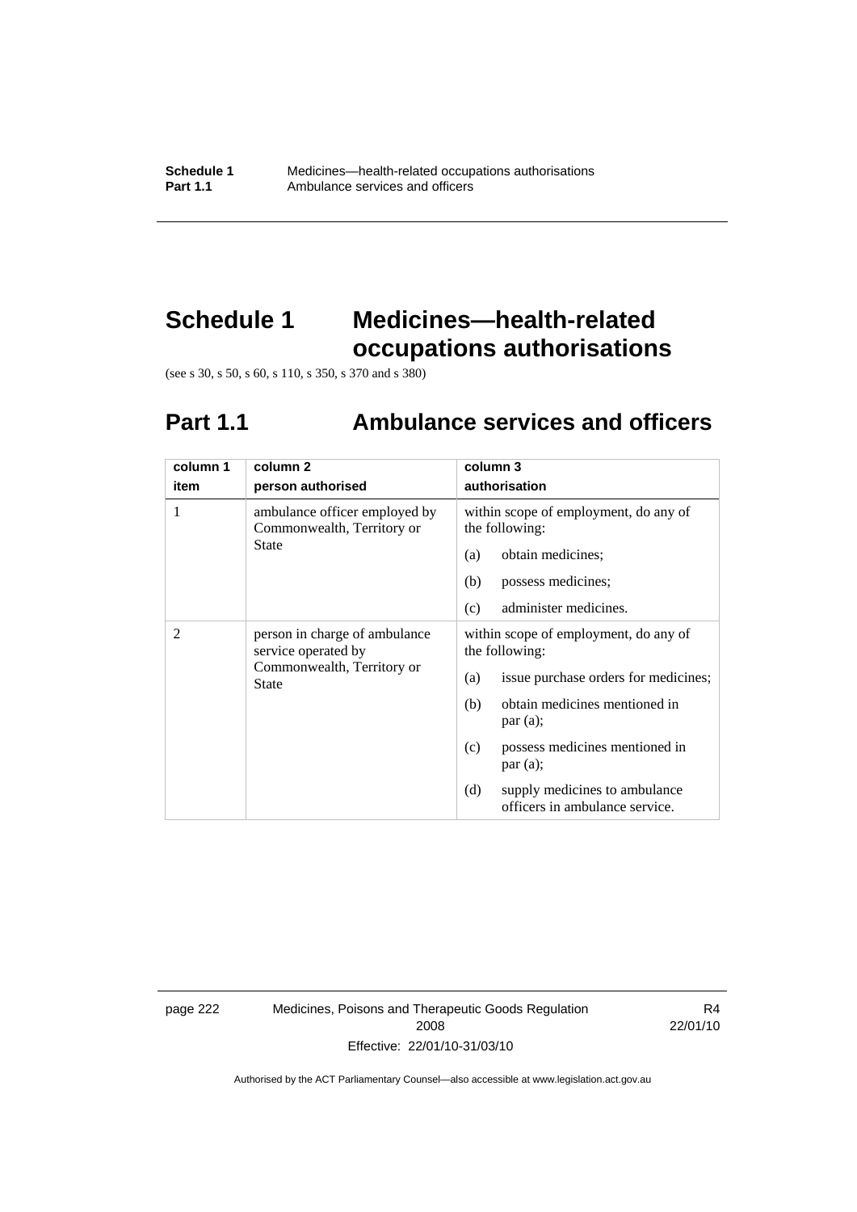# Schedule 1 Medicines—health-related occupations authorisations

(see s 30, s 50, s 60, s 110, s 350, s 370 and s 380)

## Part 1.1 Ambulance services and officers

| column 1<br>item | column 2<br>person authorised | column 3<br>authorisation |
|---|---|---|
| 1 | ambulance officer employed by Commonwealth, Territory or State | within scope of employment, do any of the following:<br>(a) obtain medicines;<br>(b) possess medicines;<br>(c) administer medicines. |
| 2 | person in charge of ambulance service operated by Commonwealth, Territory or State | within scope of employment, do any of the following:<br>(a) issue purchase orders for medicines;<br>(b) obtain medicines mentioned in par (a);<br>(c) possess medicines mentioned in par (a);<br>(d) supply medicines to ambulance officers in ambulance service. |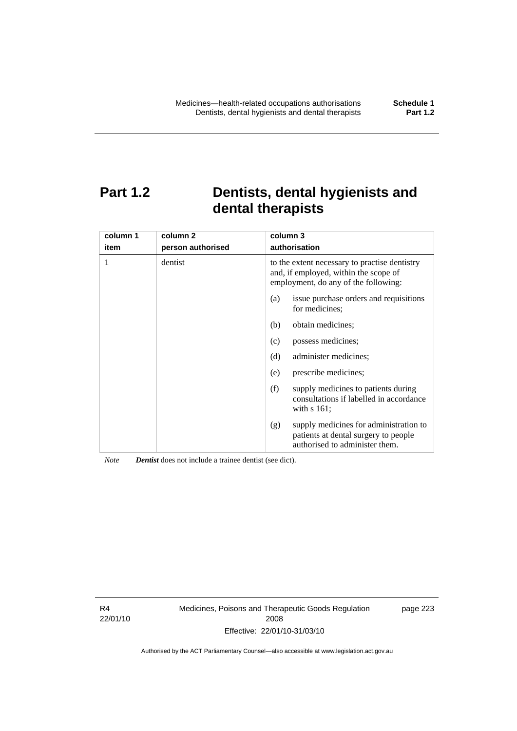# Part 1.2 Dentists, dental hygienists and dental therapists

| column 1<br>item | column 2<br>person authorised | column 3<br>authorisation |
|---|---|---|
| 1 | dentist | to the extent necessary to practise dentistry and, if employed, within the scope of employment, do any of the following:<br>(a) issue purchase orders and requisitions for medicines;<br>(b) obtain medicines;<br>(c) possess medicines;<br>(d) administer medicines;<br>(e) prescribe medicines;<br>(f) supply medicines to patients during consultations if labelled in accordance with s 161;<br>(g) supply medicines for administration to patients at dental surgery to people authorised to administer them. |

*Note* ***Dentist*** does not include a trainee dentist (see dict).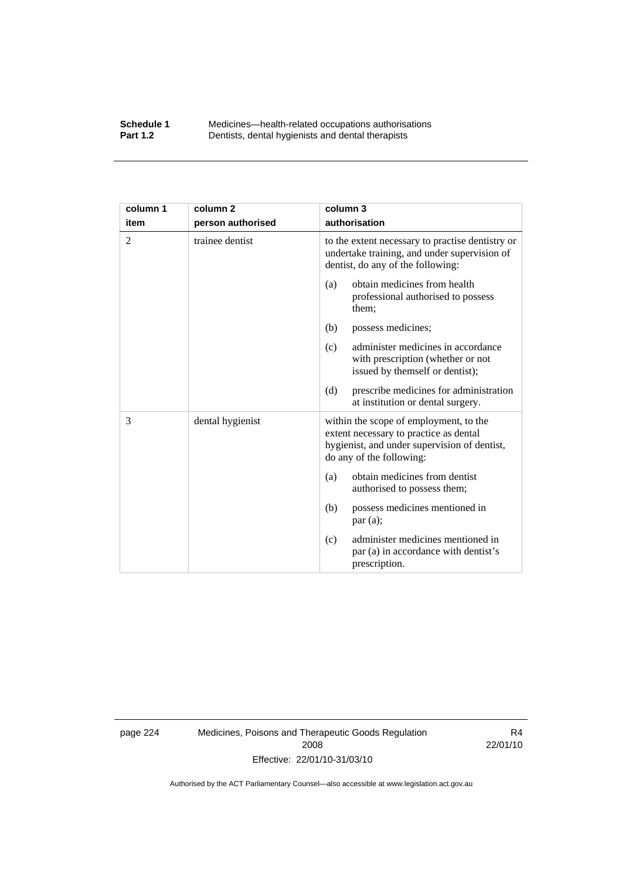| column 1 item | column 2 person authorised | column 3 authorisation |
|---|---|---|
| 2 | trainee dentist | to the extent necessary to practise dentistry or undertake training, and under supervision of dentist, do any of the following: (a) obtain medicines from health professional authorised to possess them; (b) possess medicines; (c) administer medicines in accordance with prescription (whether or not issued by themself or dentist); (d) prescribe medicines for administration at institution or dental surgery. |
| 3 | dental hygienist | within the scope of employment, to the extent necessary to practice as dental hygienist, and under supervision of dentist, do any of the following: (a) obtain medicines from dentist authorised to possess them; (b) possess medicines mentioned in par (a); (c) administer medicines mentioned in par (a) in accordance with dentist's prescription. |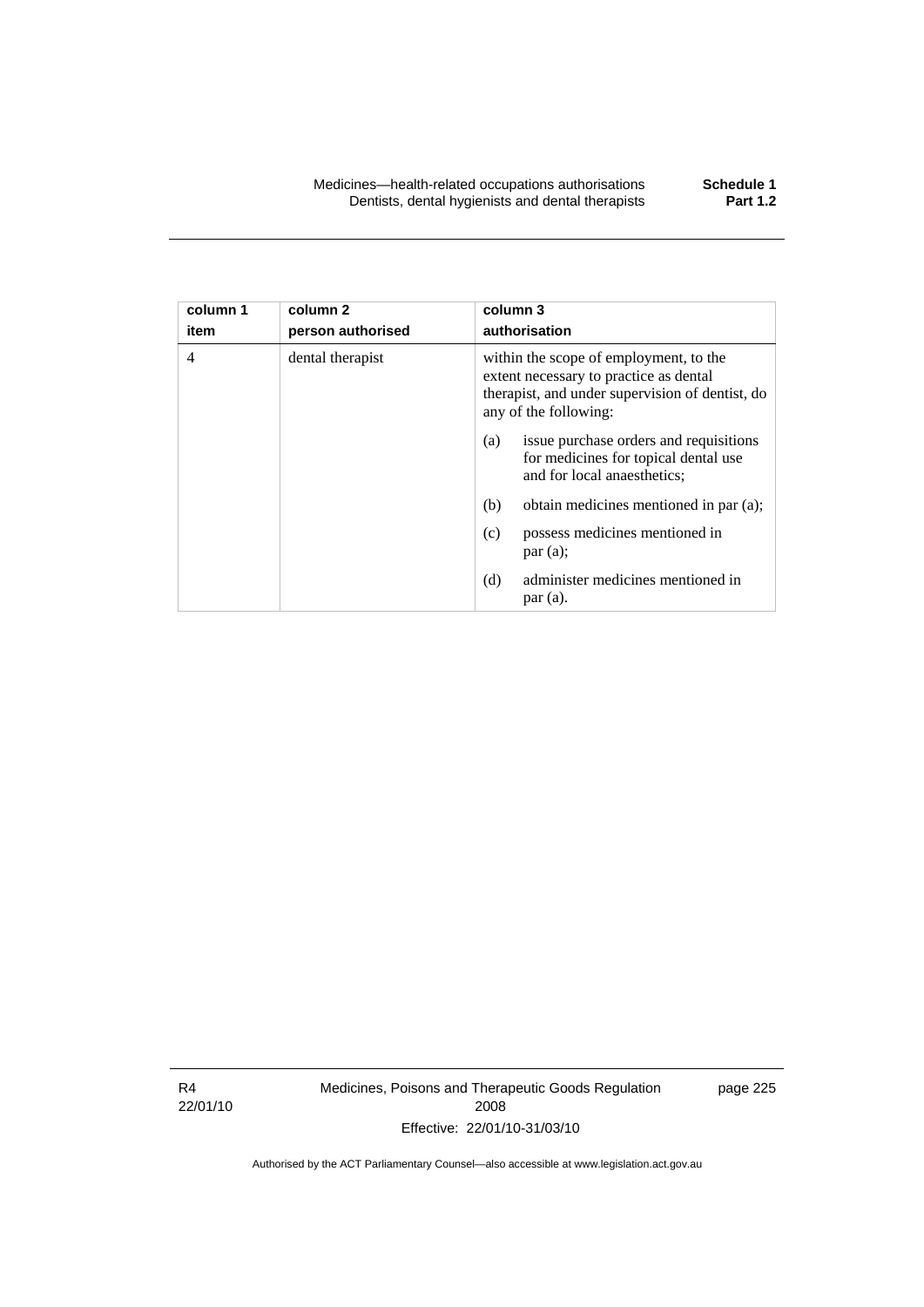| column 1<br>item | column 2<br>person authorised | column 3<br>authorisation |
|---|---|---|
| 4 | dental therapist | within the scope of employment, to the extent necessary to practice as dental therapist, and under supervision of dentist, do any of the following:<br>(a) issue purchase orders and requisitions for medicines for topical dental use and for local anaesthetics;<br>(b) obtain medicines mentioned in par (a);<br>(c) possess medicines mentioned in par (a);<br>(d) administer medicines mentioned in par (a). |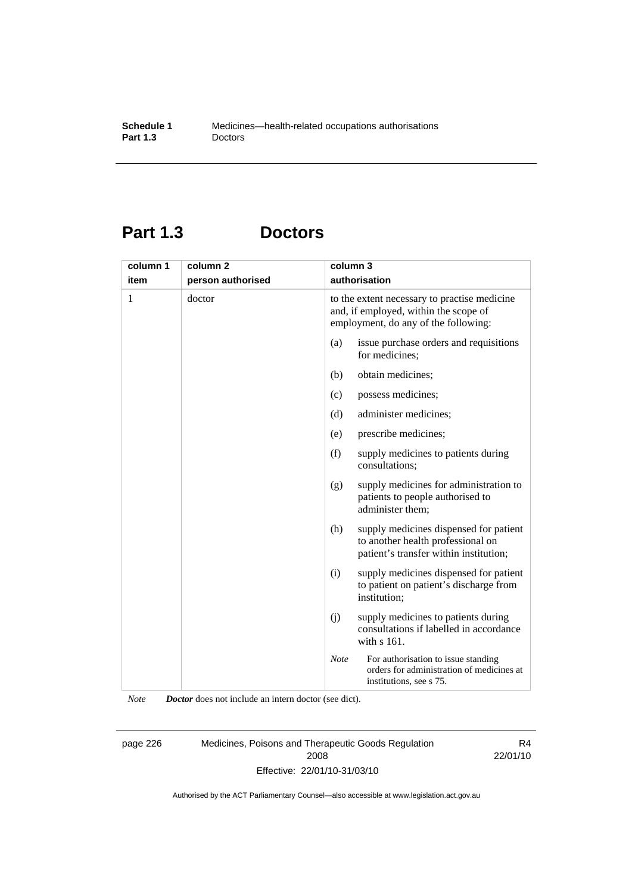# Part 1.3 Doctors

| column 1<br>item | column 2<br>person authorised | column 3<br>authorisation |
|---|---|---|
| 1 | doctor | to the extent necessary to practise medicine and, if employed, within the scope of employment, do any of the following:<br>(a) issue purchase orders and requisitions for medicines;<br>(b) obtain medicines;<br>(c) possess medicines;<br>(d) administer medicines;<br>(e) prescribe medicines;<br>(f) supply medicines to patients during consultations;<br>(g) supply medicines for administration to patients to people authorised to administer them;<br>(h) supply medicines dispensed for patient to another health professional on patient's transfer within institution;<br>(i) supply medicines dispensed for patient to patient on patient's discharge from institution;<br>(j) supply medicines to patients during consultations if labelled in accordance with s 161.<br>*Note* For authorisation to issue standing orders for administration of medicines at institutions, see s 75. |

*Note* ***Doctor*** does not include an intern doctor (see dict).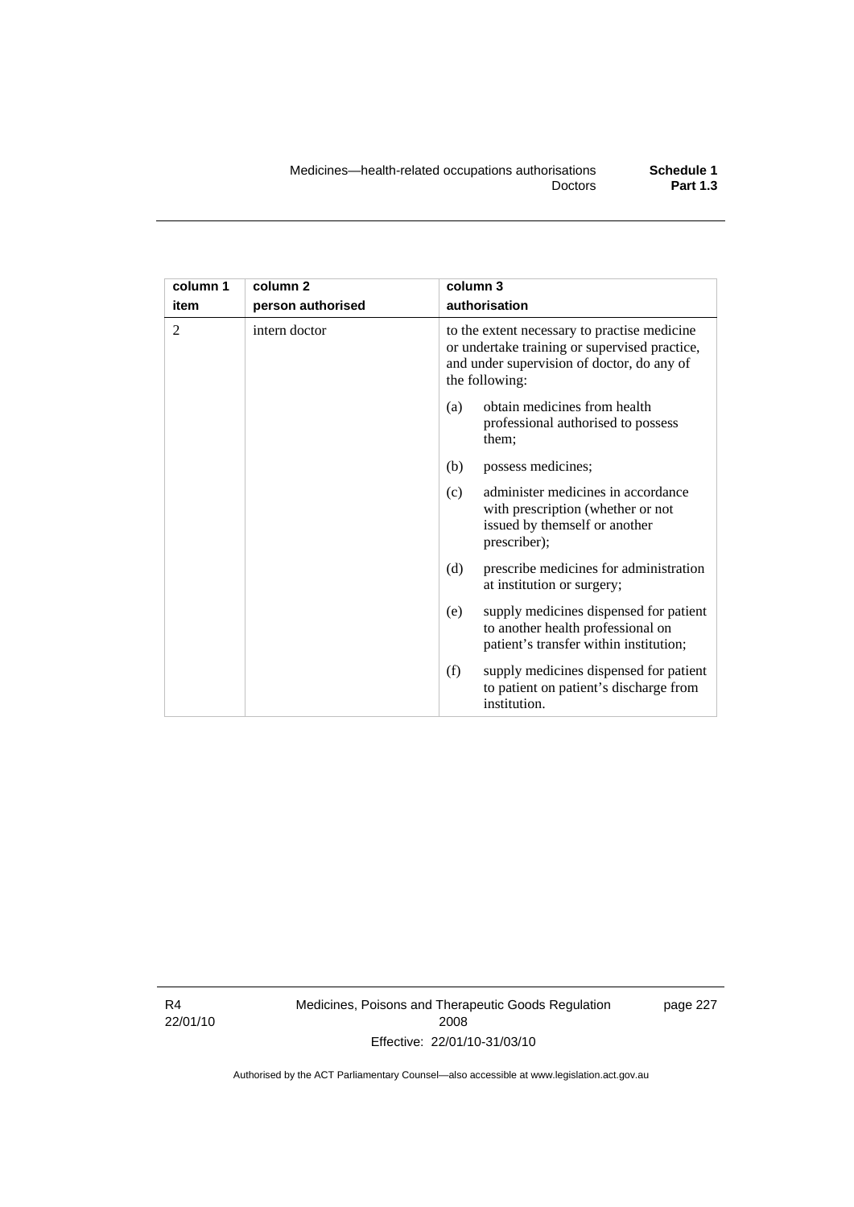| column 1 item | column 2 person authorised | column 3 authorisation |
|---|---|---|
| 2 | intern doctor | to the extent necessary to practise medicine or undertake training or supervised practice, and under supervision of doctor, do any of the following: |
| | | (a) obtain medicines from health professional authorised to possess them; |
| | | (b) possess medicines; |
| | | (c) administer medicines in accordance with prescription (whether or not issued by themself or another prescriber); |
| | | (d) prescribe medicines for administration at institution or surgery; |
| | | (e) supply medicines dispensed for patient to another health professional on patient's transfer within institution; |
| | | (f) supply medicines dispensed for patient to patient on patient's discharge from institution. |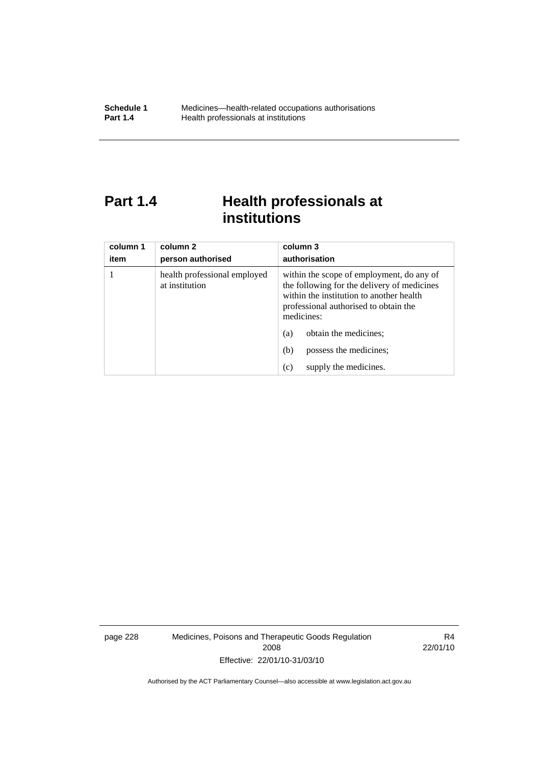# Part 1.4 Health professionals at institutions

| column 1<br>item | column 2<br>person authorised | column 3<br>authorisation |
|---|---|---|
| 1 | health professional employed at institution | within the scope of employment, do any of the following for the delivery of medicines within the institution to another health professional authorised to obtain the medicines:<br>(a) obtain the medicines;<br>(b) possess the medicines;<br>(c) supply the medicines. |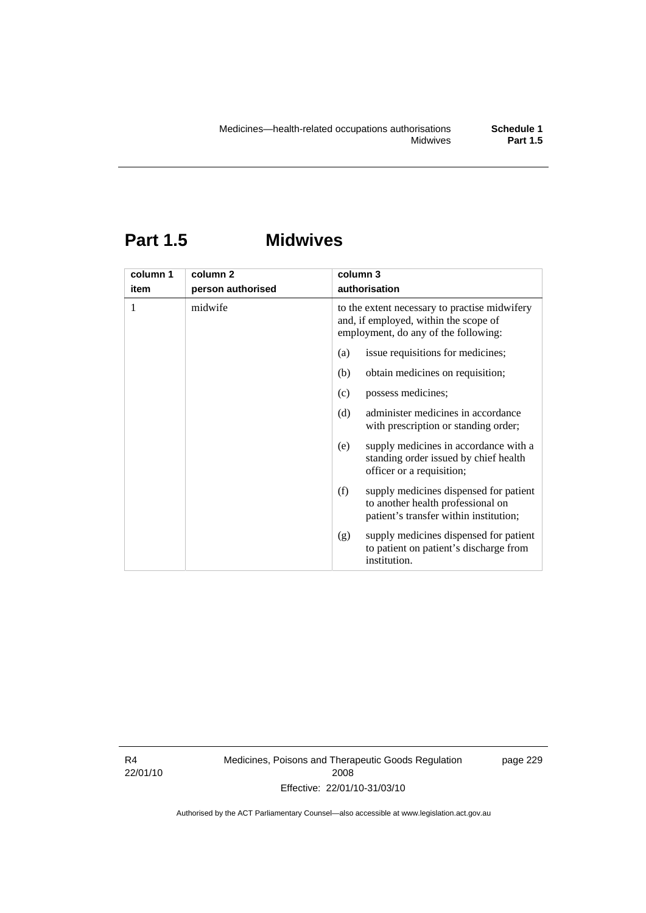## Part 1.5 Midwives

| column 1<br>item | column 2<br>person authorised | column 3<br>authorisation |
|---|---|---|
| 1 | midwife | to the extent necessary to practise midwifery and, if employed, within the scope of employment, do any of the following:<br>(a) issue requisitions for medicines;<br>(b) obtain medicines on requisition;<br>(c) possess medicines;<br>(d) administer medicines in accordance with prescription or standing order;<br>(e) supply medicines in accordance with a standing order issued by chief health officer or a requisition;<br>(f) supply medicines dispensed for patient to another health professional on patient's transfer within institution;<br>(g) supply medicines dispensed for patient to patient on patient's discharge from institution. |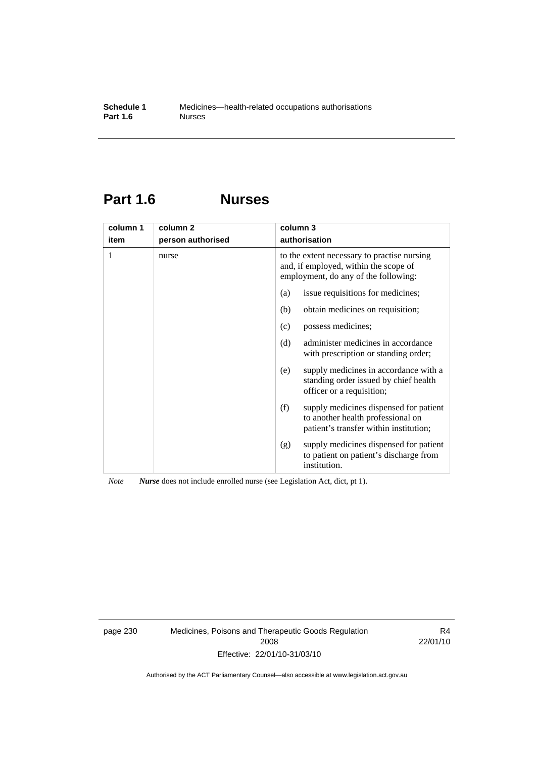# Part 1.6 Nurses

| column 1<br>item | column 2<br>person authorised | column 3<br>authorisation |
|---|---|---|
| 1 | nurse | to the extent necessary to practise nursing and, if employed, within the scope of employment, do any of the following:<br>(a) issue requisitions for medicines;<br>(b) obtain medicines on requisition;<br>(c) possess medicines;<br>(d) administer medicines in accordance with prescription or standing order;<br>(e) supply medicines in accordance with a standing order issued by chief health officer or a requisition;<br>(f) supply medicines dispensed for patient to another health professional on patient's transfer within institution;<br>(g) supply medicines dispensed for patient to patient on patient's discharge from institution. |

*Note* ***Nurse*** does not include enrolled nurse (see Legislation Act, dict, pt 1).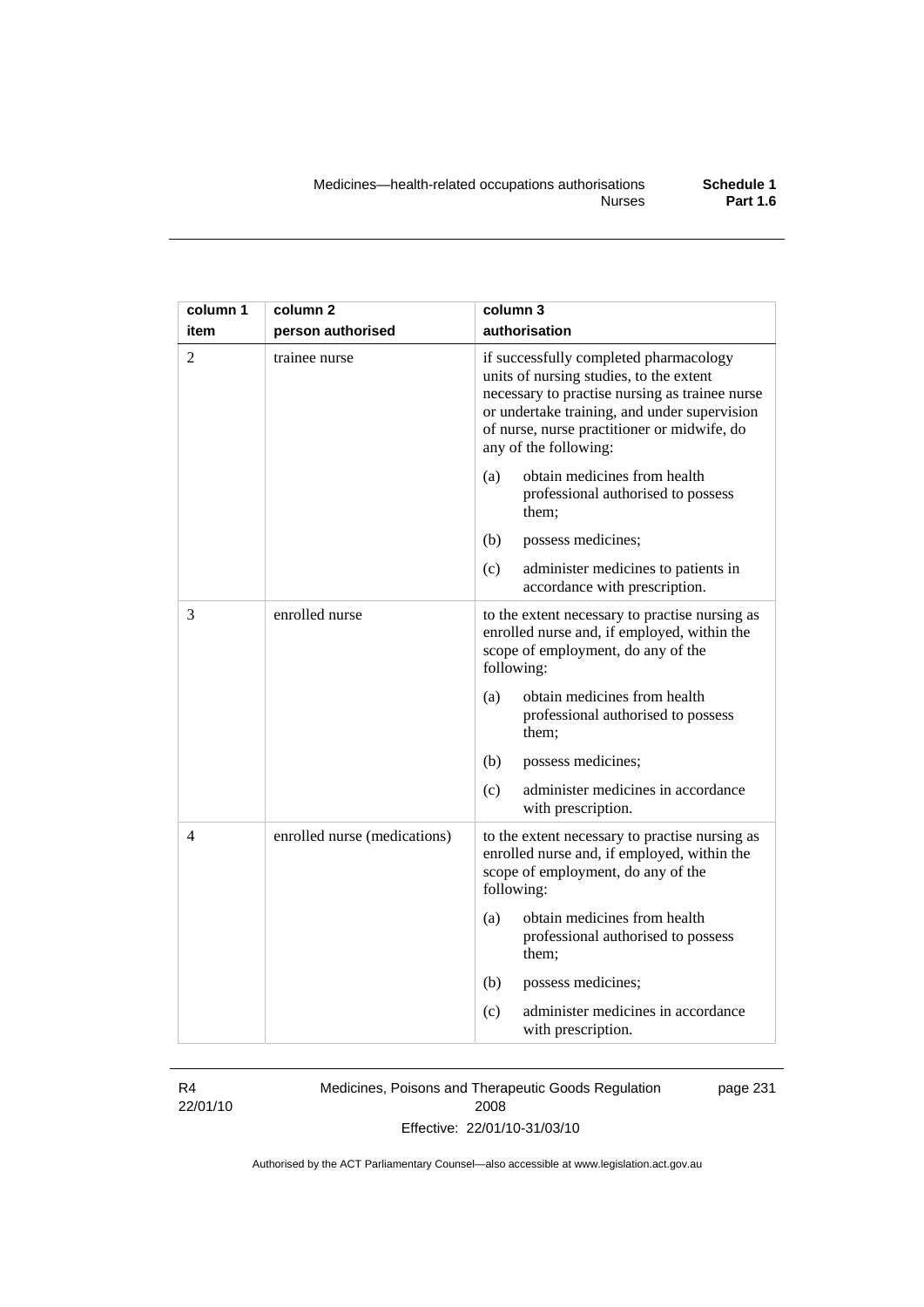| column 1 item | column 2 person authorised | column 3 authorisation |
|---|---|---|
| 2 | trainee nurse | if successfully completed pharmacology units of nursing studies, to the extent necessary to practise nursing as trainee nurse or undertake training, and under supervision of nurse, nurse practitioner or midwife, do any of the following:<br>(a) obtain medicines from health professional authorised to possess them;<br>(b) possess medicines;<br>(c) administer medicines to patients in accordance with prescription. |
| 3 | enrolled nurse | to the extent necessary to practise nursing as enrolled nurse and, if employed, within the scope of employment, do any of the following:<br>(a) obtain medicines from health professional authorised to possess them;<br>(b) possess medicines;<br>(c) administer medicines in accordance with prescription. |
| 4 | enrolled nurse (medications) | to the extent necessary to practise nursing as enrolled nurse and, if employed, within the scope of employment, do any of the following:<br>(a) obtain medicines from health professional authorised to possess them;<br>(b) possess medicines;<br>(c) administer medicines in accordance with prescription. |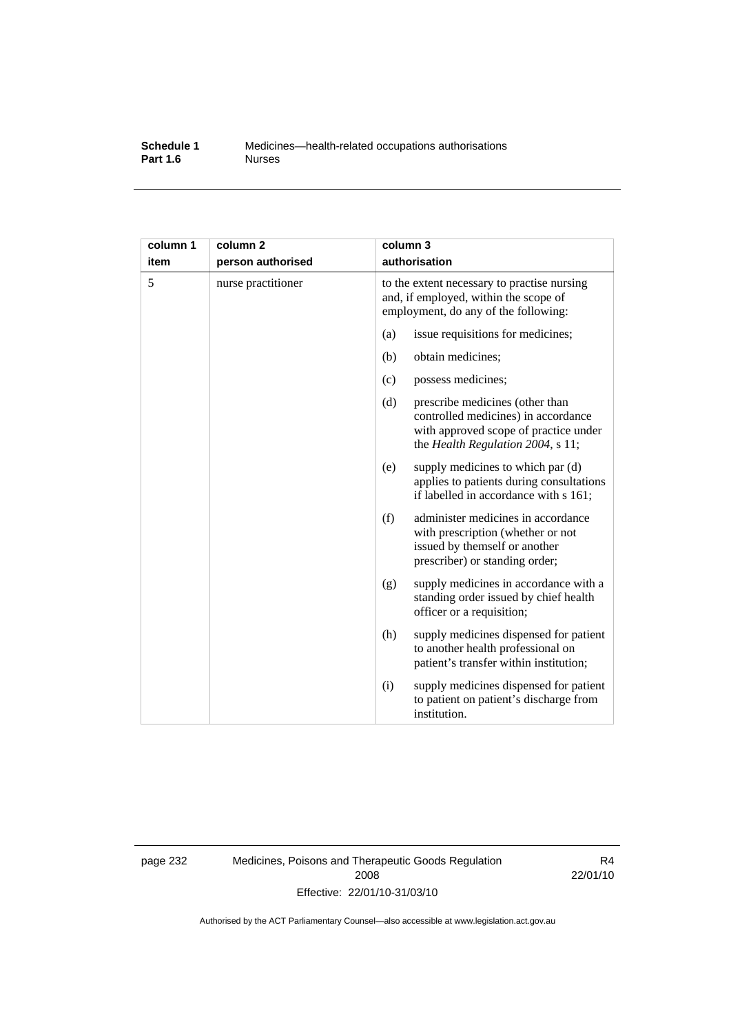| column 1 item | column 2 person authorised | column 3 authorisation |
| --- | --- | --- |
| 5 | nurse practitioner | to the extent necessary to practise nursing and, if employed, within the scope of employment, do any of the following: |
| | | (a) issue requisitions for medicines; |
| | | (b) obtain medicines; |
| | | (c) possess medicines; |
| | | (d) prescribe medicines (other than controlled medicines) in accordance with approved scope of practice under the *Health Regulation 2004*, s 11; |
| | | (e) supply medicines to which par (d) applies to patients during consultations if labelled in accordance with s 161; |
| | | (f) administer medicines in accordance with prescription (whether or not issued by themself or another prescriber) or standing order; |
| | | (g) supply medicines in accordance with a standing order issued by chief health officer or a requisition; |
| | | (h) supply medicines dispensed for patient to another health professional on patient's transfer within institution; |
| | | (i) supply medicines dispensed for patient to patient on patient's discharge from institution. |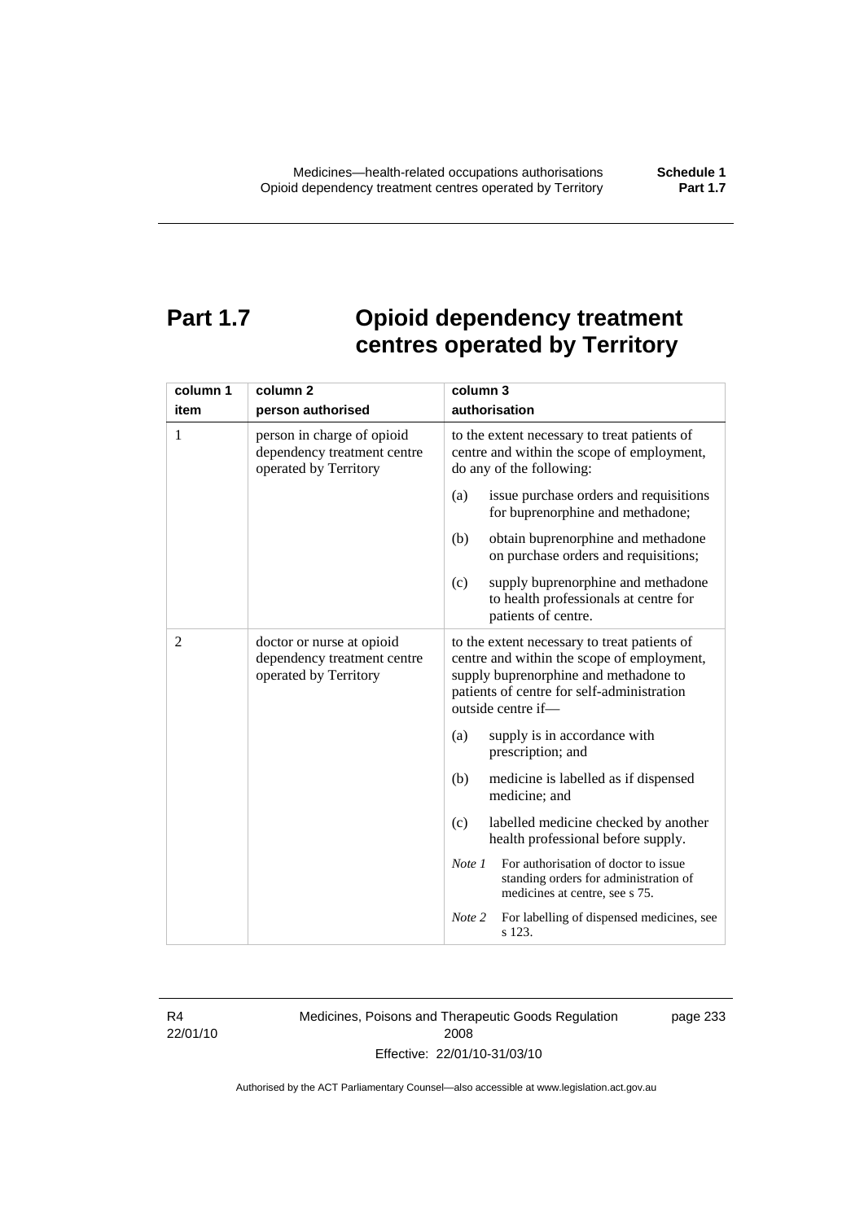# Part 1.7 Opioid dependency treatment centres operated by Territory

| column 1<br>item | column 2<br>person authorised | column 3<br>authorisation |
|---|---|---|
| 1 | person in charge of opioid dependency treatment centre operated by Territory | to the extent necessary to treat patients of centre and within the scope of employment, do any of the following:<br>(a) issue purchase orders and requisitions for buprenorphine and methadone;<br>(b) obtain buprenorphine and methadone on purchase orders and requisitions;<br>(c) supply buprenorphine and methadone to health professionals at centre for patients of centre. |
| 2 | doctor or nurse at opioid dependency treatment centre operated by Territory | to the extent necessary to treat patients of centre and within the scope of employment, supply buprenorphine and methadone to patients of centre for self-administration outside centre if—<br>(a) supply is in accordance with prescription; and<br>(b) medicine is labelled as if dispensed medicine; and<br>(c) labelled medicine checked by another health professional before supply.<br>*Note 1* For authorisation of doctor to issue standing orders for administration of medicines at centre, see s 75.<br>*Note 2* For labelling of dispensed medicines, see s 123. |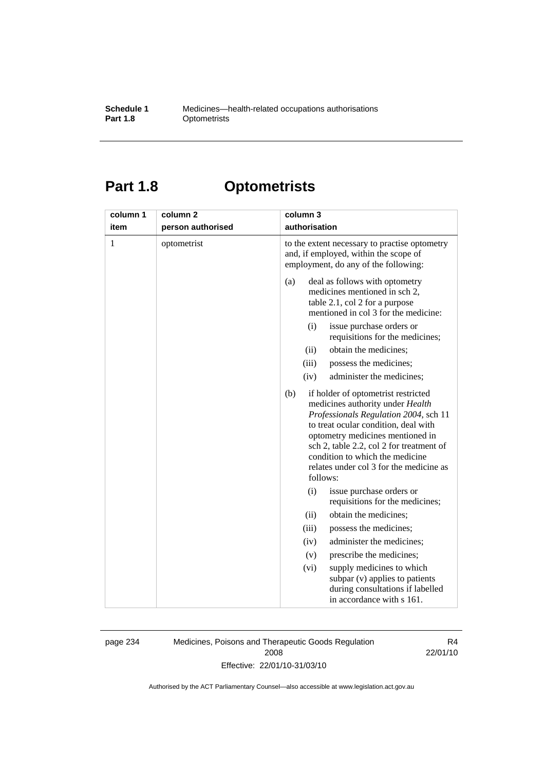# Part 1.8 Optometrists

| column 1<br>item | column 2<br>person authorised | column 3<br>authorisation |
|---|---|---|
| 1 | optometrist | to the extent necessary to practise optometry and, if employed, within the scope of employment, do any of the following:<br>(a) deal as follows with optometry medicines mentioned in sch 2, table 2.1, col 2 for a purpose mentioned in col 3 for the medicine:<br>(i) issue purchase orders or requisitions for the medicines;<br>(ii) obtain the medicines;<br>(iii) possess the medicines;<br>(iv) administer the medicines;<br>(b) if holder of optometrist restricted medicines authority under *Health Professionals Regulation 2004*, sch 11 to treat ocular condition, deal with optometry medicines mentioned in sch 2, table 2.2, col 2 for treatment of condition to which the medicine relates under col 3 for the medicine as follows:<br>(i) issue purchase orders or requisitions for the medicines;<br>(ii) obtain the medicines;<br>(iii) possess the medicines;<br>(iv) administer the medicines;<br>(v) prescribe the medicines;<br>(vi) supply medicines to which subpar (v) applies to patients during consultations if labelled in accordance with s 161. |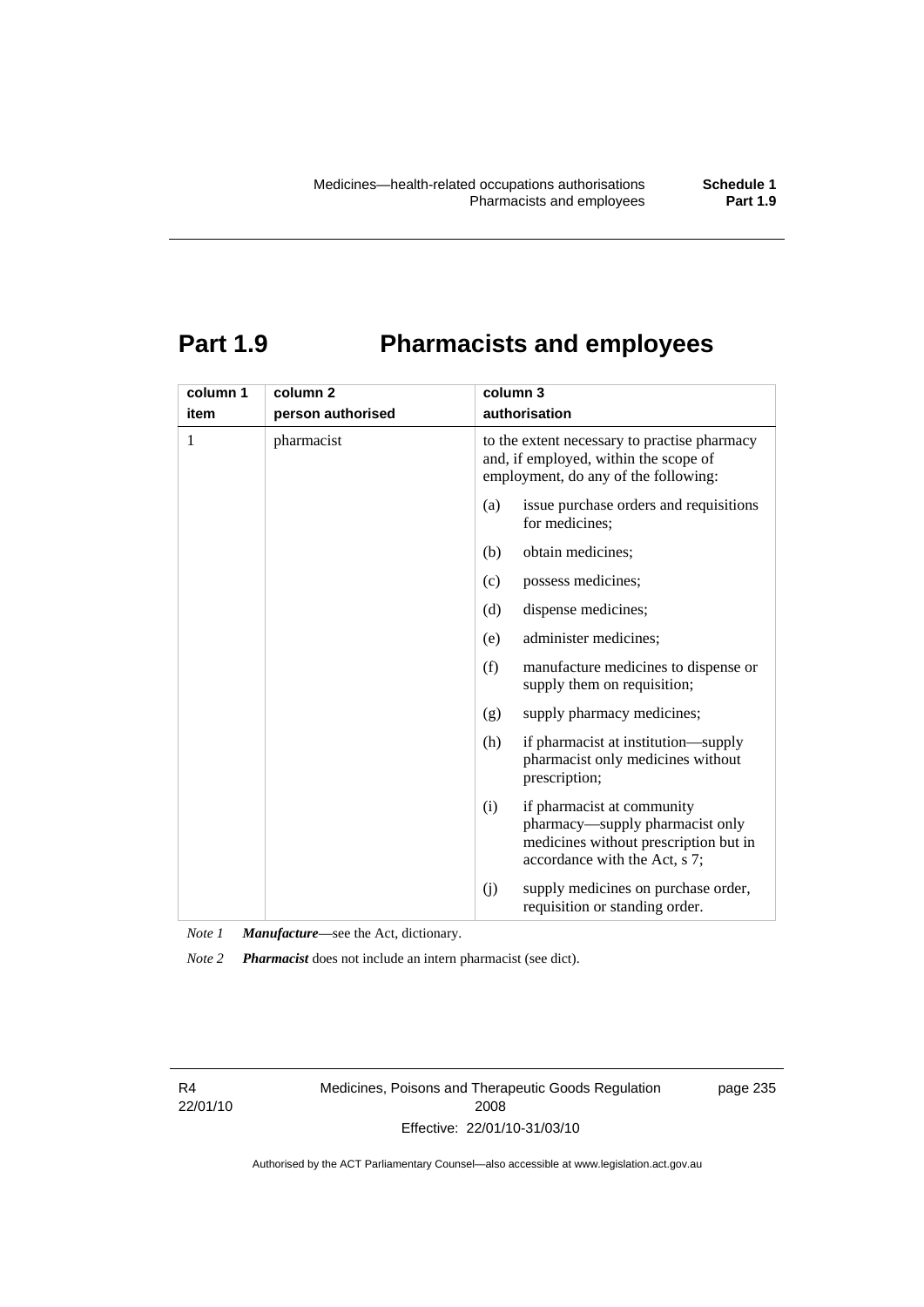# Part 1.9 Pharmacists and employees

| column 1<br>item | column 2<br>person authorised | column 3<br>authorisation |
|---|---|---|
| 1 | pharmacist | to the extent necessary to practise pharmacy and, if employed, within the scope of employment, do any of the following:<br>(a) issue purchase orders and requisitions for medicines;<br>(b) obtain medicines;<br>(c) possess medicines;<br>(d) dispense medicines;<br>(e) administer medicines;<br>(f) manufacture medicines to dispense or supply them on requisition;<br>(g) supply pharmacy medicines;<br>(h) if pharmacist at institution—supply pharmacist only medicines without prescription;<br>(i) if pharmacist at community pharmacy—supply pharmacist only medicines without prescription but in accordance with the Act, s 7;<br>(j) supply medicines on purchase order, requisition or standing order. |

*Note 1* ***Manufacture***—see the Act, dictionary.

*Note 2* ***Pharmacist*** does not include an intern pharmacist (see dict).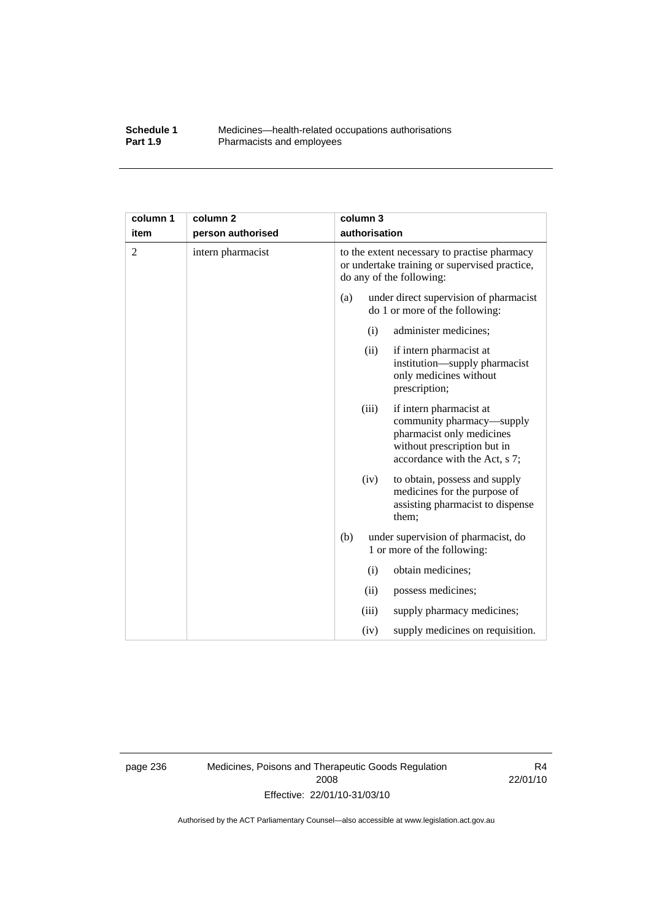| column 1 item | column 2 person authorised | column 3 authorisation |
|---|---|---|
| 2 | intern pharmacist | to the extent necessary to practise pharmacy or undertake training or supervised practice, do any of the following: |
| | | (a) under direct supervision of pharmacist do 1 or more of the following: |
| | | (i) administer medicines; |
| | | (ii) if intern pharmacist at institution—supply pharmacist only medicines without prescription; |
| | | (iii) if intern pharmacist at community pharmacy—supply pharmacist only medicines without prescription but in accordance with the Act, s 7; |
| | | (iv) to obtain, possess and supply medicines for the purpose of assisting pharmacist to dispense them; |
| | | (b) under supervision of pharmacist, do 1 or more of the following: |
| | | (i) obtain medicines; |
| | | (ii) possess medicines; |
| | | (iii) supply pharmacy medicines; |
| | | (iv) supply medicines on requisition. |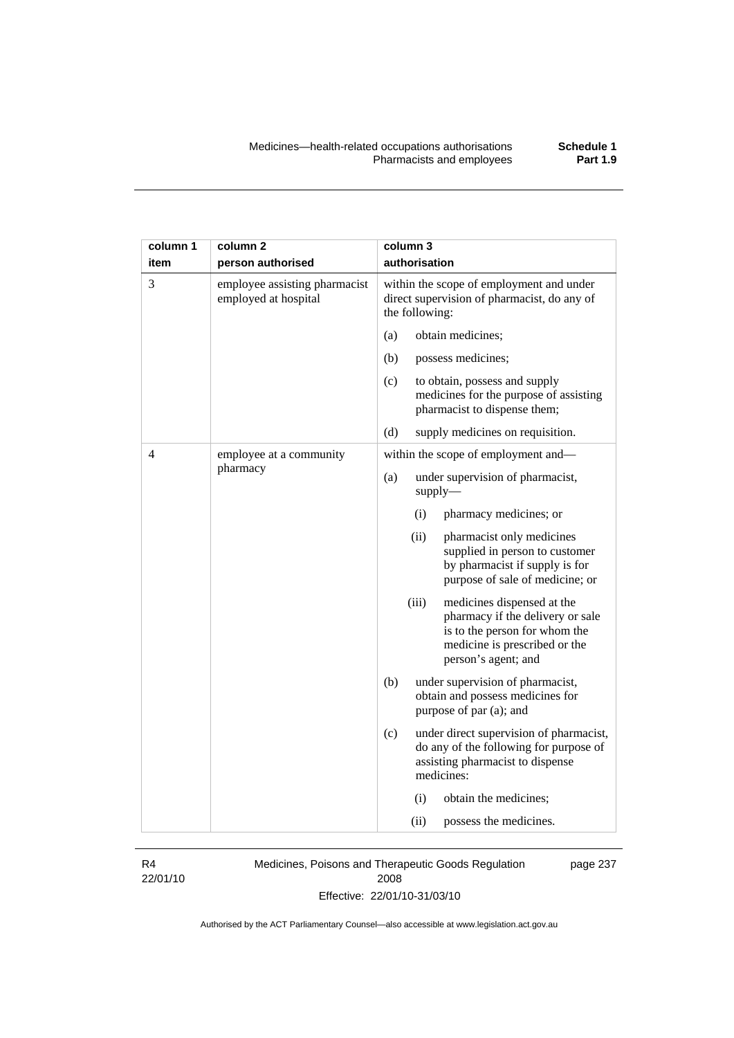| column 1 item | column 2 person authorised | column 3 authorisation |
|---|---|---|
| 3 | employee assisting pharmacist employed at hospital | within the scope of employment and under direct supervision of pharmacist, do any of the following:<br>(a) obtain medicines;<br>(b) possess medicines;<br>(c) to obtain, possess and supply medicines for the purpose of assisting pharmacist to dispense them;<br>(d) supply medicines on requisition. |
| 4 | employee at a community pharmacy | within the scope of employment and—<br>(a) under supervision of pharmacist, supply—<br>(i) pharmacy medicines; or<br>(ii) pharmacist only medicines supplied in person to customer by pharmacist if supply is for purpose of sale of medicine; or<br>(iii) medicines dispensed at the pharmacy if the delivery or sale is to the person for whom the medicine is prescribed or the person's agent; and<br>(b) under supervision of pharmacist, obtain and possess medicines for purpose of par (a); and<br>(c) under direct supervision of pharmacist, do any of the following for purpose of assisting pharmacist to dispense medicines:<br>(i) obtain the medicines;<br>(ii) possess the medicines. |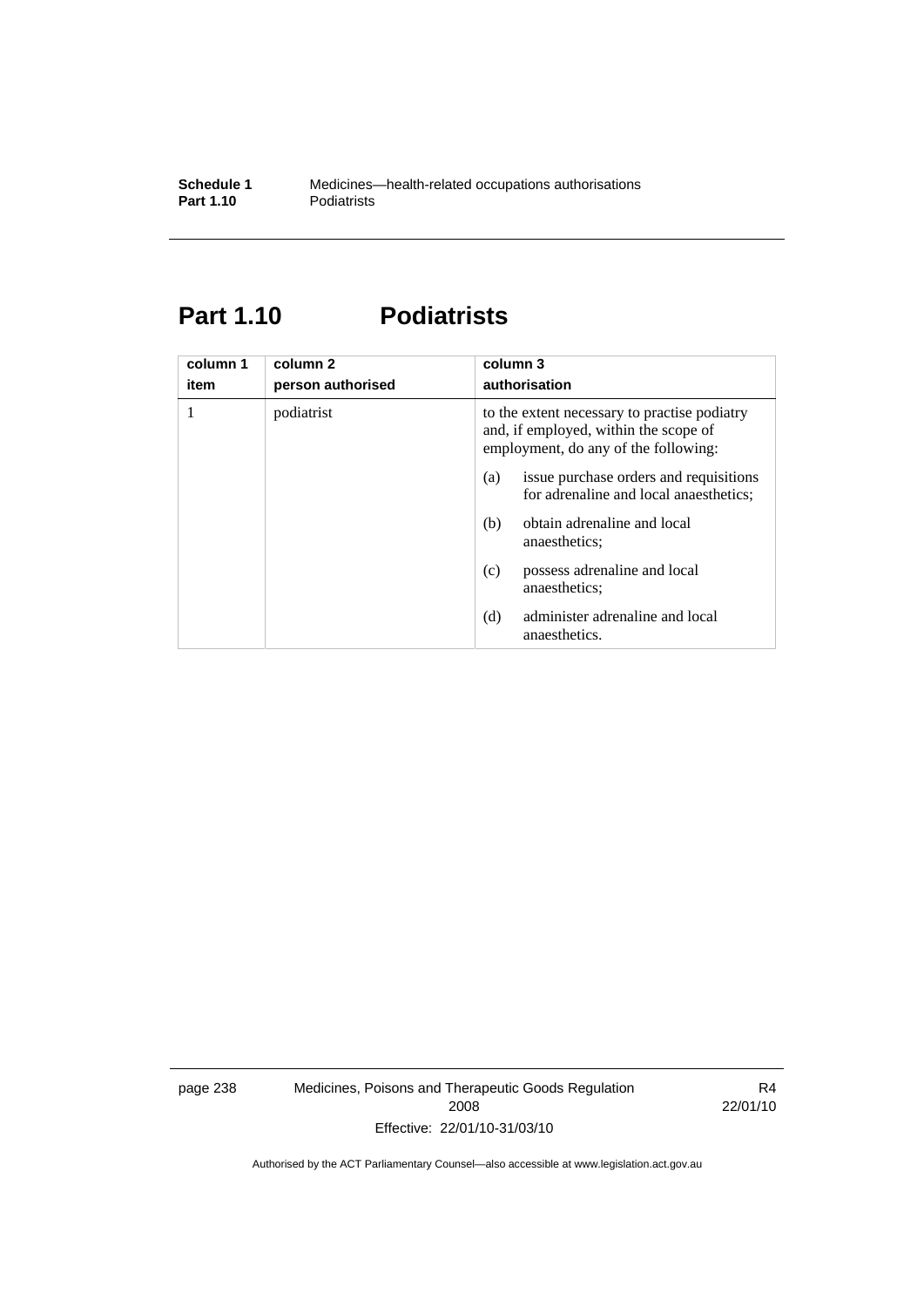# Part 1.10 Podiatrists

| column 1<br>item | column 2<br>person authorised | column 3<br>authorisation |
|---|---|---|
| 1 | podiatrist | to the extent necessary to practise podiatry and, if employed, within the scope of employment, do any of the following:<br>(a) issue purchase orders and requisitions for adrenaline and local anaesthetics;<br>(b) obtain adrenaline and local anaesthetics;<br>(c) possess adrenaline and local anaesthetics;<br>(d) administer adrenaline and local anaesthetics. |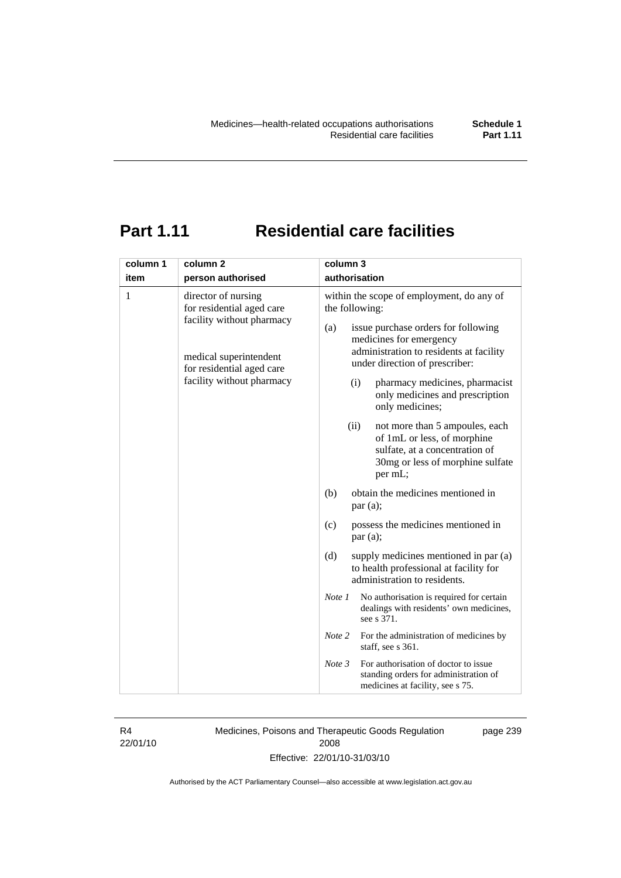# Part 1.11 Residential care facilities

| column 1<br>item | column 2<br>person authorised | column 3<br>authorisation |
|---|---|---|
| 1 | director of nursing for residential aged care facility without pharmacy<br><br>medical superintendent for residential aged care facility without pharmacy | within the scope of employment, do any of the following:<br><br>(a) issue purchase orders for following medicines for emergency administration to residents at facility under direction of prescriber:<br><br>(i) pharmacy medicines, pharmacist only medicines and prescription only medicines;<br><br>(ii) not more than 5 ampoules, each of 1mL or less, of morphine sulfate, at a concentration of 30mg or less of morphine sulfate per mL;<br><br>(b) obtain the medicines mentioned in par (a);<br><br>(c) possess the medicines mentioned in par (a);<br><br>(d) supply medicines mentioned in par (a) to health professional at facility for administration to residents.<br><br>*Note 1* No authorisation is required for certain dealings with residents' own medicines, see s 371.<br><br>*Note 2* For the administration of medicines by staff, see s 361.<br><br>*Note 3* For authorisation of doctor to issue standing orders for administration of medicines at facility, see s 75. |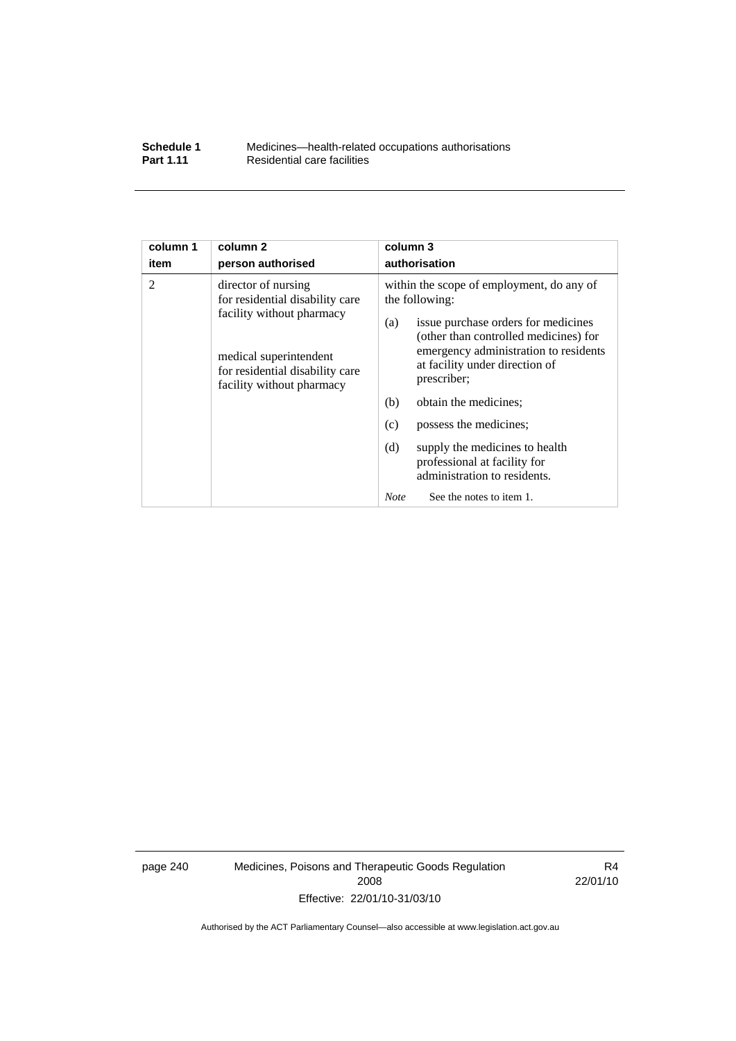| column 1 item | column 2 person authorised | column 3 authorisation |
| --- | --- | --- |
| 2 | director of nursing for residential disability care facility without pharmacy<br><br>medical superintendent for residential disability care facility without pharmacy | within the scope of employment, do any of the following:<br>(a) issue purchase orders for medicines (other than controlled medicines) for emergency administration to residents at facility under direction of prescriber;<br>(b) obtain the medicines;<br>(c) possess the medicines;<br>(d) supply the medicines to health professional at facility for administration to residents.<br>*Note* See the notes to item 1. |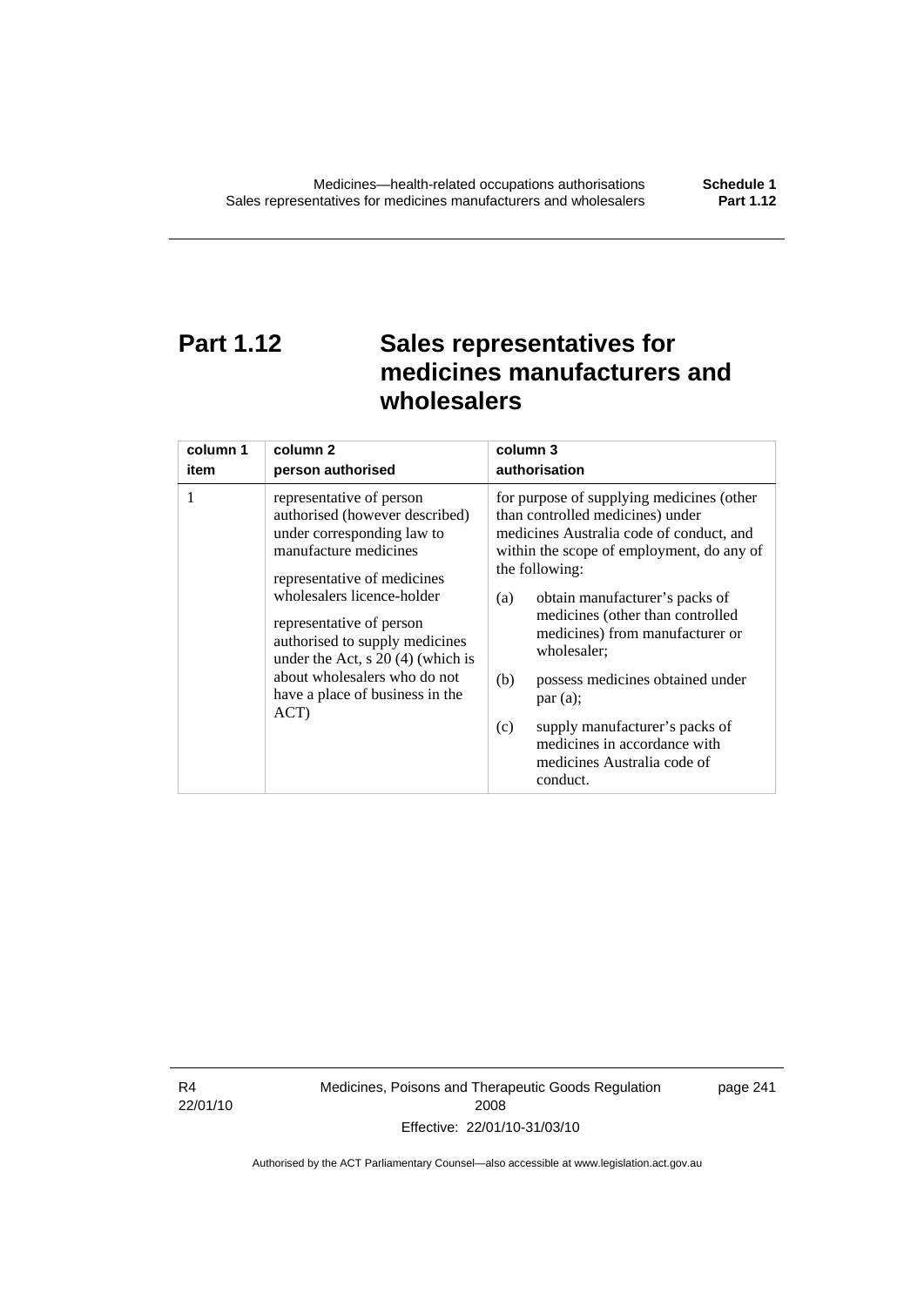# Part 1.12 Sales representatives for medicines manufacturers and wholesalers

| column 1<br>item | column 2<br>person authorised | column 3<br>authorisation |
|---|---|---|
| 1 | representative of person authorised (however described) under corresponding law to manufacture medicines<br><br>representative of medicines wholesalers licence-holder<br><br>representative of person authorised to supply medicines under the Act, s 20 (4) (which is about wholesalers who do not have a place of business in the ACT) | for purpose of supplying medicines (other than controlled medicines) under medicines Australia code of conduct, and within the scope of employment, do any of the following:<br><br>(a) obtain manufacturer's packs of medicines (other than controlled medicines) from manufacturer or wholesaler;<br><br>(b) possess medicines obtained under par (a);<br><br>(c) supply manufacturer's packs of medicines in accordance with medicines Australia code of conduct. |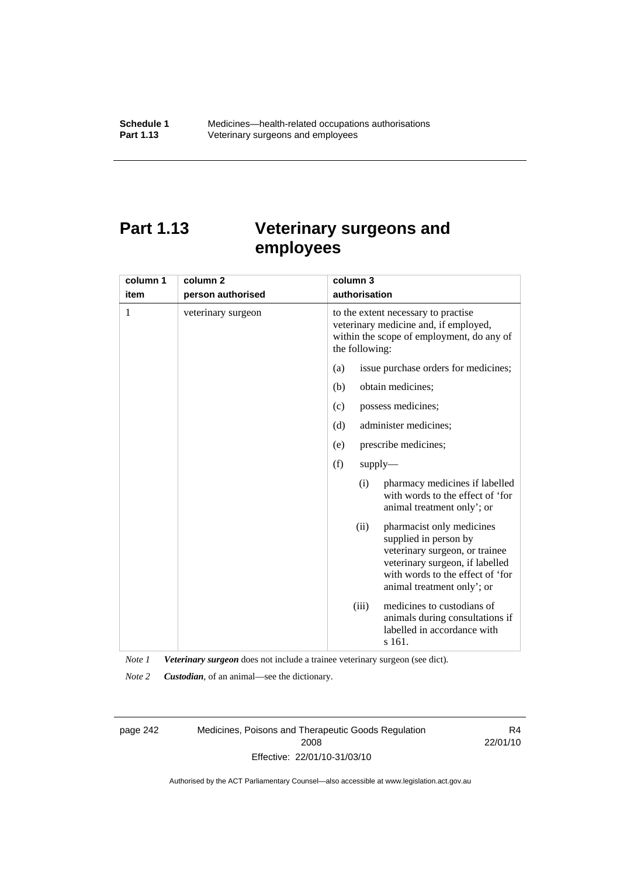# Part 1.13 Veterinary surgeons and employees

| column 1<br>item | column 2<br>person authorised | column 3<br>authorisation |
|---|---|---|
| 1 | veterinary surgeon | to the extent necessary to practise veterinary medicine and, if employed, within the scope of employment, do any of the following:<br>(a) issue purchase orders for medicines;<br>(b) obtain medicines;<br>(c) possess medicines;<br>(d) administer medicines;<br>(e) prescribe medicines;<br>(f) supply—<br>(i) pharmacy medicines if labelled with words to the effect of 'for animal treatment only'; or<br>(ii) pharmacist only medicines supplied in person by veterinary surgeon, or trainee veterinary surgeon, if labelled with words to the effect of 'for animal treatment only'; or<br>(iii) medicines to custodians of animals during consultations if labelled in accordance with s 161. |

*Note 1* ***Veterinary surgeon*** does not include a trainee veterinary surgeon (see dict).

*Note 2* ***Custodian***, of an animal—see the dictionary.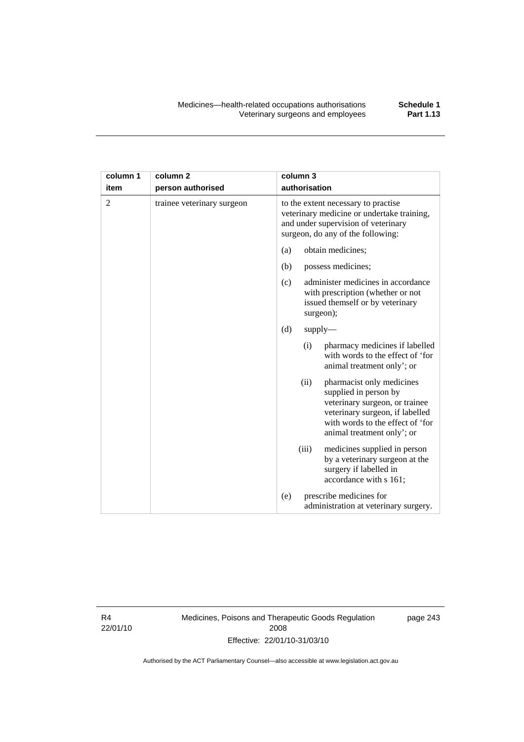| column 1 item | column 2 person authorised | column 3 authorisation |
|---|---|---|
| 2 | trainee veterinary surgeon | to the extent necessary to practise veterinary medicine or undertake training, and under supervision of veterinary surgeon, do any of the following:<br>(a) obtain medicines;<br>(b) possess medicines;<br>(c) administer medicines in accordance with prescription (whether or not issued themself or by veterinary surgeon);<br>(d) supply—<br>(i) pharmacy medicines if labelled with words to the effect of 'for animal treatment only'; or<br>(ii) pharmacist only medicines supplied in person by veterinary surgeon, or trainee veterinary surgeon, if labelled with words to the effect of 'for animal treatment only'; or<br>(iii) medicines supplied in person by a veterinary surgeon at the surgery if labelled in accordance with s 161;<br>(e) prescribe medicines for administration at veterinary surgery. |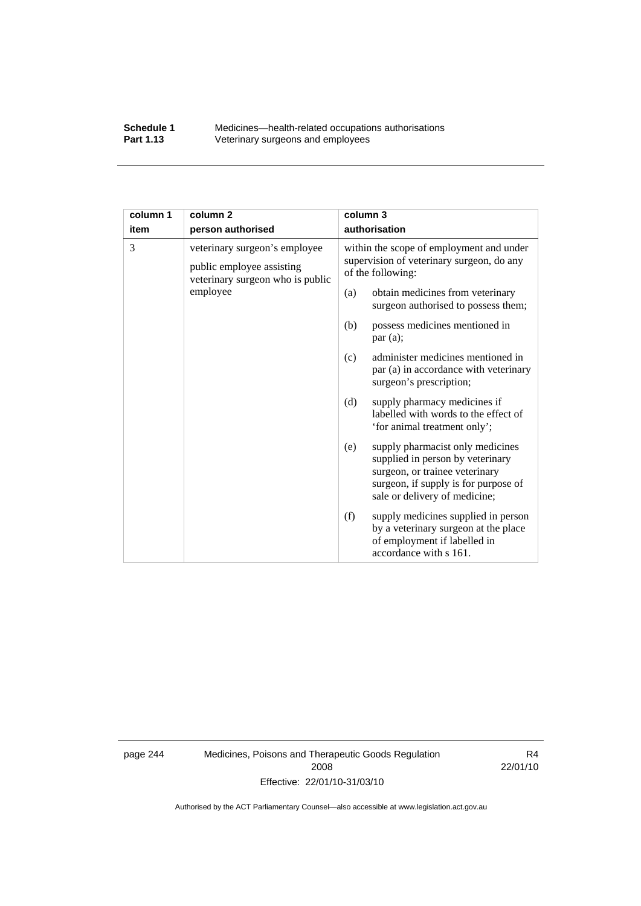| column 1 item | column 2 person authorised | column 3 authorisation |
|---|---|---|
| 3 | veterinary surgeon's employee<br><br>public employee assisting veterinary surgeon who is public employee | within the scope of employment and under supervision of veterinary surgeon, do any of the following:<br><br>(a) obtain medicines from veterinary surgeon authorised to possess them;<br><br>(b) possess medicines mentioned in par (a);<br><br>(c) administer medicines mentioned in par (a) in accordance with veterinary surgeon's prescription;<br><br>(d) supply pharmacy medicines if labelled with words to the effect of 'for animal treatment only';<br><br>(e) supply pharmacist only medicines supplied in person by veterinary surgeon, or trainee veterinary surgeon, if supply is for purpose of sale or delivery of medicine;<br><br>(f) supply medicines supplied in person by a veterinary surgeon at the place of employment if labelled in accordance with s 161. |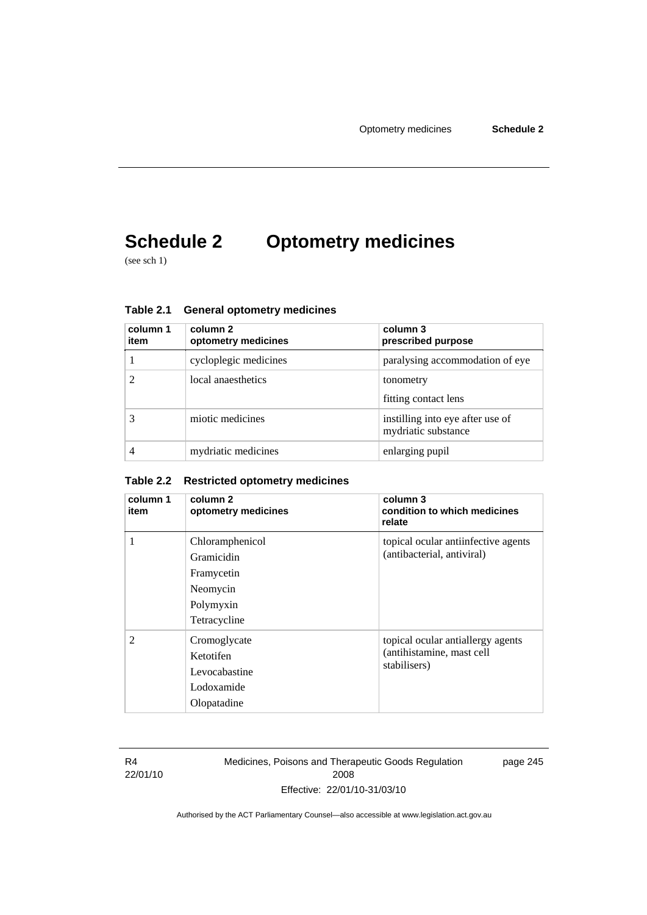# Schedule 2 Optometry medicines

(see sch 1)

### Table 2.1 General optometry medicines

| column 1 item | column 2 optometry medicines | column 3 prescribed purpose |
|---|---|---|
| 1 | cycloplegic medicines | paralysing accommodation of eye |
| 2 | local anaesthetics | tonometry<br>fitting contact lens |
| 3 | miotic medicines | instilling into eye after use of mydriatic substance |
| 4 | mydriatic medicines | enlarging pupil |

### Table 2.2 Restricted optometry medicines

| column 1 item | column 2 optometry medicines | column 3 condition to which medicines relate |
|---|---|---|
| 1 | Chloramphenicol<br>Gramicidin<br>Framycetin<br>Neomycin<br>Polymyxin<br>Tetracycline | topical ocular antiinfective agents (antibacterial, antiviral) |
| 2 | Cromoglycate<br>Ketotifen<br>Levocabastine<br>Lodoxamide<br>Olopatadine | topical ocular antiallergy agents (antihistamine, mast cell stabilisers) |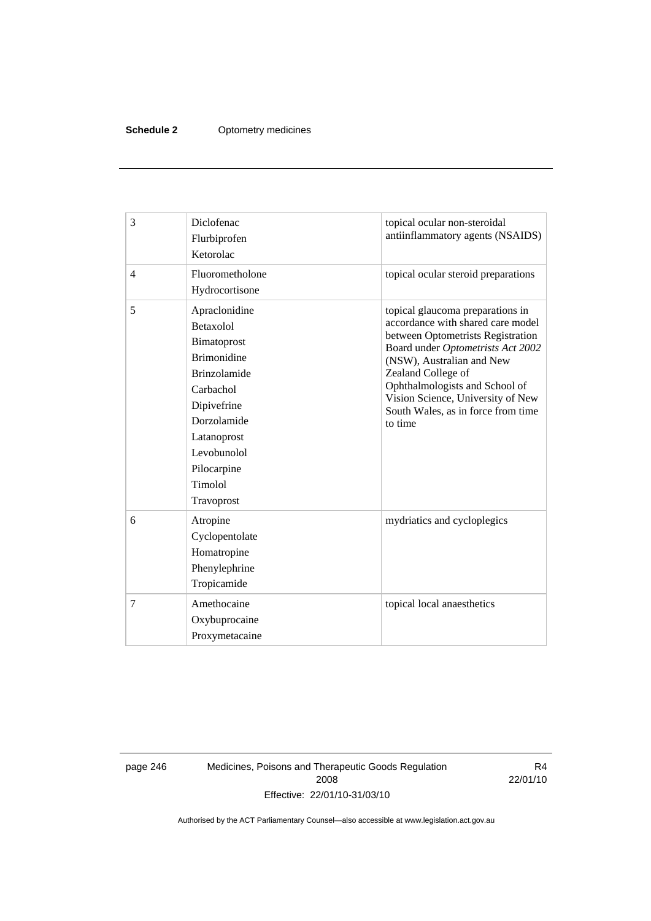| 3 | Diclofenac<br>Flurbiprofen<br>Ketorolac | topical ocular non-steroidal antiinflammatory agents (NSAIDS) |
|---|---|---|
| 4 | Fluorometholone<br>Hydrocortisone | topical ocular steroid preparations |
| 5 | Apraclonidine<br>Betaxolol<br>Bimatoprost<br>Brimonidine<br>Brinzolamide<br>Carbachol<br>Dipivefrine<br>Dorzolamide<br>Latanoprost<br>Levobunolol<br>Pilocarpine<br>Timolol<br>Travoprost | topical glaucoma preparations in accordance with shared care model between Optometrists Registration Board under *Optometrists Act 2002* (NSW), Australian and New Zealand College of Ophthalmologists and School of Vision Science, University of New South Wales, as in force from time to time |
| 6 | Atropine<br>Cyclopentolate<br>Homatropine<br>Phenylephrine<br>Tropicamide | mydriatics and cycloplegics |
| 7 | Amethocaine<br>Oxybuprocaine<br>Proxymetacaine | topical local anaesthetics |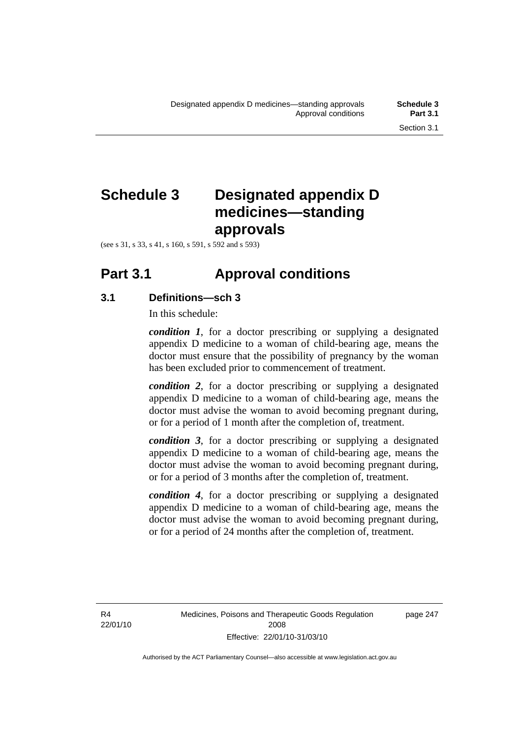# Schedule 3 Designated appendix D medicines—standing approvals

(see s 31, s 33, s 41, s 160, s 591, s 592 and s 593)

## Part 3.1 Approval conditions

### 3.1 Definitions—sch 3

In this schedule:

***condition 1***, for a doctor prescribing or supplying a designated appendix D medicine to a woman of child-bearing age, means the doctor must ensure that the possibility of pregnancy by the woman has been excluded prior to commencement of treatment.

***condition 2***, for a doctor prescribing or supplying a designated appendix D medicine to a woman of child-bearing age, means the doctor must advise the woman to avoid becoming pregnant during, or for a period of 1 month after the completion of, treatment.

***condition 3***, for a doctor prescribing or supplying a designated appendix D medicine to a woman of child-bearing age, means the doctor must advise the woman to avoid becoming pregnant during, or for a period of 3 months after the completion of, treatment.

***condition 4***, for a doctor prescribing or supplying a designated appendix D medicine to a woman of child-bearing age, means the doctor must advise the woman to avoid becoming pregnant during, or for a period of 24 months after the completion of, treatment.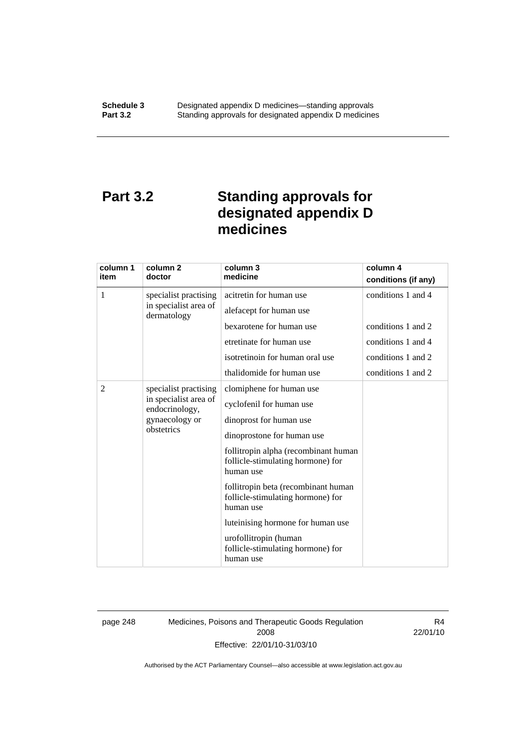## Part 3.2 Standing approvals for designated appendix D medicines

| column 1 item | column 2 doctor | column 3 medicine | column 4 conditions (if any) |
|---|---|---|---|
| 1 | specialist practising in specialist area of dermatology | acitretin for human use | conditions 1 and 4 |
| | | alefacept for human use | |
| | | bexarotene for human use | conditions 1 and 2 |
| | | etretinate for human use | conditions 1 and 4 |
| | | isotretinoin for human oral use | conditions 1 and 2 |
| | | thalidomide for human use | conditions 1 and 2 |
| 2 | specialist practising in specialist area of endocrinology, gynaecology or obstetrics | clomiphene for human use | |
| | | cyclofenil for human use | |
| | | dinoprost for human use | |
| | | dinoprostone for human use | |
| | | follitropin alpha (recombinant human follicle-stimulating hormone) for human use | |
| | | follitropin beta (recombinant human follicle-stimulating hormone) for human use | |
| | | luteinising hormone for human use | |
| | | urofollitropin (human follicle-stimulating hormone) for human use | |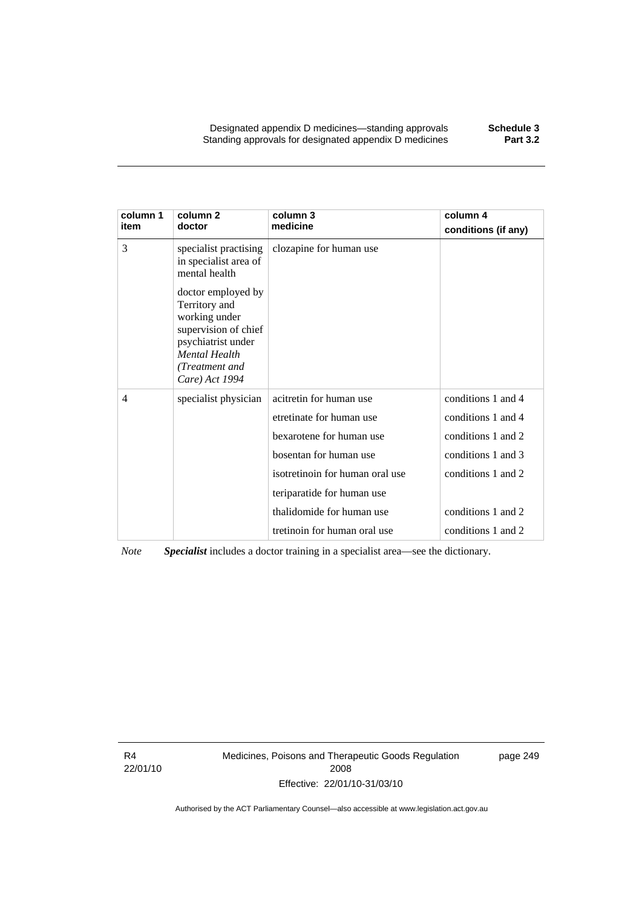| column 1 item | column 2 doctor | column 3 medicine | column 4 conditions (if any) |
|---|---|---|---|
| 3 | specialist practising in specialist area of mental health<br><br>doctor employed by Territory and working under supervision of chief psychiatrist under *Mental Health (Treatment and Care) Act 1994* | clozapine for human use | |
| 4 | specialist physician | acitretin for human use | conditions 1 and 4 |
| | | etretinate for human use | conditions 1 and 4 |
| | | bexarotene for human use | conditions 1 and 2 |
| | | bosentan for human use | conditions 1 and 3 |
| | | isotretinoin for human oral use | conditions 1 and 2 |
| | | teriparatide for human use | |
| | | thalidomide for human use | conditions 1 and 2 |
| | | tretinoin for human oral use | conditions 1 and 2 |

*Note* ***Specialist*** includes a doctor training in a specialist area—see the dictionary.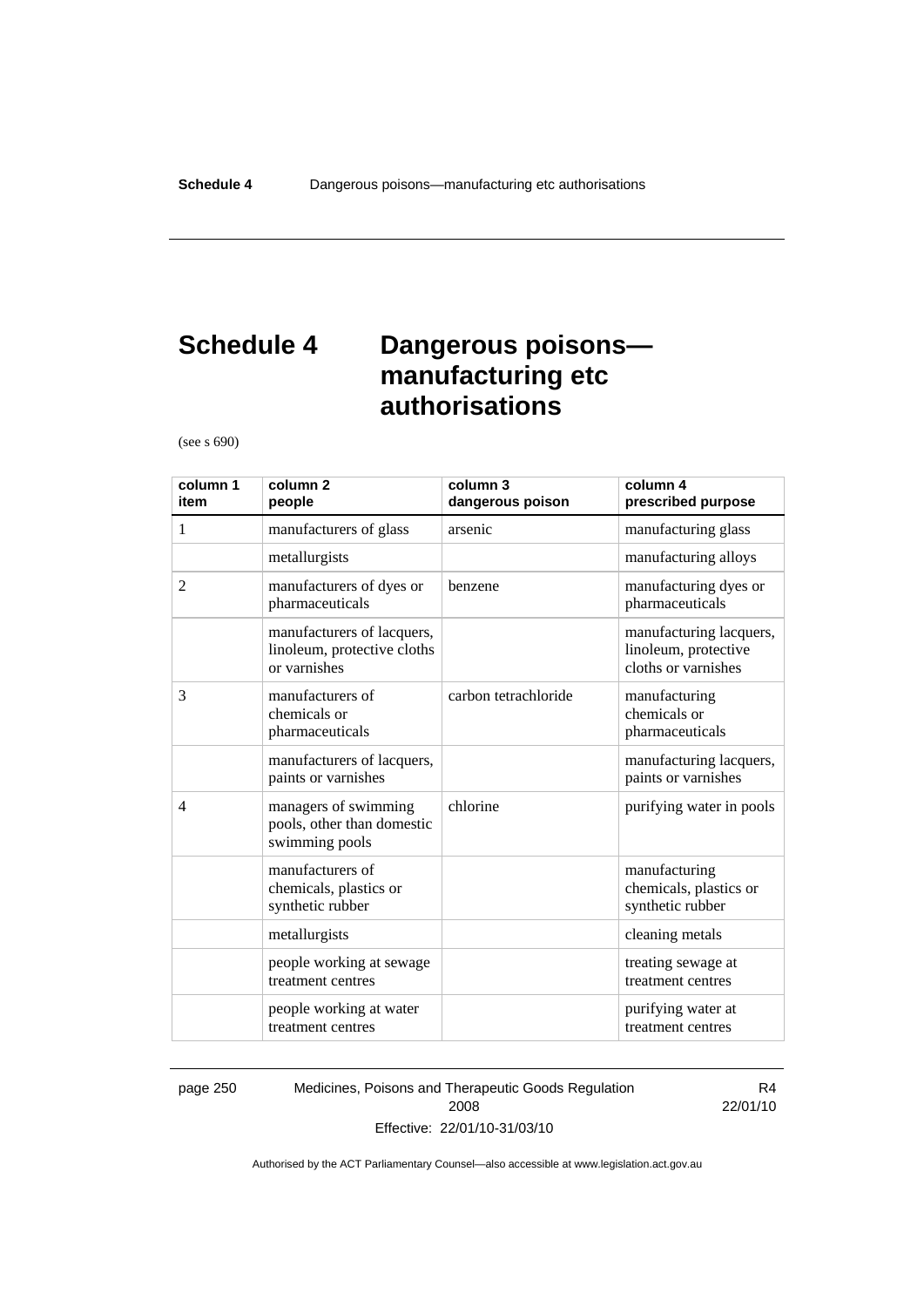# Schedule 4 Dangerous poisons—manufacturing etc authorisations

(see s 690)

| column 1 item | column 2 people | column 3 dangerous poison | column 4 prescribed purpose |
|---|---|---|---|
| 1 | manufacturers of glass | arsenic | manufacturing glass |
| | metallurgists | | manufacturing alloys |
| 2 | manufacturers of dyes or pharmaceuticals | benzene | manufacturing dyes or pharmaceuticals |
| | manufacturers of lacquers, linoleum, protective cloths or varnishes | | manufacturing lacquers, linoleum, protective cloths or varnishes |
| 3 | manufacturers of chemicals or pharmaceuticals | carbon tetrachloride | manufacturing chemicals or pharmaceuticals |
| | manufacturers of lacquers, paints or varnishes | | manufacturing lacquers, paints or varnishes |
| 4 | managers of swimming pools, other than domestic swimming pools | chlorine | purifying water in pools |
| | manufacturers of chemicals, plastics or synthetic rubber | | manufacturing chemicals, plastics or synthetic rubber |
| | metallurgists | | cleaning metals |
| | people working at sewage treatment centres | | treating sewage at treatment centres |
| | people working at water treatment centres | | purifying water at treatment centres |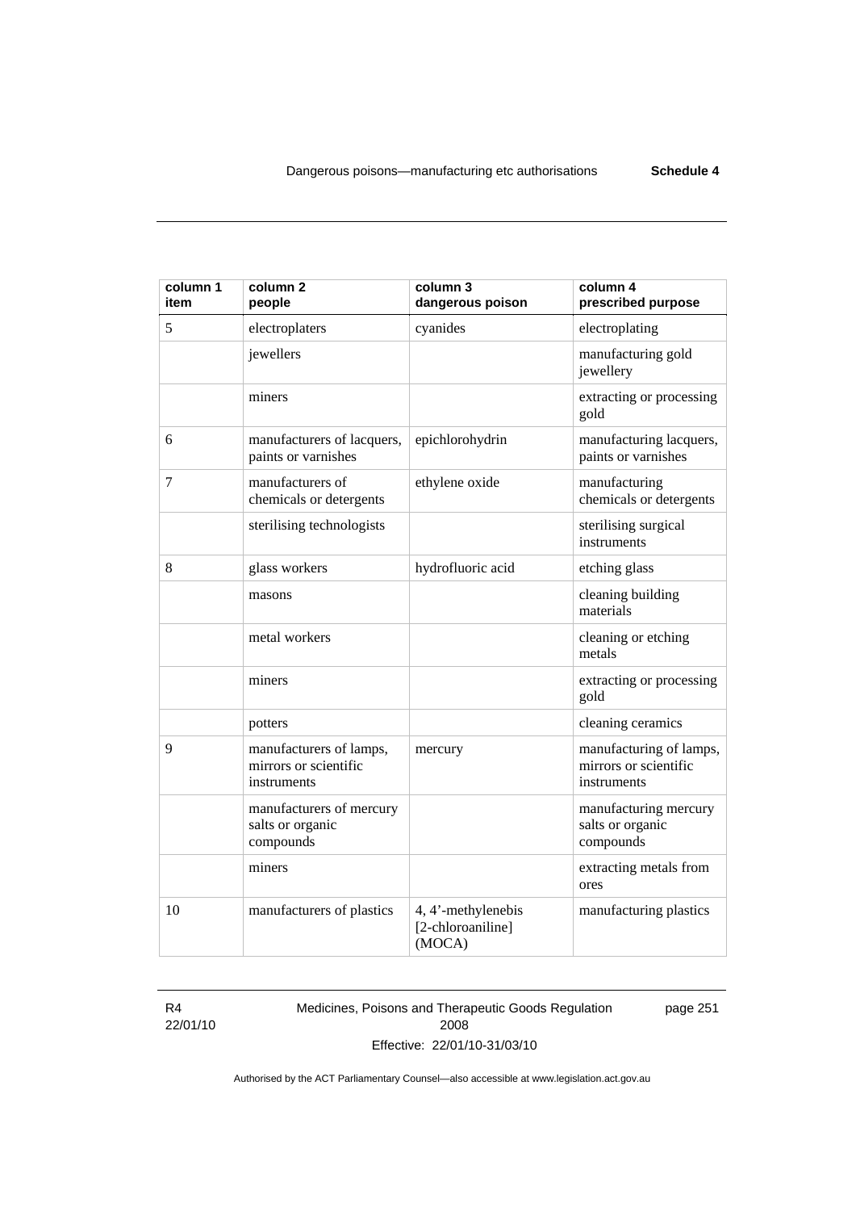| column 1 item | column 2 people | column 3 dangerous poison | column 4 prescribed purpose |
|---|---|---|---|
| 5 | electroplaters | cyanides | electroplating |
| | jewellers | | manufacturing gold jewellery |
| | miners | | extracting or processing gold |
| 6 | manufacturers of lacquers, paints or varnishes | epichlorohydrin | manufacturing lacquers, paints or varnishes |
| 7 | manufacturers of chemicals or detergents | ethylene oxide | manufacturing chemicals or detergents |
| | sterilising technologists | | sterilising surgical instruments |
| 8 | glass workers | hydrofluoric acid | etching glass |
| | masons | | cleaning building materials |
| | metal workers | | cleaning or etching metals |
| | miners | | extracting or processing gold |
| | potters | | cleaning ceramics |
| 9 | manufacturers of lamps, mirrors or scientific instruments | mercury | manufacturing of lamps, mirrors or scientific instruments |
| | manufacturers of mercury salts or organic compounds | | manufacturing mercury salts or organic compounds |
| | miners | | extracting metals from ores |
| 10 | manufacturers of plastics | 4, 4'-methylenebis [2-chloroaniline] (MOCA) | manufacturing plastics |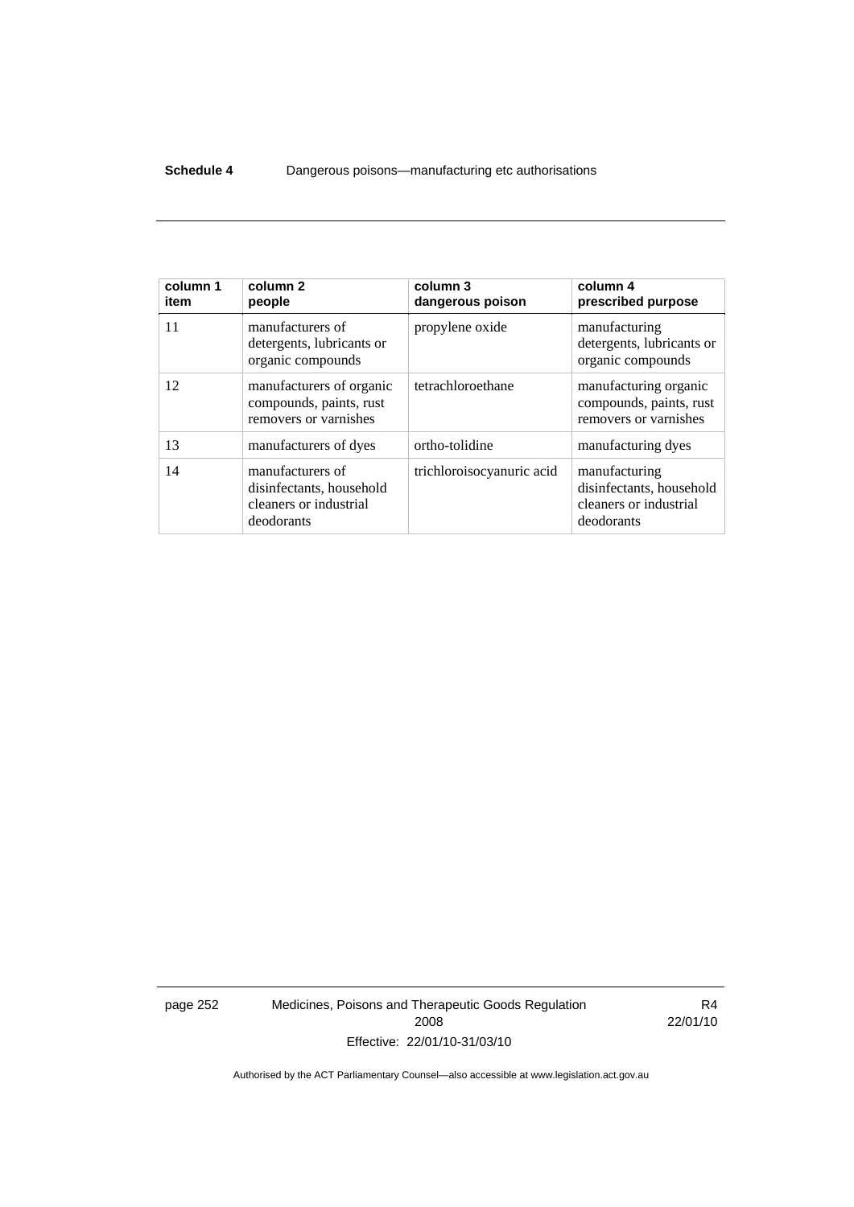| column 1 item | column 2 people | column 3 dangerous poison | column 4 prescribed purpose |
|---|---|---|---|
| 11 | manufacturers of detergents, lubricants or organic compounds | propylene oxide | manufacturing detergents, lubricants or organic compounds |
| 12 | manufacturers of organic compounds, paints, rust removers or varnishes | tetrachloroethane | manufacturing organic compounds, paints, rust removers or varnishes |
| 13 | manufacturers of dyes | ortho-tolidine | manufacturing dyes |
| 14 | manufacturers of disinfectants, household cleaners or industrial deodorants | trichloroisocyanuric acid | manufacturing disinfectants, household cleaners or industrial deodorants |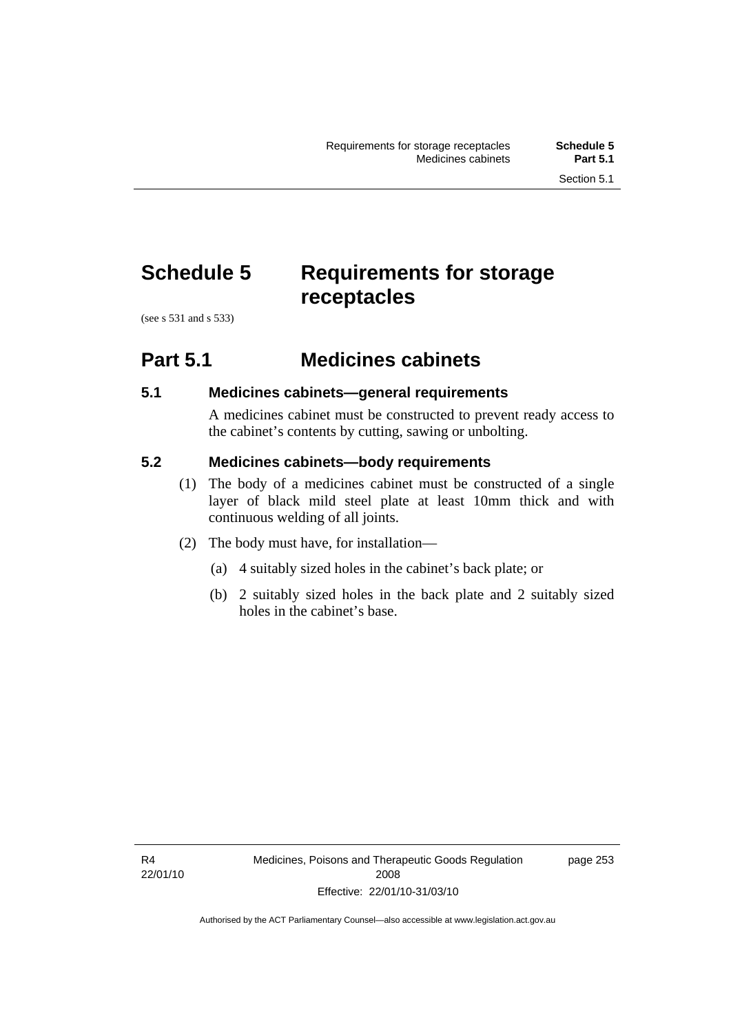# Schedule 5 Requirements for storage receptacles

(see s 531 and s 533)

## Part 5.1 Medicines cabinets

### 5.1 Medicines cabinets—general requirements

A medicines cabinet must be constructed to prevent ready access to the cabinet's contents by cutting, sawing or unbolting.

### 5.2 Medicines cabinets—body requirements

(1) The body of a medicines cabinet must be constructed of a single layer of black mild steel plate at least 10mm thick and with continuous welding of all joints.

(2) The body must have, for installation—

(a) 4 suitably sized holes in the cabinet's back plate; or

(b) 2 suitably sized holes in the back plate and 2 suitably sized holes in the cabinet's base.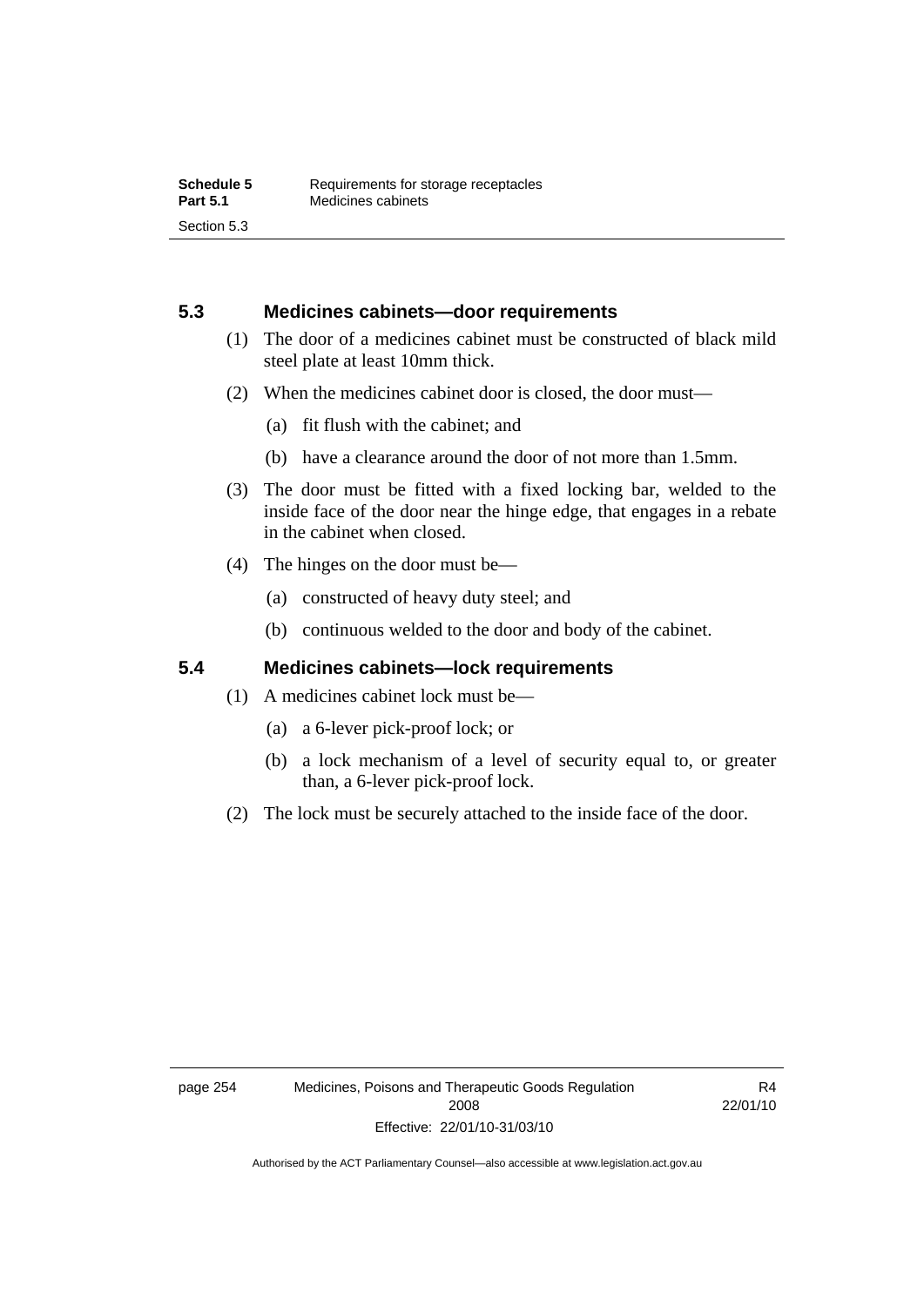### 5.3 Medicines cabinets—door requirements

(1) The door of a medicines cabinet must be constructed of black mild steel plate at least 10mm thick.

(2) When the medicines cabinet door is closed, the door must—

(a) fit flush with the cabinet; and

(b) have a clearance around the door of not more than 1.5mm.

(3) The door must be fitted with a fixed locking bar, welded to the inside face of the door near the hinge edge, that engages in a rebate in the cabinet when closed.

(4) The hinges on the door must be—

(a) constructed of heavy duty steel; and

(b) continuous welded to the door and body of the cabinet.

### 5.4 Medicines cabinets—lock requirements

(1) A medicines cabinet lock must be—

(a) a 6-lever pick-proof lock; or

(b) a lock mechanism of a level of security equal to, or greater than, a 6-lever pick-proof lock.

(2) The lock must be securely attached to the inside face of the door.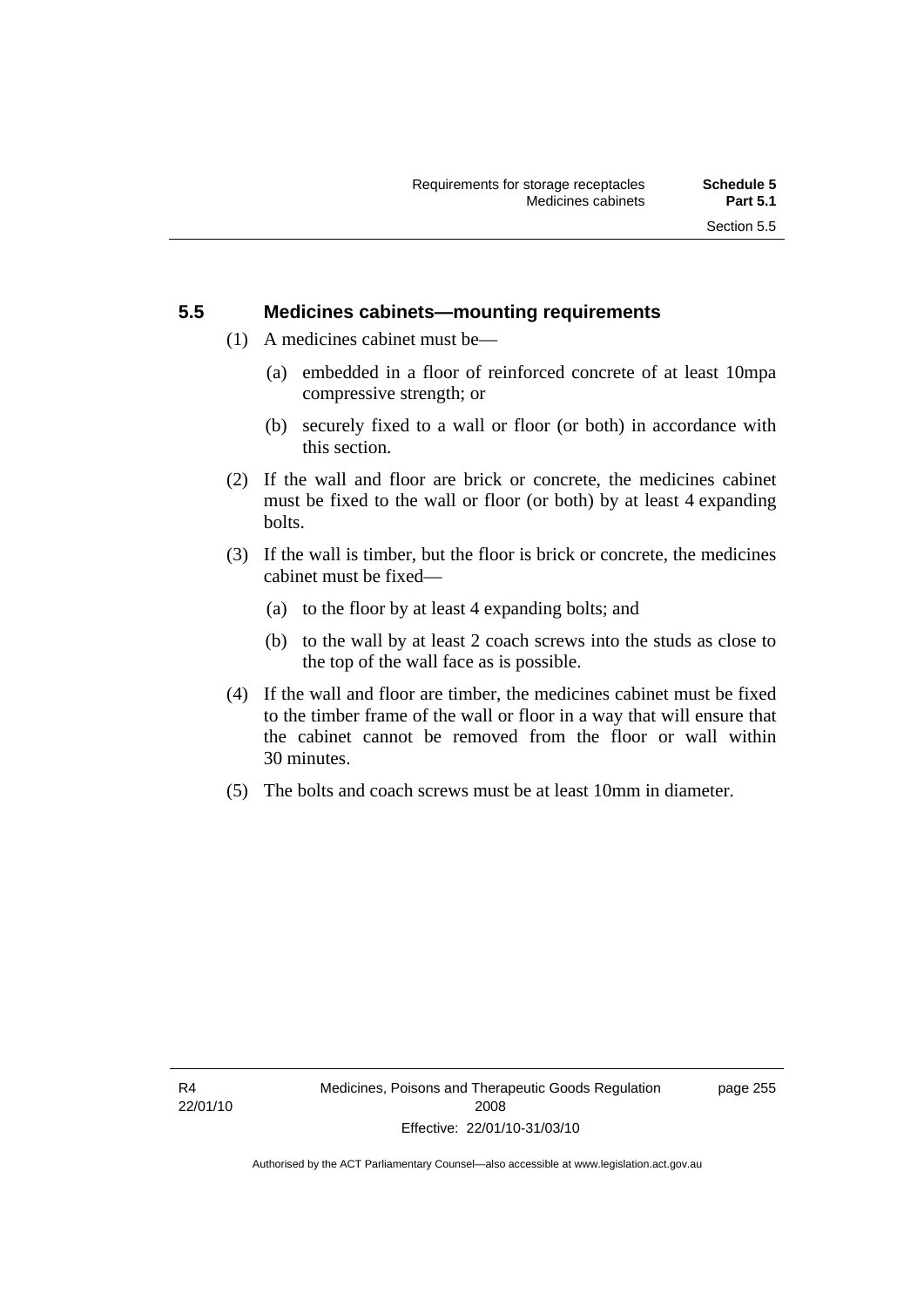## 5.5 Medicines cabinets—mounting requirements

(1) A medicines cabinet must be—

(a) embedded in a floor of reinforced concrete of at least 10mpa compressive strength; or

(b) securely fixed to a wall or floor (or both) in accordance with this section.

(2) If the wall and floor are brick or concrete, the medicines cabinet must be fixed to the wall or floor (or both) by at least 4 expanding bolts.

(3) If the wall is timber, but the floor is brick or concrete, the medicines cabinet must be fixed—

(a) to the floor by at least 4 expanding bolts; and

(b) to the wall by at least 2 coach screws into the studs as close to the top of the wall face as is possible.

(4) If the wall and floor are timber, the medicines cabinet must be fixed to the timber frame of the wall or floor in a way that will ensure that the cabinet cannot be removed from the floor or wall within 30 minutes.

(5) The bolts and coach screws must be at least 10mm in diameter.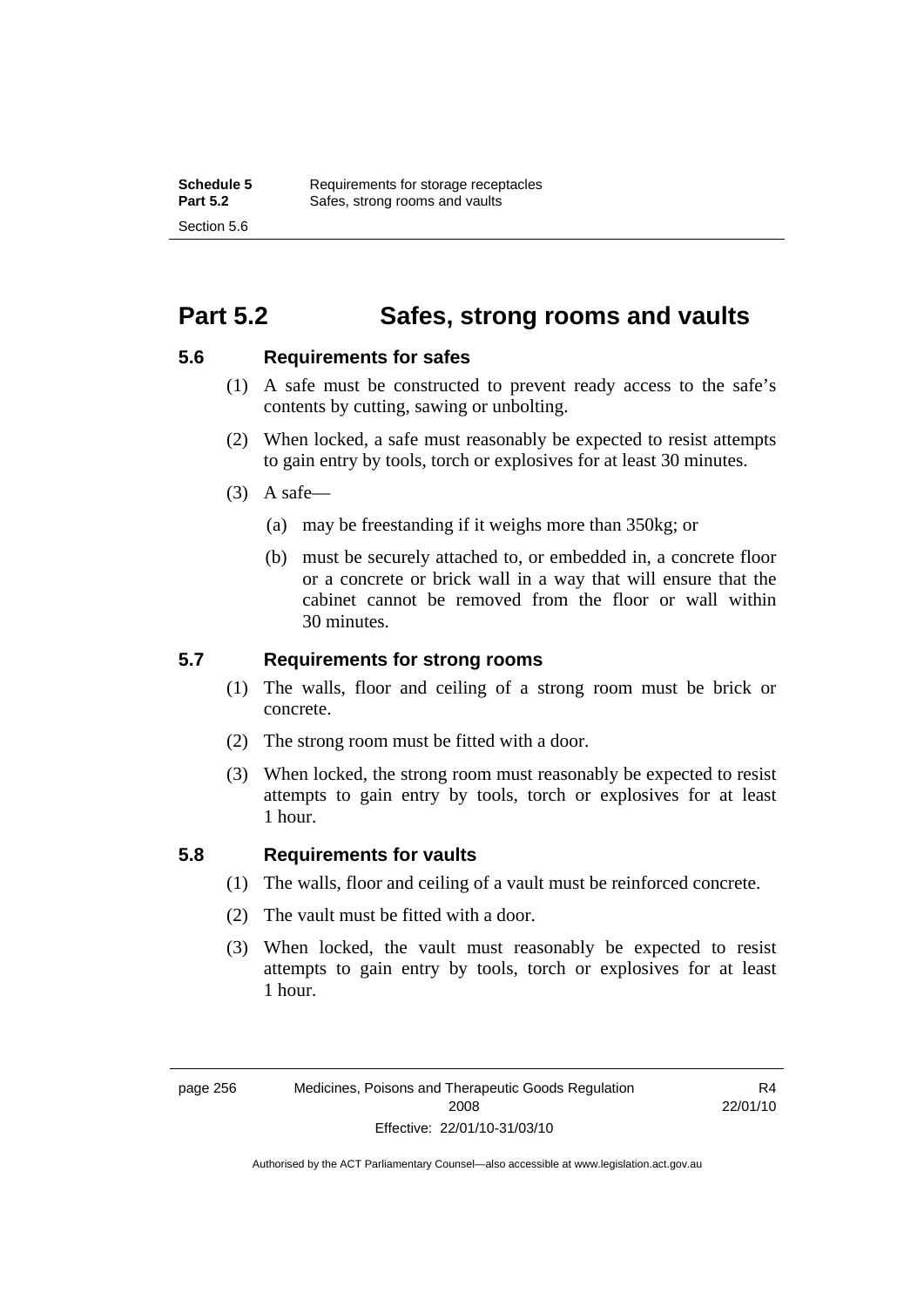# Part 5.2 Safes, strong rooms and vaults

## 5.6 Requirements for safes

(1) A safe must be constructed to prevent ready access to the safe's contents by cutting, sawing or unbolting.

(2) When locked, a safe must reasonably be expected to resist attempts to gain entry by tools, torch or explosives for at least 30 minutes.

(3) A safe—

(a) may be freestanding if it weighs more than 350kg; or

(b) must be securely attached to, or embedded in, a concrete floor or a concrete or brick wall in a way that will ensure that the cabinet cannot be removed from the floor or wall within 30 minutes.

## 5.7 Requirements for strong rooms

(1) The walls, floor and ceiling of a strong room must be brick or concrete.

(2) The strong room must be fitted with a door.

(3) When locked, the strong room must reasonably be expected to resist attempts to gain entry by tools, torch or explosives for at least 1 hour.

## 5.8 Requirements for vaults

(1) The walls, floor and ceiling of a vault must be reinforced concrete.

(2) The vault must be fitted with a door.

(3) When locked, the vault must reasonably be expected to resist attempts to gain entry by tools, torch or explosives for at least 1 hour.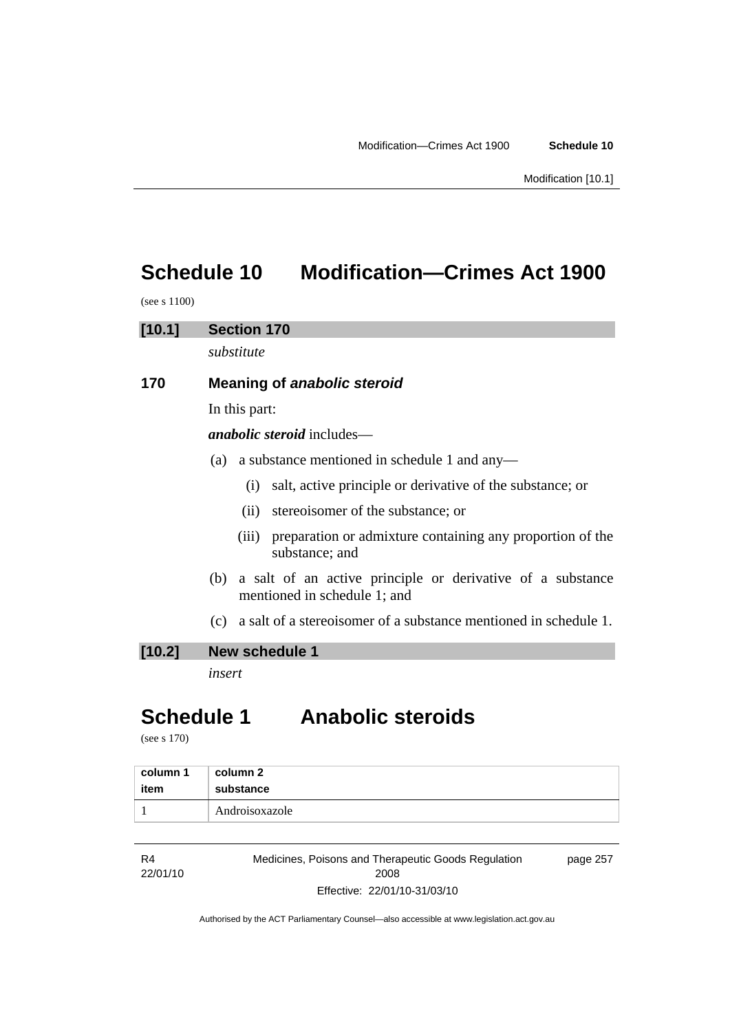# Schedule 10 Modification—Crimes Act 1900

(see s 1100)

## [10.1] Section 170

*substitute*

### 170 Meaning of *anabolic steroid*

In this part:

***anabolic steroid*** includes—

(a) a substance mentioned in schedule 1 and any—

(i) salt, active principle or derivative of the substance; or

(ii) stereoisomer of the substance; or

(iii) preparation or admixture containing any proportion of the substance; and

(b) a salt of an active principle or derivative of a substance mentioned in schedule 1; and

(c) a salt of a stereoisomer of a substance mentioned in schedule 1.

## [10.2] New schedule 1

*insert*

# Schedule 1 Anabolic steroids

(see s 170)

| column 1 item | column 2 substance |
|---|---|
| 1 | Androisoxazole |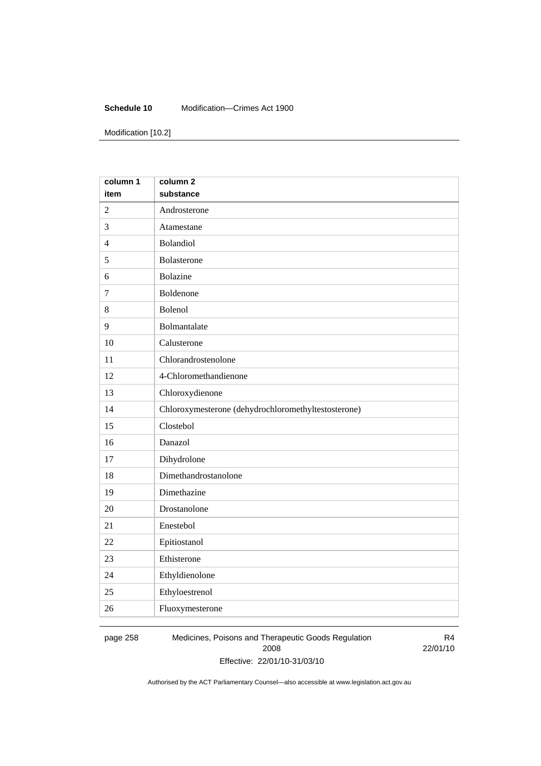| column 1 item | column 2 substance |
|---|---|
| 2 | Androsterone |
| 3 | Atamestane |
| 4 | Bolandiol |
| 5 | Bolasterone |
| 6 | Bolazine |
| 7 | Boldenone |
| 8 | Bolenol |
| 9 | Bolmantalate |
| 10 | Calusterone |
| 11 | Chlorandrostenolone |
| 12 | 4-Chloromethandienone |
| 13 | Chloroxydienone |
| 14 | Chloroxymesterone (dehydrochloromethyltestosterone) |
| 15 | Clostebol |
| 16 | Danazol |
| 17 | Dihydrolone |
| 18 | Dimethandrostanolone |
| 19 | Dimethazine |
| 20 | Drostanolone |
| 21 | Enestebol |
| 22 | Epitiostanol |
| 23 | Ethisterone |
| 24 | Ethyldienolone |
| 25 | Ethyloestrenol |
| 26 | Fluoxymesterone |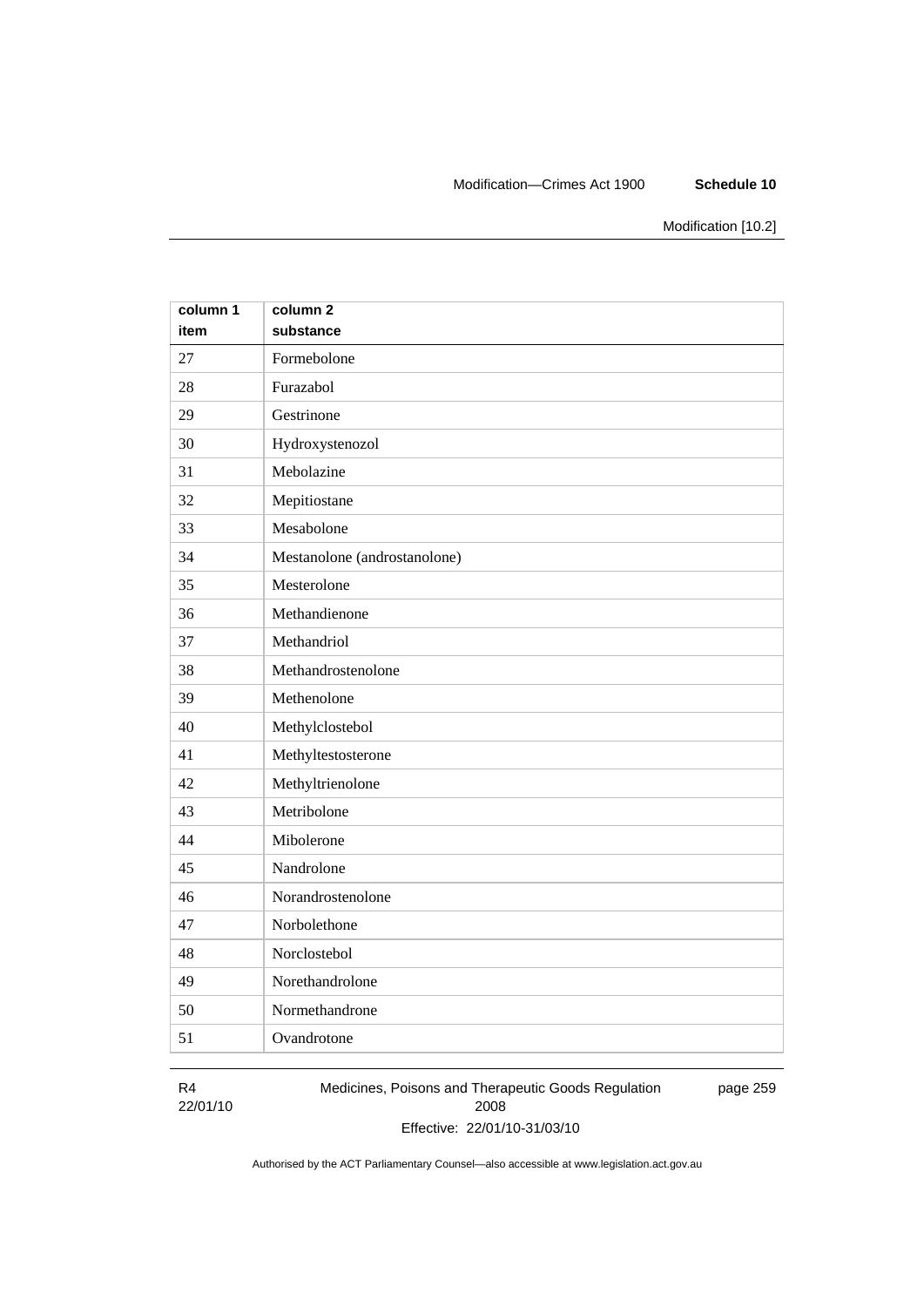| column 1 item | column 2 substance |
|---|---|
| 27 | Formebolone |
| 28 | Furazabol |
| 29 | Gestrinone |
| 30 | Hydroxystenozol |
| 31 | Mebolazine |
| 32 | Mepitiostane |
| 33 | Mesabolone |
| 34 | Mestanolone (androstanolone) |
| 35 | Mesterolone |
| 36 | Methandienone |
| 37 | Methandriol |
| 38 | Methandrostenolone |
| 39 | Methenolone |
| 40 | Methylclostebol |
| 41 | Methyltestosterone |
| 42 | Methyltrienolone |
| 43 | Metribolone |
| 44 | Mibolerone |
| 45 | Nandrolone |
| 46 | Norandrostenolone |
| 47 | Norbolethone |
| 48 | Norclostebol |
| 49 | Norethandrolone |
| 50 | Normethandrone |
| 51 | Ovandrotone |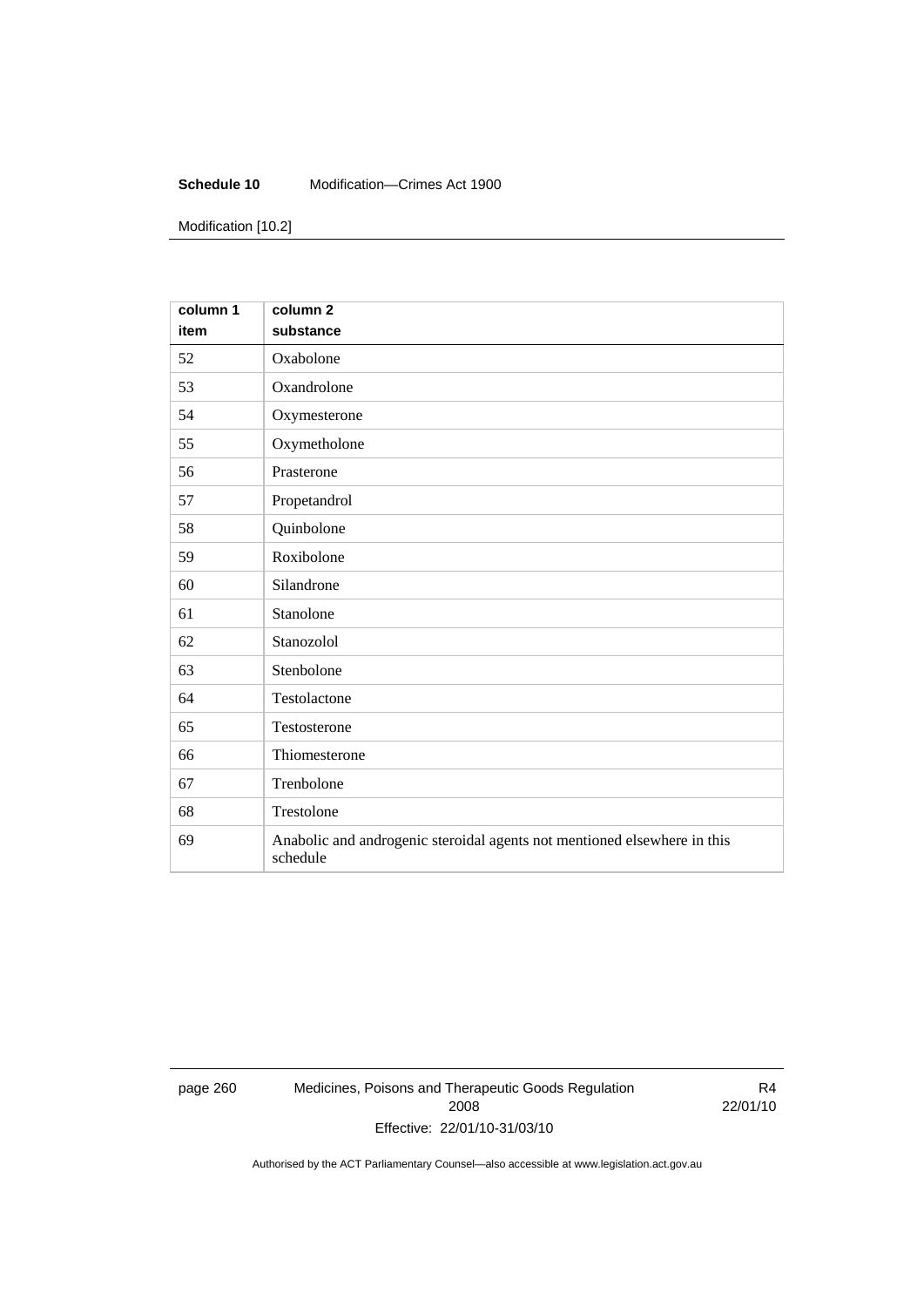| column 1 item | column 2 substance |
|---|---|
| 52 | Oxabolone |
| 53 | Oxandrolone |
| 54 | Oxymesterone |
| 55 | Oxymetholone |
| 56 | Prasterone |
| 57 | Propetandrol |
| 58 | Quinbolone |
| 59 | Roxibolone |
| 60 | Silandrone |
| 61 | Stanolone |
| 62 | Stanozolol |
| 63 | Stenbolone |
| 64 | Testolactone |
| 65 | Testosterone |
| 66 | Thiomesterone |
| 67 | Trenbolone |
| 68 | Trestolone |
| 69 | Anabolic and androgenic steroidal agents not mentioned elsewhere in this schedule |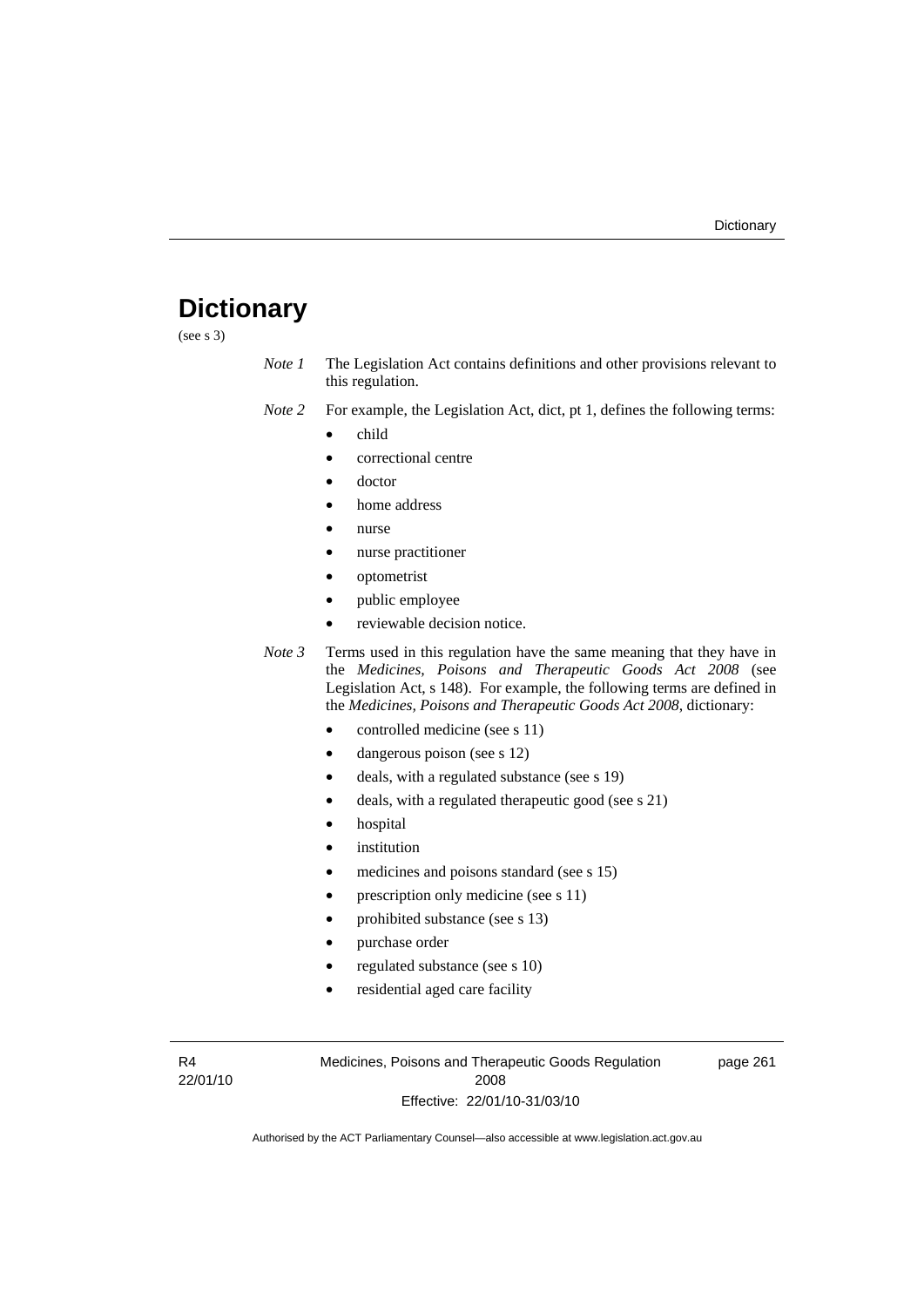# Dictionary

(see s 3)

*Note 1* The Legislation Act contains definitions and other provisions relevant to this regulation.

*Note 2* For example, the Legislation Act, dict, pt 1, defines the following terms:

- child
- correctional centre
- doctor
- home address
- nurse
- nurse practitioner
- optometrist
- public employee
- reviewable decision notice.

*Note 3* Terms used in this regulation have the same meaning that they have in the *Medicines, Poisons and Therapeutic Goods Act 2008* (see Legislation Act, s 148). For example, the following terms are defined in the *Medicines, Poisons and Therapeutic Goods Act 2008*, dictionary:

- controlled medicine (see s 11)
- dangerous poison (see s 12)
- deals, with a regulated substance (see s 19)
- deals, with a regulated therapeutic good (see s 21)
- hospital
- institution
- medicines and poisons standard (see s 15)
- prescription only medicine (see s 11)
- prohibited substance (see s 13)
- purchase order
- regulated substance (see s 10)
- residential aged care facility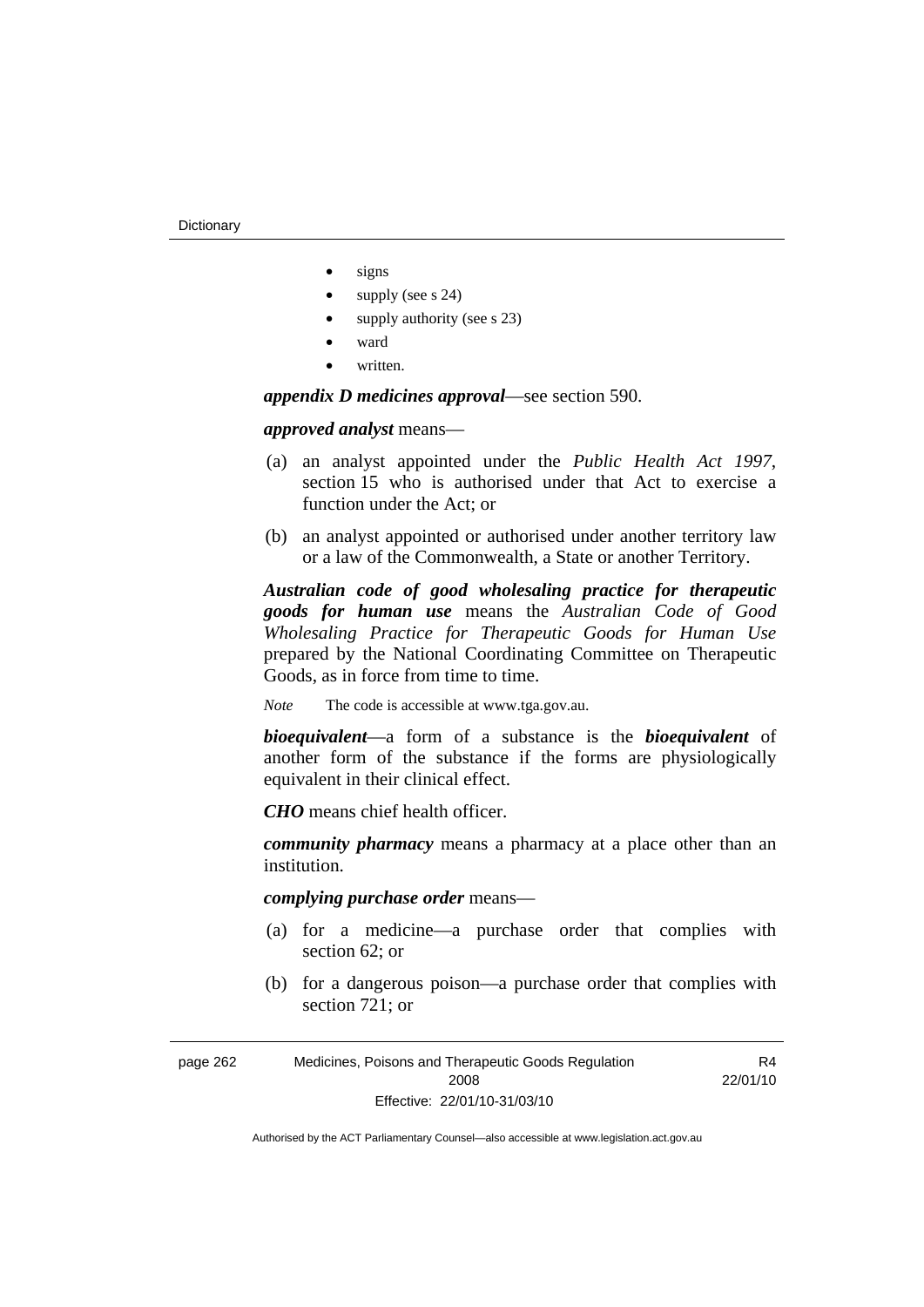- signs
- supply (see s 24)
- supply authority (see s 23)
- ward
- written.

***appendix D medicines approval***—see section 590.

***approved analyst*** means—

(a) an analyst appointed under the *Public Health Act 1997*, section 15 who is authorised under that Act to exercise a function under the Act; or

(b) an analyst appointed or authorised under another territory law or a law of the Commonwealth, a State or another Territory.

***Australian code of good wholesaling practice for therapeutic goods for human use*** means the *Australian Code of Good Wholesaling Practice for Therapeutic Goods for Human Use* prepared by the National Coordinating Committee on Therapeutic Goods, as in force from time to time.

*Note* The code is accessible at www.tga.gov.au.

***bioequivalent***—a form of a substance is the ***bioequivalent*** of another form of the substance if the forms are physiologically equivalent in their clinical effect.

***CHO*** means chief health officer.

***community pharmacy*** means a pharmacy at a place other than an institution.

***complying purchase order*** means—

(a) for a medicine—a purchase order that complies with section 62; or

(b) for a dangerous poison—a purchase order that complies with section 721; or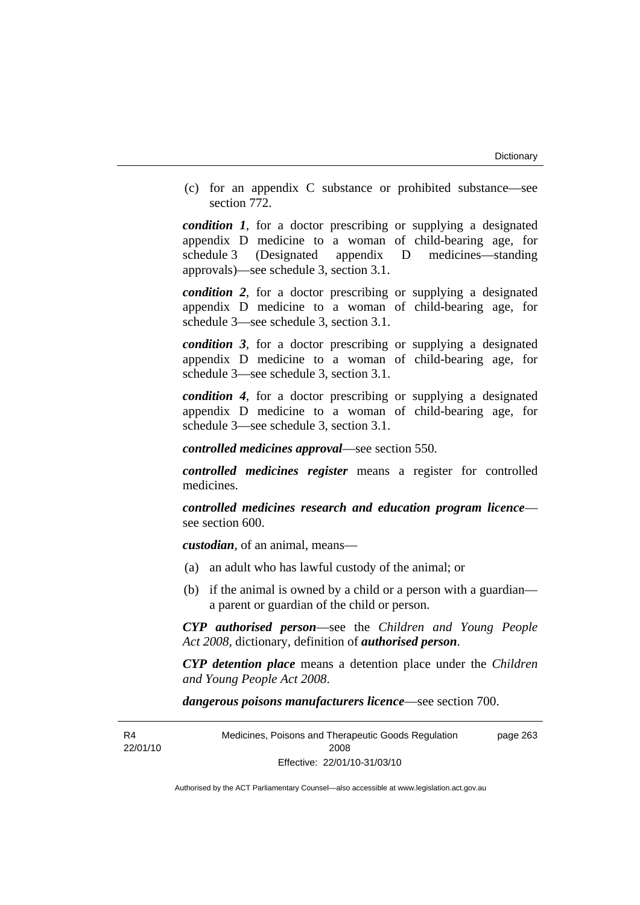(c) for an appendix C substance or prohibited substance—see section 772.

***condition 1***, for a doctor prescribing or supplying a designated appendix D medicine to a woman of child-bearing age, for schedule 3 (Designated appendix D medicines—standing approvals)—see schedule 3, section 3.1.

***condition 2***, for a doctor prescribing or supplying a designated appendix D medicine to a woman of child-bearing age, for schedule 3—see schedule 3, section 3.1.

***condition 3***, for a doctor prescribing or supplying a designated appendix D medicine to a woman of child-bearing age, for schedule 3—see schedule 3, section 3.1.

***condition 4***, for a doctor prescribing or supplying a designated appendix D medicine to a woman of child-bearing age, for schedule 3—see schedule 3, section 3.1.

***controlled medicines approval***—see section 550.

***controlled medicines register*** means a register for controlled medicines.

***controlled medicines research and education program licence***—see section 600.

***custodian***, of an animal, means—

(a) an adult who has lawful custody of the animal; or

(b) if the animal is owned by a child or a person with a guardian—a parent or guardian of the child or person.

***CYP authorised person***—see the *Children and Young People Act 2008*, dictionary, definition of ***authorised person***.

***CYP detention place*** means a detention place under the *Children and Young People Act 2008*.

***dangerous poisons manufacturers licence***—see section 700.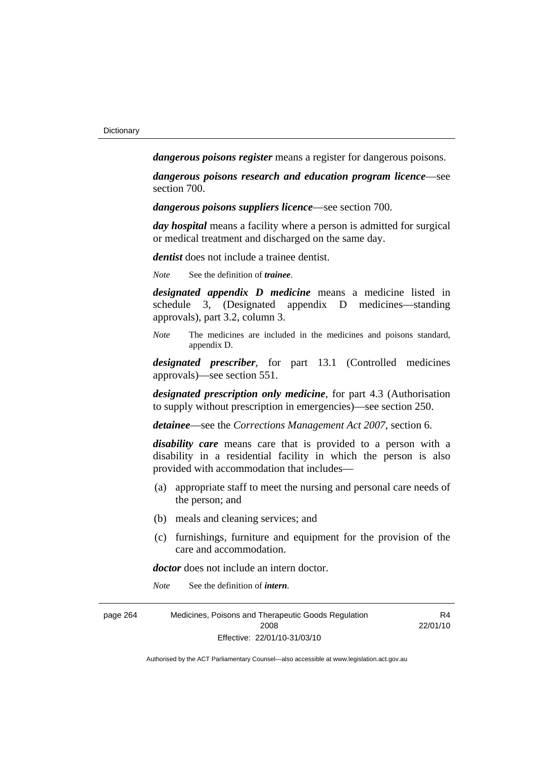***dangerous poisons register*** means a register for dangerous poisons.

***dangerous poisons research and education program licence***—see section 700.

***dangerous poisons suppliers licence***—see section 700.

***day hospital*** means a facility where a person is admitted for surgical or medical treatment and discharged on the same day.

***dentist*** does not include a trainee dentist.

*Note* See the definition of ***trainee***.

***designated appendix D medicine*** means a medicine listed in schedule 3, (Designated appendix D medicines—standing approvals), part 3.2, column 3.

*Note* The medicines are included in the medicines and poisons standard, appendix D.

***designated prescriber***, for part 13.1 (Controlled medicines approvals)—see section 551.

***designated prescription only medicine***, for part 4.3 (Authorisation to supply without prescription in emergencies)—see section 250.

***detainee***—see the *Corrections Management Act 2007*, section 6.

***disability care*** means care that is provided to a person with a disability in a residential facility in which the person is also provided with accommodation that includes—

(a) appropriate staff to meet the nursing and personal care needs of the person; and

(b) meals and cleaning services; and

(c) furnishings, furniture and equipment for the provision of the care and accommodation.

***doctor*** does not include an intern doctor.

*Note* See the definition of ***intern***.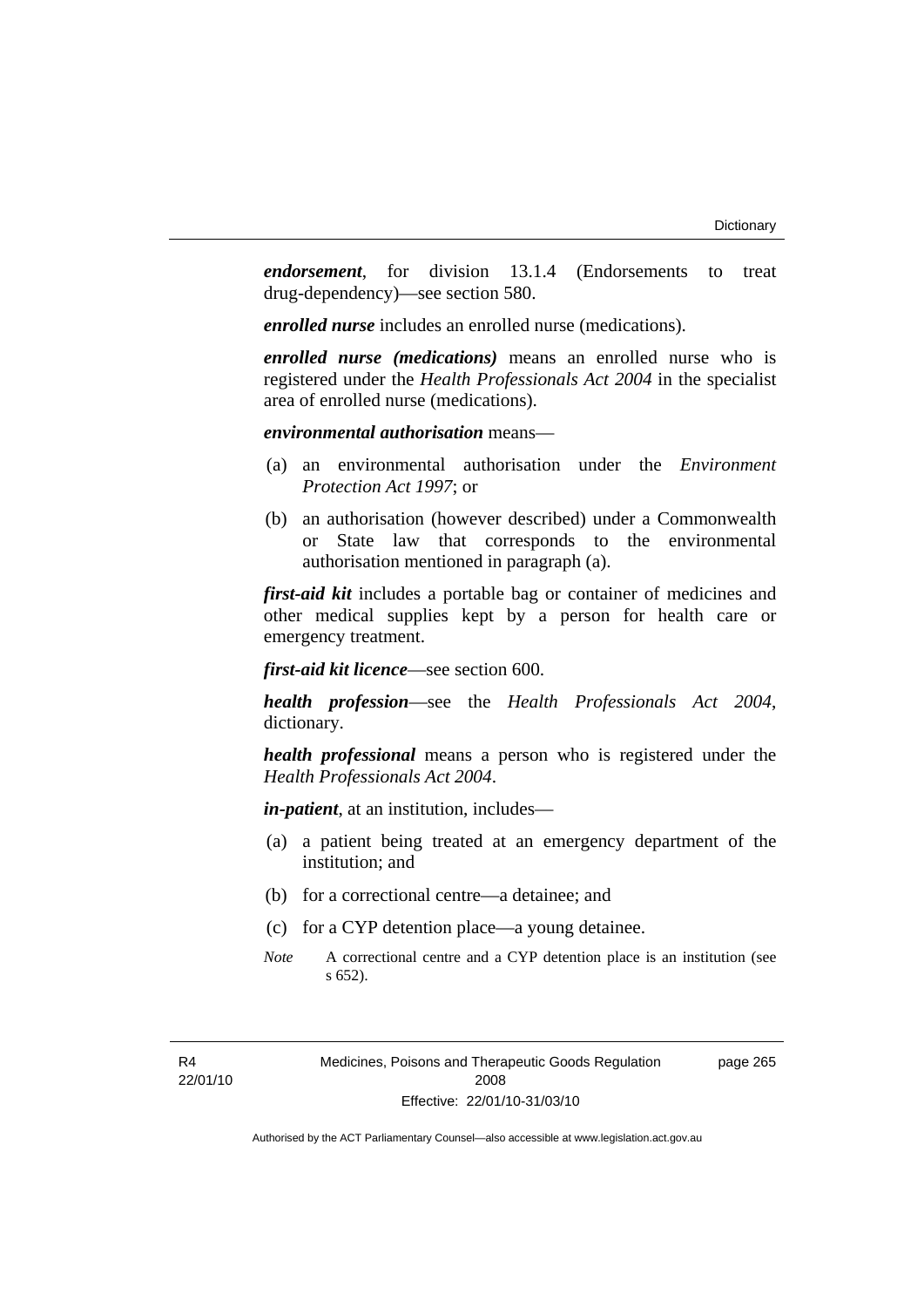***endorsement***, for division 13.1.4 (Endorsements to treat drug-dependency)—see section 580.

***enrolled nurse*** includes an enrolled nurse (medications).

***enrolled nurse (medications)*** means an enrolled nurse who is registered under the *Health Professionals Act 2004* in the specialist area of enrolled nurse (medications).

***environmental authorisation*** means—

(a) an environmental authorisation under the *Environment Protection Act 1997*; or

(b) an authorisation (however described) under a Commonwealth or State law that corresponds to the environmental authorisation mentioned in paragraph (a).

***first-aid kit*** includes a portable bag or container of medicines and other medical supplies kept by a person for health care or emergency treatment.

***first-aid kit licence***—see section 600.

***health profession***—see the *Health Professionals Act 2004*, dictionary.

***health professional*** means a person who is registered under the *Health Professionals Act 2004*.

***in-patient***, at an institution, includes—

(a) a patient being treated at an emergency department of the institution; and

(b) for a correctional centre—a detainee; and

(c) for a CYP detention place—a young detainee.

*Note* A correctional centre and a CYP detention place is an institution (see s 652).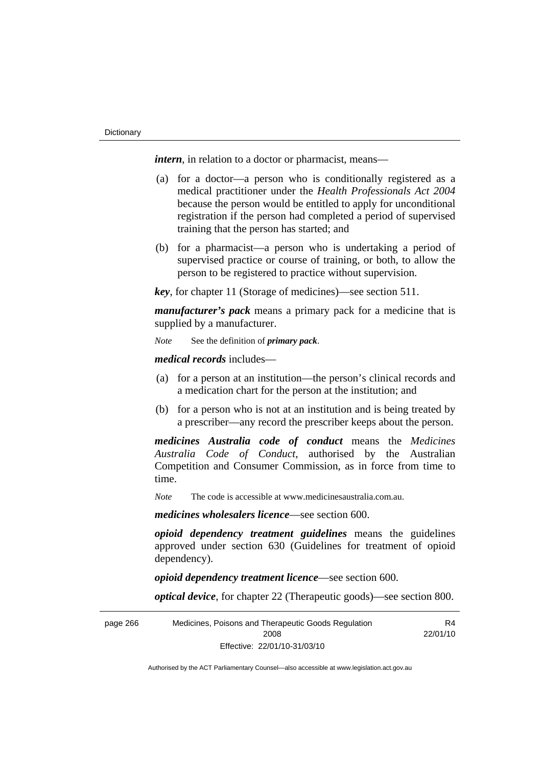***intern***, in relation to a doctor or pharmacist, means—

(a) for a doctor—a person who is conditionally registered as a medical practitioner under the *Health Professionals Act 2004* because the person would be entitled to apply for unconditional registration if the person had completed a period of supervised training that the person has started; and

(b) for a pharmacist—a person who is undertaking a period of supervised practice or course of training, or both, to allow the person to be registered to practice without supervision.

***key***, for chapter 11 (Storage of medicines)—see section 511.

***manufacturer's pack*** means a primary pack for a medicine that is supplied by a manufacturer.

*Note* See the definition of ***primary pack***.

***medical records*** includes—

(a) for a person at an institution—the person's clinical records and a medication chart for the person at the institution; and

(b) for a person who is not at an institution and is being treated by a prescriber—any record the prescriber keeps about the person.

***medicines Australia code of conduct*** means the *Medicines Australia Code of Conduct*, authorised by the Australian Competition and Consumer Commission, as in force from time to time.

*Note* The code is accessible at www.medicinesaustralia.com.au.

***medicines wholesalers licence***—see section 600.

***opioid dependency treatment guidelines*** means the guidelines approved under section 630 (Guidelines for treatment of opioid dependency).

***opioid dependency treatment licence***—see section 600.

***optical device***, for chapter 22 (Therapeutic goods)—see section 800.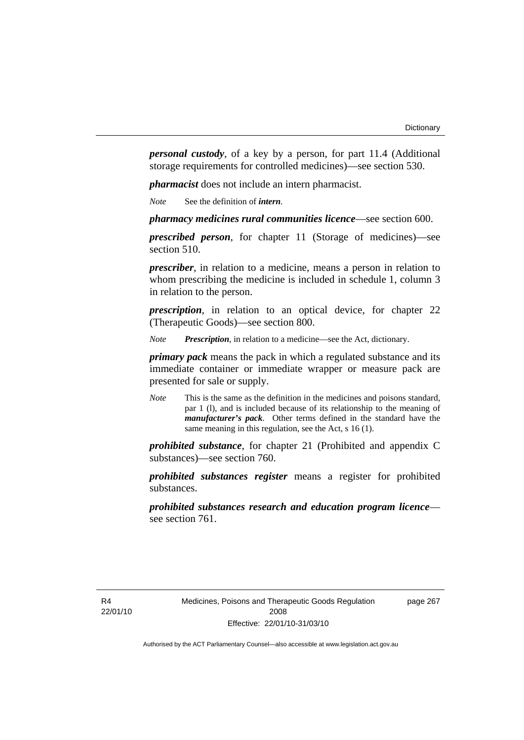***personal custody***, of a key by a person, for part 11.4 (Additional storage requirements for controlled medicines)—see section 530.

***pharmacist*** does not include an intern pharmacist.

*Note* See the definition of ***intern***.

***pharmacy medicines rural communities licence***—see section 600.

***prescribed person***, for chapter 11 (Storage of medicines)—see section 510.

***prescriber***, in relation to a medicine, means a person in relation to whom prescribing the medicine is included in schedule 1, column 3 in relation to the person.

***prescription***, in relation to an optical device, for chapter 22 (Therapeutic Goods)—see section 800.

*Note* ***Prescription***, in relation to a medicine—see the Act, dictionary.

***primary pack*** means the pack in which a regulated substance and its immediate container or immediate wrapper or measure pack are presented for sale or supply.

*Note* This is the same as the definition in the medicines and poisons standard, par 1 (l), and is included because of its relationship to the meaning of ***manufacturer's pack***. Other terms defined in the standard have the same meaning in this regulation, see the Act, s 16 (1).

***prohibited substance***, for chapter 21 (Prohibited and appendix C substances)—see section 760.

***prohibited substances register*** means a register for prohibited substances.

***prohibited substances research and education program licence***—see section 761.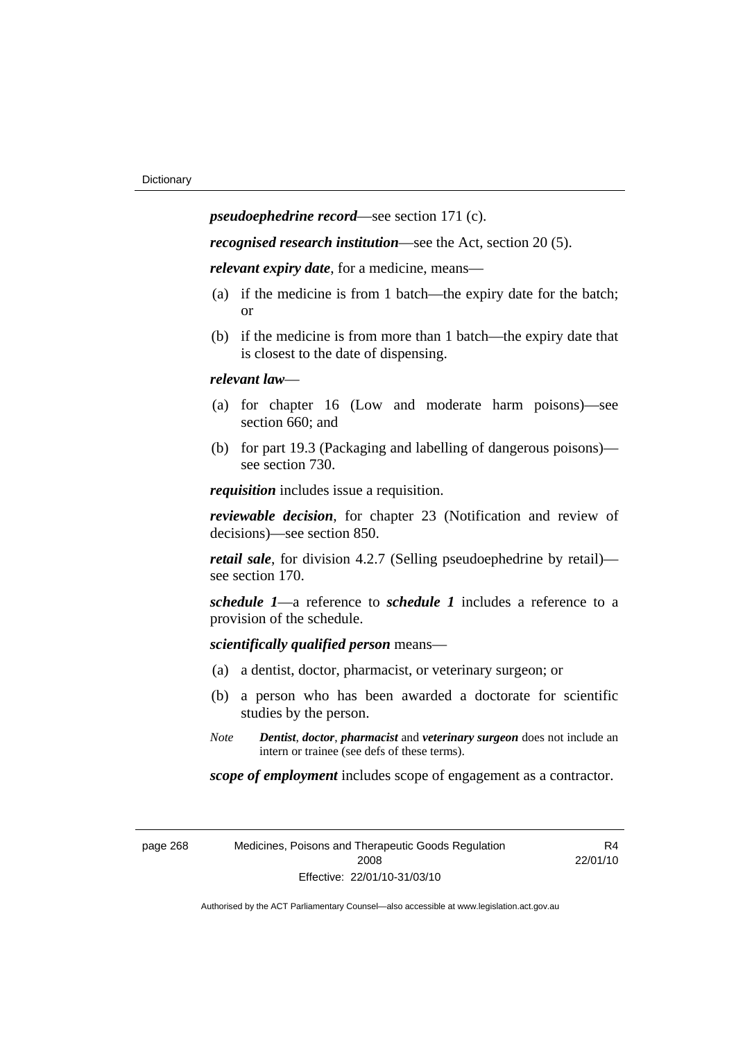***pseudoephedrine record***—see section 171 (c).

***recognised research institution***—see the Act, section 20 (5).

***relevant expiry date***, for a medicine, means—

(a) if the medicine is from 1 batch—the expiry date for the batch; or

(b) if the medicine is from more than 1 batch—the expiry date that is closest to the date of dispensing.

***relevant law***—

(a) for chapter 16 (Low and moderate harm poisons)—see section 660; and

(b) for part 19.3 (Packaging and labelling of dangerous poisons)—see section 730.

***requisition*** includes issue a requisition.

***reviewable decision***, for chapter 23 (Notification and review of decisions)—see section 850.

***retail sale***, for division 4.2.7 (Selling pseudoephedrine by retail)—see section 170.

***schedule 1***—a reference to ***schedule 1*** includes a reference to a provision of the schedule.

***scientifically qualified person*** means—

(a) a dentist, doctor, pharmacist, or veterinary surgeon; or

(b) a person who has been awarded a doctorate for scientific studies by the person.

*Note* ***Dentist***, ***doctor***, ***pharmacist*** and ***veterinary surgeon*** does not include an intern or trainee (see defs of these terms).

***scope of employment*** includes scope of engagement as a contractor.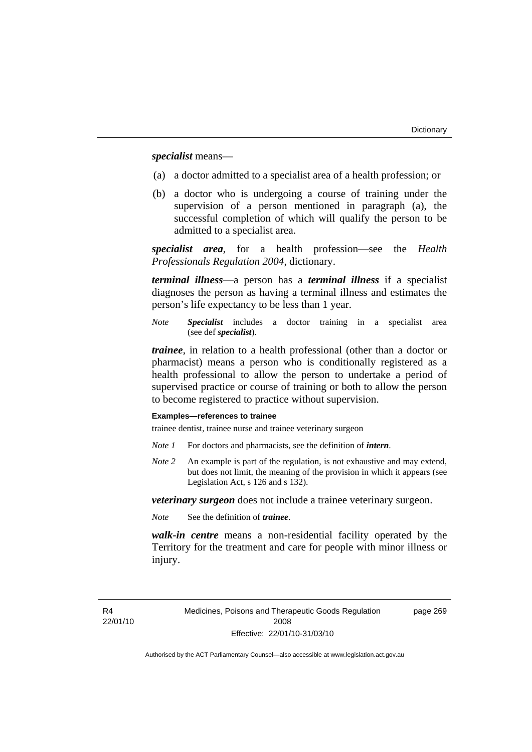***specialist*** means—

(a) a doctor admitted to a specialist area of a health profession; or

(b) a doctor who is undergoing a course of training under the supervision of a person mentioned in paragraph (a), the successful completion of which will qualify the person to be admitted to a specialist area.

***specialist area***, for a health profession—see the *Health Professionals Regulation 2004*, dictionary.

***terminal illness***—a person has a ***terminal illness*** if a specialist diagnoses the person as having a terminal illness and estimates the person's life expectancy to be less than 1 year.

*Note* ***Specialist*** includes a doctor training in a specialist area (see def ***specialist***).

***trainee***, in relation to a health professional (other than a doctor or pharmacist) means a person who is conditionally registered as a health professional to allow the person to undertake a period of supervised practice or course of training or both to allow the person to become registered to practice without supervision.

**Examples—references to trainee**

trainee dentist, trainee nurse and trainee veterinary surgeon

*Note 1* For doctors and pharmacists, see the definition of ***intern***.

*Note 2* An example is part of the regulation, is not exhaustive and may extend, but does not limit, the meaning of the provision in which it appears (see Legislation Act, s 126 and s 132).

***veterinary surgeon*** does not include a trainee veterinary surgeon.

*Note* See the definition of ***trainee***.

***walk-in centre*** means a non-residential facility operated by the Territory for the treatment and care for people with minor illness or injury.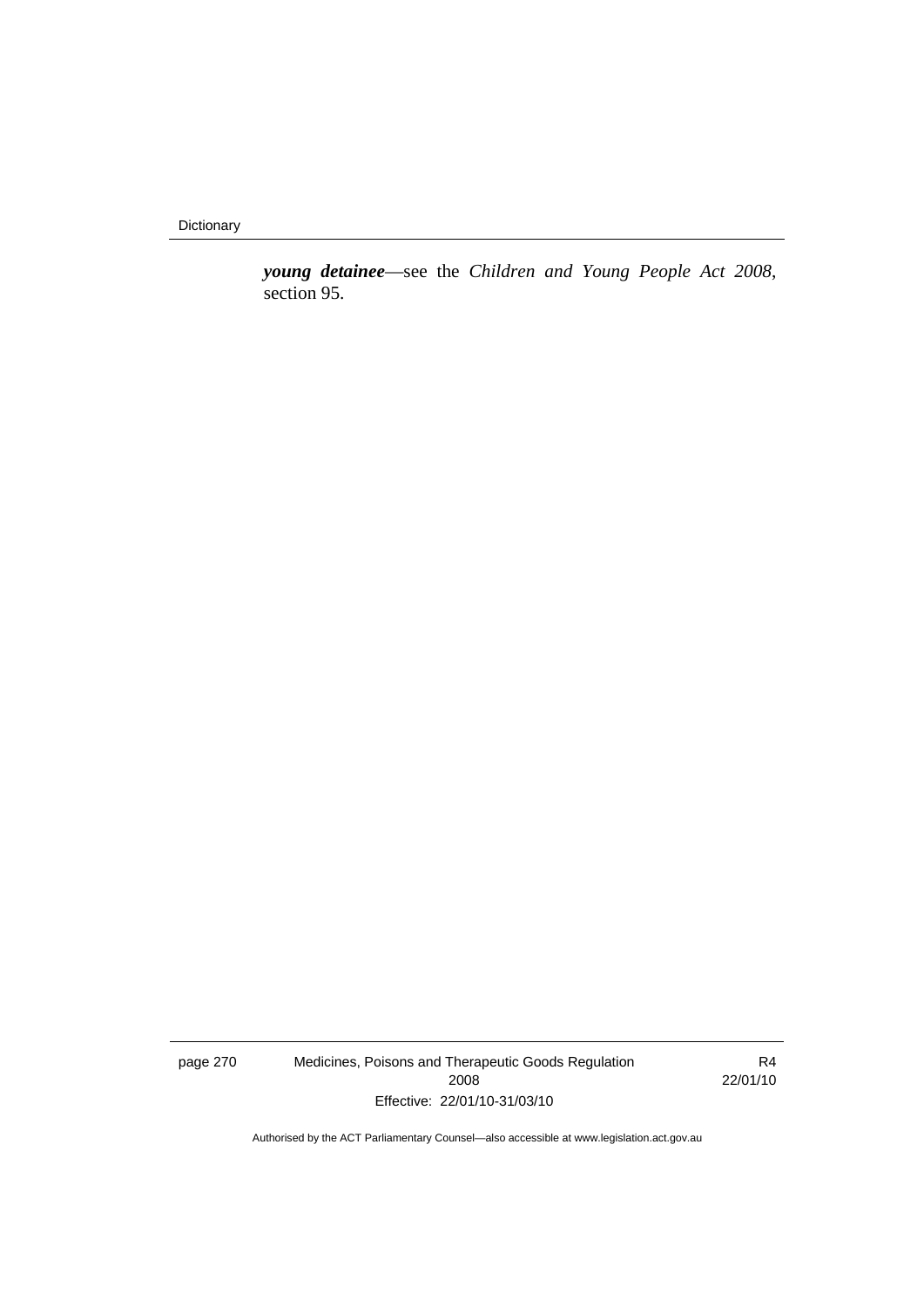***young detainee***—see the *Children and Young People Act 2008*, section 95.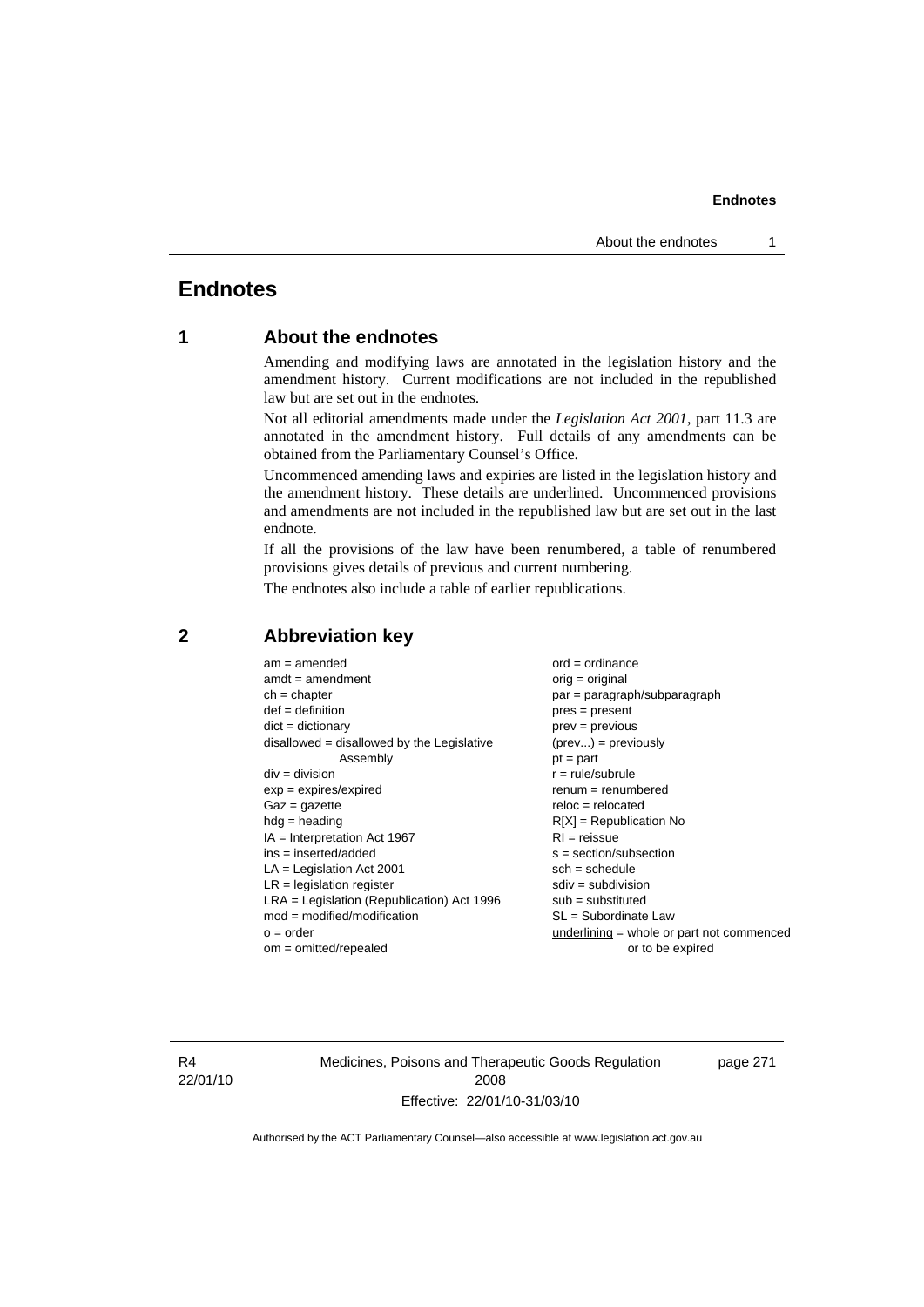# Endnotes

## 1 About the endnotes

Amending and modifying laws are annotated in the legislation history and the amendment history. Current modifications are not included in the republished law but are set out in the endnotes.

Not all editorial amendments made under the *Legislation Act 2001*, part 11.3 are annotated in the amendment history. Full details of any amendments can be obtained from the Parliamentary Counsel's Office.

Uncommenced amending laws and expiries are listed in the legislation history and the amendment history. These details are underlined. Uncommenced provisions and amendments are not included in the republished law but are set out in the last endnote.

If all the provisions of the law have been renumbered, a table of renumbered provisions gives details of previous and current numbering.

The endnotes also include a table of earlier republications.

## 2 Abbreviation key

am = amended
amdt = amendment
ch = chapter
def = definition
dict = dictionary
disallowed = disallowed by the Legislative Assembly
div = division
exp = expires/expired
Gaz = gazette
hdg = heading
IA = Interpretation Act 1967
ins = inserted/added
LA = Legislation Act 2001
LR = legislation register
LRA = Legislation (Republication) Act 1996
mod = modified/modification
o = order
om = omitted/repealed
ord = ordinance
orig = original
par = paragraph/subparagraph
pres = present
prev = previous
(prev...) = previously
pt = part
r = rule/subrule
renum = renumbered
reloc = relocated
R[X] = Republication No
RI = reissue
s = section/subsection
sch = schedule
sdiv = subdivision
sub = substituted
SL = Subordinate Law
underlining = whole or part not commenced or to be expired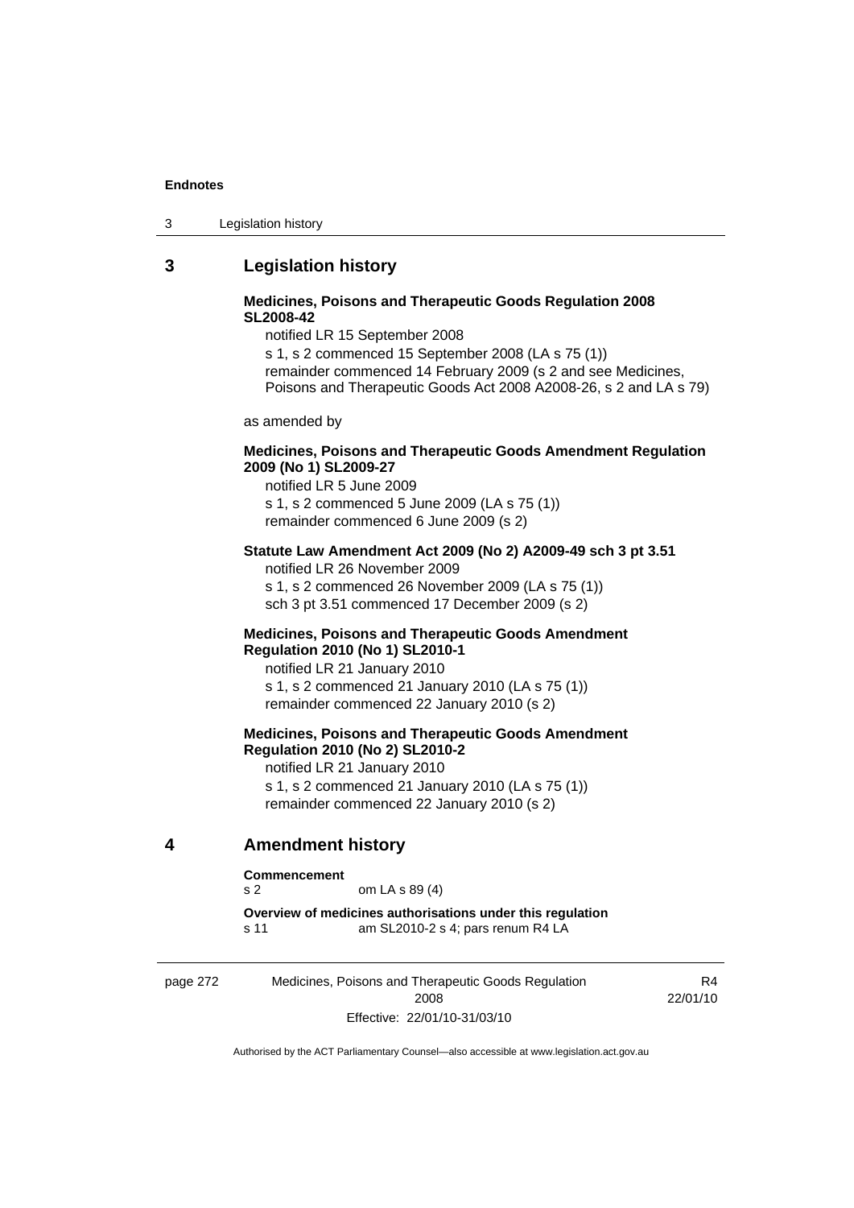## 3 Legislation history

**Medicines, Poisons and Therapeutic Goods Regulation 2008 SL2008-42**

notified LR 15 September 2008

s 1, s 2 commenced 15 September 2008 (LA s 75 (1))

remainder commenced 14 February 2009 (s 2 and see Medicines, Poisons and Therapeutic Goods Act 2008 A2008-26, s 2 and LA s 79)

as amended by

**Medicines, Poisons and Therapeutic Goods Amendment Regulation 2009 (No 1) SL2009-27**

notified LR 5 June 2009

s 1, s 2 commenced 5 June 2009 (LA s 75 (1))

remainder commenced 6 June 2009 (s 2)

**Statute Law Amendment Act 2009 (No 2) A2009-49 sch 3 pt 3.51**

notified LR 26 November 2009

s 1, s 2 commenced 26 November 2009 (LA s 75 (1))

sch 3 pt 3.51 commenced 17 December 2009 (s 2)

**Medicines, Poisons and Therapeutic Goods Amendment Regulation 2010 (No 1) SL2010-1**

notified LR 21 January 2010

s 1, s 2 commenced 21 January 2010 (LA s 75 (1))

remainder commenced 22 January 2010 (s 2)

**Medicines, Poisons and Therapeutic Goods Amendment Regulation 2010 (No 2) SL2010-2**

notified LR 21 January 2010

s 1, s 2 commenced 21 January 2010 (LA s 75 (1))

remainder commenced 22 January 2010 (s 2)

## 4 Amendment history

**Commencement**

s 2 om LA s 89 (4)

**Overview of medicines authorisations under this regulation**

s 11 am SL2010-2 s 4; pars renum R4 LA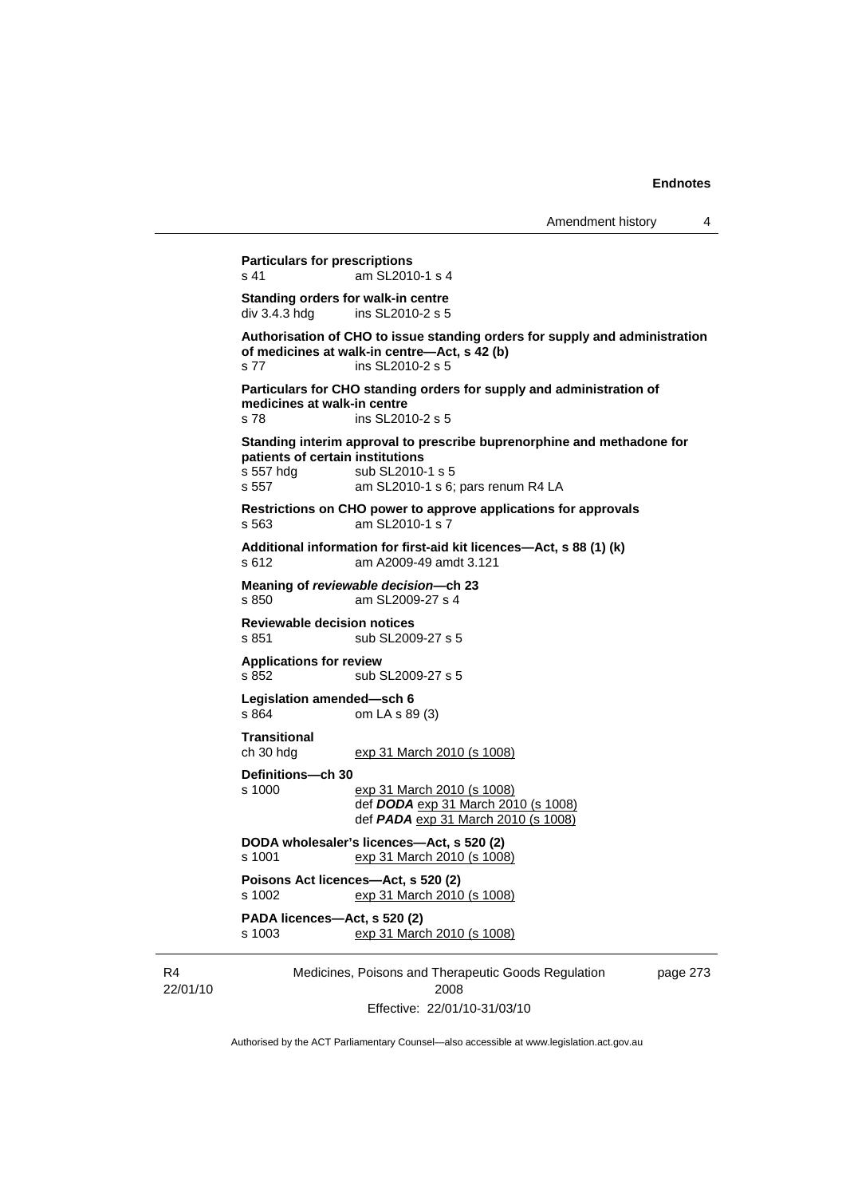**Particulars for prescriptions**
s 41 am SL2010-1 s 4

**Standing orders for walk-in centre**
div 3.4.3 hdg ins SL2010-2 s 5

**Authorisation of CHO to issue standing orders for supply and administration of medicines at walk-in centre—Act, s 42 (b)**
s 77 ins SL2010-2 s 5

**Particulars for CHO standing orders for supply and administration of medicines at walk-in centre**
s 78 ins SL2010-2 s 5

**Standing interim approval to prescribe buprenorphine and methadone for patients of certain institutions**
s 557 hdg sub SL2010-1 s 5
s 557 am SL2010-1 s 6; pars renum R4 LA

**Restrictions on CHO power to approve applications for approvals**
s 563 am SL2010-1 s 7

**Additional information for first-aid kit licences—Act, s 88 (1) (k)**
s 612 am A2009-49 amdt 3.121

**Meaning of *reviewable decision*—ch 23**
s 850 am SL2009-27 s 4

**Reviewable decision notices**
s 851 sub SL2009-27 s 5

**Applications for review**
s 852 sub SL2009-27 s 5

**Legislation amended—sch 6**
s 864 om LA s 89 (3)

**Transitional**
ch 30 hdg exp 31 March 2010 (s 1008)

**Definitions—ch 30**
s 1000 exp 31 March 2010 (s 1008)
def ***DODA*** exp 31 March 2010 (s 1008)
def ***PADA*** exp 31 March 2010 (s 1008)

**DODA wholesaler's licences—Act, s 520 (2)**
s 1001 exp 31 March 2010 (s 1008)

**Poisons Act licences—Act, s 520 (2)**
s 1002 exp 31 March 2010 (s 1008)

**PADA licences—Act, s 520 (2)**
s 1003 exp 31 March 2010 (s 1008)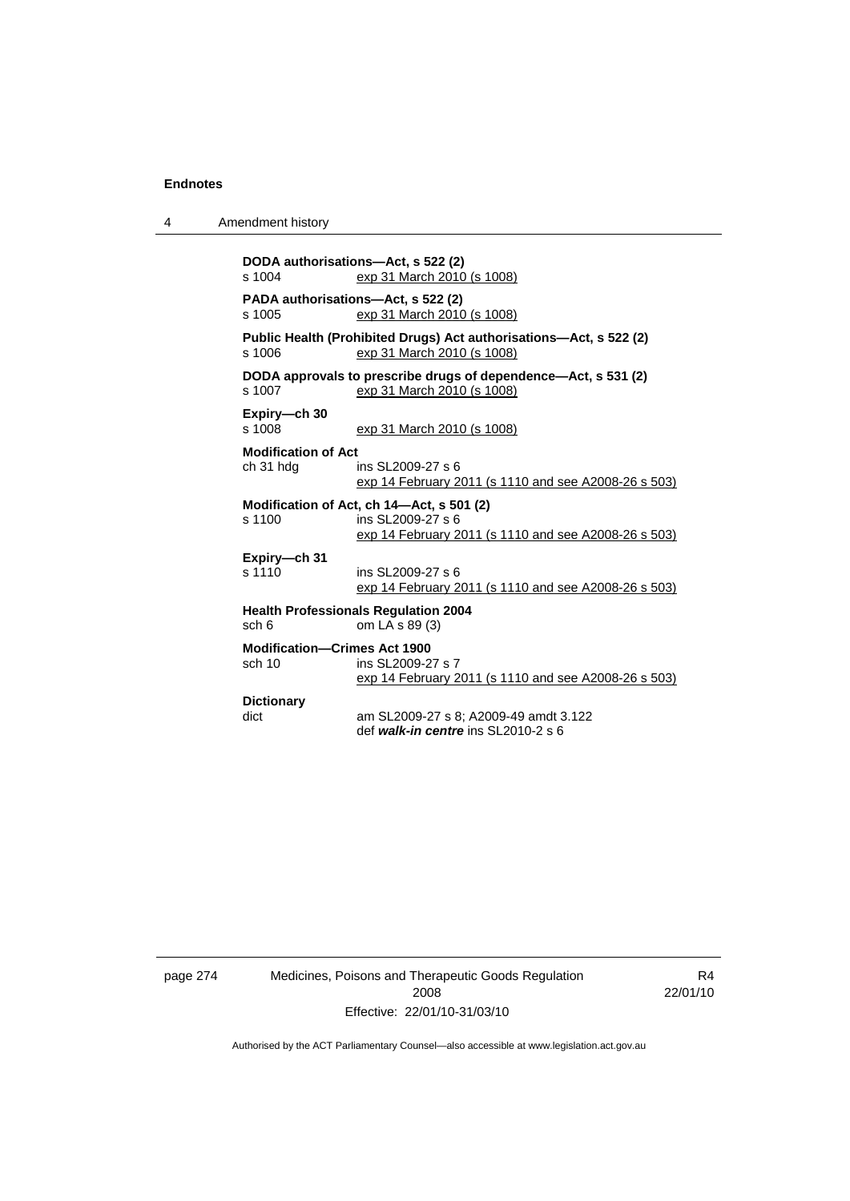**DODA authorisations—Act, s 522 (2)**
s 1004 exp 31 March 2010 (s 1008)

**PADA authorisations—Act, s 522 (2)**
s 1005 exp 31 March 2010 (s 1008)

**Public Health (Prohibited Drugs) Act authorisations—Act, s 522 (2)**
s 1006 exp 31 March 2010 (s 1008)

**DODA approvals to prescribe drugs of dependence—Act, s 531 (2)**
s 1007 exp 31 March 2010 (s 1008)

**Expiry—ch 30**
s 1008 exp 31 March 2010 (s 1008)

**Modification of Act**
ch 31 hdg ins SL2009-27 s 6
exp 14 February 2011 (s 1110 and see A2008-26 s 503)

**Modification of Act, ch 14—Act, s 501 (2)**
s 1100 ins SL2009-27 s 6
exp 14 February 2011 (s 1110 and see A2008-26 s 503)

**Expiry—ch 31**
s 1110 ins SL2009-27 s 6
exp 14 February 2011 (s 1110 and see A2008-26 s 503)

**Health Professionals Regulation 2004**
sch 6 om LA s 89 (3)

**Modification—Crimes Act 1900**
sch 10 ins SL2009-27 s 7
exp 14 February 2011 (s 1110 and see A2008-26 s 503)

**Dictionary**
dict am SL2009-27 s 8; A2009-49 amdt 3.122
def ***walk-in centre*** ins SL2010-2 s 6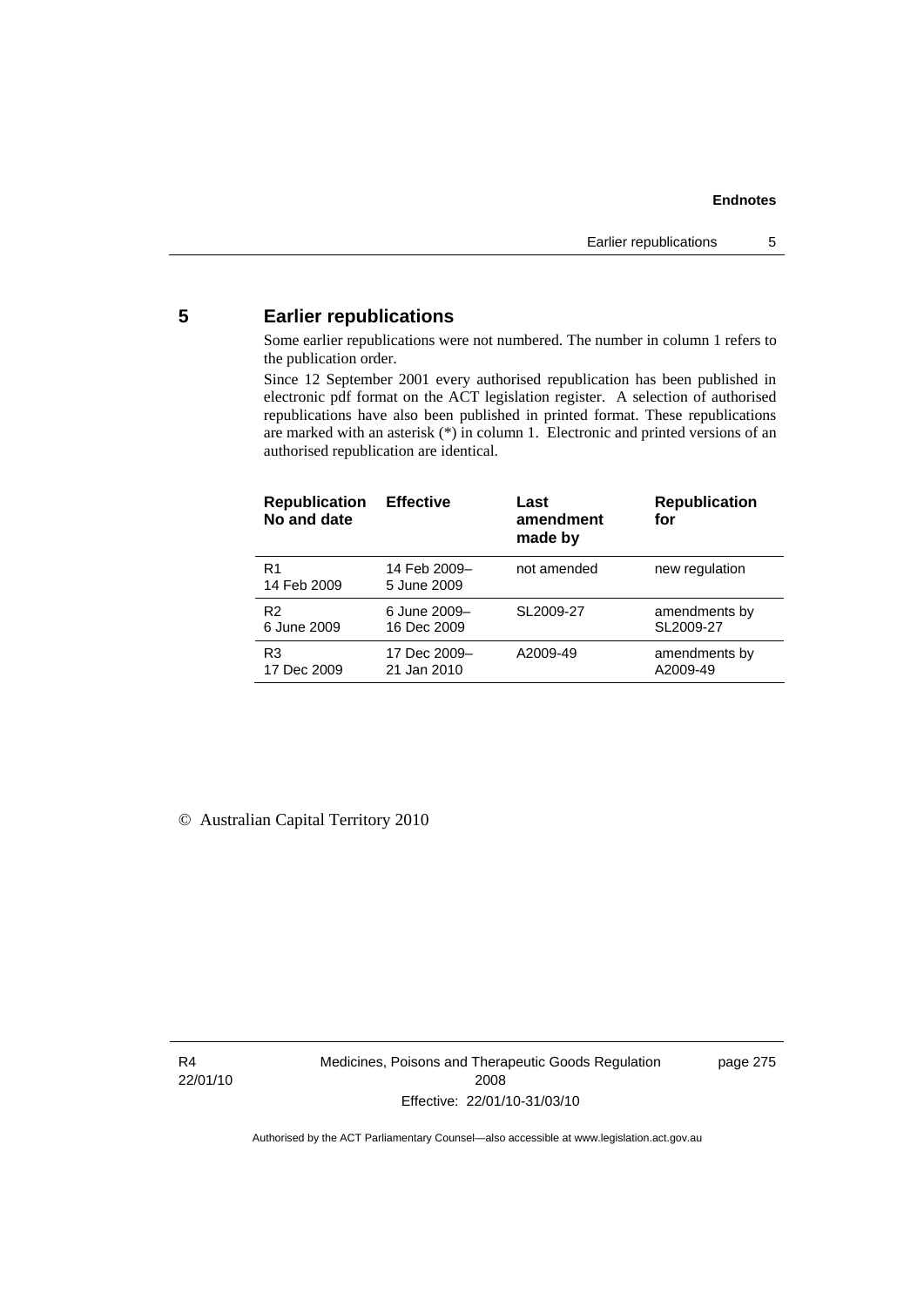## 5 Earlier republications

Some earlier republications were not numbered. The number in column 1 refers to the publication order.

Since 12 September 2001 every authorised republication has been published in electronic pdf format on the ACT legislation register. A selection of authorised republications have also been published in printed format. These republications are marked with an asterisk (*) in column 1. Electronic and printed versions of an authorised republication are identical.

| Republication No and date | Effective | Last amendment made by | Republication for |
|---|---|---|---|
| R1 14 Feb 2009 | 14 Feb 2009– 5 June 2009 | not amended | new regulation |
| R2 6 June 2009 | 6 June 2009– 16 Dec 2009 | SL2009-27 | amendments by SL2009-27 |
| R3 17 Dec 2009 | 17 Dec 2009– 21 Jan 2010 | A2009-49 | amendments by A2009-49 |

© Australian Capital Territory 2010